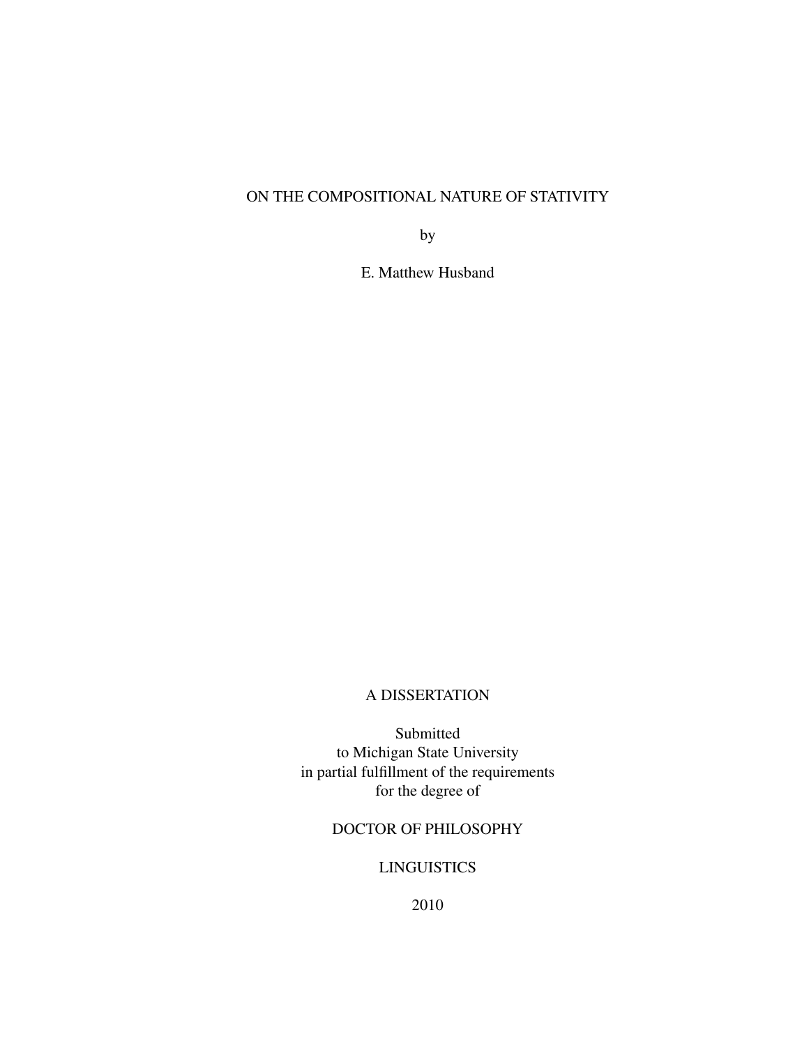# ON THE COMPOSITIONAL NATURE OF STATIVITY

by

E. Matthew Husband

A DISSERTATION

Submitted
to Michigan State University
in partial fulfillment of the requirements
for the degree of

DOCTOR OF PHILOSOPHY

LINGUISTICS

2010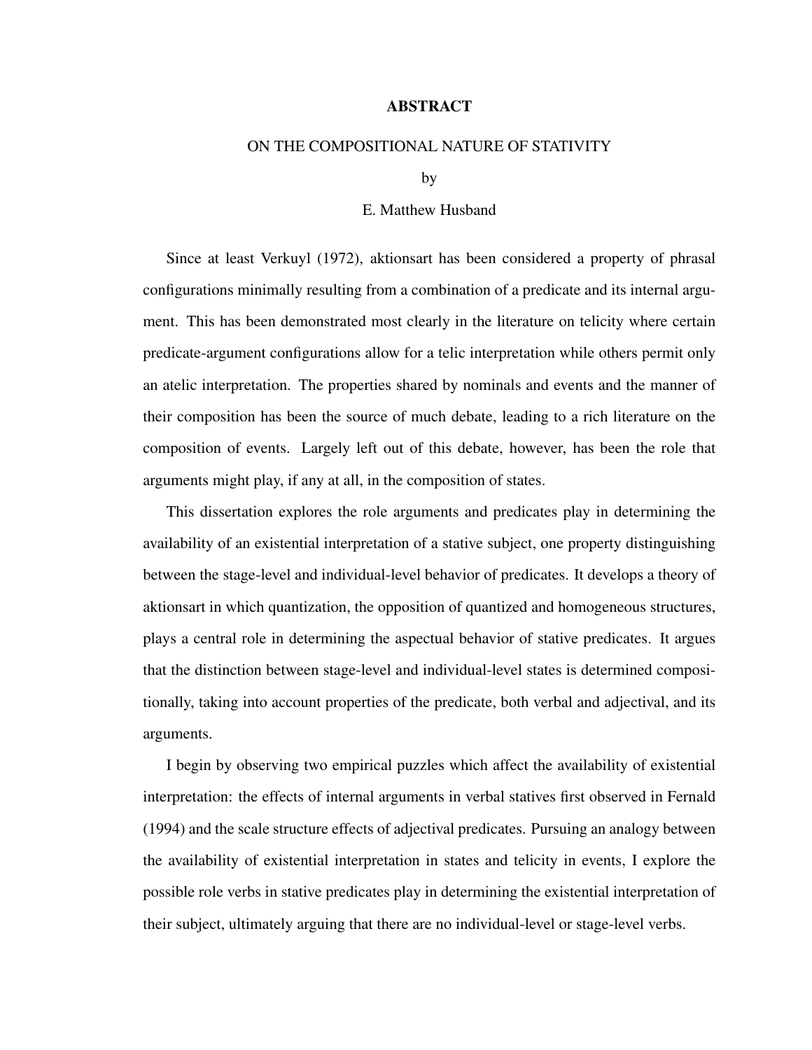# ABSTRACT

## ON THE COMPOSITIONAL NATURE OF STATIVITY

by

E. Matthew Husband

Since at least Verkuyl (1972), aktionsart has been considered a property of phrasal configurations minimally resulting from a combination of a predicate and its internal argument. This has been demonstrated most clearly in the literature on telicity where certain predicate-argument configurations allow for a telic interpretation while others permit only an atelic interpretation. The properties shared by nominals and events and the manner of their composition has been the source of much debate, leading to a rich literature on the composition of events. Largely left out of this debate, however, has been the role that arguments might play, if any at all, in the composition of states.

This dissertation explores the role arguments and predicates play in determining the availability of an existential interpretation of a stative subject, one property distinguishing between the stage-level and individual-level behavior of predicates. It develops a theory of aktionsart in which quantization, the opposition of quantized and homogeneous structures, plays a central role in determining the aspectual behavior of stative predicates. It argues that the distinction between stage-level and individual-level states is determined compositionally, taking into account properties of the predicate, both verbal and adjectival, and its arguments.

I begin by observing two empirical puzzles which affect the availability of existential interpretation: the effects of internal arguments in verbal statives first observed in Fernald (1994) and the scale structure effects of adjectival predicates. Pursuing an analogy between the availability of existential interpretation in states and telicity in events, I explore the possible role verbs in stative predicates play in determining the existential interpretation of their subject, ultimately arguing that there are no individual-level or stage-level verbs.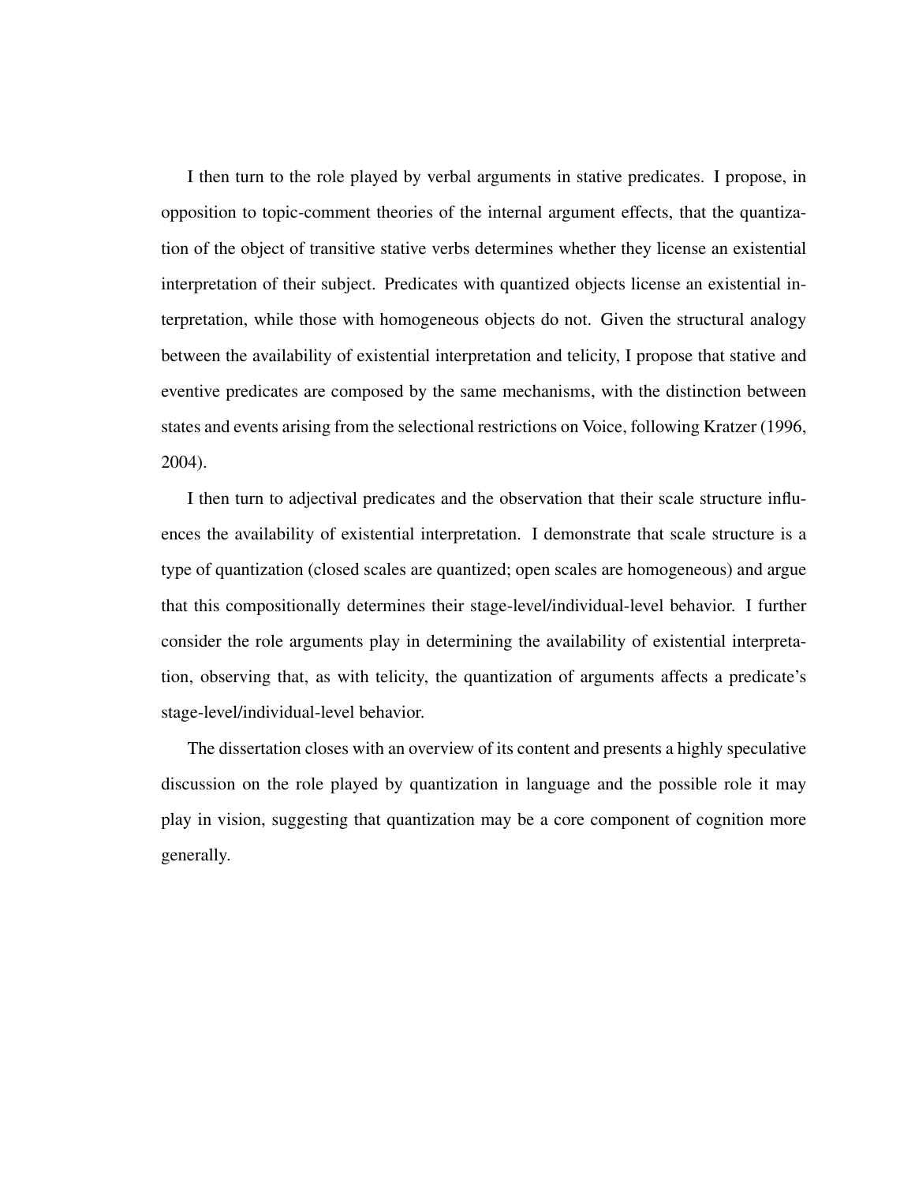I then turn to the role played by verbal arguments in stative predicates. I propose, in opposition to topic-comment theories of the internal argument effects, that the quantization of the object of transitive stative verbs determines whether they license an existential interpretation of their subject. Predicates with quantized objects license an existential interpretation, while those with homogeneous objects do not. Given the structural analogy between the availability of existential interpretation and telicity, I propose that stative and eventive predicates are composed by the same mechanisms, with the distinction between states and events arising from the selectional restrictions on Voice, following Kratzer (1996, 2004).

I then turn to adjectival predicates and the observation that their scale structure influences the availability of existential interpretation. I demonstrate that scale structure is a type of quantization (closed scales are quantized; open scales are homogeneous) and argue that this compositionally determines their stage-level/individual-level behavior. I further consider the role arguments play in determining the availability of existential interpretation, observing that, as with telicity, the quantization of arguments affects a predicate's stage-level/individual-level behavior.

The dissertation closes with an overview of its content and presents a highly speculative discussion on the role played by quantization in language and the possible role it may play in vision, suggesting that quantization may be a core component of cognition more generally.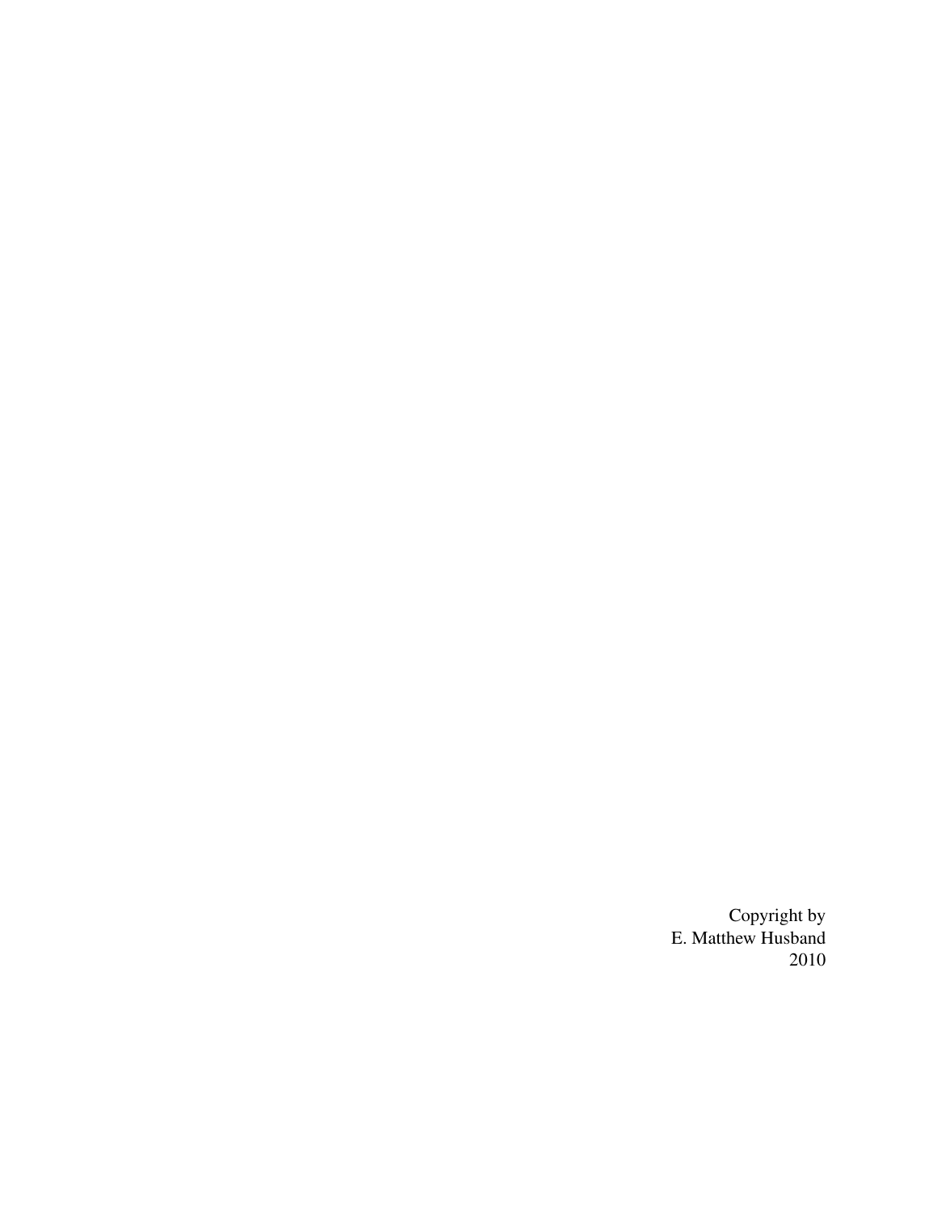Copyright by
E. Matthew Husband
2010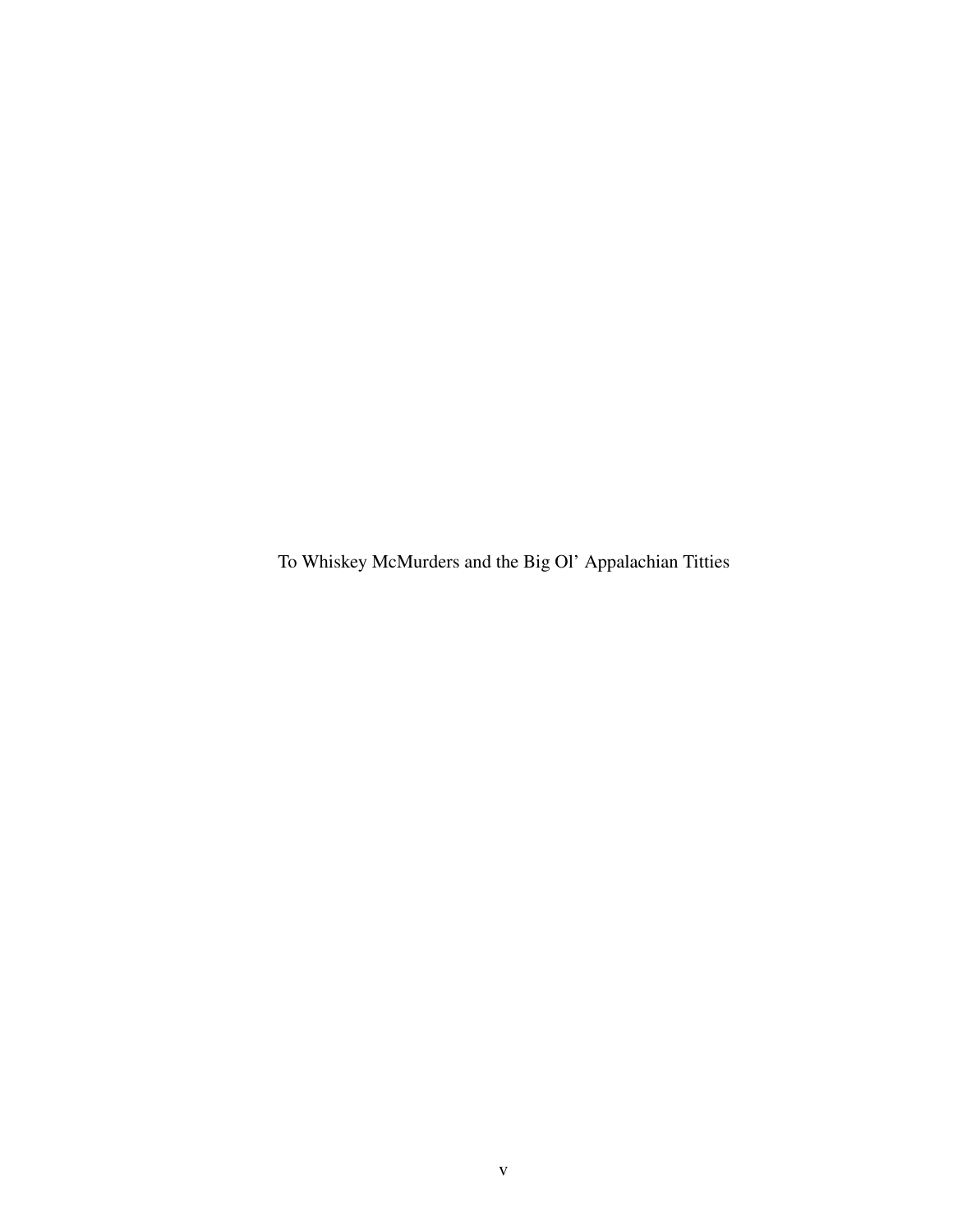To Whiskey McMurders and the Big Ol' Appalachian Titties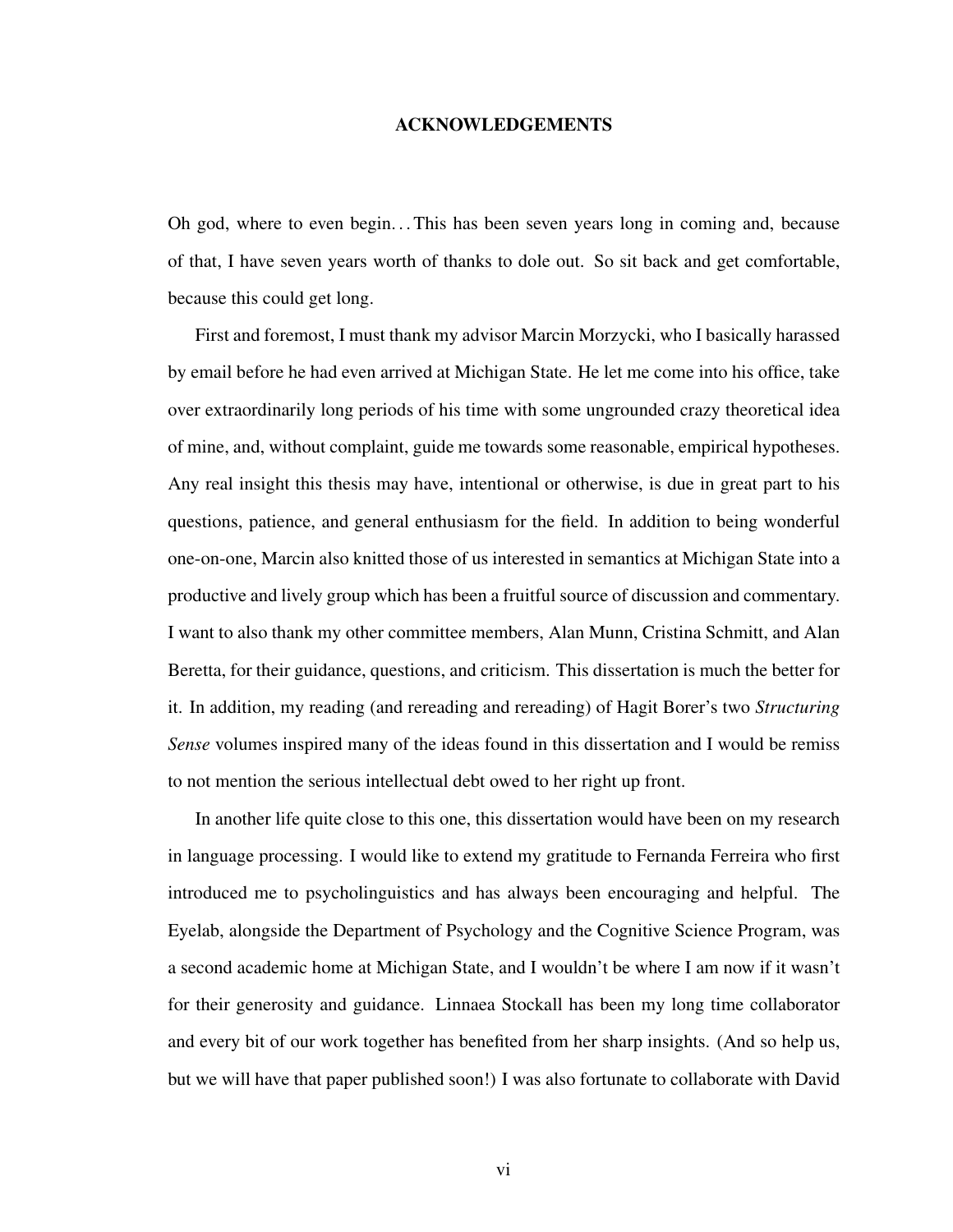# ACKNOWLEDGEMENTS

Oh god, where to even begin... This has been seven years long in coming and, because of that, I have seven years worth of thanks to dole out. So sit back and get comfortable, because this could get long.

First and foremost, I must thank my advisor Marcin Morzycki, who I basically harassed by email before he had even arrived at Michigan State. He let me come into his office, take over extraordinarily long periods of his time with some ungrounded crazy theoretical idea of mine, and, without complaint, guide me towards some reasonable, empirical hypotheses. Any real insight this thesis may have, intentional or otherwise, is due in great part to his questions, patience, and general enthusiasm for the field. In addition to being wonderful one-on-one, Marcin also knitted those of us interested in semantics at Michigan State into a productive and lively group which has been a fruitful source of discussion and commentary. I want to also thank my other committee members, Alan Munn, Cristina Schmitt, and Alan Beretta, for their guidance, questions, and criticism. This dissertation is much the better for it. In addition, my reading (and rereading and rereading) of Hagit Borer's two *Structuring Sense* volumes inspired many of the ideas found in this dissertation and I would be remiss to not mention the serious intellectual debt owed to her right up front.

In another life quite close to this one, this dissertation would have been on my research in language processing. I would like to extend my gratitude to Fernanda Ferreira who first introduced me to psycholinguistics and has always been encouraging and helpful. The Eyelab, alongside the Department of Psychology and the Cognitive Science Program, was a second academic home at Michigan State, and I wouldn't be where I am now if it wasn't for their generosity and guidance. Linnaea Stockall has been my long time collaborator and every bit of our work together has benefited from her sharp insights. (And so help us, but we will have that paper published soon!) I was also fortunate to collaborate with David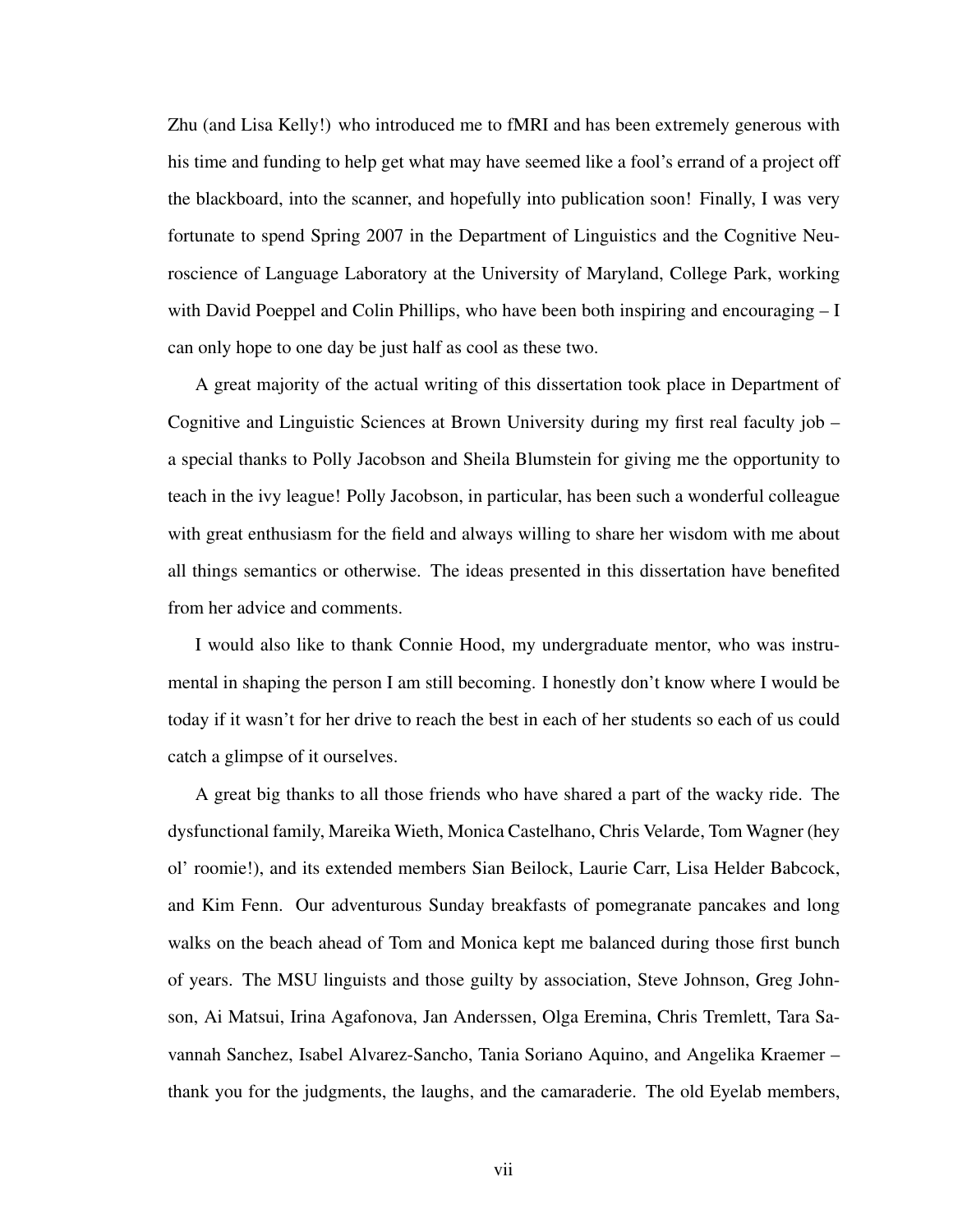Zhu (and Lisa Kelly!) who introduced me to fMRI and has been extremely generous with his time and funding to help get what may have seemed like a fool's errand of a project off the blackboard, into the scanner, and hopefully into publication soon! Finally, I was very fortunate to spend Spring 2007 in the Department of Linguistics and the Cognitive Neuroscience of Language Laboratory at the University of Maryland, College Park, working with David Poeppel and Colin Phillips, who have been both inspiring and encouraging – I can only hope to one day be just half as cool as these two.

A great majority of the actual writing of this dissertation took place in Department of Cognitive and Linguistic Sciences at Brown University during my first real faculty job – a special thanks to Polly Jacobson and Sheila Blumstein for giving me the opportunity to teach in the ivy league! Polly Jacobson, in particular, has been such a wonderful colleague with great enthusiasm for the field and always willing to share her wisdom with me about all things semantics or otherwise. The ideas presented in this dissertation have benefited from her advice and comments.

I would also like to thank Connie Hood, my undergraduate mentor, who was instrumental in shaping the person I am still becoming. I honestly don't know where I would be today if it wasn't for her drive to reach the best in each of her students so each of us could catch a glimpse of it ourselves.

A great big thanks to all those friends who have shared a part of the wacky ride. The dysfunctional family, Mareika Wieth, Monica Castelhano, Chris Velarde, Tom Wagner (hey ol' roomie!), and its extended members Sian Beilock, Laurie Carr, Lisa Helder Babcock, and Kim Fenn. Our adventurous Sunday breakfasts of pomegranate pancakes and long walks on the beach ahead of Tom and Monica kept me balanced during those first bunch of years. The MSU linguists and those guilty by association, Steve Johnson, Greg Johnson, Ai Matsui, Irina Agafonova, Jan Anderssen, Olga Eremina, Chris Tremlett, Tara Savannah Sanchez, Isabel Alvarez-Sancho, Tania Soriano Aquino, and Angelika Kraemer – thank you for the judgments, the laughs, and the camaraderie. The old Eyelab members,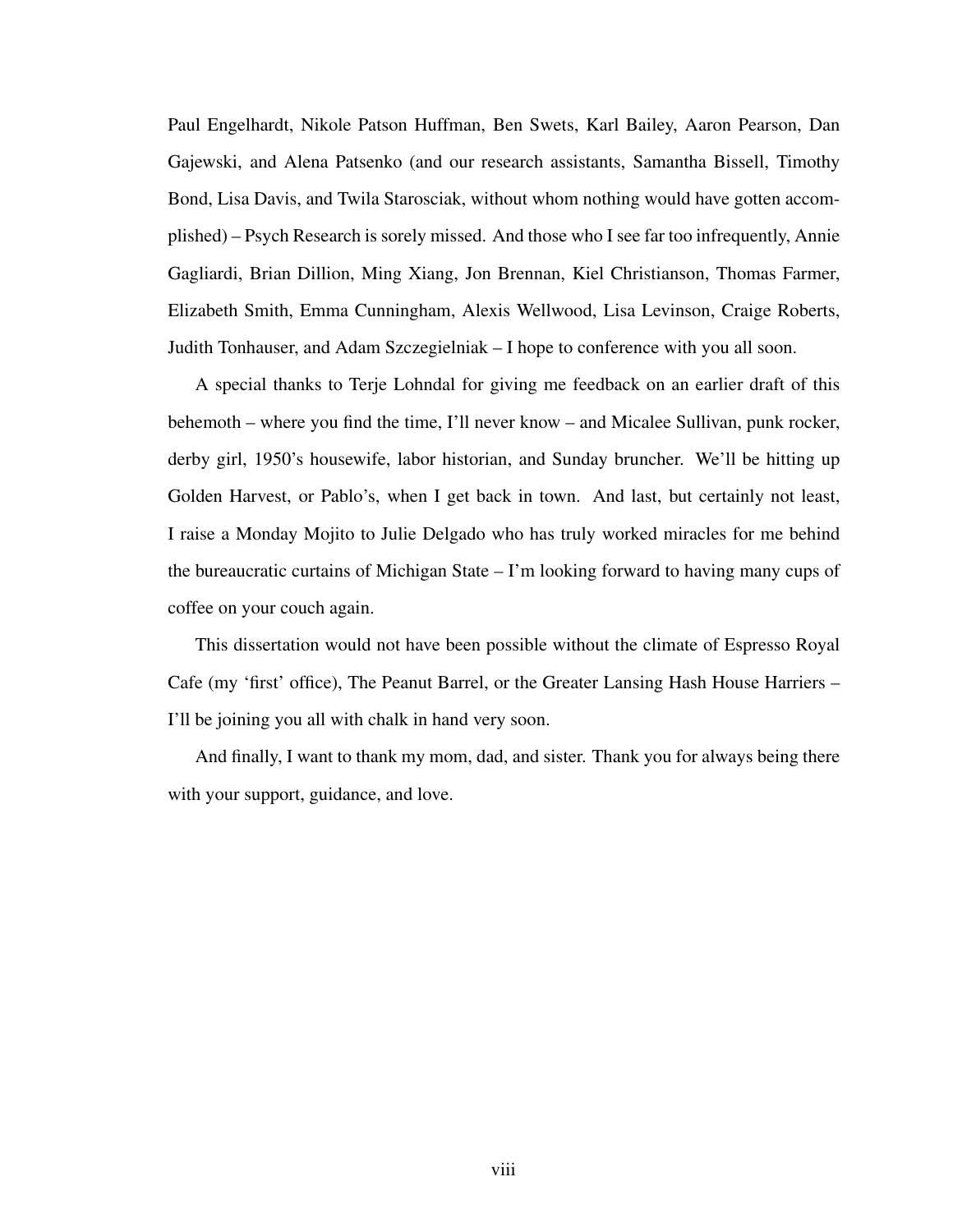Paul Engelhardt, Nikole Patson Huffman, Ben Swets, Karl Bailey, Aaron Pearson, Dan Gajewski, and Alena Patsenko (and our research assistants, Samantha Bissell, Timothy Bond, Lisa Davis, and Twila Starosciak, without whom nothing would have gotten accomplished) – Psych Research is sorely missed. And those who I see far too infrequently, Annie Gagliardi, Brian Dillion, Ming Xiang, Jon Brennan, Kiel Christianson, Thomas Farmer, Elizabeth Smith, Emma Cunningham, Alexis Wellwood, Lisa Levinson, Craige Roberts, Judith Tonhauser, and Adam Szczegielniak – I hope to conference with you all soon.

A special thanks to Terje Lohndal for giving me feedback on an earlier draft of this behemoth – where you find the time, I'll never know – and Micalee Sullivan, punk rocker, derby girl, 1950's housewife, labor historian, and Sunday bruncher. We'll be hitting up Golden Harvest, or Pablo's, when I get back in town. And last, but certainly not least, I raise a Monday Mojito to Julie Delgado who has truly worked miracles for me behind the bureaucratic curtains of Michigan State – I'm looking forward to having many cups of coffee on your couch again.

This dissertation would not have been possible without the climate of Espresso Royal Cafe (my 'first' office), The Peanut Barrel, or the Greater Lansing Hash House Harriers – I'll be joining you all with chalk in hand very soon.

And finally, I want to thank my mom, dad, and sister. Thank you for always being there with your support, guidance, and love.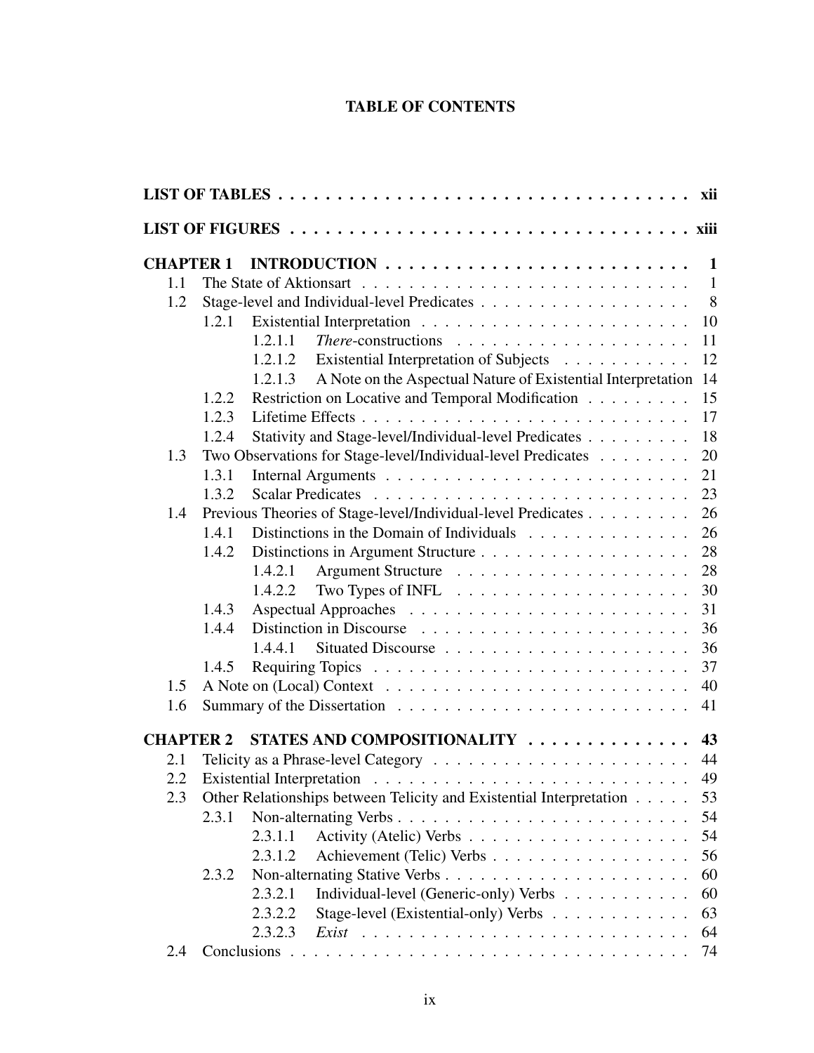# TABLE OF CONTENTS

| | | |
|---|---|---|
| **LIST OF TABLES** | | **xii** |
| **LIST OF FIGURES** | | **xiii** |
| **CHAPTER 1** | **INTRODUCTION** | **1** |
| 1.1 | The State of Aktionsart | 1 |
| 1.2 | Stage-level and Individual-level Predicates | 8 |
| 1.2.1 | Existential Interpretation | 10 |
| 1.2.1.1 | *There*-constructions | 11 |
| 1.2.1.2 | Existential Interpretation of Subjects | 12 |
| 1.2.1.3 | A Note on the Aspectual Nature of Existential Interpretation | 14 |
| 1.2.2 | Restriction on Locative and Temporal Modification | 15 |
| 1.2.3 | Lifetime Effects | 17 |
| 1.2.4 | Stativity and Stage-level/Individual-level Predicates | 18 |
| 1.3 | Two Observations for Stage-level/Individual-level Predicates | 20 |
| 1.3.1 | Internal Arguments | 21 |
| 1.3.2 | Scalar Predicates | 23 |
| 1.4 | Previous Theories of Stage-level/Individual-level Predicates | 26 |
| 1.4.1 | Distinctions in the Domain of Individuals | 26 |
| 1.4.2 | Distinctions in Argument Structure | 28 |
| 1.4.2.1 | Argument Structure | 28 |
| 1.4.2.2 | Two Types of INFL | 30 |
| 1.4.3 | Aspectual Approaches | 31 |
| 1.4.4 | Distinction in Discourse | 36 |
| 1.4.4.1 | Situated Discourse | 36 |
| 1.4.5 | Requiring Topics | 37 |
| 1.5 | A Note on (Local) Context | 40 |
| 1.6 | Summary of the Dissertation | 41 |
| **CHAPTER 2** | **STATES AND COMPOSITIONALITY** | **43** |
| 2.1 | Telicity as a Phrase-level Category | 44 |
| 2.2 | Existential Interpretation | 49 |
| 2.3 | Other Relationships between Telicity and Existential Interpretation | 53 |
| 2.3.1 | Non-alternating Verbs | 54 |
| 2.3.1.1 | Activity (Atelic) Verbs | 54 |
| 2.3.1.2 | Achievement (Telic) Verbs | 56 |
| 2.3.2 | Non-alternating Stative Verbs | 60 |
| 2.3.2.1 | Individual-level (Generic-only) Verbs | 60 |
| 2.3.2.2 | Stage-level (Existential-only) Verbs | 63 |
| 2.3.2.3 | *Exist* | 64 |
| 2.4 | Conclusions | 74 |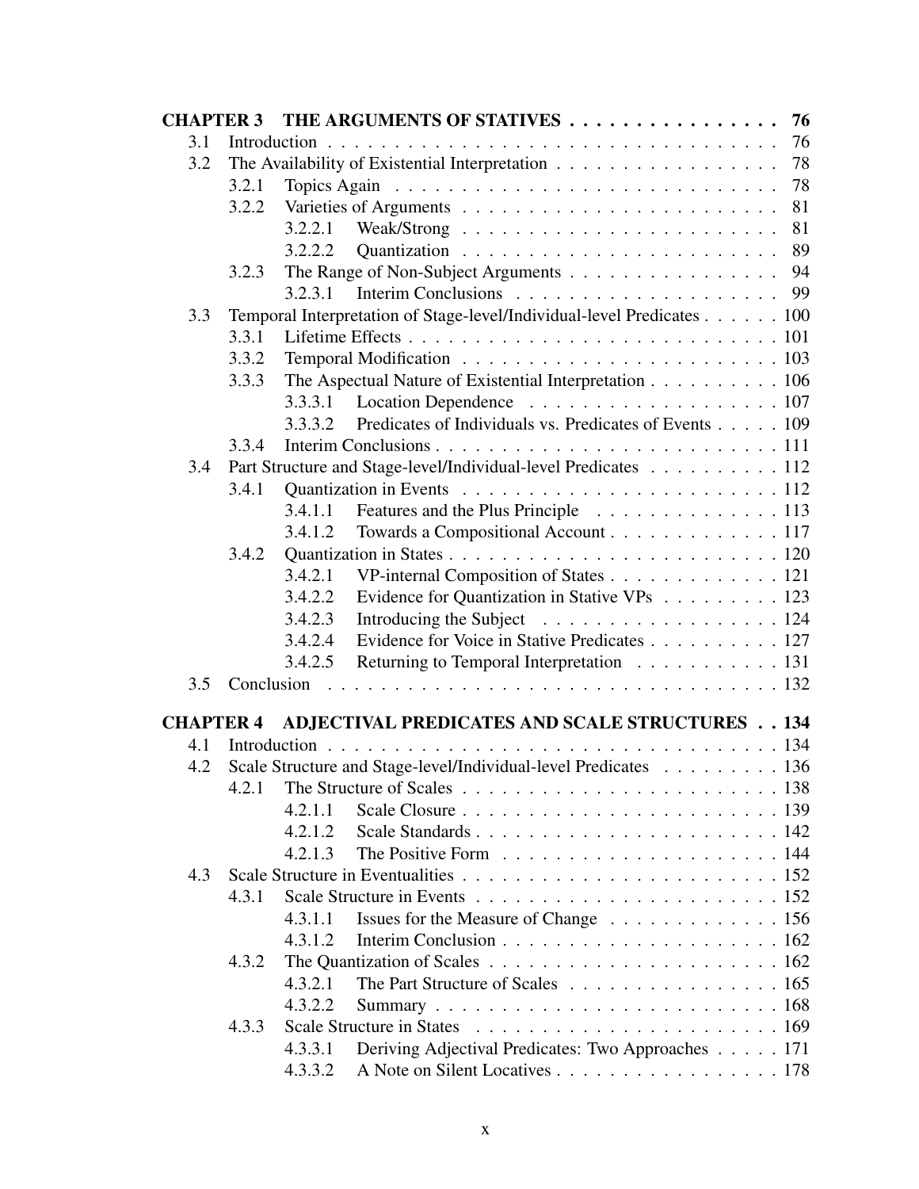| | | | |
|---|---|---|---|
| **CHAPTER 3** | **THE ARGUMENTS OF STATIVES** | | **76** |
| 3.1 | Introduction | | 76 |
| 3.2 | The Availability of Existential Interpretation | | 78 |
| | 3.2.1 | Topics Again | 78 |
| | 3.2.2 | Varieties of Arguments | 81 |
| | | 3.2.2.1 Weak/Strong | 81 |
| | | 3.2.2.2 Quantization | 89 |
| | 3.2.3 | The Range of Non-Subject Arguments | 94 |
| | | 3.2.3.1 Interim Conclusions | 99 |
| 3.3 | Temporal Interpretation of Stage-level/Individual-level Predicates | | 100 |
| | 3.3.1 | Lifetime Effects | 101 |
| | 3.3.2 | Temporal Modification | 103 |
| | 3.3.3 | The Aspectual Nature of Existential Interpretation | 106 |
| | | 3.3.3.1 Location Dependence | 107 |
| | | 3.3.3.2 Predicates of Individuals vs. Predicates of Events | 109 |
| | 3.3.4 | Interim Conclusions | 111 |
| 3.4 | Part Structure and Stage-level/Individual-level Predicates | | 112 |
| | 3.4.1 | Quantization in Events | 112 |
| | | 3.4.1.1 Features and the Plus Principle | 113 |
| | | 3.4.1.2 Towards a Compositional Account | 117 |
| | 3.4.2 | Quantization in States | 120 |
| | | 3.4.2.1 VP-internal Composition of States | 121 |
| | | 3.4.2.2 Evidence for Quantization in Stative VPs | 123 |
| | | 3.4.2.3 Introducing the Subject | 124 |
| | | 3.4.2.4 Evidence for Voice in Stative Predicates | 127 |
| | | 3.4.2.5 Returning to Temporal Interpretation | 131 |
| 3.5 | Conclusion | | 132 |
| **CHAPTER 4** | **ADJECTIVAL PREDICATES AND SCALE STRUCTURES** | | **134** |
| 4.1 | Introduction | | 134 |
| 4.2 | Scale Structure and Stage-level/Individual-level Predicates | | 136 |
| | 4.2.1 | The Structure of Scales | 138 |
| | | 4.2.1.1 Scale Closure | 139 |
| | | 4.2.1.2 Scale Standards | 142 |
| | | 4.2.1.3 The Positive Form | 144 |
| 4.3 | Scale Structure in Eventualities | | 152 |
| | 4.3.1 | Scale Structure in Events | 152 |
| | | 4.3.1.1 Issues for the Measure of Change | 156 |
| | | 4.3.1.2 Interim Conclusion | 162 |
| | 4.3.2 | The Quantization of Scales | 162 |
| | | 4.3.2.1 The Part Structure of Scales | 165 |
| | | 4.3.2.2 Summary | 168 |
| | 4.3.3 | Scale Structure in States | 169 |
| | | 4.3.3.1 Deriving Adjectival Predicates: Two Approaches | 171 |
| | | 4.3.3.2 A Note on Silent Locatives | 178 |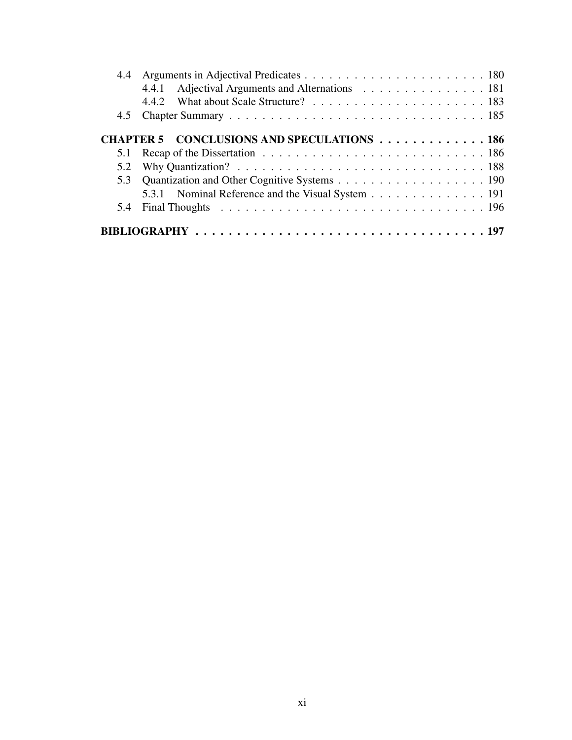4.4 Arguments in Adjectival Predicates . . . . . . . . . . . . . . . . . . . . . . 180
  4.4.1 Adjectival Arguments and Alternations . . . . . . . . . . . . . . . 181
  4.4.2 What about Scale Structure? . . . . . . . . . . . . . . . . . . . . . 183
4.5 Chapter Summary . . . . . . . . . . . . . . . . . . . . . . . . . . . . . . . 185

**CHAPTER 5 CONCLUSIONS AND SPECULATIONS . . . . . . . . . . . . . 186**
5.1 Recap of the Dissertation . . . . . . . . . . . . . . . . . . . . . . . . . . . 186
5.2 Why Quantization? . . . . . . . . . . . . . . . . . . . . . . . . . . . . . . 188
5.3 Quantization and Other Cognitive Systems . . . . . . . . . . . . . . . . . . 190
  5.3.1 Nominal Reference and the Visual System . . . . . . . . . . . . . . 191
5.4 Final Thoughts . . . . . . . . . . . . . . . . . . . . . . . . . . . . . . . . 196

**BIBLIOGRAPHY . . . . . . . . . . . . . . . . . . . . . . . . . . . . . . . . . . . . 197**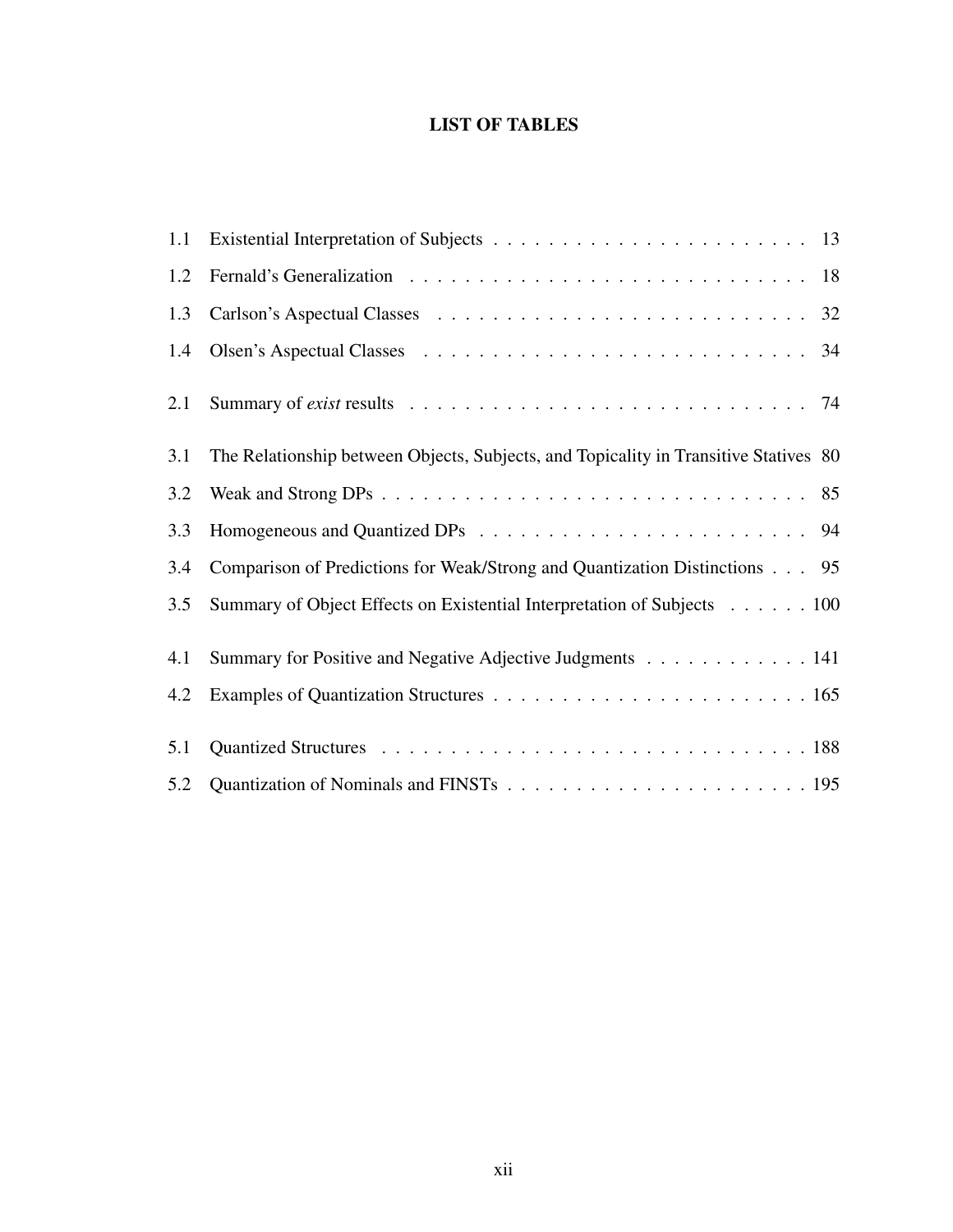# LIST OF TABLES

| | | |
|---|---|---|
| 1.1 | Existential Interpretation of Subjects | 13 |
| 1.2 | Fernald's Generalization | 18 |
| 1.3 | Carlson's Aspectual Classes | 32 |
| 1.4 | Olsen's Aspectual Classes | 34 |
| 2.1 | Summary of *exist* results | 74 |
| 3.1 | The Relationship between Objects, Subjects, and Topicality in Transitive Statives | 80 |
| 3.2 | Weak and Strong DPs | 85 |
| 3.3 | Homogeneous and Quantized DPs | 94 |
| 3.4 | Comparison of Predictions for Weak/Strong and Quantization Distinctions | 95 |
| 3.5 | Summary of Object Effects on Existential Interpretation of Subjects | 100 |
| 4.1 | Summary for Positive and Negative Adjective Judgments | 141 |
| 4.2 | Examples of Quantization Structures | 165 |
| 5.1 | Quantized Structures | 188 |
| 5.2 | Quantization of Nominals and FINSTs | 195 |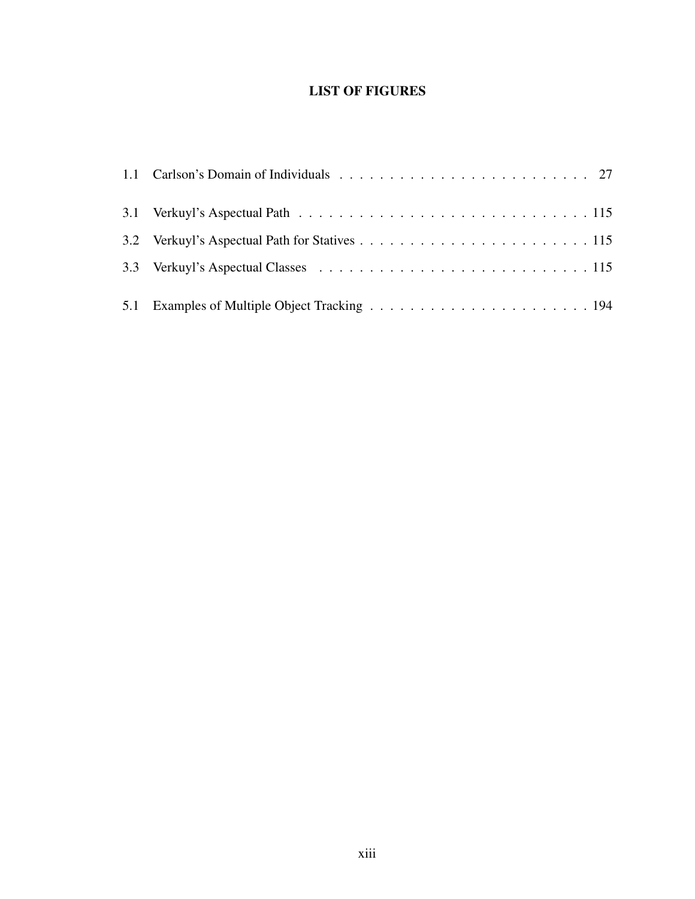# LIST OF FIGURES

1.1 Carlson's Domain of Individuals . . . . . . . . . . . . . . . . . . . . . . . . . . 27

3.1 Verkuyl's Aspectual Path . . . . . . . . . . . . . . . . . . . . . . . . . . . . . . 115

3.2 Verkuyl's Aspectual Path for Statives . . . . . . . . . . . . . . . . . . . . . . . . 115

3.3 Verkuyl's Aspectual Classes . . . . . . . . . . . . . . . . . . . . . . . . . . . . 115

5.1 Examples of Multiple Object Tracking . . . . . . . . . . . . . . . . . . . . . . . 194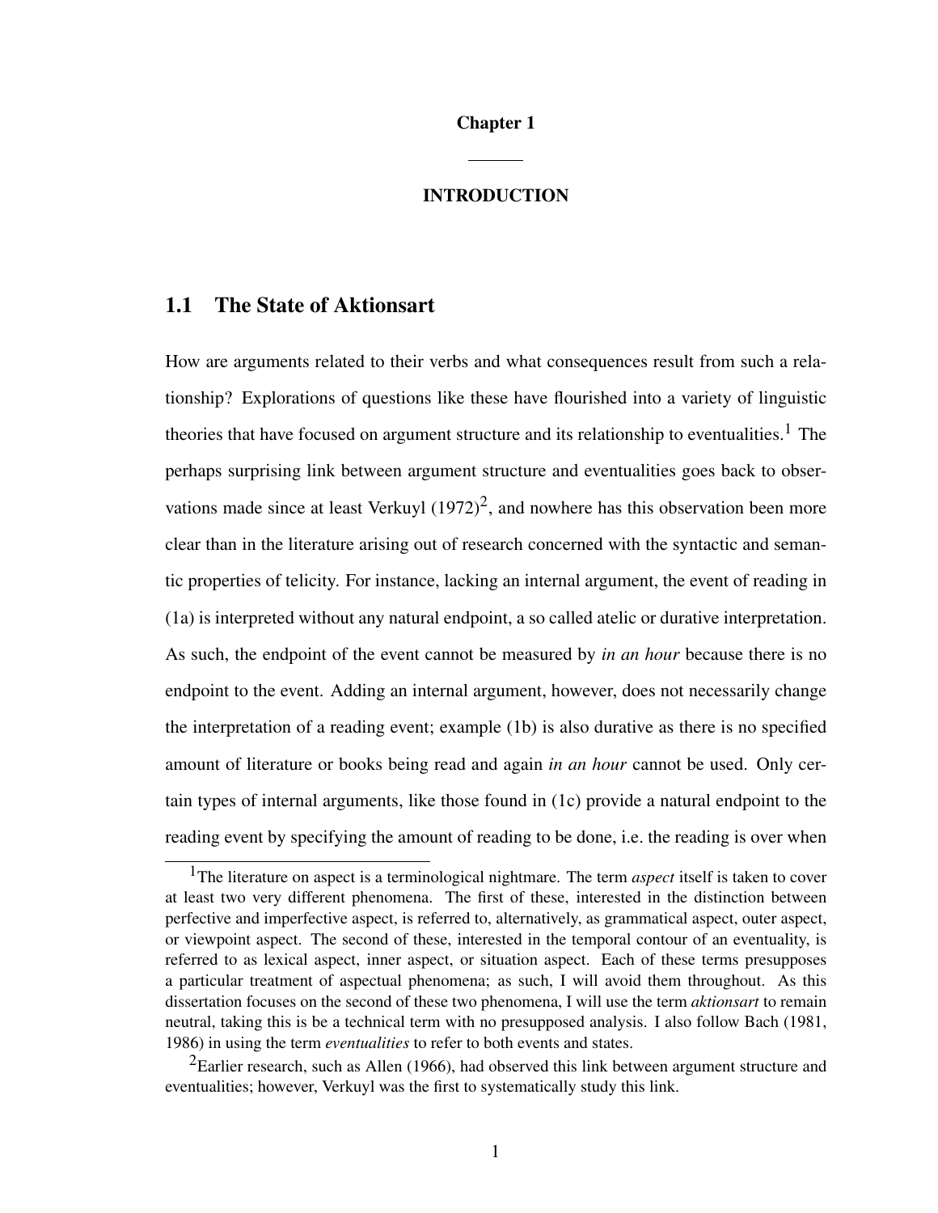# Chapter 1

## INTRODUCTION

### 1.1 The State of Aktionsart

How are arguments related to their verbs and what consequences result from such a relationship? Explorations of questions like these have flourished into a variety of linguistic theories that have focused on argument structure and its relationship to eventualities.[1] The perhaps surprising link between argument structure and eventualities goes back to observations made since at least Verkuyl (1972)[2], and nowhere has this observation been more clear than in the literature arising out of research concerned with the syntactic and semantic properties of telicity. For instance, lacking an internal argument, the event of reading in (1a) is interpreted without any natural endpoint, a so called atelic or durative interpretation. As such, the endpoint of the event cannot be measured by *in an hour* because there is no endpoint to the event. Adding an internal argument, however, does not necessarily change the interpretation of a reading event; example (1b) is also durative as there is no specified amount of literature or books being read and again *in an hour* cannot be used. Only certain types of internal arguments, like those found in (1c) provide a natural endpoint to the reading event by specifying the amount of reading to be done, i.e. the reading is over when

---

[1] The literature on aspect is a terminological nightmare. The term *aspect* itself is taken to cover at least two very different phenomena. The first of these, interested in the distinction between perfective and imperfective aspect, is referred to, alternatively, as grammatical aspect, outer aspect, or viewpoint aspect. The second of these, interested in the temporal contour of an eventuality, is referred to as lexical aspect, inner aspect, or situation aspect. Each of these terms presupposes a particular treatment of aspectual phenomena; as such, I will avoid them throughout. As this dissertation focuses on the second of these two phenomena, I will use the term *aktionsart* to remain neutral, taking this is be a technical term with no presupposed analysis. I also follow Bach (1981, 1986) in using the term *eventualities* to refer to both events and states.

[2] Earlier research, such as Allen (1966), had observed this link between argument structure and eventualities; however, Verkuyl was the first to systematically study this link.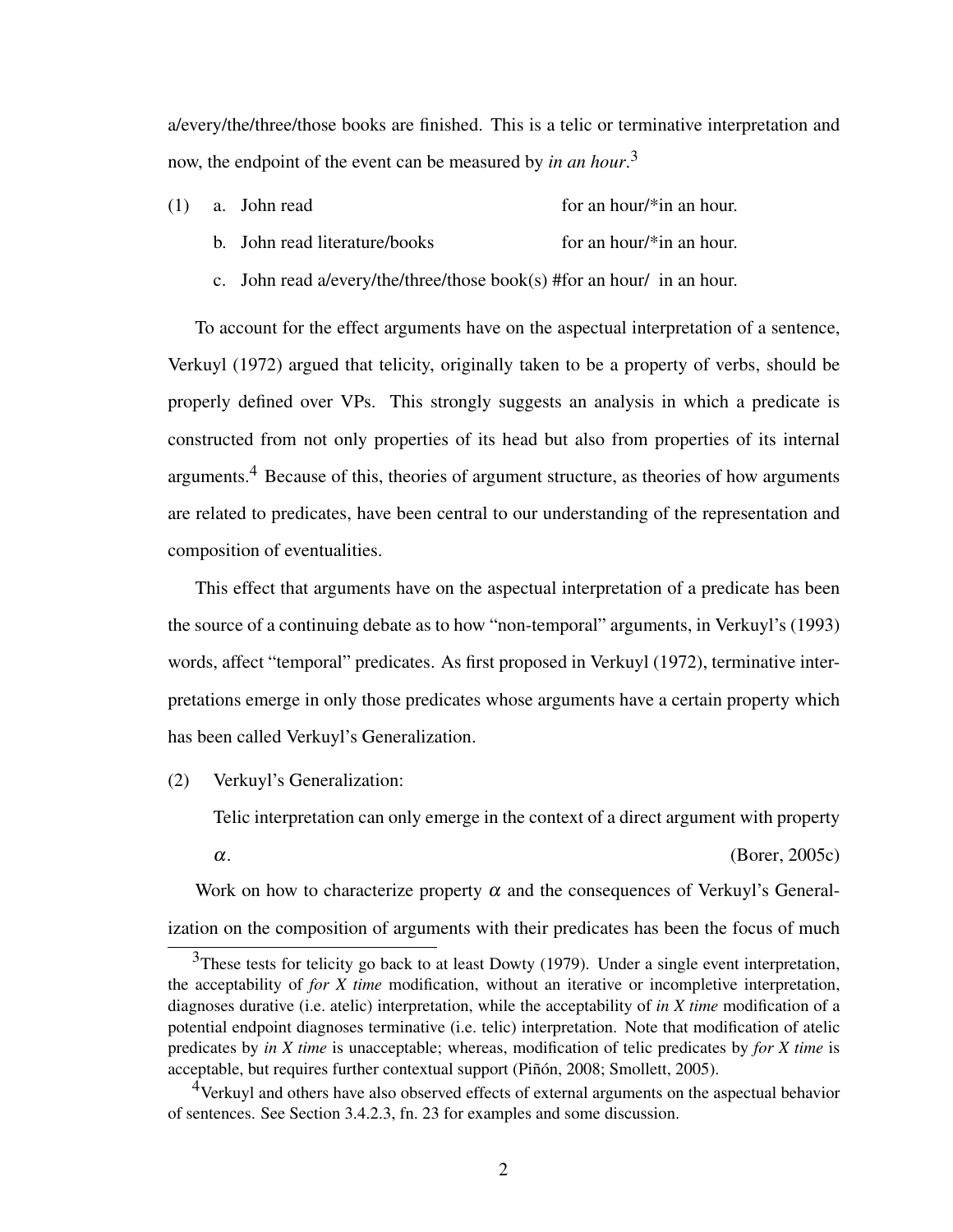a/every/the/three/those books are finished. This is a telic or terminative interpretation and now, the endpoint of the event can be measured by *in an hour*.[3]

(1) a. John read for an hour/*in an hour.

b. John read literature/books for an hour/*in an hour.

c. John read a/every/the/three/those book(s) #for an hour/ in an hour.

To account for the effect arguments have on the aspectual interpretation of a sentence, Verkuyl (1972) argued that telicity, originally taken to be a property of verbs, should be properly defined over VPs. This strongly suggests an analysis in which a predicate is constructed from not only properties of its head but also from properties of its internal arguments.[4] Because of this, theories of argument structure, as theories of how arguments are related to predicates, have been central to our understanding of the representation and composition of eventualities.

This effect that arguments have on the aspectual interpretation of a predicate has been the source of a continuing debate as to how "non-temporal" arguments, in Verkuyl's (1993) words, affect "temporal" predicates. As first proposed in Verkuyl (1972), terminative interpretations emerge in only those predicates whose arguments have a certain property which has been called Verkuyl's Generalization.

(2) Verkuyl's Generalization:

Telic interpretation can only emerge in the context of a direct argument with property $\alpha$. (Borer, 2005c)

Work on how to characterize property $\alpha$ and the consequences of Verkuyl's Generalization on the composition of arguments with their predicates has been the focus of much

---

[3] These tests for telicity go back to at least Dowty (1979). Under a single event interpretation, the acceptability of *for X time* modification, without an iterative or incompletive interpretation, diagnoses durative (i.e. atelic) interpretation, while the acceptability of *in X time* modification of a potential endpoint diagnoses terminative (i.e. telic) interpretation. Note that modification of atelic predicates by *in X time* is unacceptable; whereas, modification of telic predicates by *for X time* is acceptable, but requires further contextual support (Piñón, 2008; Smollett, 2005).

[4] Verkuyl and others have also observed effects of external arguments on the aspectual behavior of sentences. See Section 3.4.2.3, fn. 23 for examples and some discussion.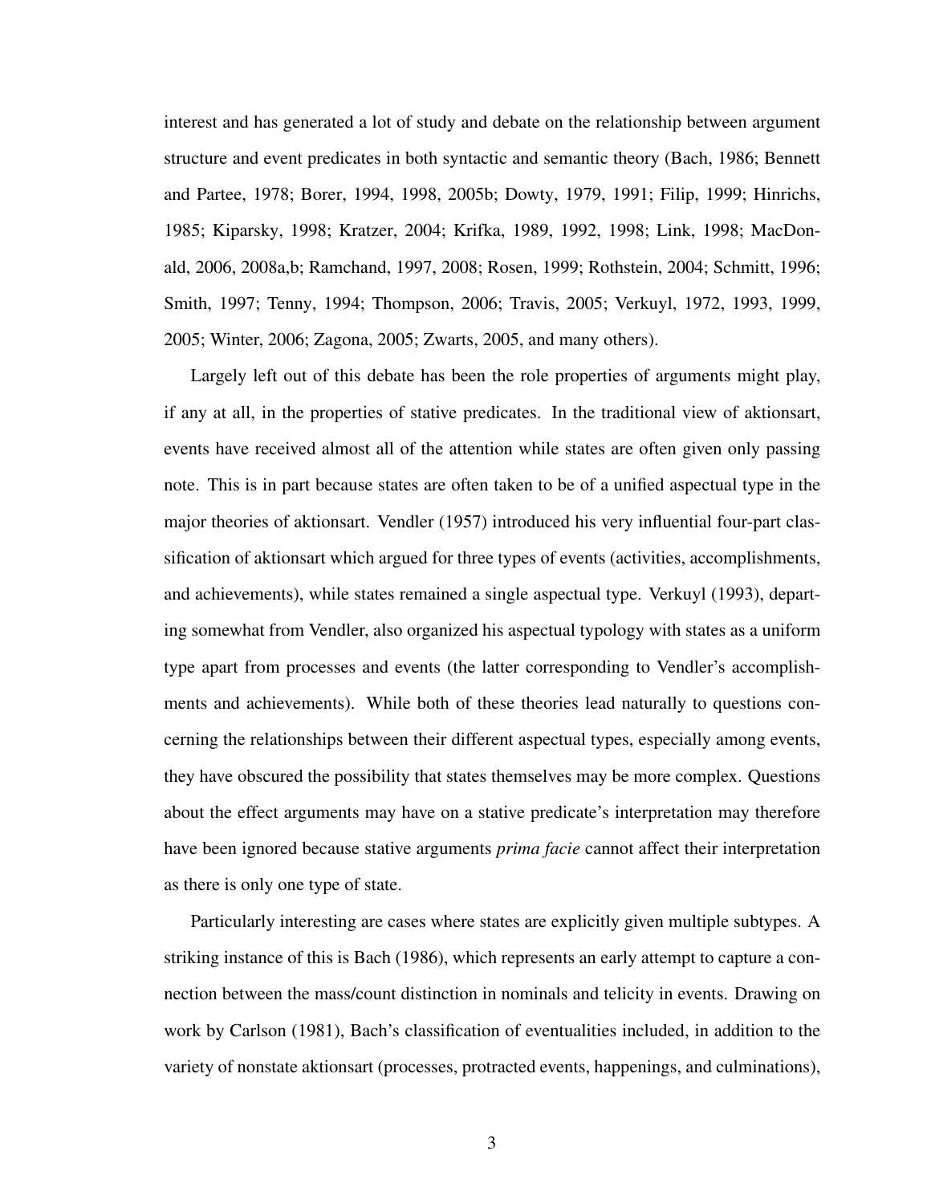interest and has generated a lot of study and debate on the relationship between argument structure and event predicates in both syntactic and semantic theory (Bach, 1986; Bennett and Partee, 1978; Borer, 1994, 1998, 2005b; Dowty, 1979, 1991; Filip, 1999; Hinrichs, 1985; Kiparsky, 1998; Kratzer, 2004; Krifka, 1989, 1992, 1998; Link, 1998; MacDonald, 2006, 2008a,b; Ramchand, 1997, 2008; Rosen, 1999; Rothstein, 2004; Schmitt, 1996; Smith, 1997; Tenny, 1994; Thompson, 2006; Travis, 2005; Verkuyl, 1972, 1993, 1999, 2005; Winter, 2006; Zagona, 2005; Zwarts, 2005, and many others).

Largely left out of this debate has been the role properties of arguments might play, if any at all, in the properties of stative predicates. In the traditional view of aktionsart, events have received almost all of the attention while states are often given only passing note. This is in part because states are often taken to be of a unified aspectual type in the major theories of aktionsart. Vendler (1957) introduced his very influential four-part classification of aktionsart which argued for three types of events (activities, accomplishments, and achievements), while states remained a single aspectual type. Verkuyl (1993), departing somewhat from Vendler, also organized his aspectual typology with states as a uniform type apart from processes and events (the latter corresponding to Vendler's accomplishments and achievements). While both of these theories lead naturally to questions concerning the relationships between their different aspectual types, especially among events, they have obscured the possibility that states themselves may be more complex. Questions about the effect arguments may have on a stative predicate's interpretation may therefore have been ignored because stative arguments *prima facie* cannot affect their interpretation as there is only one type of state.

Particularly interesting are cases where states are explicitly given multiple subtypes. A striking instance of this is Bach (1986), which represents an early attempt to capture a connection between the mass/count distinction in nominals and telicity in events. Drawing on work by Carlson (1981), Bach's classification of eventualities included, in addition to the variety of nonstate aktionsart (processes, protracted events, happenings, and culminations),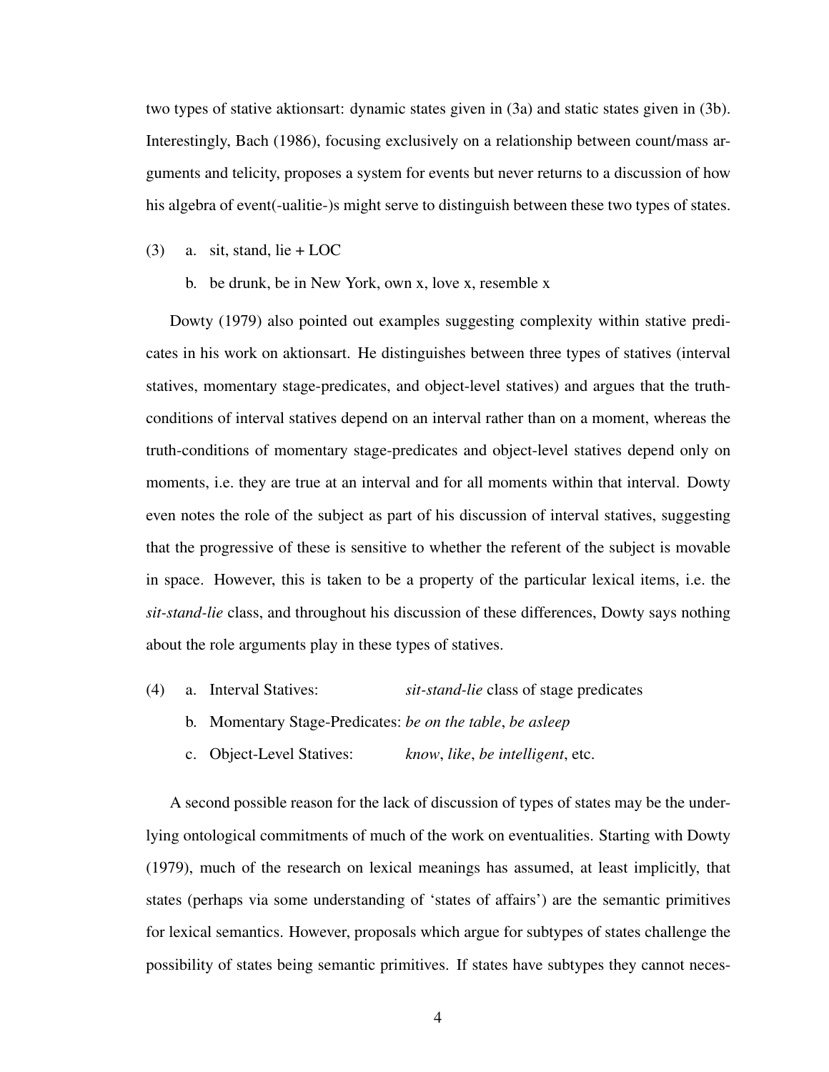two types of stative aktionsart: dynamic states given in (3a) and static states given in (3b). Interestingly, Bach (1986), focusing exclusively on a relationship between count/mass arguments and telicity, proposes a system for events but never returns to a discussion of how his algebra of event(-ualitie-)s might serve to distinguish between these two types of states.

(3) a. sit, stand, lie + LOC

  b. be drunk, be in New York, own x, love x, resemble x

Dowty (1979) also pointed out examples suggesting complexity within stative predicates in his work on aktionsart. He distinguishes between three types of statives (interval statives, momentary stage-predicates, and object-level statives) and argues that the truth-conditions of interval statives depend on an interval rather than on a moment, whereas the truth-conditions of momentary stage-predicates and object-level statives depend only on moments, i.e. they are true at an interval and for all moments within that interval. Dowty even notes the role of the subject as part of his discussion of interval statives, suggesting that the progressive of these is sensitive to whether the referent of the subject is movable in space. However, this is taken to be a property of the particular lexical items, i.e. the *sit-stand-lie* class, and throughout his discussion of these differences, Dowty says nothing about the role arguments play in these types of statives.

(4) a. Interval Statives: *sit-stand-lie* class of stage predicates

  b. Momentary Stage-Predicates: *be on the table*, *be asleep*

  c. Object-Level Statives: *know*, *like*, *be intelligent*, etc.

A second possible reason for the lack of discussion of types of states may be the underlying ontological commitments of much of the work on eventualities. Starting with Dowty (1979), much of the research on lexical meanings has assumed, at least implicitly, that states (perhaps via some understanding of 'states of affairs') are the semantic primitives for lexical semantics. However, proposals which argue for subtypes of states challenge the possibility of states being semantic primitives. If states have subtypes they cannot neces-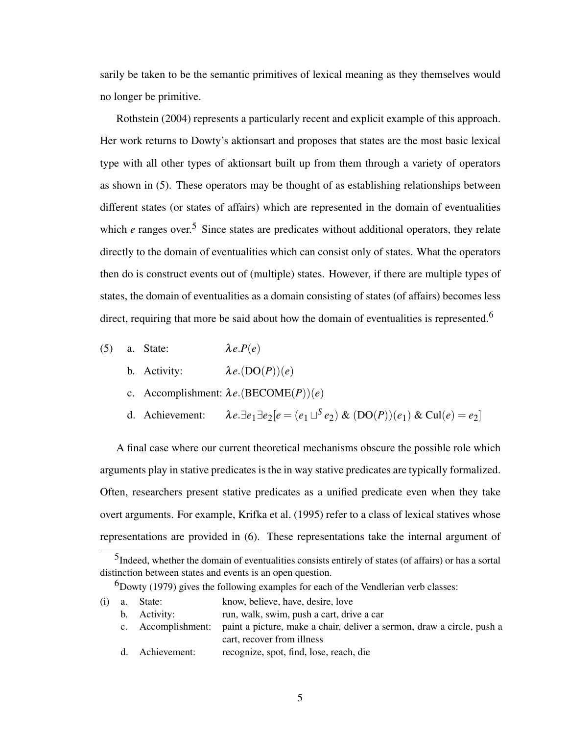sarily be taken to be the semantic primitives of lexical meaning as they themselves would no longer be primitive.

Rothstein (2004) represents a particularly recent and explicit example of this approach. Her work returns to Dowty's aktionsart and proposes that states are the most basic lexical type with all other types of aktionsart built up from them through a variety of operators as shown in (5). These operators may be thought of as establishing relationships between different states (or states of affairs) which are represented in the domain of eventualities which $e$ ranges over.[5] Since states are predicates without additional operators, they relate directly to the domain of eventualities which can consist only of states. What the operators then do is construct events out of (multiple) states. However, if there are multiple types of states, the domain of eventualities as a domain consisting of states (of affairs) becomes less direct, requiring that more be said about how the domain of eventualities is represented.[6]

(5) a. State: $\lambda e.P(e)$

b. Activity: $\lambda e.(\text{DO}(P))(e)$

c. Accomplishment: $\lambda e.(\text{BECOME}(P))(e)$

d. Achievement: $\lambda e.\exists e_1 \exists e_2[e = (e_1 \sqcup^S e_2)\ \&\ (\text{DO}(P))(e_1)\ \&\ \text{Cul}(e) = e_2]$

A final case where our current theoretical mechanisms obscure the possible role which arguments play in stative predicates is the in way stative predicates are typically formalized. Often, researchers present stative predicates as a unified predicate even when they take overt arguments. For example, Krifka et al. (1995) refer to a class of lexical statives whose representations are provided in (6). These representations take the internal argument of

[5] Indeed, whether the domain of eventualities consists entirely of states (of affairs) or has a sortal distinction between states and events is an open question.

[6] Dowty (1979) gives the following examples for each of the Vendlerian verb classes:

(i) a. State: know, believe, have, desire, love

b. Activity: run, walk, swim, push a cart, drive a car

c. Accomplishment: paint a picture, make a chair, deliver a sermon, draw a circle, push a cart, recover from illness

d. Achievement: recognize, spot, find, lose, reach, die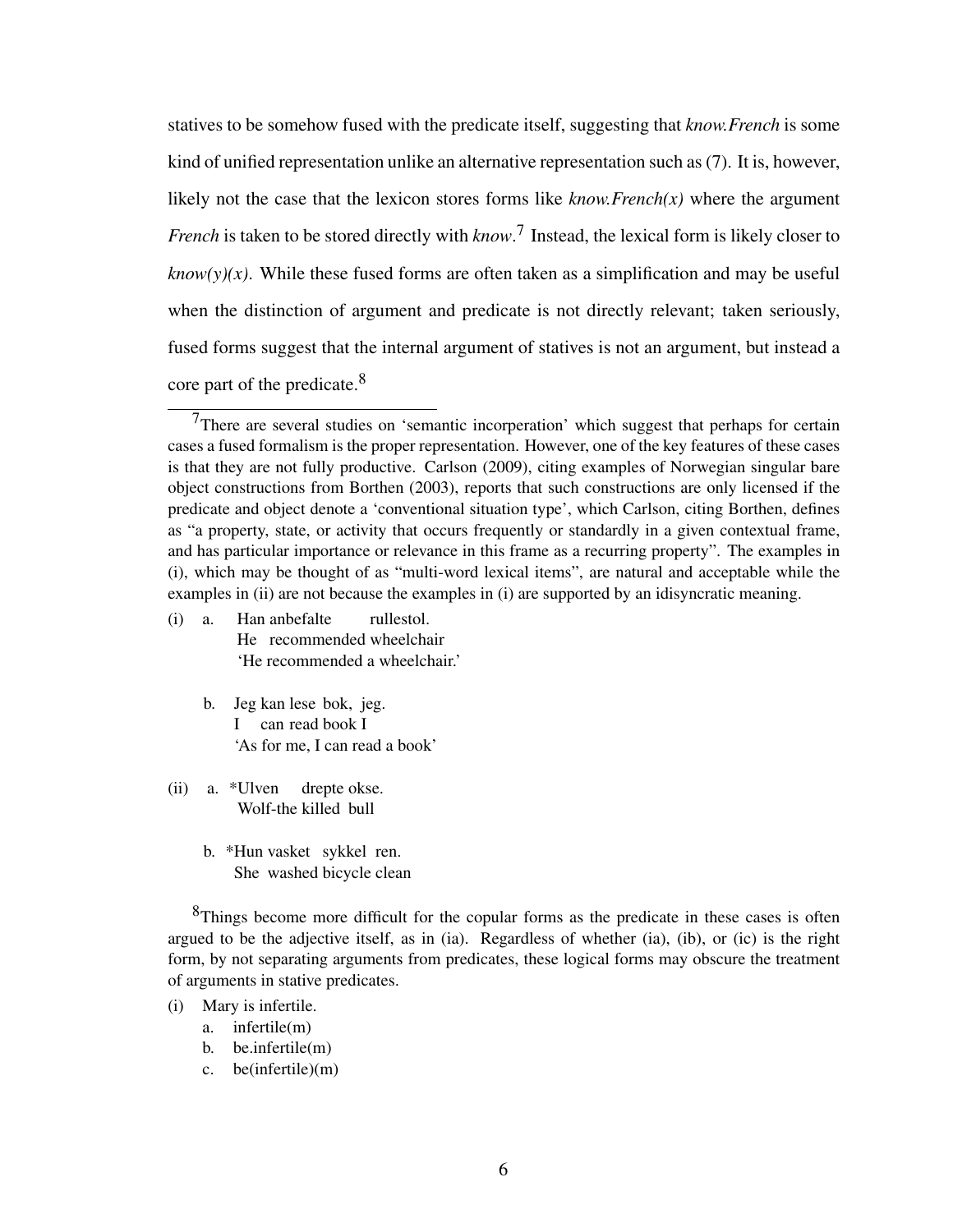statives to be somehow fused with the predicate itself, suggesting that *know.French* is some kind of unified representation unlike an alternative representation such as (7). It is, however, likely not the case that the lexicon stores forms like *know.French(x)* where the argument *French* is taken to be stored directly with *know*.[7] Instead, the lexical form is likely closer to *know(y)(x)*. While these fused forms are often taken as a simplification and may be useful when the distinction of argument and predicate is not directly relevant; taken seriously, fused forms suggest that the internal argument of statives is not an argument, but instead a core part of the predicate.[8]

---

[7]There are several studies on 'semantic incorperation' which suggest that perhaps for certain cases a fused formalism is the proper representation. However, one of the key features of these cases is that they are not fully productive. Carlson (2009), citing examples of Norwegian singular bare object constructions from Borthen (2003), reports that such constructions are only licensed if the predicate and object denote a 'conventional situation type', which Carlson, citing Borthen, defines as "a property, state, or activity that occurs frequently or standardly in a given contextual frame, and has particular importance or relevance in this frame as a recurring property". The examples in (i), which may be thought of as "multi-word lexical items", are natural and acceptable while the examples in (ii) are not because the examples in (i) are supported by an idisyncratic meaning.

(i) a. Han anbefalte rullestol.
   He recommended wheelchair
   'He recommended a wheelchair.'

 b. Jeg kan lese bok, jeg.
   I can read book I
   'As for me, I can read a book'

(ii) a. *Ulven drepte okse.
   Wolf-the killed bull

 b. *Hun vasket sykkel ren.
   She washed bicycle clean

[8]Things become more difficult for the copular forms as the predicate in these cases is often argued to be the adjective itself, as in (ia). Regardless of whether (ia), (ib), or (ic) is the right form, by not separating arguments from predicates, these logical forms may obscure the treatment of arguments in stative predicates.

(i) Mary is infertile.
 a. infertile(m)
 b. be.infertile(m)
 c. be(infertile)(m)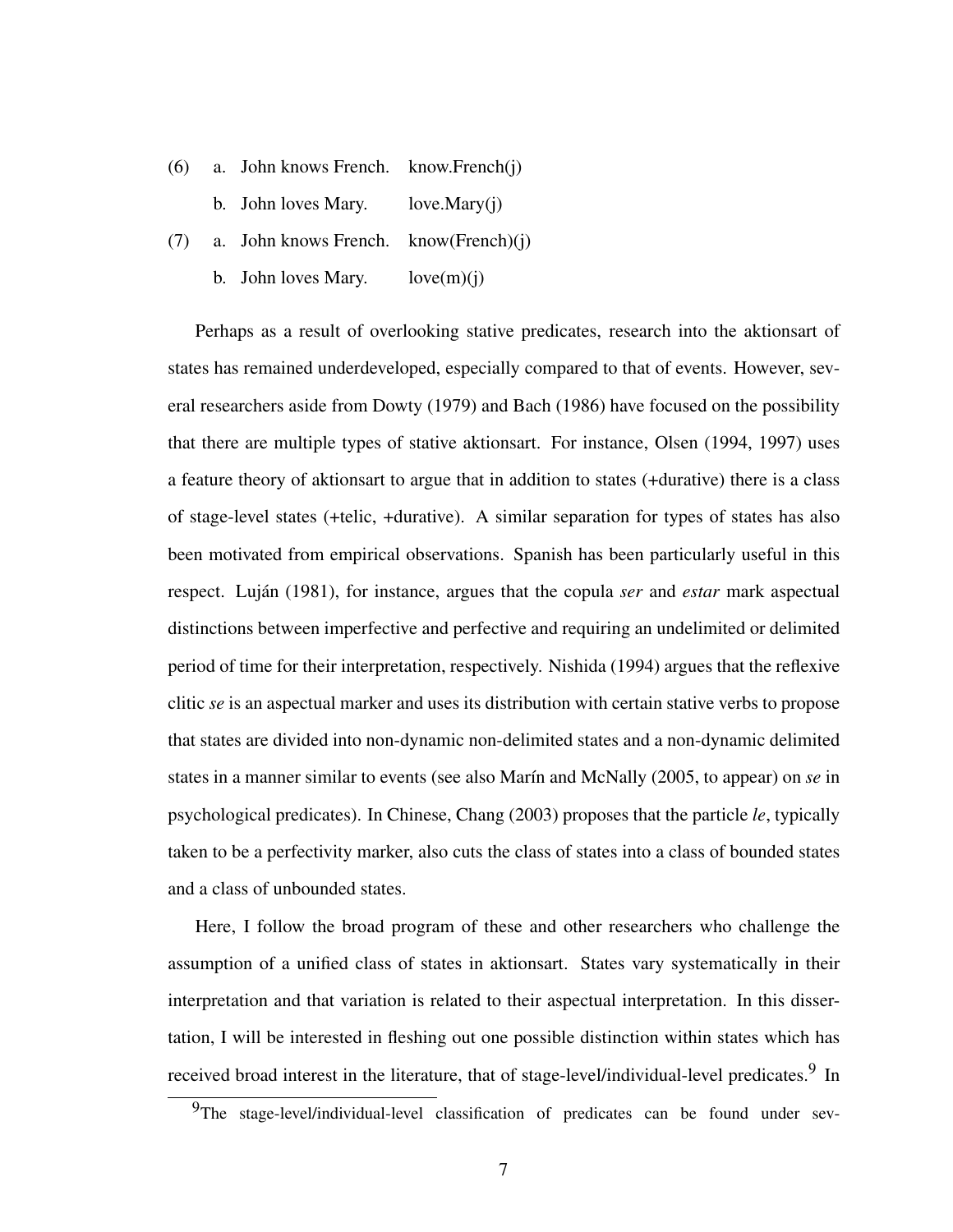(6) a. John knows French. know.French(j)

 b. John loves Mary. love.Mary(j)

(7) a. John knows French. know(French)(j)

 b. John loves Mary. love(m)(j)

Perhaps as a result of overlooking stative predicates, research into the aktionsart of states has remained underdeveloped, especially compared to that of events. However, several researchers aside from Dowty (1979) and Bach (1986) have focused on the possibility that there are multiple types of stative aktionsart. For instance, Olsen (1994, 1997) uses a feature theory of aktionsart to argue that in addition to states (+durative) there is a class of stage-level states (+telic, +durative). A similar separation for types of states has also been motivated from empirical observations. Spanish has been particularly useful in this respect. Luján (1981), for instance, argues that the copula *ser* and *estar* mark aspectual distinctions between imperfective and perfective and requiring an undelimited or delimited period of time for their interpretation, respectively. Nishida (1994) argues that the reflexive clitic *se* is an aspectual marker and uses its distribution with certain stative verbs to propose that states are divided into non-dynamic non-delimited states and a non-dynamic delimited states in a manner similar to events (see also Marín and McNally (2005, to appear) on *se* in psychological predicates). In Chinese, Chang (2003) proposes that the particle *le*, typically taken to be a perfectivity marker, also cuts the class of states into a class of bounded states and a class of unbounded states.

Here, I follow the broad program of these and other researchers who challenge the assumption of a unified class of states in aktionsart. States vary systematically in their interpretation and that variation is related to their aspectual interpretation. In this dissertation, I will be interested in fleshing out one possible distinction within states which has received broad interest in the literature, that of stage-level/individual-level predicates.[9] In

[9]The stage-level/individual-level classification of predicates can be found under sev-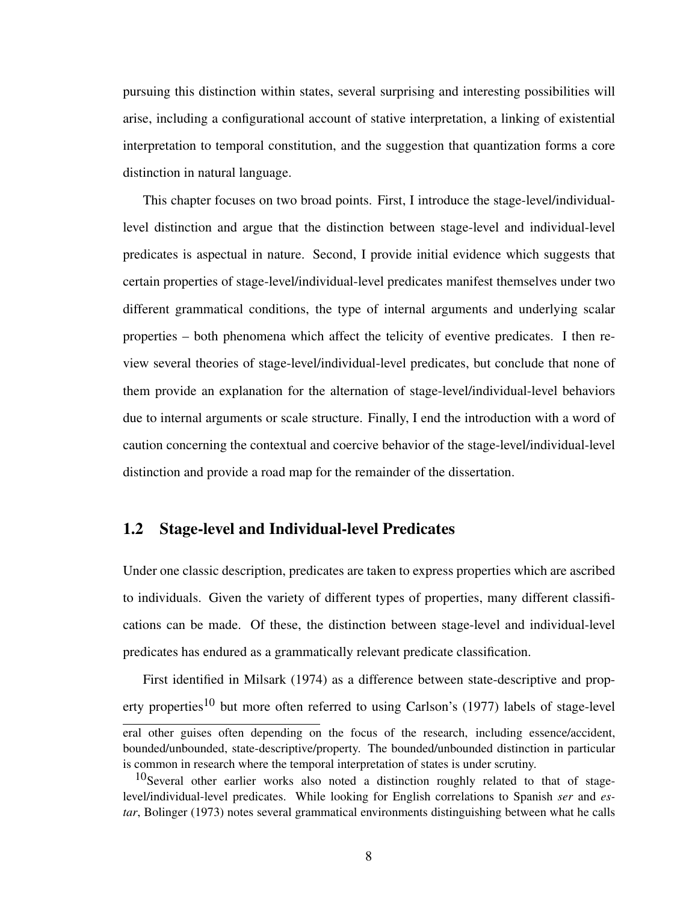pursuing this distinction within states, several surprising and interesting possibilities will arise, including a configurational account of stative interpretation, a linking of existential interpretation to temporal constitution, and the suggestion that quantization forms a core distinction in natural language.

This chapter focuses on two broad points. First, I introduce the stage-level/individual-level distinction and argue that the distinction between stage-level and individual-level predicates is aspectual in nature. Second, I provide initial evidence which suggests that certain properties of stage-level/individual-level predicates manifest themselves under two different grammatical conditions, the type of internal arguments and underlying scalar properties – both phenomena which affect the telicity of eventive predicates. I then review several theories of stage-level/individual-level predicates, but conclude that none of them provide an explanation for the alternation of stage-level/individual-level behaviors due to internal arguments or scale structure. Finally, I end the introduction with a word of caution concerning the contextual and coercive behavior of the stage-level/individual-level distinction and provide a road map for the remainder of the dissertation.

## 1.2 Stage-level and Individual-level Predicates

Under one classic description, predicates are taken to express properties which are ascribed to individuals. Given the variety of different types of properties, many different classifications can be made. Of these, the distinction between stage-level and individual-level predicates has endured as a grammatically relevant predicate classification.

First identified in Milsark (1974) as a difference between state-descriptive and property properties[10] but more often referred to using Carlson's (1977) labels of stage-level

---

eral other guises often depending on the focus of the research, including essence/accident, bounded/unbounded, state-descriptive/property. The bounded/unbounded distinction in particular is common in research where the temporal interpretation of states is under scrutiny.

[10]Several other earlier works also noted a distinction roughly related to that of stage-level/individual-level predicates. While looking for English correlations to Spanish *ser* and *estar*, Bolinger (1973) notes several grammatical environments distinguishing between what he calls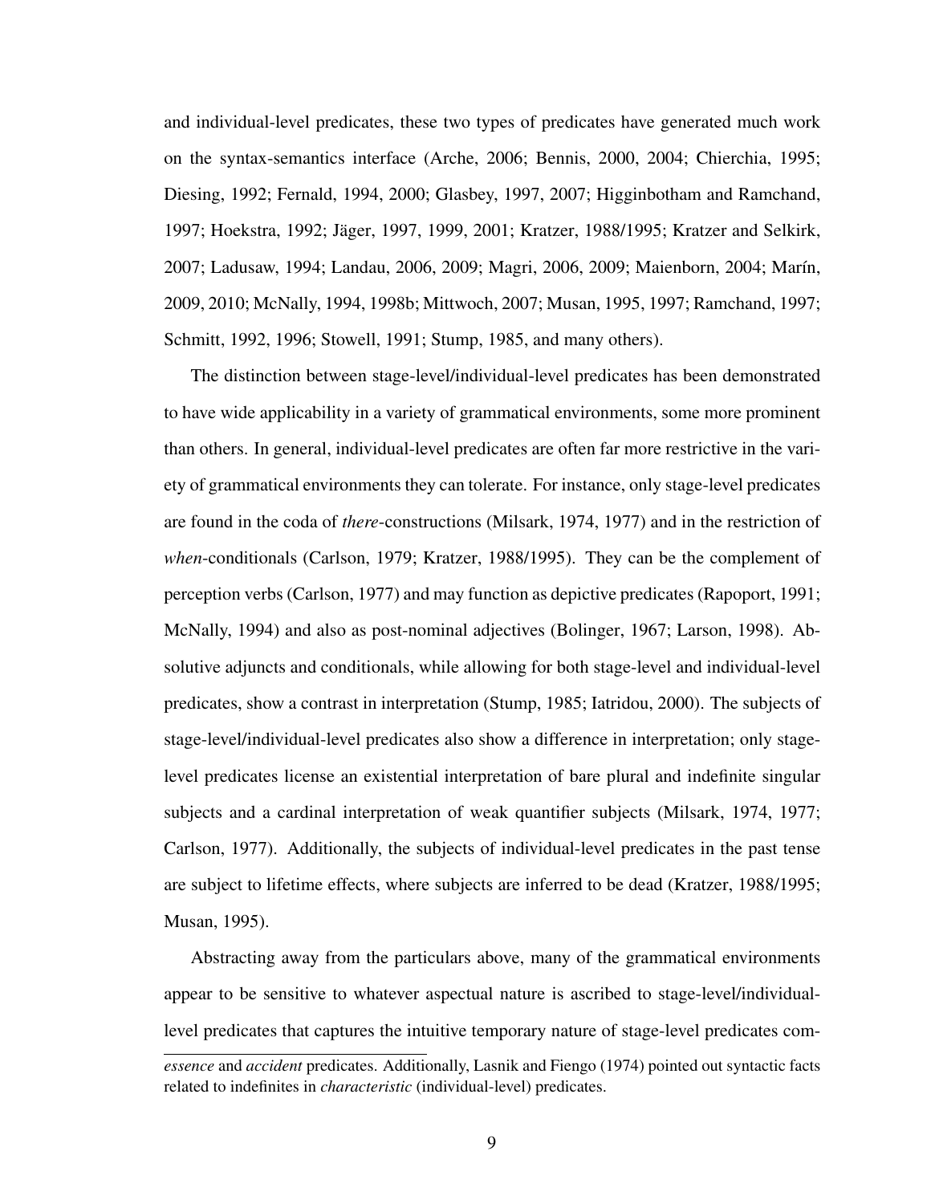and individual-level predicates, these two types of predicates have generated much work on the syntax-semantics interface (Arche, 2006; Bennis, 2000, 2004; Chierchia, 1995; Diesing, 1992; Fernald, 1994, 2000; Glasbey, 1997, 2007; Higginbotham and Ramchand, 1997; Hoekstra, 1992; Jäger, 1997, 1999, 2001; Kratzer, 1988/1995; Kratzer and Selkirk, 2007; Ladusaw, 1994; Landau, 2006, 2009; Magri, 2006, 2009; Maienborn, 2004; Marín, 2009, 2010; McNally, 1994, 1998b; Mittwoch, 2007; Musan, 1995, 1997; Ramchand, 1997; Schmitt, 1992, 1996; Stowell, 1991; Stump, 1985, and many others).

The distinction between stage-level/individual-level predicates has been demonstrated to have wide applicability in a variety of grammatical environments, some more prominent than others. In general, individual-level predicates are often far more restrictive in the variety of grammatical environments they can tolerate. For instance, only stage-level predicates are found in the coda of *there*-constructions (Milsark, 1974, 1977) and in the restriction of *when*-conditionals (Carlson, 1979; Kratzer, 1988/1995). They can be the complement of perception verbs (Carlson, 1977) and may function as depictive predicates (Rapoport, 1991; McNally, 1994) and also as post-nominal adjectives (Bolinger, 1967; Larson, 1998). Absolutive adjuncts and conditionals, while allowing for both stage-level and individual-level predicates, show a contrast in interpretation (Stump, 1985; Iatridou, 2000). The subjects of stage-level/individual-level predicates also show a difference in interpretation; only stage-level predicates license an existential interpretation of bare plural and indefinite singular subjects and a cardinal interpretation of weak quantifier subjects (Milsark, 1974, 1977; Carlson, 1977). Additionally, the subjects of individual-level predicates in the past tense are subject to lifetime effects, where subjects are inferred to be dead (Kratzer, 1988/1995; Musan, 1995).

Abstracting away from the particulars above, many of the grammatical environments appear to be sensitive to whatever aspectual nature is ascribed to stage-level/individual-level predicates that captures the intuitive temporary nature of stage-level predicates com-

*essence* and *accident* predicates. Additionally, Lasnik and Fiengo (1974) pointed out syntactic facts related to indefinites in *characteristic* (individual-level) predicates.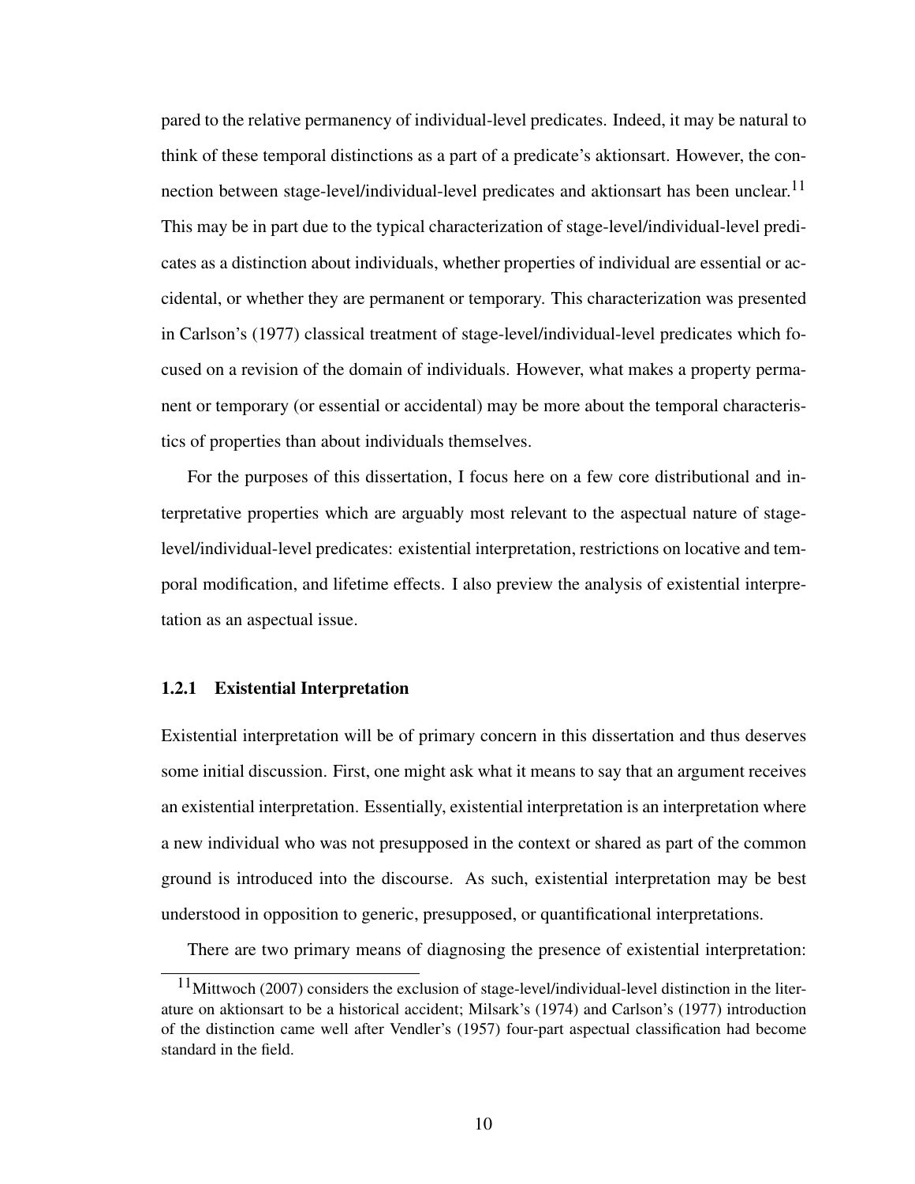pared to the relative permanency of individual-level predicates. Indeed, it may be natural to think of these temporal distinctions as a part of a predicate's aktionsart. However, the connection between stage-level/individual-level predicates and aktionsart has been unclear.[11] This may be in part due to the typical characterization of stage-level/individual-level predicates as a distinction about individuals, whether properties of individual are essential or accidental, or whether they are permanent or temporary. This characterization was presented in Carlson's (1977) classical treatment of stage-level/individual-level predicates which focused on a revision of the domain of individuals. However, what makes a property permanent or temporary (or essential or accidental) may be more about the temporal characteristics of properties than about individuals themselves.

For the purposes of this dissertation, I focus here on a few core distributional and interpretative properties which are arguably most relevant to the aspectual nature of stage-level/individual-level predicates: existential interpretation, restrictions on locative and temporal modification, and lifetime effects. I also preview the analysis of existential interpretation as an aspectual issue.

### 1.2.1 Existential Interpretation

Existential interpretation will be of primary concern in this dissertation and thus deserves some initial discussion. First, one might ask what it means to say that an argument receives an existential interpretation. Essentially, existential interpretation is an interpretation where a new individual who was not presupposed in the context or shared as part of the common ground is introduced into the discourse. As such, existential interpretation may be best understood in opposition to generic, presupposed, or quantificational interpretations.

There are two primary means of diagnosing the presence of existential interpretation:

[11] Mittwoch (2007) considers the exclusion of stage-level/individual-level distinction in the literature on aktionsart to be a historical accident; Milsark's (1974) and Carlson's (1977) introduction of the distinction came well after Vendler's (1957) four-part aspectual classification had become standard in the field.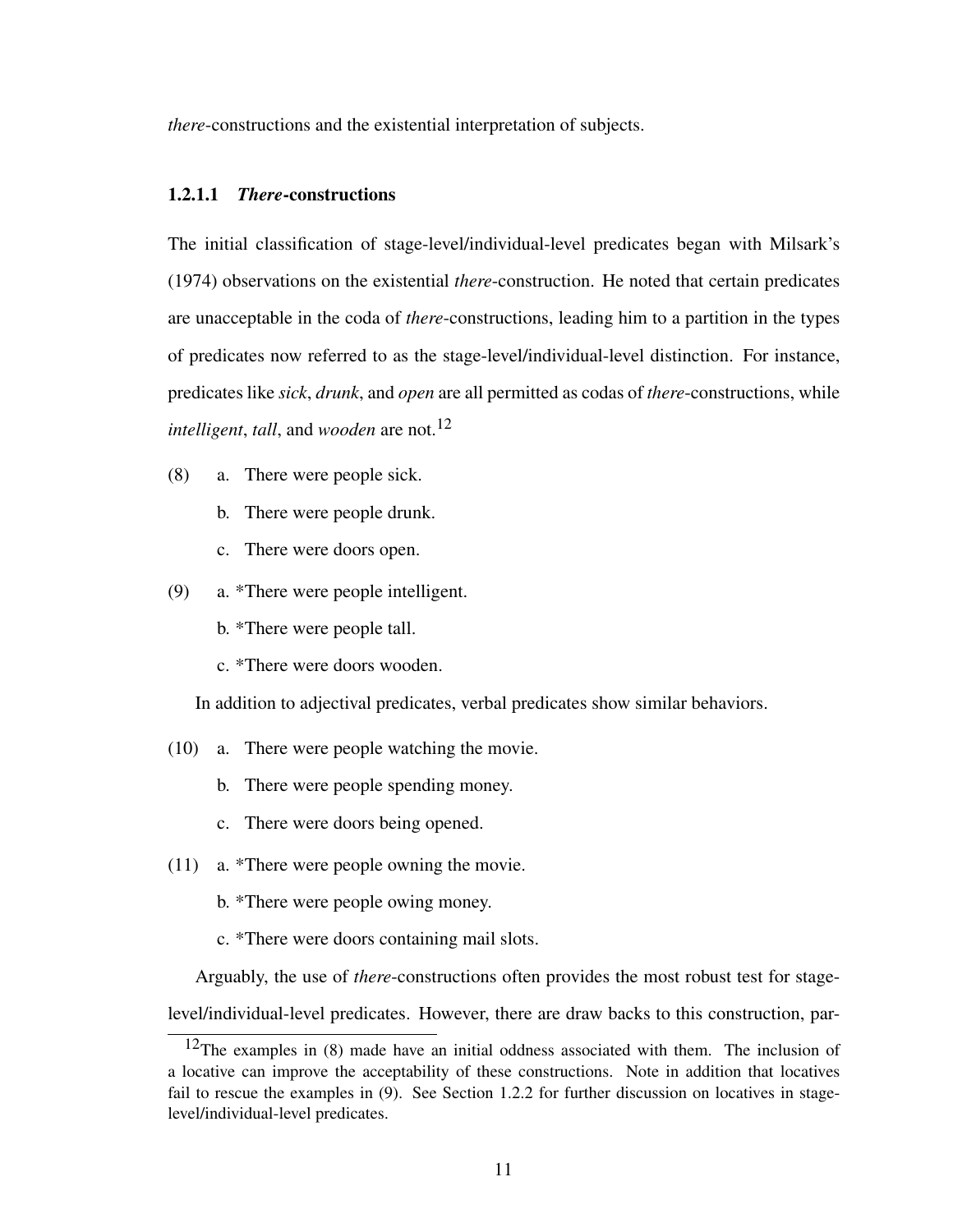*there*-constructions and the existential interpretation of subjects.

#### 1.2.1.1 *There*-constructions

The initial classification of stage-level/individual-level predicates began with Milsark's (1974) observations on the existential *there*-construction. He noted that certain predicates are unacceptable in the coda of *there*-constructions, leading him to a partition in the types of predicates now referred to as the stage-level/individual-level distinction. For instance, predicates like *sick*, *drunk*, and *open* are all permitted as codas of *there*-constructions, while *intelligent*, *tall*, and *wooden* are not.[12]

(8) a. There were people sick.

 b. There were people drunk.

 c. There were doors open.

(9) a. *There were people intelligent.

 b. *There were people tall.

 c. *There were doors wooden.

In addition to adjectival predicates, verbal predicates show similar behaviors.

(10) a. There were people watching the movie.

 b. There were people spending money.

 c. There were doors being opened.

(11) a. *There were people owning the movie.

 b. *There were people owing money.

 c. *There were doors containing mail slots.

Arguably, the use of *there*-constructions often provides the most robust test for stage-level/individual-level predicates. However, there are draw backs to this construction, par-

[12]The examples in (8) made have an initial oddness associated with them. The inclusion of a locative can improve the acceptability of these constructions. Note in addition that locatives fail to rescue the examples in (9). See Section 1.2.2 for further discussion on locatives in stage-level/individual-level predicates.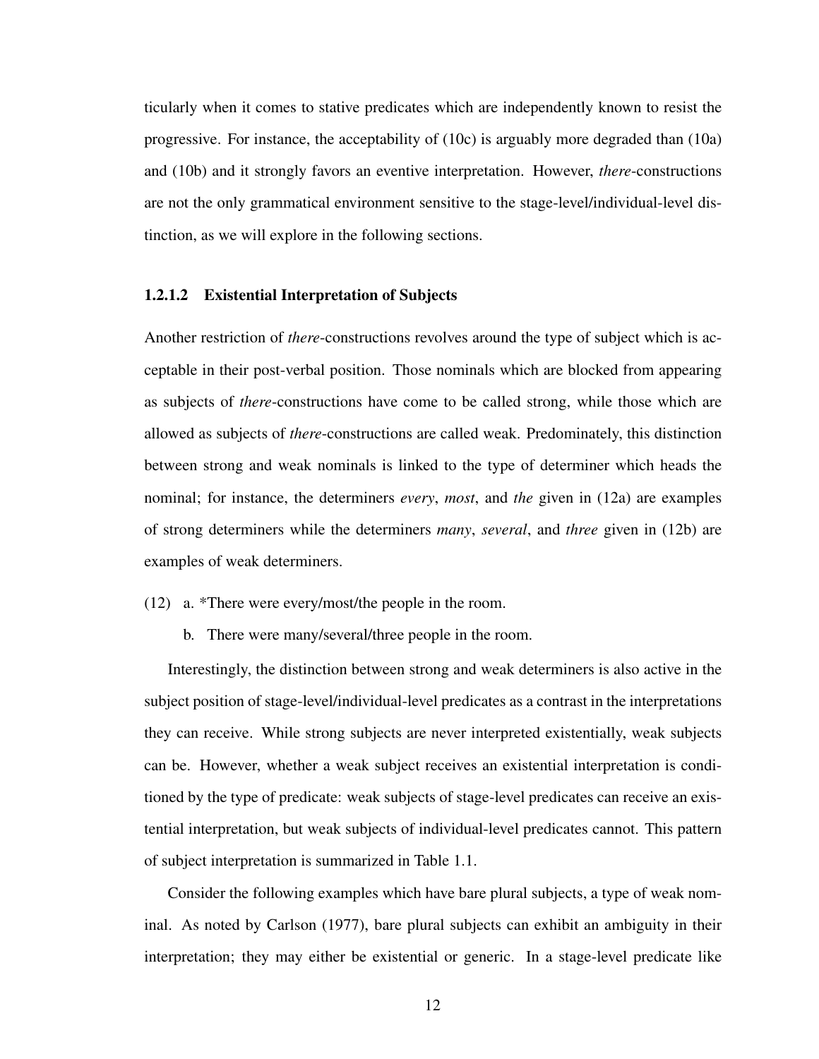ticularly when it comes to stative predicates which are independently known to resist the progressive. For instance, the acceptability of (10c) is arguably more degraded than (10a) and (10b) and it strongly favors an eventive interpretation. However, *there*-constructions are not the only grammatical environment sensitive to the stage-level/individual-level distinction, as we will explore in the following sections.

#### 1.2.1.2 Existential Interpretation of Subjects

Another restriction of *there*-constructions revolves around the type of subject which is acceptable in their post-verbal position. Those nominals which are blocked from appearing as subjects of *there*-constructions have come to be called strong, while those which are allowed as subjects of *there*-constructions are called weak. Predominately, this distinction between strong and weak nominals is linked to the type of determiner which heads the nominal; for instance, the determiners *every*, *most*, and *the* given in (12a) are examples of strong determiners while the determiners *many*, *several*, and *three* given in (12b) are examples of weak determiners.

(12) a. *There were every/most/the people in the room.

b. There were many/several/three people in the room.

Interestingly, the distinction between strong and weak determiners is also active in the subject position of stage-level/individual-level predicates as a contrast in the interpretations they can receive. While strong subjects are never interpreted existentially, weak subjects can be. However, whether a weak subject receives an existential interpretation is conditioned by the type of predicate: weak subjects of stage-level predicates can receive an existential interpretation, but weak subjects of individual-level predicates cannot. This pattern of subject interpretation is summarized in Table 1.1.

Consider the following examples which have bare plural subjects, a type of weak nominal. As noted by Carlson (1977), bare plural subjects can exhibit an ambiguity in their interpretation; they may either be existential or generic. In a stage-level predicate like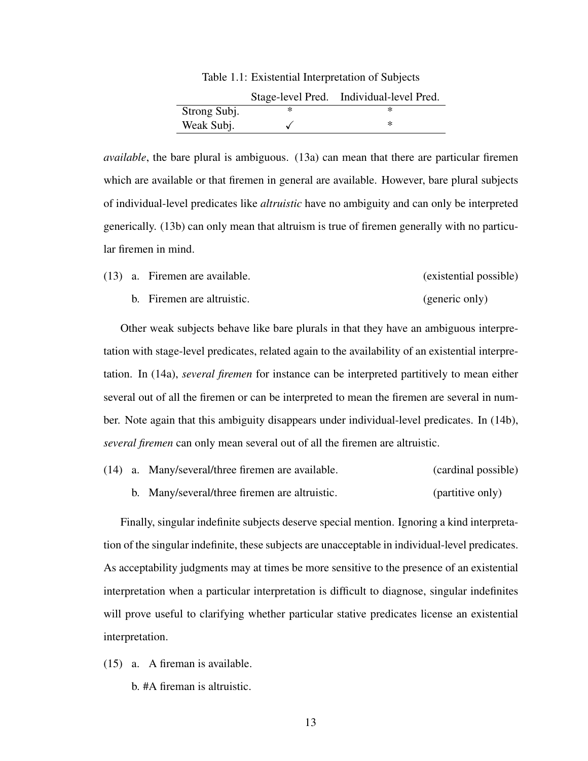Table 1.1: Existential Interpretation of Subjects

| | Stage-level Pred. | Individual-level Pred. |
|---|---|---|
| Strong Subj. | * | * |
| Weak Subj. | ✓ | * |

*available*, the bare plural is ambiguous. (13a) can mean that there are particular firemen which are available or that firemen in general are available. However, bare plural subjects of individual-level predicates like *altruistic* have no ambiguity and can only be interpreted generically. (13b) can only mean that altruism is true of firemen generally with no particular firemen in mind.

(13) a. Firemen are available. (existential possible)

b. Firemen are altruistic. (generic only)

Other weak subjects behave like bare plurals in that they have an ambiguous interpretation with stage-level predicates, related again to the availability of an existential interpretation. In (14a), *several firemen* for instance can be interpreted partitively to mean either several out of all the firemen or can be interpreted to mean the firemen are several in number. Note again that this ambiguity disappears under individual-level predicates. In (14b), *several firemen* can only mean several out of all the firemen are altruistic.

(14) a. Many/several/three firemen are available. (cardinal possible)

b. Many/several/three firemen are altruistic. (partitive only)

Finally, singular indefinite subjects deserve special mention. Ignoring a kind interpretation of the singular indefinite, these subjects are unacceptable in individual-level predicates. As acceptability judgments may at times be more sensitive to the presence of an existential interpretation when a particular interpretation is difficult to diagnose, singular indefinites will prove useful to clarifying whether particular stative predicates license an existential interpretation.

(15) a. A fireman is available.

b. #A fireman is altruistic.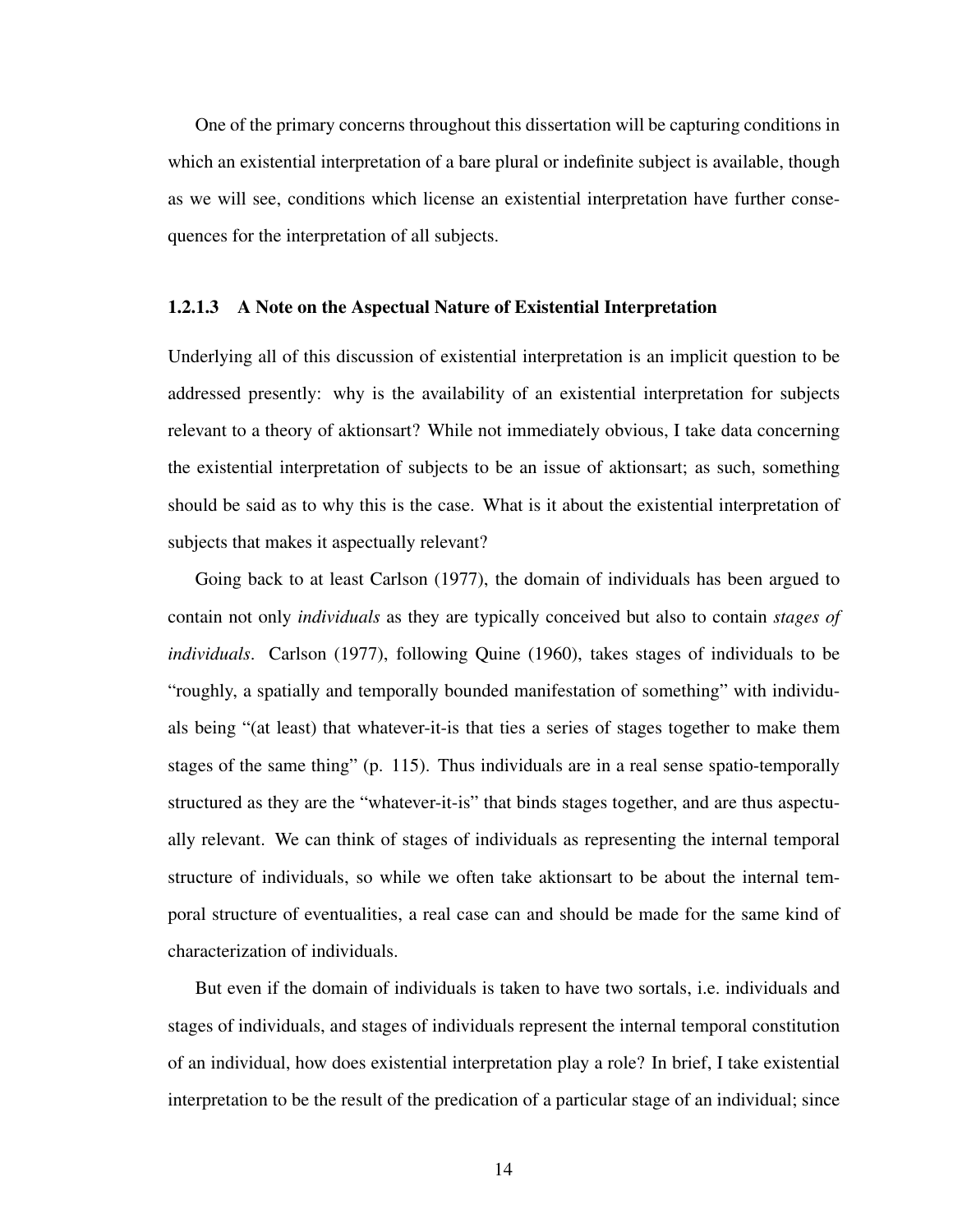One of the primary concerns throughout this dissertation will be capturing conditions in which an existential interpretation of a bare plural or indefinite subject is available, though as we will see, conditions which license an existential interpretation have further consequences for the interpretation of all subjects.

#### 1.2.1.3 A Note on the Aspectual Nature of Existential Interpretation

Underlying all of this discussion of existential interpretation is an implicit question to be addressed presently: why is the availability of an existential interpretation for subjects relevant to a theory of aktionsart? While not immediately obvious, I take data concerning the existential interpretation of subjects to be an issue of aktionsart; as such, something should be said as to why this is the case. What is it about the existential interpretation of subjects that makes it aspectually relevant?

Going back to at least Carlson (1977), the domain of individuals has been argued to contain not only *individuals* as they are typically conceived but also to contain *stages of individuals*. Carlson (1977), following Quine (1960), takes stages of individuals to be "roughly, a spatially and temporally bounded manifestation of something" with individuals being "(at least) that whatever-it-is that ties a series of stages together to make them stages of the same thing" (p. 115). Thus individuals are in a real sense spatio-temporally structured as they are the "whatever-it-is" that binds stages together, and are thus aspectually relevant. We can think of stages of individuals as representing the internal temporal structure of individuals, so while we often take aktionsart to be about the internal temporal structure of eventualities, a real case can and should be made for the same kind of characterization of individuals.

But even if the domain of individuals is taken to have two sortals, i.e. individuals and stages of individuals, and stages of individuals represent the internal temporal constitution of an individual, how does existential interpretation play a role? In brief, I take existential interpretation to be the result of the predication of a particular stage of an individual; since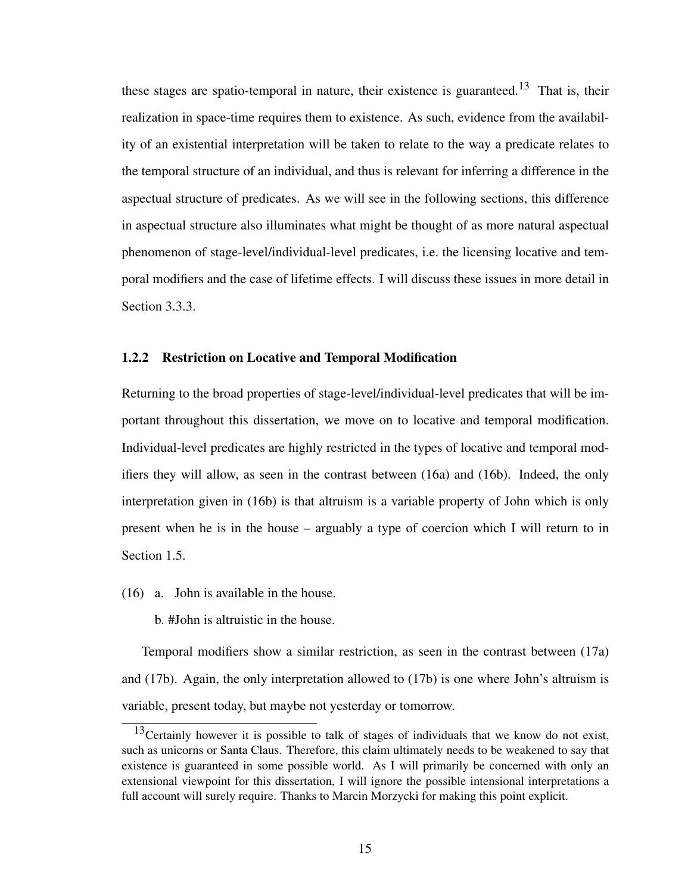these stages are spatio-temporal in nature, their existence is guaranteed.[13] That is, their realization in space-time requires them to existence. As such, evidence from the availability of an existential interpretation will be taken to relate to the way a predicate relates to the temporal structure of an individual, and thus is relevant for inferring a difference in the aspectual structure of predicates. As we will see in the following sections, this difference in aspectual structure also illuminates what might be thought of as more natural aspectual phenomenon of stage-level/individual-level predicates, i.e. the licensing locative and temporal modifiers and the case of lifetime effects. I will discuss these issues in more detail in Section 3.3.3.

### 1.2.2 Restriction on Locative and Temporal Modification

Returning to the broad properties of stage-level/individual-level predicates that will be important throughout this dissertation, we move on to locative and temporal modification. Individual-level predicates are highly restricted in the types of locative and temporal modifiers they will allow, as seen in the contrast between (16a) and (16b). Indeed, the only interpretation given in (16b) is that altruism is a variable property of John which is only present when he is in the house – arguably a type of coercion which I will return to in Section 1.5.

(16) a. John is available in the house.

b. #John is altruistic in the house.

Temporal modifiers show a similar restriction, as seen in the contrast between (17a) and (17b). Again, the only interpretation allowed to (17b) is one where John's altruism is variable, present today, but maybe not yesterday or tomorrow.

[13] Certainly however it is possible to talk of stages of individuals that we know do not exist, such as unicorns or Santa Claus. Therefore, this claim ultimately needs to be weakened to say that existence is guaranteed in some possible world. As I will primarily be concerned with only an extensional viewpoint for this dissertation, I will ignore the possible intensional interpretations a full account will surely require. Thanks to Marcin Morzycki for making this point explicit.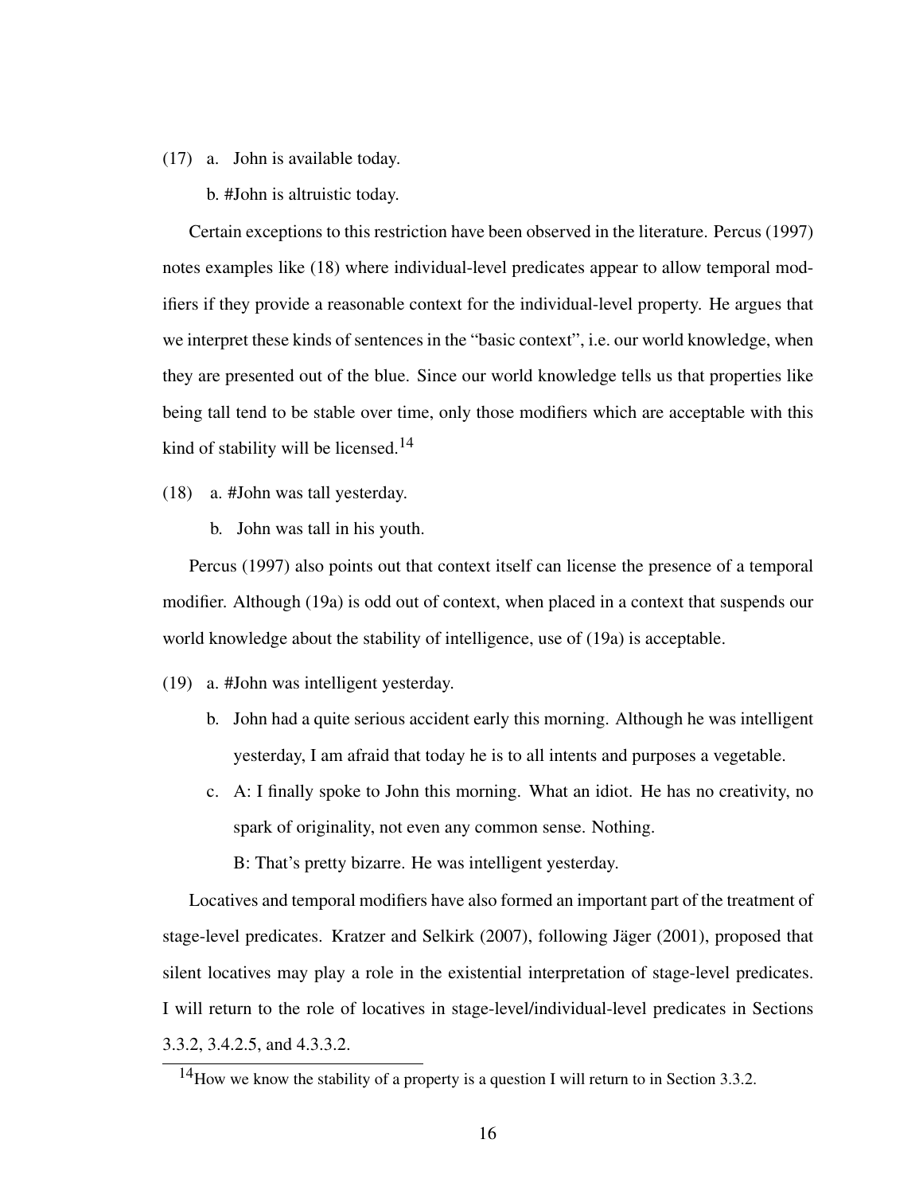(17) a. John is available today.

b. #John is altruistic today.

Certain exceptions to this restriction have been observed in the literature. Percus (1997) notes examples like (18) where individual-level predicates appear to allow temporal modifiers if they provide a reasonable context for the individual-level property. He argues that we interpret these kinds of sentences in the "basic context", i.e. our world knowledge, when they are presented out of the blue. Since our world knowledge tells us that properties like being tall tend to be stable over time, only those modifiers which are acceptable with this kind of stability will be licensed.[14]

(18) a. #John was tall yesterday.

b. John was tall in his youth.

Percus (1997) also points out that context itself can license the presence of a temporal modifier. Although (19a) is odd out of context, when placed in a context that suspends our world knowledge about the stability of intelligence, use of (19a) is acceptable.

(19) a. #John was intelligent yesterday.

b. John had a quite serious accident early this morning. Although he was intelligent yesterday, I am afraid that today he is to all intents and purposes a vegetable.

c. A: I finally spoke to John this morning. What an idiot. He has no creativity, no spark of originality, not even any common sense. Nothing.

B: That's pretty bizarre. He was intelligent yesterday.

Locatives and temporal modifiers have also formed an important part of the treatment of stage-level predicates. Kratzer and Selkirk (2007), following Jäger (2001), proposed that silent locatives may play a role in the existential interpretation of stage-level predicates. I will return to the role of locatives in stage-level/individual-level predicates in Sections 3.3.2, 3.4.2.5, and 4.3.3.2.

[14]How we know the stability of a property is a question I will return to in Section 3.3.2.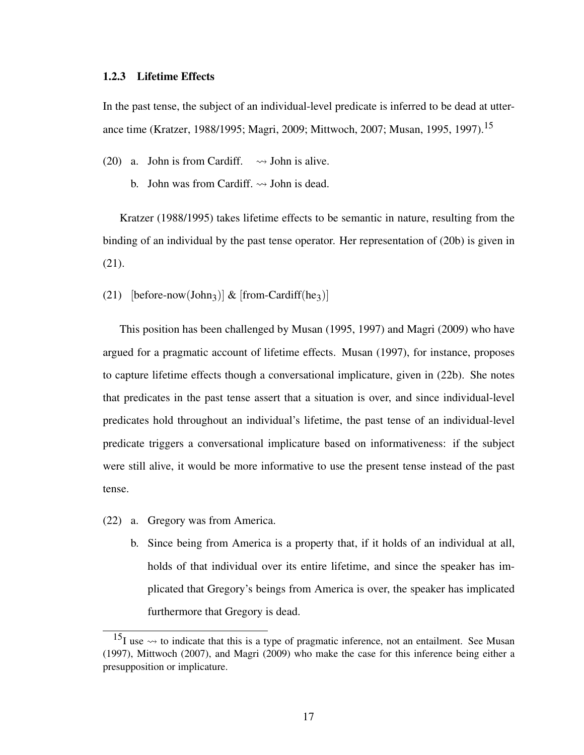### 1.2.3 Lifetime Effects

In the past tense, the subject of an individual-level predicate is inferred to be dead at utterance time (Kratzer, 1988/1995; Magri, 2009; Mittwoch, 2007; Musan, 1995, 1997).[15]

(20) a. John is from Cardiff. $\rightsquigarrow$ John is alive.

b. John was from Cardiff. $\rightsquigarrow$ John is dead.

Kratzer (1988/1995) takes lifetime effects to be semantic in nature, resulting from the binding of an individual by the past tense operator. Her representation of (20b) is given in (21).

(21) [before-now(John$_3$)] & [from-Cardiff(he$_3$)]

This position has been challenged by Musan (1995, 1997) and Magri (2009) who have argued for a pragmatic account of lifetime effects. Musan (1997), for instance, proposes to capture lifetime effects though a conversational implicature, given in (22b). She notes that predicates in the past tense assert that a situation is over, and since individual-level predicates hold throughout an individual's lifetime, the past tense of an individual-level predicate triggers a conversational implicature based on informativeness: if the subject were still alive, it would be more informative to use the present tense instead of the past tense.

(22) a. Gregory was from America.

b. Since being from America is a property that, if it holds of an individual at all, holds of that individual over its entire lifetime, and since the speaker has implicated that Gregory's beings from America is over, the speaker has implicated furthermore that Gregory is dead.

---

[15] I use $\rightsquigarrow$ to indicate that this is a type of pragmatic inference, not an entailment. See Musan (1997), Mittwoch (2007), and Magri (2009) who make the case for this inference being either a presupposition or implicature.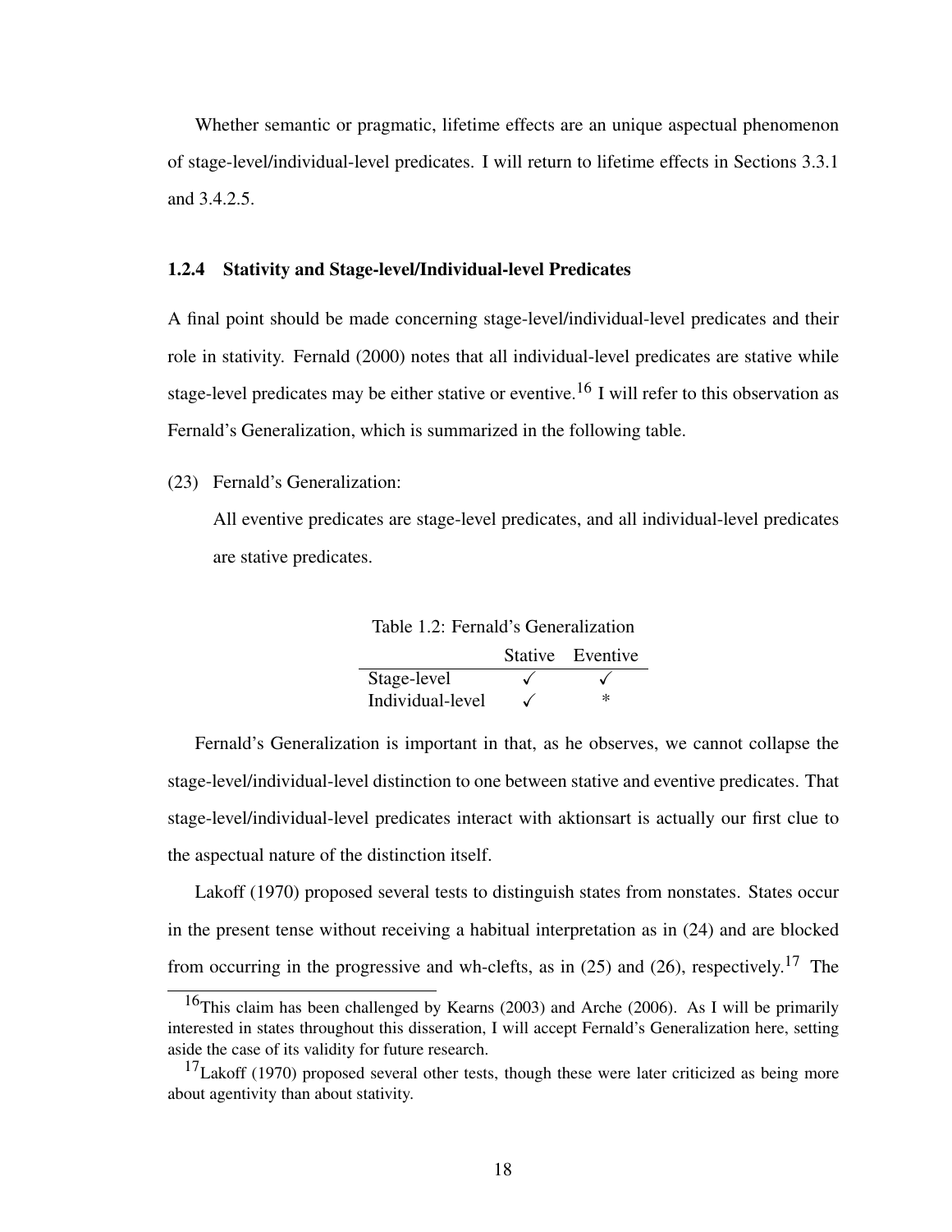Whether semantic or pragmatic, lifetime effects are an unique aspectual phenomenon of stage-level/individual-level predicates. I will return to lifetime effects in Sections 3.3.1 and 3.4.2.5.

### 1.2.4 Stativity and Stage-level/Individual-level Predicates

A final point should be made concerning stage-level/individual-level predicates and their role in stativity. Fernald (2000) notes that all individual-level predicates are stative while stage-level predicates may be either stative or eventive.[16] I will refer to this observation as Fernald's Generalization, which is summarized in the following table.

(23) Fernald's Generalization:

All eventive predicates are stage-level predicates, and all individual-level predicates are stative predicates.

Table 1.2: Fernald's Generalization

| | Stative | Eventive |
|---|---|---|
| Stage-level | ✓ | ✓ |
| Individual-level | ✓ | * |

Fernald's Generalization is important in that, as he observes, we cannot collapse the stage-level/individual-level distinction to one between stative and eventive predicates. That stage-level/individual-level predicates interact with aktionsart is actually our first clue to the aspectual nature of the distinction itself.

Lakoff (1970) proposed several tests to distinguish states from nonstates. States occur in the present tense without receiving a habitual interpretation as in (24) and are blocked from occurring in the progressive and wh-clefts, as in (25) and (26), respectively.[17] The

[16] This claim has been challenged by Kearns (2003) and Arche (2006). As I will be primarily interested in states throughout this disseration, I will accept Fernald's Generalization here, setting aside the case of its validity for future research.

[17] Lakoff (1970) proposed several other tests, though these were later criticized as being more about agentivity than about stativity.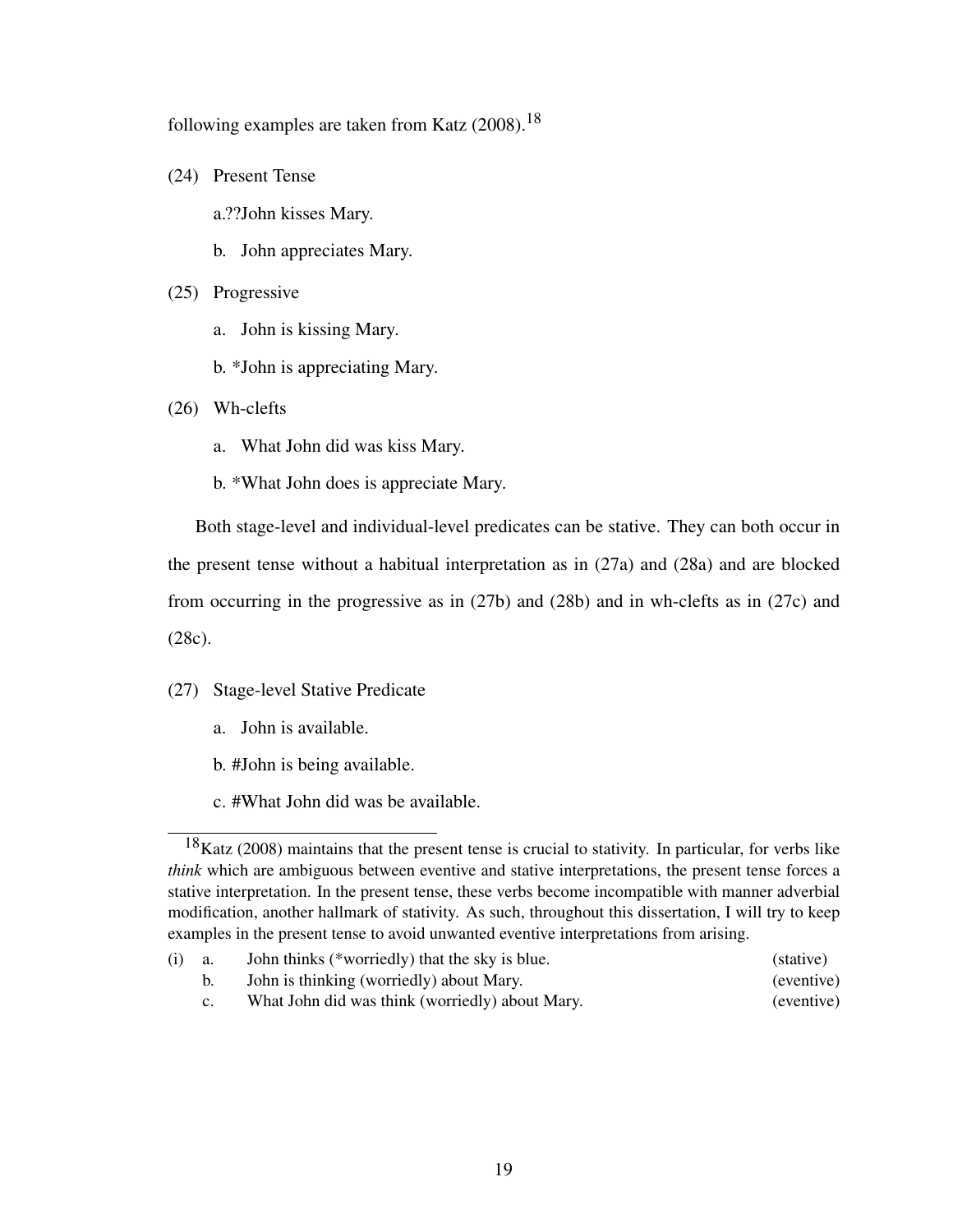following examples are taken from Katz (2008).[18]

(24) Present Tense

a.??John kisses Mary.

b. John appreciates Mary.

(25) Progressive

a. John is kissing Mary.

b. *John is appreciating Mary.

(26) Wh-clefts

a. What John did was kiss Mary.

b. *What John does is appreciate Mary.

Both stage-level and individual-level predicates can be stative. They can both occur in the present tense without a habitual interpretation as in (27a) and (28a) and are blocked from occurring in the progressive as in (27b) and (28b) and in wh-clefts as in (27c) and (28c).

(27) Stage-level Stative Predicate

a. John is available.

b. #John is being available.

c. #What John did was be available.

---

[18] Katz (2008) maintains that the present tense is crucial to stativity. In particular, for verbs like *think* which are ambiguous between eventive and stative interpretations, the present tense forces a stative interpretation. In the present tense, these verbs become incompatible with manner adverbial modification, another hallmark of stativity. As such, throughout this dissertation, I will try to keep examples in the present tense to avoid unwanted eventive interpretations from arising.

(i) a. John thinks (*worriedly) that the sky is blue. (stative)

b. John is thinking (worriedly) about Mary. (eventive)

c. What John did was think (worriedly) about Mary. (eventive)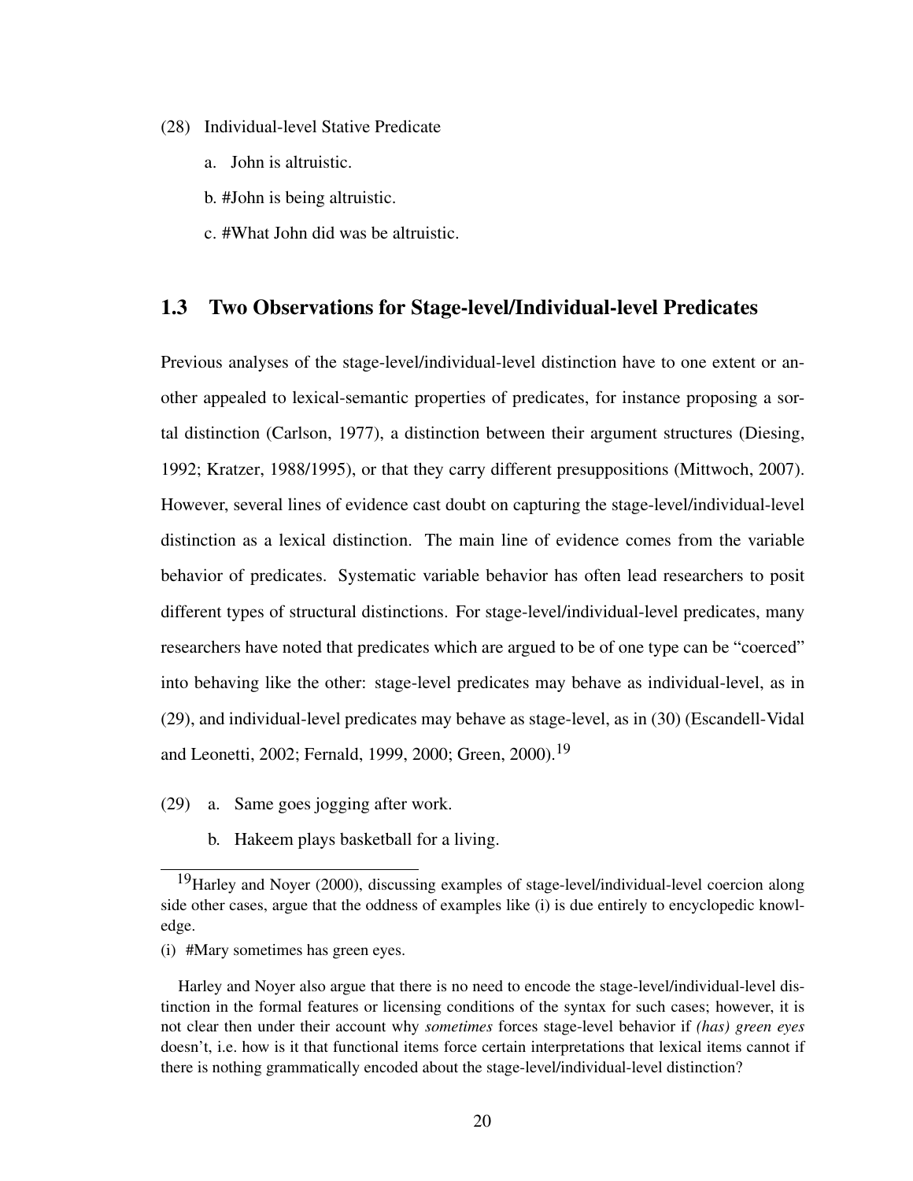(28) Individual-level Stative Predicate

a. John is altruistic.

b. #John is being altruistic.

c. #What John did was be altruistic.

## 1.3 Two Observations for Stage-level/Individual-level Predicates

Previous analyses of the stage-level/individual-level distinction have to one extent or another appealed to lexical-semantic properties of predicates, for instance proposing a sortal distinction (Carlson, 1977), a distinction between their argument structures (Diesing, 1992; Kratzer, 1988/1995), or that they carry different presuppositions (Mittwoch, 2007). However, several lines of evidence cast doubt on capturing the stage-level/individual-level distinction as a lexical distinction. The main line of evidence comes from the variable behavior of predicates. Systematic variable behavior has often lead researchers to posit different types of structural distinctions. For stage-level/individual-level predicates, many researchers have noted that predicates which are argued to be of one type can be "coerced" into behaving like the other: stage-level predicates may behave as individual-level, as in (29), and individual-level predicates may behave as stage-level, as in (30) (Escandell-Vidal and Leonetti, 2002; Fernald, 1999, 2000; Green, 2000).[19]

(29) a. Same goes jogging after work.

b. Hakeem plays basketball for a living.

---

[19] Harley and Noyer (2000), discussing examples of stage-level/individual-level coercion along side other cases, argue that the oddness of examples like (i) is due entirely to encyclopedic knowledge.

(i) #Mary sometimes has green eyes.

Harley and Noyer also argue that there is no need to encode the stage-level/individual-level distinction in the formal features or licensing conditions of the syntax for such cases; however, it is not clear then under their account why *sometimes* forces stage-level behavior if *(has) green eyes* doesn't, i.e. how is it that functional items force certain interpretations that lexical items cannot if there is nothing grammatically encoded about the stage-level/individual-level distinction?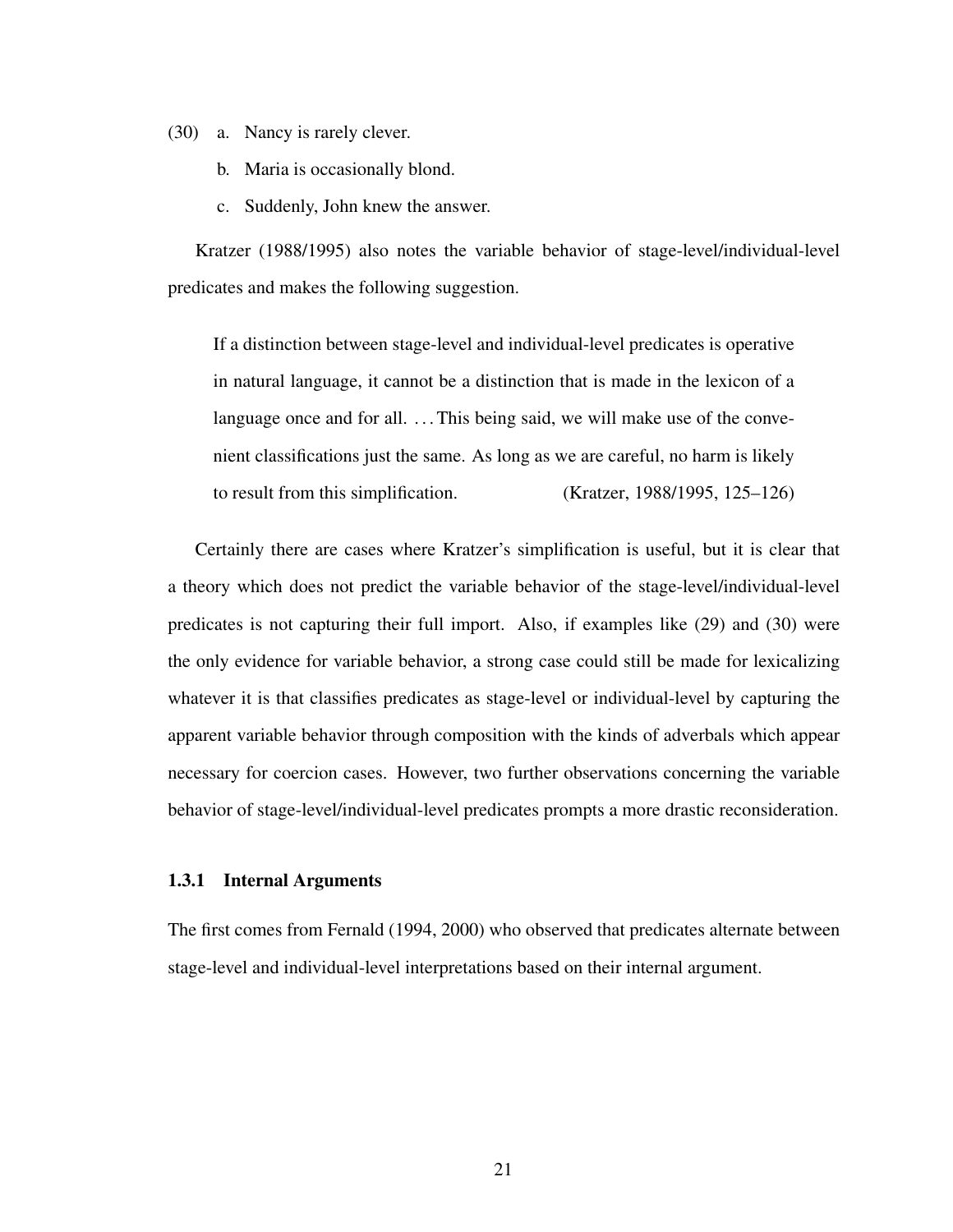(30) a. Nancy is rarely clever.

b. Maria is occasionally blond.

c. Suddenly, John knew the answer.

Kratzer (1988/1995) also notes the variable behavior of stage-level/individual-level predicates and makes the following suggestion.

> If a distinction between stage-level and individual-level predicates is operative in natural language, it cannot be a distinction that is made in the lexicon of a language once and for all. . . . This being said, we will make use of the convenient classifications just the same. As long as we are careful, no harm is likely to result from this simplification. (Kratzer, 1988/1995, 125–126)

Certainly there are cases where Kratzer's simplification is useful, but it is clear that a theory which does not predict the variable behavior of the stage-level/individual-level predicates is not capturing their full import. Also, if examples like (29) and (30) were the only evidence for variable behavior, a strong case could still be made for lexicalizing whatever it is that classifies predicates as stage-level or individual-level by capturing the apparent variable behavior through composition with the kinds of adverbals which appear necessary for coercion cases. However, two further observations concerning the variable behavior of stage-level/individual-level predicates prompts a more drastic reconsideration.

### 1.3.1 Internal Arguments

The first comes from Fernald (1994, 2000) who observed that predicates alternate between stage-level and individual-level interpretations based on their internal argument.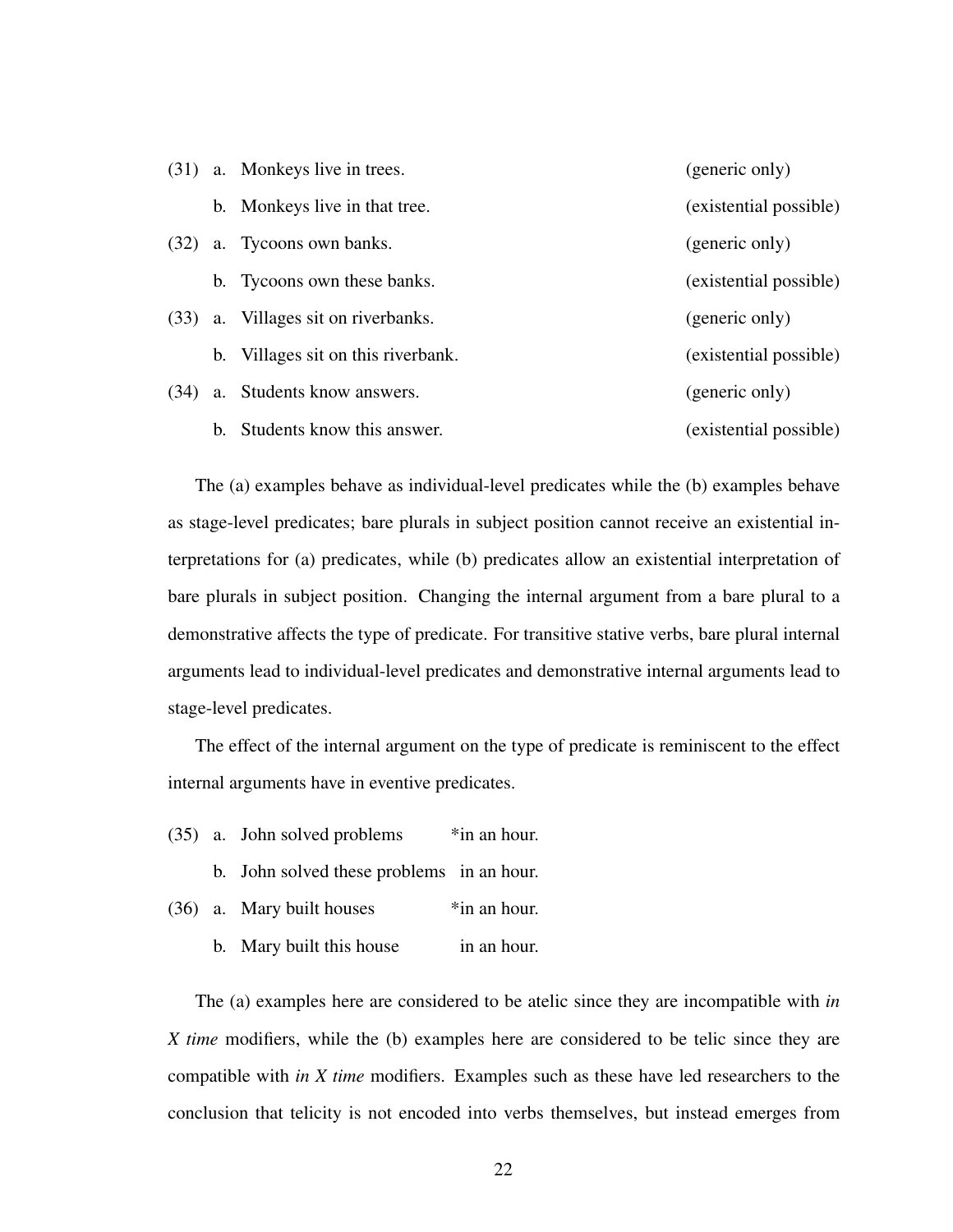(31) a. Monkeys live in trees. (generic only)

b. Monkeys live in that tree. (existential possible)

(32) a. Tycoons own banks. (generic only)

b. Tycoons own these banks. (existential possible)

(33) a. Villages sit on riverbanks. (generic only)

b. Villages sit on this riverbank. (existential possible)

(34) a. Students know answers. (generic only)

b. Students know this answer. (existential possible)

The (a) examples behave as individual-level predicates while the (b) examples behave as stage-level predicates; bare plurals in subject position cannot receive an existential interpretations for (a) predicates, while (b) predicates allow an existential interpretation of bare plurals in subject position. Changing the internal argument from a bare plural to a demonstrative affects the type of predicate. For transitive stative verbs, bare plural internal arguments lead to individual-level predicates and demonstrative internal arguments lead to stage-level predicates.

The effect of the internal argument on the type of predicate is reminiscent to the effect internal arguments have in eventive predicates.

(35) a. John solved problems *in an hour.

b. John solved these problems in an hour.

(36) a. Mary built houses *in an hour.

b. Mary built this house in an hour.

The (a) examples here are considered to be atelic since they are incompatible with *in X time* modifiers, while the (b) examples here are considered to be telic since they are compatible with *in X time* modifiers. Examples such as these have led researchers to the conclusion that telicity is not encoded into verbs themselves, but instead emerges from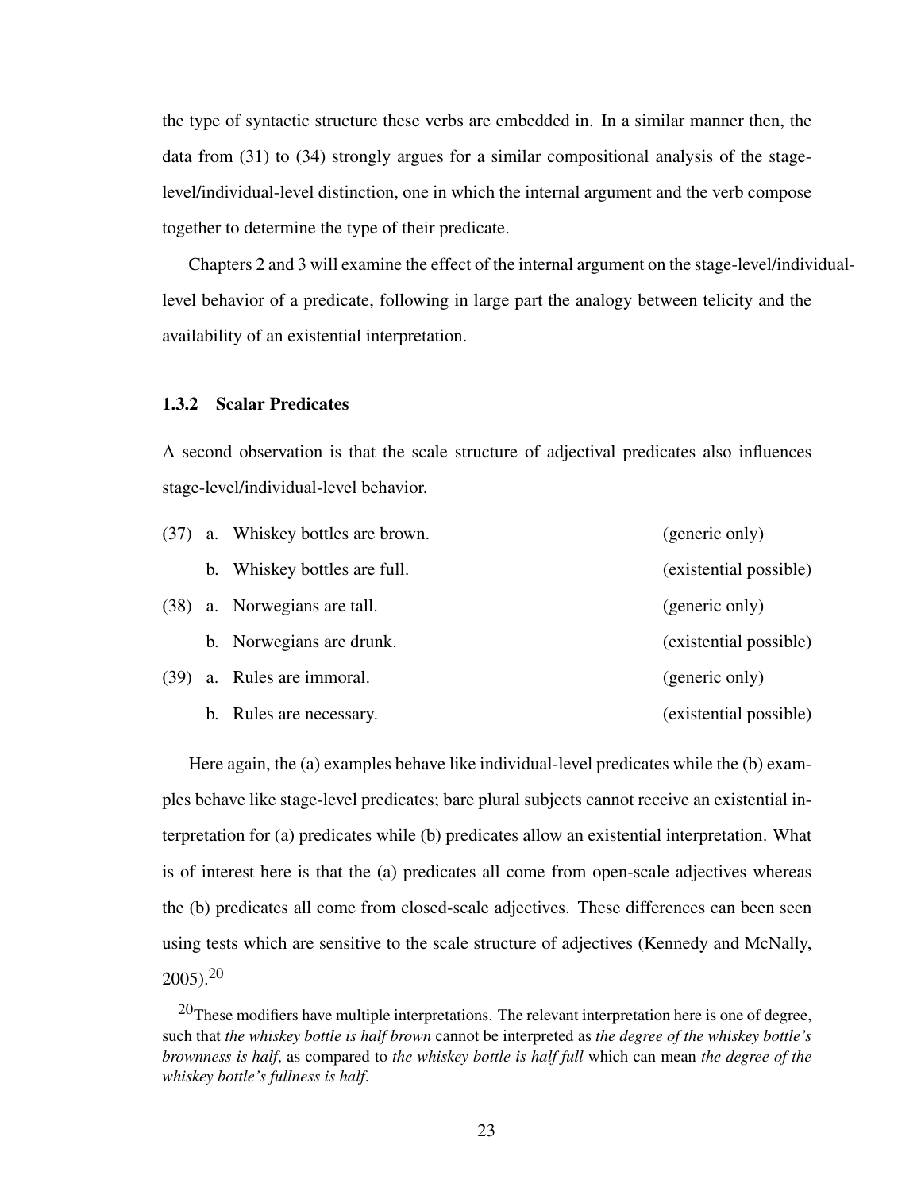the type of syntactic structure these verbs are embedded in. In a similar manner then, the data from (31) to (34) strongly argues for a similar compositional analysis of the stage-level/individual-level distinction, one in which the internal argument and the verb compose together to determine the type of their predicate.

Chapters 2 and 3 will examine the effect of the internal argument on the stage-level/individual-level behavior of a predicate, following in large part the analogy between telicity and the availability of an existential interpretation.

### 1.3.2 Scalar Predicates

A second observation is that the scale structure of adjectival predicates also influences stage-level/individual-level behavior.

(37) a. Whiskey bottles are brown. (generic only)

b. Whiskey bottles are full. (existential possible)

(38) a. Norwegians are tall. (generic only)

b. Norwegians are drunk. (existential possible)

(39) a. Rules are immoral. (generic only)

b. Rules are necessary. (existential possible)

Here again, the (a) examples behave like individual-level predicates while the (b) examples behave like stage-level predicates; bare plural subjects cannot receive an existential interpretation for (a) predicates while (b) predicates allow an existential interpretation. What is of interest here is that the (a) predicates all come from open-scale adjectives whereas the (b) predicates all come from closed-scale adjectives. These differences can been seen using tests which are sensitive to the scale structure of adjectives (Kennedy and McNally, 2005).[20]

[20] These modifiers have multiple interpretations. The relevant interpretation here is one of degree, such that *the whiskey bottle is half brown* cannot be interpreted as *the degree of the whiskey bottle's brownness is half*, as compared to *the whiskey bottle is half full* which can mean *the degree of the whiskey bottle's fullness is half*.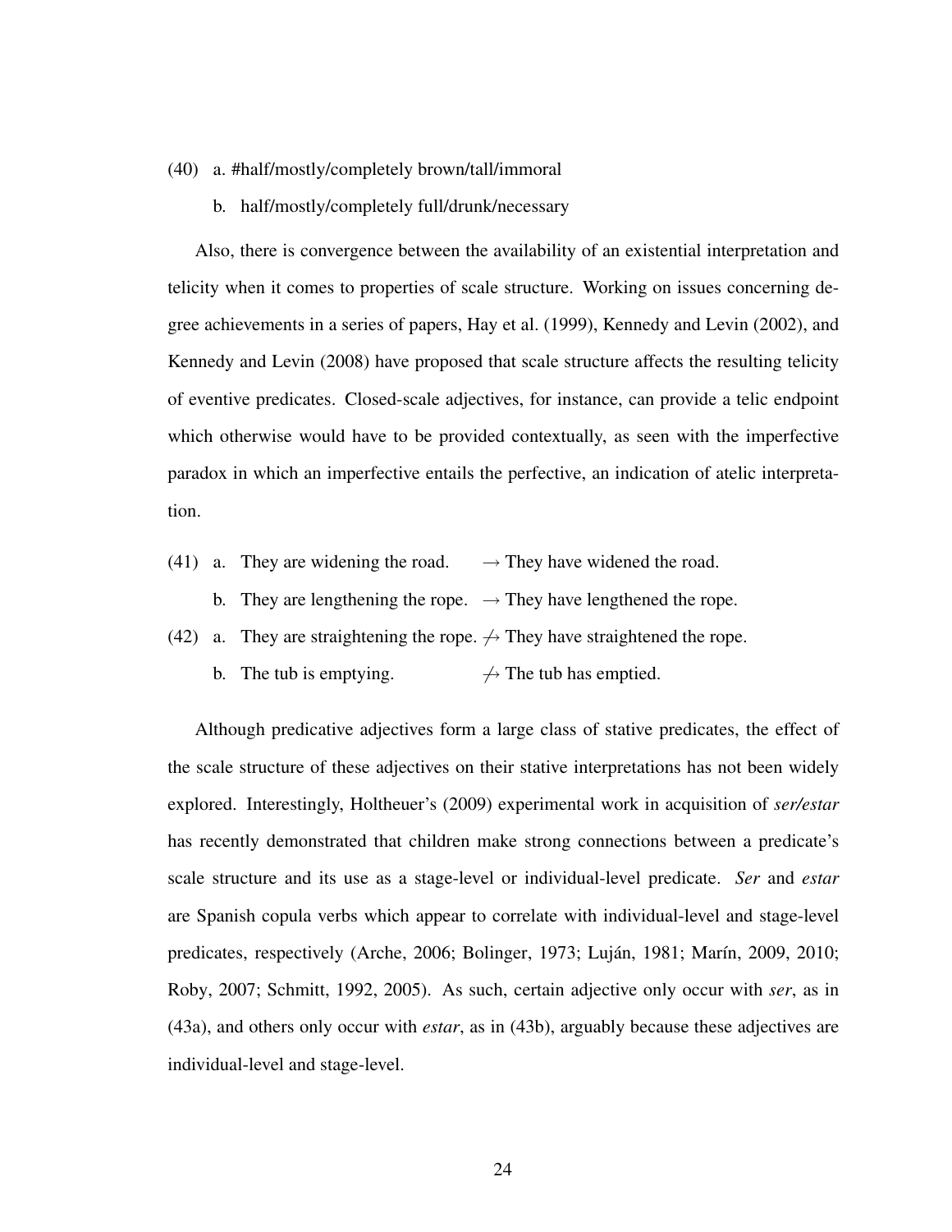(40) a. #half/mostly/completely brown/tall/immoral

b. half/mostly/completely full/drunk/necessary

Also, there is convergence between the availability of an existential interpretation and telicity when it comes to properties of scale structure. Working on issues concerning degree achievements in a series of papers, Hay et al. (1999), Kennedy and Levin (2002), and Kennedy and Levin (2008) have proposed that scale structure affects the resulting telicity of eventive predicates. Closed-scale adjectives, for instance, can provide a telic endpoint which otherwise would have to be provided contextually, as seen with the imperfective paradox in which an imperfective entails the perfective, an indication of atelic interpretation.

(41) a. They are widening the road. $\rightarrow$ They have widened the road.

b. They are lengthening the rope. $\rightarrow$ They have lengthened the rope.

(42) a. They are straightening the rope. $\not\rightarrow$ They have straightened the rope.

b. The tub is emptying. $\not\rightarrow$ The tub has emptied.

Although predicative adjectives form a large class of stative predicates, the effect of the scale structure of these adjectives on their stative interpretations has not been widely explored. Interestingly, Holtheuer's (2009) experimental work in acquisition of *ser/estar* has recently demonstrated that children make strong connections between a predicate's scale structure and its use as a stage-level or individual-level predicate. *Ser* and *estar* are Spanish copula verbs which appear to correlate with individual-level and stage-level predicates, respectively (Arche, 2006; Bolinger, 1973; Luján, 1981; Marín, 2009, 2010; Roby, 2007; Schmitt, 1992, 2005). As such, certain adjective only occur with *ser*, as in (43a), and others only occur with *estar*, as in (43b), arguably because these adjectives are individual-level and stage-level.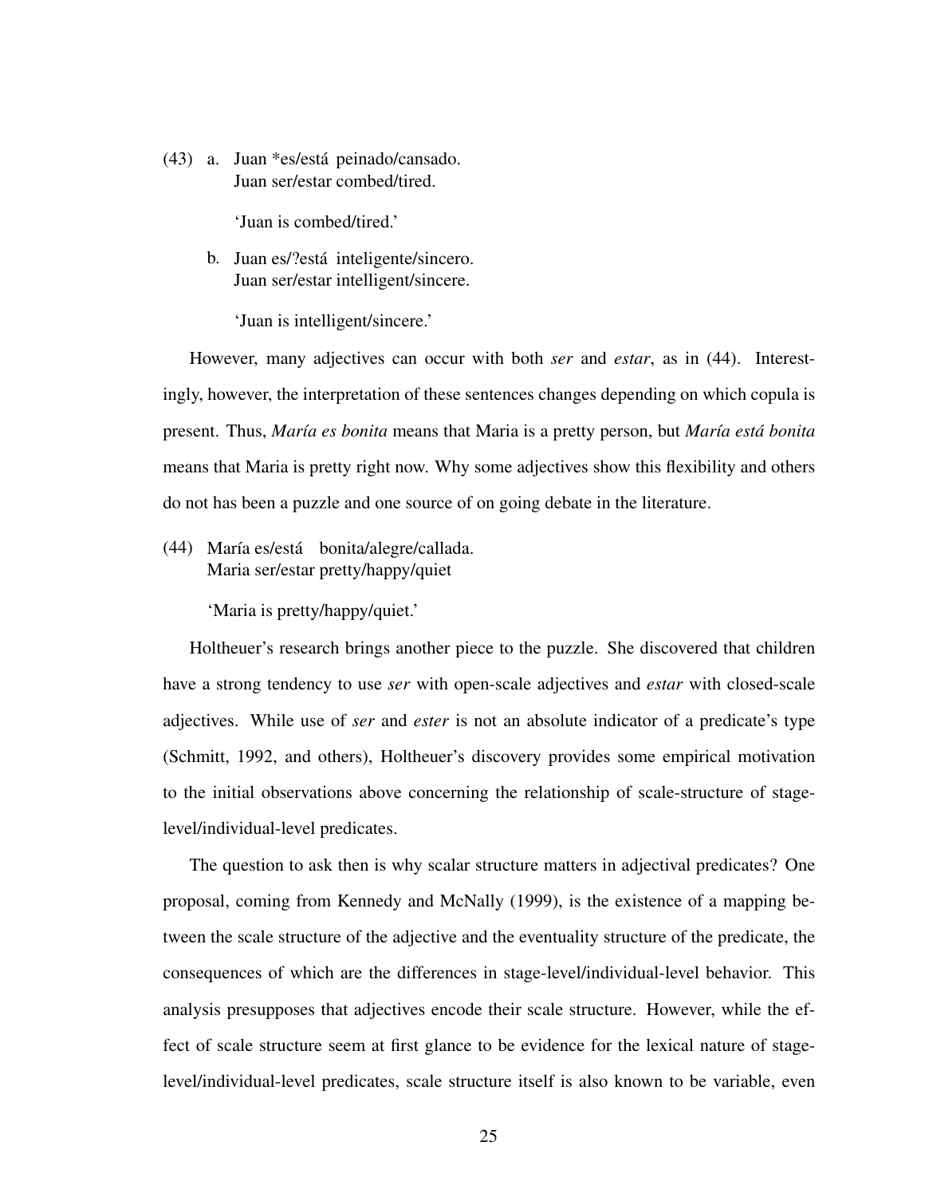(43) a. Juan *es/está peinado/cansado.
Juan ser/estar combed/tired.

'Juan is combed/tired.'

b. Juan es/?está inteligente/sincero.
Juan ser/estar intelligent/sincere.

'Juan is intelligent/sincere.'

However, many adjectives can occur with both *ser* and *estar*, as in (44). Interestingly, however, the interpretation of these sentences changes depending on which copula is present. Thus, *María es bonita* means that Maria is a pretty person, but *María está bonita* means that Maria is pretty right now. Why some adjectives show this flexibility and others do not has been a puzzle and one source of on going debate in the literature.

(44) María es/está bonita/alegre/callada.
Maria ser/estar pretty/happy/quiet

'Maria is pretty/happy/quiet.'

Holtheuer's research brings another piece to the puzzle. She discovered that children have a strong tendency to use *ser* with open-scale adjectives and *estar* with closed-scale adjectives. While use of *ser* and *ester* is not an absolute indicator of a predicate's type (Schmitt, 1992, and others), Holtheuer's discovery provides some empirical motivation to the initial observations above concerning the relationship of scale-structure of stage-level/individual-level predicates.

The question to ask then is why scalar structure matters in adjectival predicates? One proposal, coming from Kennedy and McNally (1999), is the existence of a mapping between the scale structure of the adjective and the eventuality structure of the predicate, the consequences of which are the differences in stage-level/individual-level behavior. This analysis presupposes that adjectives encode their scale structure. However, while the effect of scale structure seem at first glance to be evidence for the lexical nature of stage-level/individual-level predicates, scale structure itself is also known to be variable, even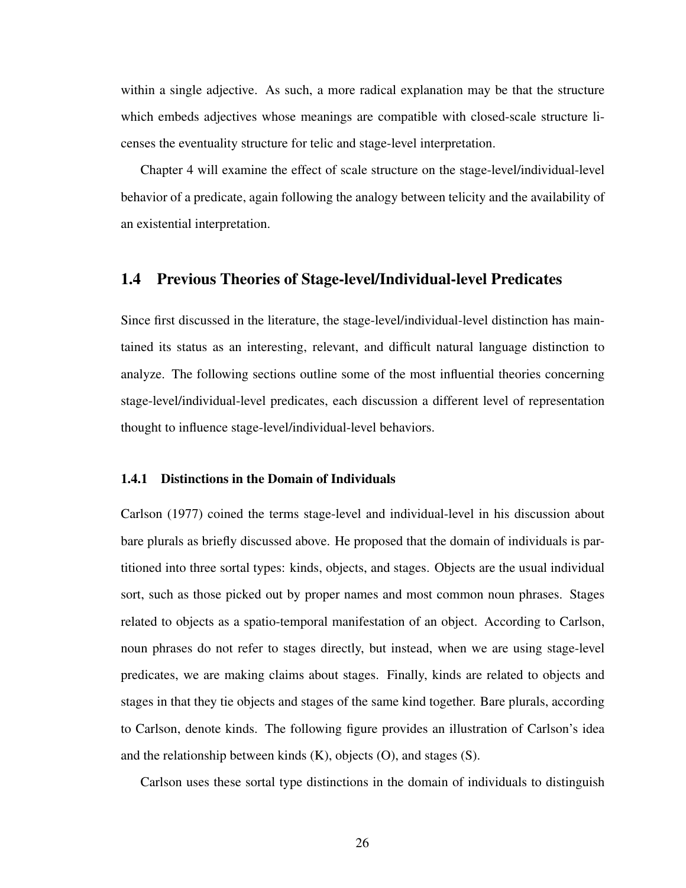within a single adjective. As such, a more radical explanation may be that the structure which embeds adjectives whose meanings are compatible with closed-scale structure licenses the eventuality structure for telic and stage-level interpretation.

Chapter 4 will examine the effect of scale structure on the stage-level/individual-level behavior of a predicate, again following the analogy between telicity and the availability of an existential interpretation.

## 1.4 Previous Theories of Stage-level/Individual-level Predicates

Since first discussed in the literature, the stage-level/individual-level distinction has maintained its status as an interesting, relevant, and difficult natural language distinction to analyze. The following sections outline some of the most influential theories concerning stage-level/individual-level predicates, each discussion a different level of representation thought to influence stage-level/individual-level behaviors.

### 1.4.1 Distinctions in the Domain of Individuals

Carlson (1977) coined the terms stage-level and individual-level in his discussion about bare plurals as briefly discussed above. He proposed that the domain of individuals is partitioned into three sortal types: kinds, objects, and stages. Objects are the usual individual sort, such as those picked out by proper names and most common noun phrases. Stages related to objects as a spatio-temporal manifestation of an object. According to Carlson, noun phrases do not refer to stages directly, but instead, when we are using stage-level predicates, we are making claims about stages. Finally, kinds are related to objects and stages in that they tie objects and stages of the same kind together. Bare plurals, according to Carlson, denote kinds. The following figure provides an illustration of Carlson's idea and the relationship between kinds (K), objects (O), and stages (S).

Carlson uses these sortal type distinctions in the domain of individuals to distinguish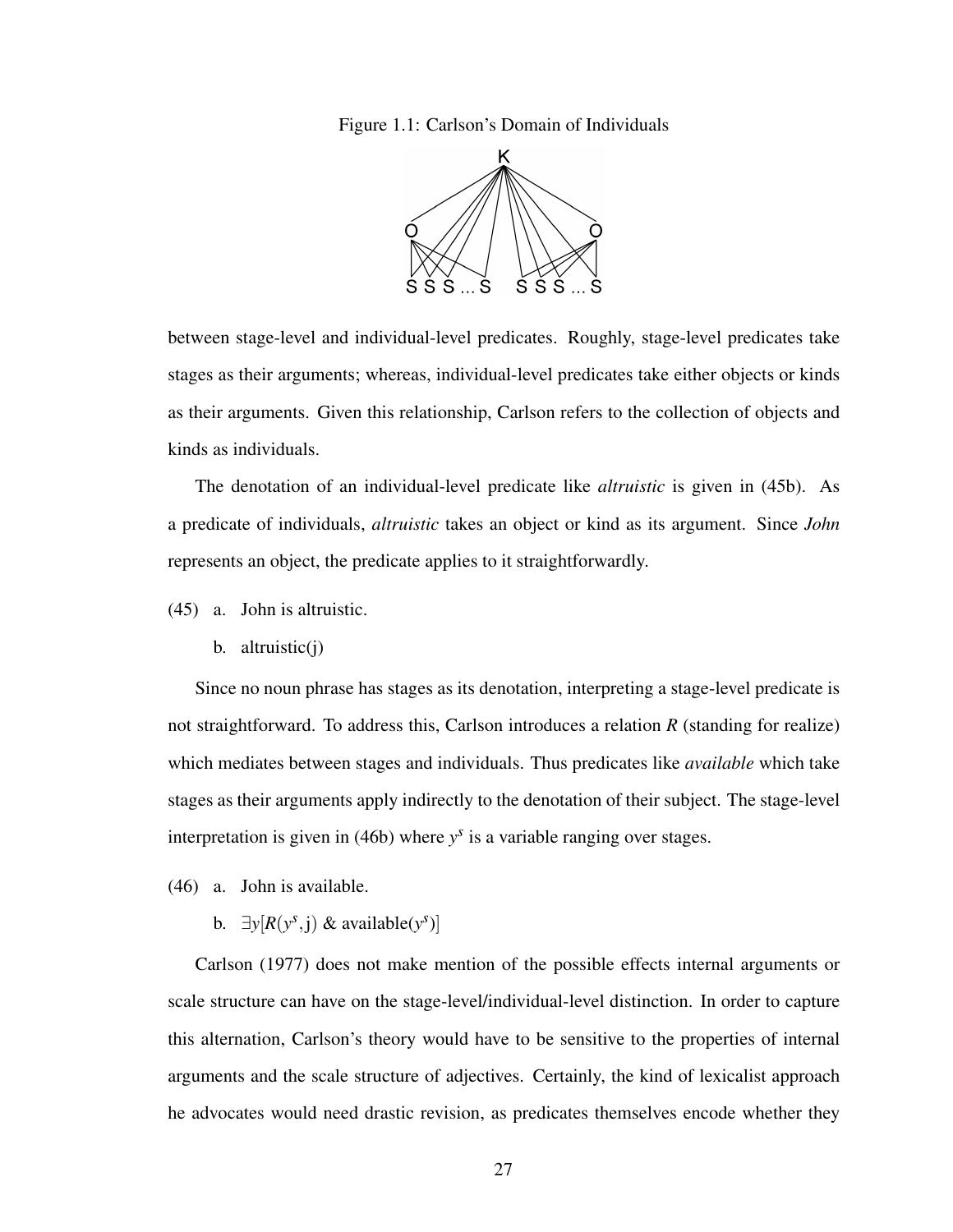Figure 1.1: Carlson's Domain of Individuals

between stage-level and individual-level predicates. Roughly, stage-level predicates take stages as their arguments; whereas, individual-level predicates take either objects or kinds as their arguments. Given this relationship, Carlson refers to the collection of objects and kinds as individuals.

The denotation of an individual-level predicate like *altruistic* is given in (45b). As a predicate of individuals, *altruistic* takes an object or kind as its argument. Since *John* represents an object, the predicate applies to it straightforwardly.

(45) a. John is altruistic.

b. altruistic(j)

Since no noun phrase has stages as its denotation, interpreting a stage-level predicate is not straightforward. To address this, Carlson introduces a relation *R* (standing for realize) which mediates between stages and individuals. Thus predicates like *available* which take stages as their arguments apply indirectly to the denotation of their subject. The stage-level interpretation is given in (46b) where $y^s$ is a variable ranging over stages.

(46) a. John is available.

b. $\exists y[R(y^s, \mathrm{j})\ \&\ \mathrm{available}(y^s)]$

Carlson (1977) does not make mention of the possible effects internal arguments or scale structure can have on the stage-level/individual-level distinction. In order to capture this alternation, Carlson's theory would have to be sensitive to the properties of internal arguments and the scale structure of adjectives. Certainly, the kind of lexicalist approach he advocates would need drastic revision, as predicates themselves encode whether they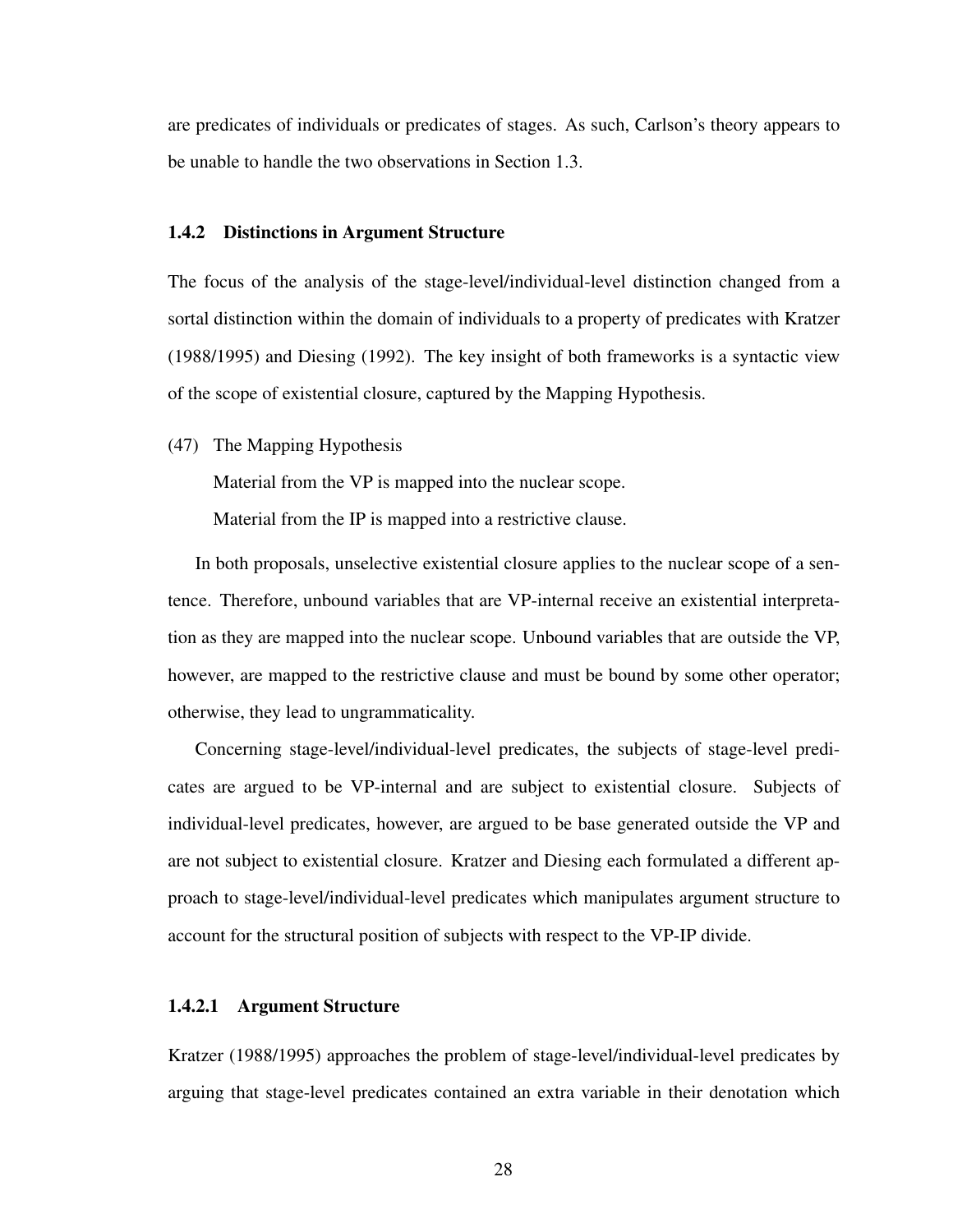are predicates of individuals or predicates of stages. As such, Carlson's theory appears to be unable to handle the two observations in Section 1.3.

### 1.4.2 Distinctions in Argument Structure

The focus of the analysis of the stage-level/individual-level distinction changed from a sortal distinction within the domain of individuals to a property of predicates with Kratzer (1988/1995) and Diesing (1992). The key insight of both frameworks is a syntactic view of the scope of existential closure, captured by the Mapping Hypothesis.

(47) The Mapping Hypothesis

Material from the VP is mapped into the nuclear scope.

Material from the IP is mapped into a restrictive clause.

In both proposals, unselective existential closure applies to the nuclear scope of a sentence. Therefore, unbound variables that are VP-internal receive an existential interpretation as they are mapped into the nuclear scope. Unbound variables that are outside the VP, however, are mapped to the restrictive clause and must be bound by some other operator; otherwise, they lead to ungrammaticality.

Concerning stage-level/individual-level predicates, the subjects of stage-level predicates are argued to be VP-internal and are subject to existential closure. Subjects of individual-level predicates, however, are argued to be base generated outside the VP and are not subject to existential closure. Kratzer and Diesing each formulated a different approach to stage-level/individual-level predicates which manipulates argument structure to account for the structural position of subjects with respect to the VP-IP divide.

#### 1.4.2.1 Argument Structure

Kratzer (1988/1995) approaches the problem of stage-level/individual-level predicates by arguing that stage-level predicates contained an extra variable in their denotation which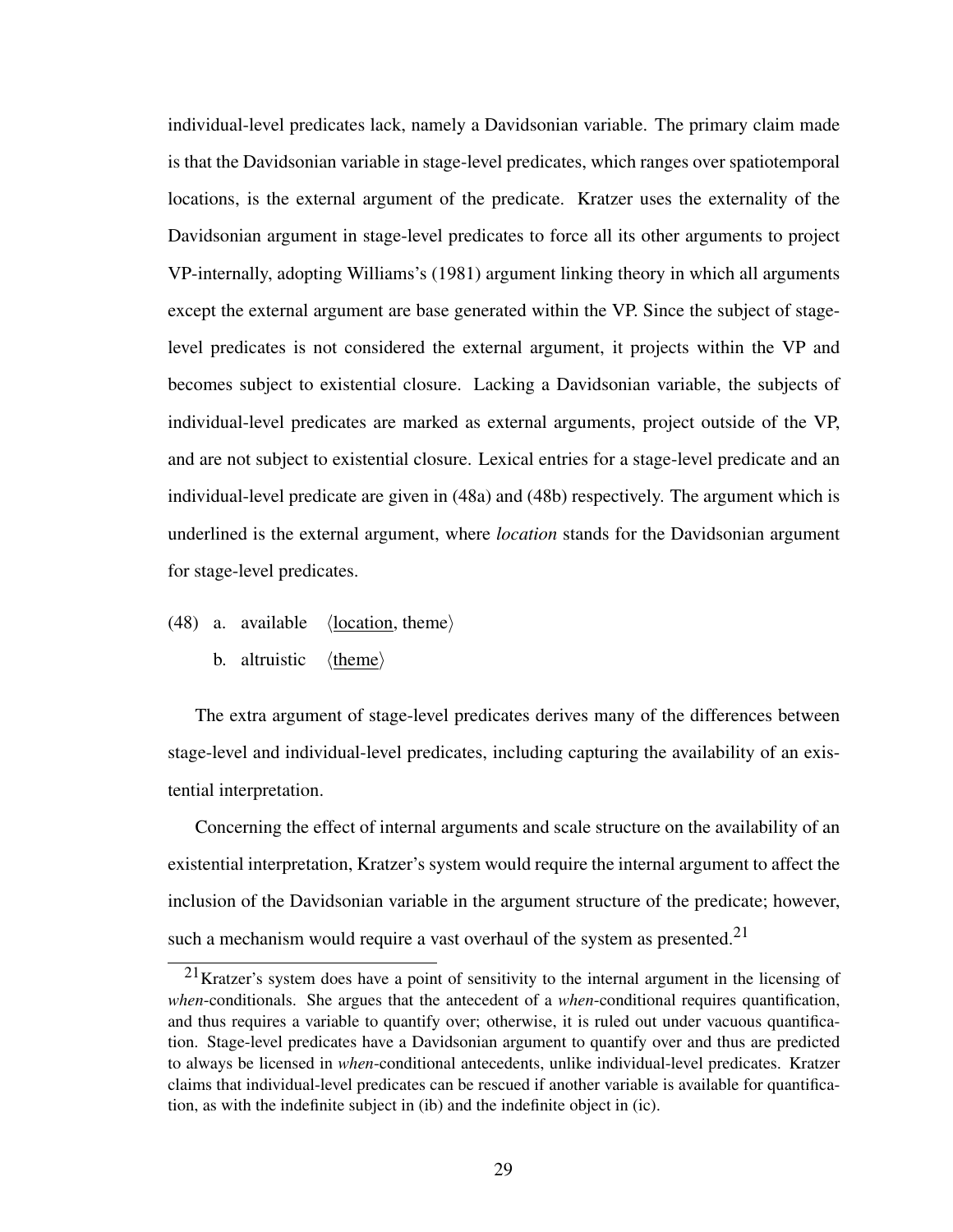individual-level predicates lack, namely a Davidsonian variable. The primary claim made is that the Davidsonian variable in stage-level predicates, which ranges over spatiotemporal locations, is the external argument of the predicate. Kratzer uses the externality of the Davidsonian argument in stage-level predicates to force all its other arguments to project VP-internally, adopting Williams's (1981) argument linking theory in which all arguments except the external argument are base generated within the VP. Since the subject of stage-level predicates is not considered the external argument, it projects within the VP and becomes subject to existential closure. Lacking a Davidsonian variable, the subjects of individual-level predicates are marked as external arguments, project outside of the VP, and are not subject to existential closure. Lexical entries for a stage-level predicate and an individual-level predicate are given in (48a) and (48b) respectively. The argument which is underlined is the external argument, where *location* stands for the Davidsonian argument for stage-level predicates.

(48) a. available ⟨<u>location</u>, theme⟩

b. altruistic ⟨<u>theme</u>⟩

The extra argument of stage-level predicates derives many of the differences between stage-level and individual-level predicates, including capturing the availability of an existential interpretation.

Concerning the effect of internal arguments and scale structure on the availability of an existential interpretation, Kratzer's system would require the internal argument to affect the inclusion of the Davidsonian variable in the argument structure of the predicate; however, such a mechanism would require a vast overhaul of the system as presented.[21]

---

[21] Kratzer's system does have a point of sensitivity to the internal argument in the licensing of *when*-conditionals. She argues that the antecedent of a *when*-conditional requires quantification, and thus requires a variable to quantify over; otherwise, it is ruled out under vacuous quantification. Stage-level predicates have a Davidsonian argument to quantify over and thus are predicted to always be licensed in *when*-conditional antecedents, unlike individual-level predicates. Kratzer claims that individual-level predicates can be rescued if another variable is available for quantification, as with the indefinite subject in (ib) and the indefinite object in (ic).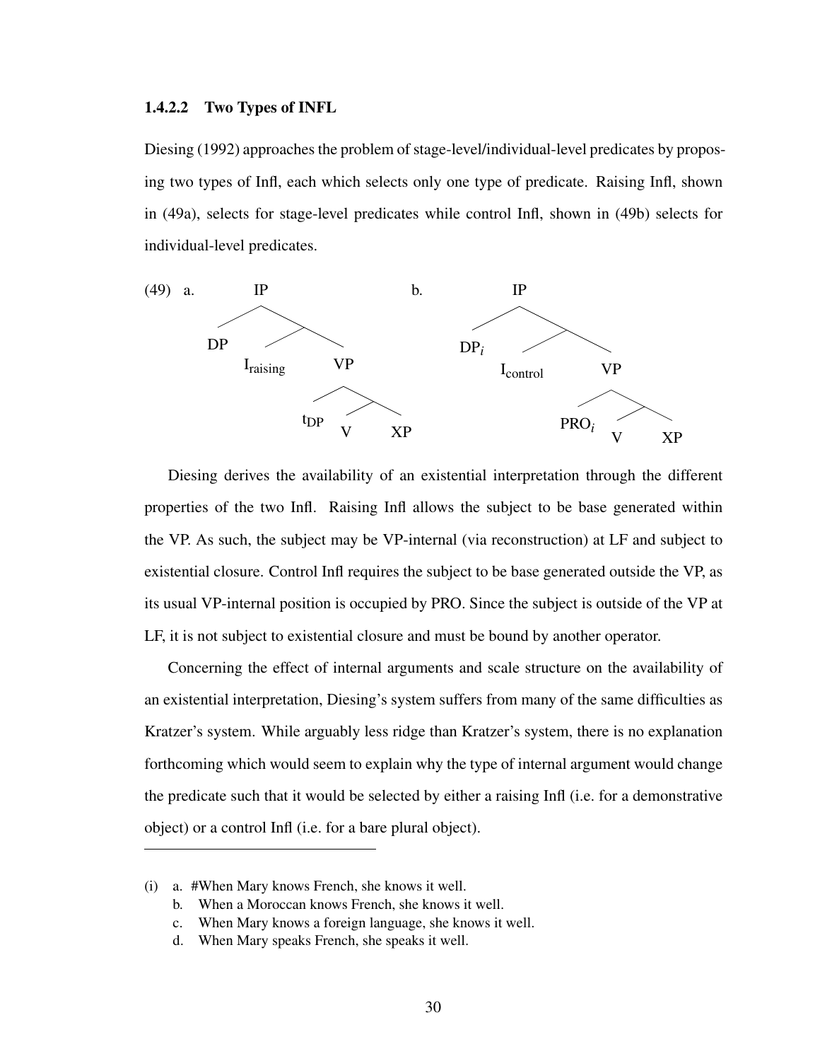#### 1.4.2.2 Two Types of INFL

Diesing (1992) approaches the problem of stage-level/individual-level predicates by proposing two types of Infl, each which selects only one type of predicate. Raising Infl, shown in (49a), selects for stage-level predicates while control Infl, shown in (49b) selects for individual-level predicates.

(49) a. [IP DP [ $I_{raising}$ [VP $t_{DP}$ [ V XP ]]]]

b. [IP $DP_i$ [ $I_{control}$ [VP $PRO_i$ [ V XP ]]]]

Diesing derives the availability of an existential interpretation through the different properties of the two Infl. Raising Infl allows the subject to be base generated within the VP. As such, the subject may be VP-internal (via reconstruction) at LF and subject to existential closure. Control Infl requires the subject to be base generated outside the VP, as its usual VP-internal position is occupied by PRO. Since the subject is outside of the VP at LF, it is not subject to existential closure and must be bound by another operator.

Concerning the effect of internal arguments and scale structure on the availability of an existential interpretation, Diesing's system suffers from many of the same difficulties as Kratzer's system. While arguably less ridge than Kratzer's system, there is no explanation forthcoming which would seem to explain why the type of internal argument would change the predicate such that it would be selected by either a raising Infl (i.e. for a demonstrative object) or a control Infl (i.e. for a bare plural object).

---

(i) a. #When Mary knows French, she knows it well.
   b. When a Moroccan knows French, she knows it well.
   c. When Mary knows a foreign language, she knows it well.
   d. When Mary speaks French, she speaks it well.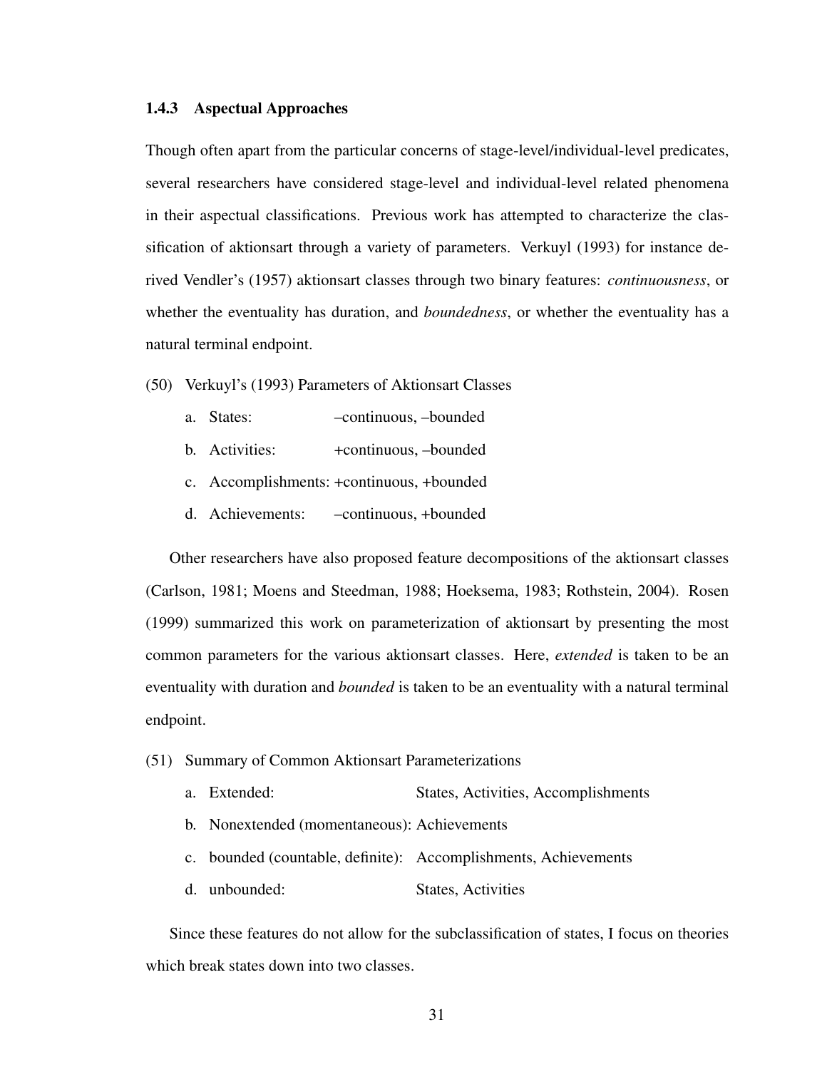### 1.4.3 Aspectual Approaches

Though often apart from the particular concerns of stage-level/individual-level predicates, several researchers have considered stage-level and individual-level related phenomena in their aspectual classifications. Previous work has attempted to characterize the classification of aktionsart through a variety of parameters. Verkuyl (1993) for instance derived Vendler's (1957) aktionsart classes through two binary features: *continuousness*, or whether the eventuality has duration, and *boundedness*, or whether the eventuality has a natural terminal endpoint.

(50) Verkuyl's (1993) Parameters of Aktionsart Classes

a. States: –continuous, –bounded

b. Activities: +continuous, –bounded

c. Accomplishments: +continuous, +bounded

d. Achievements: –continuous, +bounded

Other researchers have also proposed feature decompositions of the aktionsart classes (Carlson, 1981; Moens and Steedman, 1988; Hoeksema, 1983; Rothstein, 2004). Rosen (1999) summarized this work on parameterization of aktionsart by presenting the most common parameters for the various aktionsart classes. Here, *extended* is taken to be an eventuality with duration and *bounded* is taken to be an eventuality with a natural terminal endpoint.

(51) Summary of Common Aktionsart Parameterizations

a. Extended: States, Activities, Accomplishments

b. Nonextended (momentaneous): Achievements

c. bounded (countable, definite): Accomplishments, Achievements

d. unbounded: States, Activities

Since these features do not allow for the subclassification of states, I focus on theories which break states down into two classes.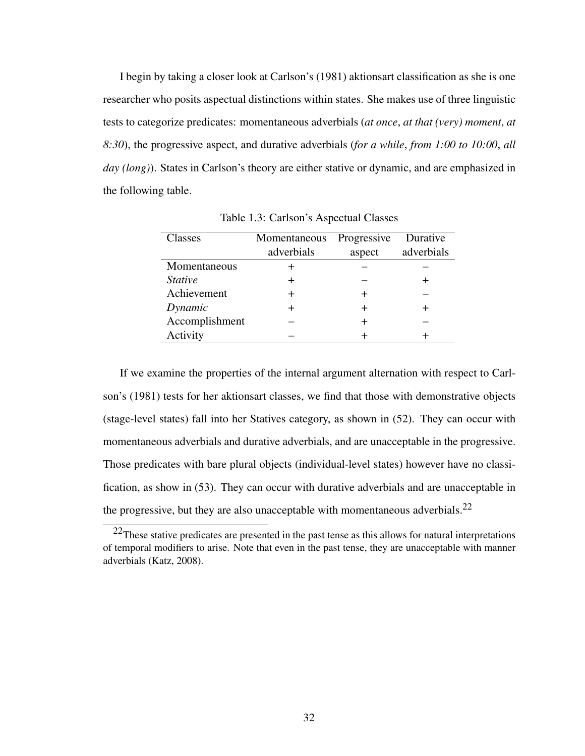I begin by taking a closer look at Carlson's (1981) aktionsart classification as she is one researcher who posits aspectual distinctions within states. She makes use of three linguistic tests to categorize predicates: momentaneous adverbials (*at once*, *at that (very) moment*, *at 8:30*), the progressive aspect, and durative adverbials (*for a while*, *from 1:00 to 10:00*, *all day (long)*). States in Carlson's theory are either stative or dynamic, and are emphasized in the following table.

Table 1.3: Carlson's Aspectual Classes

| Classes | Momentaneous adverbials | Progressive aspect | Durative adverbials |
|---|---|---|---|
| Momentaneous | + | – | – |
| *Stative* | + | – | + |
| Achievement | + | + | – |
| *Dynamic* | + | + | + |
| Accomplishment | – | + | – |
| Activity | – | + | + |

If we examine the properties of the internal argument alternation with respect to Carlson's (1981) tests for her aktionsart classes, we find that those with demonstrative objects (stage-level states) fall into her Statives category, as shown in (52). They can occur with momentaneous adverbials and durative adverbials, and are unacceptable in the progressive. Those predicates with bare plural objects (individual-level states) however have no classification, as show in (53). They can occur with durative adverbials and are unacceptable in the progressive, but they are also unacceptable with momentaneous adverbials.[22]

[22] These stative predicates are presented in the past tense as this allows for natural interpretations of temporal modifiers to arise. Note that even in the past tense, they are unacceptable with manner adverbials (Katz, 2008).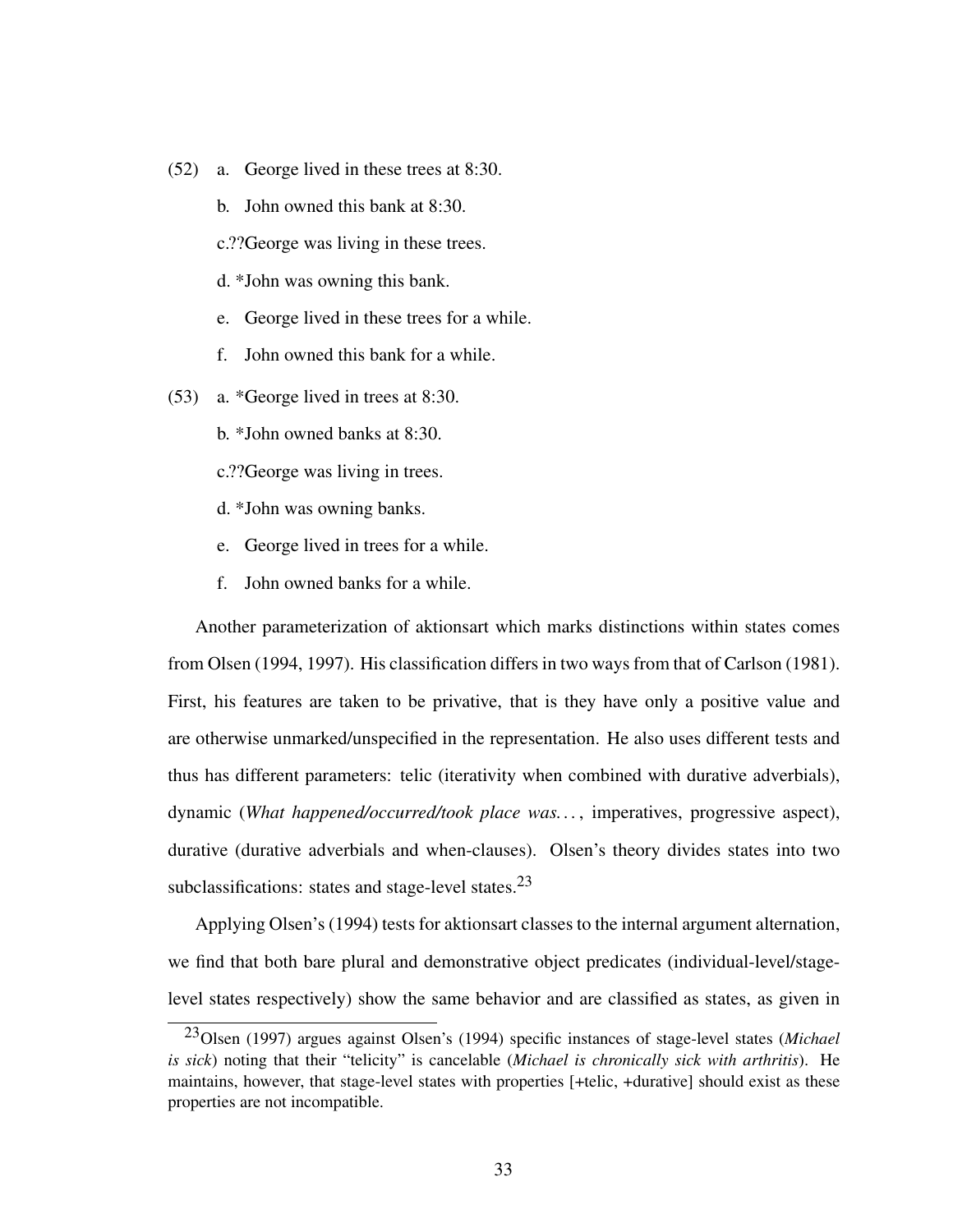(52) a. George lived in these trees at 8:30.

b. John owned this bank at 8:30.

c.??George was living in these trees.

d. *John was owning this bank.

e. George lived in these trees for a while.

f. John owned this bank for a while.

(53) a. *George lived in trees at 8:30.

b. *John owned banks at 8:30.

c.??George was living in trees.

d. *John was owning banks.

e. George lived in trees for a while.

f. John owned banks for a while.

Another parameterization of aktionsart which marks distinctions within states comes from Olsen (1994, 1997). His classification differs in two ways from that of Carlson (1981). First, his features are taken to be privative, that is they have only a positive value and are otherwise unmarked/unspecified in the representation. He also uses different tests and thus has different parameters: telic (iterativity when combined with durative adverbials), dynamic (*What happened/occurred/took place was...*, imperatives, progressive aspect), durative (durative adverbials and when-clauses). Olsen's theory divides states into two subclassifications: states and stage-level states.[23]

Applying Olsen's (1994) tests for aktionsart classes to the internal argument alternation, we find that both bare plural and demonstrative object predicates (individual-level/stage-level states respectively) show the same behavior and are classified as states, as given in

[23] Olsen (1997) argues against Olsen's (1994) specific instances of stage-level states (*Michael is sick*) noting that their "telicity" is cancelable (*Michael is chronically sick with arthritis*). He maintains, however, that stage-level states with properties [+telic, +durative] should exist as these properties are not incompatible.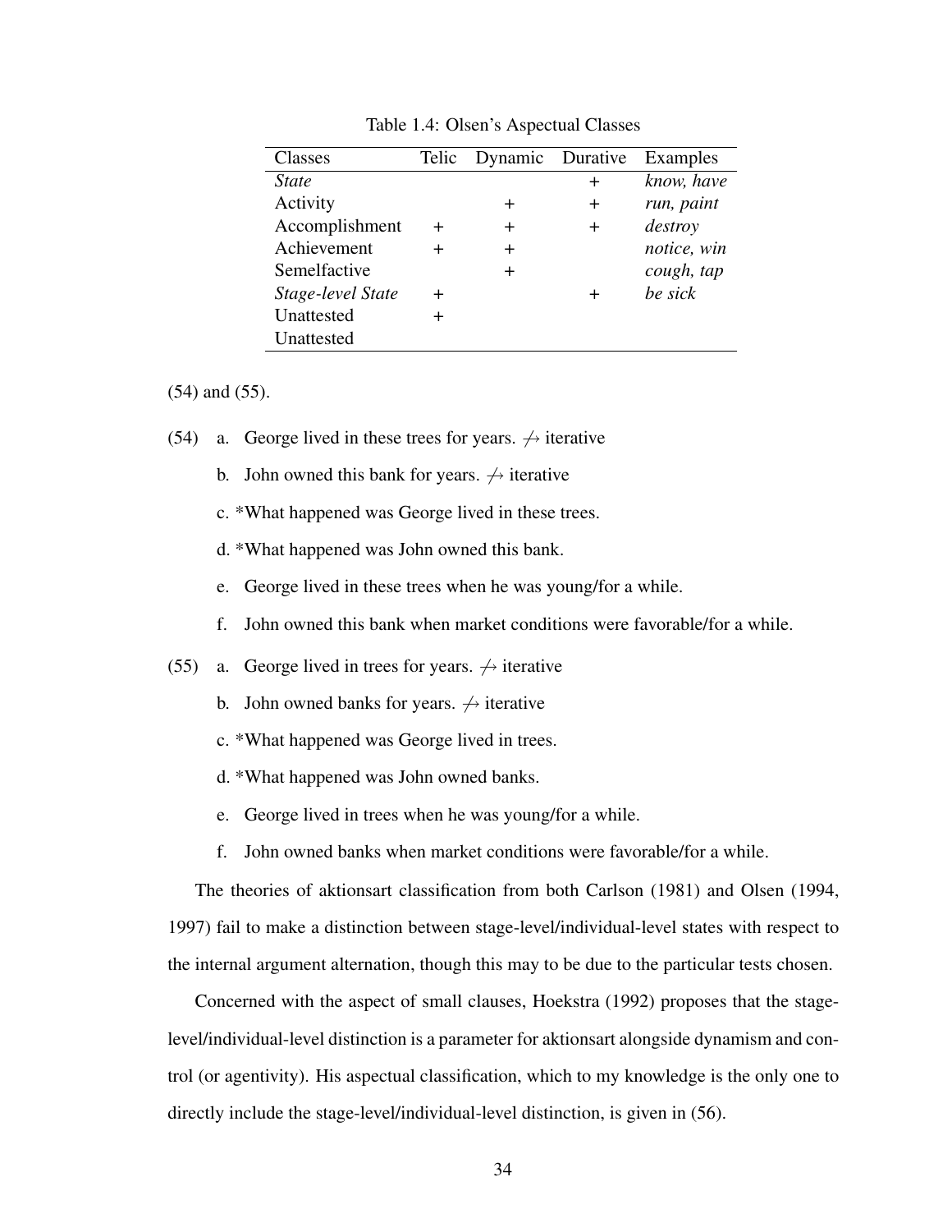Table 1.4: Olsen's Aspectual Classes

| Classes | Telic | Dynamic | Durative | Examples |
|---|---|---|---|---|
| *State* | | | + | *know, have* |
| Activity | | + | + | *run, paint* |
| Accomplishment | + | + | + | *destroy* |
| Achievement | + | + | | *notice, win* |
| Semelfactive | | + | | *cough, tap* |
| *Stage-level State* | + | | + | *be sick* |
| Unattested | + | | | |
| Unattested | | | | |

(54) and (55).

(54) a. George lived in these trees for years. $\not\to$ iterative

b. John owned this bank for years. $\not\to$ iterative

c. *What happened was George lived in these trees.

d. *What happened was John owned this bank.

e. George lived in these trees when he was young/for a while.

f. John owned this bank when market conditions were favorable/for a while.

(55) a. George lived in trees for years. $\not\to$ iterative

b. John owned banks for years. $\not\to$ iterative

c. *What happened was George lived in trees.

d. *What happened was John owned banks.

e. George lived in trees when he was young/for a while.

f. John owned banks when market conditions were favorable/for a while.

The theories of aktionsart classification from both Carlson (1981) and Olsen (1994, 1997) fail to make a distinction between stage-level/individual-level states with respect to the internal argument alternation, though this may to be due to the particular tests chosen.

Concerned with the aspect of small clauses, Hoekstra (1992) proposes that the stage-level/individual-level distinction is a parameter for aktionsart alongside dynamism and control (or agentivity). His aspectual classification, which to my knowledge is the only one to directly include the stage-level/individual-level distinction, is given in (56).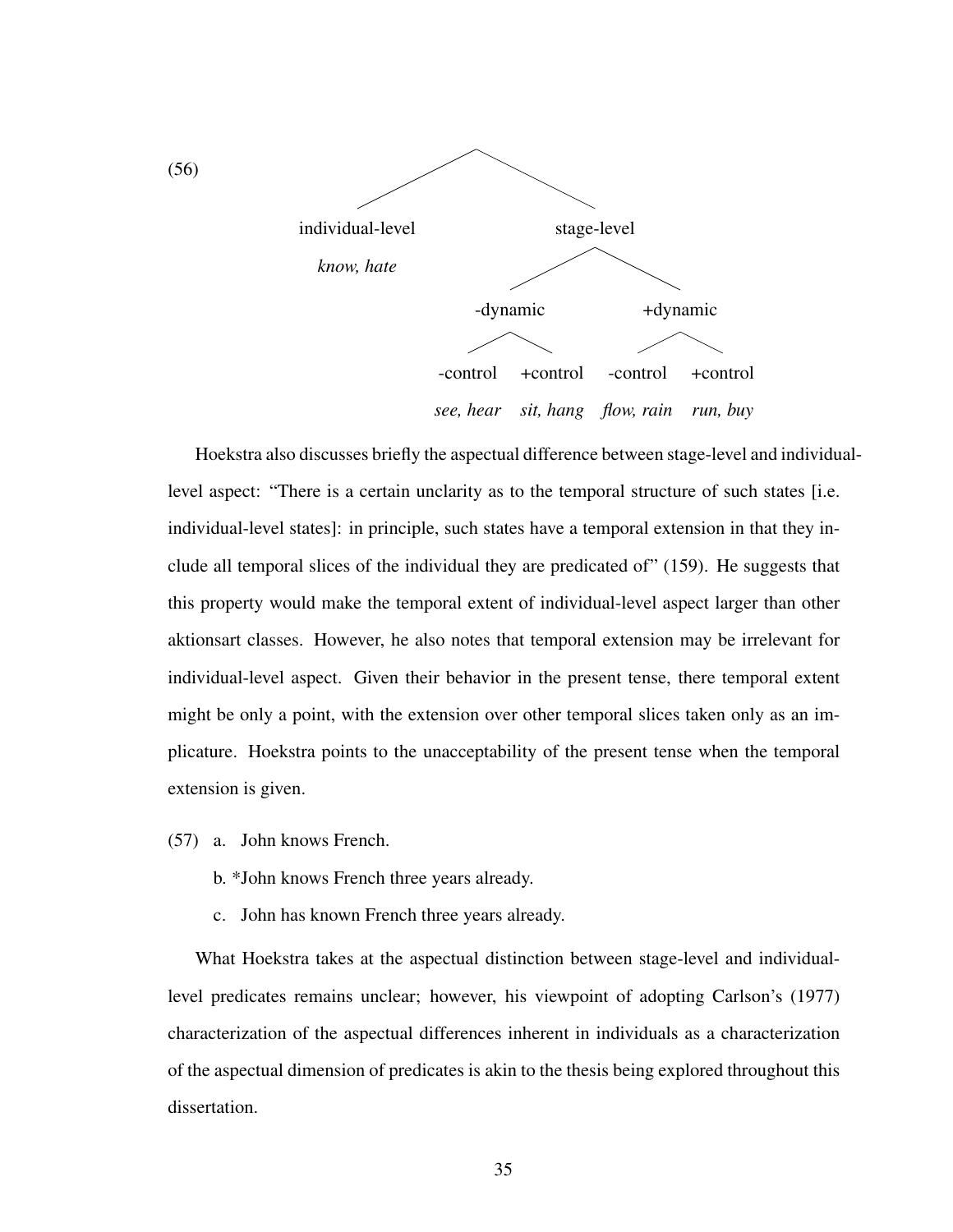(56)

```
                    ┌──────────────────┴──────────────────┐
             individual-level                         stage-level
               know, hate                  ┌──────────────┴──────────────┐
                                       -dynamic                       +dynamic
                                    ┌─────┴─────┐                 ┌─────┴─────┐
                                -control    +control          -control    +control
                               see, hear    sit, hang         flow, rain  run, buy
```

Hoekstra also discusses briefly the aspectual difference between stage-level and individual-level aspect: "There is a certain unclarity as to the temporal structure of such states [i.e. individual-level states]: in principle, such states have a temporal extension in that they include all temporal slices of the individual they are predicated of" (159). He suggests that this property would make the temporal extent of individual-level aspect larger than other aktionsart classes. However, he also notes that temporal extension may be irrelevant for individual-level aspect. Given their behavior in the present tense, there temporal extent might be only a point, with the extension over other temporal slices taken only as an implicature. Hoekstra points to the unacceptability of the present tense when the temporal extension is given.

(57) a. John knows French.

b. *John knows French three years already.

c. John has known French three years already.

What Hoekstra takes at the aspectual distinction between stage-level and individual-level predicates remains unclear; however, his viewpoint of adopting Carlson's (1977) characterization of the aspectual differences inherent in individuals as a characterization of the aspectual dimension of predicates is akin to the thesis being explored throughout this dissertation.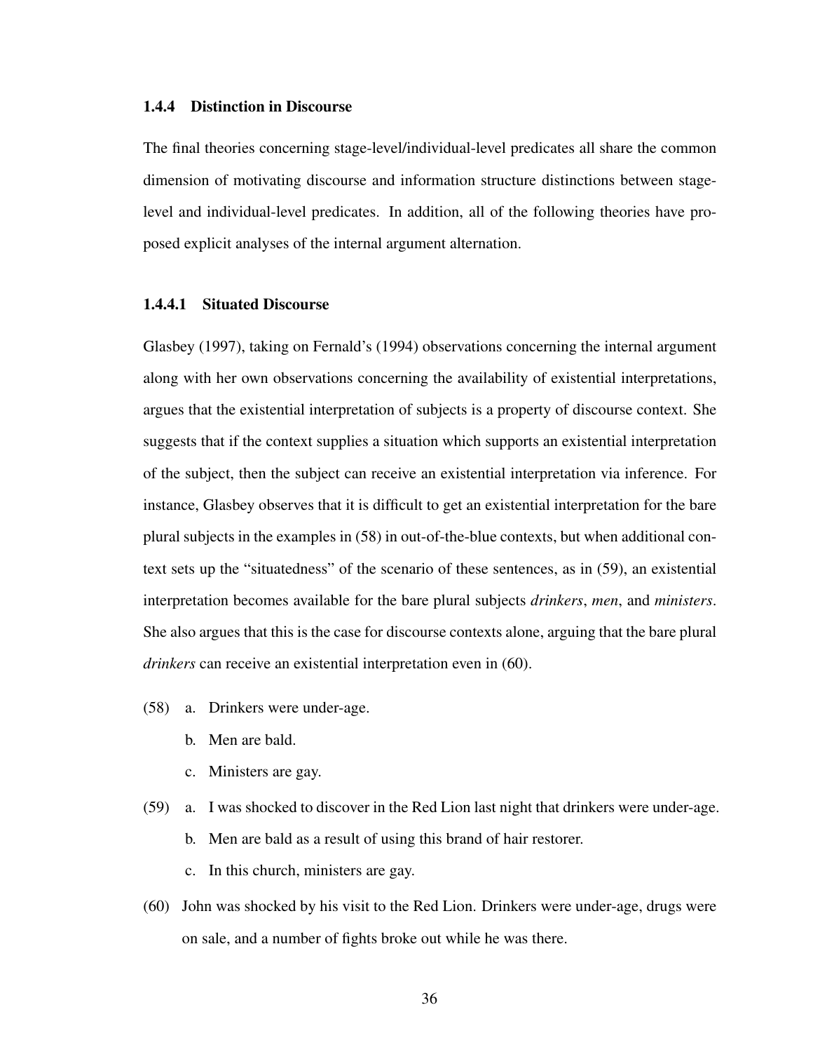### 1.4.4 Distinction in Discourse

The final theories concerning stage-level/individual-level predicates all share the common dimension of motivating discourse and information structure distinctions between stage-level and individual-level predicates. In addition, all of the following theories have proposed explicit analyses of the internal argument alternation.

#### 1.4.4.1 Situated Discourse

Glasbey (1997), taking on Fernald's (1994) observations concerning the internal argument along with her own observations concerning the availability of existential interpretations, argues that the existential interpretation of subjects is a property of discourse context. She suggests that if the context supplies a situation which supports an existential interpretation of the subject, then the subject can receive an existential interpretation via inference. For instance, Glasbey observes that it is difficult to get an existential interpretation for the bare plural subjects in the examples in (58) in out-of-the-blue contexts, but when additional context sets up the "situatedness" of the scenario of these sentences, as in (59), an existential interpretation becomes available for the bare plural subjects *drinkers*, *men*, and *ministers*. She also argues that this is the case for discourse contexts alone, arguing that the bare plural *drinkers* can receive an existential interpretation even in (60).

(58) a. Drinkers were under-age.

  b. Men are bald.

  c. Ministers are gay.

(59) a. I was shocked to discover in the Red Lion last night that drinkers were under-age.

  b. Men are bald as a result of using this brand of hair restorer.

  c. In this church, ministers are gay.

(60) John was shocked by his visit to the Red Lion. Drinkers were under-age, drugs were on sale, and a number of fights broke out while he was there.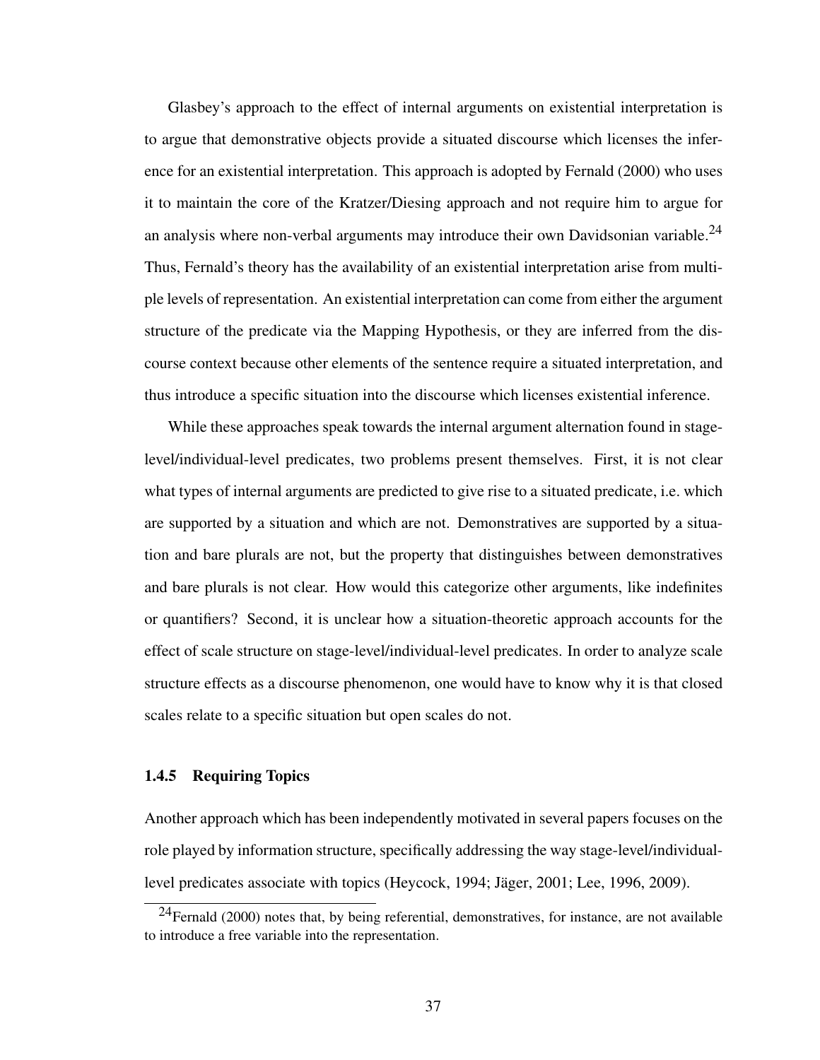Glasbey's approach to the effect of internal arguments on existential interpretation is to argue that demonstrative objects provide a situated discourse which licenses the inference for an existential interpretation. This approach is adopted by Fernald (2000) who uses it to maintain the core of the Kratzer/Diesing approach and not require him to argue for an analysis where non-verbal arguments may introduce their own Davidsonian variable.[24] Thus, Fernald's theory has the availability of an existential interpretation arise from multiple levels of representation. An existential interpretation can come from either the argument structure of the predicate via the Mapping Hypothesis, or they are inferred from the discourse context because other elements of the sentence require a situated interpretation, and thus introduce a specific situation into the discourse which licenses existential inference.

While these approaches speak towards the internal argument alternation found in stage-level/individual-level predicates, two problems present themselves. First, it is not clear what types of internal arguments are predicted to give rise to a situated predicate, i.e. which are supported by a situation and which are not. Demonstratives are supported by a situation and bare plurals are not, but the property that distinguishes between demonstratives and bare plurals is not clear. How would this categorize other arguments, like indefinites or quantifiers? Second, it is unclear how a situation-theoretic approach accounts for the effect of scale structure on stage-level/individual-level predicates. In order to analyze scale structure effects as a discourse phenomenon, one would have to know why it is that closed scales relate to a specific situation but open scales do not.

### 1.4.5 Requiring Topics

Another approach which has been independently motivated in several papers focuses on the role played by information structure, specifically addressing the way stage-level/individual-level predicates associate with topics (Heycock, 1994; Jäger, 2001; Lee, 1996, 2009).

[24] Fernald (2000) notes that, by being referential, demonstratives, for instance, are not available to introduce a free variable into the representation.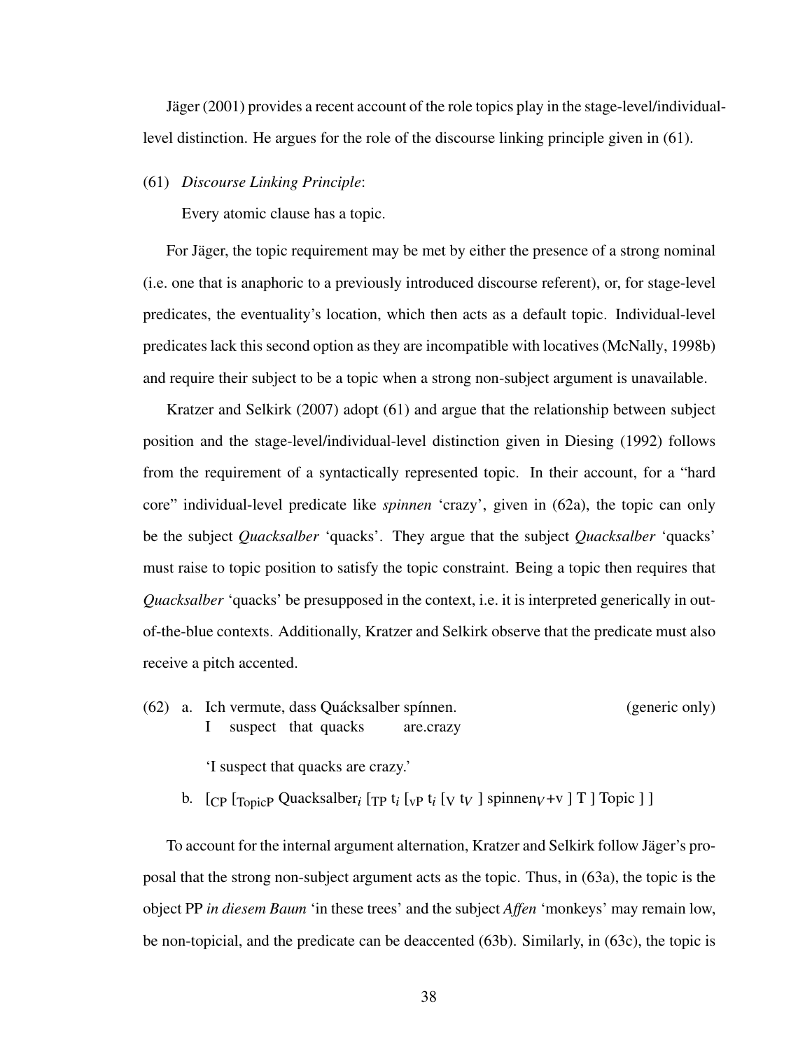Jäger (2001) provides a recent account of the role topics play in the stage-level/individual-level distinction. He argues for the role of the discourse linking principle given in (61).

(61) *Discourse Linking Principle*:

Every atomic clause has a topic.

For Jäger, the topic requirement may be met by either the presence of a strong nominal (i.e. one that is anaphoric to a previously introduced discourse referent), or, for stage-level predicates, the eventuality's location, which then acts as a default topic. Individual-level predicates lack this second option as they are incompatible with locatives (McNally, 1998b) and require their subject to be a topic when a strong non-subject argument is unavailable.

Kratzer and Selkirk (2007) adopt (61) and argue that the relationship between subject position and the stage-level/individual-level distinction given in Diesing (1992) follows from the requirement of a syntactically represented topic. In their account, for a "hard core" individual-level predicate like *spinnen* 'crazy', given in (62a), the topic can only be the subject *Quacksalber* 'quacks'. They argue that the subject *Quacksalber* 'quacks' must raise to topic position to satisfy the topic constraint. Being a topic then requires that *Quacksalber* 'quacks' be presupposed in the context, i.e. it is interpreted generically in out-of-the-blue contexts. Additionally, Kratzer and Selkirk observe that the predicate must also receive a pitch accented.

(62) a. Ich vermute, dass Quácksalber spínnen. (generic only)
I suspect that quacks are.crazy

'I suspect that quacks are crazy.'

b. $[_{CP}$ $[_{TopicP}$ Quacksalber$_i$ $[_{TP}$ t$_i$ $[_{vP}$ t$_i$ $[_{V}$ t$_V$ ] spinnen$_V$+v ] T ] Topic ] ]

To account for the internal argument alternation, Kratzer and Selkirk follow Jäger's proposal that the strong non-subject argument acts as the topic. Thus, in (63a), the topic is the object PP *in diesem Baum* 'in these trees' and the subject *Affen* 'monkeys' may remain low, be non-topicial, and the predicate can be deaccented (63b). Similarly, in (63c), the topic is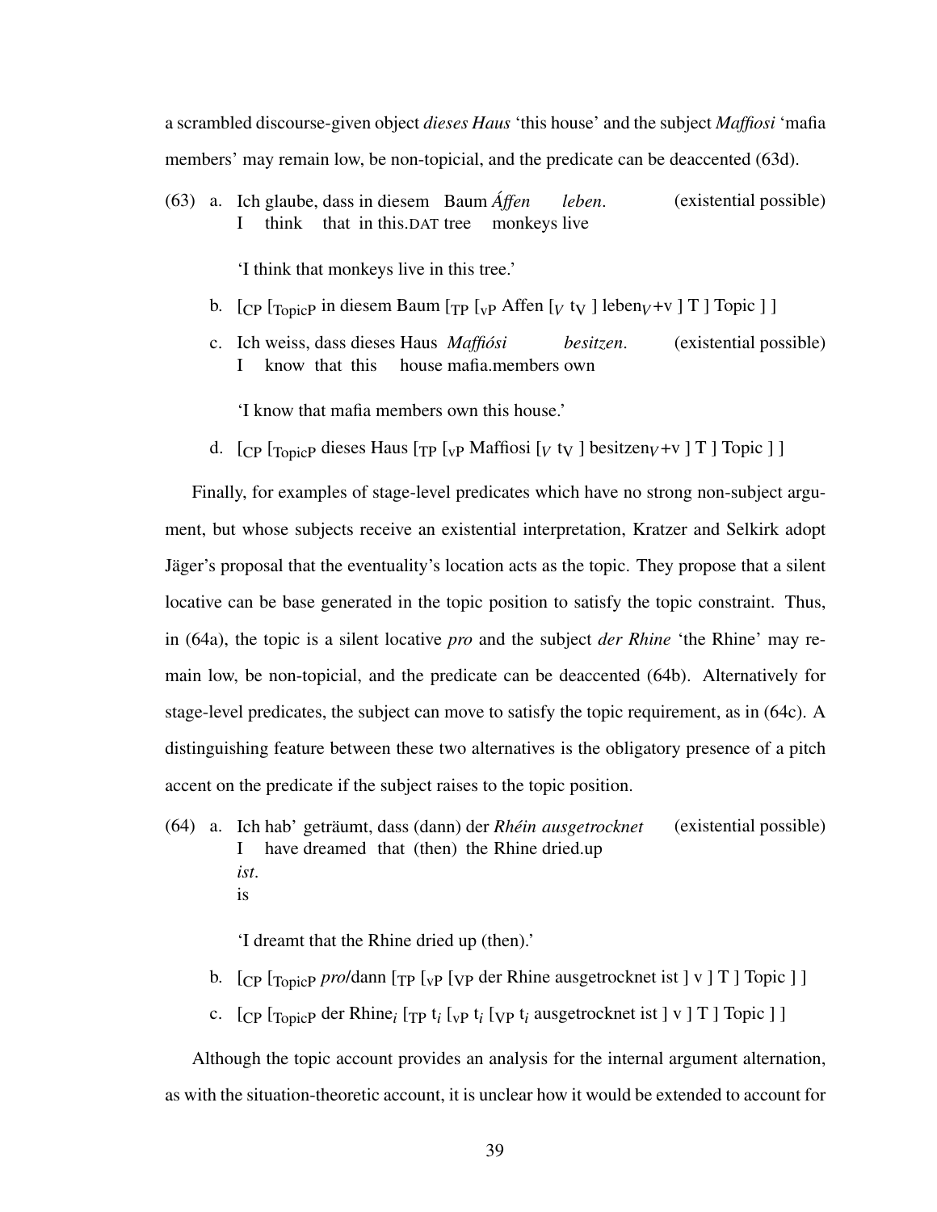a scrambled discourse-given object *dieses Haus* 'this house' and the subject *Maffiosi* 'mafia members' may remain low, be non-topicial, and the predicate can be deaccented (63d).

(63) a. Ich glaube, dass in diesem Baum *Áffen* *leben*. (existential possible)
   I think that in this.DAT tree monkeys live

   'I think that monkeys live in this tree.'

 b. [$_{CP}$ [$_{TopicP}$ in diesem Baum [$_{TP}$ [$_{vP}$ Affen [$_{V}$ t$_{V}$ ] leben$_{V}$+v ] T ] Topic ] ]

 c. Ich weiss, dass dieses Haus *Maffiósi* *besitzen*. (existential possible)
   I know that this house mafia.members own

   'I know that mafia members own this house.'

 d. [$_{CP}$ [$_{TopicP}$ dieses Haus [$_{TP}$ [$_{vP}$ Maffiosi [$_{V}$ t$_{V}$ ] besitzen$_{V}$+v ] T ] Topic ] ]

Finally, for examples of stage-level predicates which have no strong non-subject argument, but whose subjects receive an existential interpretation, Kratzer and Selkirk adopt Jäger's proposal that the eventuality's location acts as the topic. They propose that a silent locative can be base generated in the topic position to satisfy the topic constraint. Thus, in (64a), the topic is a silent locative *pro* and the subject *der Rhine* 'the Rhine' may remain low, be non-topicial, and the predicate can be deaccented (64b). Alternatively for stage-level predicates, the subject can move to satisfy the topic requirement, as in (64c). A distinguishing feature between these two alternatives is the obligatory presence of a pitch accent on the predicate if the subject raises to the topic position.

(64) a. Ich hab' geträumt, dass (dann) der *Rhéin ausgetrocknet ist*. (existential possible)
   I have dreamed that (then) the Rhine dried.up is

   'I dreamt that the Rhine dried up (then).'

 b. [$_{CP}$ [$_{TopicP}$ *pro*/dann [$_{TP}$ [$_{vP}$ [$_{VP}$ der Rhine ausgetrocknet ist ] v ] T ] Topic ] ]

 c. [$_{CP}$ [$_{TopicP}$ der Rhine$_{i}$ [$_{TP}$ t$_{i}$ [$_{vP}$ t$_{i}$ [$_{VP}$ t$_{i}$ ausgetrocknet ist ] v ] T ] Topic ] ]

Although the topic account provides an analysis for the internal argument alternation, as with the situation-theoretic account, it is unclear how it would be extended to account for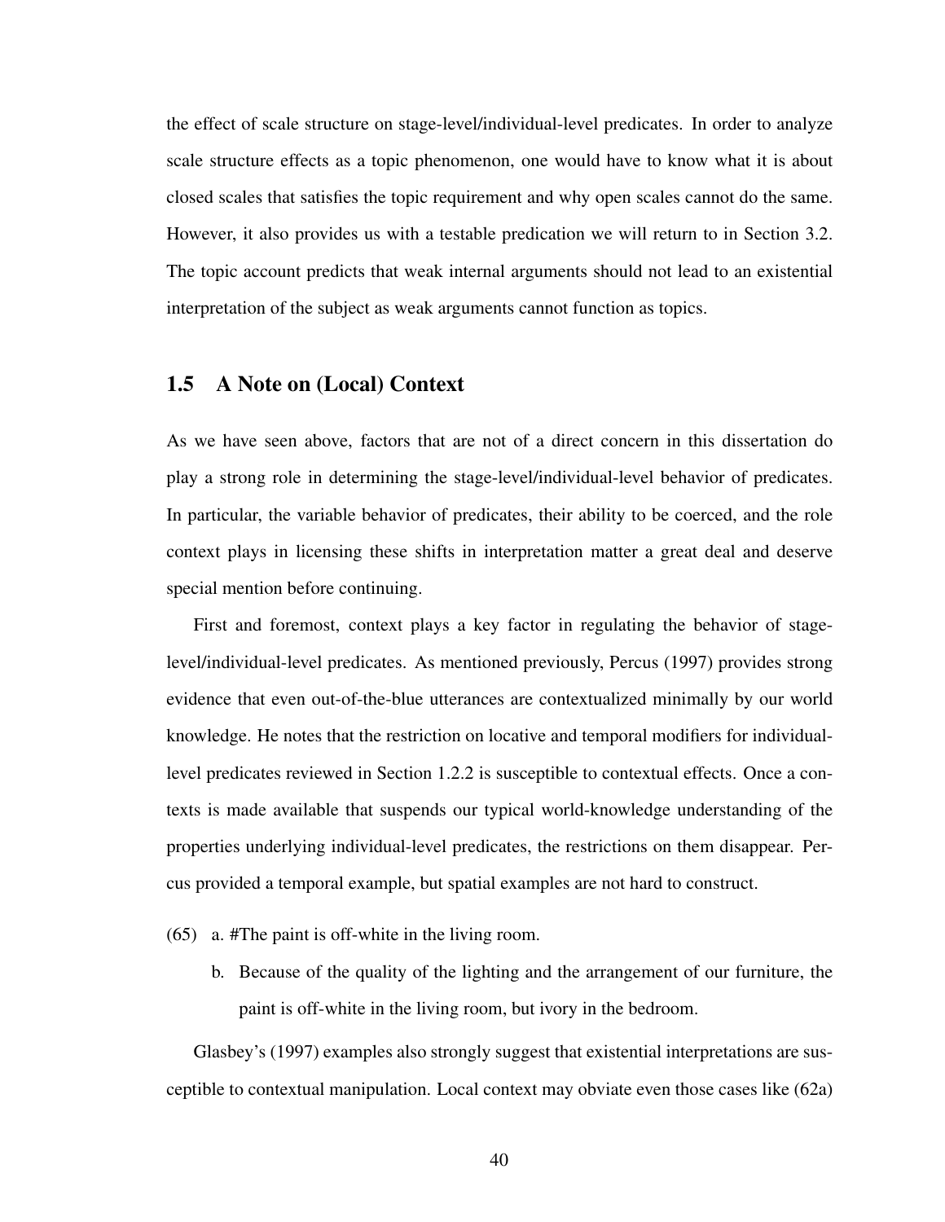the effect of scale structure on stage-level/individual-level predicates. In order to analyze scale structure effects as a topic phenomenon, one would have to know what it is about closed scales that satisfies the topic requirement and why open scales cannot do the same. However, it also provides us with a testable predication we will return to in Section 3.2. The topic account predicts that weak internal arguments should not lead to an existential interpretation of the subject as weak arguments cannot function as topics.

## 1.5 A Note on (Local) Context

As we have seen above, factors that are not of a direct concern in this dissertation do play a strong role in determining the stage-level/individual-level behavior of predicates. In particular, the variable behavior of predicates, their ability to be coerced, and the role context plays in licensing these shifts in interpretation matter a great deal and deserve special mention before continuing.

First and foremost, context plays a key factor in regulating the behavior of stage-level/individual-level predicates. As mentioned previously, Percus (1997) provides strong evidence that even out-of-the-blue utterances are contextualized minimally by our world knowledge. He notes that the restriction on locative and temporal modifiers for individual-level predicates reviewed in Section 1.2.2 is susceptible to contextual effects. Once a contexts is made available that suspends our typical world-knowledge understanding of the properties underlying individual-level predicates, the restrictions on them disappear. Percus provided a temporal example, but spatial examples are not hard to construct.

(65) a. #The paint is off-white in the living room.

  b. Because of the quality of the lighting and the arrangement of our furniture, the paint is off-white in the living room, but ivory in the bedroom.

Glasbey's (1997) examples also strongly suggest that existential interpretations are susceptible to contextual manipulation. Local context may obviate even those cases like (62a)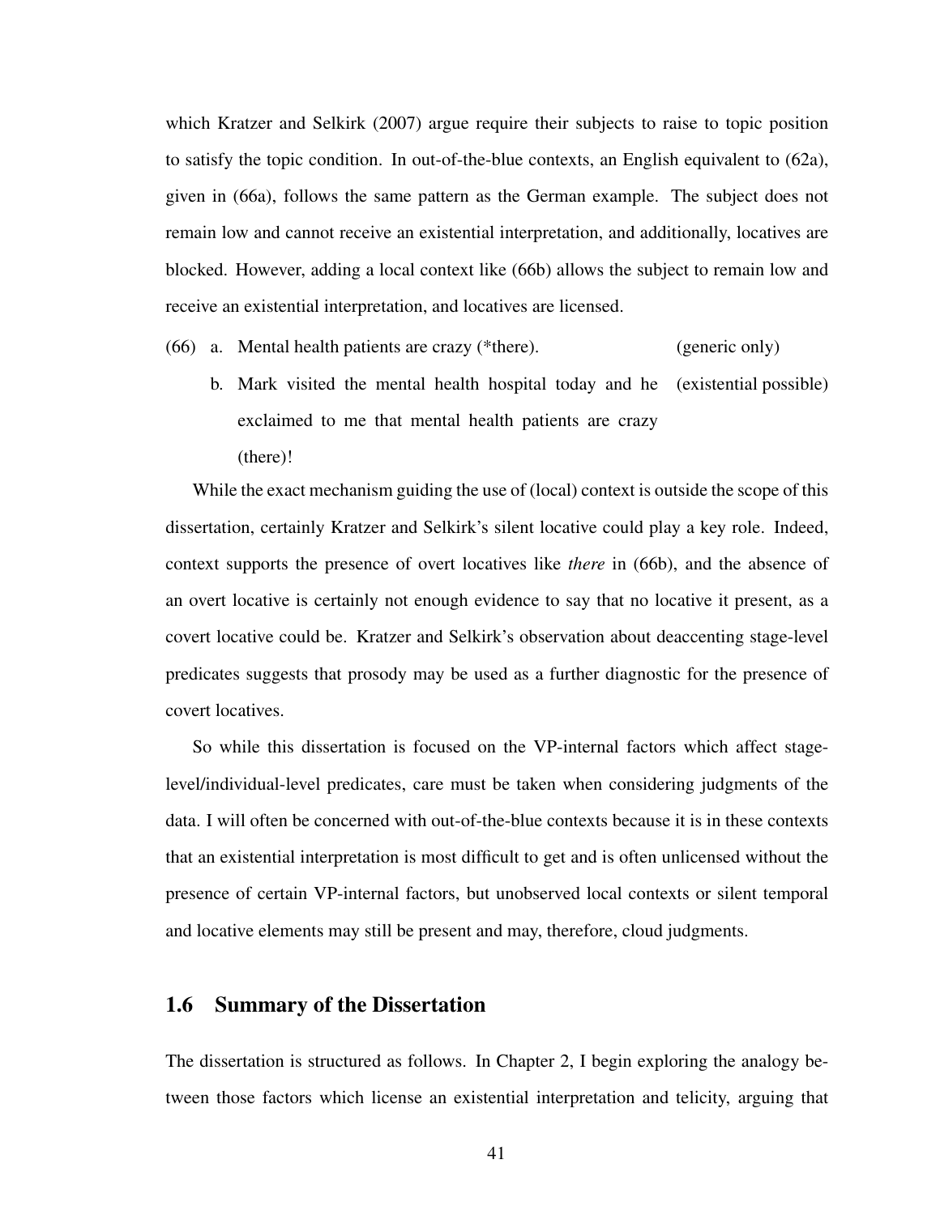which Kratzer and Selkirk (2007) argue require their subjects to raise to topic position to satisfy the topic condition. In out-of-the-blue contexts, an English equivalent to (62a), given in (66a), follows the same pattern as the German example. The subject does not remain low and cannot receive an existential interpretation, and additionally, locatives are blocked. However, adding a local context like (66b) allows the subject to remain low and receive an existential interpretation, and locatives are licensed.

(66) a. Mental health patients are crazy (*there). (generic only)

b. Mark visited the mental health hospital today and he exclaimed to me that mental health patients are crazy (there)! (existential possible)

While the exact mechanism guiding the use of (local) context is outside the scope of this dissertation, certainly Kratzer and Selkirk's silent locative could play a key role. Indeed, context supports the presence of overt locatives like *there* in (66b), and the absence of an overt locative is certainly not enough evidence to say that no locative it present, as a covert locative could be. Kratzer and Selkirk's observation about deaccenting stage-level predicates suggests that prosody may be used as a further diagnostic for the presence of covert locatives.

So while this dissertation is focused on the VP-internal factors which affect stage-level/individual-level predicates, care must be taken when considering judgments of the data. I will often be concerned with out-of-the-blue contexts because it is in these contexts that an existential interpretation is most difficult to get and is often unlicensed without the presence of certain VP-internal factors, but unobserved local contexts or silent temporal and locative elements may still be present and may, therefore, cloud judgments.

## 1.6 Summary of the Dissertation

The dissertation is structured as follows. In Chapter 2, I begin exploring the analogy between those factors which license an existential interpretation and telicity, arguing that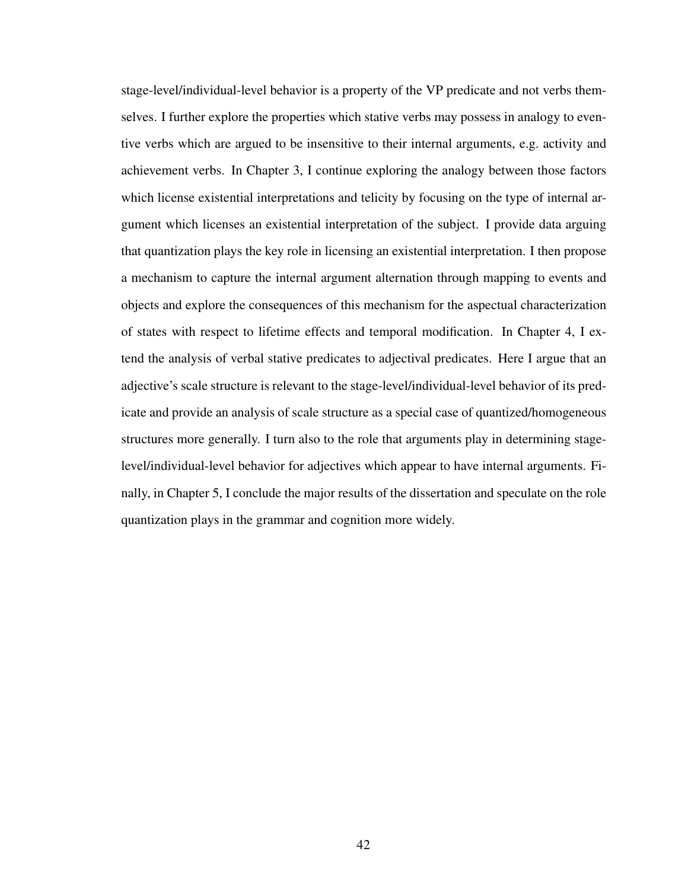stage-level/individual-level behavior is a property of the VP predicate and not verbs themselves. I further explore the properties which stative verbs may possess in analogy to eventive verbs which are argued to be insensitive to their internal arguments, e.g. activity and achievement verbs. In Chapter 3, I continue exploring the analogy between those factors which license existential interpretations and telicity by focusing on the type of internal argument which licenses an existential interpretation of the subject. I provide data arguing that quantization plays the key role in licensing an existential interpretation. I then propose a mechanism to capture the internal argument alternation through mapping to events and objects and explore the consequences of this mechanism for the aspectual characterization of states with respect to lifetime effects and temporal modification. In Chapter 4, I extend the analysis of verbal stative predicates to adjectival predicates. Here I argue that an adjective's scale structure is relevant to the stage-level/individual-level behavior of its predicate and provide an analysis of scale structure as a special case of quantized/homogeneous structures more generally. I turn also to the role that arguments play in determining stage-level/individual-level behavior for adjectives which appear to have internal arguments. Finally, in Chapter 5, I conclude the major results of the dissertation and speculate on the role quantization plays in the grammar and cognition more widely.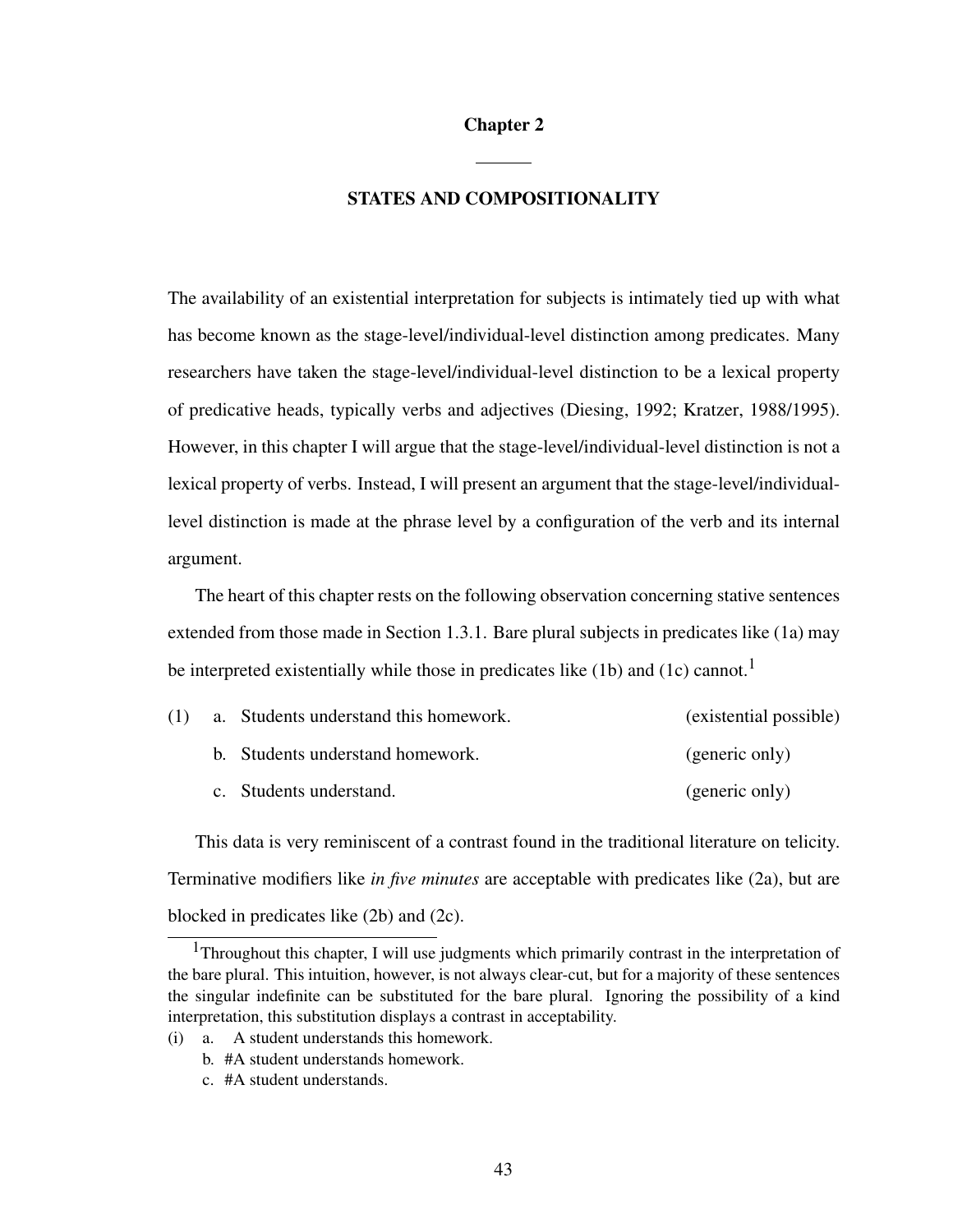# Chapter 2

## STATES AND COMPOSITIONALITY

The availability of an existential interpretation for subjects is intimately tied up with what has become known as the stage-level/individual-level distinction among predicates. Many researchers have taken the stage-level/individual-level distinction to be a lexical property of predicative heads, typically verbs and adjectives (Diesing, 1992; Kratzer, 1988/1995). However, in this chapter I will argue that the stage-level/individual-level distinction is not a lexical property of verbs. Instead, I will present an argument that the stage-level/individual-level distinction is made at the phrase level by a configuration of the verb and its internal argument.

The heart of this chapter rests on the following observation concerning stative sentences extended from those made in Section 1.3.1. Bare plural subjects in predicates like (1a) may be interpreted existentially while those in predicates like (1b) and (1c) cannot.[1]

(1)
- a. Students understand this homework. (existential possible)
- b. Students understand homework. (generic only)
- c. Students understand. (generic only)

This data is very reminiscent of a contrast found in the traditional literature on telicity. Terminative modifiers like *in five minutes* are acceptable with predicates like (2a), but are blocked in predicates like (2b) and (2c).

---

[1] Throughout this chapter, I will use judgments which primarily contrast in the interpretation of the bare plural. This intuition, however, is not always clear-cut, but for a majority of these sentences the singular indefinite can be substituted for the bare plural. Ignoring the possibility of a kind interpretation, this substitution displays a contrast in acceptability.

(i)
- a. A student understands this homework.
- b. #A student understands homework.
- c. #A student understands.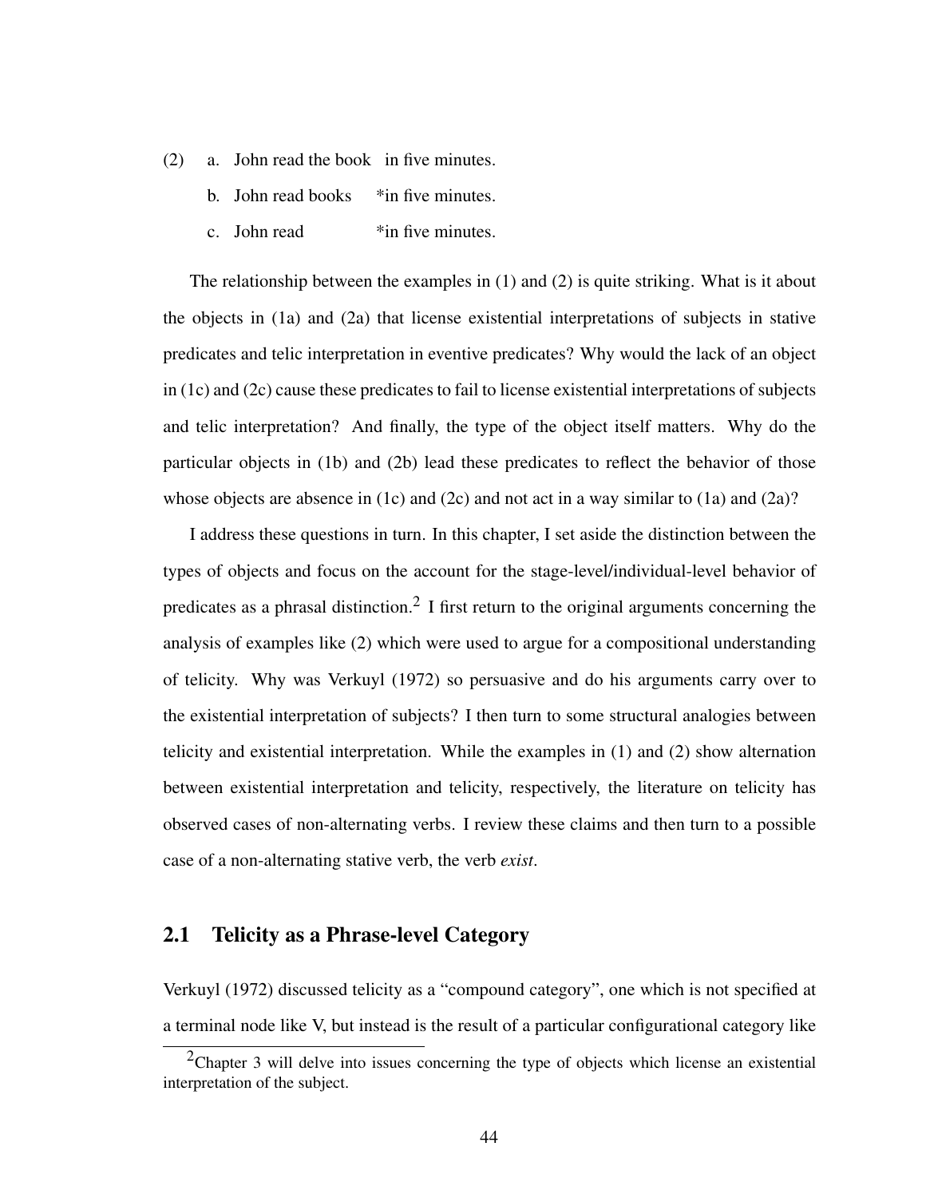(2) a. John read the book in five minutes.
    b. John read books *in five minutes.
    c. John read *in five minutes.

The relationship between the examples in (1) and (2) is quite striking. What is it about the objects in (1a) and (2a) that license existential interpretations of subjects in stative predicates and telic interpretation in eventive predicates? Why would the lack of an object in (1c) and (2c) cause these predicates to fail to license existential interpretations of subjects and telic interpretation? And finally, the type of the object itself matters. Why do the particular objects in (1b) and (2b) lead these predicates to reflect the behavior of those whose objects are absence in (1c) and (2c) and not act in a way similar to (1a) and (2a)?

I address these questions in turn. In this chapter, I set aside the distinction between the types of objects and focus on the account for the stage-level/individual-level behavior of predicates as a phrasal distinction.[2] I first return to the original arguments concerning the analysis of examples like (2) which were used to argue for a compositional understanding of telicity. Why was Verkuyl (1972) so persuasive and do his arguments carry over to the existential interpretation of subjects? I then turn to some structural analogies between telicity and existential interpretation. While the examples in (1) and (2) show alternation between existential interpretation and telicity, respectively, the literature on telicity has observed cases of non-alternating verbs. I review these claims and then turn to a possible case of a non-alternating stative verb, the verb *exist*.

## 2.1 Telicity as a Phrase-level Category

Verkuyl (1972) discussed telicity as a "compound category", one which is not specified at a terminal node like V, but instead is the result of a particular configurational category like

[2] Chapter 3 will delve into issues concerning the type of objects which license an existential interpretation of the subject.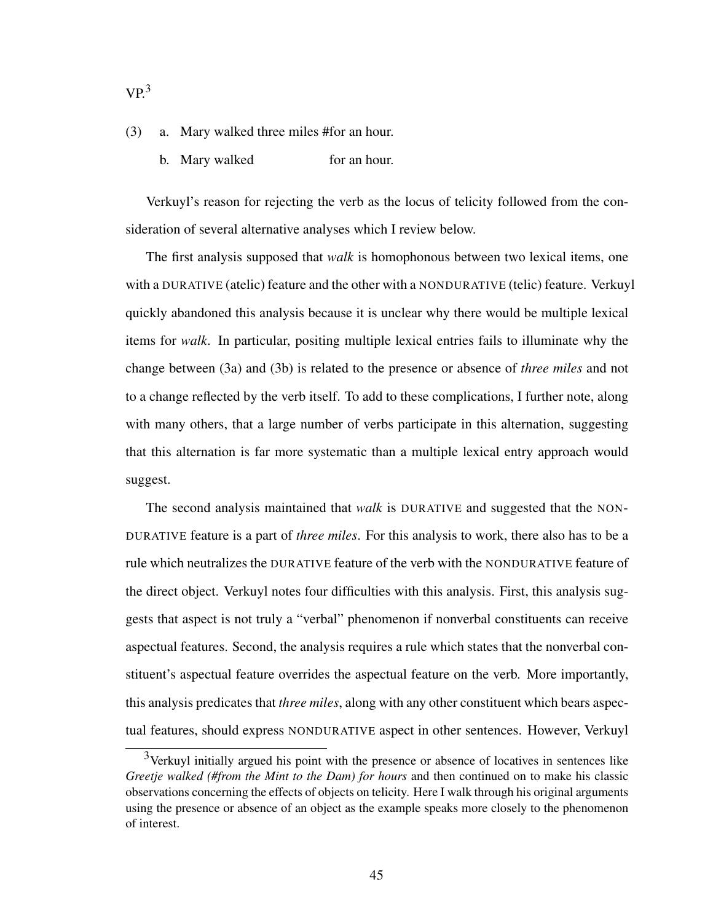VP.[3]

(3) a. Mary walked three miles #for an hour.

  b. Mary walked                    for an hour.

Verkuyl's reason for rejecting the verb as the locus of telicity followed from the consideration of several alternative analyses which I review below.

The first analysis supposed that *walk* is homophonous between two lexical items, one with a DURATIVE (atelic) feature and the other with a NONDURATIVE (telic) feature. Verkuyl quickly abandoned this analysis because it is unclear why there would be multiple lexical items for *walk*. In particular, positing multiple lexical entries fails to illuminate why the change between (3a) and (3b) is related to the presence or absence of *three miles* and not to a change reflected by the verb itself. To add to these complications, I further note, along with many others, that a large number of verbs participate in this alternation, suggesting that this alternation is far more systematic than a multiple lexical entry approach would suggest.

The second analysis maintained that *walk* is DURATIVE and suggested that the NONDURATIVE feature is a part of *three miles*. For this analysis to work, there also has to be a rule which neutralizes the DURATIVE feature of the verb with the NONDURATIVE feature of the direct object. Verkuyl notes four difficulties with this analysis. First, this analysis suggests that aspect is not truly a "verbal" phenomenon if nonverbal constituents can receive aspectual features. Second, the analysis requires a rule which states that the nonverbal constituent's aspectual feature overrides the aspectual feature on the verb. More importantly, this analysis predicates that *three miles*, along with any other constituent which bears aspectual features, should express NONDURATIVE aspect in other sentences. However, Verkuyl

[3] Verkuyl initially argued his point with the presence or absence of locatives in sentences like *Greetje walked (#from the Mint to the Dam) for hours* and then continued on to make his classic observations concerning the effects of objects on telicity. Here I walk through his original arguments using the presence or absence of an object as the example speaks more closely to the phenomenon of interest.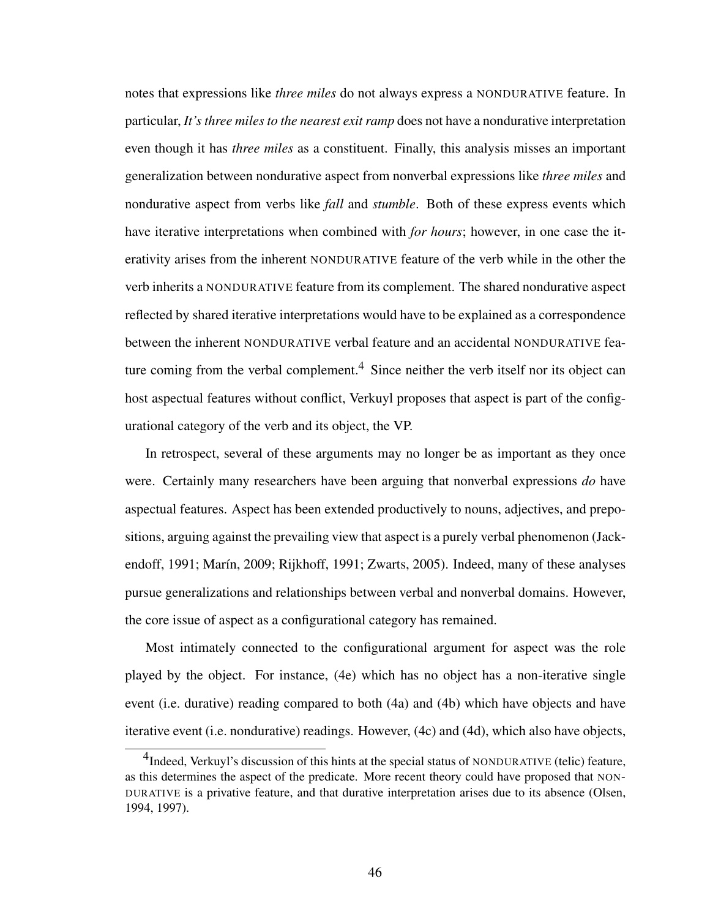notes that expressions like *three miles* do not always express a NONDURATIVE feature. In particular, *It's three miles to the nearest exit ramp* does not have a nondurative interpretation even though it has *three miles* as a constituent. Finally, this analysis misses an important generalization between nondurative aspect from nonverbal expressions like *three miles* and nondurative aspect from verbs like *fall* and *stumble*. Both of these express events which have iterative interpretations when combined with *for hours*; however, in one case the iterativity arises from the inherent NONDURATIVE feature of the verb while in the other the verb inherits a NONDURATIVE feature from its complement. The shared nondurative aspect reflected by shared iterative interpretations would have to be explained as a correspondence between the inherent NONDURATIVE verbal feature and an accidental NONDURATIVE feature coming from the verbal complement.[4] Since neither the verb itself nor its object can host aspectual features without conflict, Verkuyl proposes that aspect is part of the configurational category of the verb and its object, the VP.

In retrospect, several of these arguments may no longer be as important as they once were. Certainly many researchers have been arguing that nonverbal expressions *do* have aspectual features. Aspect has been extended productively to nouns, adjectives, and prepositions, arguing against the prevailing view that aspect is a purely verbal phenomenon (Jackendoff, 1991; Marín, 2009; Rijkhoff, 1991; Zwarts, 2005). Indeed, many of these analyses pursue generalizations and relationships between verbal and nonverbal domains. However, the core issue of aspect as a configurational category has remained.

Most intimately connected to the configurational argument for aspect was the role played by the object. For instance, (4e) which has no object has a non-iterative single event (i.e. durative) reading compared to both (4a) and (4b) which have objects and have iterative event (i.e. nondurative) readings. However, (4c) and (4d), which also have objects,

[4] Indeed, Verkuyl's discussion of this hints at the special status of NONDURATIVE (telic) feature, as this determines the aspect of the predicate. More recent theory could have proposed that NONDURATIVE is a privative feature, and that durative interpretation arises due to its absence (Olsen, 1994, 1997).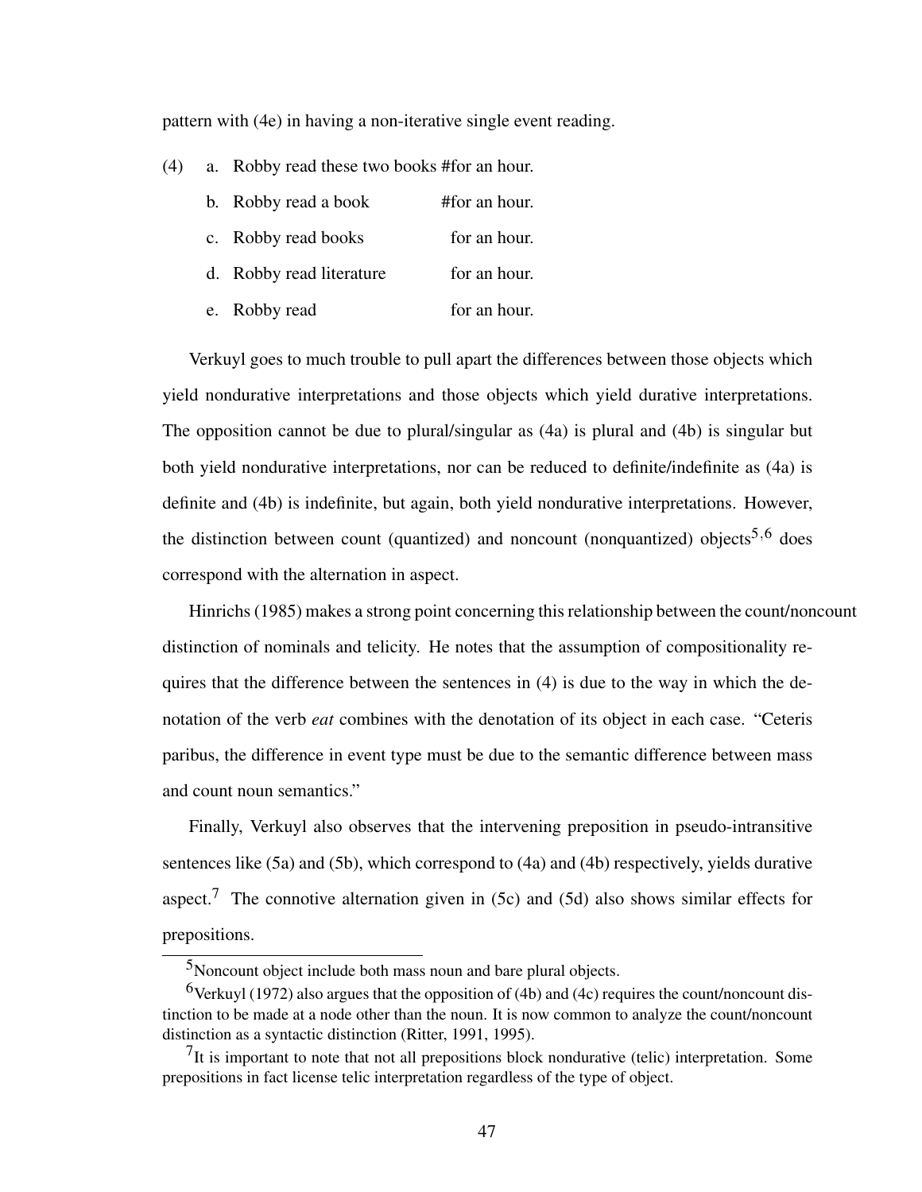pattern with (4e) in having a non-iterative single event reading.

(4) a. Robby read these two books #for an hour.
    b. Robby read a book #for an hour.
    c. Robby read books for an hour.
    d. Robby read literature for an hour.
    e. Robby read for an hour.

Verkuyl goes to much trouble to pull apart the differences between those objects which yield nondurative interpretations and those objects which yield durative interpretations. The opposition cannot be due to plural/singular as (4a) is plural and (4b) is singular but both yield nondurative interpretations, nor can be reduced to definite/indefinite as (4a) is definite and (4b) is indefinite, but again, both yield nondurative interpretations. However, the distinction between count (quantized) and noncount (nonquantized) objects[5,6] does correspond with the alternation in aspect.

Hinrichs (1985) makes a strong point concerning this relationship between the count/noncount distinction of nominals and telicity. He notes that the assumption of compositionality requires that the difference between the sentences in (4) is due to the way in which the denotation of the verb *eat* combines with the denotation of its object in each case. "Ceteris paribus, the difference in event type must be due to the semantic difference between mass and count noun semantics."

Finally, Verkuyl also observes that the intervening preposition in pseudo-intransitive sentences like (5a) and (5b), which correspond to (4a) and (4b) respectively, yields durative aspect.[7] The connotive alternation given in (5c) and (5d) also shows similar effects for prepositions.

---

[5] Noncount object include both mass noun and bare plural objects.

[6] Verkuyl (1972) also argues that the opposition of (4b) and (4c) requires the count/noncount distinction to be made at a node other than the noun. It is now common to analyze the count/noncount distinction as a syntactic distinction (Ritter, 1991, 1995).

[7] It is important to note that not all prepositions block nondurative (telic) interpretation. Some prepositions in fact license telic interpretation regardless of the type of object.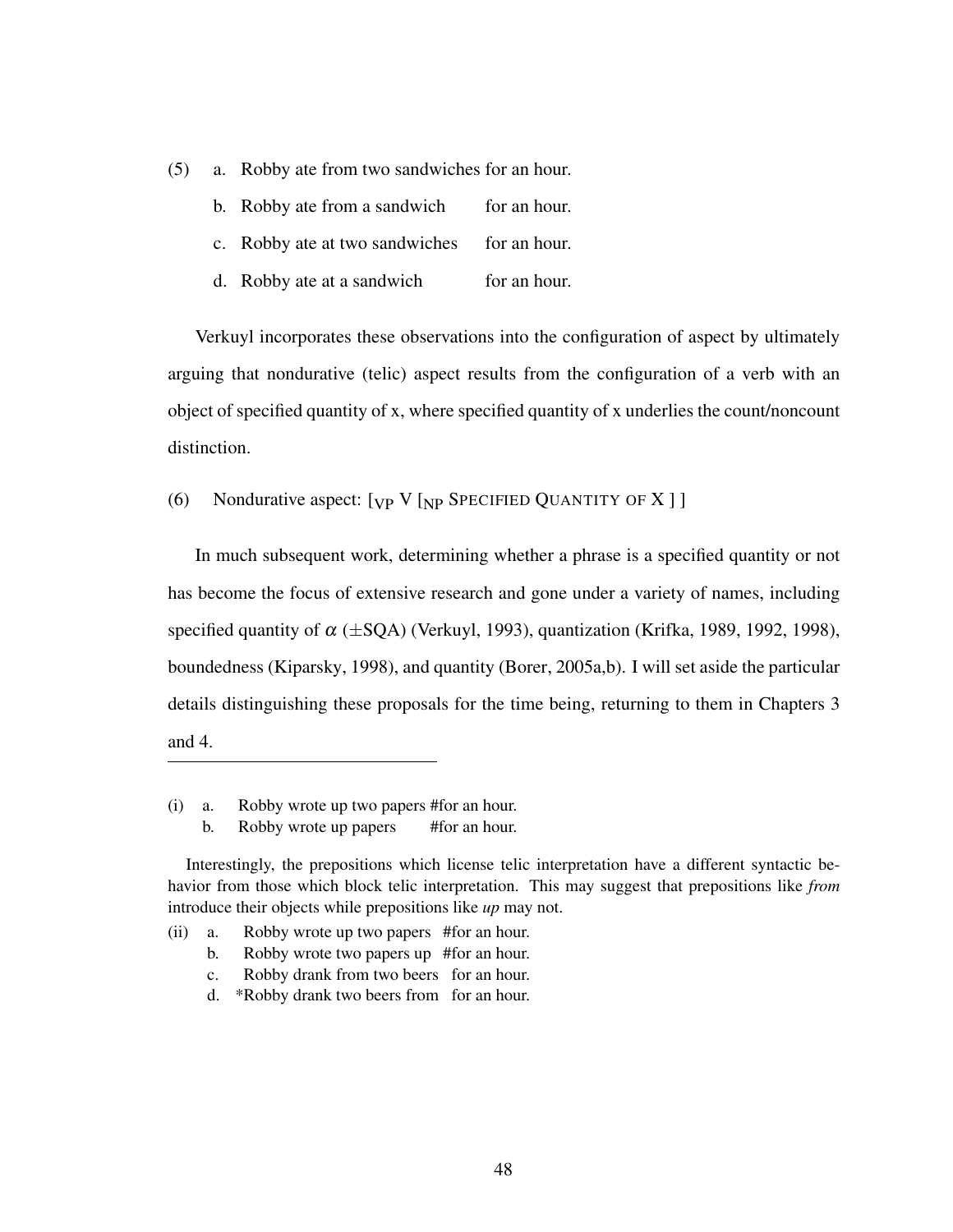(5) a. Robby ate from two sandwiches for an hour.

b. Robby ate from a sandwich for an hour.

c. Robby ate at two sandwiches for an hour.

d. Robby ate at a sandwich for an hour.

Verkuyl incorporates these observations into the configuration of aspect by ultimately arguing that nondurative (telic) aspect results from the configuration of a verb with an object of specified quantity of x, where specified quantity of x underlies the count/noncount distinction.

(6) Nondurative aspect: [$_{\text{VP}}$ V [$_{\text{NP}}$ SPECIFIED QUANTITY OF X ] ]

In much subsequent work, determining whether a phrase is a specified quantity or not has become the focus of extensive research and gone under a variety of names, including specified quantity of $\alpha$ ($\pm$SQA) (Verkuyl, 1993), quantization (Krifka, 1989, 1992, 1998), boundedness (Kiparsky, 1998), and quantity (Borer, 2005a,b). I will set aside the particular details distinguishing these proposals for the time being, returning to them in Chapters 3 and 4.

---

(i) a. Robby wrote up two papers #for an hour.

b. Robby wrote up papers #for an hour.

Interestingly, the prepositions which license telic interpretation have a different syntactic behavior from those which block telic interpretation. This may suggest that prepositions like *from* introduce their objects while prepositions like *up* may not.

(ii) a. Robby wrote up two papers #for an hour.

b. Robby wrote two papers up #for an hour.

c. Robby drank from two beers for an hour.

d. *Robby drank two beers from for an hour.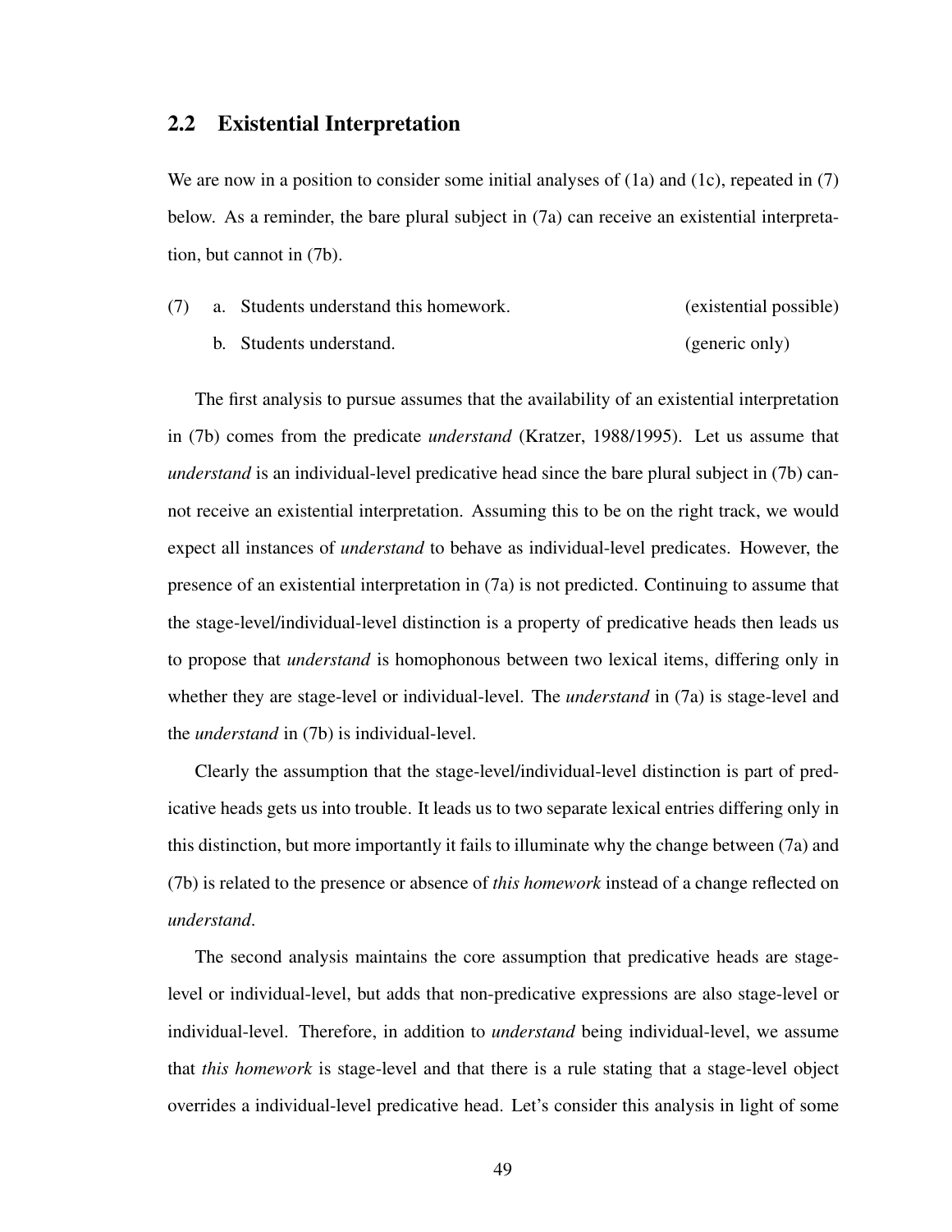## 2.2 Existential Interpretation

We are now in a position to consider some initial analyses of (1a) and (1c), repeated in (7) below. As a reminder, the bare plural subject in (7a) can receive an existential interpretation, but cannot in (7b).

(7) a. Students understand this homework. (existential possible)

b. Students understand. (generic only)

The first analysis to pursue assumes that the availability of an existential interpretation in (7b) comes from the predicate *understand* (Kratzer, 1988/1995). Let us assume that *understand* is an individual-level predicative head since the bare plural subject in (7b) cannot receive an existential interpretation. Assuming this to be on the right track, we would expect all instances of *understand* to behave as individual-level predicates. However, the presence of an existential interpretation in (7a) is not predicted. Continuing to assume that the stage-level/individual-level distinction is a property of predicative heads then leads us to propose that *understand* is homophonous between two lexical items, differing only in whether they are stage-level or individual-level. The *understand* in (7a) is stage-level and the *understand* in (7b) is individual-level.

Clearly the assumption that the stage-level/individual-level distinction is part of predicative heads gets us into trouble. It leads us to two separate lexical entries differing only in this distinction, but more importantly it fails to illuminate why the change between (7a) and (7b) is related to the presence or absence of *this homework* instead of a change reflected on *understand*.

The second analysis maintains the core assumption that predicative heads are stage-level or individual-level, but adds that non-predicative expressions are also stage-level or individual-level. Therefore, in addition to *understand* being individual-level, we assume that *this homework* is stage-level and that there is a rule stating that a stage-level object overrides a individual-level predicative head. Let's consider this analysis in light of some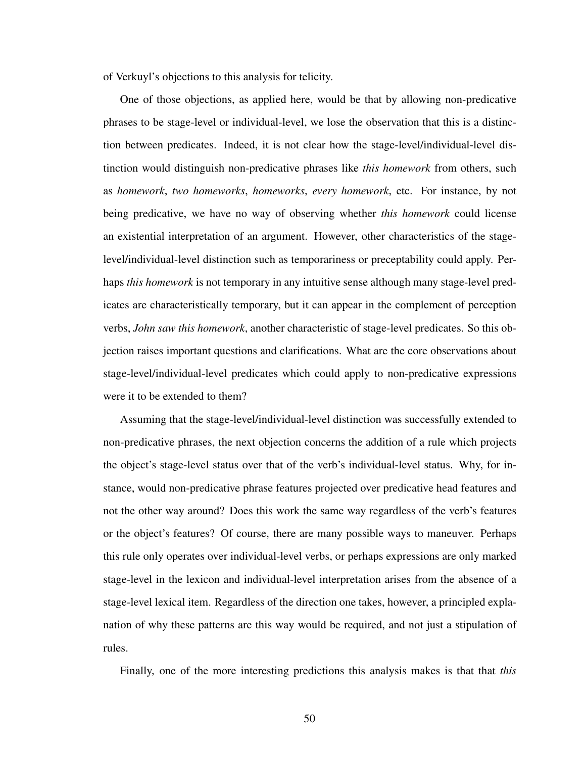of Verkuyl's objections to this analysis for telicity.

One of those objections, as applied here, would be that by allowing non-predicative phrases to be stage-level or individual-level, we lose the observation that this is a distinction between predicates. Indeed, it is not clear how the stage-level/individual-level distinction would distinguish non-predicative phrases like *this homework* from others, such as *homework*, *two homeworks*, *homeworks*, *every homework*, etc. For instance, by not being predicative, we have no way of observing whether *this homework* could license an existential interpretation of an argument. However, other characteristics of the stage-level/individual-level distinction such as temporariness or preceptability could apply. Perhaps *this homework* is not temporary in any intuitive sense although many stage-level predicates are characteristically temporary, but it can appear in the complement of perception verbs, *John saw this homework*, another characteristic of stage-level predicates. So this objection raises important questions and clarifications. What are the core observations about stage-level/individual-level predicates which could apply to non-predicative expressions were it to be extended to them?

Assuming that the stage-level/individual-level distinction was successfully extended to non-predicative phrases, the next objection concerns the addition of a rule which projects the object's stage-level status over that of the verb's individual-level status. Why, for instance, would non-predicative phrase features projected over predicative head features and not the other way around? Does this work the same way regardless of the verb's features or the object's features? Of course, there are many possible ways to maneuver. Perhaps this rule only operates over individual-level verbs, or perhaps expressions are only marked stage-level in the lexicon and individual-level interpretation arises from the absence of a stage-level lexical item. Regardless of the direction one takes, however, a principled explanation of why these patterns are this way would be required, and not just a stipulation of rules.

Finally, one of the more interesting predictions this analysis makes is that that *this*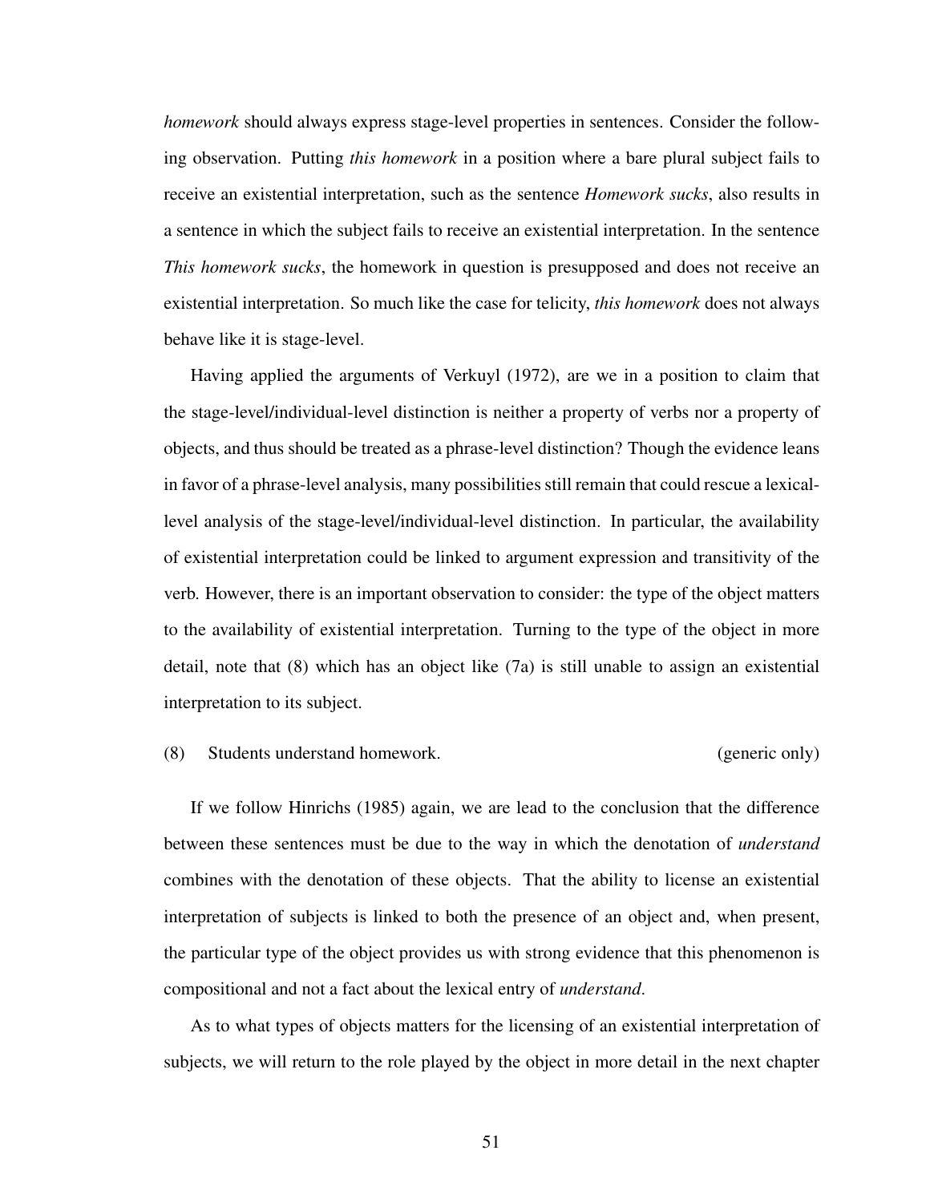*homework* should always express stage-level properties in sentences. Consider the following observation. Putting *this homework* in a position where a bare plural subject fails to receive an existential interpretation, such as the sentence *Homework sucks*, also results in a sentence in which the subject fails to receive an existential interpretation. In the sentence *This homework sucks*, the homework in question is presupposed and does not receive an existential interpretation. So much like the case for telicity, *this homework* does not always behave like it is stage-level.

Having applied the arguments of Verkuyl (1972), are we in a position to claim that the stage-level/individual-level distinction is neither a property of verbs nor a property of objects, and thus should be treated as a phrase-level distinction? Though the evidence leans in favor of a phrase-level analysis, many possibilities still remain that could rescue a lexical-level analysis of the stage-level/individual-level distinction. In particular, the availability of existential interpretation could be linked to argument expression and transitivity of the verb. However, there is an important observation to consider: the type of the object matters to the availability of existential interpretation. Turning to the type of the object in more detail, note that (8) which has an object like (7a) is still unable to assign an existential interpretation to its subject.

(8) Students understand homework. (generic only)

If we follow Hinrichs (1985) again, we are lead to the conclusion that the difference between these sentences must be due to the way in which the denotation of *understand* combines with the denotation of these objects. That the ability to license an existential interpretation of subjects is linked to both the presence of an object and, when present, the particular type of the object provides us with strong evidence that this phenomenon is compositional and not a fact about the lexical entry of *understand*.

As to what types of objects matters for the licensing of an existential interpretation of subjects, we will return to the role played by the object in more detail in the next chapter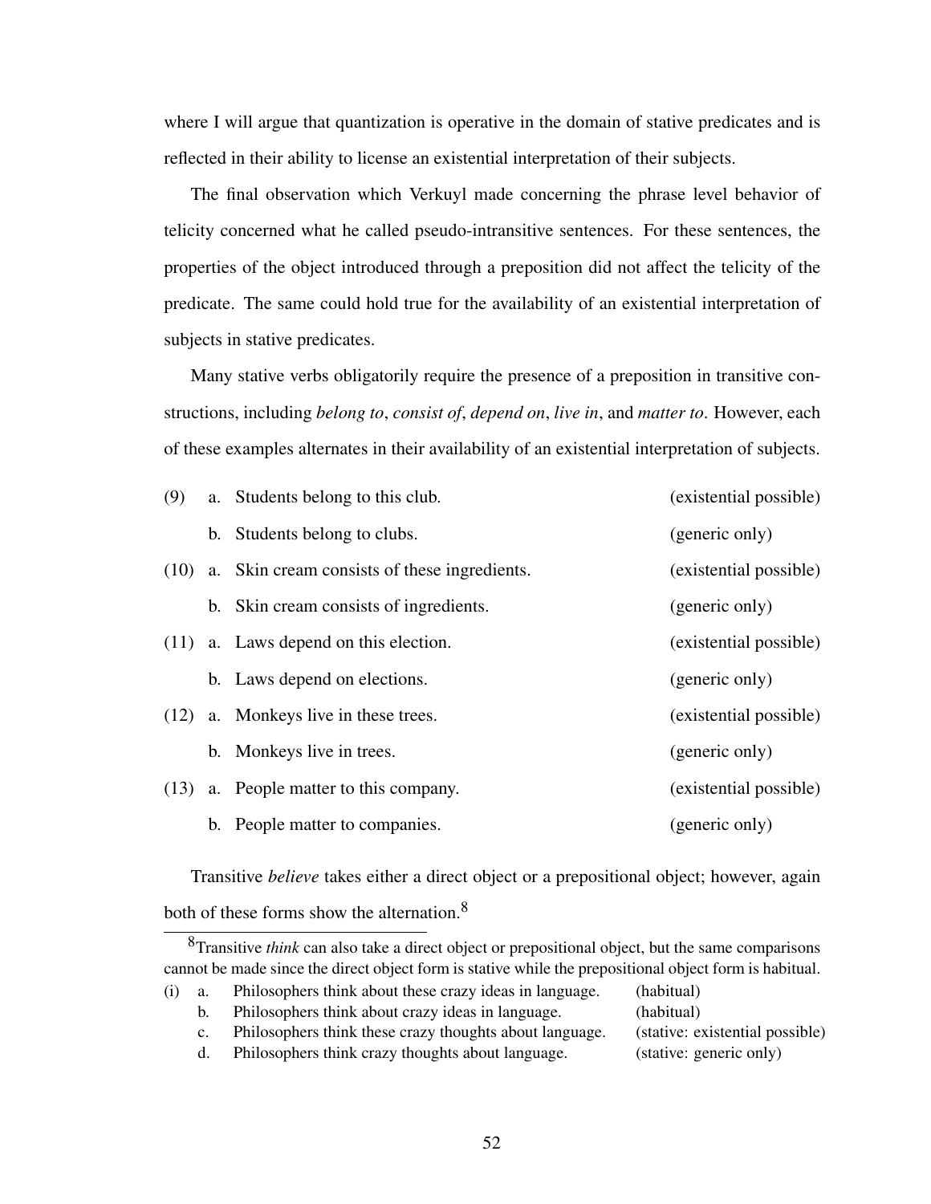where I will argue that quantization is operative in the domain of stative predicates and is reflected in their ability to license an existential interpretation of their subjects.

The final observation which Verkuyl made concerning the phrase level behavior of telicity concerned what he called pseudo-intransitive sentences. For these sentences, the properties of the object introduced through a preposition did not affect the telicity of the predicate. The same could hold true for the availability of an existential interpretation of subjects in stative predicates.

Many stative verbs obligatorily require the presence of a preposition in transitive constructions, including *belong to*, *consist of*, *depend on*, *live in*, and *matter to*. However, each of these examples alternates in their availability of an existential interpretation of subjects.

(9) a. Students belong to this club. (existential possible)

 b. Students belong to clubs. (generic only)

(10) a. Skin cream consists of these ingredients. (existential possible)

 b. Skin cream consists of ingredients. (generic only)

(11) a. Laws depend on this election. (existential possible)

 b. Laws depend on elections. (generic only)

(12) a. Monkeys live in these trees. (existential possible)

 b. Monkeys live in trees. (generic only)

(13) a. People matter to this company. (existential possible)

 b. People matter to companies. (generic only)

Transitive *believe* takes either a direct object or a prepositional object; however, again both of these forms show the alternation.[8]

---

[8]Transitive *think* can also take a direct object or prepositional object, but the same comparisons cannot be made since the direct object form is stative while the prepositional object form is habitual.

(i) a. Philosophers think about these crazy ideas in language. (habitual)

 b. Philosophers think about crazy ideas in language. (habitual)

 c. Philosophers think these crazy thoughts about language. (stative: existential possible)

 d. Philosophers think crazy thoughts about language. (stative: generic only)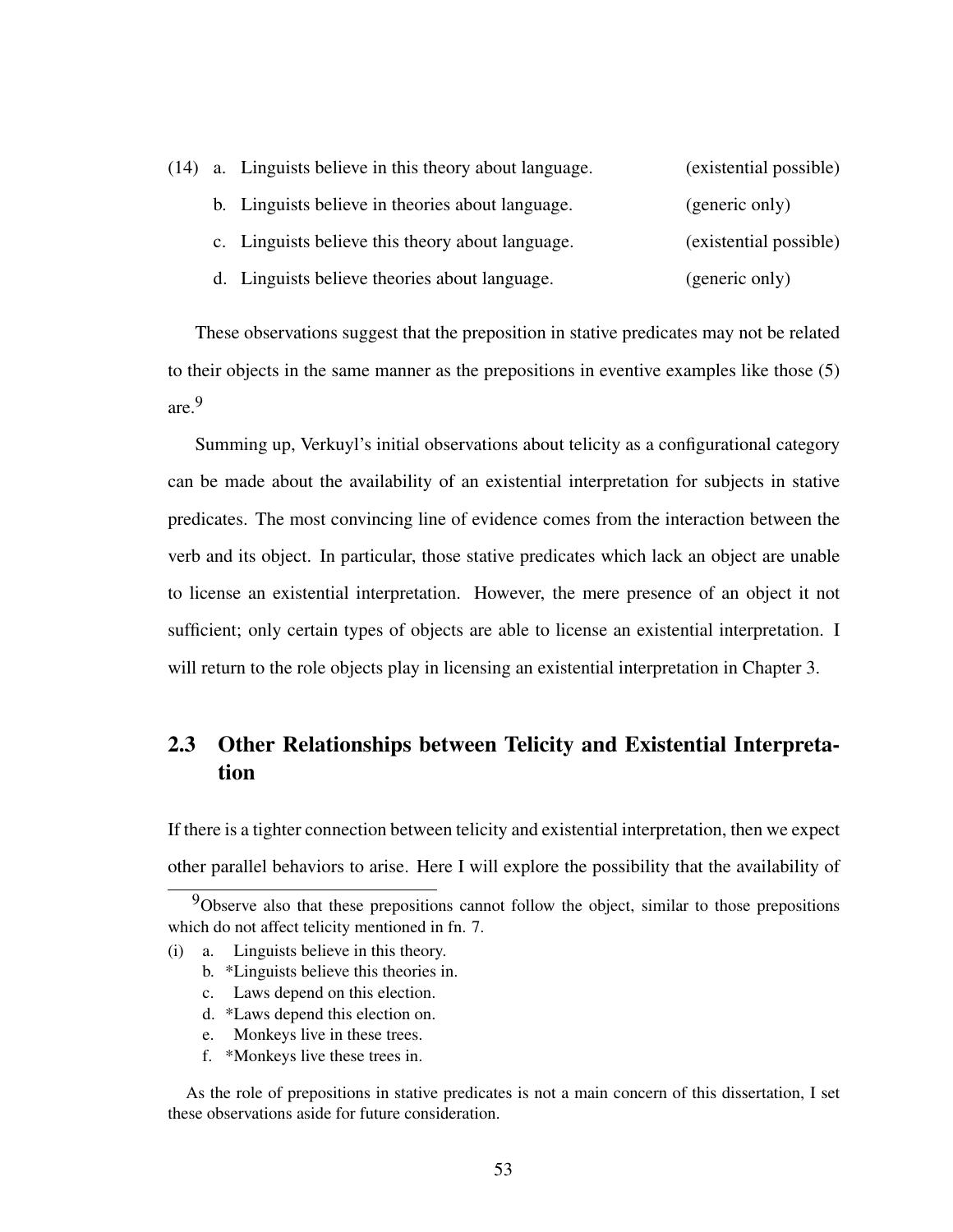(14) a. Linguists believe in this theory about language. (existential possible)

b. Linguists believe in theories about language. (generic only)

c. Linguists believe this theory about language. (existential possible)

d. Linguists believe theories about language. (generic only)

These observations suggest that the preposition in stative predicates may not be related to their objects in the same manner as the prepositions in eventive examples like those (5) are.[9]

Summing up, Verkuyl's initial observations about telicity as a configurational category can be made about the availability of an existential interpretation for subjects in stative predicates. The most convincing line of evidence comes from the interaction between the verb and its object. In particular, those stative predicates which lack an object are unable to license an existential interpretation. However, the mere presence of an object it not sufficient; only certain types of objects are able to license an existential interpretation. I will return to the role objects play in licensing an existential interpretation in Chapter 3.

## 2.3 Other Relationships between Telicity and Existential Interpretation

If there is a tighter connection between telicity and existential interpretation, then we expect other parallel behaviors to arise. Here I will explore the possibility that the availability of

---

[9]Observe also that these prepositions cannot follow the object, similar to those prepositions which do not affect telicity mentioned in fn. 7.

(i) a. Linguists believe in this theory.

b. *Linguists believe this theories in.

c. Laws depend on this election.

d. *Laws depend this election on.

e. Monkeys live in these trees.

f. *Monkeys live these trees in.

As the role of prepositions in stative predicates is not a main concern of this dissertation, I set these observations aside for future consideration.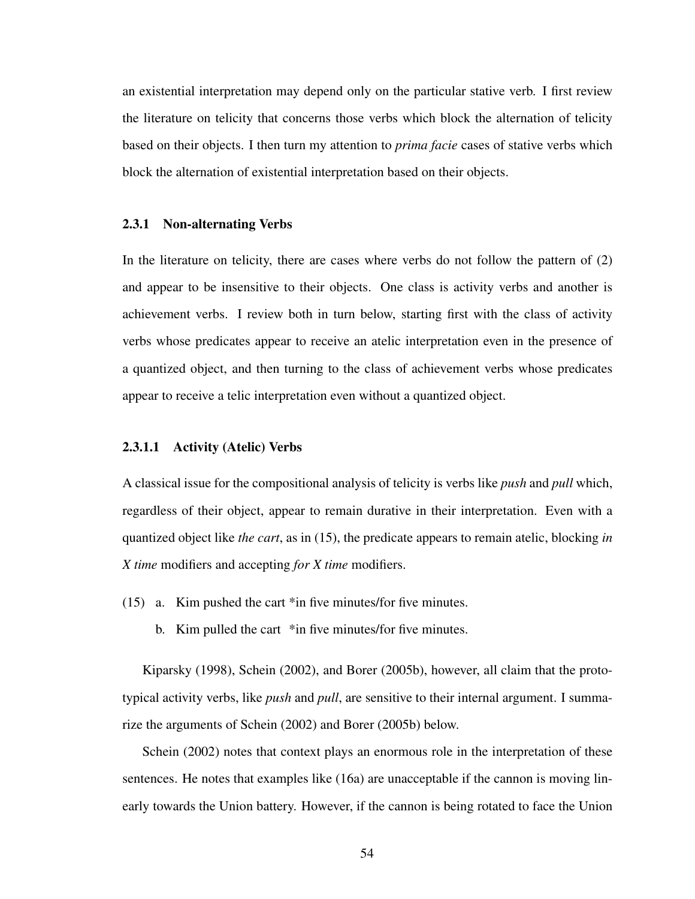an existential interpretation may depend only on the particular stative verb. I first review the literature on telicity that concerns those verbs which block the alternation of telicity based on their objects. I then turn my attention to *prima facie* cases of stative verbs which block the alternation of existential interpretation based on their objects.

### 2.3.1 Non-alternating Verbs

In the literature on telicity, there are cases where verbs do not follow the pattern of (2) and appear to be insensitive to their objects. One class is activity verbs and another is achievement verbs. I review both in turn below, starting first with the class of activity verbs whose predicates appear to receive an atelic interpretation even in the presence of a quantized object, and then turning to the class of achievement verbs whose predicates appear to receive a telic interpretation even without a quantized object.

#### 2.3.1.1 Activity (Atelic) Verbs

A classical issue for the compositional analysis of telicity is verbs like *push* and *pull* which, regardless of their object, appear to remain durative in their interpretation. Even with a quantized object like *the cart*, as in (15), the predicate appears to remain atelic, blocking *in X time* modifiers and accepting *for X time* modifiers.

(15) a. Kim pushed the cart *in five minutes/for five minutes.

b. Kim pulled the cart *in five minutes/for five minutes.

Kiparsky (1998), Schein (2002), and Borer (2005b), however, all claim that the prototypical activity verbs, like *push* and *pull*, are sensitive to their internal argument. I summarize the arguments of Schein (2002) and Borer (2005b) below.

Schein (2002) notes that context plays an enormous role in the interpretation of these sentences. He notes that examples like (16a) are unacceptable if the cannon is moving linearly towards the Union battery. However, if the cannon is being rotated to face the Union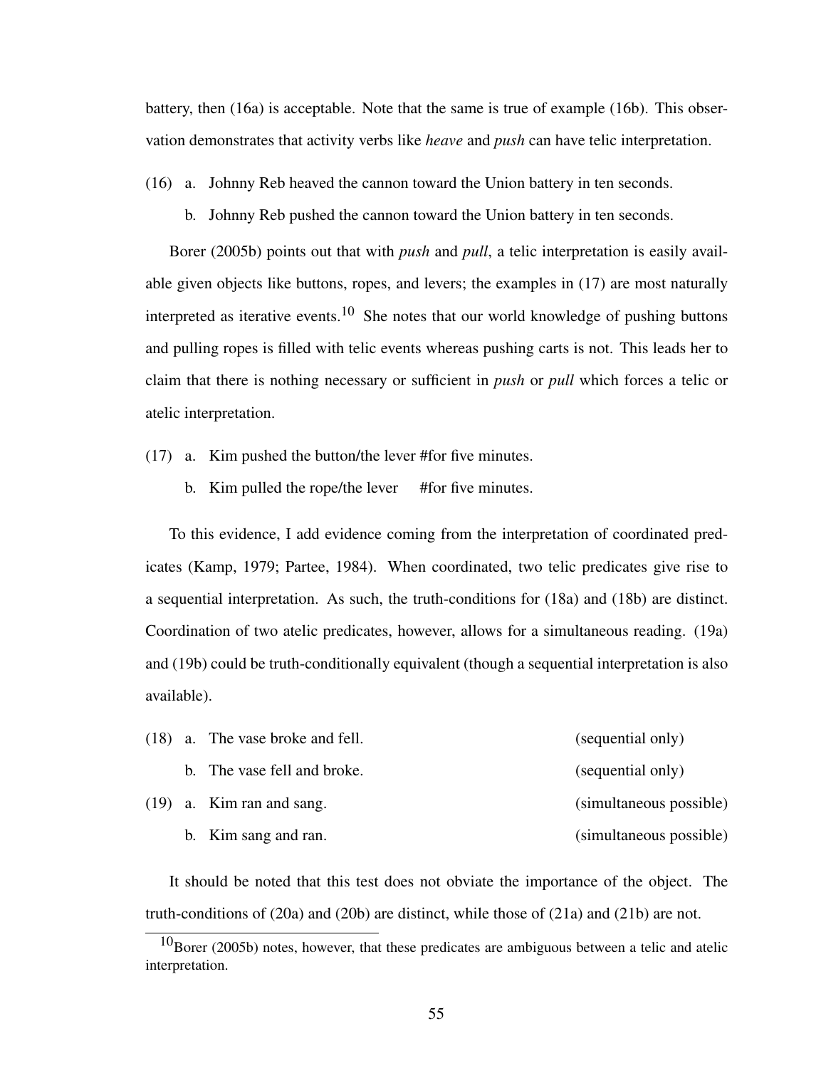battery, then (16a) is acceptable. Note that the same is true of example (16b). This observation demonstrates that activity verbs like *heave* and *push* can have telic interpretation.

(16) a. Johnny Reb heaved the cannon toward the Union battery in ten seconds.

  b. Johnny Reb pushed the cannon toward the Union battery in ten seconds.

Borer (2005b) points out that with *push* and *pull*, a telic interpretation is easily available given objects like buttons, ropes, and levers; the examples in (17) are most naturally interpreted as iterative events.[10] She notes that our world knowledge of pushing buttons and pulling ropes is filled with telic events whereas pushing carts is not. This leads her to claim that there is nothing necessary or sufficient in *push* or *pull* which forces a telic or atelic interpretation.

(17) a. Kim pushed the button/the lever #for five minutes.

  b. Kim pulled the rope/the lever #for five minutes.

To this evidence, I add evidence coming from the interpretation of coordinated predicates (Kamp, 1979; Partee, 1984). When coordinated, two telic predicates give rise to a sequential interpretation. As such, the truth-conditions for (18a) and (18b) are distinct. Coordination of two atelic predicates, however, allows for a simultaneous reading. (19a) and (19b) could be truth-conditionally equivalent (though a sequential interpretation is also available).

(18) a. The vase broke and fell. (sequential only)

  b. The vase fell and broke. (sequential only)

(19) a. Kim ran and sang. (simultaneous possible)

  b. Kim sang and ran. (simultaneous possible)

It should be noted that this test does not obviate the importance of the object. The truth-conditions of (20a) and (20b) are distinct, while those of (21a) and (21b) are not.

[10] Borer (2005b) notes, however, that these predicates are ambiguous between a telic and atelic interpretation.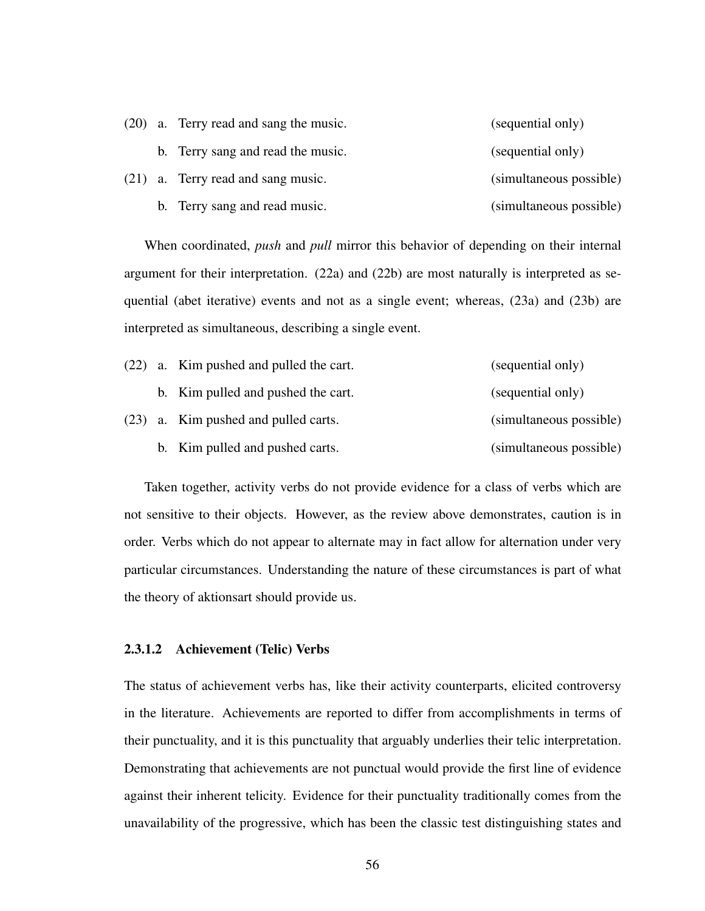(20) a. Terry read and sang the music. (sequential only)

b. Terry sang and read the music. (sequential only)

(21) a. Terry read and sang music. (simultaneous possible)

b. Terry sang and read music. (simultaneous possible)

When coordinated, *push* and *pull* mirror this behavior of depending on their internal argument for their interpretation. (22a) and (22b) are most naturally is interpreted as sequential (abet iterative) events and not as a single event; whereas, (23a) and (23b) are interpreted as simultaneous, describing a single event.

(22) a. Kim pushed and pulled the cart. (sequential only)

b. Kim pulled and pushed the cart. (sequential only)

(23) a. Kim pushed and pulled carts. (simultaneous possible)

b. Kim pulled and pushed carts. (simultaneous possible)

Taken together, activity verbs do not provide evidence for a class of verbs which are not sensitive to their objects. However, as the review above demonstrates, caution is in order. Verbs which do not appear to alternate may in fact allow for alternation under very particular circumstances. Understanding the nature of these circumstances is part of what the theory of aktionsart should provide us.

#### 2.3.1.2 Achievement (Telic) Verbs

The status of achievement verbs has, like their activity counterparts, elicited controversy in the literature. Achievements are reported to differ from accomplishments in terms of their punctuality, and it is this punctuality that arguably underlies their telic interpretation. Demonstrating that achievements are not punctual would provide the first line of evidence against their inherent telicity. Evidence for their punctuality traditionally comes from the unavailability of the progressive, which has been the classic test distinguishing states and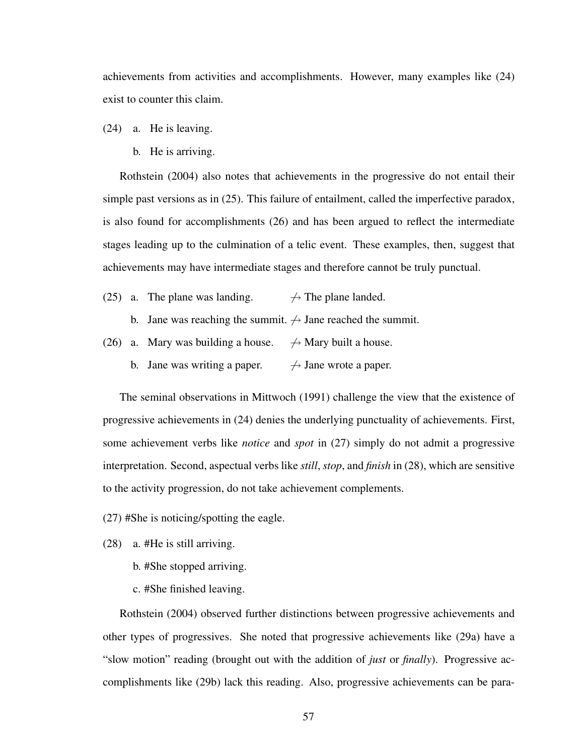achievements from activities and accomplishments. However, many examples like (24) exist to counter this claim.

(24) a. He is leaving.

  b. He is arriving.

Rothstein (2004) also notes that achievements in the progressive do not entail their simple past versions as in (25). This failure of entailment, called the imperfective paradox, is also found for accomplishments (26) and has been argued to reflect the intermediate stages leading up to the culmination of a telic event. These examples, then, suggest that achievements may have intermediate stages and therefore cannot be truly punctual.

(25) a. The plane was landing. $\not\rightarrow$ The plane landed.

  b. Jane was reaching the summit. $\not\rightarrow$ Jane reached the summit.

(26) a. Mary was building a house. $\not\rightarrow$ Mary built a house.

  b. Jane was writing a paper. $\not\rightarrow$ Jane wrote a paper.

The seminal observations in Mittwoch (1991) challenge the view that the existence of progressive achievements in (24) denies the underlying punctuality of achievements. First, some achievement verbs like *notice* and *spot* in (27) simply do not admit a progressive interpretation. Second, aspectual verbs like *still*, *stop*, and *finish* in (28), which are sensitive to the activity progression, do not take achievement complements.

(27) #She is noticing/spotting the eagle.

(28) a. #He is still arriving.

  b. #She stopped arriving.

  c. #She finished leaving.

Rothstein (2004) observed further distinctions between progressive achievements and other types of progressives. She noted that progressive achievements like (29a) have a "slow motion" reading (brought out with the addition of *just* or *finally*). Progressive accomplishments like (29b) lack this reading. Also, progressive achievements can be para-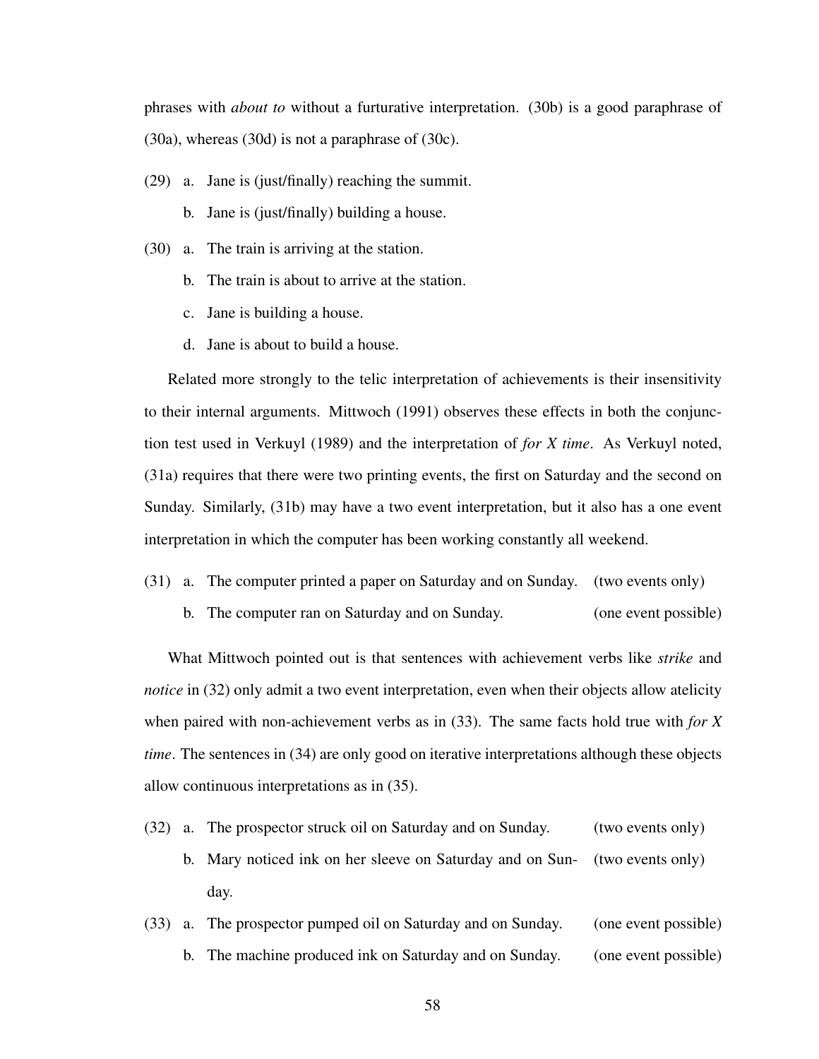phrases with *about to* without a furturative interpretation. (30b) is a good paraphrase of (30a), whereas (30d) is not a paraphrase of (30c).

(29) a. Jane is (just/finally) reaching the summit.

  b. Jane is (just/finally) building a house.

(30) a. The train is arriving at the station.

  b. The train is about to arrive at the station.

  c. Jane is building a house.

  d. Jane is about to build a house.

Related more strongly to the telic interpretation of achievements is their insensitivity to their internal arguments. Mittwoch (1991) observes these effects in both the conjunction test used in Verkuyl (1989) and the interpretation of *for X time*. As Verkuyl noted, (31a) requires that there were two printing events, the first on Saturday and the second on Sunday. Similarly, (31b) may have a two event interpretation, but it also has a one event interpretation in which the computer has been working constantly all weekend.

(31) a. The computer printed a paper on Saturday and on Sunday. (two events only)

  b. The computer ran on Saturday and on Sunday. (one event possible)

What Mittwoch pointed out is that sentences with achievement verbs like *strike* and *notice* in (32) only admit a two event interpretation, even when their objects allow atelicity when paired with non-achievement verbs as in (33). The same facts hold true with *for X time*. The sentences in (34) are only good on iterative interpretations although these objects allow continuous interpretations as in (35).

(32) a. The prospector struck oil on Saturday and on Sunday. (two events only)

  b. Mary noticed ink on her sleeve on Saturday and on Sunday. (two events only)

(33) a. The prospector pumped oil on Saturday and on Sunday. (one event possible)

  b. The machine produced ink on Saturday and on Sunday. (one event possible)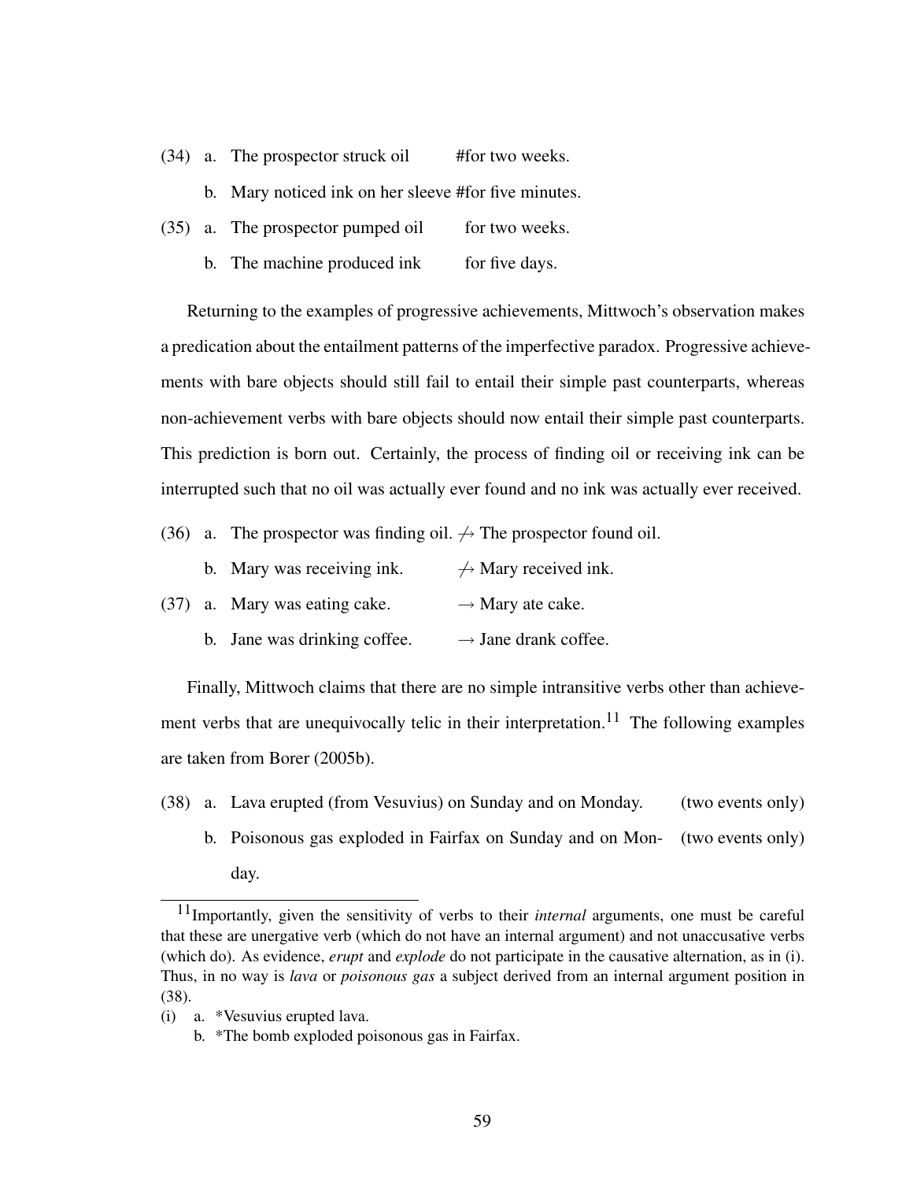(34) a. The prospector struck oil #for two weeks.

b. Mary noticed ink on her sleeve #for five minutes.

(35) a. The prospector pumped oil for two weeks.

b. The machine produced ink for five days.

Returning to the examples of progressive achievements, Mittwoch's observation makes a predication about the entailment patterns of the imperfective paradox. Progressive achievements with bare objects should still fail to entail their simple past counterparts, whereas non-achievement verbs with bare objects should now entail their simple past counterparts. This prediction is born out. Certainly, the process of finding oil or receiving ink can be interrupted such that no oil was actually ever found and no ink was actually ever received.

(36) a. The prospector was finding oil. $\not\rightarrow$ The prospector found oil.

b. Mary was receiving ink. $\not\rightarrow$ Mary received ink.

(37) a. Mary was eating cake. $\rightarrow$ Mary ate cake.

b. Jane was drinking coffee. $\rightarrow$ Jane drank coffee.

Finally, Mittwoch claims that there are no simple intransitive verbs other than achievement verbs that are unequivocally telic in their interpretation.[11] The following examples are taken from Borer (2005b).

(38) a. Lava erupted (from Vesuvius) on Sunday and on Monday. (two events only)

b. Poisonous gas exploded in Fairfax on Sunday and on Monday. (two events only)

[11] Importantly, given the sensitivity of verbs to their *internal* arguments, one must be careful that these are unergative verb (which do not have an internal argument) and not unaccusative verbs (which do). As evidence, *erupt* and *explode* do not participate in the causative alternation, as in (i). Thus, in no way is *lava* or *poisonous gas* a subject derived from an internal argument position in (38).

(i) a. *Vesuvius erupted lava.

b. *The bomb exploded poisonous gas in Fairfax.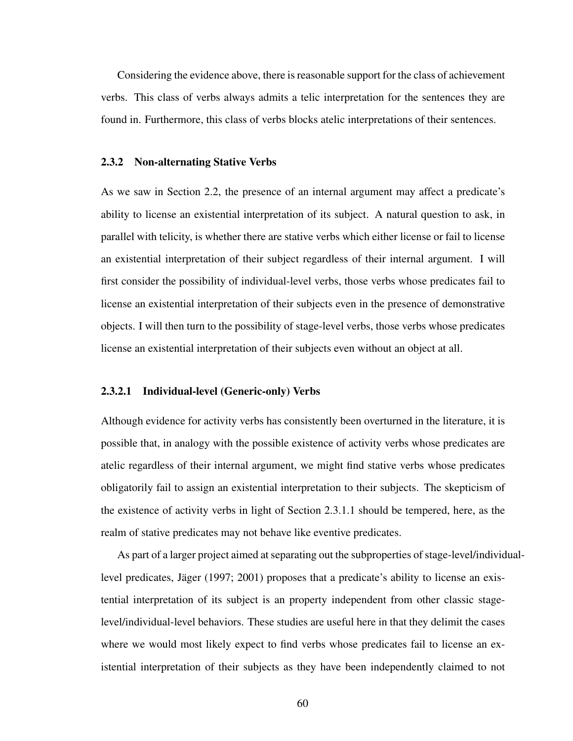Considering the evidence above, there is reasonable support for the class of achievement verbs. This class of verbs always admits a telic interpretation for the sentences they are found in. Furthermore, this class of verbs blocks atelic interpretations of their sentences.

### 2.3.2 Non-alternating Stative Verbs

As we saw in Section 2.2, the presence of an internal argument may affect a predicate's ability to license an existential interpretation of its subject. A natural question to ask, in parallel with telicity, is whether there are stative verbs which either license or fail to license an existential interpretation of their subject regardless of their internal argument. I will first consider the possibility of individual-level verbs, those verbs whose predicates fail to license an existential interpretation of their subjects even in the presence of demonstrative objects. I will then turn to the possibility of stage-level verbs, those verbs whose predicates license an existential interpretation of their subjects even without an object at all.

#### 2.3.2.1 Individual-level (Generic-only) Verbs

Although evidence for activity verbs has consistently been overturned in the literature, it is possible that, in analogy with the possible existence of activity verbs whose predicates are atelic regardless of their internal argument, we might find stative verbs whose predicates obligatorily fail to assign an existential interpretation to their subjects. The skepticism of the existence of activity verbs in light of Section 2.3.1.1 should be tempered, here, as the realm of stative predicates may not behave like eventive predicates.

As part of a larger project aimed at separating out the subproperties of stage-level/individual-level predicates, Jäger (1997; 2001) proposes that a predicate's ability to license an existential interpretation of its subject is an property independent from other classic stage-level/individual-level behaviors. These studies are useful here in that they delimit the cases where we would most likely expect to find verbs whose predicates fail to license an existential interpretation of their subjects as they have been independently claimed to not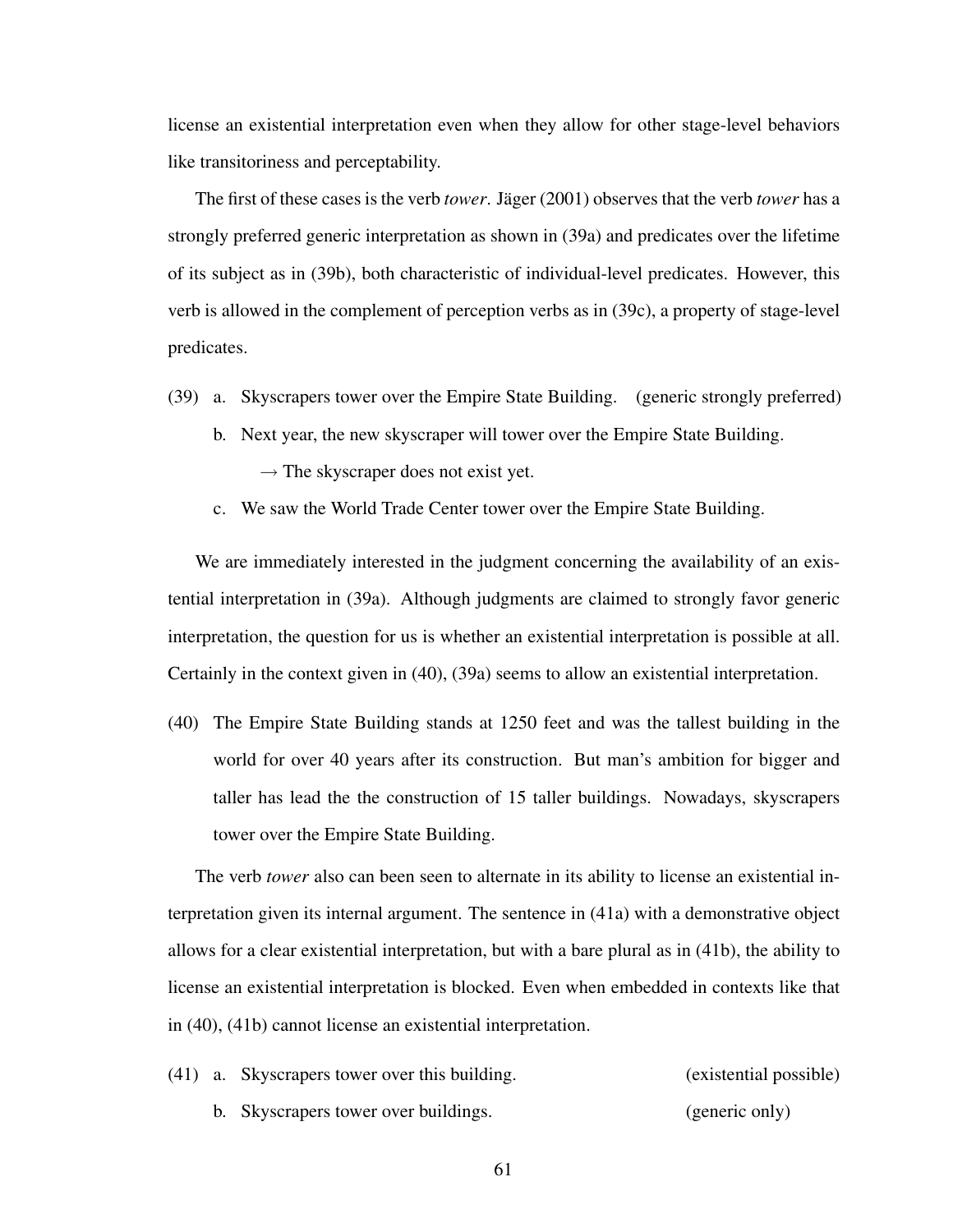license an existential interpretation even when they allow for other stage-level behaviors like transitoriness and perceptability.

The first of these cases is the verb *tower*. Jäger (2001) observes that the verb *tower* has a strongly preferred generic interpretation as shown in (39a) and predicates over the lifetime of its subject as in (39b), both characteristic of individual-level predicates. However, this verb is allowed in the complement of perception verbs as in (39c), a property of stage-level predicates.

(39) a. Skyscrapers tower over the Empire State Building. (generic strongly preferred)

b. Next year, the new skyscraper will tower over the Empire State Building.
   → The skyscraper does not exist yet.

c. We saw the World Trade Center tower over the Empire State Building.

We are immediately interested in the judgment concerning the availability of an existential interpretation in (39a). Although judgments are claimed to strongly favor generic interpretation, the question for us is whether an existential interpretation is possible at all. Certainly in the context given in (40), (39a) seems to allow an existential interpretation.

(40) The Empire State Building stands at 1250 feet and was the tallest building in the world for over 40 years after its construction. But man's ambition for bigger and taller has lead the the construction of 15 taller buildings. Nowadays, skyscrapers tower over the Empire State Building.

The verb *tower* also can been seen to alternate in its ability to license an existential interpretation given its internal argument. The sentence in (41a) with a demonstrative object allows for a clear existential interpretation, but with a bare plural as in (41b), the ability to license an existential interpretation is blocked. Even when embedded in contexts like that in (40), (41b) cannot license an existential interpretation.

(41) a. Skyscrapers tower over this building. (existential possible)

b. Skyscrapers tower over buildings. (generic only)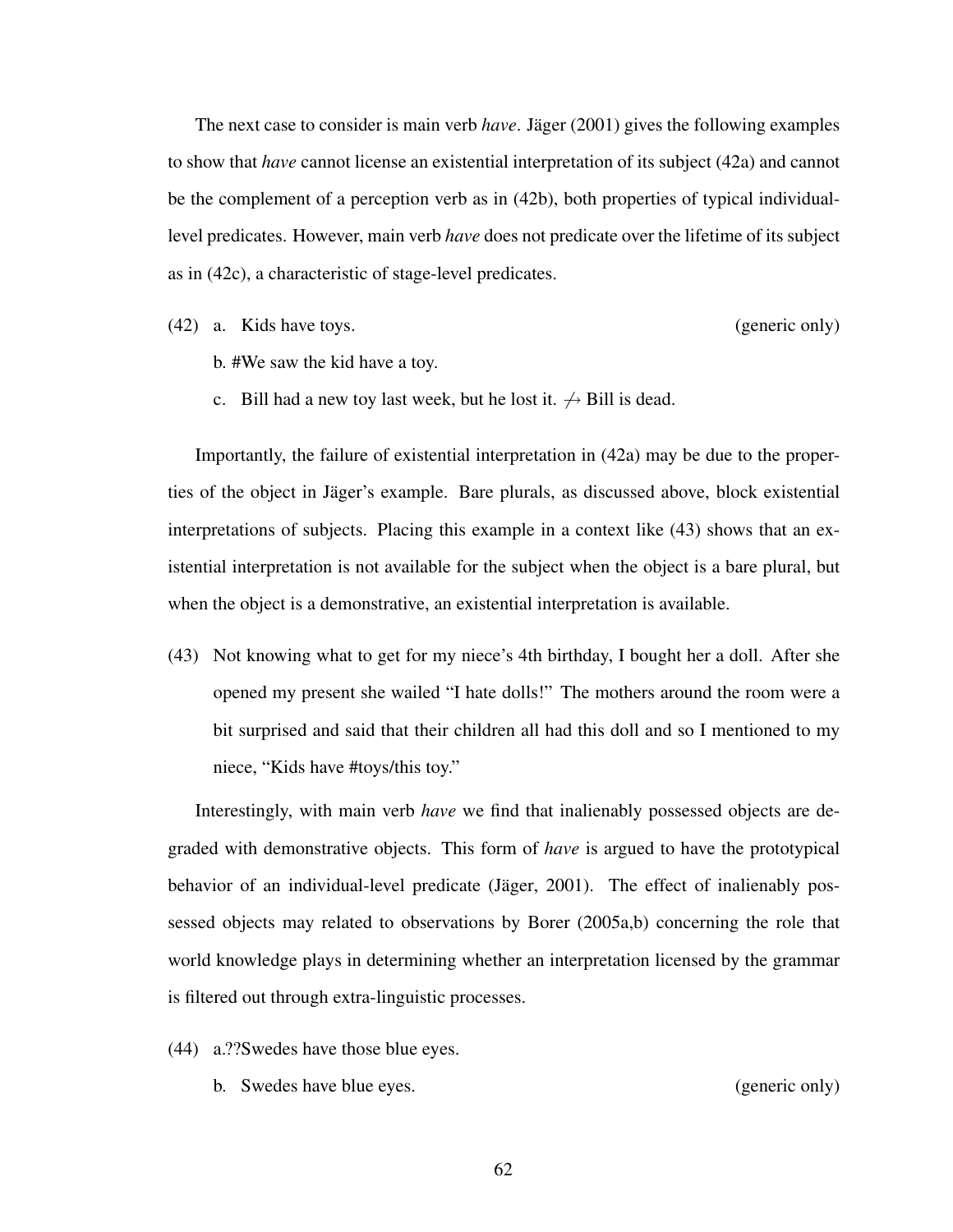The next case to consider is main verb *have*. Jäger (2001) gives the following examples to show that *have* cannot license an existential interpretation of its subject (42a) and cannot be the complement of a perception verb as in (42b), both properties of typical individual-level predicates. However, main verb *have* does not predicate over the lifetime of its subject as in (42c), a characteristic of stage-level predicates.

(42) a. Kids have toys. (generic only)

b. #We saw the kid have a toy.

c. Bill had a new toy last week, but he lost it. $\not\rightarrow$ Bill is dead.

Importantly, the failure of existential interpretation in (42a) may be due to the properties of the object in Jäger's example. Bare plurals, as discussed above, block existential interpretations of subjects. Placing this example in a context like (43) shows that an existential interpretation is not available for the subject when the object is a bare plural, but when the object is a demonstrative, an existential interpretation is available.

(43) Not knowing what to get for my niece's 4th birthday, I bought her a doll. After she opened my present she wailed "I hate dolls!" The mothers around the room were a bit surprised and said that their children all had this doll and so I mentioned to my niece, "Kids have #toys/this toy."

Interestingly, with main verb *have* we find that inalienably possessed objects are degraded with demonstrative objects. This form of *have* is argued to have the prototypical behavior of an individual-level predicate (Jäger, 2001). The effect of inalienably possessed objects may related to observations by Borer (2005a,b) concerning the role that world knowledge plays in determining whether an interpretation licensed by the grammar is filtered out through extra-linguistic processes.

(44) a.??Swedes have those blue eyes.

b. Swedes have blue eyes. (generic only)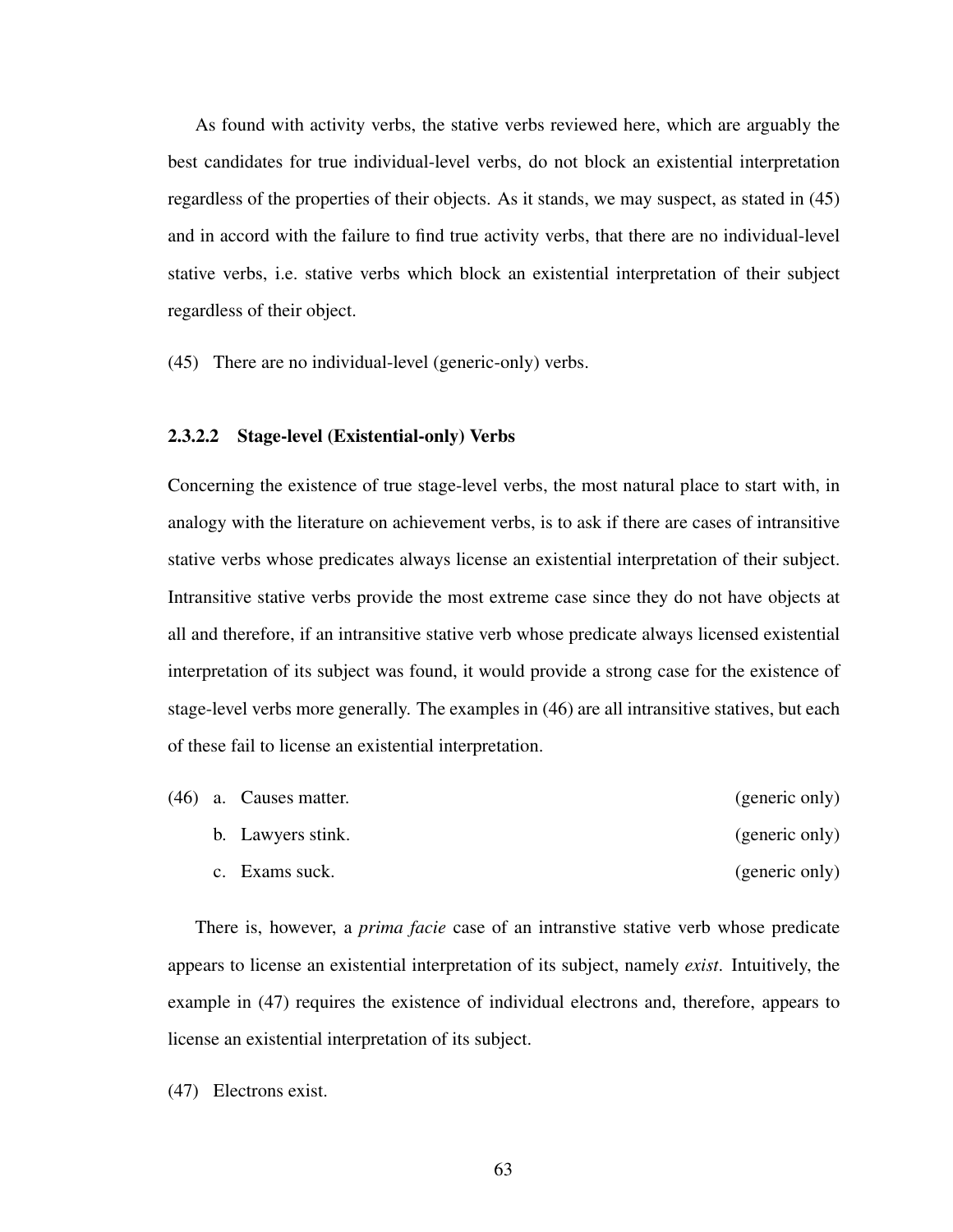As found with activity verbs, the stative verbs reviewed here, which are arguably the best candidates for true individual-level verbs, do not block an existential interpretation regardless of the properties of their objects. As it stands, we may suspect, as stated in (45) and in accord with the failure to find true activity verbs, that there are no individual-level stative verbs, i.e. stative verbs which block an existential interpretation of their subject regardless of their object.

(45) There are no individual-level (generic-only) verbs.

#### 2.3.2.2 Stage-level (Existential-only) Verbs

Concerning the existence of true stage-level verbs, the most natural place to start with, in analogy with the literature on achievement verbs, is to ask if there are cases of intransitive stative verbs whose predicates always license an existential interpretation of their subject. Intransitive stative verbs provide the most extreme case since they do not have objects at all and therefore, if an intransitive stative verb whose predicate always licensed existential interpretation of its subject was found, it would provide a strong case for the existence of stage-level verbs more generally. The examples in (46) are all intransitive statives, but each of these fail to license an existential interpretation.

(46) a. Causes matter. (generic only)

b. Lawyers stink. (generic only)

c. Exams suck. (generic only)

There is, however, a *prima facie* case of an intranstive stative verb whose predicate appears to license an existential interpretation of its subject, namely *exist*. Intuitively, the example in (47) requires the existence of individual electrons and, therefore, appears to license an existential interpretation of its subject.

(47) Electrons exist.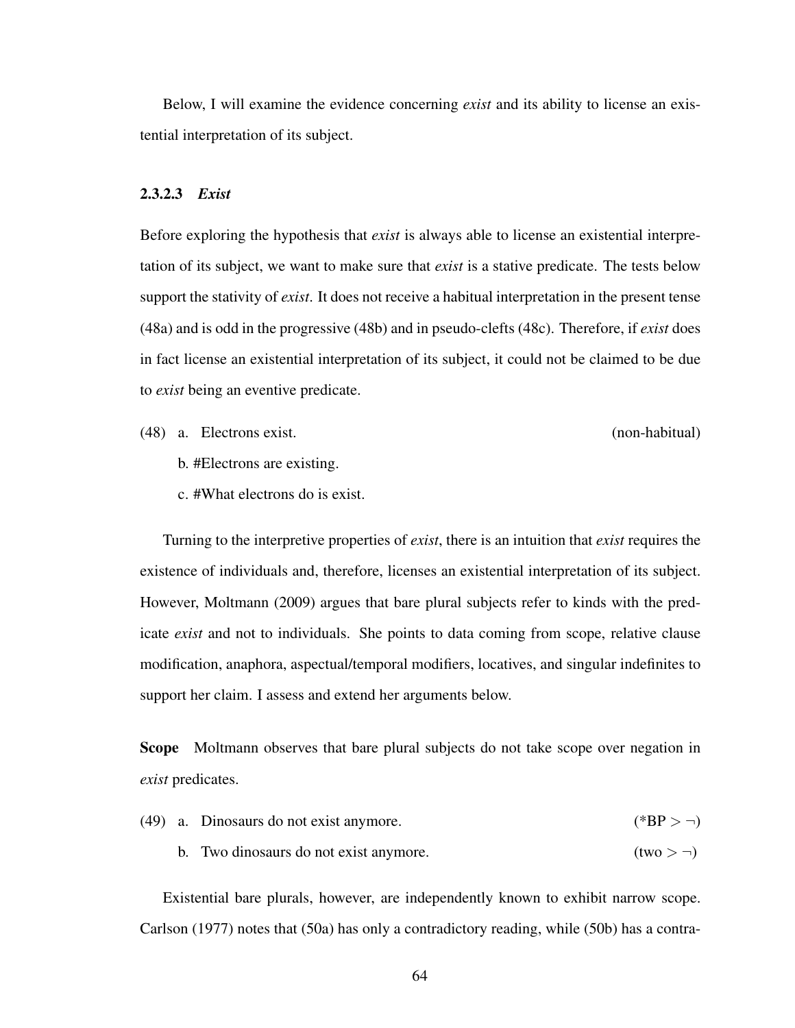Below, I will examine the evidence concerning *exist* and its ability to license an existential interpretation of its subject.

#### 2.3.2.3 *Exist*

Before exploring the hypothesis that *exist* is always able to license an existential interpretation of its subject, we want to make sure that *exist* is a stative predicate. The tests below support the stativity of *exist*. It does not receive a habitual interpretation in the present tense (48a) and is odd in the progressive (48b) and in pseudo-clefts (48c). Therefore, if *exist* does in fact license an existential interpretation of its subject, it could not be claimed to be due to *exist* being an eventive predicate.

(48) a. Electrons exist. (non-habitual)

b. #Electrons are existing.

c. #What electrons do is exist.

Turning to the interpretive properties of *exist*, there is an intuition that *exist* requires the existence of individuals and, therefore, licenses an existential interpretation of its subject. However, Moltmann (2009) argues that bare plural subjects refer to kinds with the predicate *exist* and not to individuals. She points to data coming from scope, relative clause modification, anaphora, aspectual/temporal modifiers, locatives, and singular indefinites to support her claim. I assess and extend her arguments below.

**Scope** Moltmann observes that bare plural subjects do not take scope over negation in *exist* predicates.

(49) a. Dinosaurs do not exist anymore. ($^*\text{BP} > \neg$)

b. Two dinosaurs do not exist anymore. ($\text{two} > \neg$)

Existential bare plurals, however, are independently known to exhibit narrow scope. Carlson (1977) notes that (50a) has only a contradictory reading, while (50b) has a contra-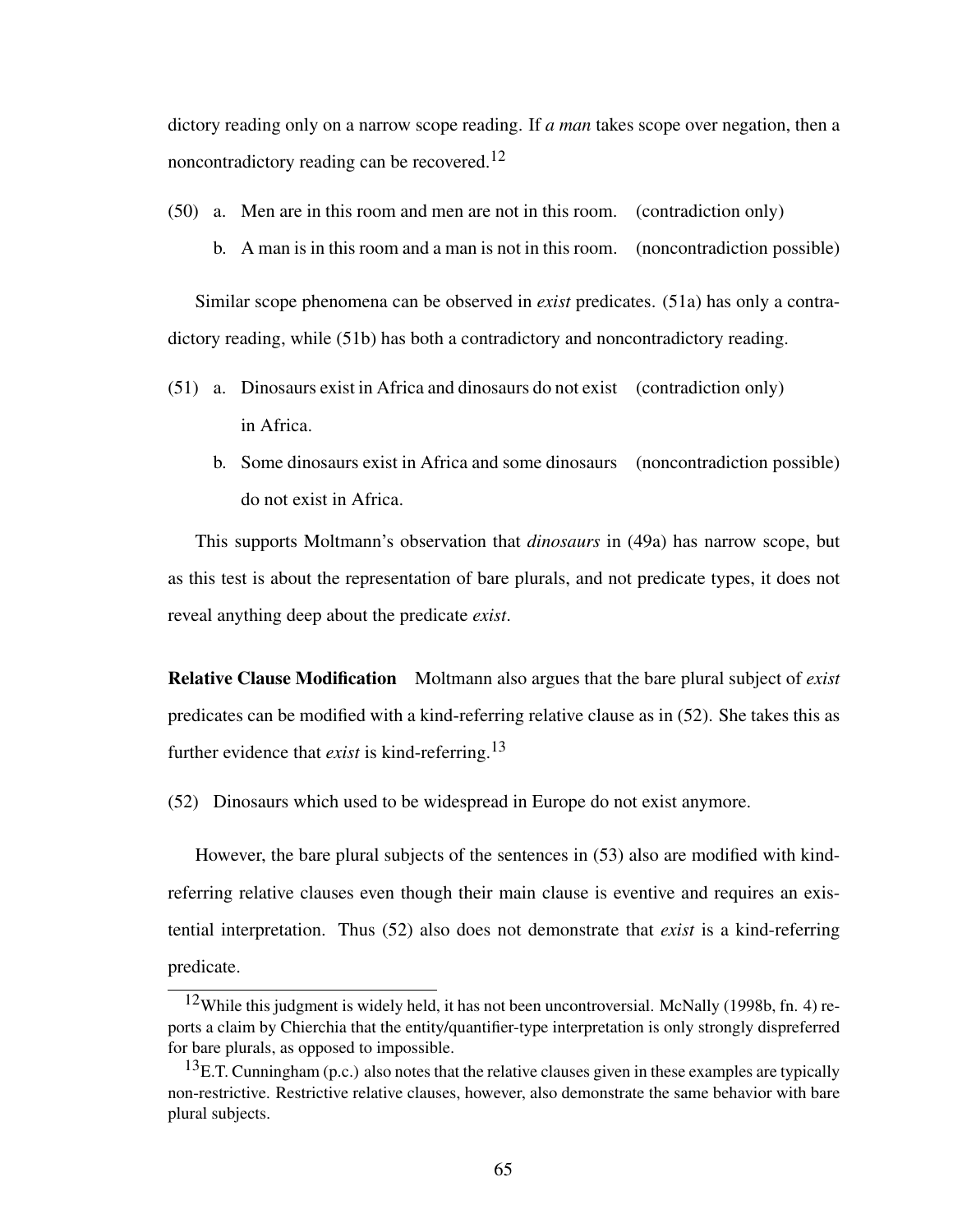dictory reading only on a narrow scope reading. If *a man* takes scope over negation, then a noncontradictory reading can be recovered.[12]

(50) a. Men are in this room and men are not in this room. (contradiction only)

b. A man is in this room and a man is not in this room. (noncontradiction possible)

Similar scope phenomena can be observed in *exist* predicates. (51a) has only a contradictory reading, while (51b) has both a contradictory and noncontradictory reading.

(51) a. Dinosaurs exist in Africa and dinosaurs do not exist in Africa. (contradiction only)

b. Some dinosaurs exist in Africa and some dinosaurs do not exist in Africa. (noncontradiction possible)

This supports Moltmann's observation that *dinosaurs* in (49a) has narrow scope, but as this test is about the representation of bare plurals, and not predicate types, it does not reveal anything deep about the predicate *exist*.

**Relative Clause Modification** Moltmann also argues that the bare plural subject of *exist* predicates can be modified with a kind-referring relative clause as in (52). She takes this as further evidence that *exist* is kind-referring.[13]

(52) Dinosaurs which used to be widespread in Europe do not exist anymore.

However, the bare plural subjects of the sentences in (53) also are modified with kind-referring relative clauses even though their main clause is eventive and requires an existential interpretation. Thus (52) also does not demonstrate that *exist* is a kind-referring predicate.

[12] While this judgment is widely held, it has not been uncontroversial. McNally (1998b, fn. 4) reports a claim by Chierchia that the entity/quantifier-type interpretation is only strongly dispreferred for bare plurals, as opposed to impossible.

[13] E.T. Cunningham (p.c.) also notes that the relative clauses given in these examples are typically non-restrictive. Restrictive relative clauses, however, also demonstrate the same behavior with bare plural subjects.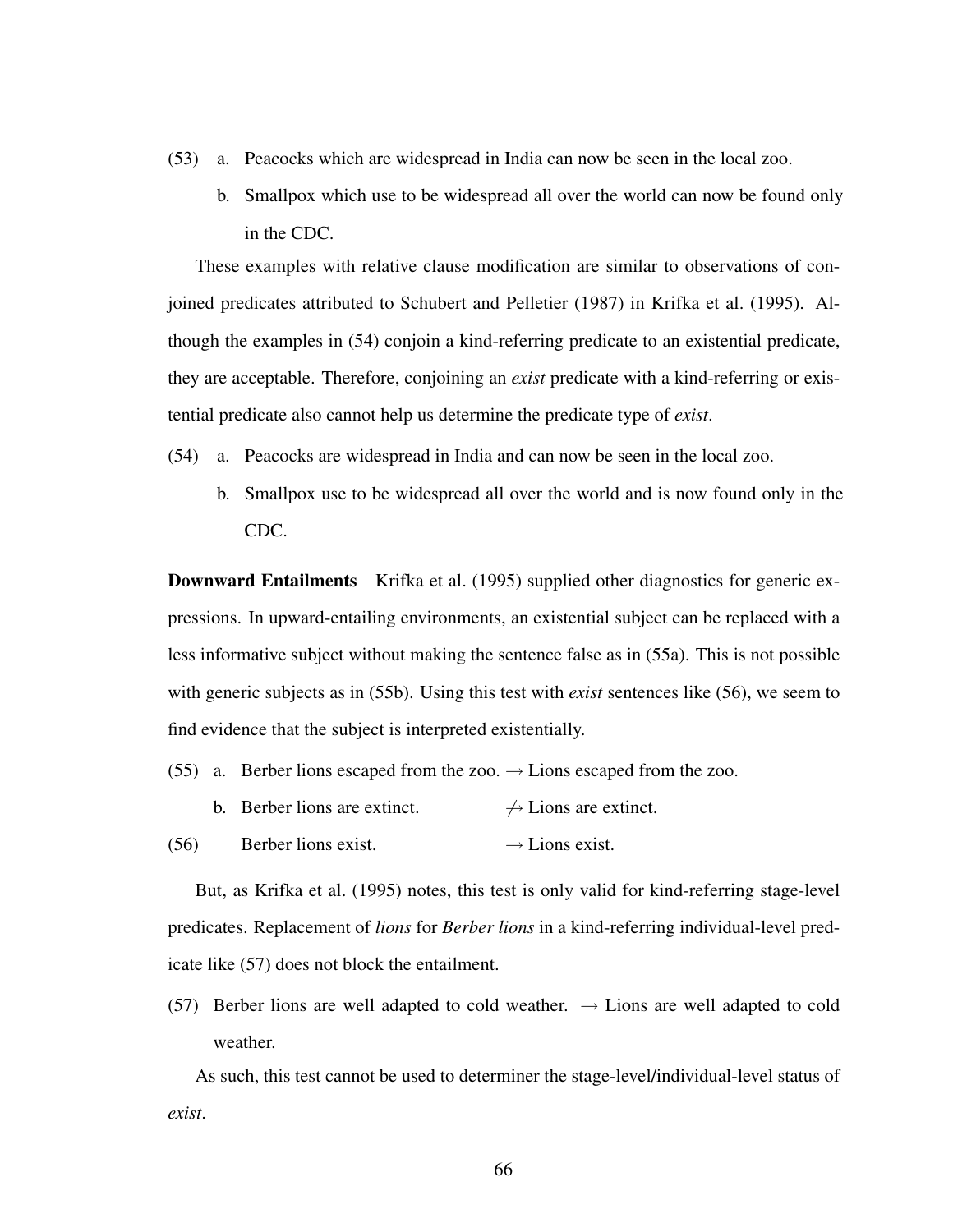(53) a. Peacocks which are widespread in India can now be seen in the local zoo.

b. Smallpox which use to be widespread all over the world can now be found only in the CDC.

These examples with relative clause modification are similar to observations of conjoined predicates attributed to Schubert and Pelletier (1987) in Krifka et al. (1995). Although the examples in (54) conjoin a kind-referring predicate to an existential predicate, they are acceptable. Therefore, conjoining an *exist* predicate with a kind-referring or existential predicate also cannot help us determine the predicate type of *exist*.

(54) a. Peacocks are widespread in India and can now be seen in the local zoo.

b. Smallpox use to be widespread all over the world and is now found only in the CDC.

**Downward Entailments** Krifka et al. (1995) supplied other diagnostics for generic expressions. In upward-entailing environments, an existential subject can be replaced with a less informative subject without making the sentence false as in (55a). This is not possible with generic subjects as in (55b). Using this test with *exist* sentences like (56), we seem to find evidence that the subject is interpreted existentially.

(55) a. Berber lions escaped from the zoo. $\rightarrow$ Lions escaped from the zoo.

b. Berber lions are extinct. $\not\rightarrow$ Lions are extinct.

(56) Berber lions exist. $\rightarrow$ Lions exist.

But, as Krifka et al. (1995) notes, this test is only valid for kind-referring stage-level predicates. Replacement of *lions* for *Berber lions* in a kind-referring individual-level predicate like (57) does not block the entailment.

(57) Berber lions are well adapted to cold weather. $\rightarrow$ Lions are well adapted to cold weather.

As such, this test cannot be used to determiner the stage-level/individual-level status of *exist*.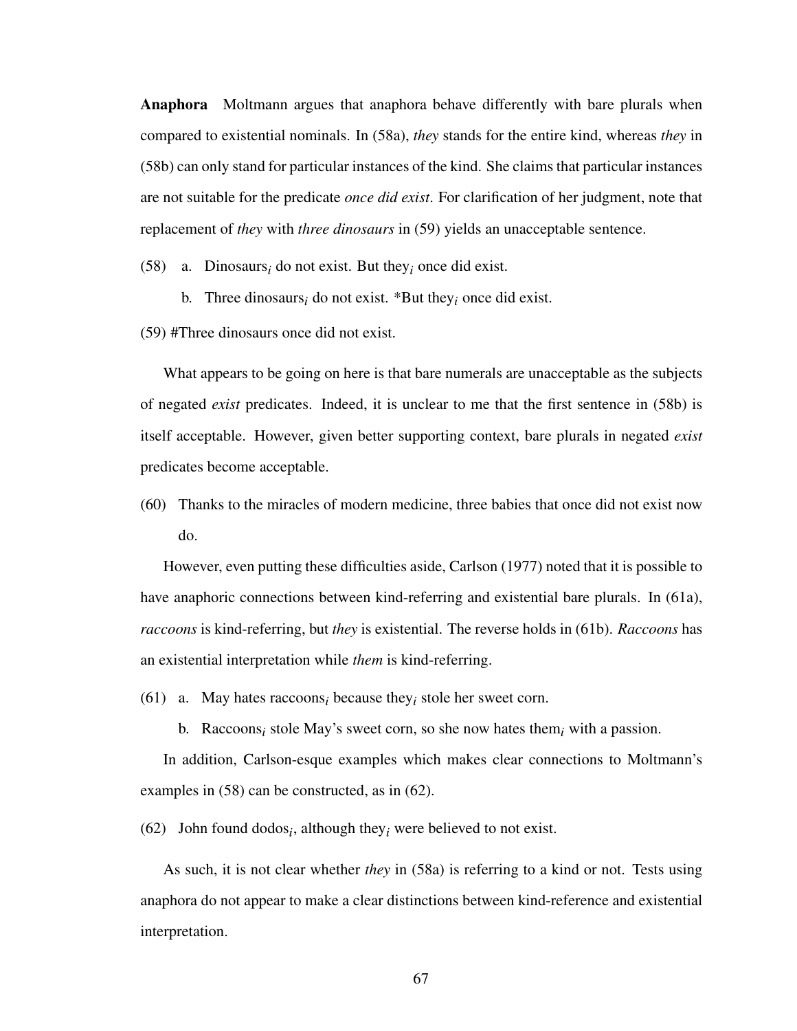**Anaphora** Moltmann argues that anaphora behave differently with bare plurals when compared to existential nominals. In (58a), *they* stands for the entire kind, whereas *they* in (58b) can only stand for particular instances of the kind. She claims that particular instances are not suitable for the predicate *once did exist*. For clarification of her judgment, note that replacement of *they* with *three dinosaurs* in (59) yields an unacceptable sentence.

(58) a. Dinosaurs$_i$ do not exist. But they$_i$ once did exist.

b. Three dinosaurs$_i$ do not exist. *But they$_i$ once did exist.

(59) #Three dinosaurs once did not exist.

What appears to be going on here is that bare numerals are unacceptable as the subjects of negated *exist* predicates. Indeed, it is unclear to me that the first sentence in (58b) is itself acceptable. However, given better supporting context, bare plurals in negated *exist* predicates become acceptable.

(60) Thanks to the miracles of modern medicine, three babies that once did not exist now do.

However, even putting these difficulties aside, Carlson (1977) noted that it is possible to have anaphoric connections between kind-referring and existential bare plurals. In (61a), *raccoons* is kind-referring, but *they* is existential. The reverse holds in (61b). *Raccoons* has an existential interpretation while *them* is kind-referring.

(61) a. May hates raccoons$_i$ because they$_i$ stole her sweet corn.

b. Raccoons$_i$ stole May's sweet corn, so she now hates them$_i$ with a passion.

In addition, Carlson-esque examples which makes clear connections to Moltmann's examples in (58) can be constructed, as in (62).

(62) John found dodos$_i$, although they$_i$ were believed to not exist.

As such, it is not clear whether *they* in (58a) is referring to a kind or not. Tests using anaphora do not appear to make a clear distinctions between kind-reference and existential interpretation.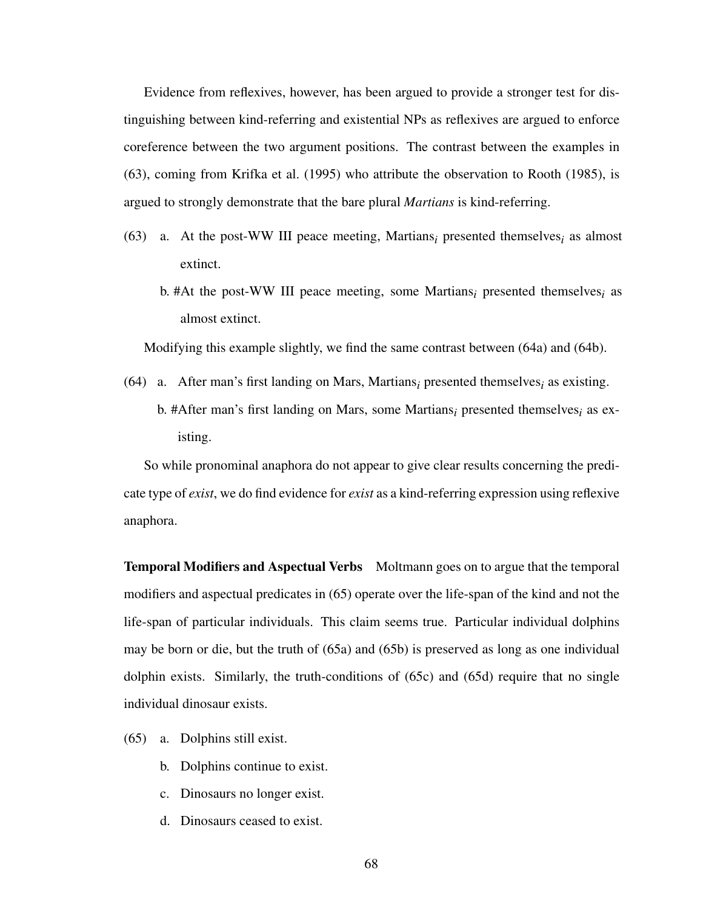Evidence from reflexives, however, has been argued to provide a stronger test for distinguishing between kind-referring and existential NPs as reflexives are argued to enforce coreference between the two argument positions. The contrast between the examples in (63), coming from Krifka et al. (1995) who attribute the observation to Rooth (1985), is argued to strongly demonstrate that the bare plural *Martians* is kind-referring.

(63) a. At the post-WW III peace meeting, Martians$_i$ presented themselves$_i$ as almost extinct.

b. #At the post-WW III peace meeting, some Martians$_i$ presented themselves$_i$ as almost extinct.

Modifying this example slightly, we find the same contrast between (64a) and (64b).

(64) a. After man's first landing on Mars, Martians$_i$ presented themselves$_i$ as existing.

b. #After man's first landing on Mars, some Martians$_i$ presented themselves$_i$ as existing.

So while pronominal anaphora do not appear to give clear results concerning the predicate type of *exist*, we do find evidence for *exist* as a kind-referring expression using reflexive anaphora.

**Temporal Modifiers and Aspectual Verbs** Moltmann goes on to argue that the temporal modifiers and aspectual predicates in (65) operate over the life-span of the kind and not the life-span of particular individuals. This claim seems true. Particular individual dolphins may be born or die, but the truth of (65a) and (65b) is preserved as long as one individual dolphin exists. Similarly, the truth-conditions of (65c) and (65d) require that no single individual dinosaur exists.

(65) a. Dolphins still exist.

b. Dolphins continue to exist.

c. Dinosaurs no longer exist.

d. Dinosaurs ceased to exist.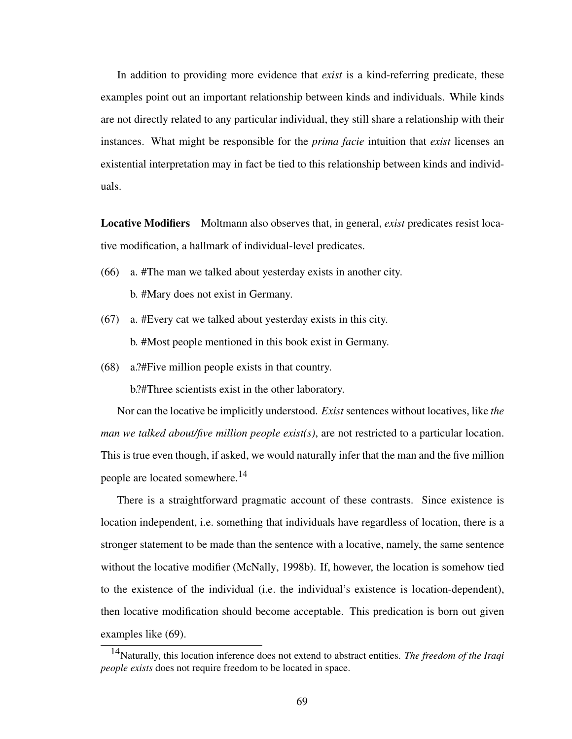In addition to providing more evidence that *exist* is a kind-referring predicate, these examples point out an important relationship between kinds and individuals. While kinds are not directly related to any particular individual, they still share a relationship with their instances. What might be responsible for the *prima facie* intuition that *exist* licenses an existential interpretation may in fact be tied to this relationship between kinds and individuals.

**Locative Modifiers** Moltmann also observes that, in general, *exist* predicates resist locative modification, a hallmark of individual-level predicates.

(66) a. #The man we talked about yesterday exists in another city.

b. #Mary does not exist in Germany.

(67) a. #Every cat we talked about yesterday exists in this city.

b. #Most people mentioned in this book exist in Germany.

(68) a.?#Five million people exists in that country.

b.?#Three scientists exist in the other laboratory.

Nor can the locative be implicitly understood. *Exist* sentences without locatives, like *the man we talked about/five million people exist(s)*, are not restricted to a particular location. This is true even though, if asked, we would naturally infer that the man and the five million people are located somewhere.[14]

There is a straightforward pragmatic account of these contrasts. Since existence is location independent, i.e. something that individuals have regardless of location, there is a stronger statement to be made than the sentence with a locative, namely, the same sentence without the locative modifier (McNally, 1998b). If, however, the location is somehow tied to the existence of the individual (i.e. the individual's existence is location-dependent), then locative modification should become acceptable. This predication is born out given examples like (69).

[14] Naturally, this location inference does not extend to abstract entities. *The freedom of the Iraqi people exists* does not require freedom to be located in space.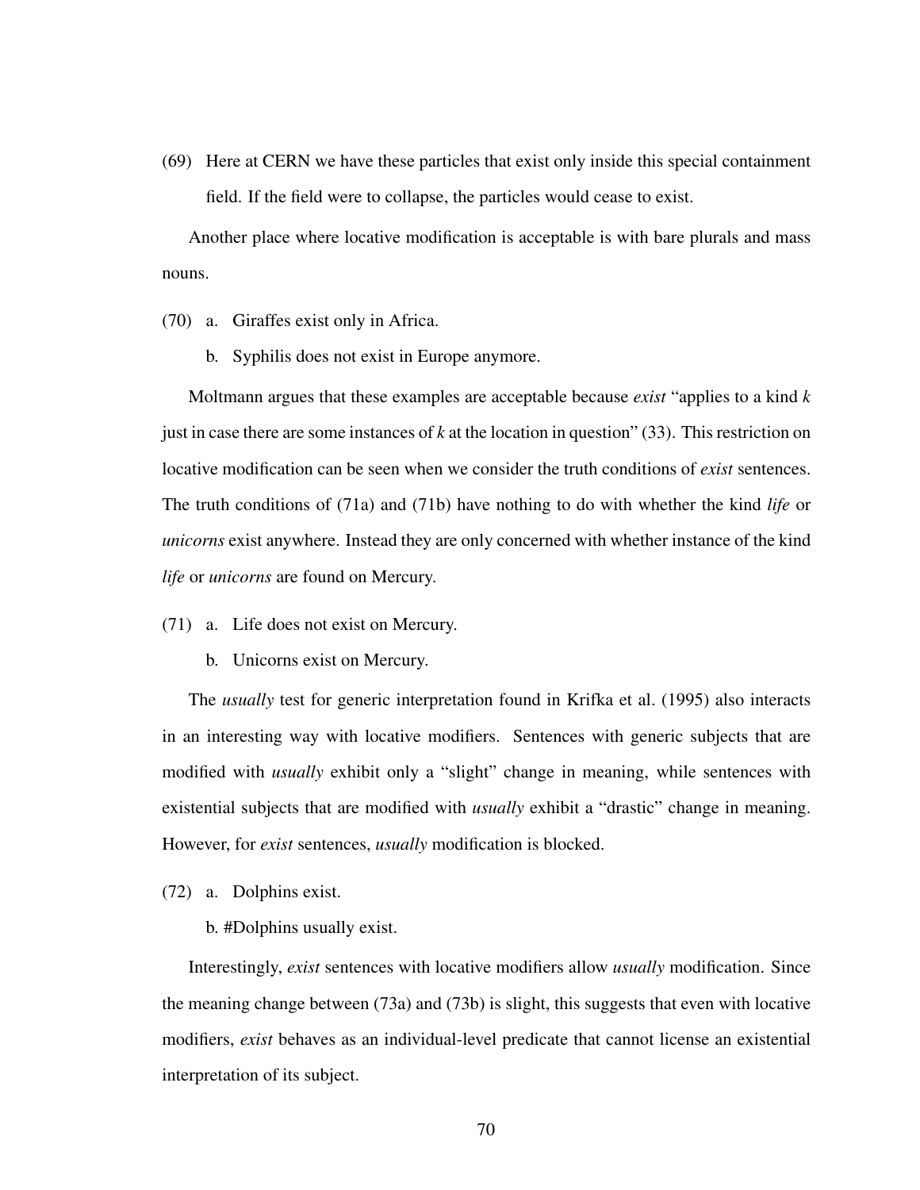(69) Here at CERN we have these particles that exist only inside this special containment field. If the field were to collapse, the particles would cease to exist.

Another place where locative modification is acceptable is with bare plurals and mass nouns.

(70) a. Giraffes exist only in Africa.

b. Syphilis does not exist in Europe anymore.

Moltmann argues that these examples are acceptable because *exist* "applies to a kind *k* just in case there are some instances of *k* at the location in question" (33). This restriction on locative modification can be seen when we consider the truth conditions of *exist* sentences. The truth conditions of (71a) and (71b) have nothing to do with whether the kind *life* or *unicorns* exist anywhere. Instead they are only concerned with whether instance of the kind *life* or *unicorns* are found on Mercury.

(71) a. Life does not exist on Mercury.

b. Unicorns exist on Mercury.

The *usually* test for generic interpretation found in Krifka et al. (1995) also interacts in an interesting way with locative modifiers. Sentences with generic subjects that are modified with *usually* exhibit only a "slight" change in meaning, while sentences with existential subjects that are modified with *usually* exhibit a "drastic" change in meaning. However, for *exist* sentences, *usually* modification is blocked.

(72) a. Dolphins exist.

b. #Dolphins usually exist.

Interestingly, *exist* sentences with locative modifiers allow *usually* modification. Since the meaning change between (73a) and (73b) is slight, this suggests that even with locative modifiers, *exist* behaves as an individual-level predicate that cannot license an existential interpretation of its subject.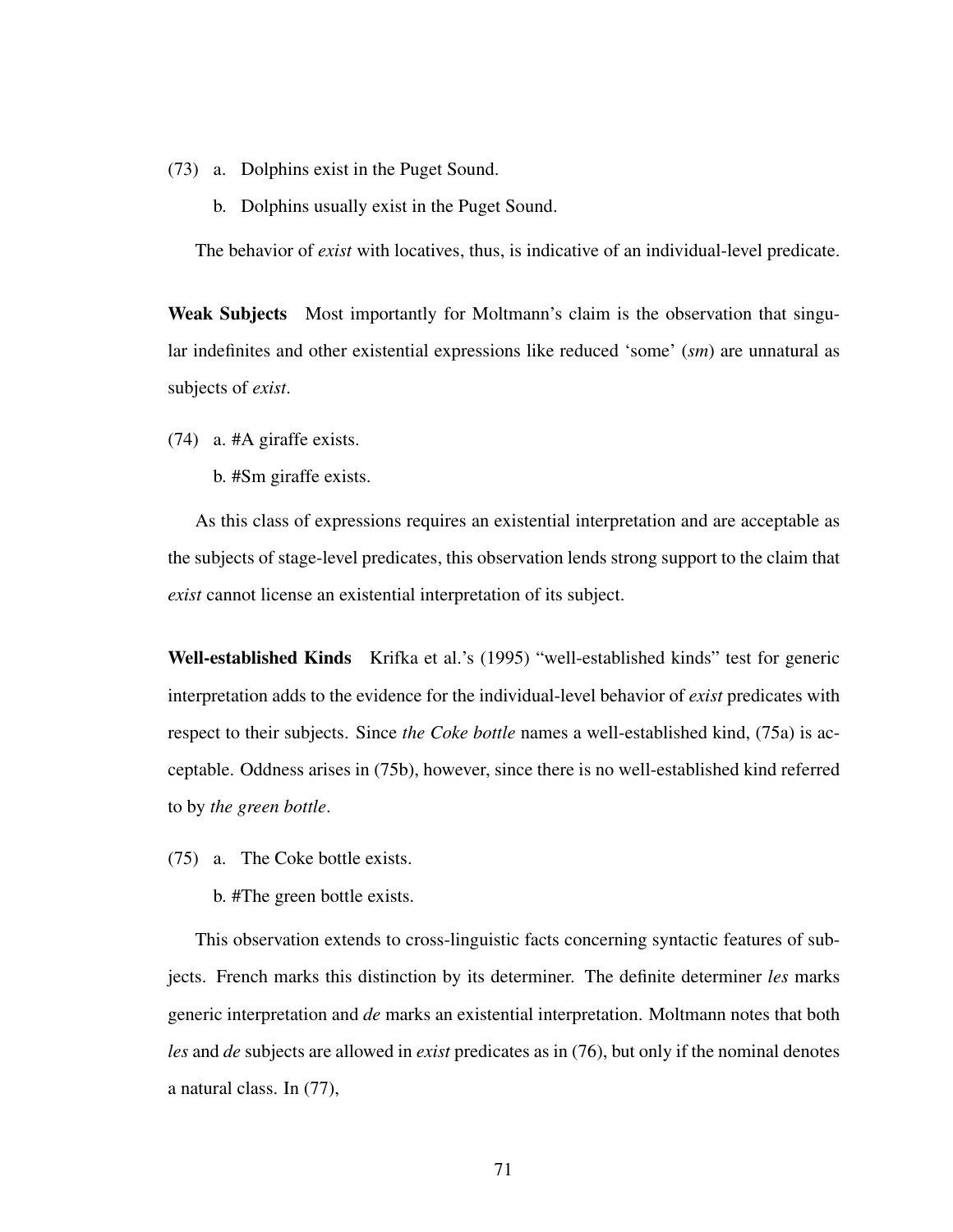(73) a. Dolphins exist in the Puget Sound.

b. Dolphins usually exist in the Puget Sound.

The behavior of *exist* with locatives, thus, is indicative of an individual-level predicate.

**Weak Subjects** Most importantly for Moltmann's claim is the observation that singular indefinites and other existential expressions like reduced 'some' (*sm*) are unnatural as subjects of *exist*.

(74) a. #A giraffe exists.

b. #Sm giraffe exists.

As this class of expressions requires an existential interpretation and are acceptable as the subjects of stage-level predicates, this observation lends strong support to the claim that *exist* cannot license an existential interpretation of its subject.

**Well-established Kinds** Krifka et al.'s (1995) "well-established kinds" test for generic interpretation adds to the evidence for the individual-level behavior of *exist* predicates with respect to their subjects. Since *the Coke bottle* names a well-established kind, (75a) is acceptable. Oddness arises in (75b), however, since there is no well-established kind referred to by *the green bottle*.

(75) a. The Coke bottle exists.

b. #The green bottle exists.

This observation extends to cross-linguistic facts concerning syntactic features of subjects. French marks this distinction by its determiner. The definite determiner *les* marks generic interpretation and *de* marks an existential interpretation. Moltmann notes that both *les* and *de* subjects are allowed in *exist* predicates as in (76), but only if the nominal denotes a natural class. In (77),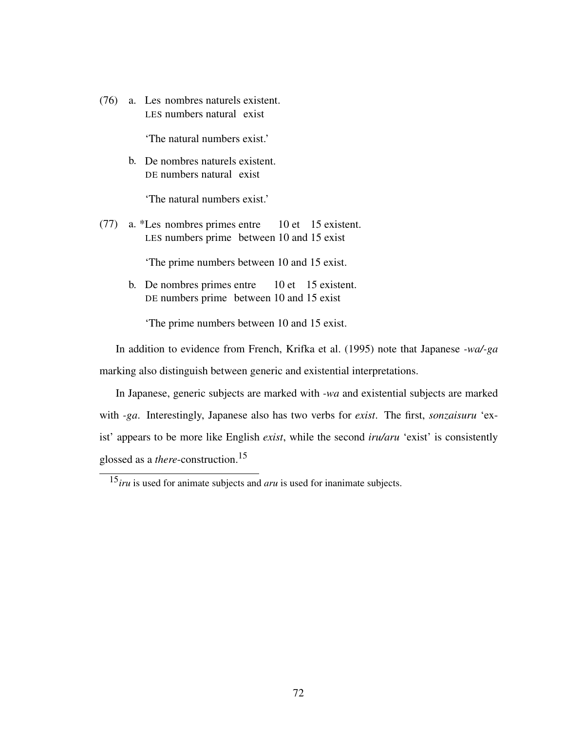(76) a. Les nombres naturels existent.
LES numbers natural exist

'The natural numbers exist.'

b. De nombres naturels existent.
DE numbers natural exist

'The natural numbers exist.'

(77) a. *Les nombres primes entre 10 et 15 existent.
LES numbers prime between 10 and 15 exist

'The prime numbers between 10 and 15 exist.

b. De nombres primes entre 10 et 15 existent.
DE numbers prime between 10 and 15 exist

'The prime numbers between 10 and 15 exist.

In addition to evidence from French, Krifka et al. (1995) note that Japanese *-wa/-ga* marking also distinguish between generic and existential interpretations.

In Japanese, generic subjects are marked with *-wa* and existential subjects are marked with *-ga*. Interestingly, Japanese also has two verbs for *exist*. The first, *sonzaisuru* 'exist' appears to be more like English *exist*, while the second *iru/aru* 'exist' is consistently glossed as a *there*-construction.[15]

[15] *iru* is used for animate subjects and *aru* is used for inanimate subjects.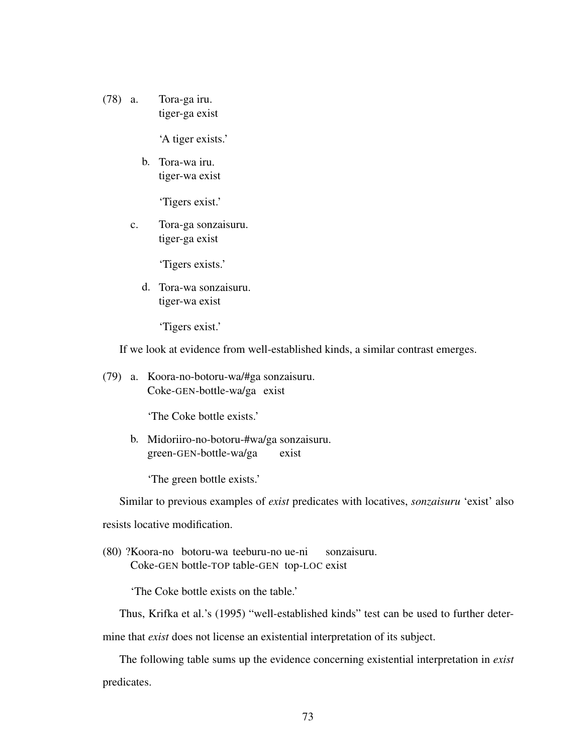(78) a. Tora-ga iru.
tiger-ga exist

'A tiger exists.'

b. Tora-wa iru.
tiger-wa exist

'Tigers exist.'

c. Tora-ga sonzaisuru.
tiger-ga exist

'Tigers exists.'

d. Tora-wa sonzaisuru.
tiger-wa exist

'Tigers exist.'

If we look at evidence from well-established kinds, a similar contrast emerges.

(79) a. Koora-no-botoru-wa/#ga sonzaisuru.
Coke-GEN-bottle-wa/ga exist

'The Coke bottle exists.'

b. Midoriiro-no-botoru-#wa/ga sonzaisuru.
green-GEN-bottle-wa/ga exist

'The green bottle exists.'

Similar to previous examples of *exist* predicates with locatives, *sonzaisuru* 'exist' also resists locative modification.

(80) ?Koora-no botoru-wa teeburu-no ue-ni sonzaisuru.
Coke-GEN bottle-TOP table-GEN top-LOC exist

'The Coke bottle exists on the table.'

Thus, Krifka et al.'s (1995) "well-established kinds" test can be used to further determine that *exist* does not license an existential interpretation of its subject.

The following table sums up the evidence concerning existential interpretation in *exist* predicates.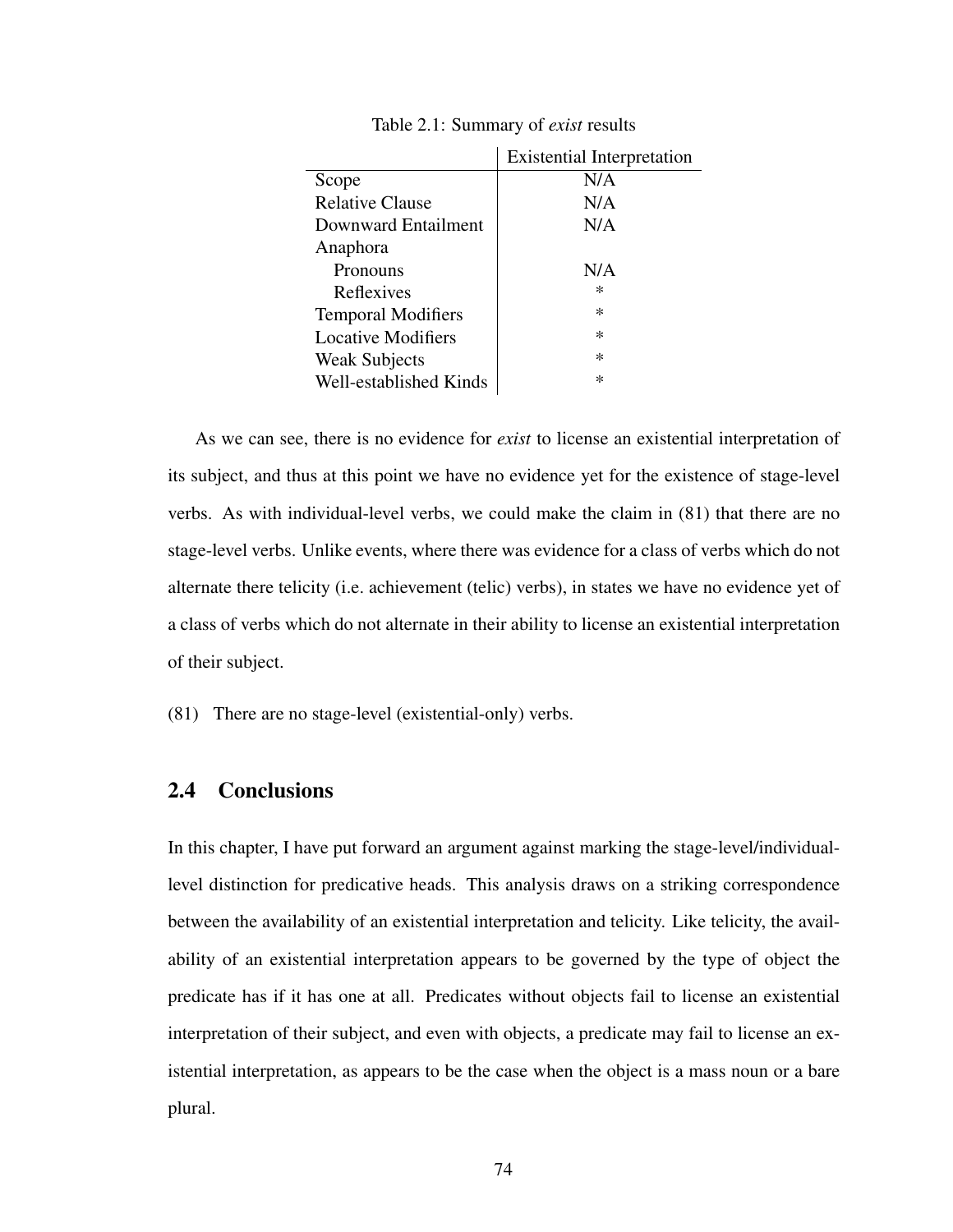Table 2.1: Summary of *exist* results

| | Existential Interpretation |
|---|---|
| Scope | N/A |
| Relative Clause | N/A |
| Downward Entailment | N/A |
| Anaphora | |
| Pronouns | N/A |
| Reflexives | * |
| Temporal Modifiers | * |
| Locative Modifiers | * |
| Weak Subjects | * |
| Well-established Kinds | * |

As we can see, there is no evidence for *exist* to license an existential interpretation of its subject, and thus at this point we have no evidence yet for the existence of stage-level verbs. As with individual-level verbs, we could make the claim in (81) that there are no stage-level verbs. Unlike events, where there was evidence for a class of verbs which do not alternate there telicity (i.e. achievement (telic) verbs), in states we have no evidence yet of a class of verbs which do not alternate in their ability to license an existential interpretation of their subject.

(81) There are no stage-level (existential-only) verbs.

## 2.4 Conclusions

In this chapter, I have put forward an argument against marking the stage-level/individual-level distinction for predicative heads. This analysis draws on a striking correspondence between the availability of an existential interpretation and telicity. Like telicity, the availability of an existential interpretation appears to be governed by the type of object the predicate has if it has one at all. Predicates without objects fail to license an existential interpretation of their subject, and even with objects, a predicate may fail to license an existential interpretation, as appears to be the case when the object is a mass noun or a bare plural.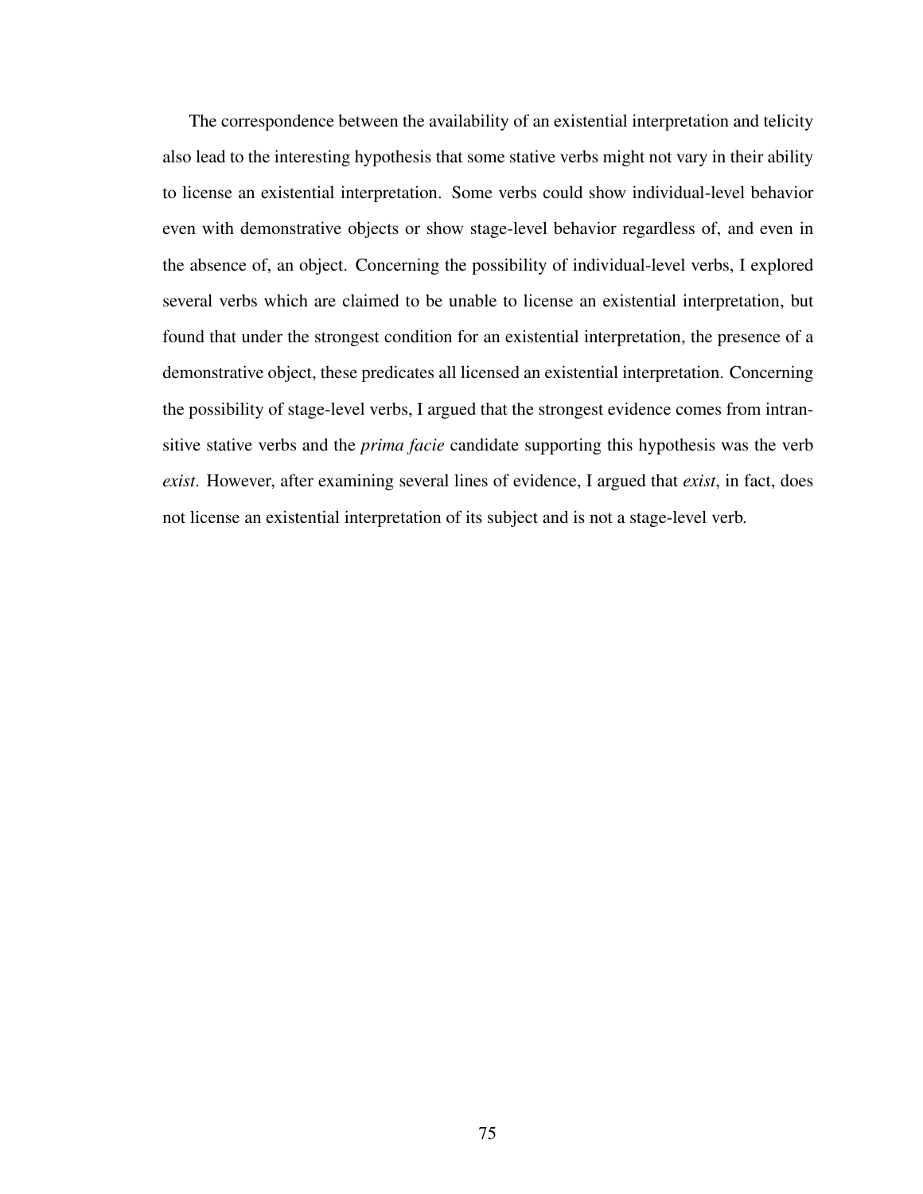The correspondence between the availability of an existential interpretation and telicity also lead to the interesting hypothesis that some stative verbs might not vary in their ability to license an existential interpretation. Some verbs could show individual-level behavior even with demonstrative objects or show stage-level behavior regardless of, and even in the absence of, an object. Concerning the possibility of individual-level verbs, I explored several verbs which are claimed to be unable to license an existential interpretation, but found that under the strongest condition for an existential interpretation, the presence of a demonstrative object, these predicates all licensed an existential interpretation. Concerning the possibility of stage-level verbs, I argued that the strongest evidence comes from intransitive stative verbs and the *prima facie* candidate supporting this hypothesis was the verb *exist*. However, after examining several lines of evidence, I argued that *exist*, in fact, does not license an existential interpretation of its subject and is not a stage-level verb.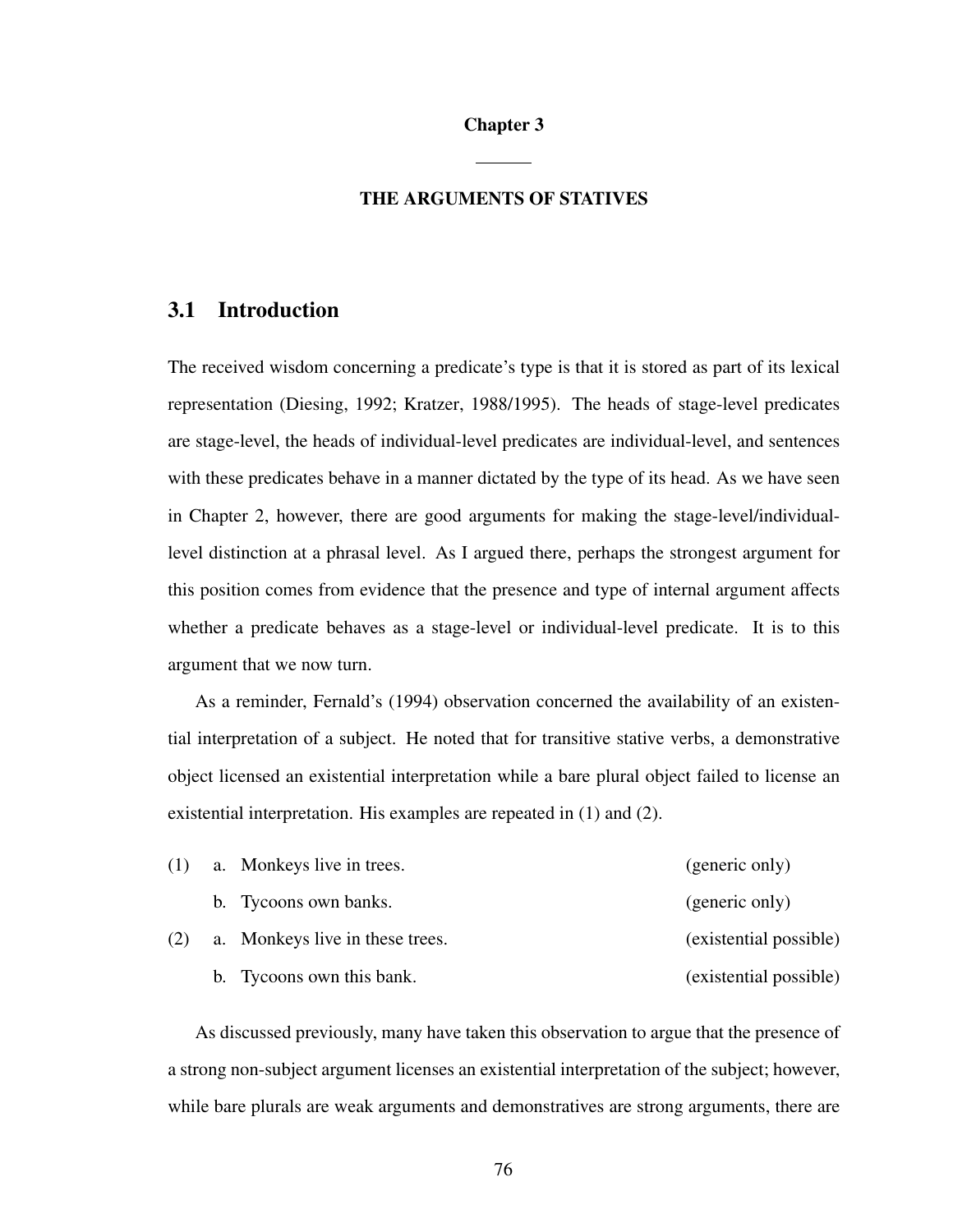# Chapter 3

## THE ARGUMENTS OF STATIVES

## 3.1 Introduction

The received wisdom concerning a predicate's type is that it is stored as part of its lexical representation (Diesing, 1992; Kratzer, 1988/1995). The heads of stage-level predicates are stage-level, the heads of individual-level predicates are individual-level, and sentences with these predicates behave in a manner dictated by the type of its head. As we have seen in Chapter 2, however, there are good arguments for making the stage-level/individual-level distinction at a phrasal level. As I argued there, perhaps the strongest argument for this position comes from evidence that the presence and type of internal argument affects whether a predicate behaves as a stage-level or individual-level predicate. It is to this argument that we now turn.

As a reminder, Fernald's (1994) observation concerned the availability of an existential interpretation of a subject. He noted that for transitive stative verbs, a demonstrative object licensed an existential interpretation while a bare plural object failed to license an existential interpretation. His examples are repeated in (1) and (2).

(1) a. Monkeys live in trees. (generic only)

b. Tycoons own banks. (generic only)

(2) a. Monkeys live in these trees. (existential possible)

b. Tycoons own this bank. (existential possible)

As discussed previously, many have taken this observation to argue that the presence of a strong non-subject argument licenses an existential interpretation of the subject; however, while bare plurals are weak arguments and demonstratives are strong arguments, there are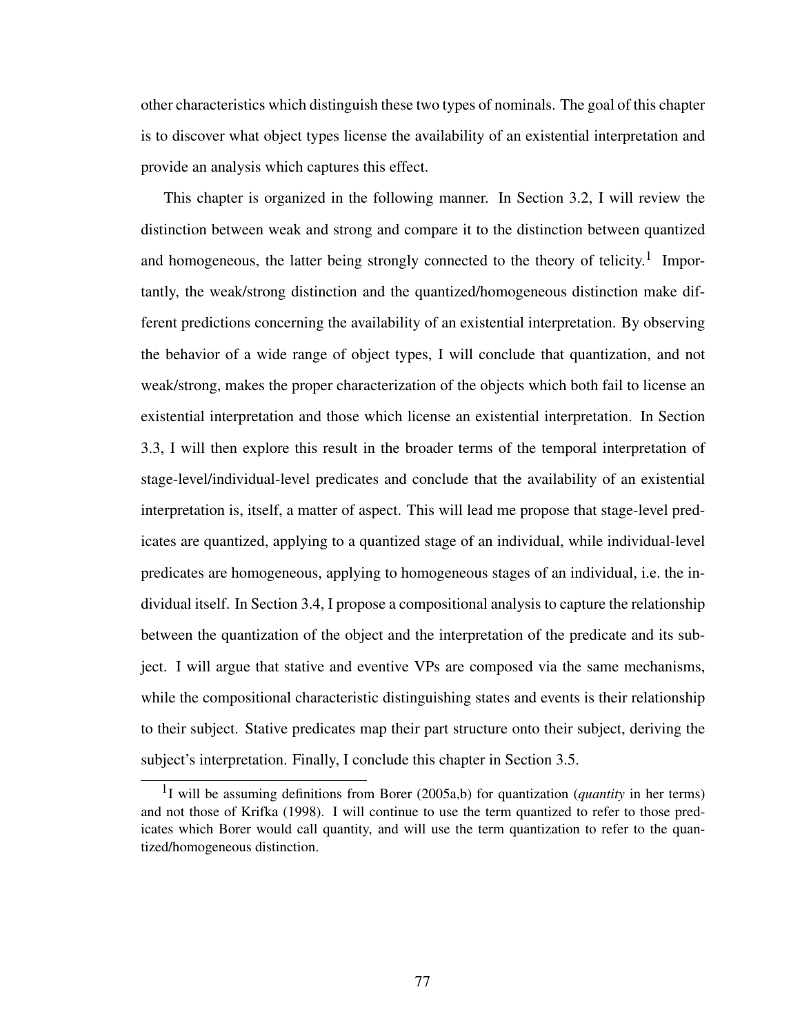other characteristics which distinguish these two types of nominals. The goal of this chapter is to discover what object types license the availability of an existential interpretation and provide an analysis which captures this effect.

This chapter is organized in the following manner. In Section 3.2, I will review the distinction between weak and strong and compare it to the distinction between quantized and homogeneous, the latter being strongly connected to the theory of telicity.[1] Importantly, the weak/strong distinction and the quantized/homogeneous distinction make different predictions concerning the availability of an existential interpretation. By observing the behavior of a wide range of object types, I will conclude that quantization, and not weak/strong, makes the proper characterization of the objects which both fail to license an existential interpretation and those which license an existential interpretation. In Section 3.3, I will then explore this result in the broader terms of the temporal interpretation of stage-level/individual-level predicates and conclude that the availability of an existential interpretation is, itself, a matter of aspect. This will lead me propose that stage-level predicates are quantized, applying to a quantized stage of an individual, while individual-level predicates are homogeneous, applying to homogeneous stages of an individual, i.e. the individual itself. In Section 3.4, I propose a compositional analysis to capture the relationship between the quantization of the object and the interpretation of the predicate and its subject. I will argue that stative and eventive VPs are composed via the same mechanisms, while the compositional characteristic distinguishing states and events is their relationship to their subject. Stative predicates map their part structure onto their subject, deriving the subject's interpretation. Finally, I conclude this chapter in Section 3.5.

[1] I will be assuming definitions from Borer (2005a,b) for quantization (*quantity* in her terms) and not those of Krifka (1998). I will continue to use the term quantized to refer to those predicates which Borer would call quantity, and will use the term quantization to refer to the quantized/homogeneous distinction.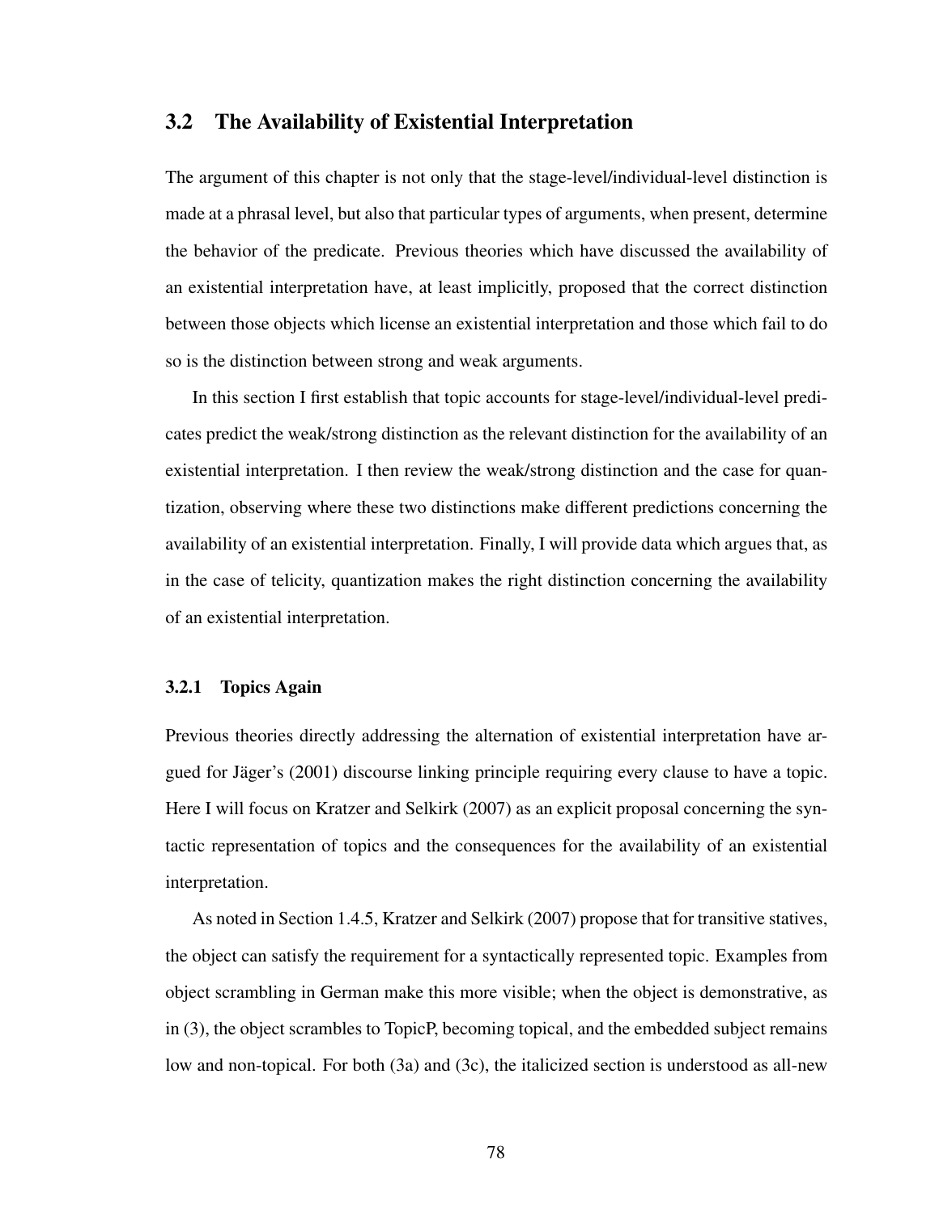## 3.2 The Availability of Existential Interpretation

The argument of this chapter is not only that the stage-level/individual-level distinction is made at a phrasal level, but also that particular types of arguments, when present, determine the behavior of the predicate. Previous theories which have discussed the availability of an existential interpretation have, at least implicitly, proposed that the correct distinction between those objects which license an existential interpretation and those which fail to do so is the distinction between strong and weak arguments.

In this section I first establish that topic accounts for stage-level/individual-level predicates predict the weak/strong distinction as the relevant distinction for the availability of an existential interpretation. I then review the weak/strong distinction and the case for quantization, observing where these two distinctions make different predictions concerning the availability of an existential interpretation. Finally, I will provide data which argues that, as in the case of telicity, quantization makes the right distinction concerning the availability of an existential interpretation.

### 3.2.1 Topics Again

Previous theories directly addressing the alternation of existential interpretation have argued for Jäger's (2001) discourse linking principle requiring every clause to have a topic. Here I will focus on Kratzer and Selkirk (2007) as an explicit proposal concerning the syntactic representation of topics and the consequences for the availability of an existential interpretation.

As noted in Section 1.4.5, Kratzer and Selkirk (2007) propose that for transitive statives, the object can satisfy the requirement for a syntactically represented topic. Examples from object scrambling in German make this more visible; when the object is demonstrative, as in (3), the object scrambles to TopicP, becoming topical, and the embedded subject remains low and non-topical. For both (3a) and (3c), the italicized section is understood as all-new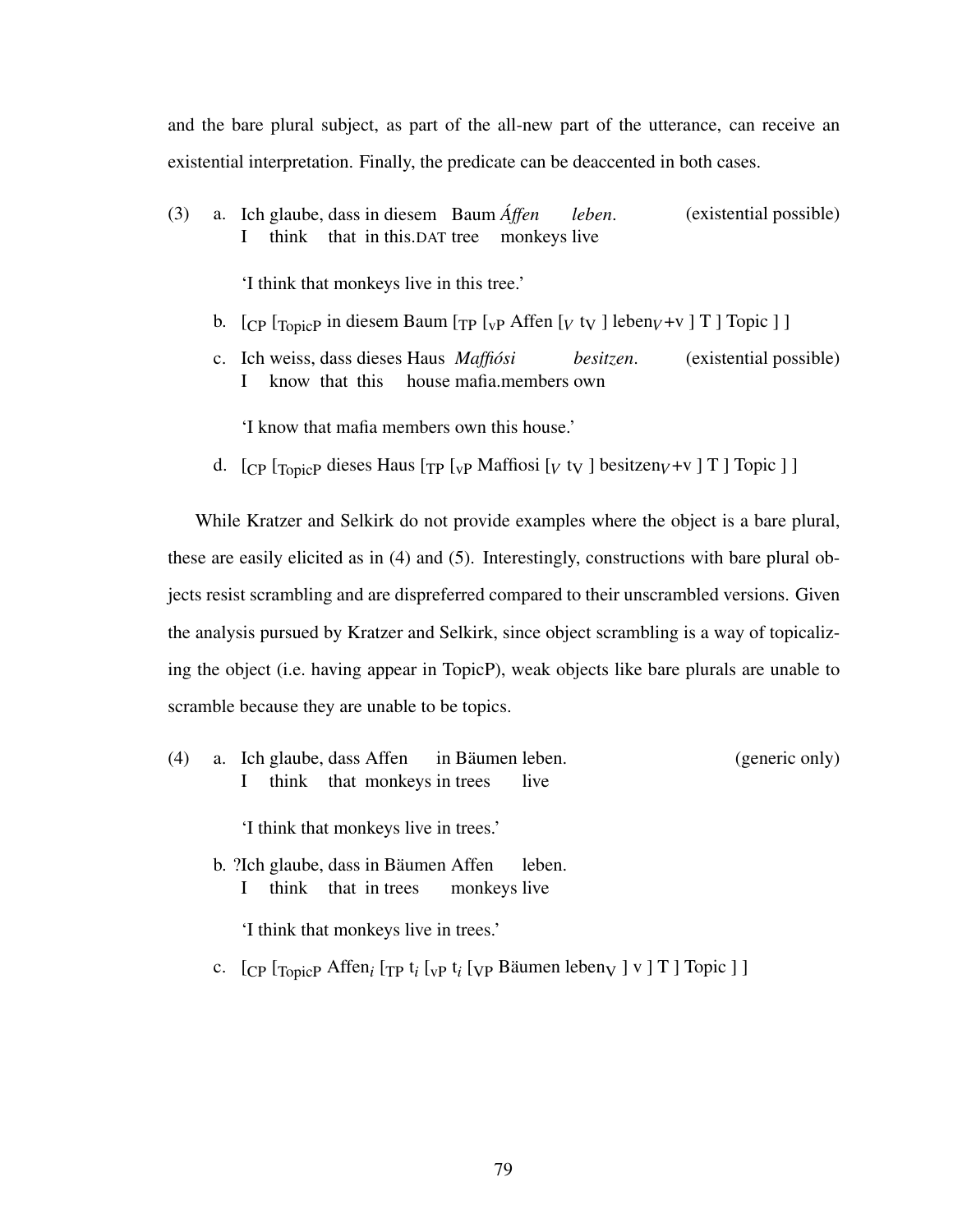and the bare plural subject, as part of the all-new part of the utterance, can receive an existential interpretation. Finally, the predicate can be deaccented in both cases.

(3) a. Ich glaube, dass in diesem Baum *Áffen* *leben*. (existential possible)
I think that in this.DAT tree monkeys live

'I think that monkeys live in this tree.'

b. [$_{CP}$ [$_{TopicP}$ in diesem Baum [$_{TP}$ [$_{vP}$ Affen [$_{V}$ t$_{V}$ ] leben$_{V}$+v ] T ] Topic ] ]

c. Ich weiss, dass dieses Haus *Maffiósi* *besitzen*. (existential possible)
I know that this house mafia.members own

'I know that mafia members own this house.'

d. [$_{CP}$ [$_{TopicP}$ dieses Haus [$_{TP}$ [$_{vP}$ Maffiosi [$_{V}$ t$_{V}$ ] besitzen$_{V}$+v ] T ] Topic ] ]

While Kratzer and Selkirk do not provide examples where the object is a bare plural, these are easily elicited as in (4) and (5). Interestingly, constructions with bare plural objects resist scrambling and are dispreferred compared to their unscrambled versions. Given the analysis pursued by Kratzer and Selkirk, since object scrambling is a way of topicalizing the object (i.e. having appear in TopicP), weak objects like bare plurals are unable to scramble because they are unable to be topics.

(4) a. Ich glaube, dass Affen in Bäumen leben. (generic only)
I think that monkeys in trees live

'I think that monkeys live in trees.'

b. ?Ich glaube, dass in Bäumen Affen leben.
I think that in trees monkeys live

'I think that monkeys live in trees.'

c. [$_{CP}$ [$_{TopicP}$ Affen$_i$ [$_{TP}$ t$_i$ [$_{vP}$ t$_i$ [$_{VP}$ Bäumen leben$_{V}$ ] v ] T ] Topic ] ]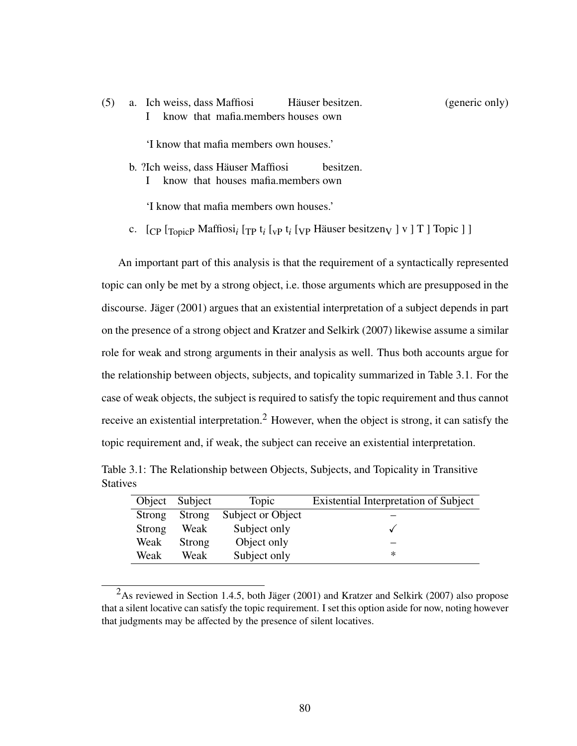(5) a. Ich weiss, dass Maffiosi Häuser besitzen. (generic only)
   I know that mafia.members houses own

   'I know that mafia members own houses.'

b. ?Ich weiss, dass Häuser Maffiosi besitzen.
   I know that houses mafia.members own

   'I know that mafia members own houses.'

c. [$_{CP}$ [$_{TopicP}$ Maffiosi$_i$ [$_{TP}$ t$_i$ [$_{vP}$ t$_i$ [$_{VP}$ Häuser besitzen$_V$ ] v ] T ] Topic ] ]

An important part of this analysis is that the requirement of a syntactically represented topic can only be met by a strong object, i.e. those arguments which are presupposed in the discourse. Jäger (2001) argues that an existential interpretation of a subject depends in part on the presence of a strong object and Kratzer and Selkirk (2007) likewise assume a similar role for weak and strong arguments in their analysis as well. Thus both accounts argue for the relationship between objects, subjects, and topicality summarized in Table 3.1. For the case of weak objects, the subject is required to satisfy the topic requirement and thus cannot receive an existential interpretation.[2] However, when the object is strong, it can satisfy the topic requirement and, if weak, the subject can receive an existential interpretation.

Table 3.1: The Relationship between Objects, Subjects, and Topicality in Transitive Statives

| Object | Subject | Topic | Existential Interpretation of Subject |
|---|---|---|---|
| Strong | Strong | Subject or Object | – |
| Strong | Weak | Subject only | ✓ |
| Weak | Strong | Object only | – |
| Weak | Weak | Subject only | * |

[2]As reviewed in Section 1.4.5, both Jäger (2001) and Kratzer and Selkirk (2007) also propose that a silent locative can satisfy the topic requirement. I set this option aside for now, noting however that judgments may be affected by the presence of silent locatives.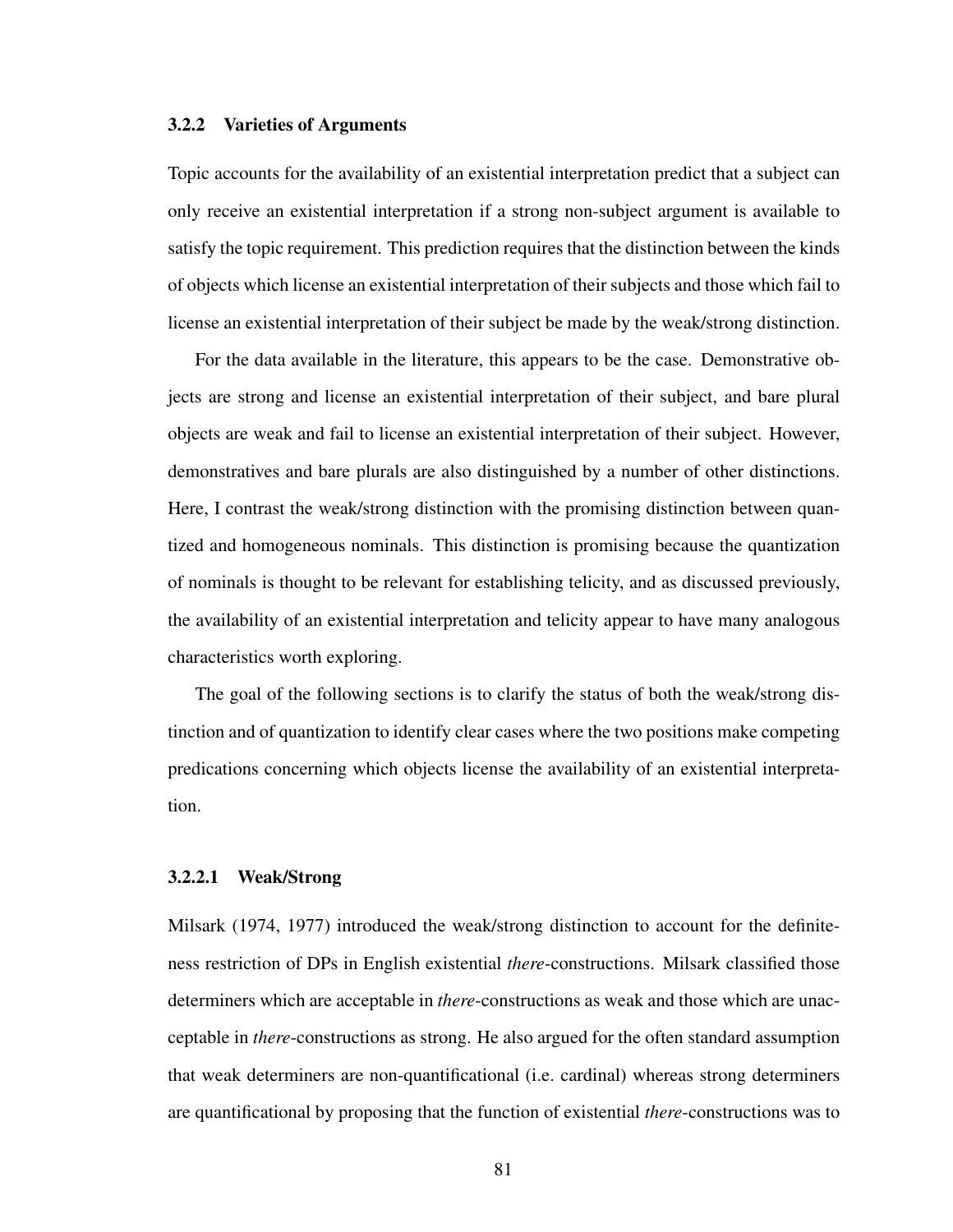### 3.2.2 Varieties of Arguments

Topic accounts for the availability of an existential interpretation predict that a subject can only receive an existential interpretation if a strong non-subject argument is available to satisfy the topic requirement. This prediction requires that the distinction between the kinds of objects which license an existential interpretation of their subjects and those which fail to license an existential interpretation of their subject be made by the weak/strong distinction.

For the data available in the literature, this appears to be the case. Demonstrative objects are strong and license an existential interpretation of their subject, and bare plural objects are weak and fail to license an existential interpretation of their subject. However, demonstratives and bare plurals are also distinguished by a number of other distinctions. Here, I contrast the weak/strong distinction with the promising distinction between quantized and homogeneous nominals. This distinction is promising because the quantization of nominals is thought to be relevant for establishing telicity, and as discussed previously, the availability of an existential interpretation and telicity appear to have many analogous characteristics worth exploring.

The goal of the following sections is to clarify the status of both the weak/strong distinction and of quantization to identify clear cases where the two positions make competing predications concerning which objects license the availability of an existential interpretation.

#### 3.2.2.1 Weak/Strong

Milsark (1974, 1977) introduced the weak/strong distinction to account for the definiteness restriction of DPs in English existential *there*-constructions. Milsark classified those determiners which are acceptable in *there*-constructions as weak and those which are unacceptable in *there*-constructions as strong. He also argued for the often standard assumption that weak determiners are non-quantificational (i.e. cardinal) whereas strong determiners are quantificational by proposing that the function of existential *there*-constructions was to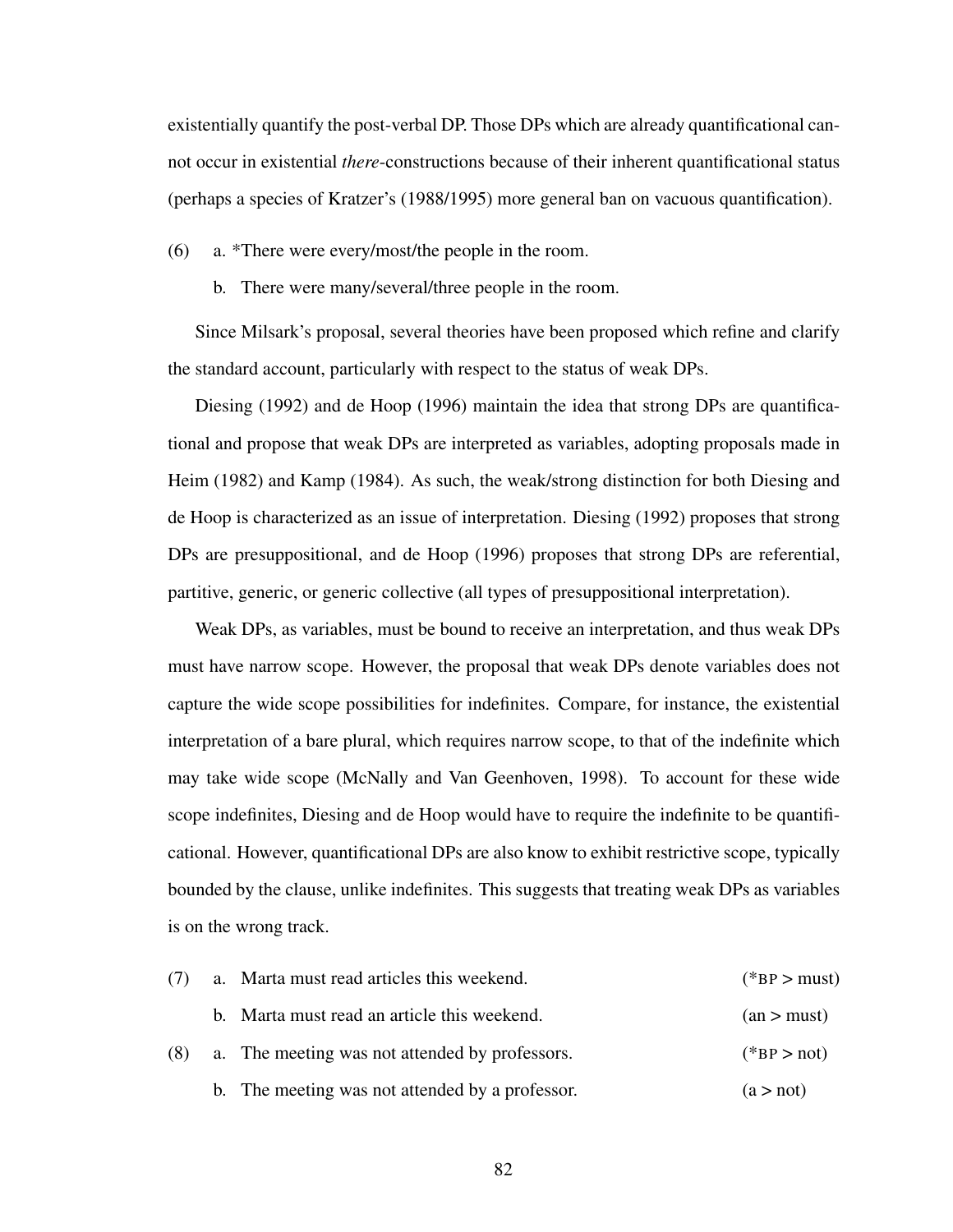existentially quantify the post-verbal DP. Those DPs which are already quantificational cannot occur in existential *there*-constructions because of their inherent quantificational status (perhaps a species of Kratzer's (1988/1995) more general ban on vacuous quantification).

(6) a. *There were every/most/the people in the room.

b. There were many/several/three people in the room.

Since Milsark's proposal, several theories have been proposed which refine and clarify the standard account, particularly with respect to the status of weak DPs.

Diesing (1992) and de Hoop (1996) maintain the idea that strong DPs are quantificational and propose that weak DPs are interpreted as variables, adopting proposals made in Heim (1982) and Kamp (1984). As such, the weak/strong distinction for both Diesing and de Hoop is characterized as an issue of interpretation. Diesing (1992) proposes that strong DPs are presuppositional, and de Hoop (1996) proposes that strong DPs are referential, partitive, generic, or generic collective (all types of presuppositional interpretation).

Weak DPs, as variables, must be bound to receive an interpretation, and thus weak DPs must have narrow scope. However, the proposal that weak DPs denote variables does not capture the wide scope possibilities for indefinites. Compare, for instance, the existential interpretation of a bare plural, which requires narrow scope, to that of the indefinite which may take wide scope (McNally and Van Geenhoven, 1998). To account for these wide scope indefinites, Diesing and de Hoop would have to require the indefinite to be quantificational. However, quantificational DPs are also know to exhibit restrictive scope, typically bounded by the clause, unlike indefinites. This suggests that treating weak DPs as variables is on the wrong track.

(7) a. Marta must read articles this weekend. (*BP > must)

b. Marta must read an article this weekend. (an > must)

(8) a. The meeting was not attended by professors. (*BP > not)

b. The meeting was not attended by a professor. (a > not)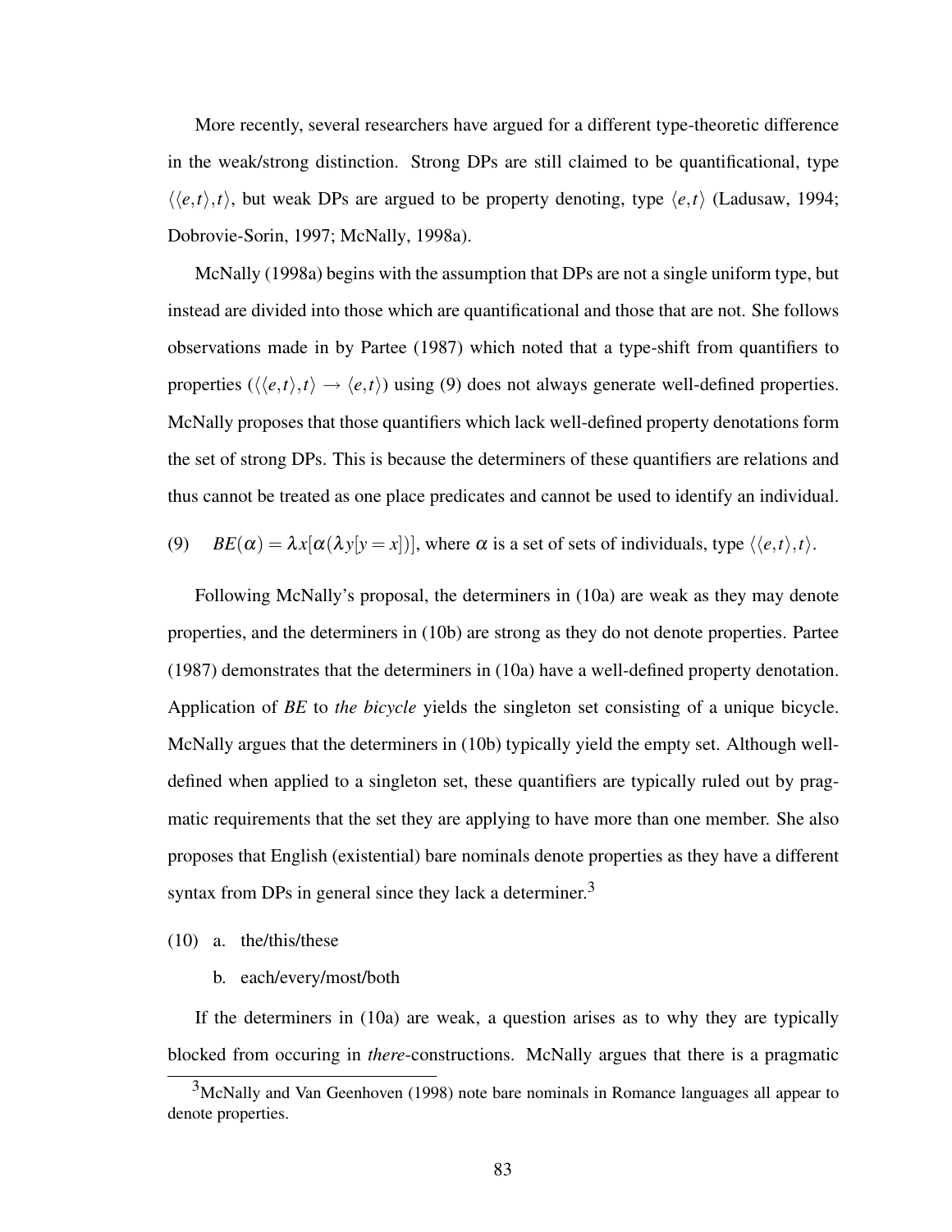More recently, several researchers have argued for a different type-theoretic difference in the weak/strong distinction. Strong DPs are still claimed to be quantificational, type $\langle\langle e,t\rangle,t\rangle$, but weak DPs are argued to be property denoting, type $\langle e,t\rangle$ (Ladusaw, 1994; Dobrovie-Sorin, 1997; McNally, 1998a).

McNally (1998a) begins with the assumption that DPs are not a single uniform type, but instead are divided into those which are quantificational and those that are not. She follows observations made in by Partee (1987) which noted that a type-shift from quantifiers to properties ($\langle\langle e,t\rangle,t\rangle \rightarrow \langle e,t\rangle$) using (9) does not always generate well-defined properties. McNally proposes that those quantifiers which lack well-defined property denotations form the set of strong DPs. This is because the determiners of these quantifiers are relations and thus cannot be treated as one place predicates and cannot be used to identify an individual.

(9) $BE(\alpha) = \lambda x[\alpha(\lambda y[y = x])]$, where $\alpha$ is a set of sets of individuals, type $\langle\langle e,t\rangle,t\rangle$.

Following McNally's proposal, the determiners in (10a) are weak as they may denote properties, and the determiners in (10b) are strong as they do not denote properties. Partee (1987) demonstrates that the determiners in (10a) have a well-defined property denotation. Application of *BE* to *the bicycle* yields the singleton set consisting of a unique bicycle. McNally argues that the determiners in (10b) typically yield the empty set. Although well-defined when applied to a singleton set, these quantifiers are typically ruled out by pragmatic requirements that the set they are applying to have more than one member. She also proposes that English (existential) bare nominals denote properties as they have a different syntax from DPs in general since they lack a determiner.[3]

(10) a. the/this/these

b. each/every/most/both

If the determiners in (10a) are weak, a question arises as to why they are typically blocked from occuring in *there*-constructions. McNally argues that there is a pragmatic

[3] McNally and Van Geenhoven (1998) note bare nominals in Romance languages all appear to denote properties.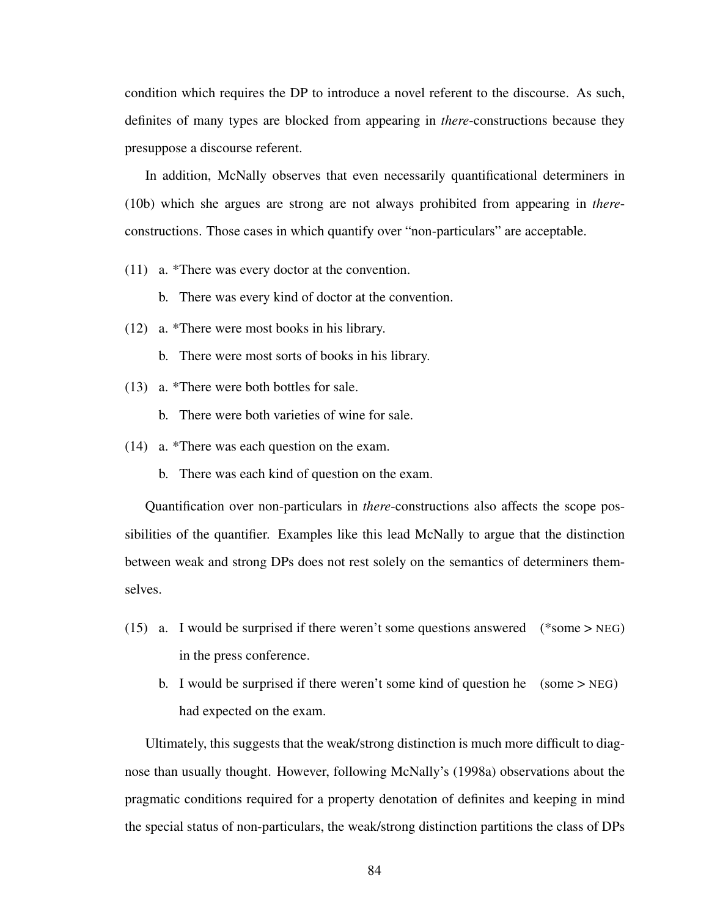condition which requires the DP to introduce a novel referent to the discourse. As such, definites of many types are blocked from appearing in *there*-constructions because they presuppose a discourse referent.

In addition, McNally observes that even necessarily quantificational determiners in (10b) which she argues are strong are not always prohibited from appearing in *there*-constructions. Those cases in which quantify over "non-particulars" are acceptable.

(11) a. *There was every doctor at the convention.

b. There was every kind of doctor at the convention.

(12) a. *There were most books in his library.

b. There were most sorts of books in his library.

(13) a. *There were both bottles for sale.

b. There were both varieties of wine for sale.

(14) a. *There was each question on the exam.

b. There was each kind of question on the exam.

Quantification over non-particulars in *there*-constructions also affects the scope possibilities of the quantifier. Examples like this lead McNally to argue that the distinction between weak and strong DPs does not rest solely on the semantics of determiners themselves.

(15) a. I would be surprised if there weren't some questions answered in the press conference. (*some > NEG)

b. I would be surprised if there weren't some kind of question he had expected on the exam. (some > NEG)

Ultimately, this suggests that the weak/strong distinction is much more difficult to diagnose than usually thought. However, following McNally's (1998a) observations about the pragmatic conditions required for a property denotation of definites and keeping in mind the special status of non-particulars, the weak/strong distinction partitions the class of DPs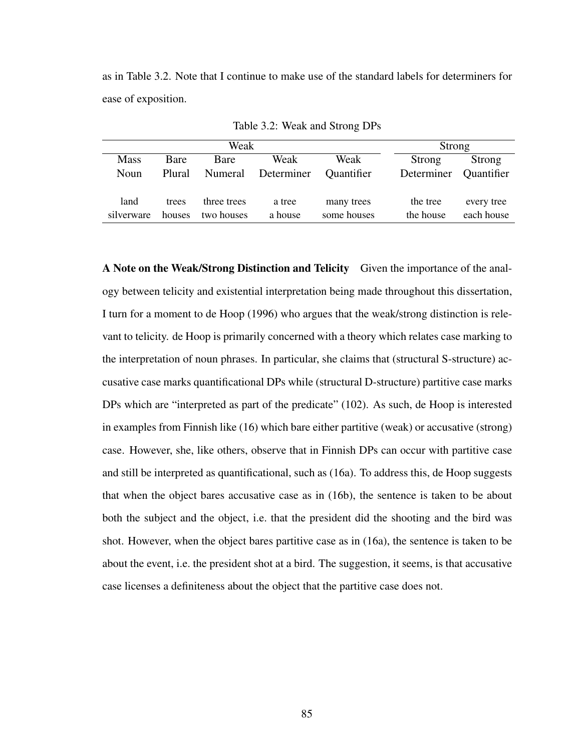as in Table 3.2. Note that I continue to make use of the standard labels for determiners for ease of exposition.

Table 3.2: Weak and Strong DPs

| Weak | | | | | Strong | |
|---|---|---|---|---|---|---|
| Mass Noun | Bare Plural | Bare Numeral | Weak Determiner | Weak Quantifier | Strong Determiner | Strong Quantifier |
| land | trees | three trees | a tree | many trees | the tree | every tree |
| silverware | houses | two houses | a house | some houses | the house | each house |

**A Note on the Weak/Strong Distinction and Telicity** Given the importance of the analogy between telicity and existential interpretation being made throughout this dissertation, I turn for a moment to de Hoop (1996) who argues that the weak/strong distinction is relevant to telicity. de Hoop is primarily concerned with a theory which relates case marking to the interpretation of noun phrases. In particular, she claims that (structural S-structure) accusative case marks quantificational DPs while (structural D-structure) partitive case marks DPs which are "interpreted as part of the predicate" (102). As such, de Hoop is interested in examples from Finnish like (16) which bare either partitive (weak) or accusative (strong) case. However, she, like others, observe that in Finnish DPs can occur with partitive case and still be interpreted as quantificational, such as (16a). To address this, de Hoop suggests that when the object bares accusative case as in (16b), the sentence is taken to be about both the subject and the object, i.e. that the president did the shooting and the bird was shot. However, when the object bares partitive case as in (16a), the sentence is taken to be about the event, i.e. the president shot at a bird. The suggestion, it seems, is that accusative case licenses a definiteness about the object that the partitive case does not.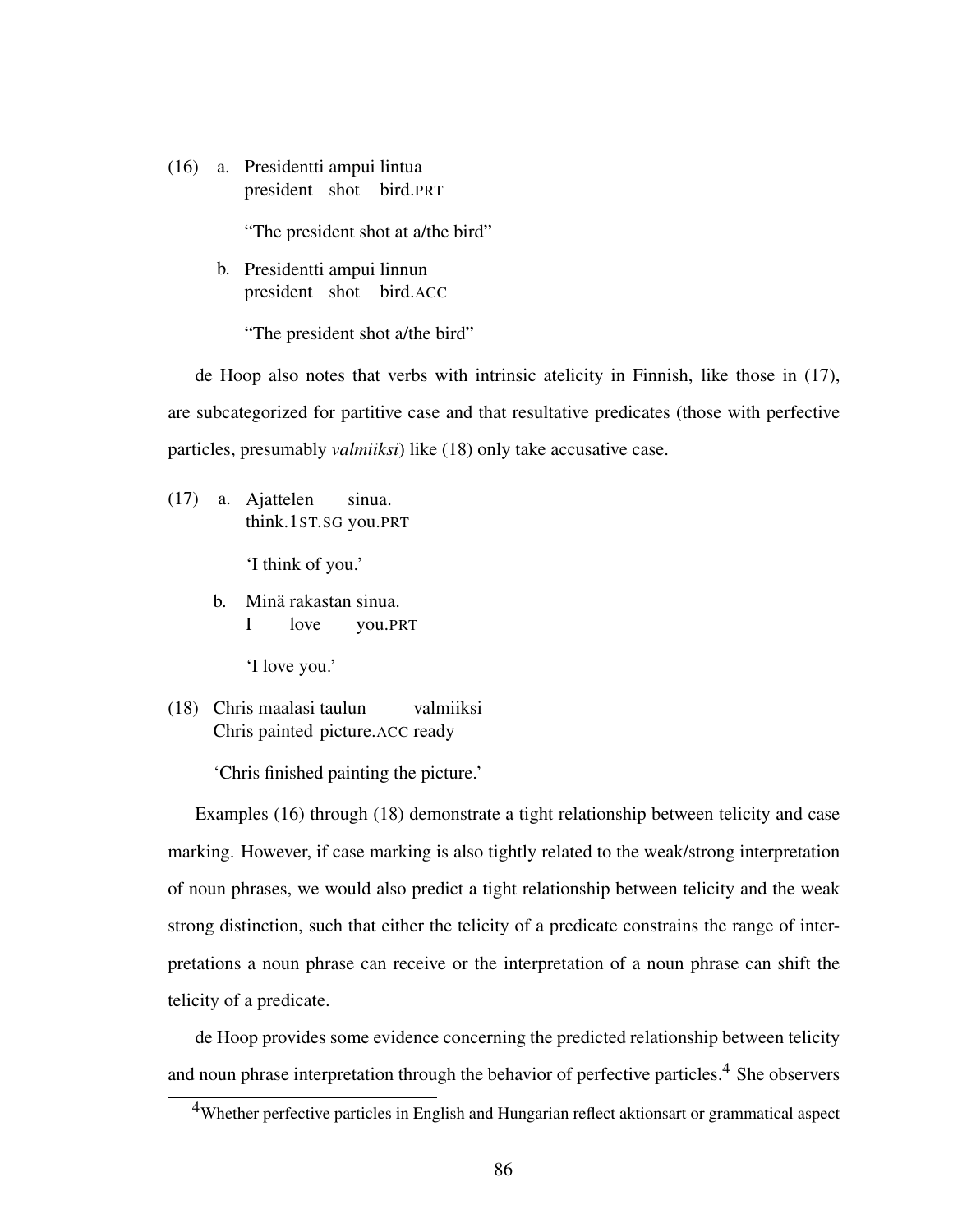(16) a. Presidentti ampui lintua
president shot bird.PRT

"The president shot at a/the bird"

b. Presidentti ampui linnun
president shot bird.ACC

"The president shot a/the bird"

de Hoop also notes that verbs with intrinsic atelicity in Finnish, like those in (17), are subcategorized for partitive case and that resultative predicates (those with perfective particles, presumably *valmiiksi*) like (18) only take accusative case.

(17) a. Ajattelen sinua.
think.1ST.SG you.PRT

'I think of you.'

b. Minä rakastan sinua.
I love you.PRT

'I love you.'

(18) Chris maalasi taulun valmiiksi
Chris painted picture.ACC ready

'Chris finished painting the picture.'

Examples (16) through (18) demonstrate a tight relationship between telicity and case marking. However, if case marking is also tightly related to the weak/strong interpretation of noun phrases, we would also predict a tight relationship between telicity and the weak strong distinction, such that either the telicity of a predicate constrains the range of interpretations a noun phrase can receive or the interpretation of a noun phrase can shift the telicity of a predicate.

de Hoop provides some evidence concerning the predicted relationship between telicity and noun phrase interpretation through the behavior of perfective particles.[4] She observers

[4] Whether perfective particles in English and Hungarian reflect aktionsart or grammatical aspect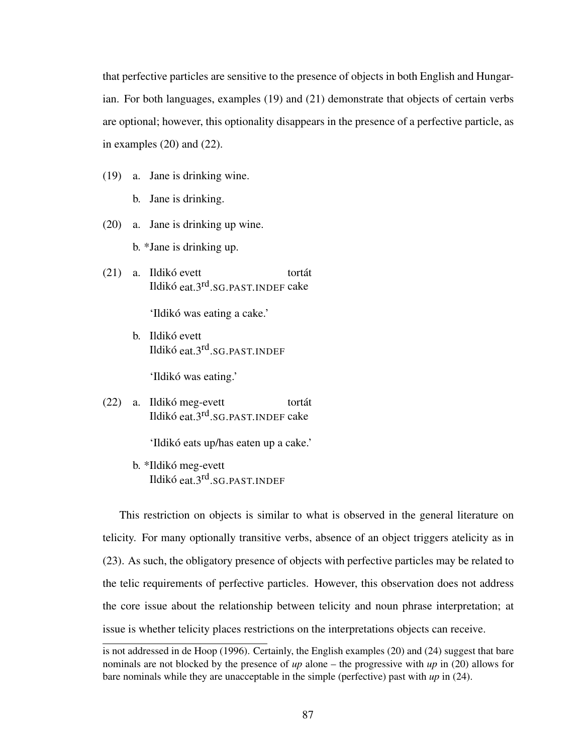that perfective particles are sensitive to the presence of objects in both English and Hungarian. For both languages, examples (19) and (21) demonstrate that objects of certain verbs are optional; however, this optionality disappears in the presence of a perfective particle, as in examples (20) and (22).

(19) a. Jane is drinking wine.

b. Jane is drinking.

(20) a. Jane is drinking up wine.

b. *Jane is drinking up.

(21) a. Ildikó evett tortát
Ildikó eat.3rd.SG.PAST.INDEF cake

'Ildikó was eating a cake.'

b. Ildikó evett
Ildikó eat.3rd.SG.PAST.INDEF

'Ildikó was eating.'

(22) a. Ildikó meg-evett tortát
Ildikó eat.3rd.SG.PAST.INDEF cake

'Ildikó eats up/has eaten up a cake.'

b. *Ildikó meg-evett
Ildikó eat.3rd.SG.PAST.INDEF

This restriction on objects is similar to what is observed in the general literature on telicity. For many optionally transitive verbs, absence of an object triggers atelicity as in (23). As such, the obligatory presence of objects with perfective particles may be related to the telic requirements of perfective particles. However, this observation does not address the core issue about the relationship between telicity and noun phrase interpretation; at issue is whether telicity places restrictions on the interpretations objects can receive.

---

is not addressed in de Hoop (1996). Certainly, the English examples (20) and (24) suggest that bare nominals are not blocked by the presence of *up* alone – the progressive with *up* in (20) allows for bare nominals while they are unacceptable in the simple (perfective) past with *up* in (24).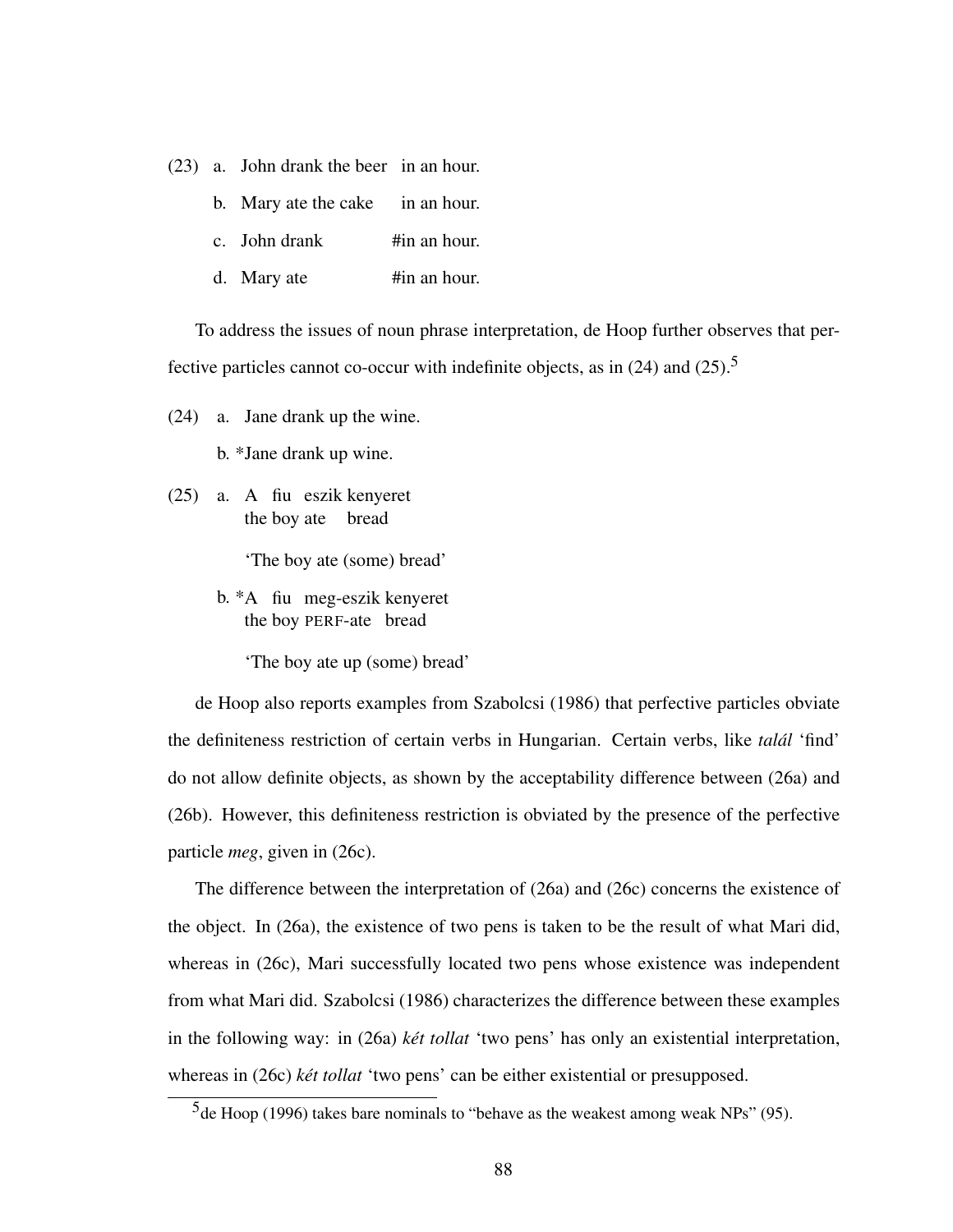(23) a. John drank the beer in an hour.

b. Mary ate the cake in an hour.

c. John drank #in an hour.

d. Mary ate #in an hour.

To address the issues of noun phrase interpretation, de Hoop further observes that perfective particles cannot co-occur with indefinite objects, as in (24) and (25).[5]

(24) a. Jane drank up the wine.

b. *Jane drank up wine.

(25) a. A fiu eszik kenyeret  
the boy ate bread

'The boy ate (some) bread'

b. *A fiu meg-eszik kenyeret  
the boy PERF-ate bread

'The boy ate up (some) bread'

de Hoop also reports examples from Szabolcsi (1986) that perfective particles obviate the definiteness restriction of certain verbs in Hungarian. Certain verbs, like *talál* 'find' do not allow definite objects, as shown by the acceptability difference between (26a) and (26b). However, this definiteness restriction is obviated by the presence of the perfective particle *meg*, given in (26c).

The difference between the interpretation of (26a) and (26c) concerns the existence of the object. In (26a), the existence of two pens is taken to be the result of what Mari did, whereas in (26c), Mari successfully located two pens whose existence was independent from what Mari did. Szabolcsi (1986) characterizes the difference between these examples in the following way: in (26a) *két tollat* 'two pens' has only an existential interpretation, whereas in (26c) *két tollat* 'two pens' can be either existential or presupposed.

---

[5] de Hoop (1996) takes bare nominals to "behave as the weakest among weak NPs" (95).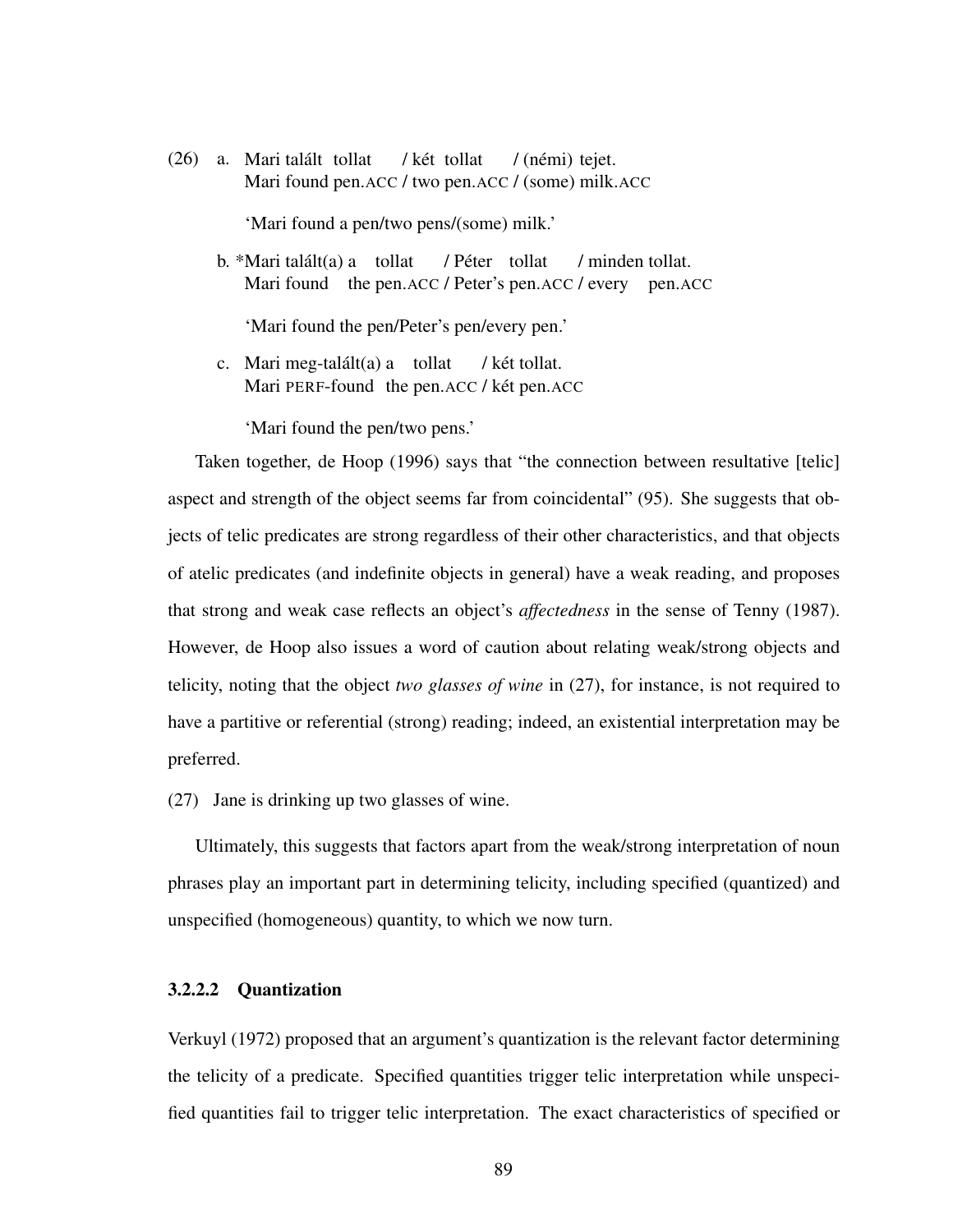(26) a. Mari talált tollat / két tollat / (némi) tejet.
Mari found pen.ACC / two pen.ACC / (some) milk.ACC

'Mari found a pen/two pens/(some) milk.'

b. *Mari talált(a) a tollat / Péter tollat / minden tollat.
Mari found the pen.ACC / Peter's pen.ACC / every pen.ACC

'Mari found the pen/Peter's pen/every pen.'

c. Mari meg-talált(a) a tollat / két tollat.
Mari PERF-found the pen.ACC / két pen.ACC

'Mari found the pen/two pens.'

Taken together, de Hoop (1996) says that "the connection between resultative [telic] aspect and strength of the object seems far from coincidental" (95). She suggests that objects of telic predicates are strong regardless of their other characteristics, and that objects of atelic predicates (and indefinite objects in general) have a weak reading, and proposes that strong and weak case reflects an object's *affectedness* in the sense of Tenny (1987). However, de Hoop also issues a word of caution about relating weak/strong objects and telicity, noting that the object *two glasses of wine* in (27), for instance, is not required to have a partitive or referential (strong) reading; indeed, an existential interpretation may be preferred.

(27) Jane is drinking up two glasses of wine.

Ultimately, this suggests that factors apart from the weak/strong interpretation of noun phrases play an important part in determining telicity, including specified (quantized) and unspecified (homogeneous) quantity, to which we now turn.

#### 3.2.2.2 Quantization

Verkuyl (1972) proposed that an argument's quantization is the relevant factor determining the telicity of a predicate. Specified quantities trigger telic interpretation while unspecified quantities fail to trigger telic interpretation. The exact characteristics of specified or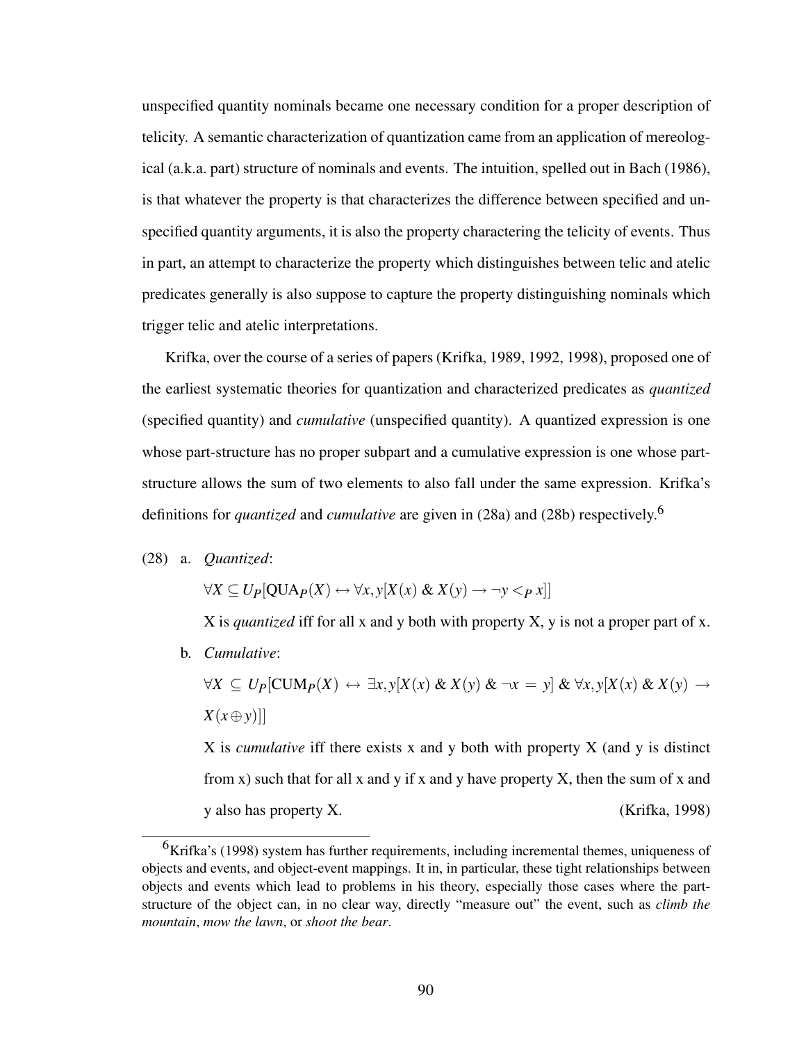unspecified quantity nominals became one necessary condition for a proper description of telicity. A semantic characterization of quantization came from an application of mereological (a.k.a. part) structure of nominals and events. The intuition, spelled out in Bach (1986), is that whatever the property is that characterizes the difference between specified and unspecified quantity arguments, it is also the property charactering the telicity of events. Thus in part, an attempt to characterize the property which distinguishes between telic and atelic predicates generally is also suppose to capture the property distinguishing nominals which trigger telic and atelic interpretations.

Krifka, over the course of a series of papers (Krifka, 1989, 1992, 1998), proposed one of the earliest systematic theories for quantization and characterized predicates as *quantized* (specified quantity) and *cumulative* (unspecified quantity). A quantized expression is one whose part-structure has no proper subpart and a cumulative expression is one whose part-structure allows the sum of two elements to also fall under the same expression. Krifka's definitions for *quantized* and *cumulative* are given in (28a) and (28b) respectively.[6]

(28) a. *Quantized*:

$\forall X \subseteq U_P[\text{QUA}_P(X) \leftrightarrow \forall x, y[X(x) \,\&\, X(y) \rightarrow \neg y <_P x]]$

X is *quantized* iff for all x and y both with property X, y is not a proper part of x.

b. *Cumulative*:

$\forall X \subseteq U_P[\text{CUM}_P(X) \leftrightarrow \exists x, y[X(x) \,\&\, X(y) \,\&\, \neg x = y] \,\&\, \forall x, y[X(x) \,\&\, X(y) \rightarrow X(x \oplus y)]]$

X is *cumulative* iff there exists x and y both with property X (and y is distinct from x) such that for all x and y if x and y have property X, then the sum of x and y also has property X. (Krifka, 1998)

[6] Krifka's (1998) system has further requirements, including incremental themes, uniqueness of objects and events, and object-event mappings. It in, in particular, these tight relationships between objects and events which lead to problems in his theory, especially those cases where the part-structure of the object can, in no clear way, directly "measure out" the event, such as *climb the mountain*, *mow the lawn*, or *shoot the bear*.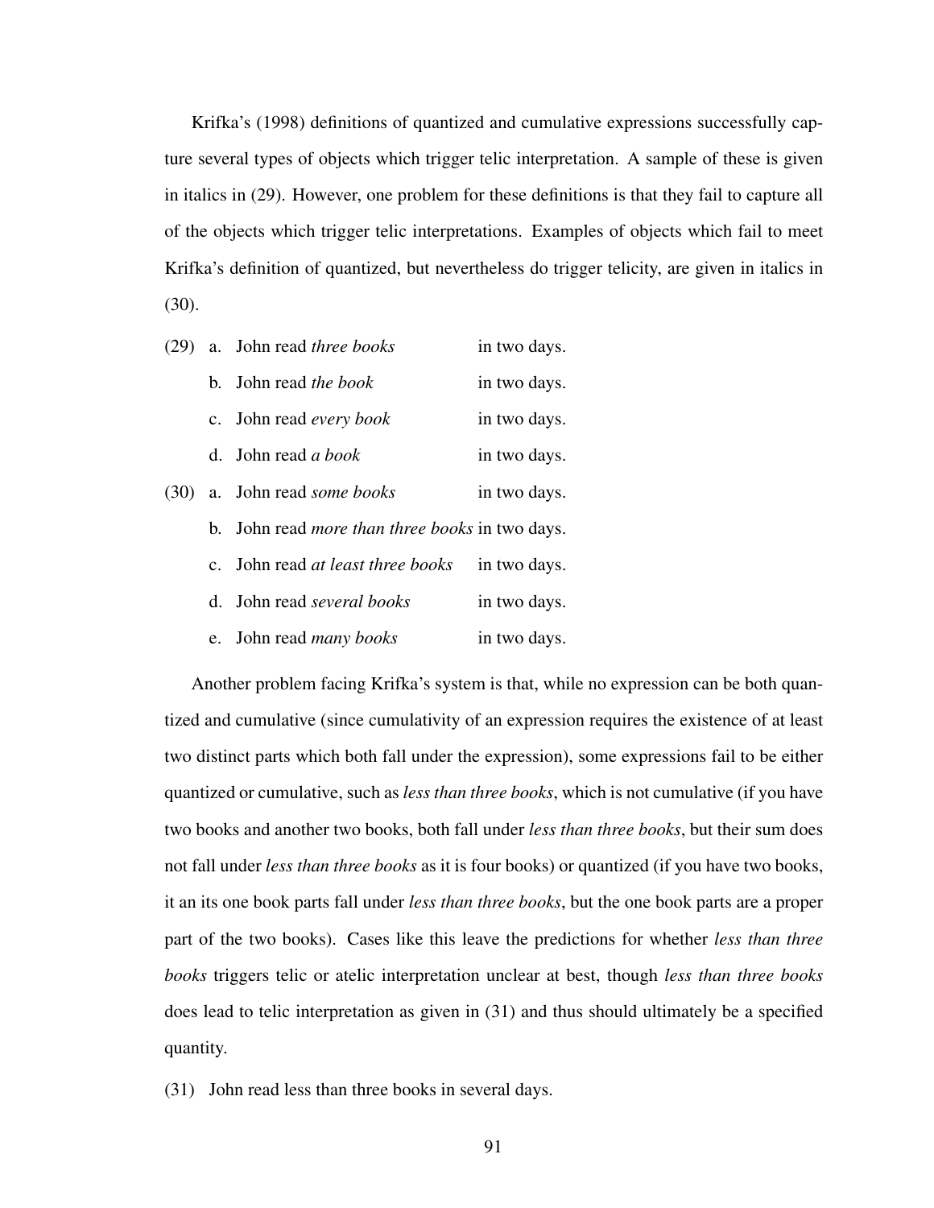Krifka's (1998) definitions of quantized and cumulative expressions successfully capture several types of objects which trigger telic interpretation. A sample of these is given in italics in (29). However, one problem for these definitions is that they fail to capture all of the objects which trigger telic interpretations. Examples of objects which fail to meet Krifka's definition of quantized, but nevertheless do trigger telicity, are given in italics in (30).

(29) a. John read *three books* in two days.

b. John read *the book* in two days.

c. John read *every book* in two days.

d. John read *a book* in two days.

(30) a. John read *some books* in two days.

b. John read *more than three books* in two days.

c. John read *at least three books* in two days.

d. John read *several books* in two days.

e. John read *many books* in two days.

Another problem facing Krifka's system is that, while no expression can be both quantized and cumulative (since cumulativity of an expression requires the existence of at least two distinct parts which both fall under the expression), some expressions fail to be either quantized or cumulative, such as *less than three books*, which is not cumulative (if you have two books and another two books, both fall under *less than three books*, but their sum does not fall under *less than three books* as it is four books) or quantized (if you have two books, it an its one book parts fall under *less than three books*, but the one book parts are a proper part of the two books). Cases like this leave the predictions for whether *less than three books* triggers telic or atelic interpretation unclear at best, though *less than three books* does lead to telic interpretation as given in (31) and thus should ultimately be a specified quantity.

(31) John read less than three books in several days.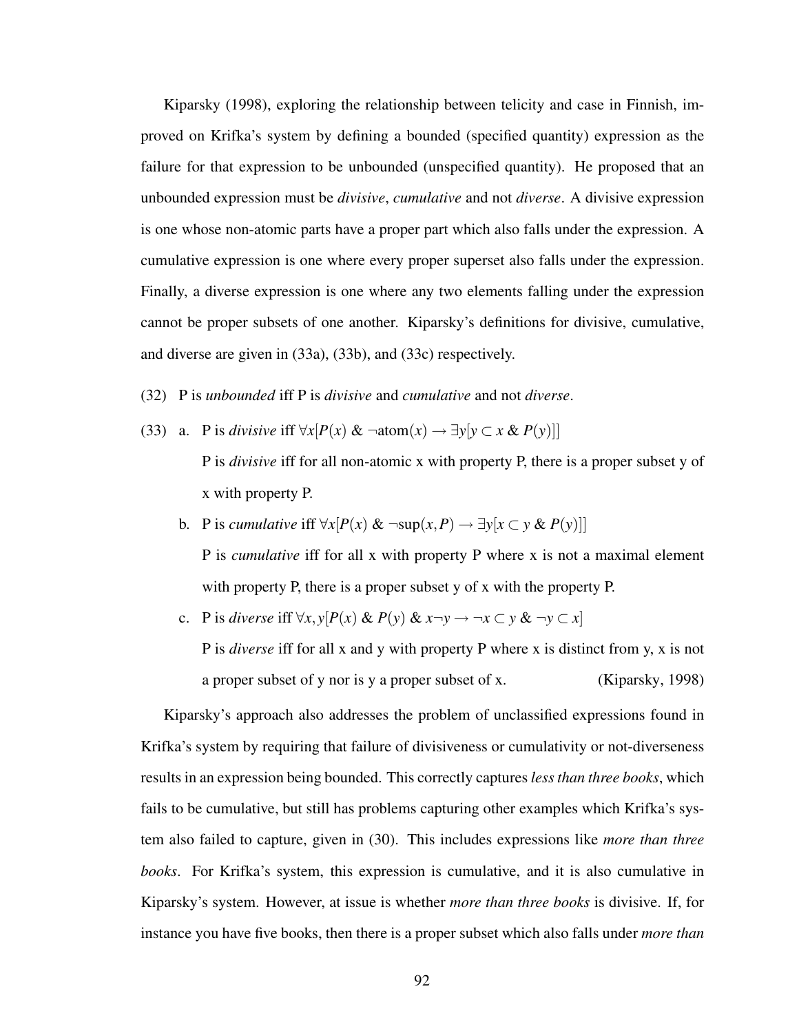Kiparsky (1998), exploring the relationship between telicity and case in Finnish, improved on Krifka's system by defining a bounded (specified quantity) expression as the failure for that expression to be unbounded (unspecified quantity). He proposed that an unbounded expression must be *divisive*, *cumulative* and not *diverse*. A divisive expression is one whose non-atomic parts have a proper part which also falls under the expression. A cumulative expression is one where every proper superset also falls under the expression. Finally, a diverse expression is one where any two elements falling under the expression cannot be proper subsets of one another. Kiparsky's definitions for divisive, cumulative, and diverse are given in (33a), (33b), and (33c) respectively.

(32) P is *unbounded* iff P is *divisive* and *cumulative* and not *diverse*.

(33) a. P is *divisive* iff $\forall x[P(x)\ \&\ \neg\text{atom}(x) \rightarrow \exists y[y \subset x\ \&\ P(y)]]$

P is *divisive* iff for all non-atomic x with property P, there is a proper subset y of x with property P.

b. P is *cumulative* iff $\forall x[P(x)\ \&\ \neg\text{sup}(x,P) \rightarrow \exists y[x \subset y\ \&\ P(y)]]$

P is *cumulative* iff for all x with property P where x is not a maximal element with property P, there is a proper subset y of x with the property P.

c. P is *diverse* iff $\forall x,y[P(x)\ \&\ P(y)\ \&\ x \neg y \rightarrow \neg x \subset y\ \&\ \neg y \subset x]$

P is *diverse* iff for all x and y with property P where x is distinct from y, x is not a proper subset of y nor is y a proper subset of x. (Kiparsky, 1998)

Kiparsky's approach also addresses the problem of unclassified expressions found in Krifka's system by requiring that failure of divisiveness or cumulativity or not-diverseness results in an expression being bounded. This correctly captures *less than three books*, which fails to be cumulative, but still has problems capturing other examples which Krifka's system also failed to capture, given in (30). This includes expressions like *more than three books*. For Krifka's system, this expression is cumulative, and it is also cumulative in Kiparsky's system. However, at issue is whether *more than three books* is divisive. If, for instance you have five books, then there is a proper subset which also falls under *more than*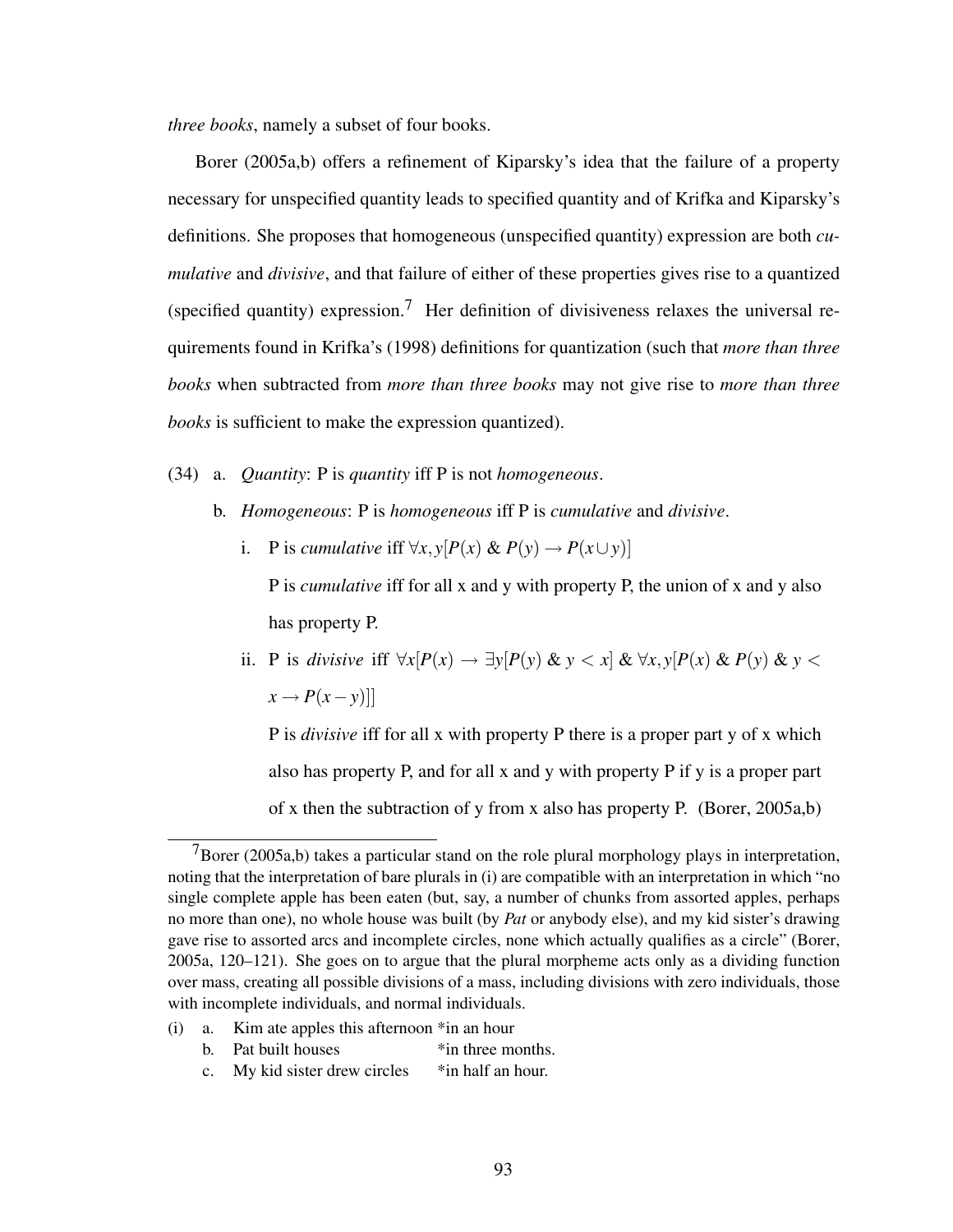*three books*, namely a subset of four books.

Borer (2005a,b) offers a refinement of Kiparsky's idea that the failure of a property necessary for unspecified quantity leads to specified quantity and of Krifka and Kiparsky's definitions. She proposes that homogeneous (unspecified quantity) expression are both *cumulative* and *divisive*, and that failure of either of these properties gives rise to a quantized (specified quantity) expression.[7] Her definition of divisiveness relaxes the universal requirements found in Krifka's (1998) definitions for quantization (such that *more than three books* when subtracted from *more than three books* may not give rise to *more than three books* is sufficient to make the expression quantized).

(34) a. *Quantity*: P is *quantity* iff P is not *homogeneous*.

b. *Homogeneous*: P is *homogeneous* iff P is *cumulative* and *divisive*.

i. P is *cumulative* iff $\forall x, y[P(x) \ \& \ P(y) \rightarrow P(x \cup y)]$

P is *cumulative* iff for all x and y with property P, the union of x and y also has property P.

ii. P is *divisive* iff $\forall x[P(x) \rightarrow \exists y[P(y) \ \& \ y < x] \ \& \ \forall x, y[P(x) \ \& \ P(y) \ \& \ y < x \rightarrow P(x - y)]]$

P is *divisive* iff for all x with property P there is a proper part y of x which also has property P, and for all x and y with property P if y is a proper part of x then the subtraction of y from x also has property P. (Borer, 2005a,b)

---

[7] Borer (2005a,b) takes a particular stand on the role plural morphology plays in interpretation, noting that the interpretation of bare plurals in (i) are compatible with an interpretation in which "no single complete apple has been eaten (but, say, a number of chunks from assorted apples, perhaps no more than one), no whole house was built (by *Pat* or anybody else), and my kid sister's drawing gave rise to assorted arcs and incomplete circles, none which actually qualifies as a circle" (Borer, 2005a, 120–121). She goes on to argue that the plural morpheme acts only as a dividing function over mass, creating all possible divisions of a mass, including divisions with zero individuals, those with incomplete individuals, and normal individuals.

(i) a. Kim ate apples this afternoon *in an hour

b. Pat built houses *in three months.

c. My kid sister drew circles *in half an hour.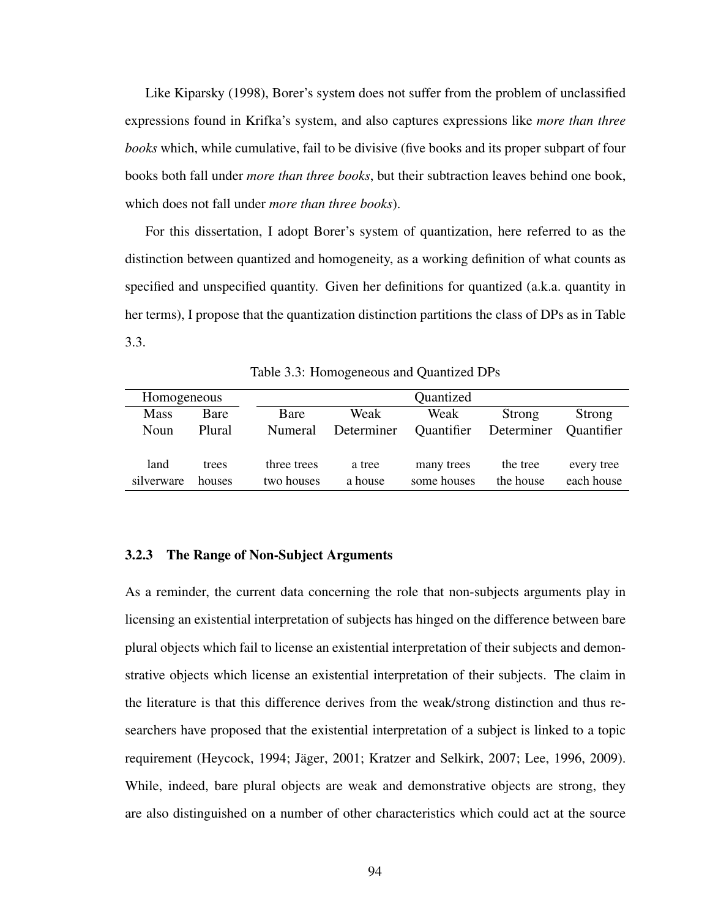Like Kiparsky (1998), Borer's system does not suffer from the problem of unclassified expressions found in Krifka's system, and also captures expressions like *more than three books* which, while cumulative, fail to be divisive (five books and its proper subpart of four books both fall under *more than three books*, but their subtraction leaves behind one book, which does not fall under *more than three books*).

For this dissertation, I adopt Borer's system of quantization, here referred to as the distinction between quantized and homogeneity, as a working definition of what counts as specified and unspecified quantity. Given her definitions for quantized (a.k.a. quantity in her terms), I propose that the quantization distinction partitions the class of DPs as in Table 3.3.

Table 3.3: Homogeneous and Quantized DPs

| Homogeneous | | Quantized | | | | |
|---|---|---|---|---|---|---|
| Mass Noun | Bare Plural | Bare Numeral | Weak Determiner | Weak Quantifier | Strong Determiner | Strong Quantifier |
| land | trees | three trees | a tree | many trees | the tree | every tree |
| silverware | houses | two houses | a house | some houses | the house | each house |

### 3.2.3 The Range of Non-Subject Arguments

As a reminder, the current data concerning the role that non-subjects arguments play in licensing an existential interpretation of subjects has hinged on the difference between bare plural objects which fail to license an existential interpretation of their subjects and demonstrative objects which license an existential interpretation of their subjects. The claim in the literature is that this difference derives from the weak/strong distinction and thus researchers have proposed that the existential interpretation of a subject is linked to a topic requirement (Heycock, 1994; Jäger, 2001; Kratzer and Selkirk, 2007; Lee, 1996, 2009). While, indeed, bare plural objects are weak and demonstrative objects are strong, they are also distinguished on a number of other characteristics which could act at the source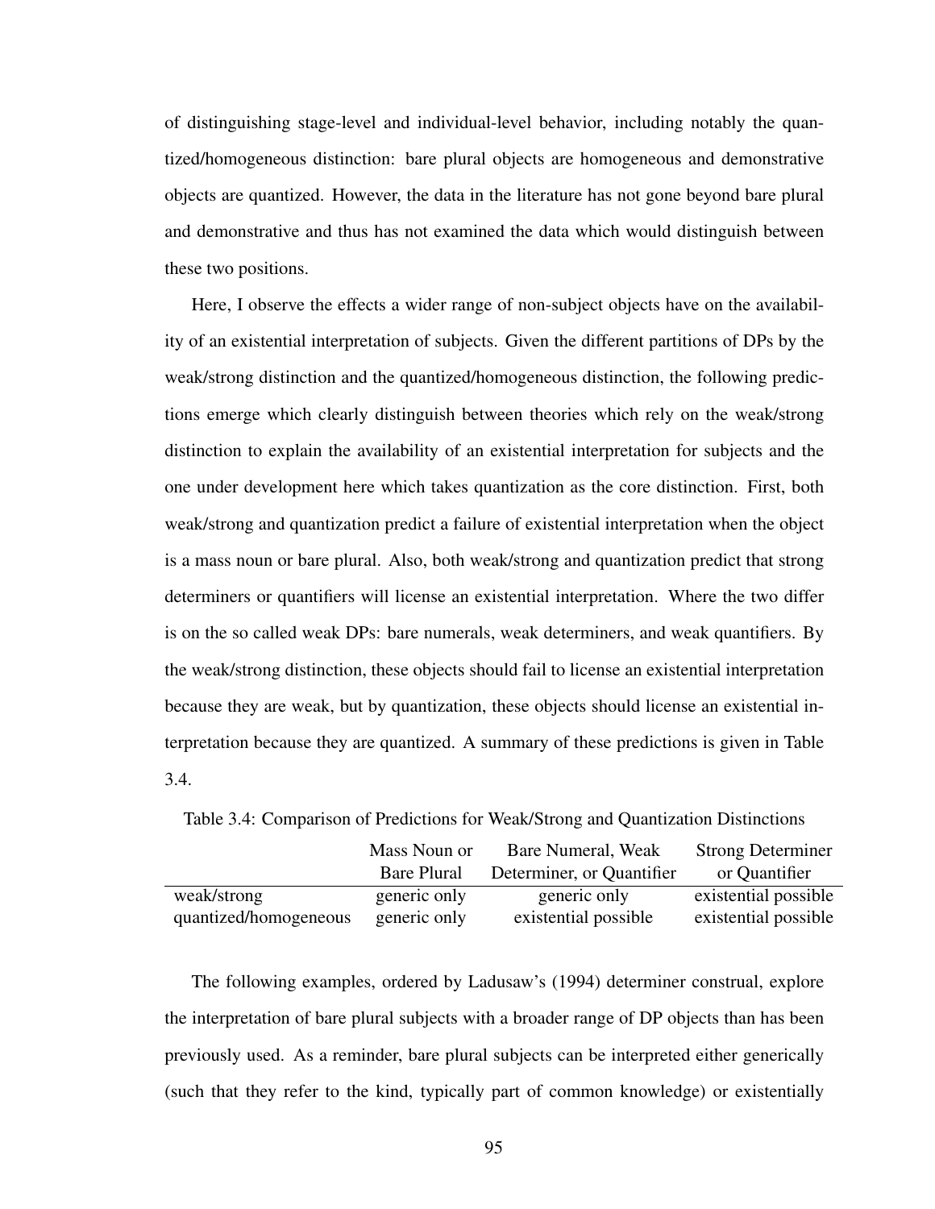of distinguishing stage-level and individual-level behavior, including notably the quantized/homogeneous distinction: bare plural objects are homogeneous and demonstrative objects are quantized. However, the data in the literature has not gone beyond bare plural and demonstrative and thus has not examined the data which would distinguish between these two positions.

Here, I observe the effects a wider range of non-subject objects have on the availability of an existential interpretation of subjects. Given the different partitions of DPs by the weak/strong distinction and the quantized/homogeneous distinction, the following predictions emerge which clearly distinguish between theories which rely on the weak/strong distinction to explain the availability of an existential interpretation for subjects and the one under development here which takes quantization as the core distinction. First, both weak/strong and quantization predict a failure of existential interpretation when the object is a mass noun or bare plural. Also, both weak/strong and quantization predict that strong determiners or quantifiers will license an existential interpretation. Where the two differ is on the so called weak DPs: bare numerals, weak determiners, and weak quantifiers. By the weak/strong distinction, these objects should fail to license an existential interpretation because they are weak, but by quantization, these objects should license an existential interpretation because they are quantized. A summary of these predictions is given in Table 3.4.

Table 3.4: Comparison of Predictions for Weak/Strong and Quantization Distinctions

| | Mass Noun or Bare Plural | Bare Numeral, Weak Determiner, or Quantifier | Strong Determiner or Quantifier |
|---|---|---|---|
| weak/strong | generic only | generic only | existential possible |
| quantized/homogeneous | generic only | existential possible | existential possible |

The following examples, ordered by Ladusaw's (1994) determiner construal, explore the interpretation of bare plural subjects with a broader range of DP objects than has been previously used. As a reminder, bare plural subjects can be interpreted either generically (such that they refer to the kind, typically part of common knowledge) or existentially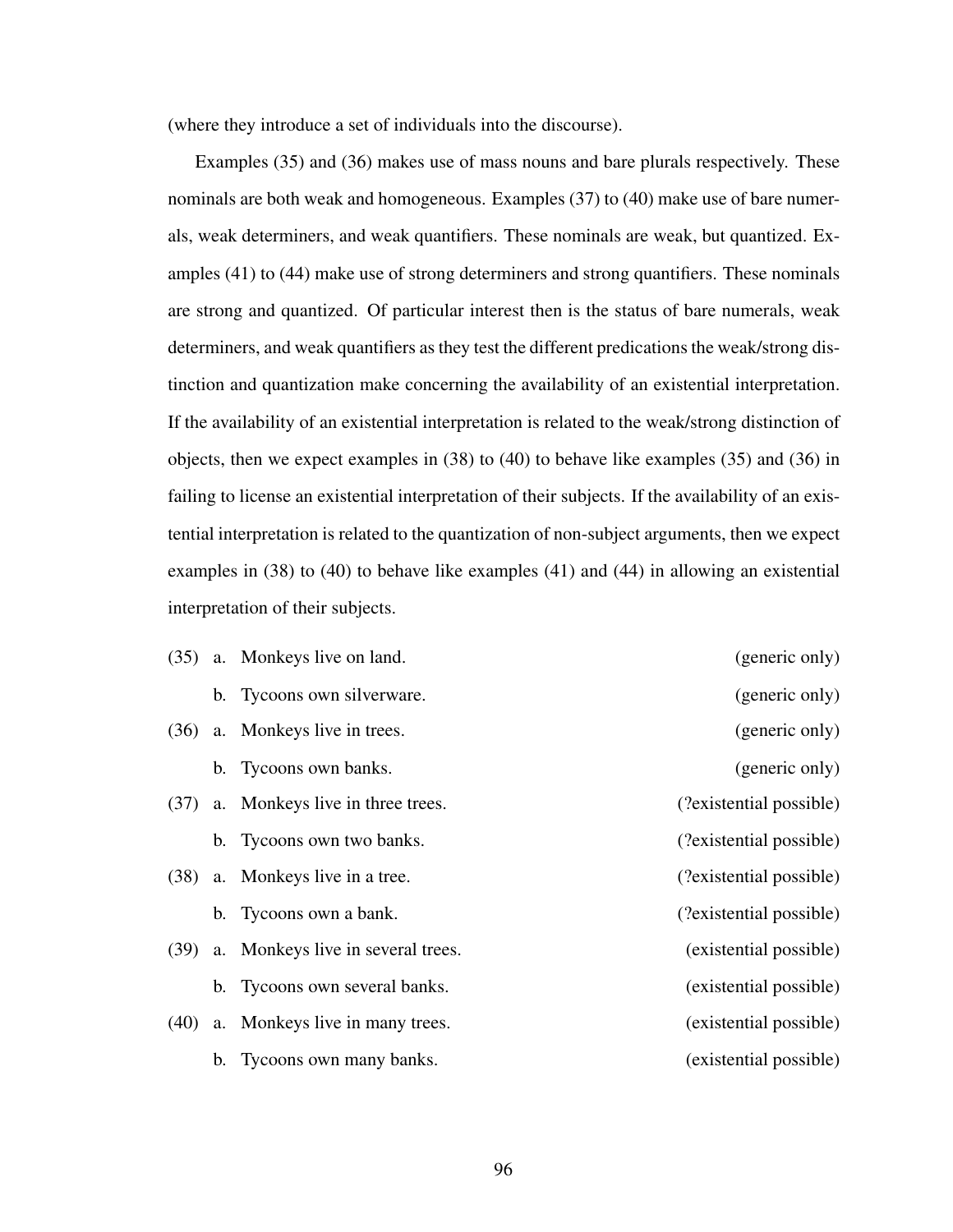(where they introduce a set of individuals into the discourse).

Examples (35) and (36) makes use of mass nouns and bare plurals respectively. These nominals are both weak and homogeneous. Examples (37) to (40) make use of bare numerals, weak determiners, and weak quantifiers. These nominals are weak, but quantized. Examples (41) to (44) make use of strong determiners and strong quantifiers. These nominals are strong and quantized. Of particular interest then is the status of bare numerals, weak determiners, and weak quantifiers as they test the different predications the weak/strong distinction and quantization make concerning the availability of an existential interpretation. If the availability of an existential interpretation is related to the weak/strong distinction of objects, then we expect examples in (38) to (40) to behave like examples (35) and (36) in failing to license an existential interpretation of their subjects. If the availability of an existential interpretation is related to the quantization of non-subject arguments, then we expect examples in (38) to (40) to behave like examples (41) and (44) in allowing an existential interpretation of their subjects.

(35) a. Monkeys live on land. (generic only)

b. Tycoons own silverware. (generic only)

(36) a. Monkeys live in trees. (generic only)

b. Tycoons own banks. (generic only)

(37) a. Monkeys live in three trees. (?existential possible)

b. Tycoons own two banks. (?existential possible)

(38) a. Monkeys live in a tree. (?existential possible)

b. Tycoons own a bank. (?existential possible)

(39) a. Monkeys live in several trees. (existential possible)

b. Tycoons own several banks. (existential possible)

(40) a. Monkeys live in many trees. (existential possible)

b. Tycoons own many banks. (existential possible)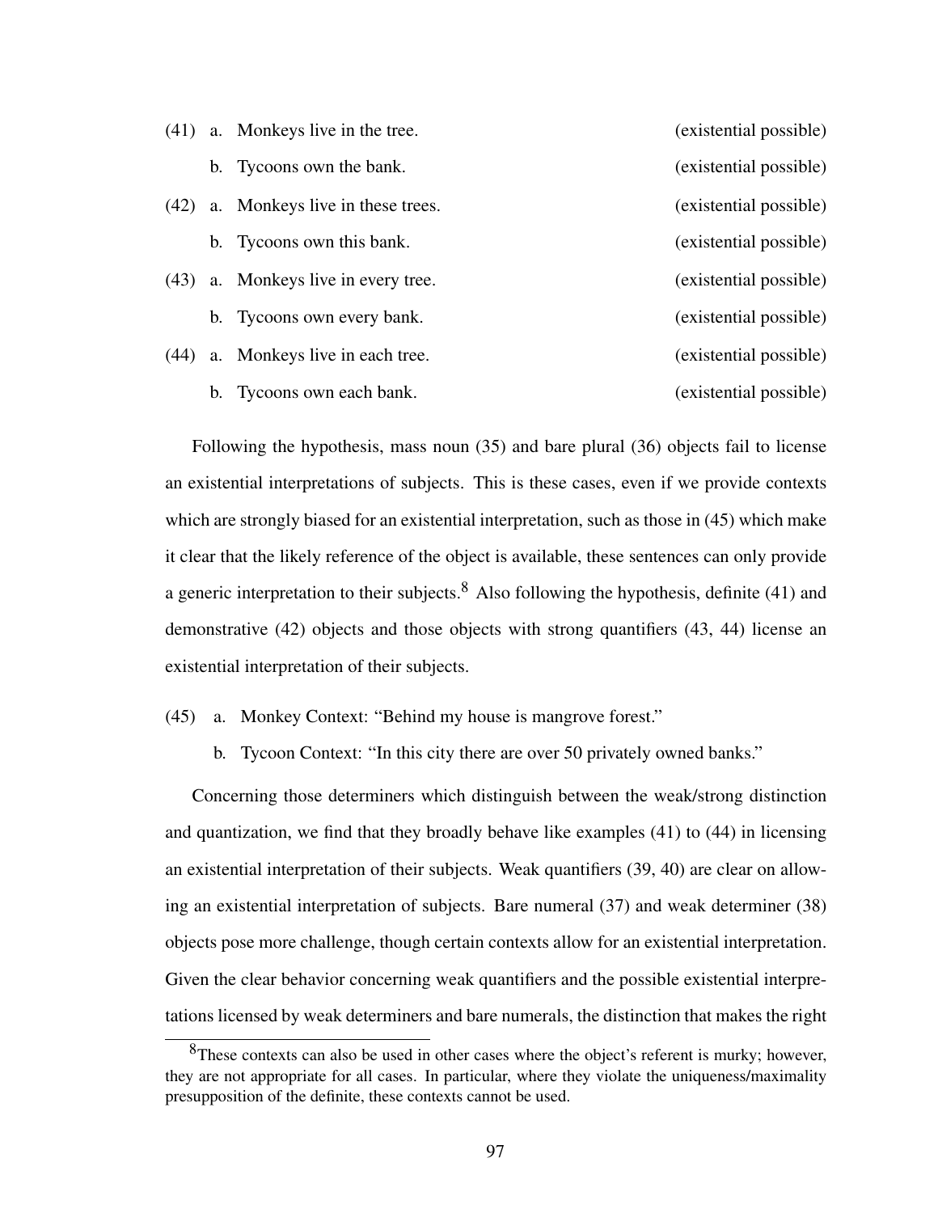(41) a. Monkeys live in the tree. (existential possible)

b. Tycoons own the bank. (existential possible)

(42) a. Monkeys live in these trees. (existential possible)

b. Tycoons own this bank. (existential possible)

(43) a. Monkeys live in every tree. (existential possible)

b. Tycoons own every bank. (existential possible)

(44) a. Monkeys live in each tree. (existential possible)

b. Tycoons own each bank. (existential possible)

Following the hypothesis, mass noun (35) and bare plural (36) objects fail to license an existential interpretations of subjects. This is these cases, even if we provide contexts which are strongly biased for an existential interpretation, such as those in (45) which make it clear that the likely reference of the object is available, these sentences can only provide a generic interpretation to their subjects.[8] Also following the hypothesis, definite (41) and demonstrative (42) objects and those objects with strong quantifiers (43, 44) license an existential interpretation of their subjects.

(45) a. Monkey Context: "Behind my house is mangrove forest."

b. Tycoon Context: "In this city there are over 50 privately owned banks."

Concerning those determiners which distinguish between the weak/strong distinction and quantization, we find that they broadly behave like examples (41) to (44) in licensing an existential interpretation of their subjects. Weak quantifiers (39, 40) are clear on allowing an existential interpretation of subjects. Bare numeral (37) and weak determiner (38) objects pose more challenge, though certain contexts allow for an existential interpretation. Given the clear behavior concerning weak quantifiers and the possible existential interpretations licensed by weak determiners and bare numerals, the distinction that makes the right

[8]These contexts can also be used in other cases where the object's referent is murky; however, they are not appropriate for all cases. In particular, where they violate the uniqueness/maximality presupposition of the definite, these contexts cannot be used.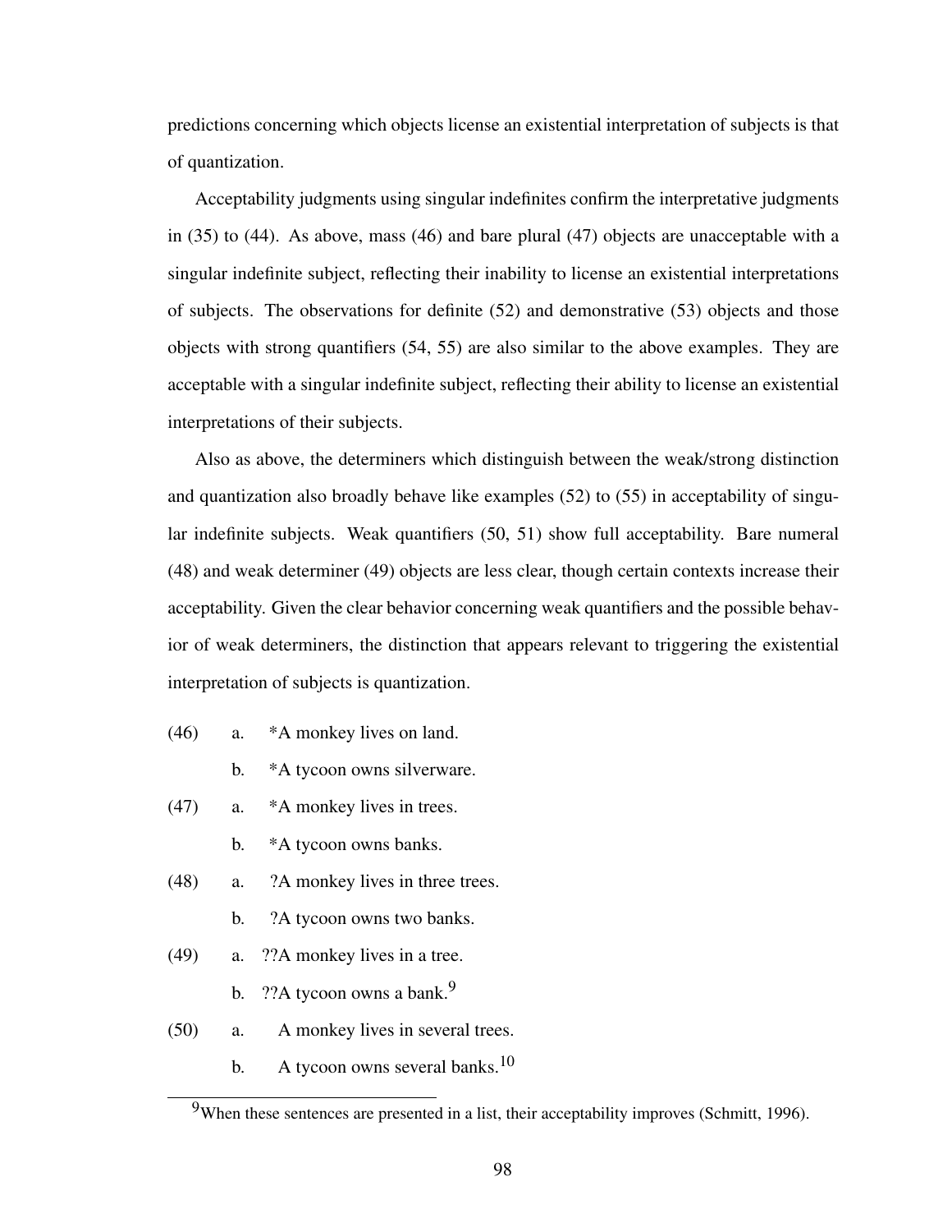predictions concerning which objects license an existential interpretation of subjects is that of quantization.

Acceptability judgments using singular indefinites confirm the interpretative judgments in (35) to (44). As above, mass (46) and bare plural (47) objects are unacceptable with a singular indefinite subject, reflecting their inability to license an existential interpretations of subjects. The observations for definite (52) and demonstrative (53) objects and those objects with strong quantifiers (54, 55) are also similar to the above examples. They are acceptable with a singular indefinite subject, reflecting their ability to license an existential interpretations of their subjects.

Also as above, the determiners which distinguish between the weak/strong distinction and quantization also broadly behave like examples (52) to (55) in acceptability of singular indefinite subjects. Weak quantifiers (50, 51) show full acceptability. Bare numeral (48) and weak determiner (49) objects are less clear, though certain contexts increase their acceptability. Given the clear behavior concerning weak quantifiers and the possible behavior of weak determiners, the distinction that appears relevant to triggering the existential interpretation of subjects is quantization.

(46) a. *A monkey lives on land.

b. *A tycoon owns silverware.

(47) a. *A monkey lives in trees.

b. *A tycoon owns banks.

(48) a. ?A monkey lives in three trees.

b. ?A tycoon owns two banks.

(49) a. ??A monkey lives in a tree.

b. ??A tycoon owns a bank.[9]

(50) a. A monkey lives in several trees.

b. A tycoon owns several banks.[10]

[9]When these sentences are presented in a list, their acceptability improves (Schmitt, 1996).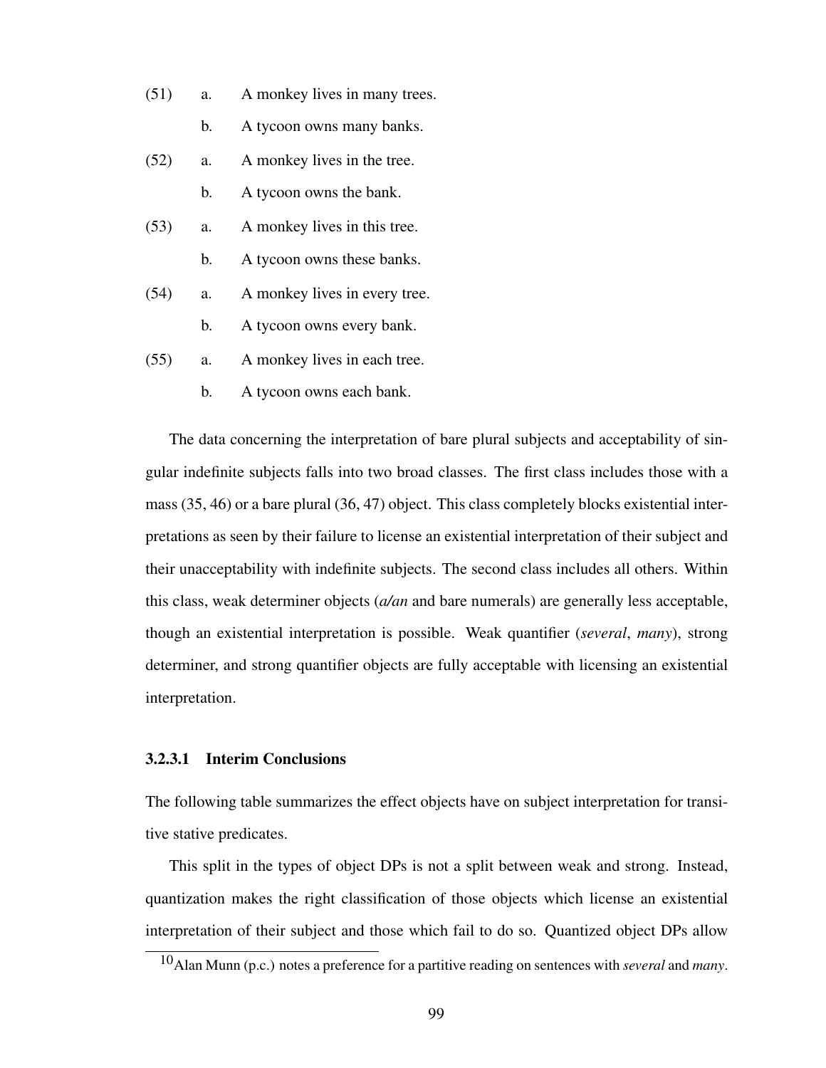(51) a. A monkey lives in many trees.

b. A tycoon owns many banks.

(52) a. A monkey lives in the tree.

b. A tycoon owns the bank.

(53) a. A monkey lives in this tree.

b. A tycoon owns these banks.

(54) a. A monkey lives in every tree.

b. A tycoon owns every bank.

(55) a. A monkey lives in each tree.

b. A tycoon owns each bank.

The data concerning the interpretation of bare plural subjects and acceptability of singular indefinite subjects falls into two broad classes. The first class includes those with a mass (35, 46) or a bare plural (36, 47) object. This class completely blocks existential interpretations as seen by their failure to license an existential interpretation of their subject and their unacceptability with indefinite subjects. The second class includes all others. Within this class, weak determiner objects (*a/an* and bare numerals) are generally less acceptable, though an existential interpretation is possible. Weak quantifier (*several*, *many*), strong determiner, and strong quantifier objects are fully acceptable with licensing an existential interpretation.

#### 3.2.3.1 Interim Conclusions

The following table summarizes the effect objects have on subject interpretation for transitive stative predicates.

This split in the types of object DPs is not a split between weak and strong. Instead, quantization makes the right classification of those objects which license an existential interpretation of their subject and those which fail to do so. Quantized object DPs allow

---

[10] Alan Munn (p.c.) notes a preference for a partitive reading on sentences with *several* and *many*.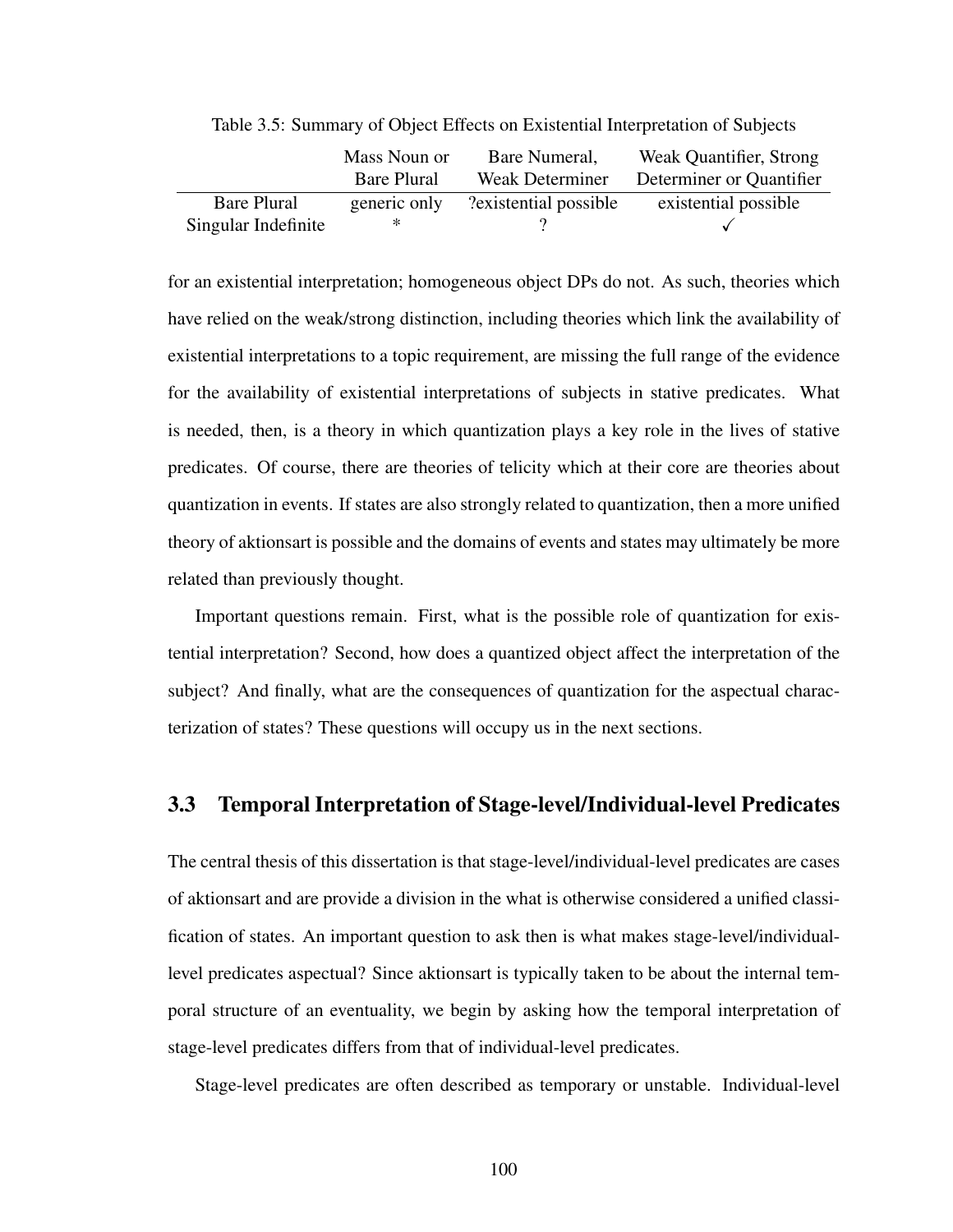Table 3.5: Summary of Object Effects on Existential Interpretation of Subjects

| | Mass Noun or Bare Plural | Bare Numeral, Weak Determiner | Weak Quantifier, Strong Determiner or Quantifier |
|---|---|---|---|
| Bare Plural | generic only | ?existential possible | existential possible |
| Singular Indefinite | * | ? | ✓ |

for an existential interpretation; homogeneous object DPs do not. As such, theories which have relied on the weak/strong distinction, including theories which link the availability of existential interpretations to a topic requirement, are missing the full range of the evidence for the availability of existential interpretations of subjects in stative predicates. What is needed, then, is a theory in which quantization plays a key role in the lives of stative predicates. Of course, there are theories of telicity which at their core are theories about quantization in events. If states are also strongly related to quantization, then a more unified theory of aktionsart is possible and the domains of events and states may ultimately be more related than previously thought.

Important questions remain. First, what is the possible role of quantization for existential interpretation? Second, how does a quantized object affect the interpretation of the subject? And finally, what are the consequences of quantization for the aspectual characterization of states? These questions will occupy us in the next sections.

## 3.3 Temporal Interpretation of Stage-level/Individual-level Predicates

The central thesis of this dissertation is that stage-level/individual-level predicates are cases of aktionsart and are provide a division in the what is otherwise considered a unified classification of states. An important question to ask then is what makes stage-level/individual-level predicates aspectual? Since aktionsart is typically taken to be about the internal temporal structure of an eventuality, we begin by asking how the temporal interpretation of stage-level predicates differs from that of individual-level predicates.

Stage-level predicates are often described as temporary or unstable. Individual-level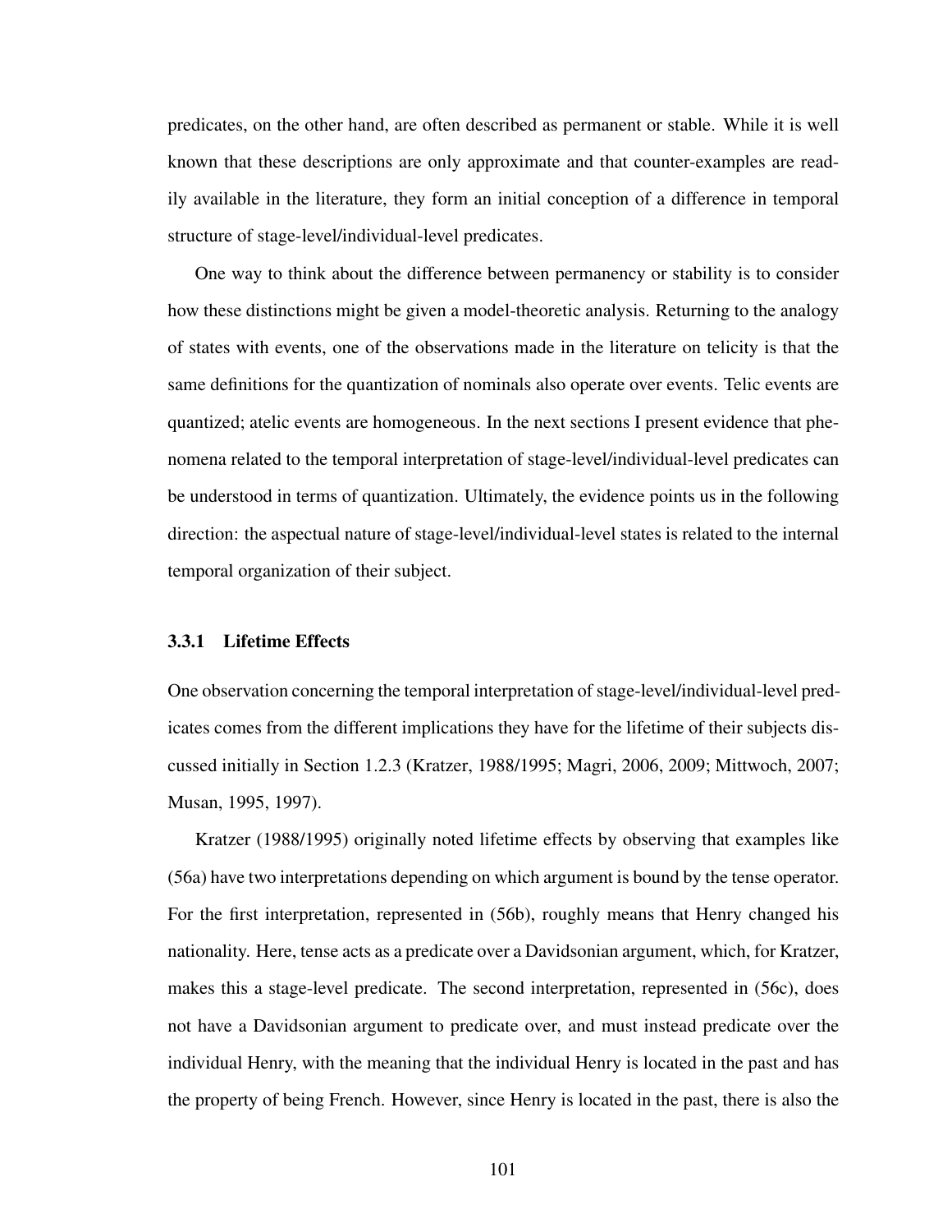predicates, on the other hand, are often described as permanent or stable. While it is well known that these descriptions are only approximate and that counter-examples are readily available in the literature, they form an initial conception of a difference in temporal structure of stage-level/individual-level predicates.

One way to think about the difference between permanency or stability is to consider how these distinctions might be given a model-theoretic analysis. Returning to the analogy of states with events, one of the observations made in the literature on telicity is that the same definitions for the quantization of nominals also operate over events. Telic events are quantized; atelic events are homogeneous. In the next sections I present evidence that phenomena related to the temporal interpretation of stage-level/individual-level predicates can be understood in terms of quantization. Ultimately, the evidence points us in the following direction: the aspectual nature of stage-level/individual-level states is related to the internal temporal organization of their subject.

### 3.3.1 Lifetime Effects

One observation concerning the temporal interpretation of stage-level/individual-level predicates comes from the different implications they have for the lifetime of their subjects discussed initially in Section 1.2.3 (Kratzer, 1988/1995; Magri, 2006, 2009; Mittwoch, 2007; Musan, 1995, 1997).

Kratzer (1988/1995) originally noted lifetime effects by observing that examples like (56a) have two interpretations depending on which argument is bound by the tense operator. For the first interpretation, represented in (56b), roughly means that Henry changed his nationality. Here, tense acts as a predicate over a Davidsonian argument, which, for Kratzer, makes this a stage-level predicate. The second interpretation, represented in (56c), does not have a Davidsonian argument to predicate over, and must instead predicate over the individual Henry, with the meaning that the individual Henry is located in the past and has the property of being French. However, since Henry is located in the past, there is also the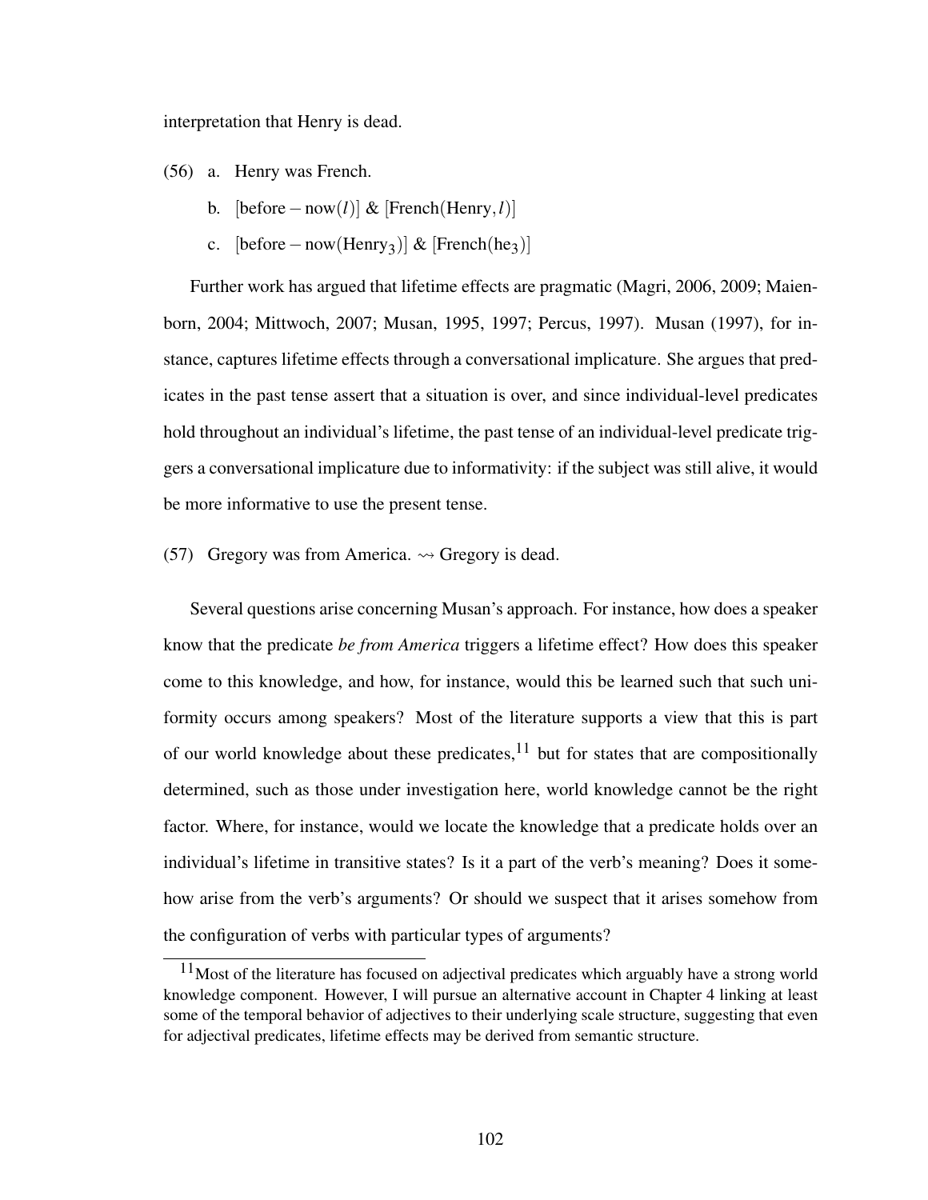interpretation that Henry is dead.

(56) a. Henry was French.

  b. $[\text{before}-\text{now}(l)]$ & $[\text{French}(\text{Henry}, l)]$

  c. $[\text{before}-\text{now}(\text{Henry}_3)]$ & $[\text{French}(\text{he}_3)]$

Further work has argued that lifetime effects are pragmatic (Magri, 2006, 2009; Maienborn, 2004; Mittwoch, 2007; Musan, 1995, 1997; Percus, 1997). Musan (1997), for instance, captures lifetime effects through a conversational implicature. She argues that predicates in the past tense assert that a situation is over, and since individual-level predicates hold throughout an individual's lifetime, the past tense of an individual-level predicate triggers a conversational implicature due to informativity: if the subject was still alive, it would be more informative to use the present tense.

(57) Gregory was from America. $\rightsquigarrow$ Gregory is dead.

Several questions arise concerning Musan's approach. For instance, how does a speaker know that the predicate *be from America* triggers a lifetime effect? How does this speaker come to this knowledge, and how, for instance, would this be learned such that such uniformity occurs among speakers? Most of the literature supports a view that this is part of our world knowledge about these predicates,[11] but for states that are compositionally determined, such as those under investigation here, world knowledge cannot be the right factor. Where, for instance, would we locate the knowledge that a predicate holds over an individual's lifetime in transitive states? Is it a part of the verb's meaning? Does it somehow arise from the verb's arguments? Or should we suspect that it arises somehow from the configuration of verbs with particular types of arguments?

[11] Most of the literature has focused on adjectival predicates which arguably have a strong world knowledge component. However, I will pursue an alternative account in Chapter 4 linking at least some of the temporal behavior of adjectives to their underlying scale structure, suggesting that even for adjectival predicates, lifetime effects may be derived from semantic structure.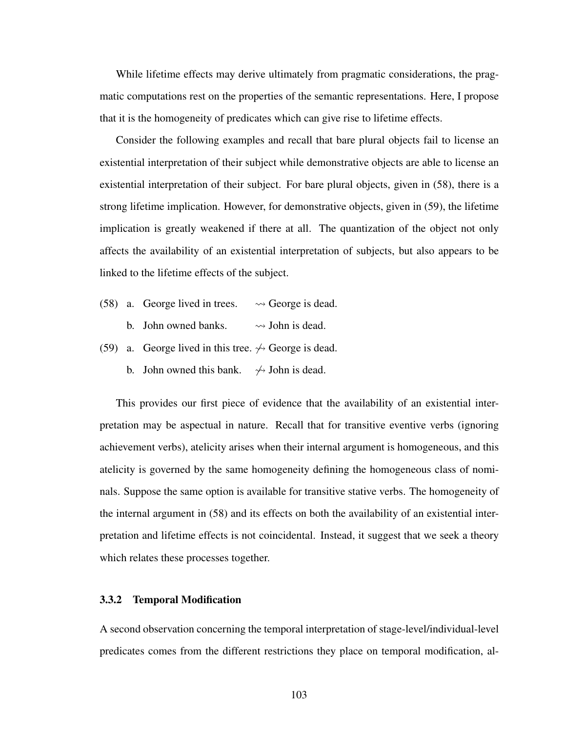While lifetime effects may derive ultimately from pragmatic considerations, the pragmatic computations rest on the properties of the semantic representations. Here, I propose that it is the homogeneity of predicates which can give rise to lifetime effects.

Consider the following examples and recall that bare plural objects fail to license an existential interpretation of their subject while demonstrative objects are able to license an existential interpretation of their subject. For bare plural objects, given in (58), there is a strong lifetime implication. However, for demonstrative objects, given in (59), the lifetime implication is greatly weakened if there at all. The quantization of the object not only affects the availability of an existential interpretation of subjects, but also appears to be linked to the lifetime effects of the subject.

(58) a. George lived in trees. $\rightsquigarrow$ George is dead.

b. John owned banks. $\rightsquigarrow$ John is dead.

(59) a. George lived in this tree. $\not\rightsquigarrow$ George is dead.

b. John owned this bank. $\not\rightsquigarrow$ John is dead.

This provides our first piece of evidence that the availability of an existential interpretation may be aspectual in nature. Recall that for transitive eventive verbs (ignoring achievement verbs), atelicity arises when their internal argument is homogeneous, and this atelicity is governed by the same homogeneity defining the homogeneous class of nominals. Suppose the same option is available for transitive stative verbs. The homogeneity of the internal argument in (58) and its effects on both the availability of an existential interpretation and lifetime effects is not coincidental. Instead, it suggest that we seek a theory which relates these processes together.

### 3.3.2 Temporal Modification

A second observation concerning the temporal interpretation of stage-level/individual-level predicates comes from the different restrictions they place on temporal modification, al-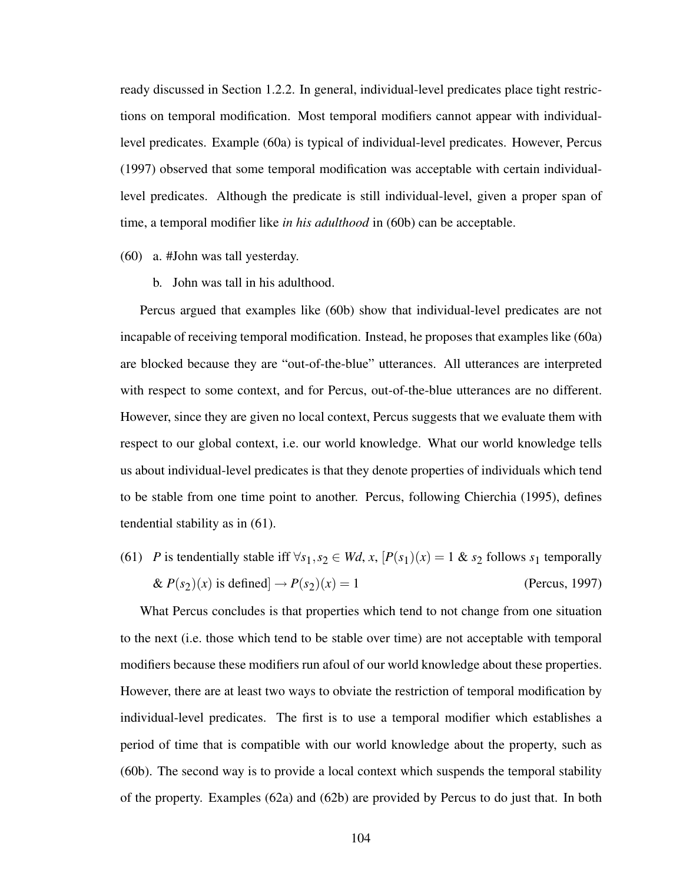ready discussed in Section 1.2.2. In general, individual-level predicates place tight restrictions on temporal modification. Most temporal modifiers cannot appear with individual-level predicates. Example (60a) is typical of individual-level predicates. However, Percus (1997) observed that some temporal modification was acceptable with certain individual-level predicates. Although the predicate is still individual-level, given a proper span of time, a temporal modifier like *in his adulthood* in (60b) can be acceptable.

(60) a. #John was tall yesterday.

b. John was tall in his adulthood.

Percus argued that examples like (60b) show that individual-level predicates are not incapable of receiving temporal modification. Instead, he proposes that examples like (60a) are blocked because they are "out-of-the-blue" utterances. All utterances are interpreted with respect to some context, and for Percus, out-of-the-blue utterances are no different. However, since they are given no local context, Percus suggests that we evaluate them with respect to our global context, i.e. our world knowledge. What our world knowledge tells us about individual-level predicates is that they denote properties of individuals which tend to be stable from one time point to another. Percus, following Chierchia (1995), defines tendential stability as in (61).

(61) $P$ is tendentially stable iff $\forall s_1, s_2 \in Wd, x$, $[P(s_1)(x) = 1$ & $s_2$ follows $s_1$ temporally & $P(s_2)(x)$ is defined$] \rightarrow P(s_2)(x) = 1$ (Percus, 1997)

What Percus concludes is that properties which tend to not change from one situation to the next (i.e. those which tend to be stable over time) are not acceptable with temporal modifiers because these modifiers run afoul of our world knowledge about these properties. However, there are at least two ways to obviate the restriction of temporal modification by individual-level predicates. The first is to use a temporal modifier which establishes a period of time that is compatible with our world knowledge about the property, such as (60b). The second way is to provide a local context which suspends the temporal stability of the property. Examples (62a) and (62b) are provided by Percus to do just that. In both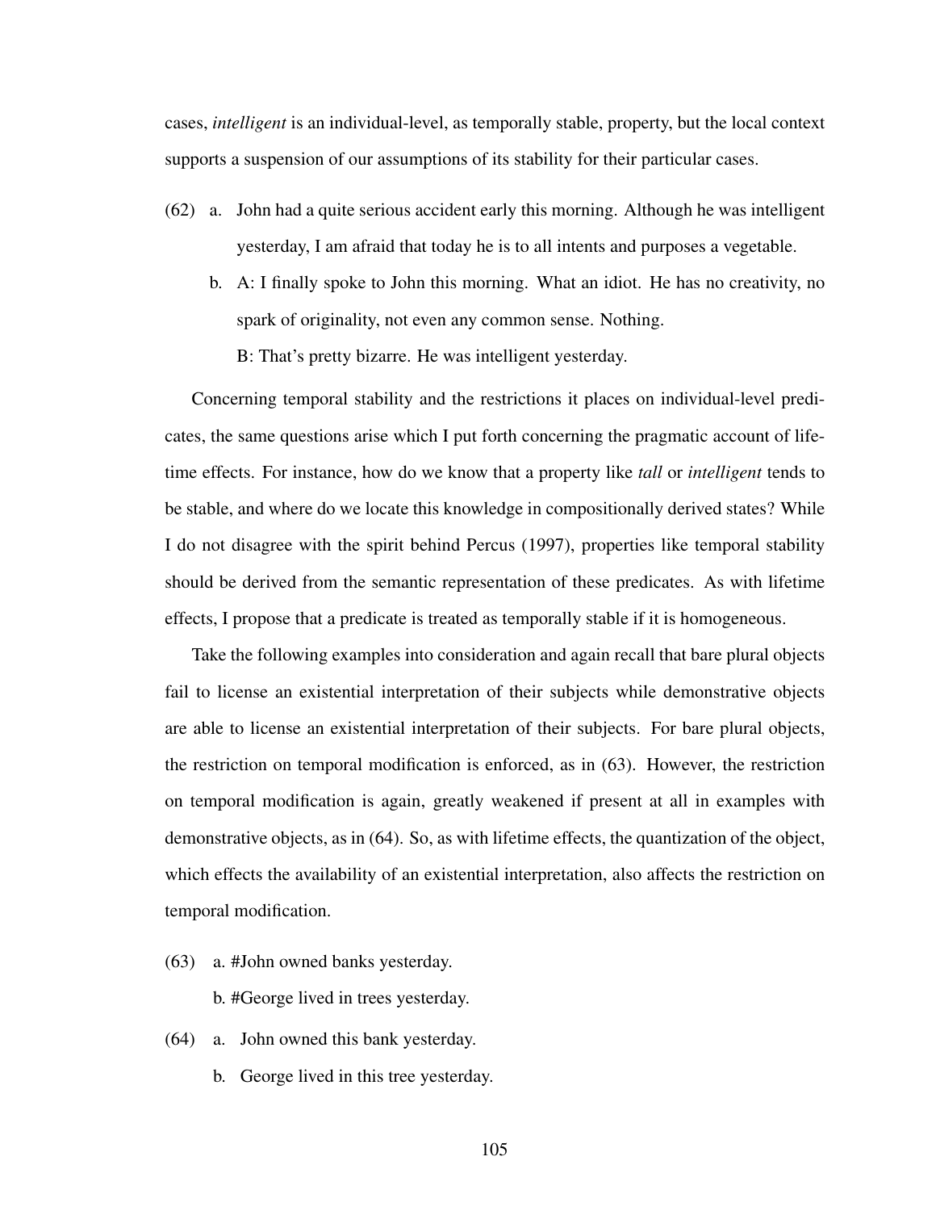cases, *intelligent* is an individual-level, as temporally stable, property, but the local context supports a suspension of our assumptions of its stability for their particular cases.

(62) a. John had a quite serious accident early this morning. Although he was intelligent yesterday, I am afraid that today he is to all intents and purposes a vegetable.

b. A: I finally spoke to John this morning. What an idiot. He has no creativity, no spark of originality, not even any common sense. Nothing.

B: That's pretty bizarre. He was intelligent yesterday.

Concerning temporal stability and the restrictions it places on individual-level predicates, the same questions arise which I put forth concerning the pragmatic account of lifetime effects. For instance, how do we know that a property like *tall* or *intelligent* tends to be stable, and where do we locate this knowledge in compositionally derived states? While I do not disagree with the spirit behind Percus (1997), properties like temporal stability should be derived from the semantic representation of these predicates. As with lifetime effects, I propose that a predicate is treated as temporally stable if it is homogeneous.

Take the following examples into consideration and again recall that bare plural objects fail to license an existential interpretation of their subjects while demonstrative objects are able to license an existential interpretation of their subjects. For bare plural objects, the restriction on temporal modification is enforced, as in (63). However, the restriction on temporal modification is again, greatly weakened if present at all in examples with demonstrative objects, as in (64). So, as with lifetime effects, the quantization of the object, which effects the availability of an existential interpretation, also affects the restriction on temporal modification.

(63) a. #John owned banks yesterday.

b. #George lived in trees yesterday.

(64) a. John owned this bank yesterday.

b. George lived in this tree yesterday.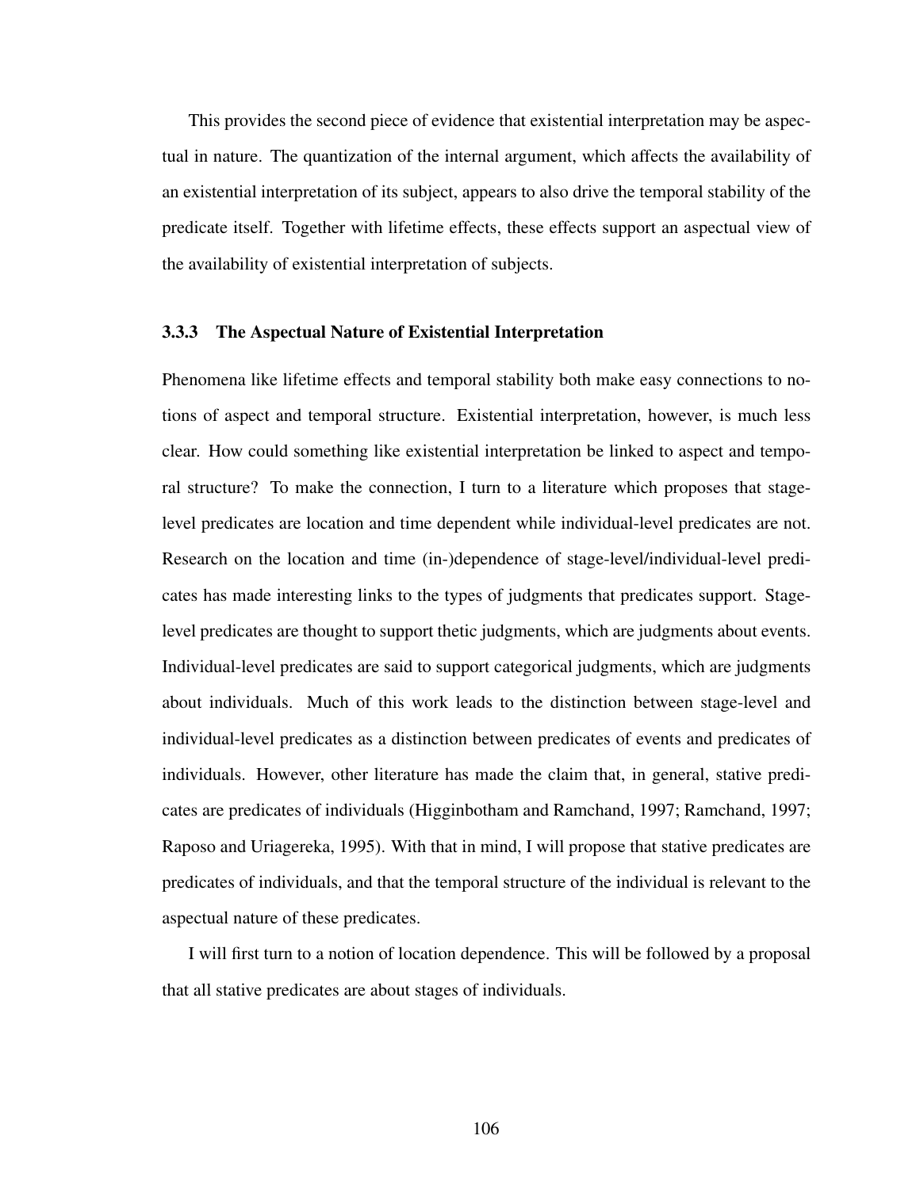This provides the second piece of evidence that existential interpretation may be aspectual in nature. The quantization of the internal argument, which affects the availability of an existential interpretation of its subject, appears to also drive the temporal stability of the predicate itself. Together with lifetime effects, these effects support an aspectual view of the availability of existential interpretation of subjects.

### 3.3.3 The Aspectual Nature of Existential Interpretation

Phenomena like lifetime effects and temporal stability both make easy connections to notions of aspect and temporal structure. Existential interpretation, however, is much less clear. How could something like existential interpretation be linked to aspect and temporal structure? To make the connection, I turn to a literature which proposes that stage-level predicates are location and time dependent while individual-level predicates are not. Research on the location and time (in-)dependence of stage-level/individual-level predicates has made interesting links to the types of judgments that predicates support. Stage-level predicates are thought to support thetic judgments, which are judgments about events. Individual-level predicates are said to support categorical judgments, which are judgments about individuals. Much of this work leads to the distinction between stage-level and individual-level predicates as a distinction between predicates of events and predicates of individuals. However, other literature has made the claim that, in general, stative predicates are predicates of individuals (Higginbotham and Ramchand, 1997; Ramchand, 1997; Raposo and Uriagereka, 1995). With that in mind, I will propose that stative predicates are predicates of individuals, and that the temporal structure of the individual is relevant to the aspectual nature of these predicates.

I will first turn to a notion of location dependence. This will be followed by a proposal that all stative predicates are about stages of individuals.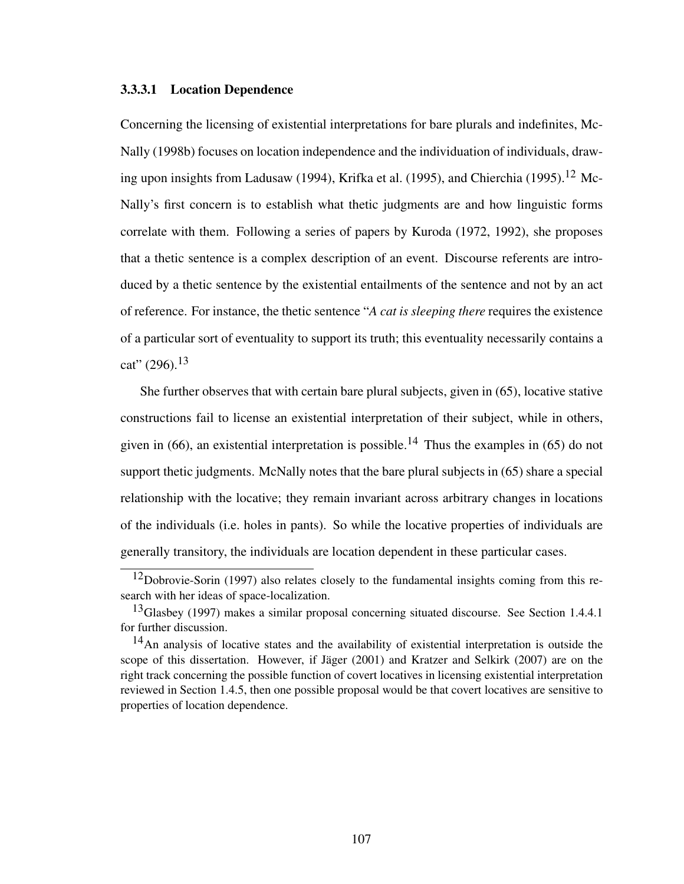#### 3.3.3.1 Location Dependence

Concerning the licensing of existential interpretations for bare plurals and indefinites, McNally (1998b) focuses on location independence and the individuation of individuals, drawing upon insights from Ladusaw (1994), Krifka et al. (1995), and Chierchia (1995).[12] McNally's first concern is to establish what thetic judgments are and how linguistic forms correlate with them. Following a series of papers by Kuroda (1972, 1992), she proposes that a thetic sentence is a complex description of an event. Discourse referents are introduced by a thetic sentence by the existential entailments of the sentence and not by an act of reference. For instance, the thetic sentence "*A cat is sleeping there* requires the existence of a particular sort of eventuality to support its truth; this eventuality necessarily contains a cat" (296).[13]

She further observes that with certain bare plural subjects, given in (65), locative stative constructions fail to license an existential interpretation of their subject, while in others, given in (66), an existential interpretation is possible.[14] Thus the examples in (65) do not support thetic judgments. McNally notes that the bare plural subjects in (65) share a special relationship with the locative; they remain invariant across arbitrary changes in locations of the individuals (i.e. holes in pants). So while the locative properties of individuals are generally transitory, the individuals are location dependent in these particular cases.

[12] Dobrovie-Sorin (1997) also relates closely to the fundamental insights coming from this research with her ideas of space-localization.

[13] Glasbey (1997) makes a similar proposal concerning situated discourse. See Section 1.4.4.1 for further discussion.

[14] An analysis of locative states and the availability of existential interpretation is outside the scope of this dissertation. However, if Jäger (2001) and Kratzer and Selkirk (2007) are on the right track concerning the possible function of covert locatives in licensing existential interpretation reviewed in Section 1.4.5, then one possible proposal would be that covert locatives are sensitive to properties of location dependence.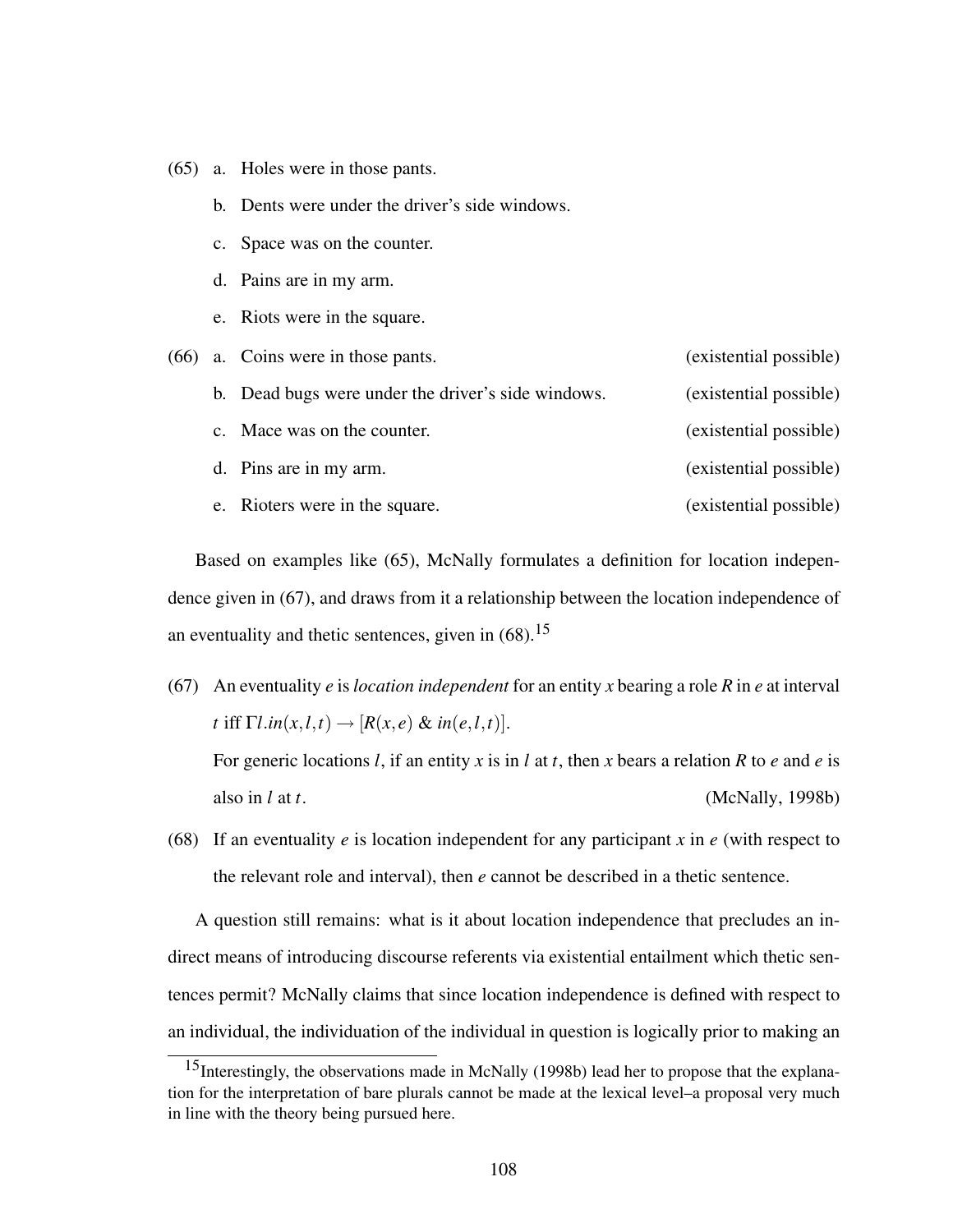(65) a. Holes were in those pants.

b. Dents were under the driver's side windows.

c. Space was on the counter.

d. Pains are in my arm.

e. Riots were in the square.

(66) a. Coins were in those pants. (existential possible)

b. Dead bugs were under the driver's side windows. (existential possible)

c. Mace was on the counter. (existential possible)

d. Pins are in my arm. (existential possible)

e. Rioters were in the square. (existential possible)

Based on examples like (65), McNally formulates a definition for location independence given in (67), and draws from it a relationship between the location independence of an eventuality and thetic sentences, given in (68).[15]

(67) An eventuality *e* is *location independent* for an entity *x* bearing a role *R* in *e* at interval *t* iff $\Gamma l.in(x,l,t) \rightarrow [R(x,e) \ \& \ in(e,l,t)]$.

For generic locations *l*, if an entity *x* is in *l* at *t*, then *x* bears a relation *R* to *e* and *e* is also in *l* at *t*. (McNally, 1998b)

(68) If an eventuality *e* is location independent for any participant *x* in *e* (with respect to the relevant role and interval), then *e* cannot be described in a thetic sentence.

A question still remains: what is it about location independence that precludes an indirect means of introducing discourse referents via existential entailment which thetic sentences permit? McNally claims that since location independence is defined with respect to an individual, the individuation of the individual in question is logically prior to making an

[15] Interestingly, the observations made in McNally (1998b) lead her to propose that the explanation for the interpretation of bare plurals cannot be made at the lexical level–a proposal very much in line with the theory being pursued here.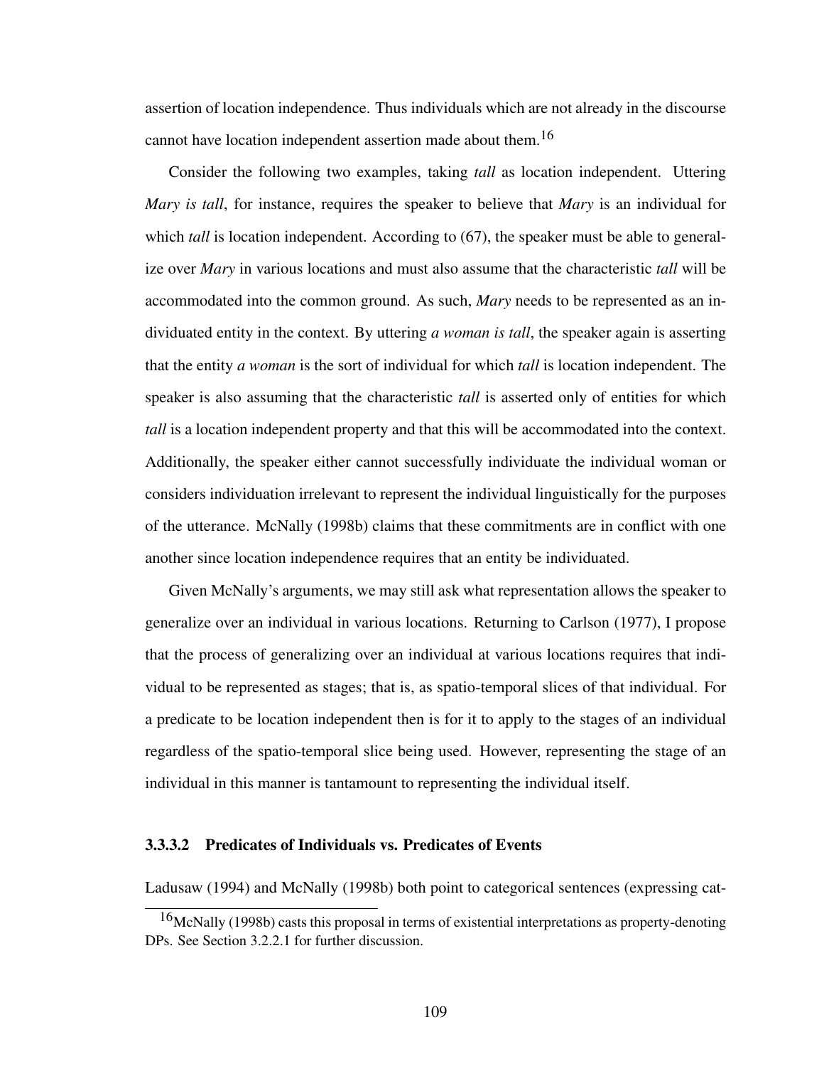assertion of location independence. Thus individuals which are not already in the discourse cannot have location independent assertion made about them.[16]

Consider the following two examples, taking *tall* as location independent. Uttering *Mary is tall*, for instance, requires the speaker to believe that *Mary* is an individual for which *tall* is location independent. According to (67), the speaker must be able to generalize over *Mary* in various locations and must also assume that the characteristic *tall* will be accommodated into the common ground. As such, *Mary* needs to be represented as an individuated entity in the context. By uttering *a woman is tall*, the speaker again is asserting that the entity *a woman* is the sort of individual for which *tall* is location independent. The speaker is also assuming that the characteristic *tall* is asserted only of entities for which *tall* is a location independent property and that this will be accommodated into the context. Additionally, the speaker either cannot successfully individuate the individual woman or considers individuation irrelevant to represent the individual linguistically for the purposes of the utterance. McNally (1998b) claims that these commitments are in conflict with one another since location independence requires that an entity be individuated.

Given McNally's arguments, we may still ask what representation allows the speaker to generalize over an individual in various locations. Returning to Carlson (1977), I propose that the process of generalizing over an individual at various locations requires that individual to be represented as stages; that is, as spatio-temporal slices of that individual. For a predicate to be location independent then is for it to apply to the stages of an individual regardless of the spatio-temporal slice being used. However, representing the stage of an individual in this manner is tantamount to representing the individual itself.

#### 3.3.3.2 Predicates of Individuals vs. Predicates of Events

Ladusaw (1994) and McNally (1998b) both point to categorical sentences (expressing cat-

[16] McNally (1998b) casts this proposal in terms of existential interpretations as property-denoting DPs. See Section 3.2.2.1 for further discussion.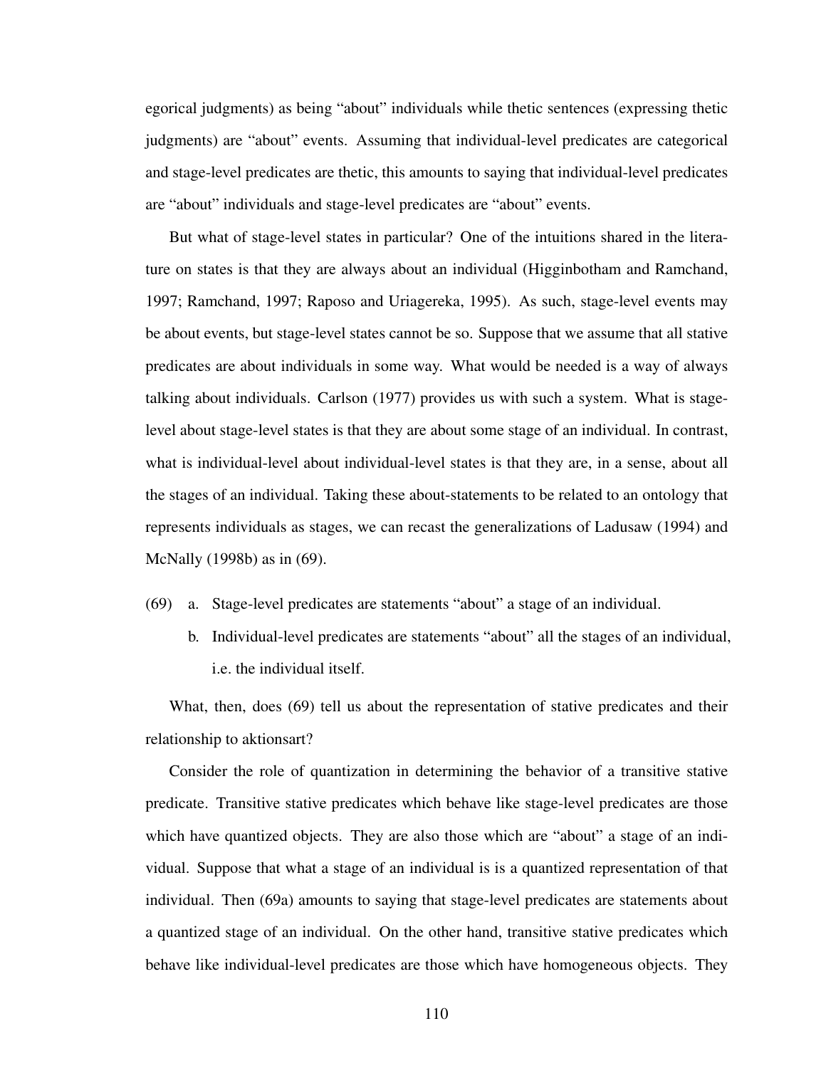egorical judgments) as being "about" individuals while thetic sentences (expressing thetic judgments) are "about" events. Assuming that individual-level predicates are categorical and stage-level predicates are thetic, this amounts to saying that individual-level predicates are "about" individuals and stage-level predicates are "about" events.

But what of stage-level states in particular? One of the intuitions shared in the literature on states is that they are always about an individual (Higginbotham and Ramchand, 1997; Ramchand, 1997; Raposo and Uriagereka, 1995). As such, stage-level events may be about events, but stage-level states cannot be so. Suppose that we assume that all stative predicates are about individuals in some way. What would be needed is a way of always talking about individuals. Carlson (1977) provides us with such a system. What is stage-level about stage-level states is that they are about some stage of an individual. In contrast, what is individual-level about individual-level states is that they are, in a sense, about all the stages of an individual. Taking these about-statements to be related to an ontology that represents individuals as stages, we can recast the generalizations of Ladusaw (1994) and McNally (1998b) as in (69).

(69) a. Stage-level predicates are statements "about" a stage of an individual.

b. Individual-level predicates are statements "about" all the stages of an individual, i.e. the individual itself.

What, then, does (69) tell us about the representation of stative predicates and their relationship to aktionsart?

Consider the role of quantization in determining the behavior of a transitive stative predicate. Transitive stative predicates which behave like stage-level predicates are those which have quantized objects. They are also those which are "about" a stage of an individual. Suppose that what a stage of an individual is is a quantized representation of that individual. Then (69a) amounts to saying that stage-level predicates are statements about a quantized stage of an individual. On the other hand, transitive stative predicates which behave like individual-level predicates are those which have homogeneous objects. They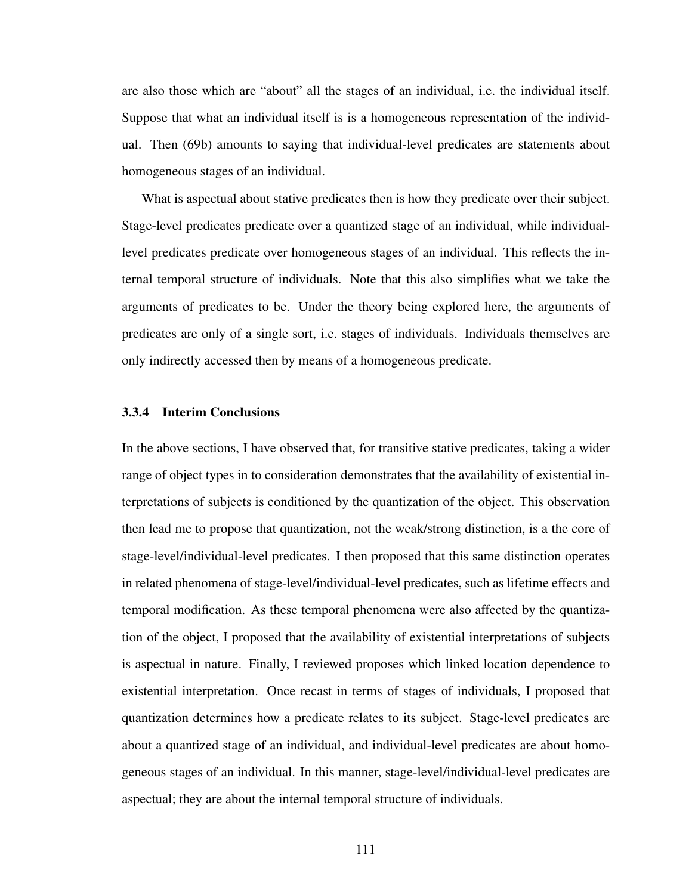are also those which are "about" all the stages of an individual, i.e. the individual itself. Suppose that what an individual itself is is a homogeneous representation of the individual. Then (69b) amounts to saying that individual-level predicates are statements about homogeneous stages of an individual.

What is aspectual about stative predicates then is how they predicate over their subject. Stage-level predicates predicate over a quantized stage of an individual, while individual-level predicates predicate over homogeneous stages of an individual. This reflects the internal temporal structure of individuals. Note that this also simplifies what we take the arguments of predicates to be. Under the theory being explored here, the arguments of predicates are only of a single sort, i.e. stages of individuals. Individuals themselves are only indirectly accessed then by means of a homogeneous predicate.

### 3.3.4 Interim Conclusions

In the above sections, I have observed that, for transitive stative predicates, taking a wider range of object types in to consideration demonstrates that the availability of existential interpretations of subjects is conditioned by the quantization of the object. This observation then lead me to propose that quantization, not the weak/strong distinction, is a the core of stage-level/individual-level predicates. I then proposed that this same distinction operates in related phenomena of stage-level/individual-level predicates, such as lifetime effects and temporal modification. As these temporal phenomena were also affected by the quantization of the object, I proposed that the availability of existential interpretations of subjects is aspectual in nature. Finally, I reviewed proposes which linked location dependence to existential interpretation. Once recast in terms of stages of individuals, I proposed that quantization determines how a predicate relates to its subject. Stage-level predicates are about a quantized stage of an individual, and individual-level predicates are about homogeneous stages of an individual. In this manner, stage-level/individual-level predicates are aspectual; they are about the internal temporal structure of individuals.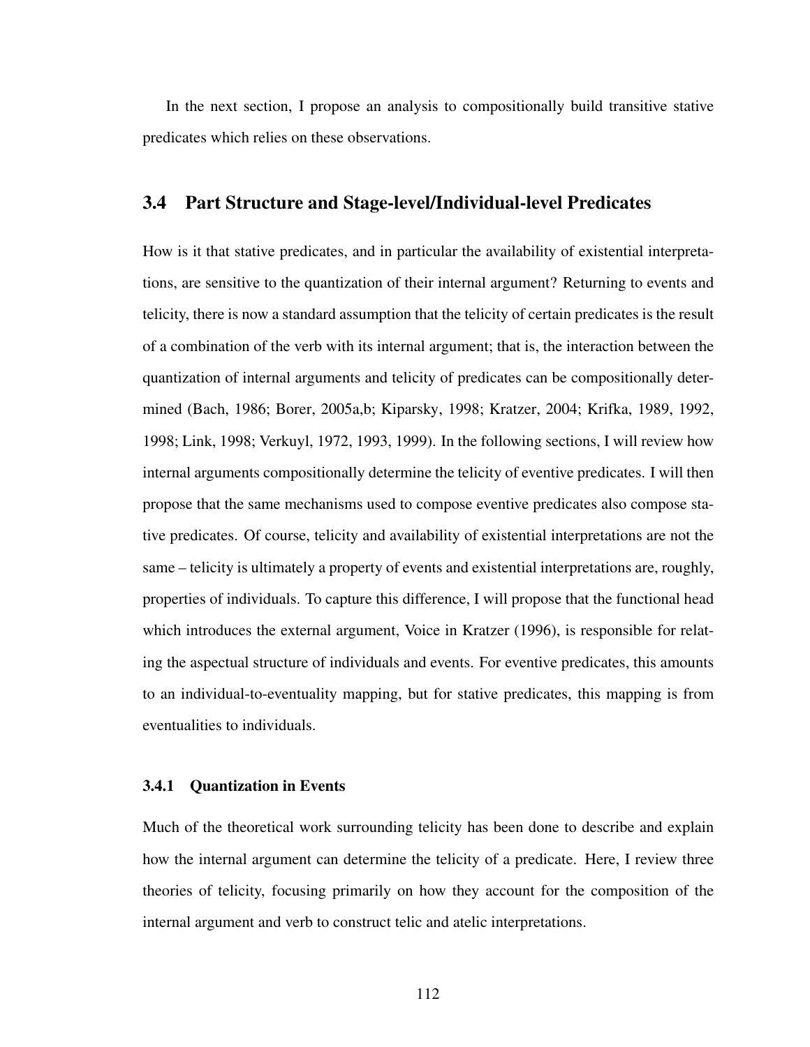In the next section, I propose an analysis to compositionally build transitive stative predicates which relies on these observations.

## 3.4 Part Structure and Stage-level/Individual-level Predicates

How is it that stative predicates, and in particular the availability of existential interpretations, are sensitive to the quantization of their internal argument? Returning to events and telicity, there is now a standard assumption that the telicity of certain predicates is the result of a combination of the verb with its internal argument; that is, the interaction between the quantization of internal arguments and telicity of predicates can be compositionally determined (Bach, 1986; Borer, 2005a,b; Kiparsky, 1998; Kratzer, 2004; Krifka, 1989, 1992, 1998; Link, 1998; Verkuyl, 1972, 1993, 1999). In the following sections, I will review how internal arguments compositionally determine the telicity of eventive predicates. I will then propose that the same mechanisms used to compose eventive predicates also compose stative predicates. Of course, telicity and availability of existential interpretations are not the same – telicity is ultimately a property of events and existential interpretations are, roughly, properties of individuals. To capture this difference, I will propose that the functional head which introduces the external argument, Voice in Kratzer (1996), is responsible for relating the aspectual structure of individuals and events. For eventive predicates, this amounts to an individual-to-eventuality mapping, but for stative predicates, this mapping is from eventualities to individuals.

### 3.4.1 Quantization in Events

Much of the theoretical work surrounding telicity has been done to describe and explain how the internal argument can determine the telicity of a predicate. Here, I review three theories of telicity, focusing primarily on how they account for the composition of the internal argument and verb to construct telic and atelic interpretations.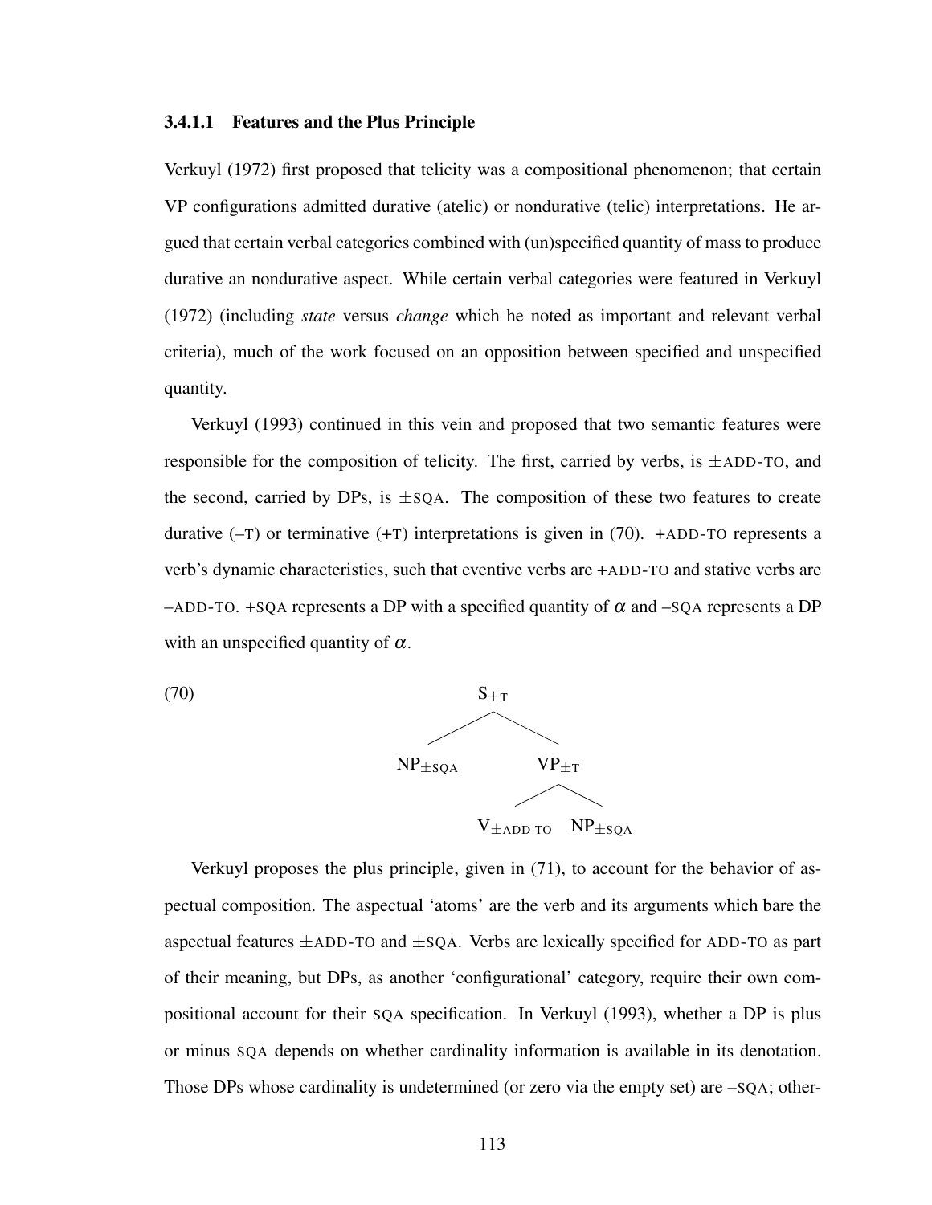#### 3.4.1.1 Features and the Plus Principle

Verkuyl (1972) first proposed that telicity was a compositional phenomenon; that certain VP configurations admitted durative (atelic) or nondurative (telic) interpretations. He argued that certain verbal categories combined with (un)specified quantity of mass to produce durative an nondurative aspect. While certain verbal categories were featured in Verkuyl (1972) (including *state* versus *change* which he noted as important and relevant verbal criteria), much of the work focused on an opposition between specified and unspecified quantity.

Verkuyl (1993) continued in this vein and proposed that two semantic features were responsible for the composition of telicity. The first, carried by verbs, is ±ADD-TO, and the second, carried by DPs, is ±SQA. The composition of these two features to create durative (–T) or terminative (+T) interpretations is given in (70). +ADD-TO represents a verb's dynamic characteristics, such that eventive verbs are +ADD-TO and stative verbs are –ADD-TO. +SQA represents a DP with a specified quantity of $\alpha$ and –SQA represents a DP with an unspecified quantity of $\alpha$.

(70)

```
                S±T
              /     \
        NP±SQA       VP±T
                    /     \
            V±ADD TO       NP±SQA
```

Verkuyl proposes the plus principle, given in (71), to account for the behavior of aspectual composition. The aspectual 'atoms' are the verb and its arguments which bare the aspectual features ±ADD-TO and ±SQA. Verbs are lexically specified for ADD-TO as part of their meaning, but DPs, as another 'configurational' category, require their own compositional account for their SQA specification. In Verkuyl (1993), whether a DP is plus or minus SQA depends on whether cardinality information is available in its denotation. Those DPs whose cardinality is undetermined (or zero via the empty set) are –SQA; other-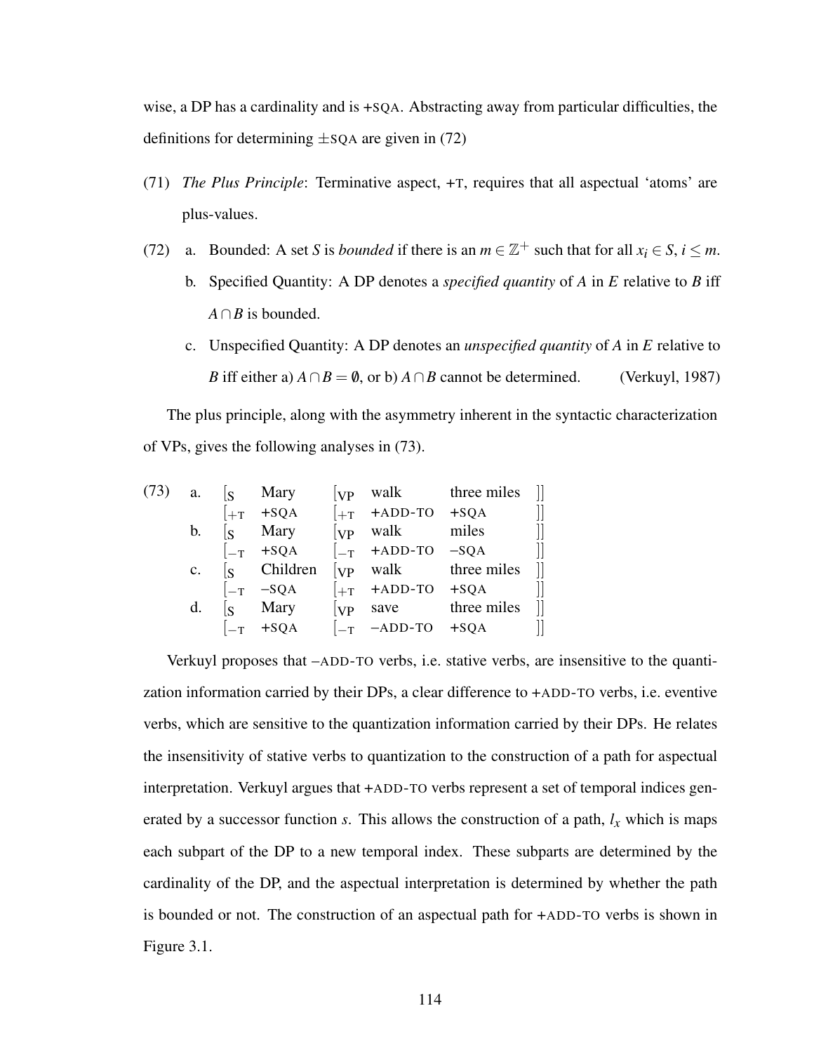wise, a DP has a cardinality and is +SQA. Abstracting away from particular difficulties, the definitions for determining ±SQA are given in (72)

(71) *The Plus Principle*: Terminative aspect, +T, requires that all aspectual 'atoms' are plus-values.

(72) a. Bounded: A set $S$ is *bounded* if there is an $m \in \mathbb{Z}^+$ such that for all $x_i \in S$, $i \leq m$.

b. Specified Quantity: A DP denotes a *specified quantity* of $A$ in $E$ relative to $B$ iff $A \cap B$ is bounded.

c. Unspecified Quantity: A DP denotes an *unspecified quantity* of $A$ in $E$ relative to $B$ iff either a) $A \cap B = \emptyset$, or b) $A \cap B$ cannot be determined. (Verkuyl, 1987)

The plus principle, along with the asymmetry inherent in the syntactic characterization of VPs, gives the following analyses in (73).

(73)

| | | | | | | |
|---|---|---|---|---|---|---|
| a. | $[_S$ | Mary | $[_{VP}$ | walk | three miles | ]] |
| | $[_{+T}$ | +SQA | $[_{+T}$ | +ADD-TO | +SQA | ]] |
| b. | $[_S$ | Mary | $[_{VP}$ | walk | miles | ]] |
| | $[_{-T}$ | +SQA | $[_{-T}$ | +ADD-TO | −SQA | ]] |
| c. | $[_S$ | Children | $[_{VP}$ | walk | three miles | ]] |
| | $[_{-T}$ | −SQA | $[_{+T}$ | +ADD-TO | +SQA | ]] |
| d. | $[_S$ | Mary | $[_{VP}$ | save | three miles | ]] |
| | $[_{-T}$ | +SQA | $[_{-T}$ | −ADD-TO | +SQA | ]] |

Verkuyl proposes that −ADD-TO verbs, i.e. stative verbs, are insensitive to the quantization information carried by their DPs, a clear difference to +ADD-TO verbs, i.e. eventive verbs, which are sensitive to the quantization information carried by their DPs. He relates the insensitivity of stative verbs to quantization to the construction of a path for aspectual interpretation. Verkuyl argues that +ADD-TO verbs represent a set of temporal indices generated by a successor function $s$. This allows the construction of a path, $l_x$ which is maps each subpart of the DP to a new temporal index. These subparts are determined by the cardinality of the DP, and the aspectual interpretation is determined by whether the path is bounded or not. The construction of an aspectual path for +ADD-TO verbs is shown in Figure 3.1.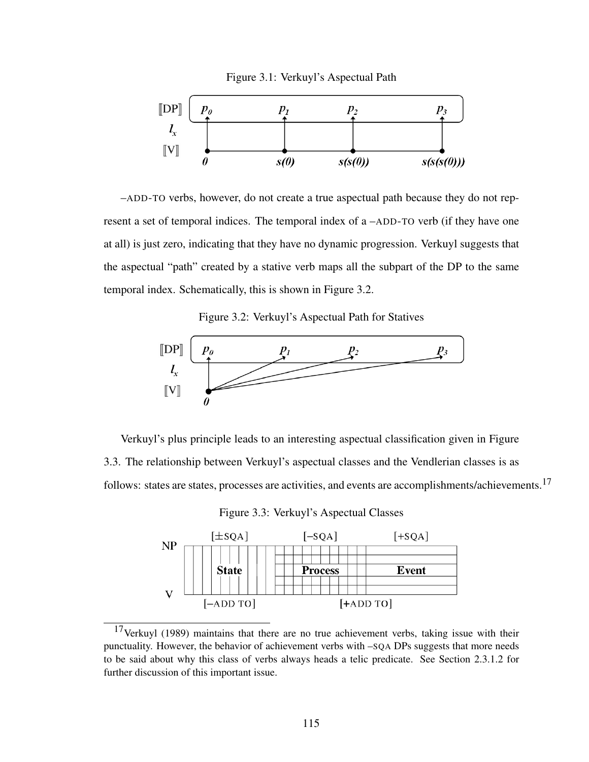Figure 3.1: Verkuyl's Aspectual Path

–ADD-TO verbs, however, do not create a true aspectual path because they do not represent a set of temporal indices. The temporal index of a –ADD-TO verb (if they have one at all) is just zero, indicating that they have no dynamic progression. Verkuyl suggests that the aspectual "path" created by a stative verb maps all the subpart of the DP to the same temporal index. Schematically, this is shown in Figure 3.2.

Figure 3.2: Verkuyl's Aspectual Path for Statives

Verkuyl's plus principle leads to an interesting aspectual classification given in Figure 3.3. The relationship between Verkuyl's aspectual classes and the Vendlerian classes is as follows: states are states, processes are activities, and events are accomplishments/achievements.[17]

Figure 3.3: Verkuyl's Aspectual Classes

[17] Verkuyl (1989) maintains that there are no true achievement verbs, taking issue with their punctuality. However, the behavior of achievement verbs with –SQA DPs suggests that more needs to be said about why this class of verbs always heads a telic predicate. See Section 2.3.1.2 for further discussion of this important issue.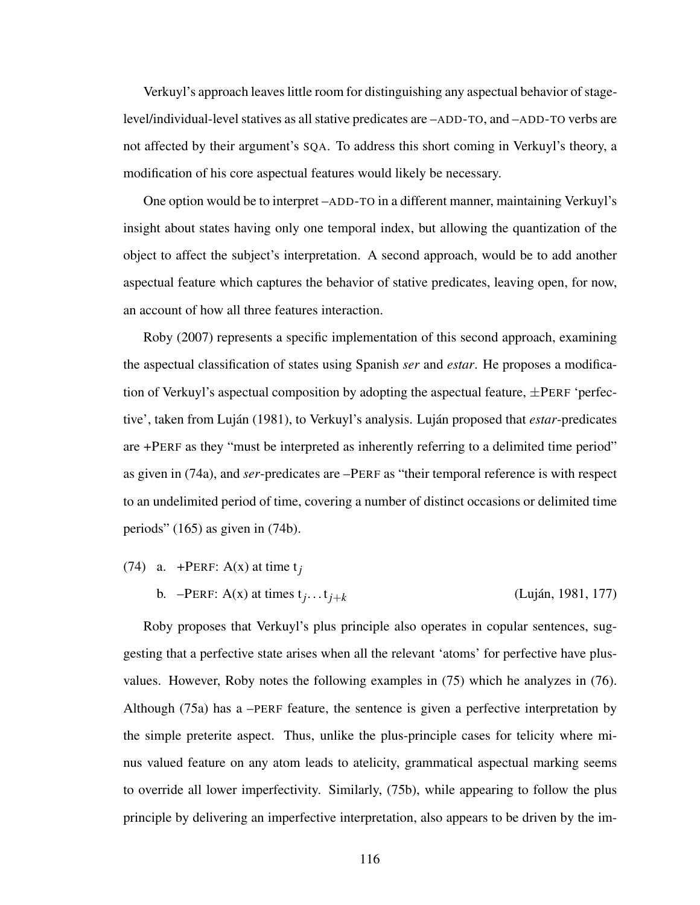Verkuyl's approach leaves little room for distinguishing any aspectual behavior of stage-level/individual-level statives as all stative predicates are –ADD-TO, and –ADD-TO verbs are not affected by their argument's SQA. To address this short coming in Verkuyl's theory, a modification of his core aspectual features would likely be necessary.

One option would be to interpret –ADD-TO in a different manner, maintaining Verkuyl's insight about states having only one temporal index, but allowing the quantization of the object to affect the subject's interpretation. A second approach, would be to add another aspectual feature which captures the behavior of stative predicates, leaving open, for now, an account of how all three features interaction.

Roby (2007) represents a specific implementation of this second approach, examining the aspectual classification of states using Spanish *ser* and *estar*. He proposes a modification of Verkuyl's aspectual composition by adopting the aspectual feature, ±PERF 'perfective', taken from Luján (1981), to Verkuyl's analysis. Luján proposed that *estar*-predicates are +PERF as they "must be interpreted as inherently referring to a delimited time period" as given in (74a), and *ser*-predicates are –PERF as "their temporal reference is with respect to an undelimited period of time, covering a number of distinct occasions or delimited time periods" (165) as given in (74b).

(74) a. +PERF: A(x) at time $t_j$

b. –PERF: A(x) at times $t_j \ldots t_{j+k}$ (Luján, 1981, 177)

Roby proposes that Verkuyl's plus principle also operates in copular sentences, suggesting that a perfective state arises when all the relevant 'atoms' for perfective have plus-values. However, Roby notes the following examples in (75) which he analyzes in (76). Although (75a) has a –PERF feature, the sentence is given a perfective interpretation by the simple preterite aspect. Thus, unlike the plus-principle cases for telicity where minus valued feature on any atom leads to atelicity, grammatical aspectual marking seems to override all lower imperfectivity. Similarly, (75b), while appearing to follow the plus principle by delivering an imperfective interpretation, also appears to be driven by the im-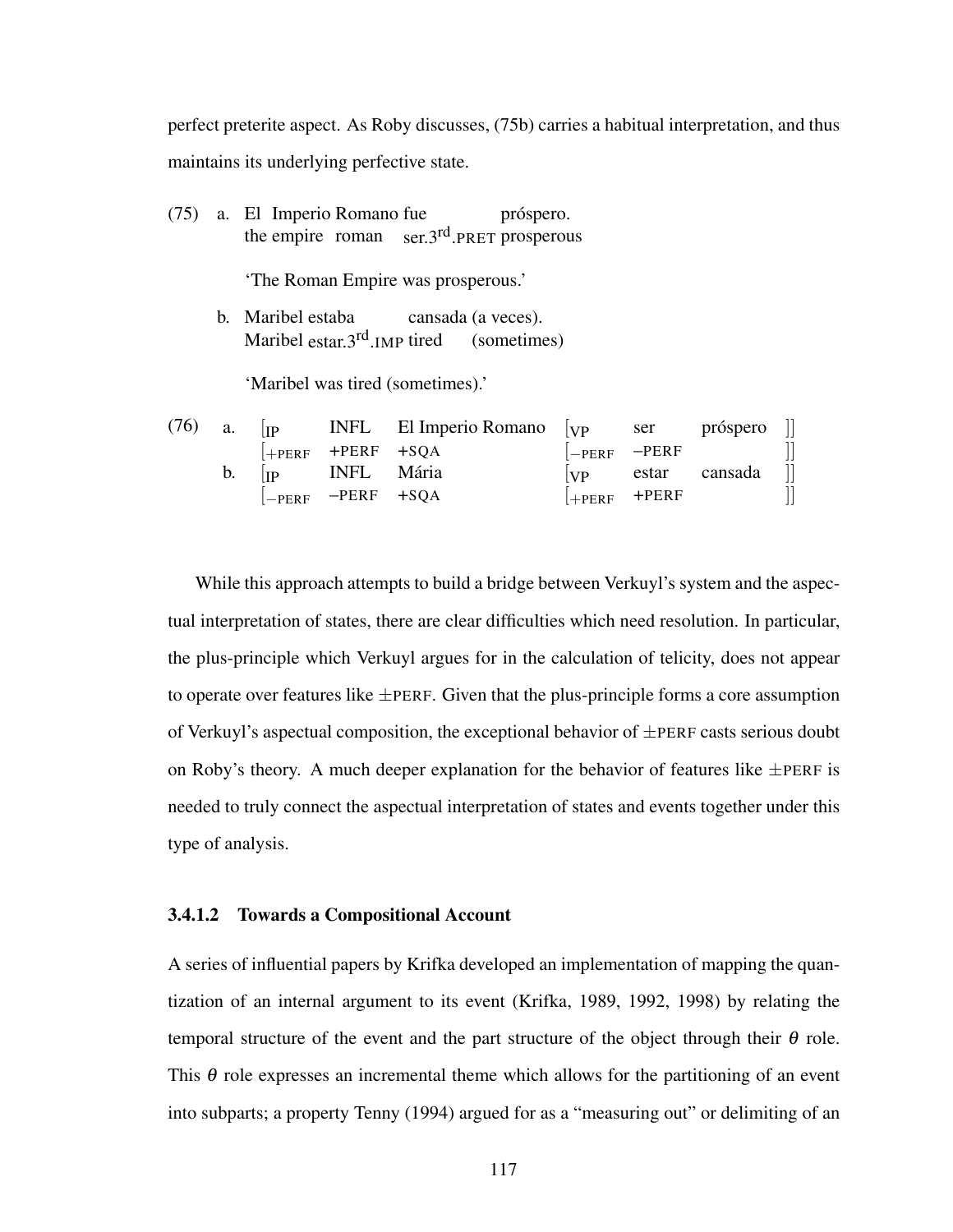perfect preterite aspect. As Roby discusses, (75b) carries a habitual interpretation, and thus maintains its underlying perfective state.

(75) a. El Imperio Romano fue próspero.
the empire roman ser.3$^{rd}$.PRET prosperous

'The Roman Empire was prosperous.'

b. Maribel estaba cansada (a veces).
Maribel estar.3$^{rd}$.IMP tired (sometimes)

'Maribel was tired (sometimes).'

(76)

| | | | | | | | |
|---|---|---|---|---|---|---|---|
| a. | [IP | INFL | El Imperio Romano | [VP | ser | próspero | ]] |
| | [+PERF | +PERF | +SQA | [−PERF | −PERF | | ]] |
| b. | [IP | INFL | Mária | [VP | estar | cansada | ]] |
| | [−PERF | −PERF | +SQA | [+PERF | +PERF | | ]] |

While this approach attempts to build a bridge between Verkuyl's system and the aspectual interpretation of states, there are clear difficulties which need resolution. In particular, the plus-principle which Verkuyl argues for in the calculation of telicity, does not appear to operate over features like ±PERF. Given that the plus-principle forms a core assumption of Verkuyl's aspectual composition, the exceptional behavior of ±PERF casts serious doubt on Roby's theory. A much deeper explanation for the behavior of features like ±PERF is needed to truly connect the aspectual interpretation of states and events together under this type of analysis.

#### 3.4.1.2 Towards a Compositional Account

A series of influential papers by Krifka developed an implementation of mapping the quantization of an internal argument to its event (Krifka, 1989, 1992, 1998) by relating the temporal structure of the event and the part structure of the object through their $\theta$ role. This $\theta$ role expresses an incremental theme which allows for the partitioning of an event into subparts; a property Tenny (1994) argued for as a "measuring out" or delimiting of an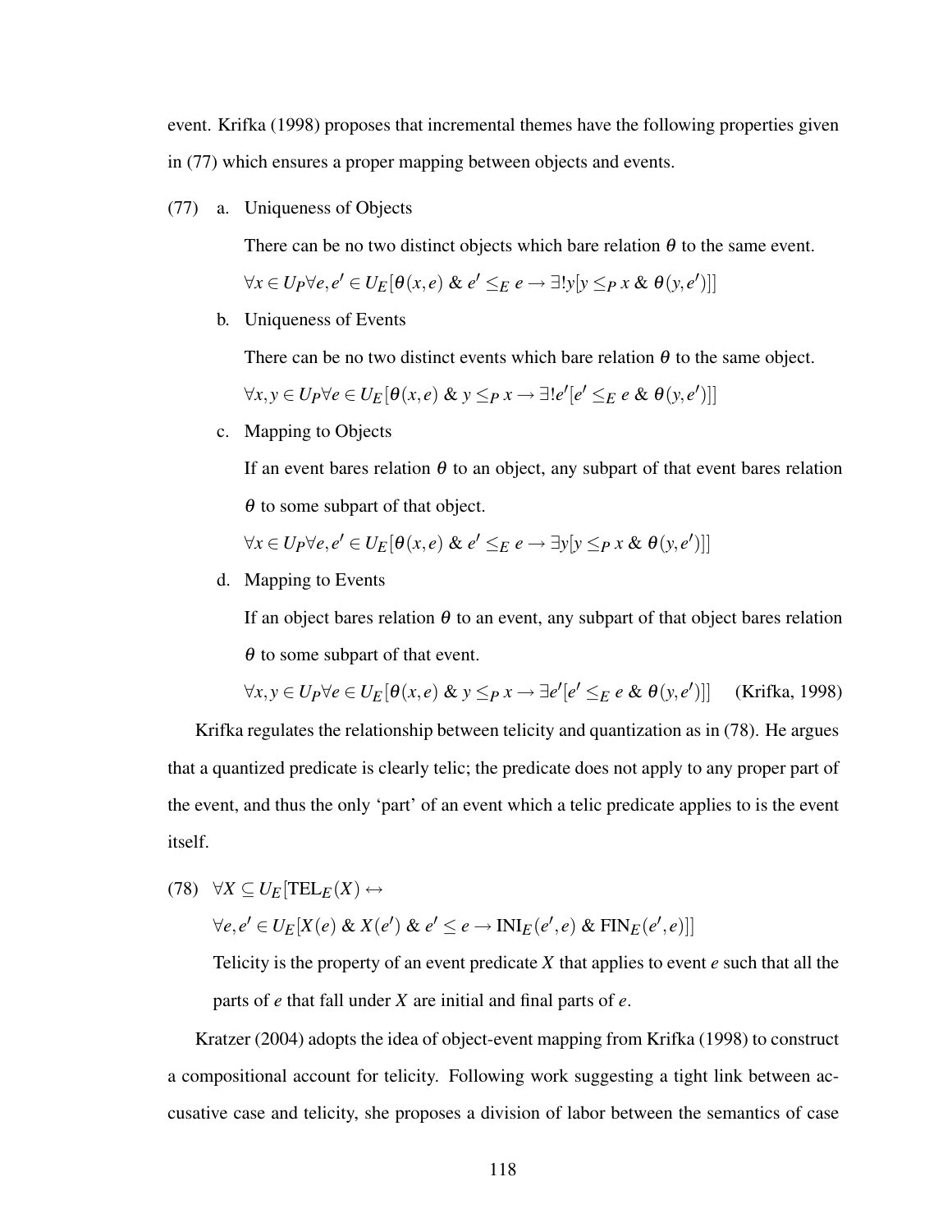event. Krifka (1998) proposes that incremental themes have the following properties given in (77) which ensures a proper mapping between objects and events.

(77) a. Uniqueness of Objects

There can be no two distinct objects which bare relation $\theta$ to the same event.

$\forall x \in U_P \forall e, e' \in U_E[\theta(x,e)\ \&\ e' \leq_E e \rightarrow \exists! y[y \leq_P x\ \&\ \theta(y,e')]]$

b. Uniqueness of Events

There can be no two distinct events which bare relation $\theta$ to the same object.

$\forall x, y \in U_P \forall e \in U_E[\theta(x,e)\ \&\ y \leq_P x \rightarrow \exists! e'[e' \leq_E e\ \&\ \theta(y,e')]]$

c. Mapping to Objects

If an event bares relation $\theta$ to an object, any subpart of that event bares relation $\theta$ to some subpart of that object.

$\forall x \in U_P \forall e, e' \in U_E[\theta(x,e)\ \&\ e' \leq_E e \rightarrow \exists y[y \leq_P x\ \&\ \theta(y,e')]]$

d. Mapping to Events

If an object bares relation $\theta$ to an event, any subpart of that object bares relation $\theta$ to some subpart of that event.

$\forall x, y \in U_P \forall e \in U_E[\theta(x,e)\ \&\ y \leq_P x \rightarrow \exists e'[e' \leq_E e\ \&\ \theta(y,e')]]$ (Krifka, 1998)

Krifka regulates the relationship between telicity and quantization as in (78). He argues that a quantized predicate is clearly telic; the predicate does not apply to any proper part of the event, and thus the only 'part' of an event which a telic predicate applies to is the event itself.

(78) $\forall X \subseteq U_E[\text{TEL}_E(X) \leftrightarrow$

$\forall e, e' \in U_E[X(e)\ \&\ X(e')\ \&\ e' \leq e \rightarrow \text{INI}_E(e',e)\ \&\ \text{FIN}_E(e',e)]]$

Telicity is the property of an event predicate *X* that applies to event *e* such that all the parts of *e* that fall under *X* are initial and final parts of *e*.

Kratzer (2004) adopts the idea of object-event mapping from Krifka (1998) to construct a compositional account for telicity. Following work suggesting a tight link between accusative case and telicity, she proposes a division of labor between the semantics of case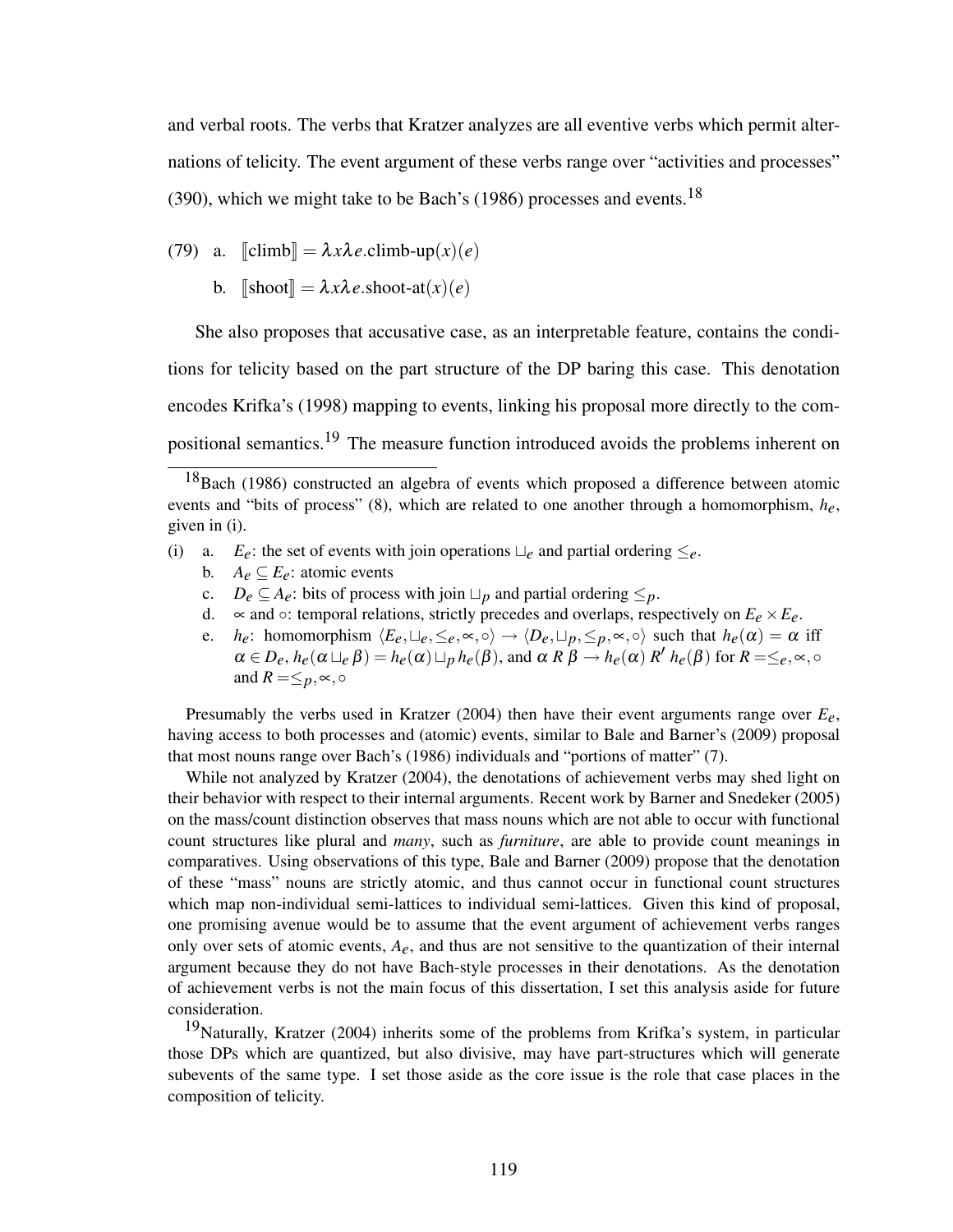and verbal roots. The verbs that Kratzer analyzes are all eventive verbs which permit alternations of telicity. The event argument of these verbs range over "activities and processes" (390), which we might take to be Bach's (1986) processes and events.[18]

(79) a. $[\![\text{climb}]\!] = \lambda x \lambda e.\text{climb-up}(x)(e)$

b. $[\![\text{shoot}]\!] = \lambda x \lambda e.\text{shoot-at}(x)(e)$

She also proposes that accusative case, as an interpretable feature, contains the conditions for telicity based on the part structure of the DP baring this case. This denotation encodes Krifka's (1998) mapping to events, linking his proposal more directly to the compositional semantics.[19] The measure function introduced avoids the problems inherent on

---

[18]Bach (1986) constructed an algebra of events which proposed a difference between atomic events and "bits of process" (8), which are related to one another through a homomorphism, $h_e$, given in (i).

(i) a. $E_e$: the set of events with join operations $\sqcup_e$ and partial ordering $\leq_e$.

b. $A_e \subseteq E_e$: atomic events

c. $D_e \subseteq A_e$: bits of process with join $\sqcup_p$ and partial ordering $\leq_p$.

d. $\propto$ and $\circ$: temporal relations, strictly precedes and overlaps, respectively on $E_e \times E_e$.

e. $h_e$: homomorphism $\langle E_e, \sqcup_e, \leq_e, \propto, \circ \rangle \rightarrow \langle D_e, \sqcup_p, \leq_p, \propto, \circ \rangle$ such that $h_e(\alpha) = \alpha$ iff $\alpha \in D_e$, $h_e(\alpha \sqcup_e \beta) = h_e(\alpha) \sqcup_p h_e(\beta)$, and $\alpha \; R \; \beta \rightarrow h_e(\alpha) \; R' \; h_e(\beta)$ for $R = \leq_e, \propto, \circ$ and $R = \leq_p, \propto, \circ$

Presumably the verbs used in Kratzer (2004) then have their event arguments range over $E_e$, having access to both processes and (atomic) events, similar to Bale and Barner's (2009) proposal that most nouns range over Bach's (1986) individuals and "portions of matter" (7).

While not analyzed by Kratzer (2004), the denotations of achievement verbs may shed light on their behavior with respect to their internal arguments. Recent work by Barner and Snedeker (2005) on the mass/count distinction observes that mass nouns which are not able to occur with functional count structures like plural and *many*, such as *furniture*, are able to provide count meanings in comparatives. Using observations of this type, Bale and Barner (2009) propose that the denotation of these "mass" nouns are strictly atomic, and thus cannot occur in functional count structures which map non-individual semi-lattices to individual semi-lattices. Given this kind of proposal, one promising avenue would be to assume that the event argument of achievement verbs ranges only over sets of atomic events, $A_e$, and thus are not sensitive to the quantization of their internal argument because they do not have Bach-style processes in their denotations. As the denotation of achievement verbs is not the main focus of this dissertation, I set this analysis aside for future consideration.

[19]Naturally, Kratzer (2004) inherits some of the problems from Krifka's system, in particular those DPs which are quantized, but also divisive, may have part-structures which will generate subevents of the same type. I set those aside as the core issue is the role that case places in the composition of telicity.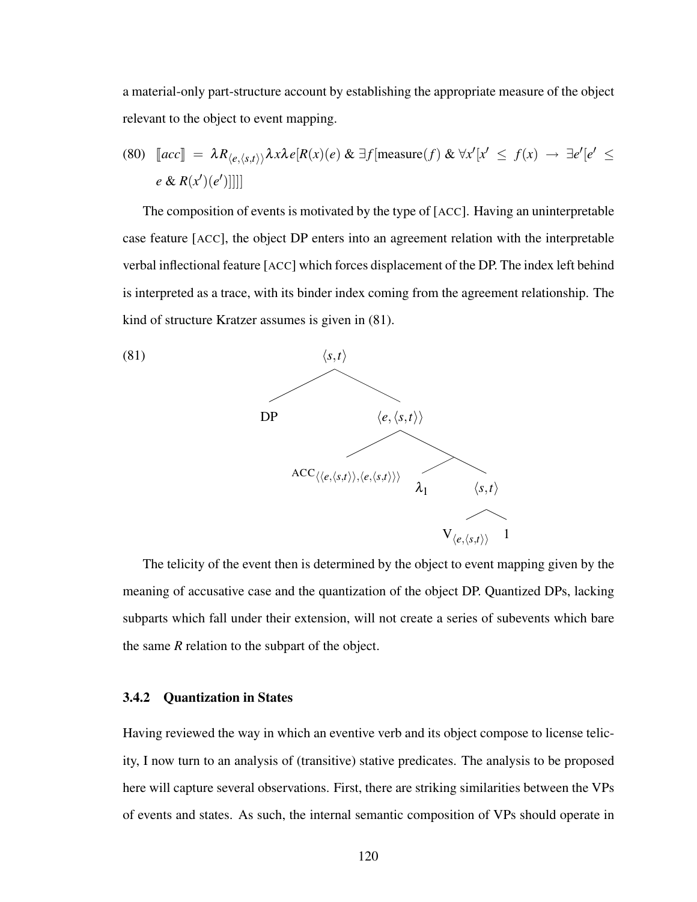a material-only part-structure account by establishing the appropriate measure of the object relevant to the object to event mapping.

(80) $[\![acc]\!] = \lambda R_{\langle e,\langle s,t\rangle\rangle}\lambda x\lambda e[R(x)(e)\ \&\ \exists f[\text{measure}(f)\ \&\ \forall x'[x' \leq f(x) \rightarrow \exists e'[e' \leq e\ \&\ R(x')(e')]]]]$

The composition of events is motivated by the type of [ACC]. Having an uninterpretable case feature [ACC], the object DP enters into an agreement relation with the interpretable verbal inflectional feature [ACC] which forces displacement of the DP. The index left behind is interpreted as a trace, with its binder index coming from the agreement relationship. The kind of structure Kratzer assumes is given in (81).

(81)

```
                    <s,t>
                   /     \
                 DP       <e,<s,t>>
                         /         \
    ACC<<e,<s,t>>,<e,<s,t>>>         .
                                   /   \
                                 λ1    <s,t>
                                       /   \
                             V<e,<s,t>>     1
```

The telicity of the event then is determined by the object to event mapping given by the meaning of accusative case and the quantization of the object DP. Quantized DPs, lacking subparts which fall under their extension, will not create a series of subevents which bare the same *R* relation to the subpart of the object.

### 3.4.2 Quantization in States

Having reviewed the way in which an eventive verb and its object compose to license telicity, I now turn to an analysis of (transitive) stative predicates. The analysis to be proposed here will capture several observations. First, there are striking similarities between the VPs of events and states. As such, the internal semantic composition of VPs should operate in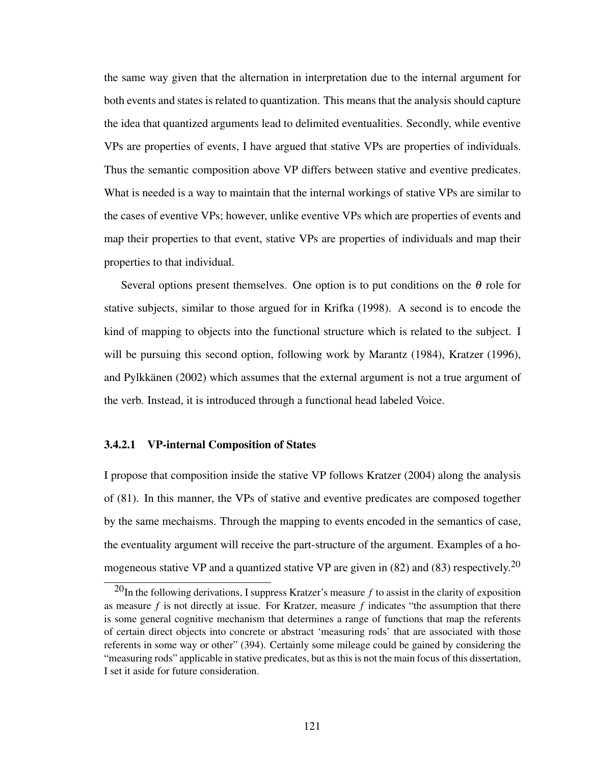the same way given that the alternation in interpretation due to the internal argument for both events and states is related to quantization. This means that the analysis should capture the idea that quantized arguments lead to delimited eventualities. Secondly, while eventive VPs are properties of events, I have argued that stative VPs are properties of individuals. Thus the semantic composition above VP differs between stative and eventive predicates. What is needed is a way to maintain that the internal workings of stative VPs are similar to the cases of eventive VPs; however, unlike eventive VPs which are properties of events and map their properties to that event, stative VPs are properties of individuals and map their properties to that individual.

Several options present themselves. One option is to put conditions on the $\theta$ role for stative subjects, similar to those argued for in Krifka (1998). A second is to encode the kind of mapping to objects into the functional structure which is related to the subject. I will be pursuing this second option, following work by Marantz (1984), Kratzer (1996), and Pylkkänen (2002) which assumes that the external argument is not a true argument of the verb. Instead, it is introduced through a functional head labeled Voice.

#### 3.4.2.1 VP-internal Composition of States

I propose that composition inside the stative VP follows Kratzer (2004) along the analysis of (81). In this manner, the VPs of stative and eventive predicates are composed together by the same mechaisms. Through the mapping to events encoded in the semantics of case, the eventuality argument will receive the part-structure of the argument. Examples of a homogeneous stative VP and a quantized stative VP are given in (82) and (83) respectively.[20]

[20] In the following derivations, I suppress Kratzer's measure $f$ to assist in the clarity of exposition as measure $f$ is not directly at issue. For Kratzer, measure $f$ indicates "the assumption that there is some general cognitive mechanism that determines a range of functions that map the referents of certain direct objects into concrete or abstract 'measuring rods' that are associated with those referents in some way or other" (394). Certainly some mileage could be gained by considering the "measuring rods" applicable in stative predicates, but as this is not the main focus of this dissertation, I set it aside for future consideration.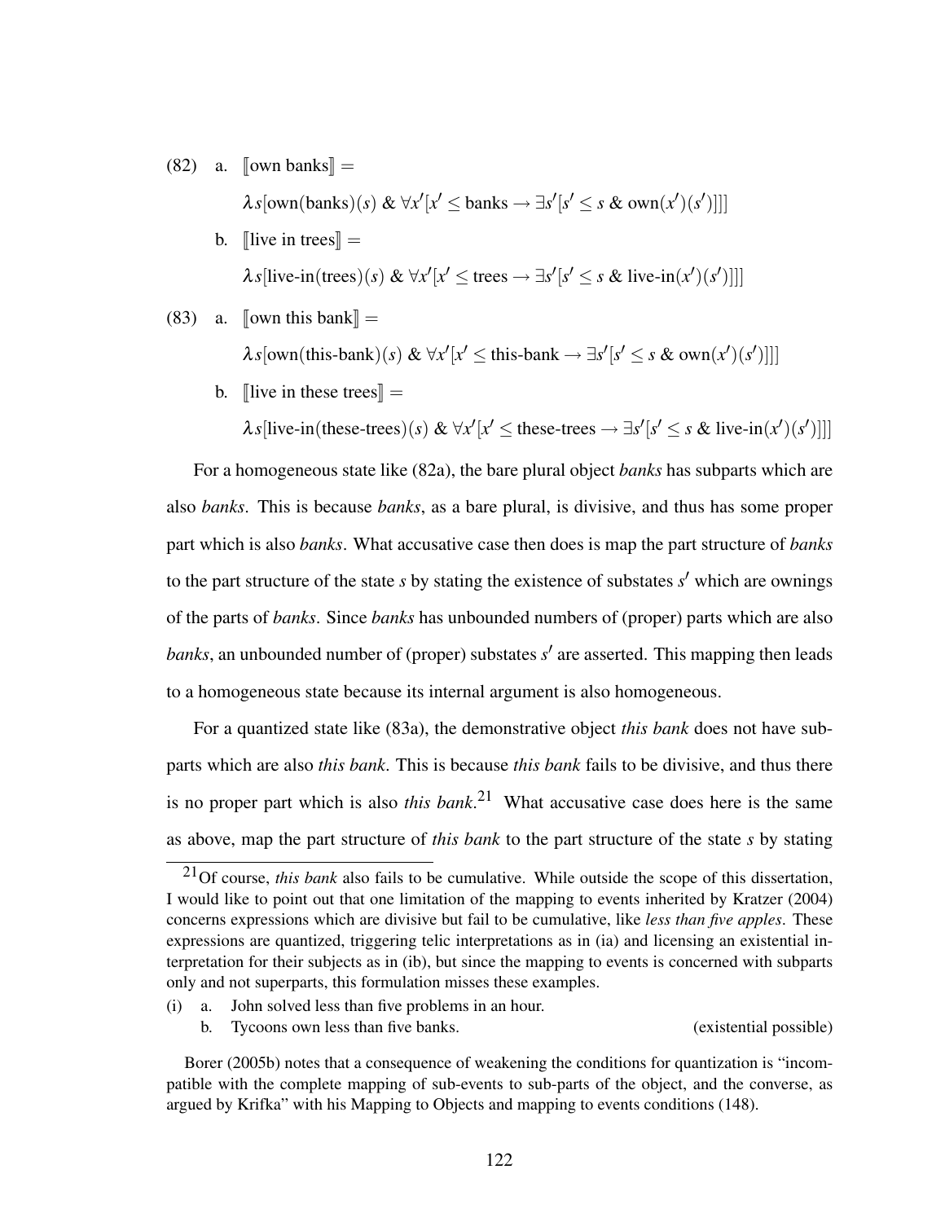(82) a. $[\![\text{own banks}]\!] =$

$$\lambda s[\text{own}(\text{banks})(s)\ \&\ \forall x'[x' \leq \text{banks} \rightarrow \exists s'[s' \leq s\ \&\ \text{own}(x')(s')]]]$$

b. $[\![\text{live in trees}]\!] =$

$$\lambda s[\text{live-in}(\text{trees})(s)\ \&\ \forall x'[x' \leq \text{trees} \rightarrow \exists s'[s' \leq s\ \&\ \text{live-in}(x')(s')]]]$$

(83) a. $[\![\text{own this bank}]\!] =$

$$\lambda s[\text{own}(\text{this-bank})(s)\ \&\ \forall x'[x' \leq \text{this-bank} \rightarrow \exists s'[s' \leq s\ \&\ \text{own}(x')(s')]]]$$

b. $[\![\text{live in these trees}]\!] =$

$$\lambda s[\text{live-in}(\text{these-trees})(s)\ \&\ \forall x'[x' \leq \text{these-trees} \rightarrow \exists s'[s' \leq s\ \&\ \text{live-in}(x')(s')]]]$$

For a homogeneous state like (82a), the bare plural object *banks* has subparts which are also *banks*. This is because *banks*, as a bare plural, is divisive, and thus has some proper part which is also *banks*. What accusative case then does is map the part structure of *banks* to the part structure of the state $s$ by stating the existence of substates $s'$ which are ownings of the parts of *banks*. Since *banks* has unbounded numbers of (proper) parts which are also *banks*, an unbounded number of (proper) substates $s'$ are asserted. This mapping then leads to a homogeneous state because its internal argument is also homogeneous.

For a quantized state like (83a), the demonstrative object *this bank* does not have subparts which are also *this bank*. This is because *this bank* fails to be divisive, and thus there is no proper part which is also *this bank*.[21] What accusative case does here is the same as above, map the part structure of *this bank* to the part structure of the state $s$ by stating

---

[21] Of course, *this bank* also fails to be cumulative. While outside the scope of this dissertation, I would like to point out that one limitation of the mapping to events inherited by Kratzer (2004) concerns expressions which are divisive but fail to be cumulative, like *less than five apples*. These expressions are quantized, triggering telic interpretations as in (ia) and licensing an existential interpretation for their subjects as in (ib), but since the mapping to events is concerned with subparts only and not superparts, this formulation misses these examples.

(i) a. John solved less than five problems in an hour.
 b. Tycoons own less than five banks. (existential possible)

Borer (2005b) notes that a consequence of weakening the conditions for quantization is "incompatible with the complete mapping of sub-events to sub-parts of the object, and the converse, as argued by Krifka" with his Mapping to Objects and mapping to events conditions (148).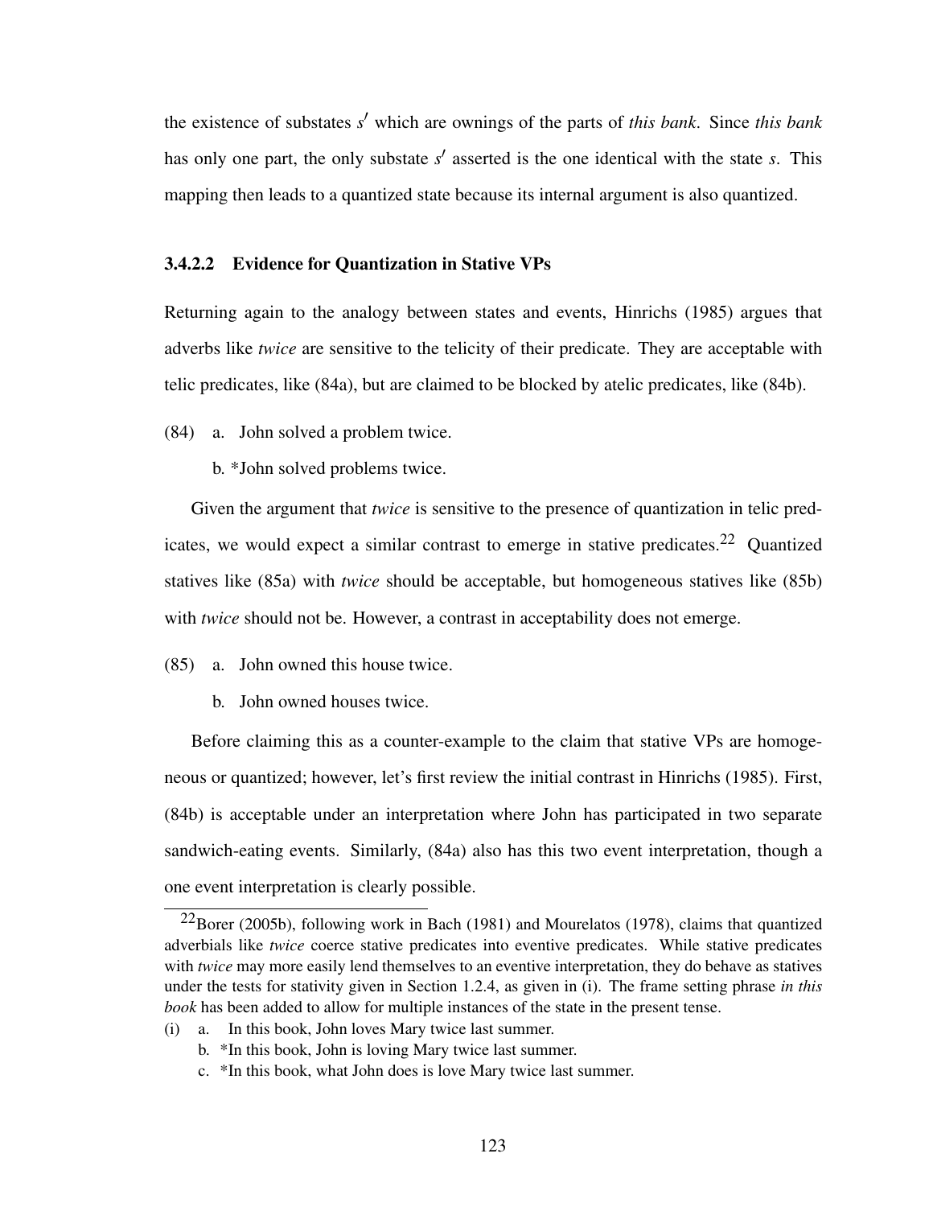the existence of substates $s'$ which are ownings of the parts of *this bank*. Since *this bank* has only one part, the only substate $s'$ asserted is the one identical with the state $s$. This mapping then leads to a quantized state because its internal argument is also quantized.

#### 3.4.2.2 Evidence for Quantization in Stative VPs

Returning again to the analogy between states and events, Hinrichs (1985) argues that adverbs like *twice* are sensitive to the telicity of their predicate. They are acceptable with telic predicates, like (84a), but are claimed to be blocked by atelic predicates, like (84b).

(84) a. John solved a problem twice.

b. *John solved problems twice.

Given the argument that *twice* is sensitive to the presence of quantization in telic predicates, we would expect a similar contrast to emerge in stative predicates.[22] Quantized statives like (85a) with *twice* should be acceptable, but homogeneous statives like (85b) with *twice* should not be. However, a contrast in acceptability does not emerge.

(85) a. John owned this house twice.

b. John owned houses twice.

Before claiming this as a counter-example to the claim that stative VPs are homogeneous or quantized; however, let's first review the initial contrast in Hinrichs (1985). First, (84b) is acceptable under an interpretation where John has participated in two separate sandwich-eating events. Similarly, (84a) also has this two event interpretation, though a one event interpretation is clearly possible.

[22] Borer (2005b), following work in Bach (1981) and Mourelatos (1978), claims that quantized adverbials like *twice* coerce stative predicates into eventive predicates. While stative predicates with *twice* may more easily lend themselves to an eventive interpretation, they do behave as statives under the tests for stativity given in Section 1.2.4, as given in (i). The frame setting phrase *in this book* has been added to allow for multiple instances of the state in the present tense.

(i) a. In this book, John loves Mary twice last summer.

b. *In this book, John is loving Mary twice last summer.

c. *In this book, what John does is love Mary twice last summer.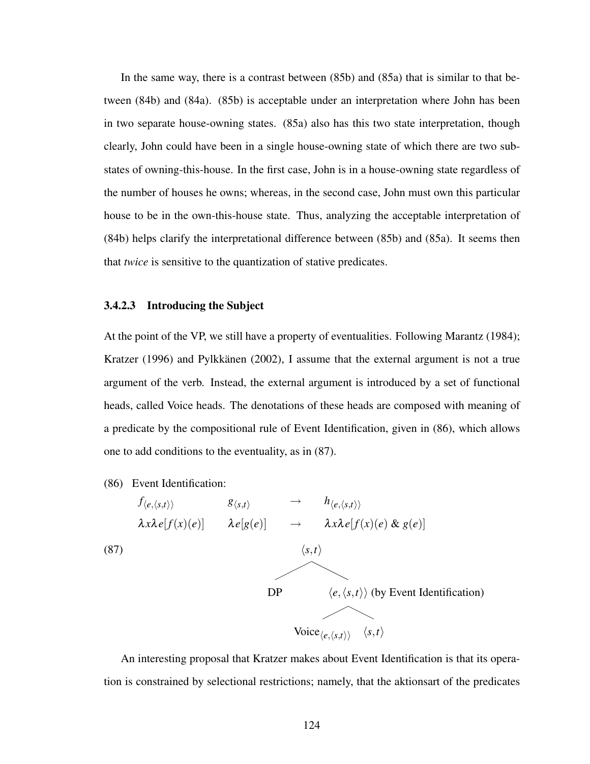In the same way, there is a contrast between (85b) and (85a) that is similar to that between (84b) and (84a). (85b) is acceptable under an interpretation where John has been in two separate house-owning states. (85a) also has this two state interpretation, though clearly, John could have been in a single house-owning state of which there are two substates of owning-this-house. In the first case, John is in a house-owning state regardless of the number of houses he owns; whereas, in the second case, John must own this particular house to be in the own-this-house state. Thus, analyzing the acceptable interpretation of (84b) helps clarify the interpretational difference between (85b) and (85a). It seems then that *twice* is sensitive to the quantization of stative predicates.

#### 3.4.2.3 Introducing the Subject

At the point of the VP, we still have a property of eventualities. Following Marantz (1984); Kratzer (1996) and Pylkkänen (2002), I assume that the external argument is not a true argument of the verb. Instead, the external argument is introduced by a set of functional heads, called Voice heads. The denotations of these heads are composed with meaning of a predicate by the compositional rule of Event Identification, given in (86), which allows one to add conditions to the eventuality, as in (87).

(86) Event Identification:

$$
\begin{array}{llll}
f_{\langle e,\langle s,t\rangle\rangle} & g_{\langle s,t\rangle} & \rightarrow & h_{\langle e,\langle s,t\rangle\rangle} \\
\lambda x \lambda e[f(x)(e)] & \lambda e[g(e)] & \rightarrow & \lambda x \lambda e[f(x)(e)\ \&\ g(e)]
\end{array}
$$

(87)

```
            ⟨s,t⟩
           /     \
         DP       ⟨e,⟨s,t⟩⟩ (by Event Identification)
                 /         \
      Voice_⟨e,⟨s,t⟩⟩      ⟨s,t⟩
```

An interesting proposal that Kratzer makes about Event Identification is that its operation is constrained by selectional restrictions; namely, that the aktionsart of the predicates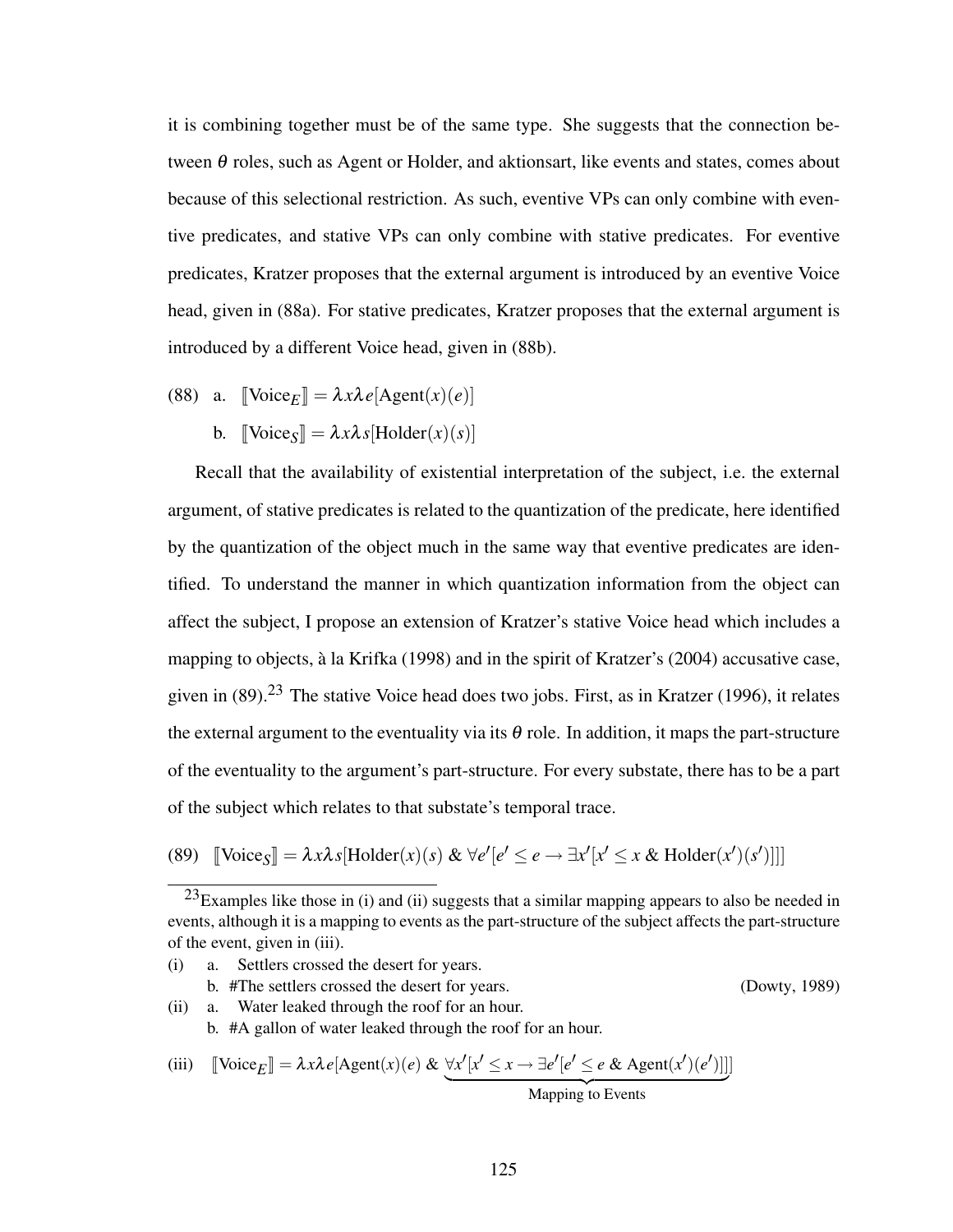it is combining together must be of the same type. She suggests that the connection between $\theta$ roles, such as Agent or Holder, and aktionsart, like events and states, comes about because of this selectional restriction. As such, eventive VPs can only combine with eventive predicates, and stative VPs can only combine with stative predicates. For eventive predicates, Kratzer proposes that the external argument is introduced by an eventive Voice head, given in (88a). For stative predicates, Kratzer proposes that the external argument is introduced by a different Voice head, given in (88b).

(88) a. $[\![\text{Voice}_E]\!] = \lambda x \lambda e[\text{Agent}(x)(e)]$

b. $[\![\text{Voice}_S]\!] = \lambda x \lambda s[\text{Holder}(x)(s)]$

Recall that the availability of existential interpretation of the subject, i.e. the external argument, of stative predicates is related to the quantization of the predicate, here identified by the quantization of the object much in the same way that eventive predicates are identified. To understand the manner in which quantization information from the object can affect the subject, I propose an extension of Kratzer's stative Voice head which includes a mapping to objects, à la Krifka (1998) and in the spirit of Kratzer's (2004) accusative case, given in (89).[23] The stative Voice head does two jobs. First, as in Kratzer (1996), it relates the external argument to the eventuality via its $\theta$ role. In addition, it maps the part-structure of the eventuality to the argument's part-structure. For every substate, there has to be a part of the subject which relates to that substate's temporal trace.

(89) $[\![\text{Voice}_S]\!] = \lambda x \lambda s[\text{Holder}(x)(s)\ \&\ \forall e'[e' \leq e \rightarrow \exists x'[x' \leq x\ \&\ \text{Holder}(x')(s')]]]$

---

[23] Examples like those in (i) and (ii) suggests that a similar mapping appears to also be needed in events, although it is a mapping to events as the part-structure of the subject affects the part-structure of the event, given in (iii).

(i) a. Settlers crossed the desert for years.

b. #The settlers crossed the desert for years. (Dowty, 1989)

(ii) a. Water leaked through the roof for an hour.

b. #A gallon of water leaked through the roof for an hour.

(iii) $[\![\text{Voice}_E]\!] = \lambda x \lambda e[\text{Agent}(x)(e)\ \&\ \underbrace{\forall x'[x' \leq x \rightarrow \exists e'[e' \leq e\ \&\ \text{Agent}(x')(e')]]]}_{\text{Mapping to Events}}$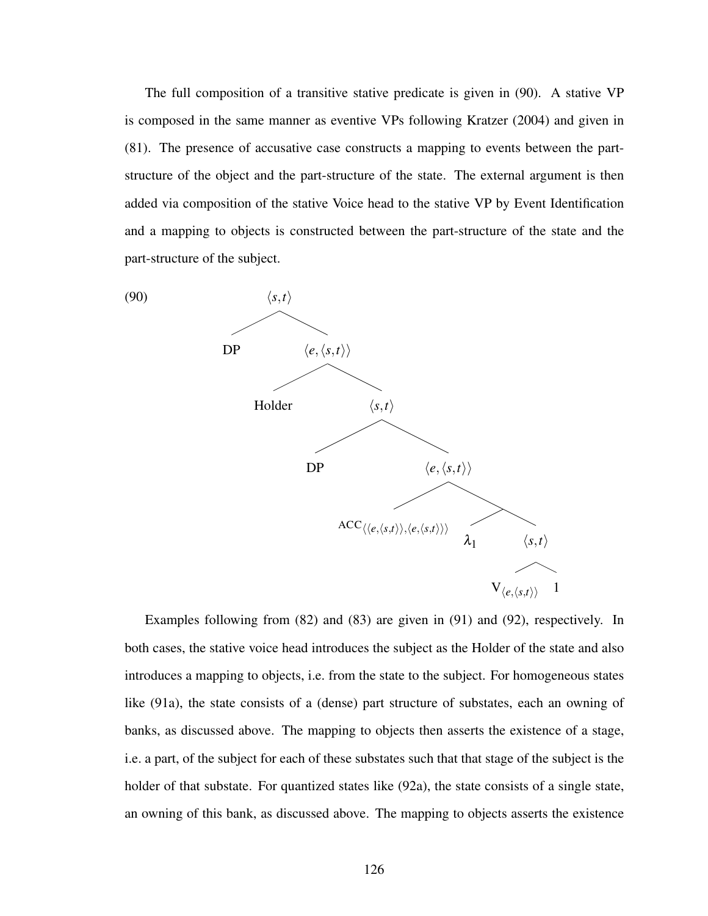The full composition of a transitive stative predicate is given in (90). A stative VP is composed in the same manner as eventive VPs following Kratzer (2004) and given in (81). The presence of accusative case constructs a mapping to events between the part-structure of the object and the part-structure of the state. The external argument is then added via composition of the stative Voice head to the stative VP by Event Identification and a mapping to objects is constructed between the part-structure of the state and the part-structure of the subject.

(90)

```
[⟨s,t⟩ DP
       [⟨e,⟨s,t⟩⟩ Holder
                  [⟨s,t⟩ DP
                         [⟨e,⟨s,t⟩⟩ ACC⟨⟨e,⟨s,t⟩⟩,⟨e,⟨s,t⟩⟩⟩
                                    [ λ1
                                      [⟨s,t⟩ V⟨e,⟨s,t⟩⟩ 1 ]]]]]]
```

Examples following from (82) and (83) are given in (91) and (92), respectively. In both cases, the stative voice head introduces the subject as the Holder of the state and also introduces a mapping to objects, i.e. from the state to the subject. For homogeneous states like (91a), the state consists of a (dense) part structure of substates, each an owning of banks, as discussed above. The mapping to objects then asserts the existence of a stage, i.e. a part, of the subject for each of these substates such that that stage of the subject is the holder of that substate. For quantized states like (92a), the state consists of a single state, an owning of this bank, as discussed above. The mapping to objects asserts the existence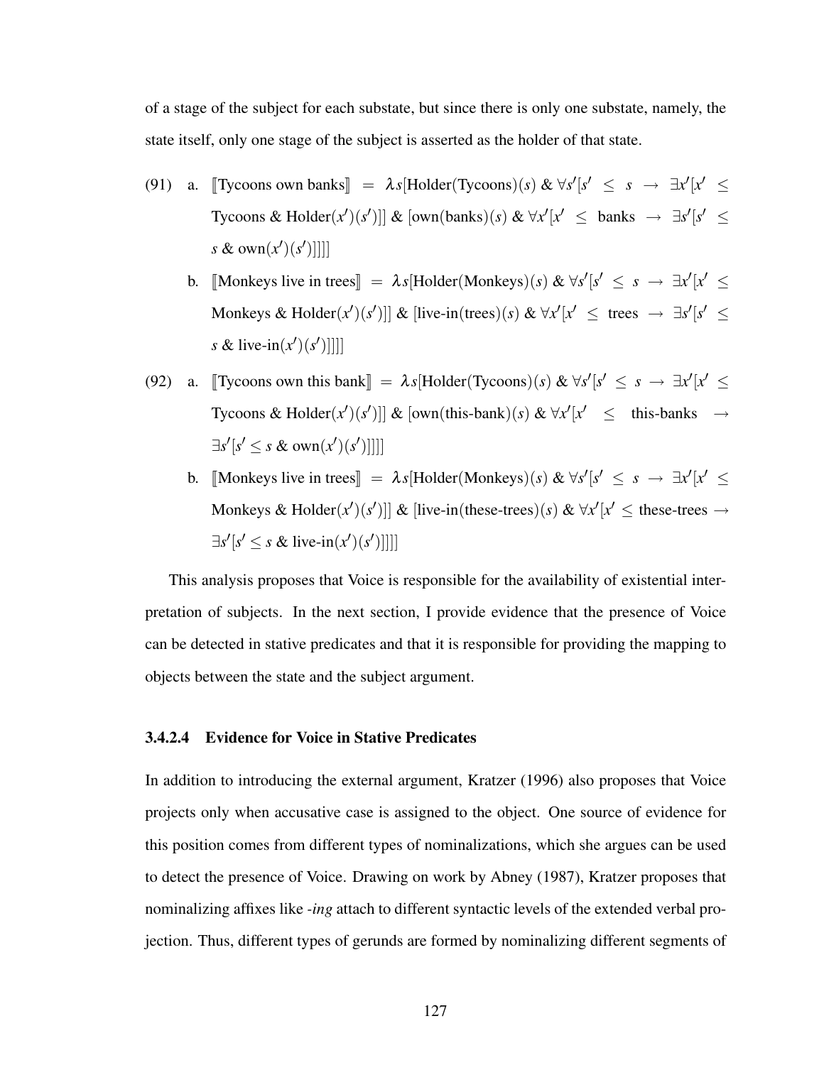of a stage of the subject for each substate, but since there is only one substate, namely, the state itself, only one stage of the subject is asserted as the holder of that state.

(91) a. $[\![\text{Tycoons own banks}]\!] = \lambda s[\text{Holder(Tycoons)}(s)\ \&\ \forall s'[s' \leq s \rightarrow \exists x'[x' \leq \text{Tycoons}\ \&\ \text{Holder}(x')(s')]]\ \&\ [\text{own(banks)}(s)\ \&\ \forall x'[x' \leq \text{banks} \rightarrow \exists s'[s' \leq s\ \&\ \text{own}(x')(s')]]]]$

b. $[\![\text{Monkeys live in trees}]\!] = \lambda s[\text{Holder(Monkeys)}(s)\ \&\ \forall s'[s' \leq s \rightarrow \exists x'[x' \leq \text{Monkeys}\ \&\ \text{Holder}(x')(s')]]\ \&\ [\text{live-in(trees)}(s)\ \&\ \forall x'[x' \leq \text{trees} \rightarrow \exists s'[s' \leq s\ \&\ \text{live-in}(x')(s')]]]]$

(92) a. $[\![\text{Tycoons own this bank}]\!] = \lambda s[\text{Holder(Tycoons)}(s)\ \&\ \forall s'[s' \leq s \rightarrow \exists x'[x' \leq \text{Tycoons}\ \&\ \text{Holder}(x')(s')]]\ \&\ [\text{own(this-bank)}(s)\ \&\ \forall x'[x' \leq \text{this-banks} \rightarrow \exists s'[s' \leq s\ \&\ \text{own}(x')(s')]]]]$

b. $[\![\text{Monkeys live in trees}]\!] = \lambda s[\text{Holder(Monkeys)}(s)\ \&\ \forall s'[s' \leq s \rightarrow \exists x'[x' \leq \text{Monkeys}\ \&\ \text{Holder}(x')(s')]]\ \&\ [\text{live-in(these-trees)}(s)\ \&\ \forall x'[x' \leq \text{these-trees} \rightarrow \exists s'[s' \leq s\ \&\ \text{live-in}(x')(s')]]]]$

This analysis proposes that Voice is responsible for the availability of existential interpretation of subjects. In the next section, I provide evidence that the presence of Voice can be detected in stative predicates and that it is responsible for providing the mapping to objects between the state and the subject argument.

#### 3.4.2.4 Evidence for Voice in Stative Predicates

In addition to introducing the external argument, Kratzer (1996) also proposes that Voice projects only when accusative case is assigned to the object. One source of evidence for this position comes from different types of nominalizations, which she argues can be used to detect the presence of Voice. Drawing on work by Abney (1987), Kratzer proposes that nominalizing affixes like *-ing* attach to different syntactic levels of the extended verbal projection. Thus, different types of gerunds are formed by nominalizing different segments of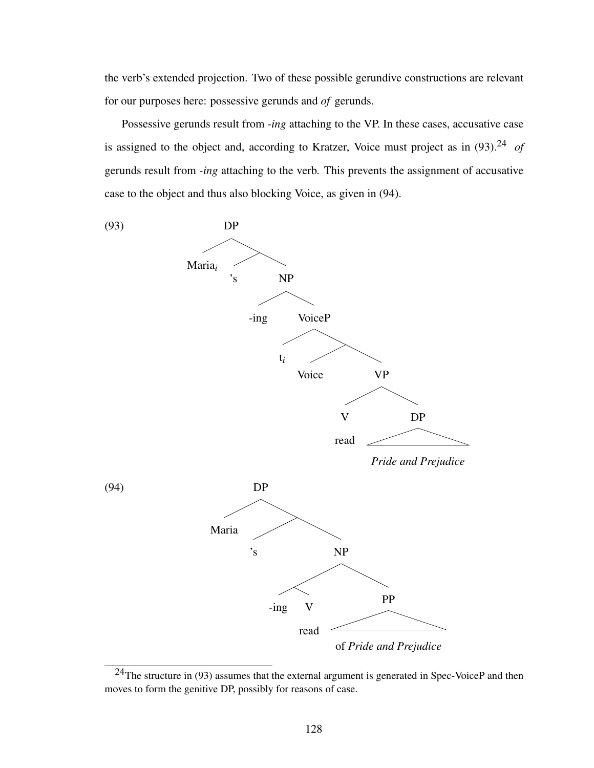the verb's extended projection. Two of these possible gerundive constructions are relevant for our purposes here: possessive gerunds and *of* gerunds.

Possessive gerunds result from *-ing* attaching to the VP. In these cases, accusative case is assigned to the object and, according to Kratzer, Voice must project as in (93).[24] *of* gerunds result from *-ing* attaching to the verb. This prevents the assignment of accusative case to the object and thus also blocking Voice, as given in (94).

(93)

```
DP
├── Maria_i
└── [ ]
    ├── 's
    └── NP
        ├── -ing
        └── VoiceP
            ├── t_i
            └── [ ]
                ├── Voice
                └── VP
                    ├── V
                    │   └── read
                    └── DP
                        └── Pride and Prejudice
```

(94)

```
DP
├── Maria
└── [ ]
    ├── 's
    └── NP
        ├── [ ]
        │   ├── -ing
        │   └── V
        │       └── read
        └── PP
            └── of Pride and Prejudice
```

[24]The structure in (93) assumes that the external argument is generated in Spec-VoiceP and then moves to form the genitive DP, possibly for reasons of case.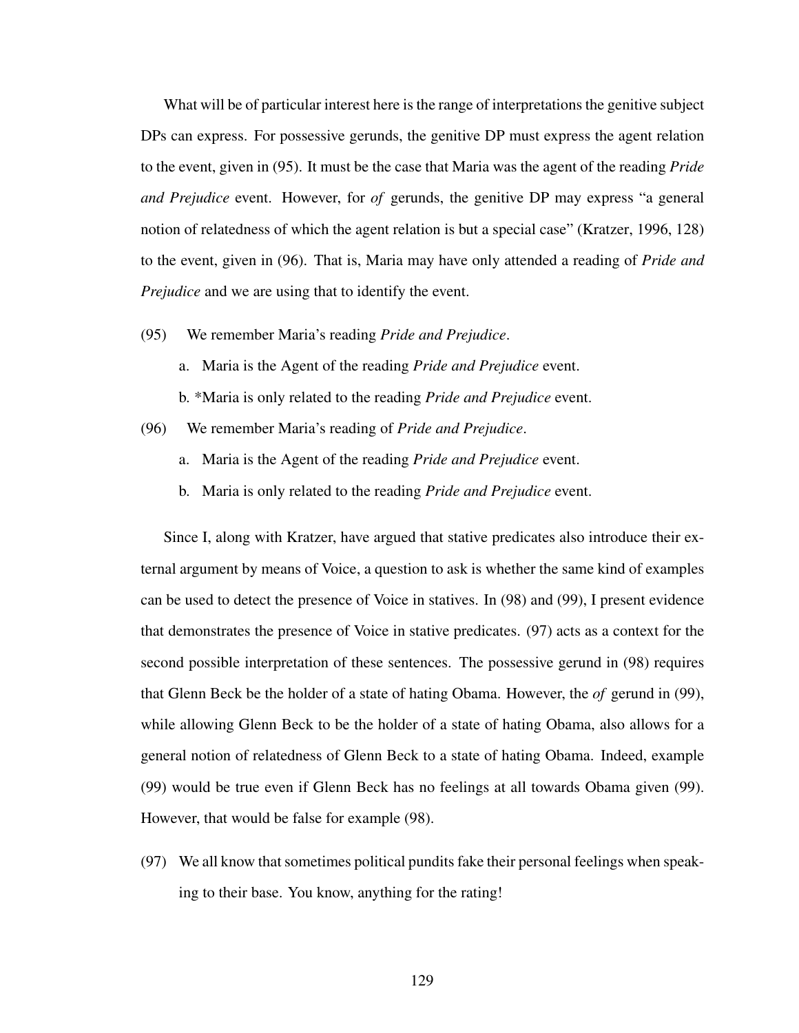What will be of particular interest here is the range of interpretations the genitive subject DPs can express. For possessive gerunds, the genitive DP must express the agent relation to the event, given in (95). It must be the case that Maria was the agent of the reading *Pride and Prejudice* event. However, for *of* gerunds, the genitive DP may express "a general notion of relatedness of which the agent relation is but a special case" (Kratzer, 1996, 128) to the event, given in (96). That is, Maria may have only attended a reading of *Pride and Prejudice* and we are using that to identify the event.

(95) We remember Maria's reading *Pride and Prejudice*.

   a. Maria is the Agent of the reading *Pride and Prejudice* event.

   b. *Maria is only related to the reading *Pride and Prejudice* event.

(96) We remember Maria's reading of *Pride and Prejudice*.

   a. Maria is the Agent of the reading *Pride and Prejudice* event.

   b. Maria is only related to the reading *Pride and Prejudice* event.

Since I, along with Kratzer, have argued that stative predicates also introduce their external argument by means of Voice, a question to ask is whether the same kind of examples can be used to detect the presence of Voice in statives. In (98) and (99), I present evidence that demonstrates the presence of Voice in stative predicates. (97) acts as a context for the second possible interpretation of these sentences. The possessive gerund in (98) requires that Glenn Beck be the holder of a state of hating Obama. However, the *of* gerund in (99), while allowing Glenn Beck to be the holder of a state of hating Obama, also allows for a general notion of relatedness of Glenn Beck to a state of hating Obama. Indeed, example (99) would be true even if Glenn Beck has no feelings at all towards Obama given (99). However, that would be false for example (98).

(97) We all know that sometimes political pundits fake their personal feelings when speaking to their base. You know, anything for the rating!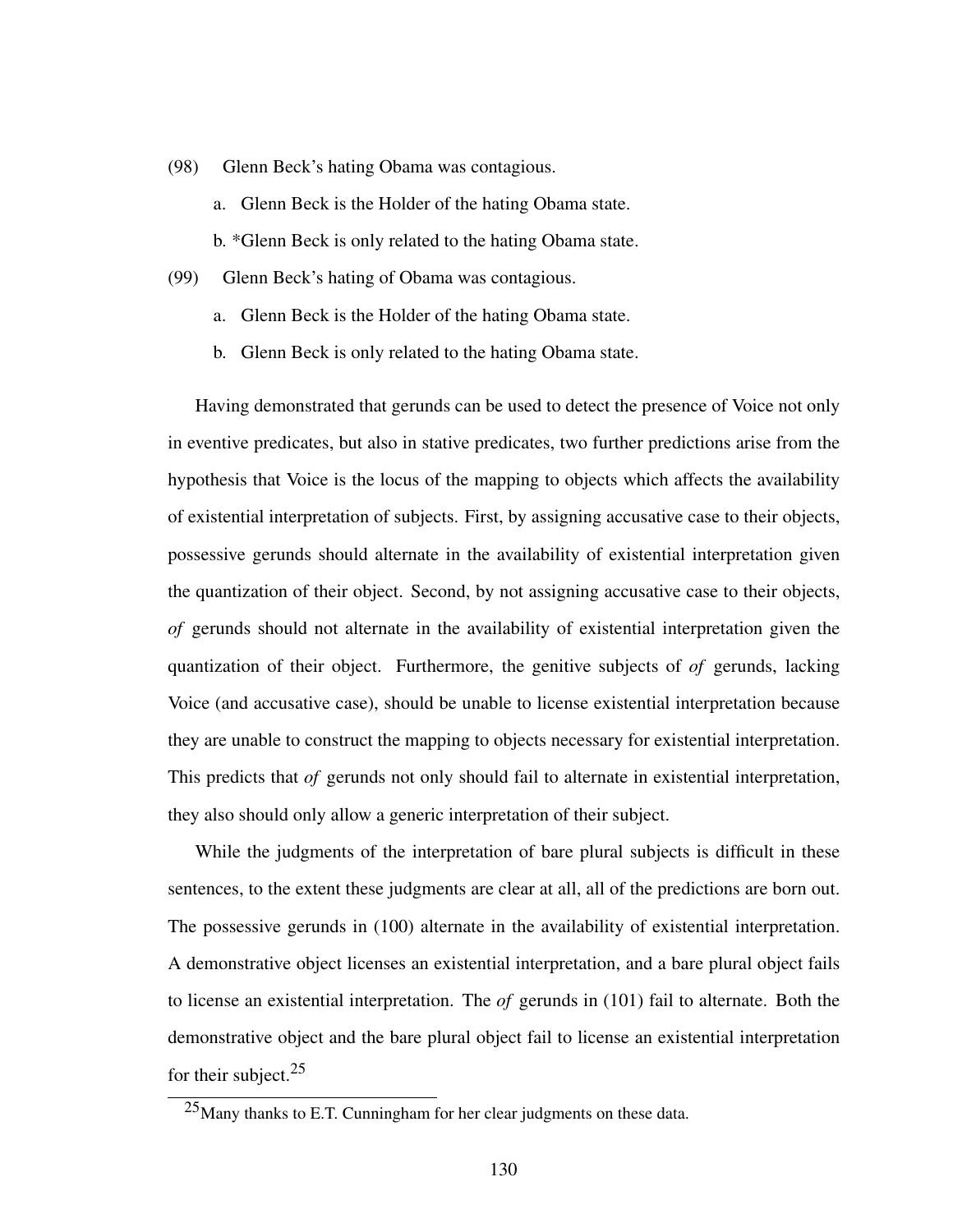(98) Glenn Beck's hating Obama was contagious.

  a. Glenn Beck is the Holder of the hating Obama state.

  b. *Glenn Beck is only related to the hating Obama state.

(99) Glenn Beck's hating of Obama was contagious.

  a. Glenn Beck is the Holder of the hating Obama state.

  b. Glenn Beck is only related to the hating Obama state.

Having demonstrated that gerunds can be used to detect the presence of Voice not only in eventive predicates, but also in stative predicates, two further predictions arise from the hypothesis that Voice is the locus of the mapping to objects which affects the availability of existential interpretation of subjects. First, by assigning accusative case to their objects, possessive gerunds should alternate in the availability of existential interpretation given the quantization of their object. Second, by not assigning accusative case to their objects, *of* gerunds should not alternate in the availability of existential interpretation given the quantization of their object. Furthermore, the genitive subjects of *of* gerunds, lacking Voice (and accusative case), should be unable to license existential interpretation because they are unable to construct the mapping to objects necessary for existential interpretation. This predicts that *of* gerunds not only should fail to alternate in existential interpretation, they also should only allow a generic interpretation of their subject.

While the judgments of the interpretation of bare plural subjects is difficult in these sentences, to the extent these judgments are clear at all, all of the predictions are born out. The possessive gerunds in (100) alternate in the availability of existential interpretation. A demonstrative object licenses an existential interpretation, and a bare plural object fails to license an existential interpretation. The *of* gerunds in (101) fail to alternate. Both the demonstrative object and the bare plural object fail to license an existential interpretation for their subject.[25]

[25] Many thanks to E.T. Cunningham for her clear judgments on these data.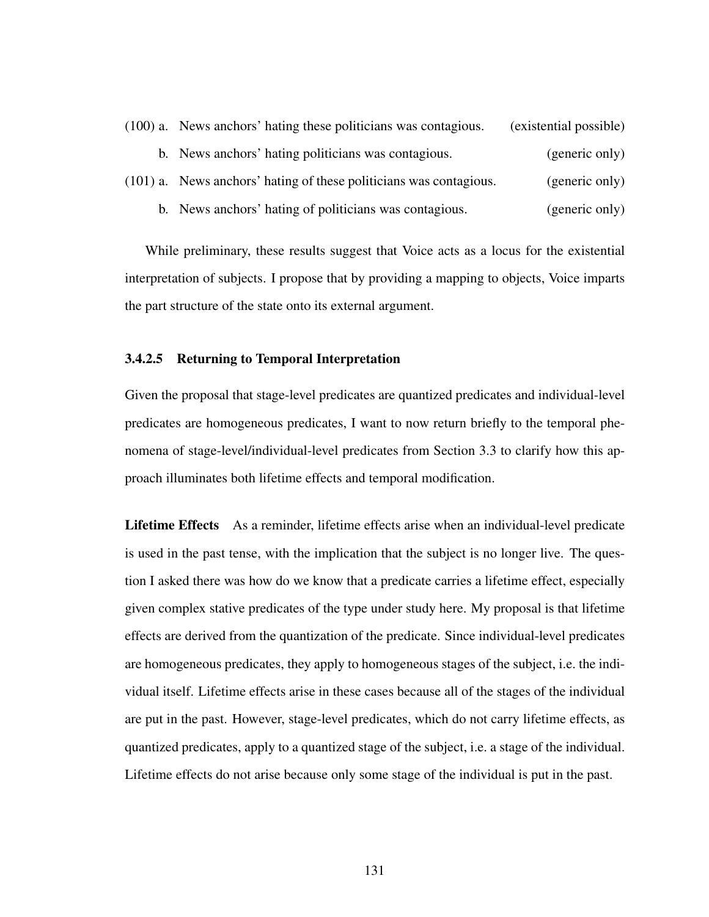(100) a. News anchors' hating these politicians was contagious. (existential possible)

b. News anchors' hating politicians was contagious. (generic only)

(101) a. News anchors' hating of these politicians was contagious. (generic only)

b. News anchors' hating of politicians was contagious. (generic only)

While preliminary, these results suggest that Voice acts as a locus for the existential interpretation of subjects. I propose that by providing a mapping to objects, Voice imparts the part structure of the state onto its external argument.

#### 3.4.2.5 Returning to Temporal Interpretation

Given the proposal that stage-level predicates are quantized predicates and individual-level predicates are homogeneous predicates, I want to now return briefly to the temporal phenomena of stage-level/individual-level predicates from Section 3.3 to clarify how this approach illuminates both lifetime effects and temporal modification.

**Lifetime Effects** As a reminder, lifetime effects arise when an individual-level predicate is used in the past tense, with the implication that the subject is no longer live. The question I asked there was how do we know that a predicate carries a lifetime effect, especially given complex stative predicates of the type under study here. My proposal is that lifetime effects are derived from the quantization of the predicate. Since individual-level predicates are homogeneous predicates, they apply to homogeneous stages of the subject, i.e. the individual itself. Lifetime effects arise in these cases because all of the stages of the individual are put in the past. However, stage-level predicates, which do not carry lifetime effects, as quantized predicates, apply to a quantized stage of the subject, i.e. a stage of the individual. Lifetime effects do not arise because only some stage of the individual is put in the past.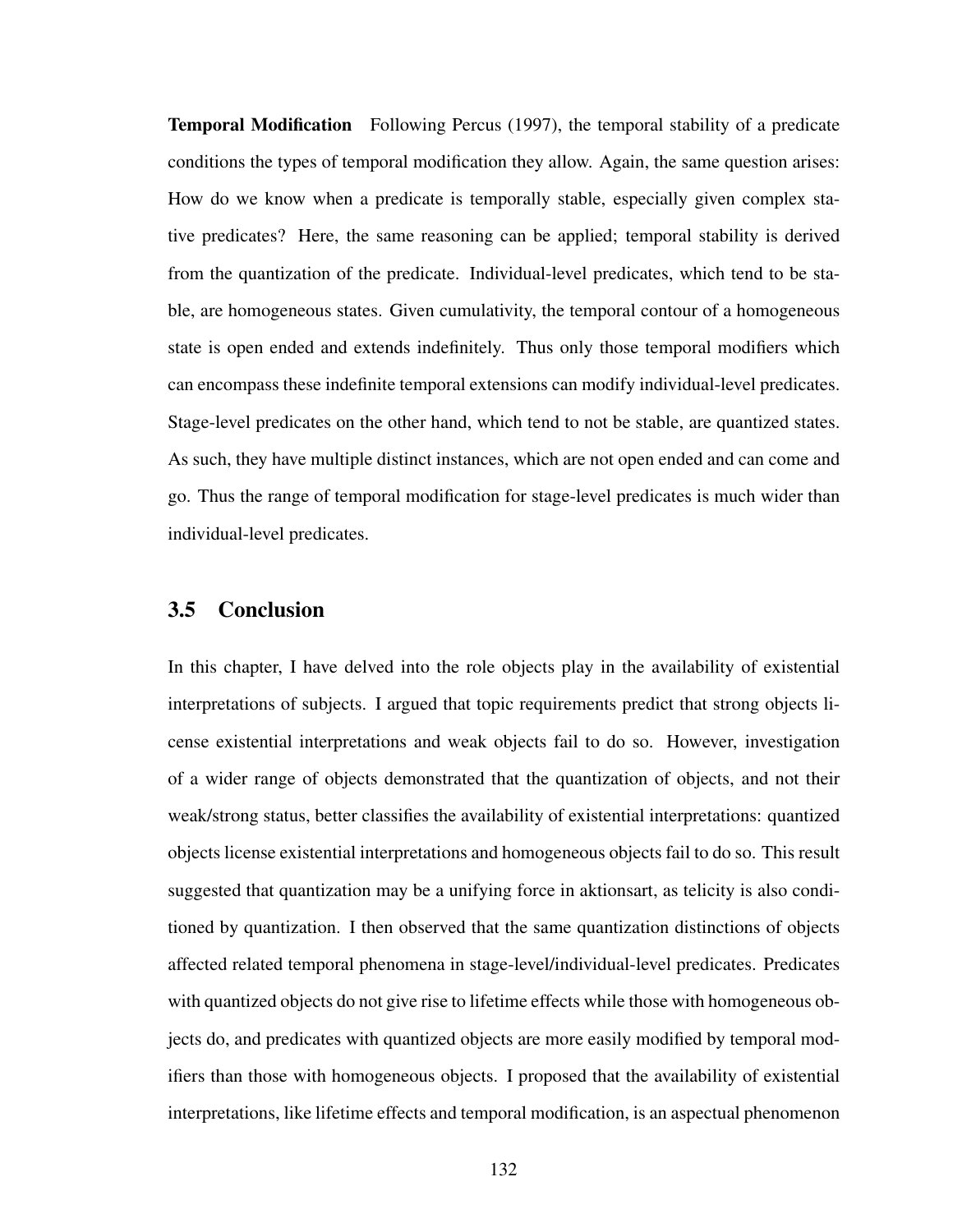**Temporal Modification** Following Percus (1997), the temporal stability of a predicate conditions the types of temporal modification they allow. Again, the same question arises: How do we know when a predicate is temporally stable, especially given complex stative predicates? Here, the same reasoning can be applied; temporal stability is derived from the quantization of the predicate. Individual-level predicates, which tend to be stable, are homogeneous states. Given cumulativity, the temporal contour of a homogeneous state is open ended and extends indefinitely. Thus only those temporal modifiers which can encompass these indefinite temporal extensions can modify individual-level predicates. Stage-level predicates on the other hand, which tend to not be stable, are quantized states. As such, they have multiple distinct instances, which are not open ended and can come and go. Thus the range of temporal modification for stage-level predicates is much wider than individual-level predicates.

## 3.5 Conclusion

In this chapter, I have delved into the role objects play in the availability of existential interpretations of subjects. I argued that topic requirements predict that strong objects license existential interpretations and weak objects fail to do so. However, investigation of a wider range of objects demonstrated that the quantization of objects, and not their weak/strong status, better classifies the availability of existential interpretations: quantized objects license existential interpretations and homogeneous objects fail to do so. This result suggested that quantization may be a unifying force in aktionsart, as telicity is also conditioned by quantization. I then observed that the same quantization distinctions of objects affected related temporal phenomena in stage-level/individual-level predicates. Predicates with quantized objects do not give rise to lifetime effects while those with homogeneous objects do, and predicates with quantized objects are more easily modified by temporal modifiers than those with homogeneous objects. I proposed that the availability of existential interpretations, like lifetime effects and temporal modification, is an aspectual phenomenon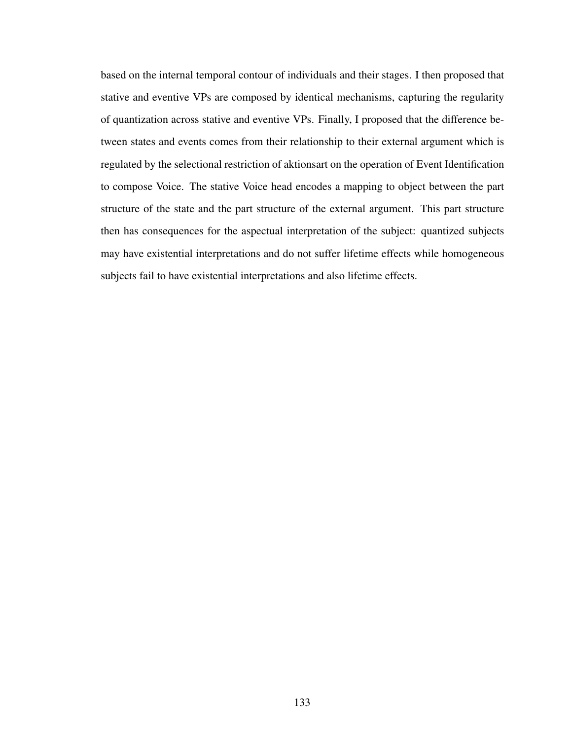based on the internal temporal contour of individuals and their stages. I then proposed that stative and eventive VPs are composed by identical mechanisms, capturing the regularity of quantization across stative and eventive VPs. Finally, I proposed that the difference between states and events comes from their relationship to their external argument which is regulated by the selectional restriction of aktionsart on the operation of Event Identification to compose Voice. The stative Voice head encodes a mapping to object between the part structure of the state and the part structure of the external argument. This part structure then has consequences for the aspectual interpretation of the subject: quantized subjects may have existential interpretations and do not suffer lifetime effects while homogeneous subjects fail to have existential interpretations and also lifetime effects.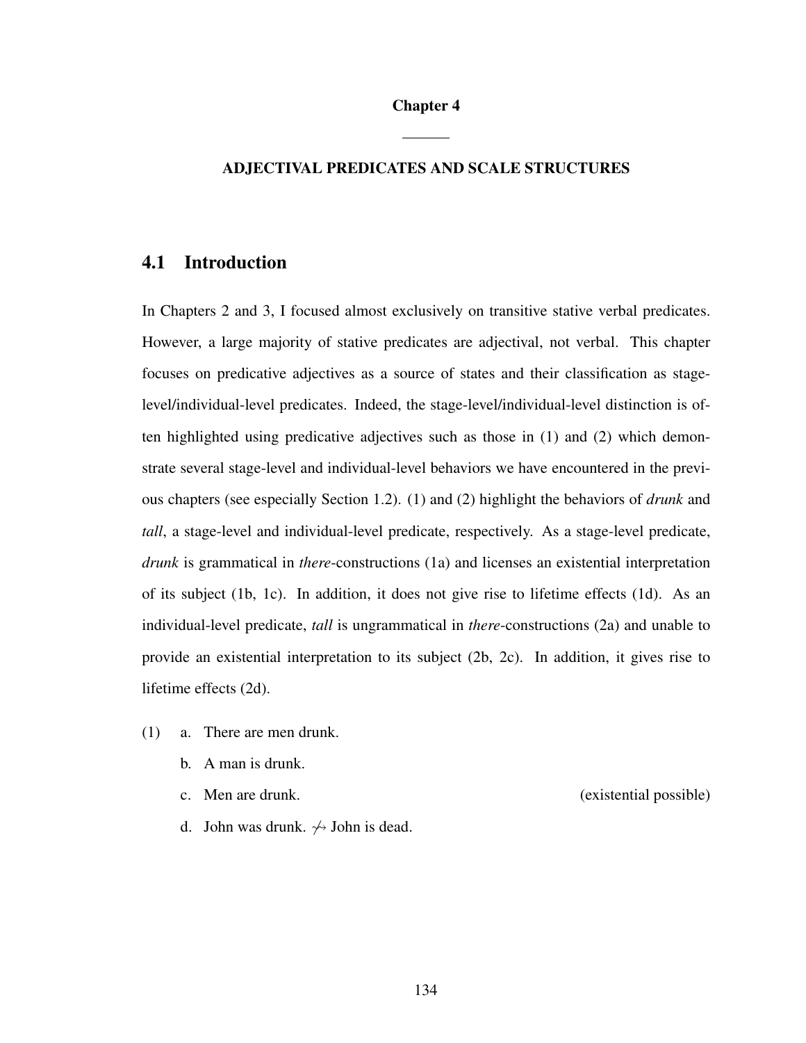# Chapter 4

## ADJECTIVAL PREDICATES AND SCALE STRUCTURES

## 4.1 Introduction

In Chapters 2 and 3, I focused almost exclusively on transitive stative verbal predicates. However, a large majority of stative predicates are adjectival, not verbal. This chapter focuses on predicative adjectives as a source of states and their classification as stage-level/individual-level predicates. Indeed, the stage-level/individual-level distinction is often highlighted using predicative adjectives such as those in (1) and (2) which demonstrate several stage-level and individual-level behaviors we have encountered in the previous chapters (see especially Section 1.2). (1) and (2) highlight the behaviors of *drunk* and *tall*, a stage-level and individual-level predicate, respectively. As a stage-level predicate, *drunk* is grammatical in *there*-constructions (1a) and licenses an existential interpretation of its subject (1b, 1c). In addition, it does not give rise to lifetime effects (1d). As an individual-level predicate, *tall* is ungrammatical in *there*-constructions (2a) and unable to provide an existential interpretation to its subject (2b, 2c). In addition, it gives rise to lifetime effects (2d).

(1) a. There are men drunk.

   b. A man is drunk.

   c. Men are drunk. (existential possible)

   d. John was drunk. $\not\rightsquigarrow$ John is dead.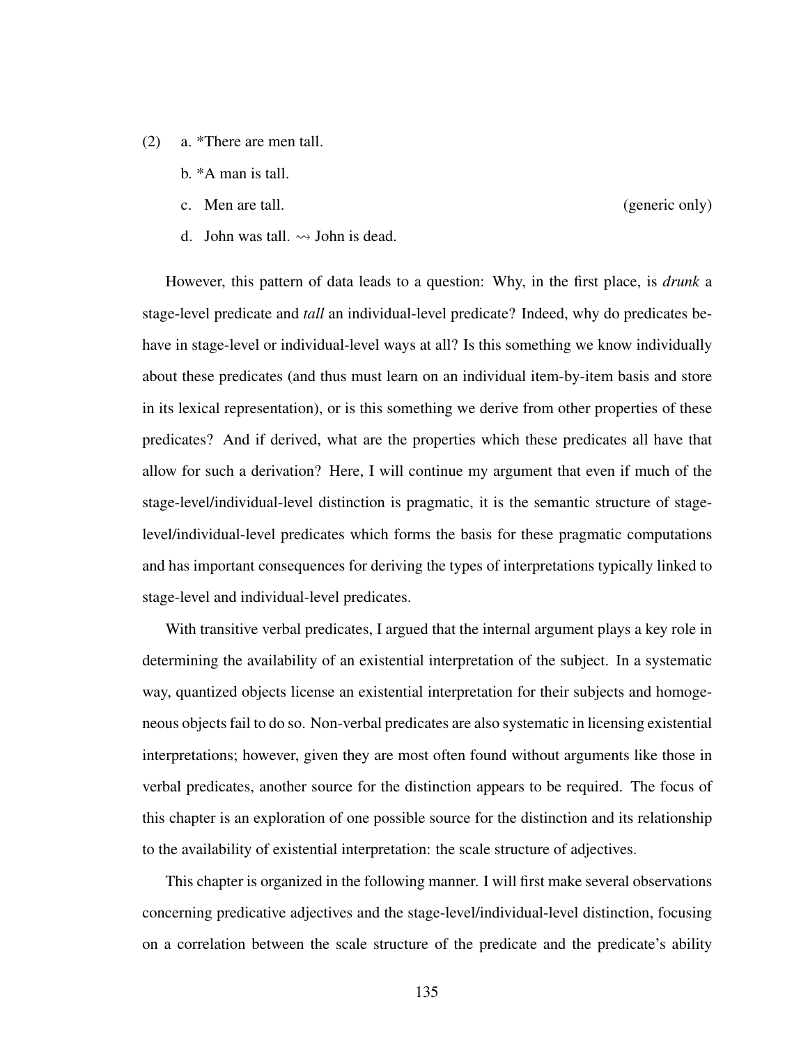(2) a. *There are men tall.

b. *A man is tall.

c. Men are tall. (generic only)

d. John was tall. $\rightsquigarrow$ John is dead.

However, this pattern of data leads to a question: Why, in the first place, is *drunk* a stage-level predicate and *tall* an individual-level predicate? Indeed, why do predicates behave in stage-level or individual-level ways at all? Is this something we know individually about these predicates (and thus must learn on an individual item-by-item basis and store in its lexical representation), or is this something we derive from other properties of these predicates? And if derived, what are the properties which these predicates all have that allow for such a derivation? Here, I will continue my argument that even if much of the stage-level/individual-level distinction is pragmatic, it is the semantic structure of stage-level/individual-level predicates which forms the basis for these pragmatic computations and has important consequences for deriving the types of interpretations typically linked to stage-level and individual-level predicates.

With transitive verbal predicates, I argued that the internal argument plays a key role in determining the availability of an existential interpretation of the subject. In a systematic way, quantized objects license an existential interpretation for their subjects and homogeneous objects fail to do so. Non-verbal predicates are also systematic in licensing existential interpretations; however, given they are most often found without arguments like those in verbal predicates, another source for the distinction appears to be required. The focus of this chapter is an exploration of one possible source for the distinction and its relationship to the availability of existential interpretation: the scale structure of adjectives.

This chapter is organized in the following manner. I will first make several observations concerning predicative adjectives and the stage-level/individual-level distinction, focusing on a correlation between the scale structure of the predicate and the predicate's ability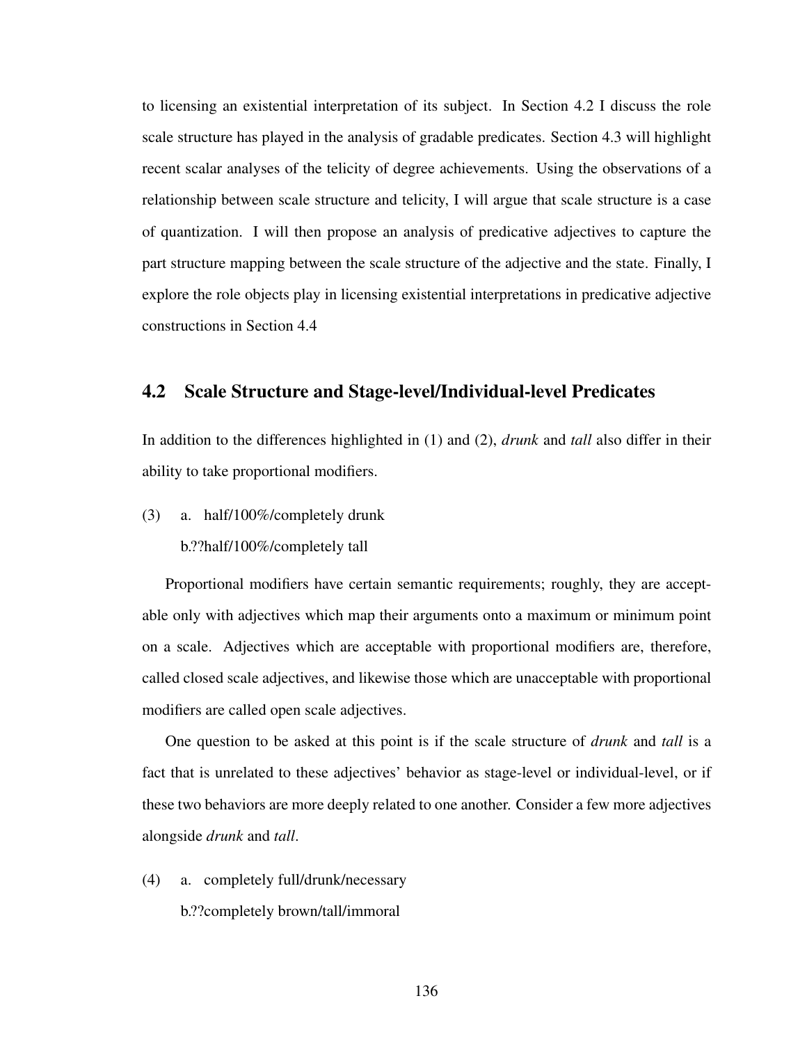to licensing an existential interpretation of its subject. In Section 4.2 I discuss the role scale structure has played in the analysis of gradable predicates. Section 4.3 will highlight recent scalar analyses of the telicity of degree achievements. Using the observations of a relationship between scale structure and telicity, I will argue that scale structure is a case of quantization. I will then propose an analysis of predicative adjectives to capture the part structure mapping between the scale structure of the adjective and the state. Finally, I explore the role objects play in licensing existential interpretations in predicative adjective constructions in Section 4.4

## 4.2 Scale Structure and Stage-level/Individual-level Predicates

In addition to the differences highlighted in (1) and (2), *drunk* and *tall* also differ in their ability to take proportional modifiers.

(3) a. half/100%/completely drunk

b.??half/100%/completely tall

Proportional modifiers have certain semantic requirements; roughly, they are acceptable only with adjectives which map their arguments onto a maximum or minimum point on a scale. Adjectives which are acceptable with proportional modifiers are, therefore, called closed scale adjectives, and likewise those which are unacceptable with proportional modifiers are called open scale adjectives.

One question to be asked at this point is if the scale structure of *drunk* and *tall* is a fact that is unrelated to these adjectives' behavior as stage-level or individual-level, or if these two behaviors are more deeply related to one another. Consider a few more adjectives alongside *drunk* and *tall*.

(4) a. completely full/drunk/necessary

b.??completely brown/tall/immoral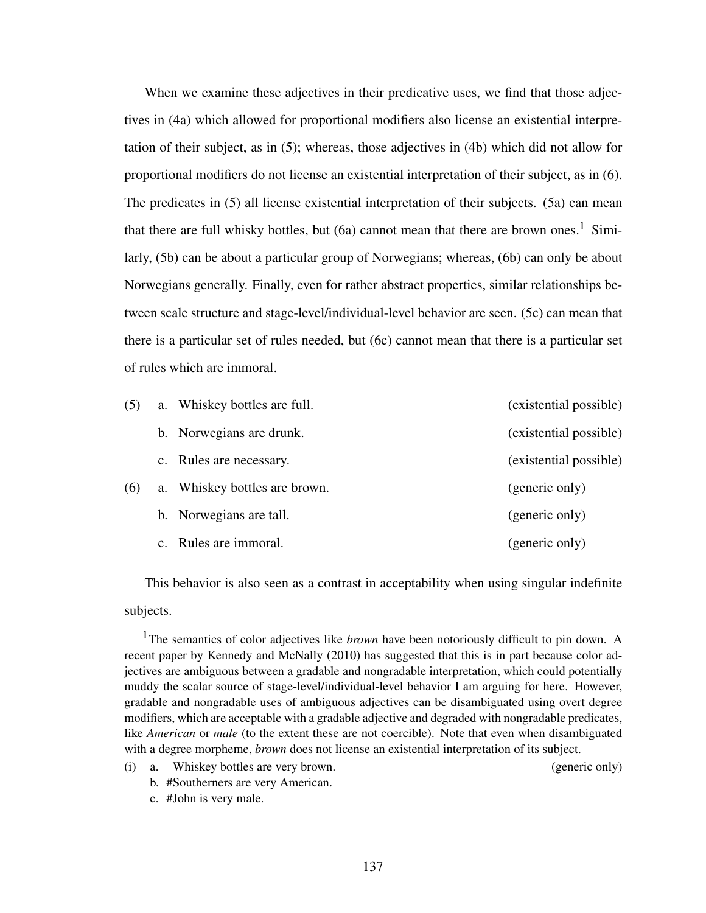When we examine these adjectives in their predicative uses, we find that those adjectives in (4a) which allowed for proportional modifiers also license an existential interpretation of their subject, as in (5); whereas, those adjectives in (4b) which did not allow for proportional modifiers do not license an existential interpretation of their subject, as in (6). The predicates in (5) all license existential interpretation of their subjects. (5a) can mean that there are full whisky bottles, but (6a) cannot mean that there are brown ones.[1] Similarly, (5b) can be about a particular group of Norwegians; whereas, (6b) can only be about Norwegians generally. Finally, even for rather abstract properties, similar relationships between scale structure and stage-level/individual-level behavior are seen. (5c) can mean that there is a particular set of rules needed, but (6c) cannot mean that there is a particular set of rules which are immoral.

(5) a. Whiskey bottles are full. (existential possible)

b. Norwegians are drunk. (existential possible)

c. Rules are necessary. (existential possible)

(6) a. Whiskey bottles are brown. (generic only)

b. Norwegians are tall. (generic only)

c. Rules are immoral. (generic only)

This behavior is also seen as a contrast in acceptability when using singular indefinite subjects.

---

[1] The semantics of color adjectives like *brown* have been notoriously difficult to pin down. A recent paper by Kennedy and McNally (2010) has suggested that this is in part because color adjectives are ambiguous between a gradable and nongradable interpretation, which could potentially muddy the scalar source of stage-level/individual-level behavior I am arguing for here. However, gradable and nongradable uses of ambiguous adjectives can be disambiguated using overt degree modifiers, which are acceptable with a gradable adjective and degraded with nongradable predicates, like *American* or *male* (to the extent these are not coercible). Note that even when disambiguated with a degree morpheme, *brown* does not license an existential interpretation of its subject.

(i) a. Whiskey bottles are very brown. (generic only)

b. #Southerners are very American.

c. #John is very male.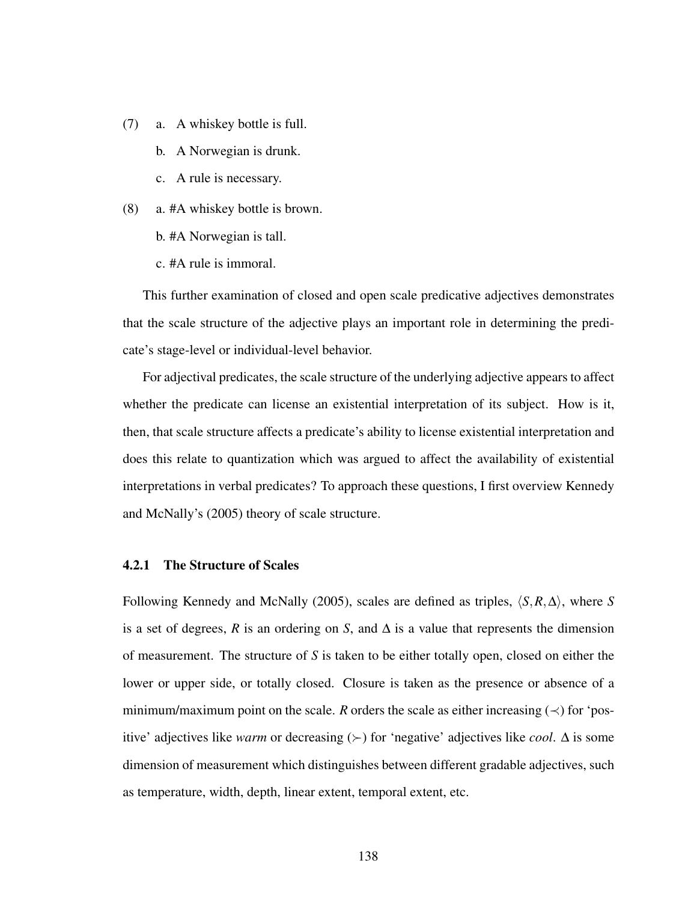(7) a. A whiskey bottle is full.

b. A Norwegian is drunk.

c. A rule is necessary.

(8) a. #A whiskey bottle is brown.

b. #A Norwegian is tall.

c. #A rule is immoral.

This further examination of closed and open scale predicative adjectives demonstrates that the scale structure of the adjective plays an important role in determining the predicate's stage-level or individual-level behavior.

For adjectival predicates, the scale structure of the underlying adjective appears to affect whether the predicate can license an existential interpretation of its subject. How is it, then, that scale structure affects a predicate's ability to license existential interpretation and does this relate to quantization which was argued to affect the availability of existential interpretations in verbal predicates? To approach these questions, I first overview Kennedy and McNally's (2005) theory of scale structure.

### 4.2.1 The Structure of Scales

Following Kennedy and McNally (2005), scales are defined as triples, $\langle S, R, \Delta \rangle$, where $S$ is a set of degrees, $R$ is an ordering on $S$, and $\Delta$ is a value that represents the dimension of measurement. The structure of $S$ is taken to be either totally open, closed on either the lower or upper side, or totally closed. Closure is taken as the presence or absence of a minimum/maximum point on the scale. $R$ orders the scale as either increasing ($\prec$) for 'positive' adjectives like *warm* or decreasing ($\succ$) for 'negative' adjectives like *cool*. $\Delta$ is some dimension of measurement which distinguishes between different gradable adjectives, such as temperature, width, depth, linear extent, temporal extent, etc.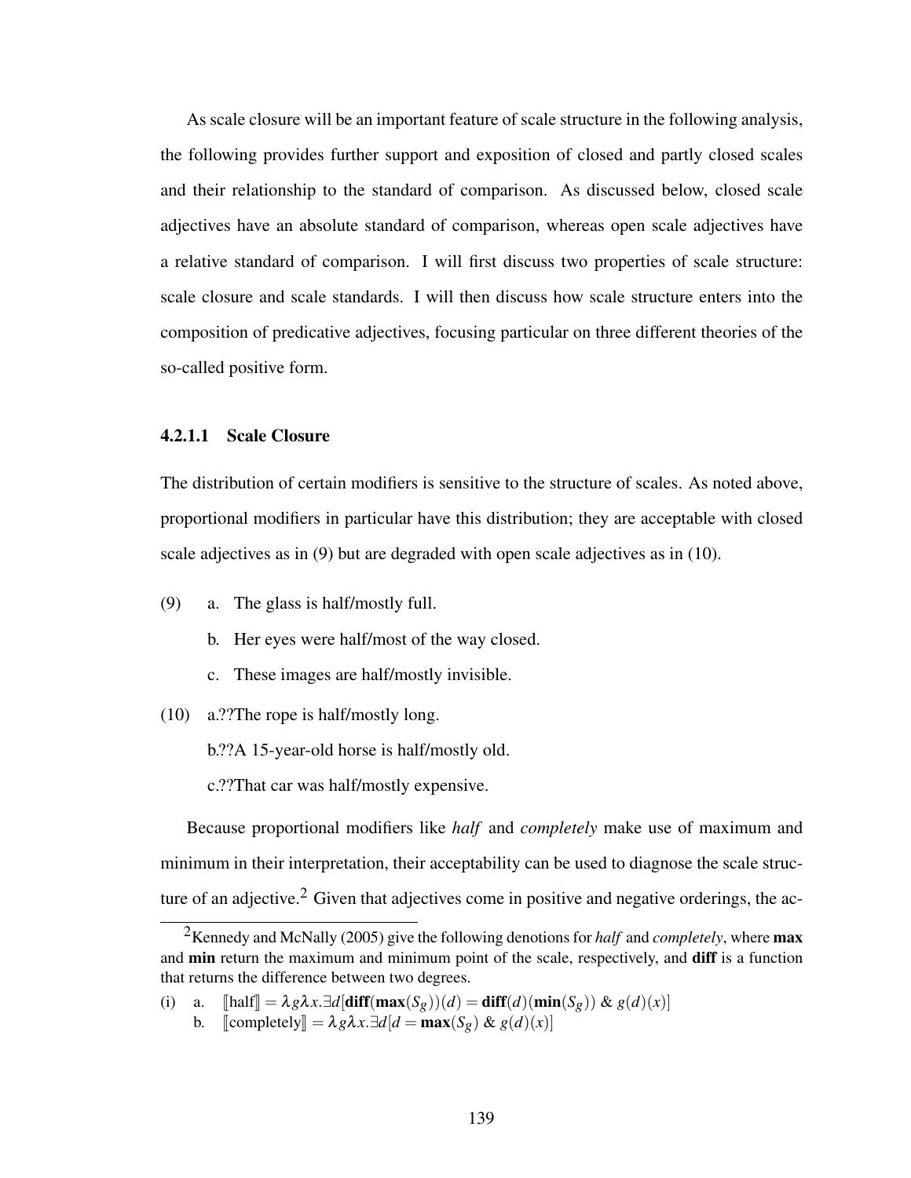As scale closure will be an important feature of scale structure in the following analysis, the following provides further support and exposition of closed and partly closed scales and their relationship to the standard of comparison. As discussed below, closed scale adjectives have an absolute standard of comparison, whereas open scale adjectives have a relative standard of comparison. I will first discuss two properties of scale structure: scale closure and scale standards. I will then discuss how scale structure enters into the composition of predicative adjectives, focusing particular on three different theories of the so-called positive form.

#### 4.2.1.1 Scale Closure

The distribution of certain modifiers is sensitive to the structure of scales. As noted above, proportional modifiers in particular have this distribution; they are acceptable with closed scale adjectives as in (9) but are degraded with open scale adjectives as in (10).

(9) a. The glass is half/mostly full.

b. Her eyes were half/most of the way closed.

c. These images are half/mostly invisible.

(10) a.??The rope is half/mostly long.

b.??A 15-year-old horse is half/mostly old.

c.??That car was half/mostly expensive.

Because proportional modifiers like *half* and *completely* make use of maximum and minimum in their interpretation, their acceptability can be used to diagnose the scale structure of an adjective.[2] Given that adjectives come in positive and negative orderings, the ac-

---

[2]Kennedy and McNally (2005) give the following denotions for *half* and *completely*, where **max** and **min** return the maximum and minimum point of the scale, respectively, and **diff** is a function that returns the difference between two degrees.

(i) a. $[\![\text{half}]\!] = \lambda g \lambda x.\exists d[\mathbf{diff}(\mathbf{max}(S_g))(d) = \mathbf{diff}(d)(\mathbf{min}(S_g))\ \&\ g(d)(x)]$

b. $[\![\text{completely}]\!] = \lambda g \lambda x.\exists d[d = \mathbf{max}(S_g)\ \&\ g(d)(x)]$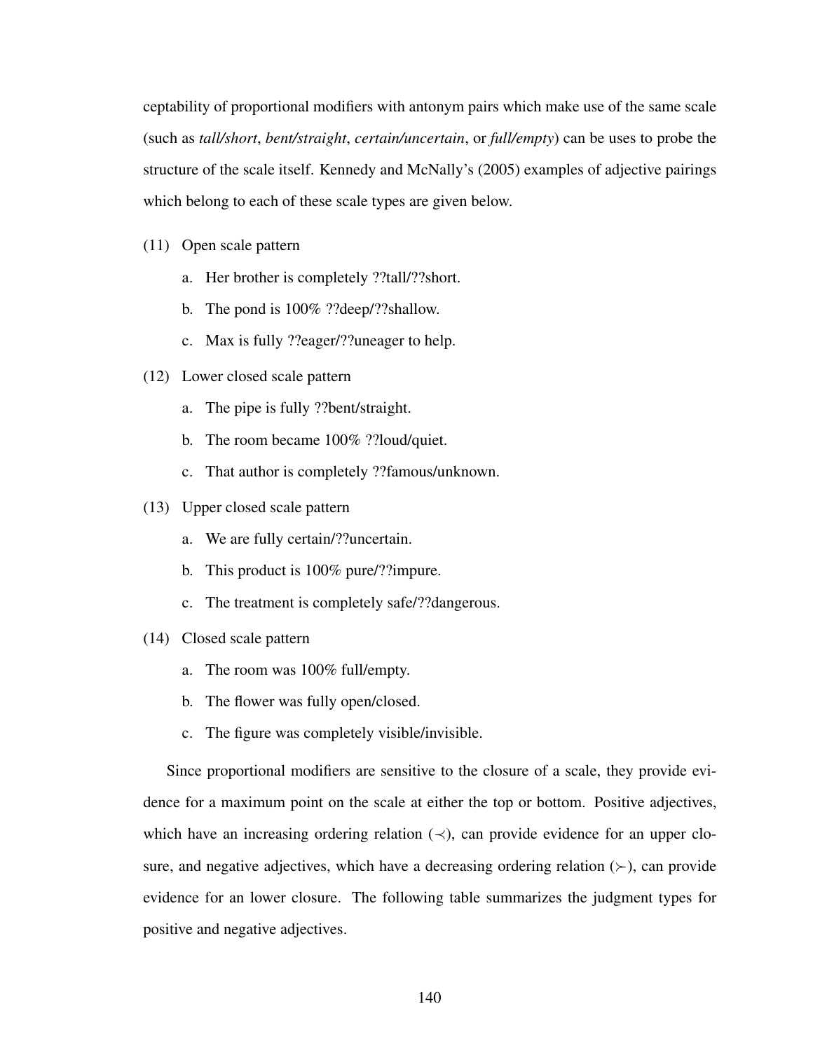ceptability of proportional modifiers with antonym pairs which make use of the same scale (such as *tall/short*, *bent/straight*, *certain/uncertain*, or *full/empty*) can be uses to probe the structure of the scale itself. Kennedy and McNally's (2005) examples of adjective pairings which belong to each of these scale types are given below.

(11) Open scale pattern

  a. Her brother is completely ??tall/??short.

  b. The pond is 100% ??deep/??shallow.

  c. Max is fully ??eager/??uneager to help.

(12) Lower closed scale pattern

  a. The pipe is fully ??bent/straight.

  b. The room became 100% ??loud/quiet.

  c. That author is completely ??famous/unknown.

(13) Upper closed scale pattern

  a. We are fully certain/??uncertain.

  b. This product is 100% pure/??impure.

  c. The treatment is completely safe/??dangerous.

(14) Closed scale pattern

  a. The room was 100% full/empty.

  b. The flower was fully open/closed.

  c. The figure was completely visible/invisible.

Since proportional modifiers are sensitive to the closure of a scale, they provide evidence for a maximum point on the scale at either the top or bottom. Positive adjectives, which have an increasing ordering relation ($\prec$), can provide evidence for an upper closure, and negative adjectives, which have a decreasing ordering relation ($\succ$), can provide evidence for an lower closure. The following table summarizes the judgment types for positive and negative adjectives.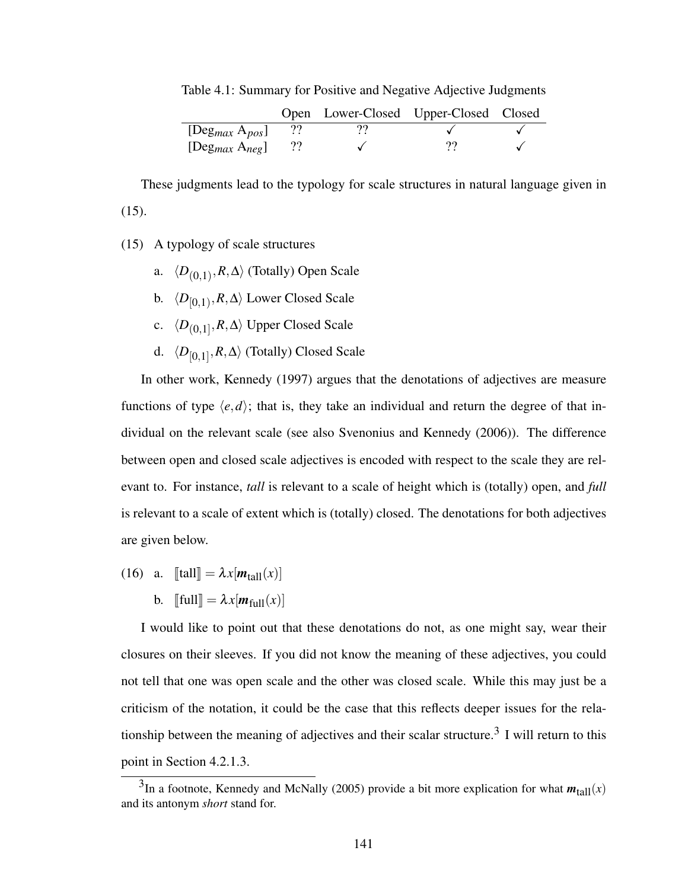Table 4.1: Summary for Positive and Negative Adjective Judgments

| | Open | Lower-Closed | Upper-Closed | Closed |
|---|---|---|---|---|
| [$Deg_{max}$ $A_{pos}$] | ?? | ?? | ✓ | ✓ |
| [$Deg_{max}$ $A_{neg}$] | ?? | ✓ | ?? | ✓ |

These judgments lead to the typology for scale structures in natural language given in (15).

(15) A typology of scale structures

a. $\langle D_{(0,1)}, R, \Delta \rangle$ (Totally) Open Scale

b. $\langle D_{[0,1)}, R, \Delta \rangle$ Lower Closed Scale

c. $\langle D_{(0,1]}, R, \Delta \rangle$ Upper Closed Scale

d. $\langle D_{[0,1]}, R, \Delta \rangle$ (Totally) Closed Scale

In other work, Kennedy (1997) argues that the denotations of adjectives are measure functions of type $\langle e, d \rangle$; that is, they take an individual and return the degree of that individual on the relevant scale (see also Svenonius and Kennedy (2006)). The difference between open and closed scale adjectives is encoded with respect to the scale they are relevant to. For instance, *tall* is relevant to a scale of height which is (totally) open, and *full* is relevant to a scale of extent which is (totally) closed. The denotations for both adjectives are given below.

(16) a. $[\![\text{tall}]\!] = \lambda x[\boldsymbol{m}_{\text{tall}}(x)]$

b. $[\![\text{full}]\!] = \lambda x[\boldsymbol{m}_{\text{full}}(x)]$

I would like to point out that these denotations do not, as one might say, wear their closures on their sleeves. If you did not know the meaning of these adjectives, you could not tell that one was open scale and the other was closed scale. While this may just be a criticism of the notation, it could be the case that this reflects deeper issues for the relationship between the meaning of adjectives and their scalar structure.[3] I will return to this point in Section 4.2.1.3.

[3] In a footnote, Kennedy and McNally (2005) provide a bit more explication for what $\boldsymbol{m}_{\text{tall}}(x)$ and its antonym *short* stand for.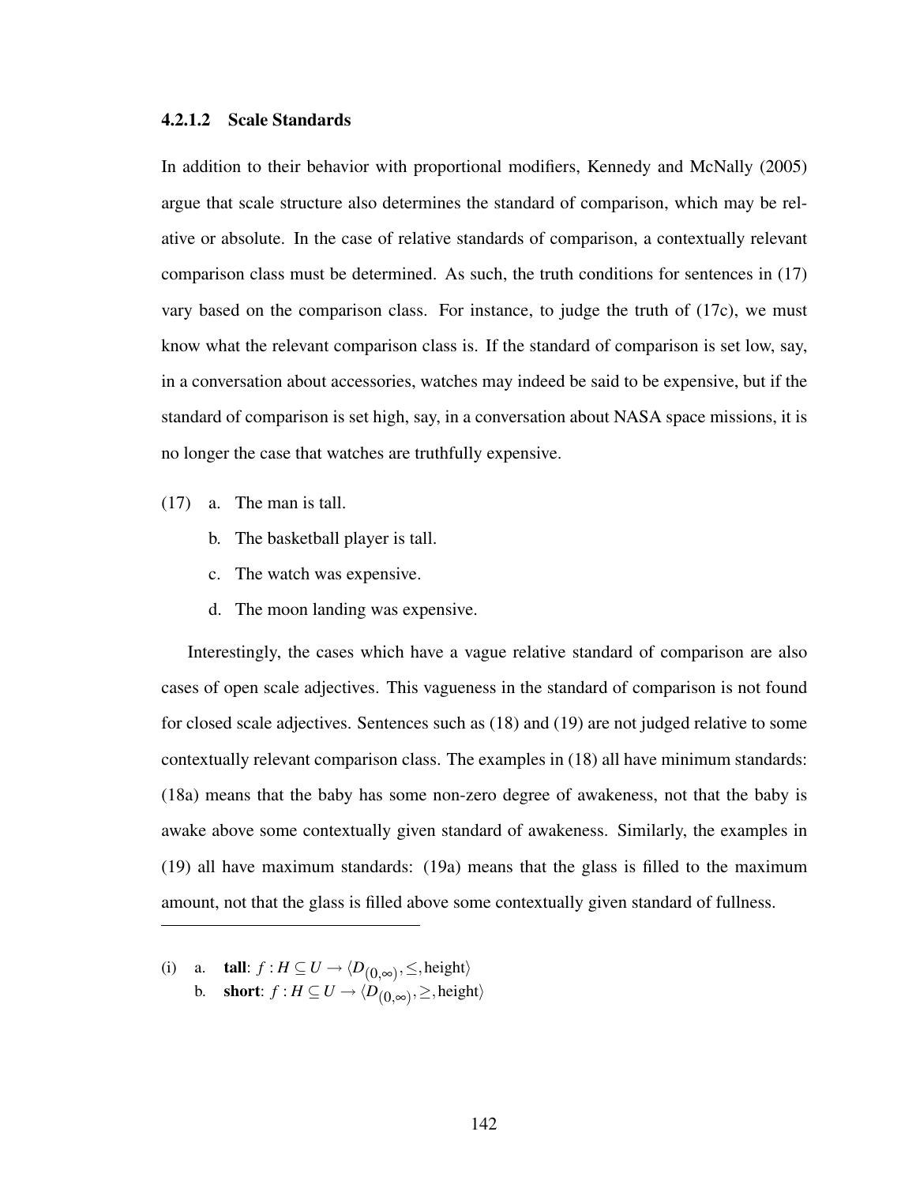#### 4.2.1.2 Scale Standards

In addition to their behavior with proportional modifiers, Kennedy and McNally (2005) argue that scale structure also determines the standard of comparison, which may be relative or absolute. In the case of relative standards of comparison, a contextually relevant comparison class must be determined. As such, the truth conditions for sentences in (17) vary based on the comparison class. For instance, to judge the truth of (17c), we must know what the relevant comparison class is. If the standard of comparison is set low, say, in a conversation about accessories, watches may indeed be said to be expensive, but if the standard of comparison is set high, say, in a conversation about NASA space missions, it is no longer the case that watches are truthfully expensive.

(17) a. The man is tall.

b. The basketball player is tall.

c. The watch was expensive.

d. The moon landing was expensive.

Interestingly, the cases which have a vague relative standard of comparison are also cases of open scale adjectives. This vagueness in the standard of comparison is not found for closed scale adjectives. Sentences such as (18) and (19) are not judged relative to some contextually relevant comparison class. The examples in (18) all have minimum standards: (18a) means that the baby has some non-zero degree of awakeness, not that the baby is awake above some contextually given standard of awakeness. Similarly, the examples in (19) all have maximum standards: (19a) means that the glass is filled to the maximum amount, not that the glass is filled above some contextually given standard of fullness.

---

(i) a. **tall**: $f : H \subseteq U \rightarrow \langle D_{(0,\infty)}, \leq, \text{height} \rangle$

b. **short**: $f : H \subseteq U \rightarrow \langle D_{(0,\infty)}, \geq, \text{height} \rangle$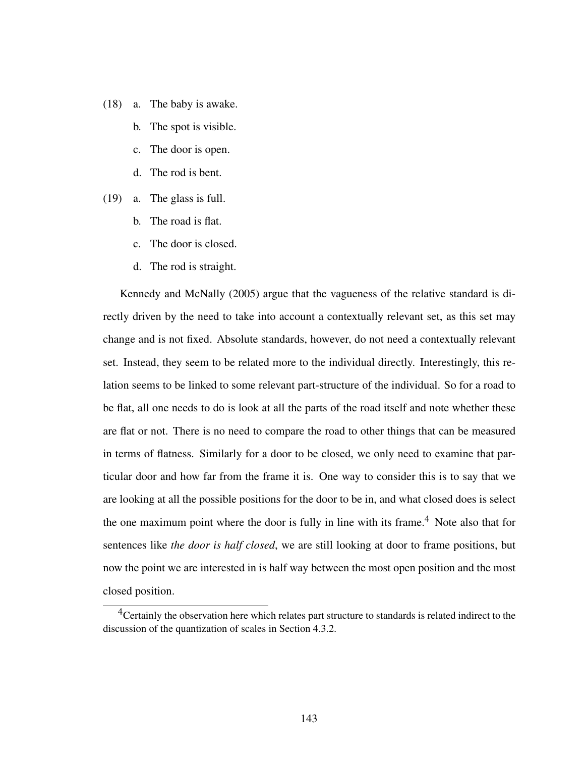(18) a. The baby is awake.

b. The spot is visible.

c. The door is open.

d. The rod is bent.

(19) a. The glass is full.

b. The road is flat.

c. The door is closed.

d. The rod is straight.

Kennedy and McNally (2005) argue that the vagueness of the relative standard is directly driven by the need to take into account a contextually relevant set, as this set may change and is not fixed. Absolute standards, however, do not need a contextually relevant set. Instead, they seem to be related more to the individual directly. Interestingly, this relation seems to be linked to some relevant part-structure of the individual. So for a road to be flat, all one needs to do is look at all the parts of the road itself and note whether these are flat or not. There is no need to compare the road to other things that can be measured in terms of flatness. Similarly for a door to be closed, we only need to examine that particular door and how far from the frame it is. One way to consider this is to say that we are looking at all the possible positions for the door to be in, and what closed does is select the one maximum point where the door is fully in line with its frame.[4] Note also that for sentences like *the door is half closed*, we are still looking at door to frame positions, but now the point we are interested in is half way between the most open position and the most closed position.

[4]Certainly the observation here which relates part structure to standards is related indirect to the discussion of the quantization of scales in Section 4.3.2.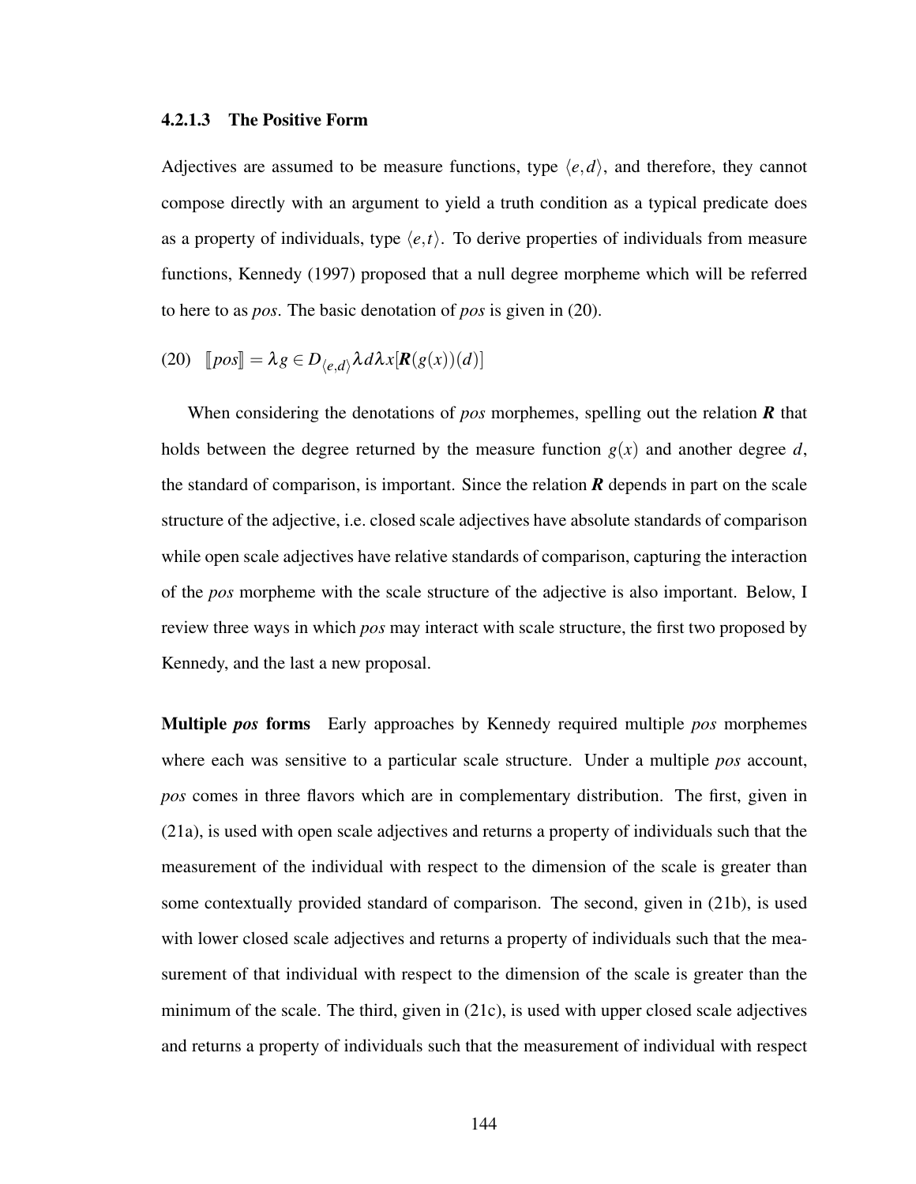#### 4.2.1.3 The Positive Form

Adjectives are assumed to be measure functions, type $\langle e, d \rangle$, and therefore, they cannot compose directly with an argument to yield a truth condition as a typical predicate does as a property of individuals, type $\langle e, t \rangle$. To derive properties of individuals from measure functions, Kennedy (1997) proposed that a null degree morpheme which will be referred to here to as *pos*. The basic denotation of *pos* is given in (20).

(20) $[\![pos]\!] = \lambda g \in D_{\langle e,d \rangle} \lambda d \lambda x[\boldsymbol{R}(g(x))(d)]$

When considering the denotations of *pos* morphemes, spelling out the relation $\boldsymbol{R}$ that holds between the degree returned by the measure function $g(x)$ and another degree $d$, the standard of comparison, is important. Since the relation $\boldsymbol{R}$ depends in part on the scale structure of the adjective, i.e. closed scale adjectives have absolute standards of comparison while open scale adjectives have relative standards of comparison, capturing the interaction of the *pos* morpheme with the scale structure of the adjective is also important. Below, I review three ways in which *pos* may interact with scale structure, the first two proposed by Kennedy, and the last a new proposal.

**Multiple *pos* forms** Early approaches by Kennedy required multiple *pos* morphemes where each was sensitive to a particular scale structure. Under a multiple *pos* account, *pos* comes in three flavors which are in complementary distribution. The first, given in (21a), is used with open scale adjectives and returns a property of individuals such that the measurement of the individual with respect to the dimension of the scale is greater than some contextually provided standard of comparison. The second, given in (21b), is used with lower closed scale adjectives and returns a property of individuals such that the measurement of that individual with respect to the dimension of the scale is greater than the minimum of the scale. The third, given in (21c), is used with upper closed scale adjectives and returns a property of individuals such that the measurement of individual with respect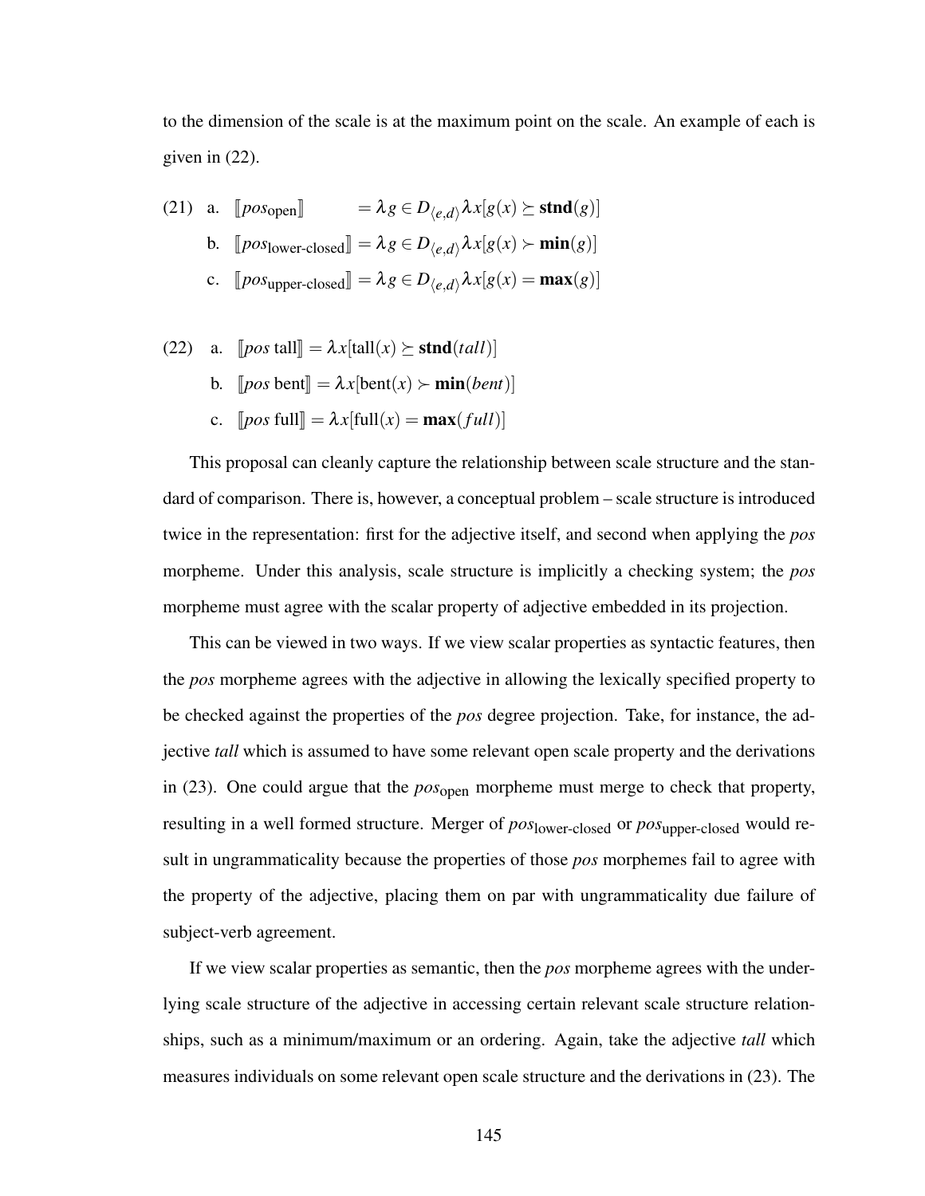to the dimension of the scale is at the maximum point on the scale. An example of each is given in (22).

(21) a. $[\![pos_{\text{open}}]\!] = \lambda g \in D_{\langle e,d \rangle} \lambda x[g(x) \succeq \mathbf{stnd}(g)]$

b. $[\![pos_{\text{lower-closed}}]\!] = \lambda g \in D_{\langle e,d \rangle} \lambda x[g(x) \succ \mathbf{min}(g)]$

c. $[\![pos_{\text{upper-closed}}]\!] = \lambda g \in D_{\langle e,d \rangle} \lambda x[g(x) = \mathbf{max}(g)]$

(22) a. $[\![pos \text{ tall}]\!] = \lambda x[\text{tall}(x) \succeq \mathbf{stnd}(tall)]$

b. $[\![pos \text{ bent}]\!] = \lambda x[\text{bent}(x) \succ \mathbf{min}(bent)]$

c. $[\![pos \text{ full}]\!] = \lambda x[\text{full}(x) = \mathbf{max}(full)]$

This proposal can cleanly capture the relationship between scale structure and the standard of comparison. There is, however, a conceptual problem – scale structure is introduced twice in the representation: first for the adjective itself, and second when applying the *pos* morpheme. Under this analysis, scale structure is implicitly a checking system; the *pos* morpheme must agree with the scalar property of adjective embedded in its projection.

This can be viewed in two ways. If we view scalar properties as syntactic features, then the *pos* morpheme agrees with the adjective in allowing the lexically specified property to be checked against the properties of the *pos* degree projection. Take, for instance, the adjective *tall* which is assumed to have some relevant open scale property and the derivations in (23). One could argue that the $pos_{\text{open}}$ morpheme must merge to check that property, resulting in a well formed structure. Merger of $pos_{\text{lower-closed}}$ or $pos_{\text{upper-closed}}$ would result in ungrammaticality because the properties of those *pos* morphemes fail to agree with the property of the adjective, placing them on par with ungrammaticality due failure of subject-verb agreement.

If we view scalar properties as semantic, then the *pos* morpheme agrees with the underlying scale structure of the adjective in accessing certain relevant scale structure relationships, such as a minimum/maximum or an ordering. Again, take the adjective *tall* which measures individuals on some relevant open scale structure and the derivations in (23). The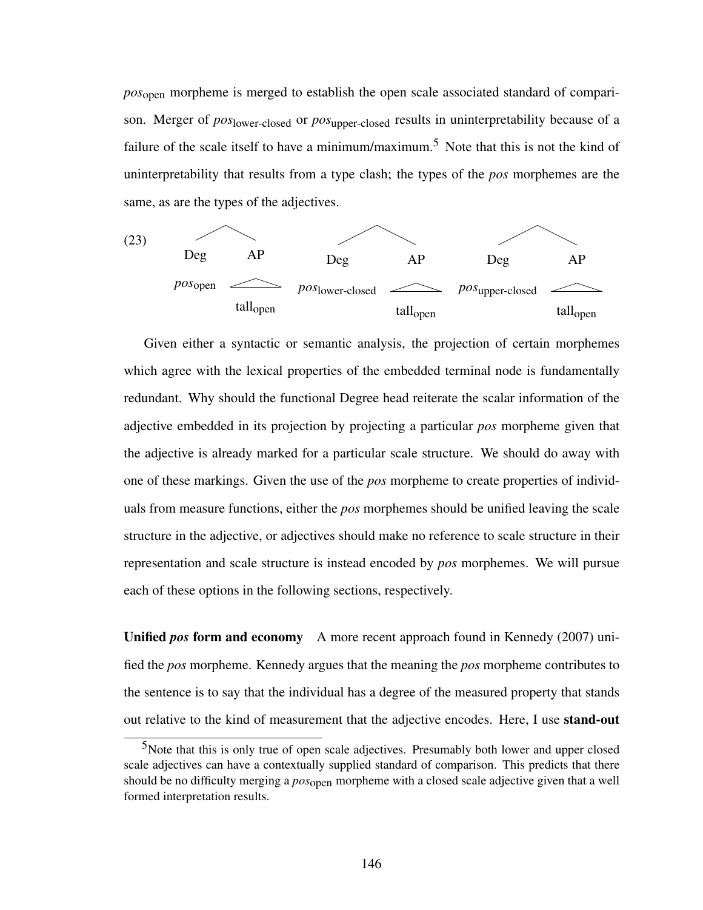*pos*$_{\text{open}}$ morpheme is merged to establish the open scale associated standard of comparison. Merger of *pos*$_{\text{lower-closed}}$ or *pos*$_{\text{upper-closed}}$ results in uninterpretability because of a failure of the scale itself to have a minimum/maximum.[5] Note that this is not the kind of uninterpretability that results from a type clash; the types of the *pos* morphemes are the same, as are the types of the adjectives.

(23) [Deg *pos*$_{\text{open}}$ ] [AP tall$_{\text{open}}$ ]   [Deg *pos*$_{\text{lower-closed}}$ ] [AP tall$_{\text{open}}$ ]   [Deg *pos*$_{\text{upper-closed}}$ ] [AP tall$_{\text{open}}$ ]

Given either a syntactic or semantic analysis, the projection of certain morphemes which agree with the lexical properties of the embedded terminal node is fundamentally redundant. Why should the functional Degree head reiterate the scalar information of the adjective embedded in its projection by projecting a particular *pos* morpheme given that the adjective is already marked for a particular scale structure. We should do away with one of these markings. Given the use of the *pos* morpheme to create properties of individuals from measure functions, either the *pos* morphemes should be unified leaving the scale structure in the adjective, or adjectives should make no reference to scale structure in their representation and scale structure is instead encoded by *pos* morphemes. We will pursue each of these options in the following sections, respectively.

**Unified *pos* form and economy** A more recent approach found in Kennedy (2007) unified the *pos* morpheme. Kennedy argues that the meaning the *pos* morpheme contributes to the sentence is to say that the individual has a degree of the measured property that stands out relative to the kind of measurement that the adjective encodes. Here, I use **stand-out**

[5] Note that this is only true of open scale adjectives. Presumably both lower and upper closed scale adjectives can have a contextually supplied standard of comparison. This predicts that there should be no difficulty merging a *pos*$_{\text{open}}$ morpheme with a closed scale adjective given that a well formed interpretation results.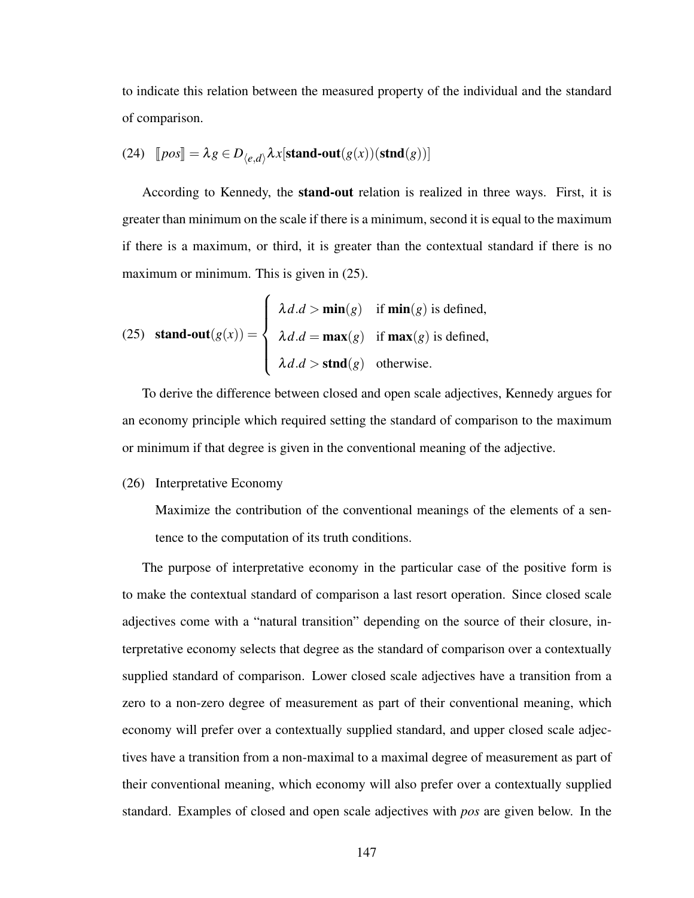to indicate this relation between the measured property of the individual and the standard of comparison.

(24) $[\![pos]\!] = \lambda g \in D_{\langle e,d \rangle} \lambda x[\textbf{stand-out}(g(x))(\textbf{stnd}(g))]$

According to Kennedy, the **stand-out** relation is realized in three ways. First, it is greater than minimum on the scale if there is a minimum, second it is equal to the maximum if there is a maximum, or third, it is greater than the contextual standard if there is no maximum or minimum. This is given in (25).

(25)
$$\textbf{stand-out}(g(x)) = \begin{cases} \lambda d.d > \textbf{min}(g) & \text{if } \textbf{min}(g) \text{ is defined,} \\ \lambda d.d = \textbf{max}(g) & \text{if } \textbf{max}(g) \text{ is defined,} \\ \lambda d.d > \textbf{stnd}(g) & \text{otherwise.} \end{cases}$$

To derive the difference between closed and open scale adjectives, Kennedy argues for an economy principle which required setting the standard of comparison to the maximum or minimum if that degree is given in the conventional meaning of the adjective.

(26) Interpretative Economy

Maximize the contribution of the conventional meanings of the elements of a sentence to the computation of its truth conditions.

The purpose of interpretative economy in the particular case of the positive form is to make the contextual standard of comparison a last resort operation. Since closed scale adjectives come with a "natural transition" depending on the source of their closure, interpretative economy selects that degree as the standard of comparison over a contextually supplied standard of comparison. Lower closed scale adjectives have a transition from a zero to a non-zero degree of measurement as part of their conventional meaning, which economy will prefer over a contextually supplied standard, and upper closed scale adjectives have a transition from a non-maximal to a maximal degree of measurement as part of their conventional meaning, which economy will also prefer over a contextually supplied standard. Examples of closed and open scale adjectives with *pos* are given below. In the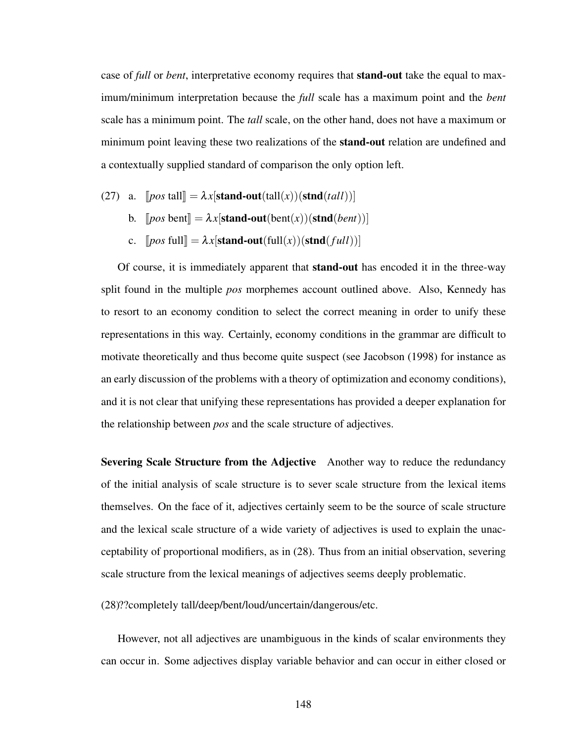case of *full* or *bent*, interpretative economy requires that **stand-out** take the equal to maximum/minimum interpretation because the *full* scale has a maximum point and the *bent* scale has a minimum point. The *tall* scale, on the other hand, does not have a maximum or minimum point leaving these two realizations of the **stand-out** relation are undefined and a contextually supplied standard of comparison the only option left.

(27) a. $[\![pos \text{ tall}]\!] = \lambda x[\textbf{stand-out}(\text{tall}(x))(\textbf{stnd}(tall))]$

b. $[\![pos \text{ bent}]\!] = \lambda x[\textbf{stand-out}(\text{bent}(x))(\textbf{stnd}(bent))]$

c. $[\![pos \text{ full}]\!] = \lambda x[\textbf{stand-out}(\text{full}(x))(\textbf{stnd}(full))]$

Of course, it is immediately apparent that **stand-out** has encoded it in the three-way split found in the multiple *pos* morphemes account outlined above. Also, Kennedy has to resort to an economy condition to select the correct meaning in order to unify these representations in this way. Certainly, economy conditions in the grammar are difficult to motivate theoretically and thus become quite suspect (see Jacobson (1998) for instance as an early discussion of the problems with a theory of optimization and economy conditions), and it is not clear that unifying these representations has provided a deeper explanation for the relationship between *pos* and the scale structure of adjectives.

**Severing Scale Structure from the Adjective** Another way to reduce the redundancy of the initial analysis of scale structure is to sever scale structure from the lexical items themselves. On the face of it, adjectives certainly seem to be the source of scale structure and the lexical scale structure of a wide variety of adjectives is used to explain the unacceptability of proportional modifiers, as in (28). Thus from an initial observation, severing scale structure from the lexical meanings of adjectives seems deeply problematic.

(28)??completely tall/deep/bent/loud/uncertain/dangerous/etc.

However, not all adjectives are unambiguous in the kinds of scalar environments they can occur in. Some adjectives display variable behavior and can occur in either closed or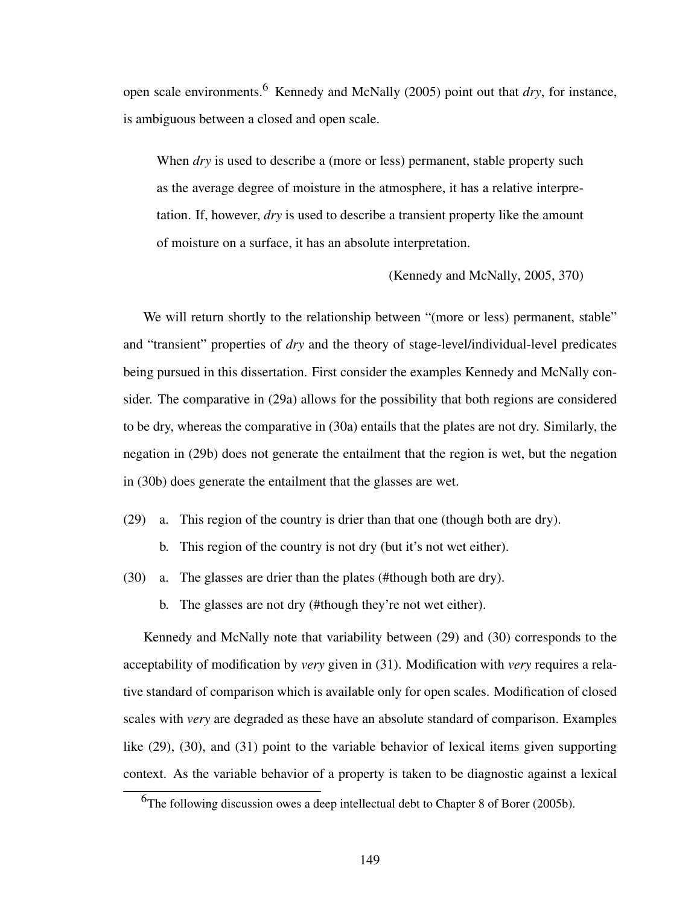open scale environments.[6] Kennedy and McNally (2005) point out that *dry*, for instance, is ambiguous between a closed and open scale.

> When *dry* is used to describe a (more or less) permanent, stable property such as the average degree of moisture in the atmosphere, it has a relative interpretation. If, however, *dry* is used to describe a transient property like the amount of moisture on a surface, it has an absolute interpretation.
>
> (Kennedy and McNally, 2005, 370)

We will return shortly to the relationship between "(more or less) permanent, stable" and "transient" properties of *dry* and the theory of stage-level/individual-level predicates being pursued in this dissertation. First consider the examples Kennedy and McNally consider. The comparative in (29a) allows for the possibility that both regions are considered to be dry, whereas the comparative in (30a) entails that the plates are not dry. Similarly, the negation in (29b) does not generate the entailment that the region is wet, but the negation in (30b) does generate the entailment that the glasses are wet.

(29) a. This region of the country is drier than that one (though both are dry).

b. This region of the country is not dry (but it's not wet either).

(30) a. The glasses are drier than the plates (#though both are dry).

b. The glasses are not dry (#though they're not wet either).

Kennedy and McNally note that variability between (29) and (30) corresponds to the acceptability of modification by *very* given in (31). Modification with *very* requires a relative standard of comparison which is available only for open scales. Modification of closed scales with *very* are degraded as these have an absolute standard of comparison. Examples like (29), (30), and (31) point to the variable behavior of lexical items given supporting context. As the variable behavior of a property is taken to be diagnostic against a lexical

[6] The following discussion owes a deep intellectual debt to Chapter 8 of Borer (2005b).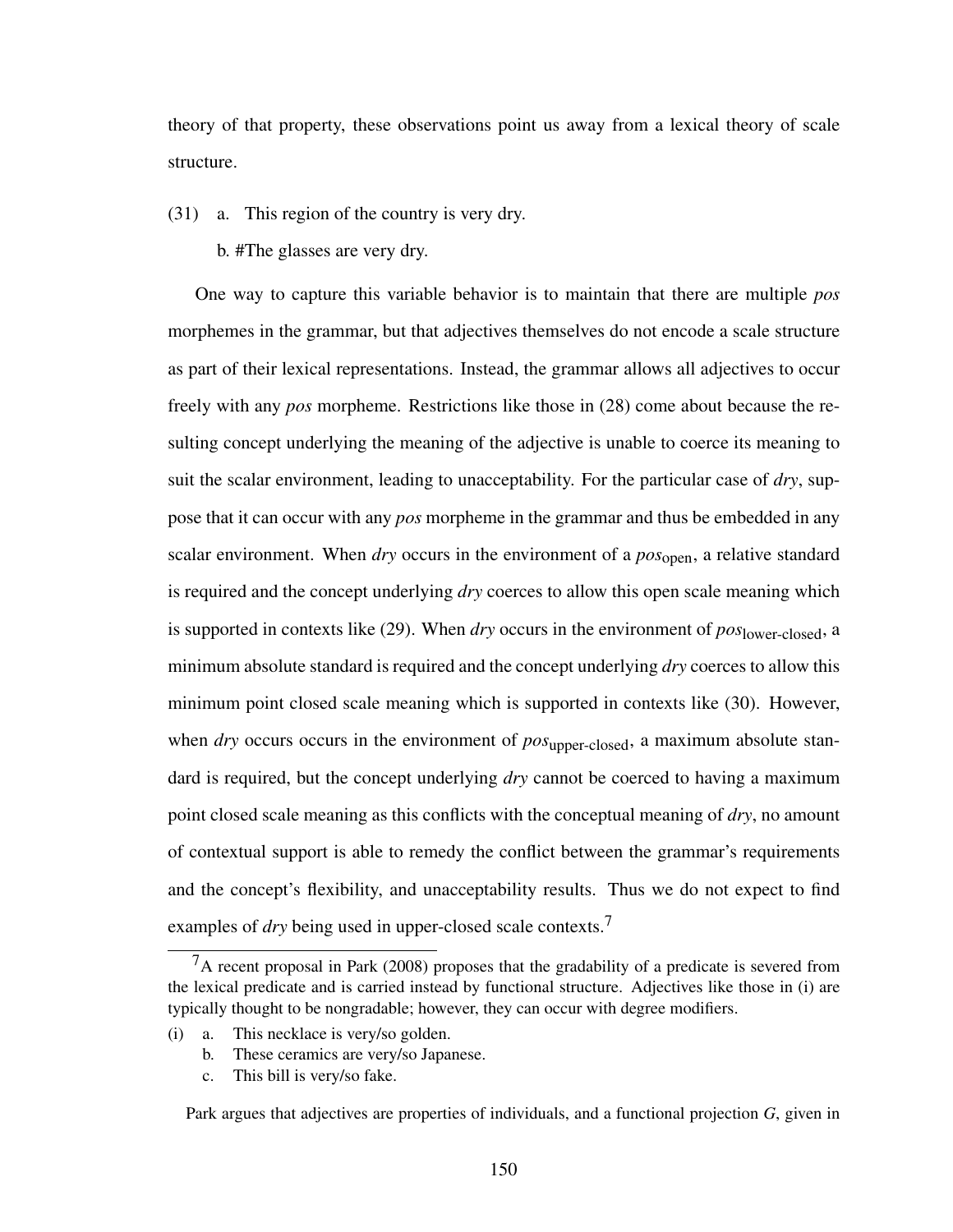theory of that property, these observations point us away from a lexical theory of scale structure.

(31) a. This region of the country is very dry.

b. #The glasses are very dry.

One way to capture this variable behavior is to maintain that there are multiple *pos* morphemes in the grammar, but that adjectives themselves do not encode a scale structure as part of their lexical representations. Instead, the grammar allows all adjectives to occur freely with any *pos* morpheme. Restrictions like those in (28) come about because the resulting concept underlying the meaning of the adjective is unable to coerce its meaning to suit the scalar environment, leading to unacceptability. For the particular case of *dry*, suppose that it can occur with any *pos* morpheme in the grammar and thus be embedded in any scalar environment. When *dry* occurs in the environment of a $pos_{\text{open}}$, a relative standard is required and the concept underlying *dry* coerces to allow this open scale meaning which is supported in contexts like (29). When *dry* occurs in the environment of $pos_{\text{lower-closed}}$, a minimum absolute standard is required and the concept underlying *dry* coerces to allow this minimum point closed scale meaning which is supported in contexts like (30). However, when *dry* occurs occurs in the environment of $pos_{\text{upper-closed}}$, a maximum absolute standard is required, but the concept underlying *dry* cannot be coerced to having a maximum point closed scale meaning as this conflicts with the conceptual meaning of *dry*, no amount of contextual support is able to remedy the conflict between the grammar's requirements and the concept's flexibility, and unacceptability results. Thus we do not expect to find examples of *dry* being used in upper-closed scale contexts.[7]

---

[7] A recent proposal in Park (2008) proposes that the gradability of a predicate is severed from the lexical predicate and is carried instead by functional structure. Adjectives like those in (i) are typically thought to be nongradable; however, they can occur with degree modifiers.

(i) a. This necklace is very/so golden.

b. These ceramics are very/so Japanese.

c. This bill is very/so fake.

Park argues that adjectives are properties of individuals, and a functional projection *G*, given in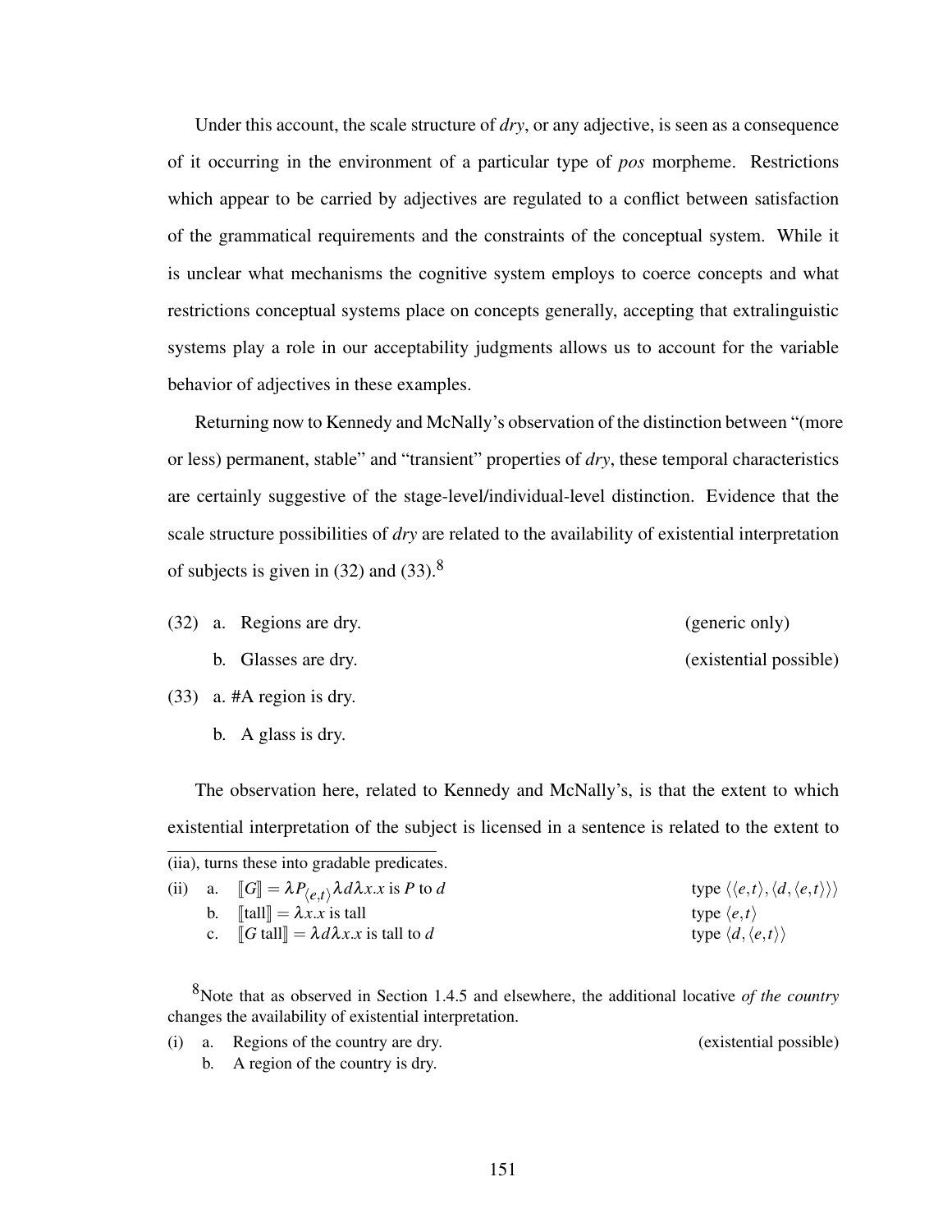Under this account, the scale structure of *dry*, or any adjective, is seen as a consequence of it occurring in the environment of a particular type of *pos* morpheme. Restrictions which appear to be carried by adjectives are regulated to a conflict between satisfaction of the grammatical requirements and the constraints of the conceptual system. While it is unclear what mechanisms the cognitive system employs to coerce concepts and what restrictions conceptual systems place on concepts generally, accepting that extralinguistic systems play a role in our acceptability judgments allows us to account for the variable behavior of adjectives in these examples.

Returning now to Kennedy and McNally's observation of the distinction between "(more or less) permanent, stable" and "transient" properties of *dry*, these temporal characteristics are certainly suggestive of the stage-level/individual-level distinction. Evidence that the scale structure possibilities of *dry* are related to the availability of existential interpretation of subjects is given in (32) and (33).[8]

(32) a. Regions are dry. (generic only)

b. Glasses are dry. (existential possible)

(33) a. #A region is dry.

b. A glass is dry.

The observation here, related to Kennedy and McNally's, is that the extent to which existential interpretation of the subject is licensed in a sentence is related to the extent to

---

(iia), turns these into gradable predicates.

(ii) a. $[\![G]\!] = \lambda P_{\langle e,t\rangle} \lambda d \lambda x.x$ is $P$ to $d$ type $\langle\langle e,t\rangle, \langle d, \langle e,t\rangle\rangle\rangle$

b. $[\![\text{tall}]\!] = \lambda x.x$ is tall type $\langle e,t\rangle$

c. $[\![G\ \text{tall}]\!] = \lambda d \lambda x.x$ is tall to $d$ type $\langle d, \langle e,t\rangle\rangle$

[8] Note that as observed in Section 1.4.5 and elsewhere, the additional locative *of the country* changes the availability of existential interpretation.

(i) a. Regions of the country are dry. (existential possible)

b. A region of the country is dry.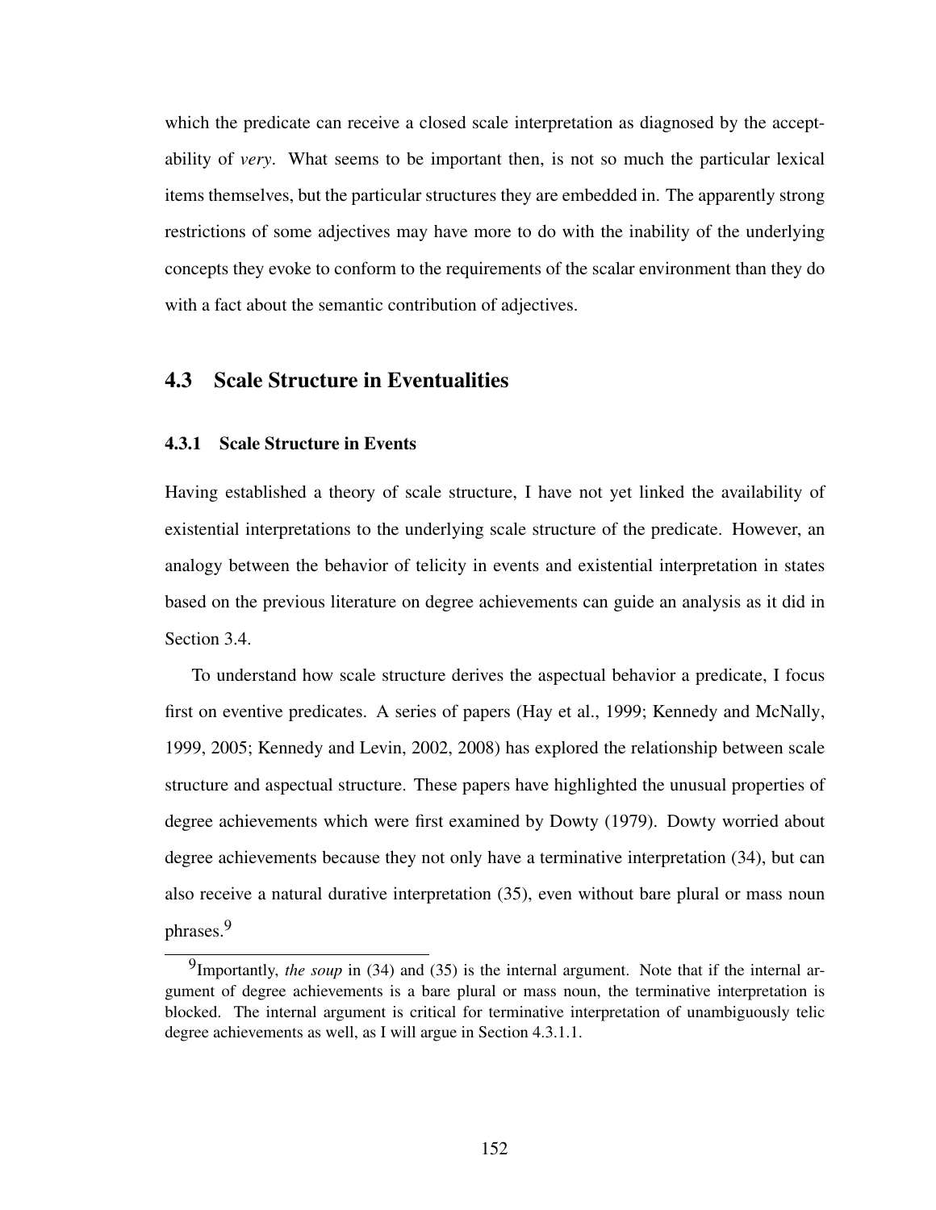which the predicate can receive a closed scale interpretation as diagnosed by the acceptability of *very*. What seems to be important then, is not so much the particular lexical items themselves, but the particular structures they are embedded in. The apparently strong restrictions of some adjectives may have more to do with the inability of the underlying concepts they evoke to conform to the requirements of the scalar environment than they do with a fact about the semantic contribution of adjectives.

## 4.3 Scale Structure in Eventualities

### 4.3.1 Scale Structure in Events

Having established a theory of scale structure, I have not yet linked the availability of existential interpretations to the underlying scale structure of the predicate. However, an analogy between the behavior of telicity in events and existential interpretation in states based on the previous literature on degree achievements can guide an analysis as it did in Section 3.4.

To understand how scale structure derives the aspectual behavior a predicate, I focus first on eventive predicates. A series of papers (Hay et al., 1999; Kennedy and McNally, 1999, 2005; Kennedy and Levin, 2002, 2008) has explored the relationship between scale structure and aspectual structure. These papers have highlighted the unusual properties of degree achievements which were first examined by Dowty (1979). Dowty worried about degree achievements because they not only have a terminative interpretation (34), but can also receive a natural durative interpretation (35), even without bare plural or mass noun phrases.[9]

[9] Importantly, *the soup* in (34) and (35) is the internal argument. Note that if the internal argument of degree achievements is a bare plural or mass noun, the terminative interpretation is blocked. The internal argument is critical for terminative interpretation of unambiguously telic degree achievements as well, as I will argue in Section 4.3.1.1.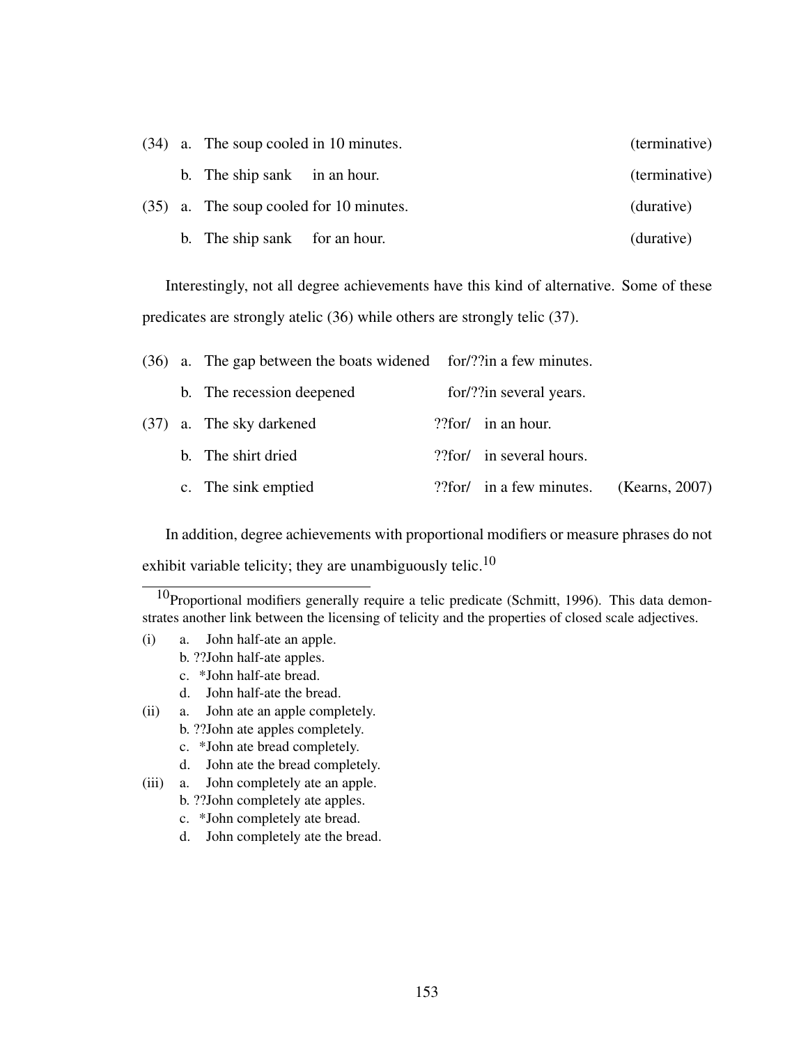(34) a. The soup cooled in 10 minutes. (terminative)

b. The ship sank in an hour. (terminative)

(35) a. The soup cooled for 10 minutes. (durative)

b. The ship sank for an hour. (durative)

Interestingly, not all degree achievements have this kind of alternative. Some of these predicates are strongly atelic (36) while others are strongly telic (37).

(36) a. The gap between the boats widened for/??in a few minutes.

b. The recession deepened for/??in several years.

(37) a. The sky darkened ??for/ in an hour.

b. The shirt dried ??for/ in several hours.

c. The sink emptied ??for/ in a few minutes. (Kearns, 2007)

In addition, degree achievements with proportional modifiers or measure phrases do not exhibit variable telicity; they are unambiguously telic.[10]

---

[10]Proportional modifiers generally require a telic predicate (Schmitt, 1996). This data demonstrates another link between the licensing of telicity and the properties of closed scale adjectives.

(i) a. John half-ate an apple.
b. ??John half-ate apples.
c. *John half-ate bread.
d. John half-ate the bread.

(ii) a. John ate an apple completely.
b. ??John ate apples completely.
c. *John ate bread completely.
d. John ate the bread completely.

(iii) a. John completely ate an apple.
b. ??John completely ate apples.
c. *John completely ate bread.
d. John completely ate the bread.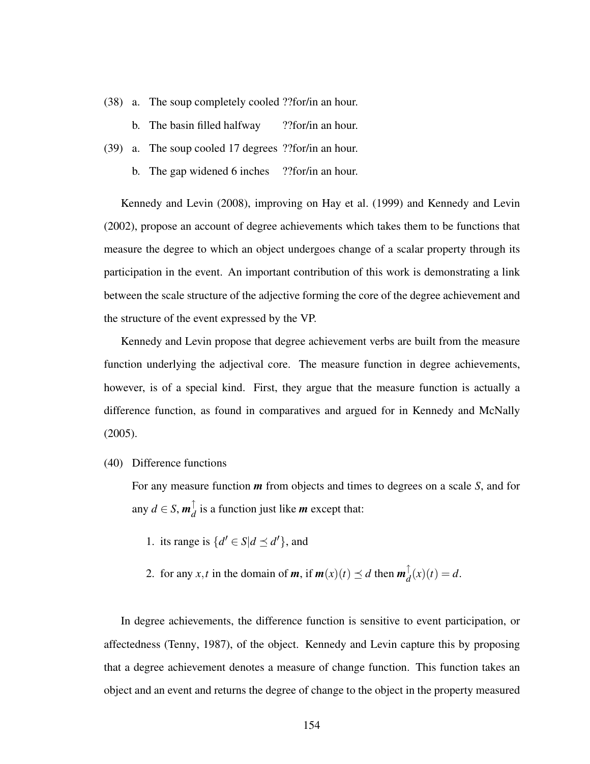(38) a. The soup completely cooled ??for/in an hour.

b. The basin filled halfway ??for/in an hour.

(39) a. The soup cooled 17 degrees ??for/in an hour.

b. The gap widened 6 inches ??for/in an hour.

Kennedy and Levin (2008), improving on Hay et al. (1999) and Kennedy and Levin (2002), propose an account of degree achievements which takes them to be functions that measure the degree to which an object undergoes change of a scalar property through its participation in the event. An important contribution of this work is demonstrating a link between the scale structure of the adjective forming the core of the degree achievement and the structure of the event expressed by the VP.

Kennedy and Levin propose that degree achievement verbs are built from the measure function underlying the adjectival core. The measure function in degree achievements, however, is of a special kind. First, they argue that the measure function is actually a difference function, as found in comparatives and argued for in Kennedy and McNally (2005).

(40) Difference functions

For any measure function $\boldsymbol{m}$ from objects and times to degrees on a scale $S$, and for any $d \in S$, $\boldsymbol{m}_d^{\uparrow}$ is a function just like $\boldsymbol{m}$ except that:

1. its range is $\{d' \in S | d \preceq d'\}$, and

2. for any $x, t$ in the domain of $\boldsymbol{m}$, if $\boldsymbol{m}(x)(t) \preceq d$ then $\boldsymbol{m}_d^{\uparrow}(x)(t) = d$.

In degree achievements, the difference function is sensitive to event participation, or affectedness (Tenny, 1987), of the object. Kennedy and Levin capture this by proposing that a degree achievement denotes a measure of change function. This function takes an object and an event and returns the degree of change to the object in the property measured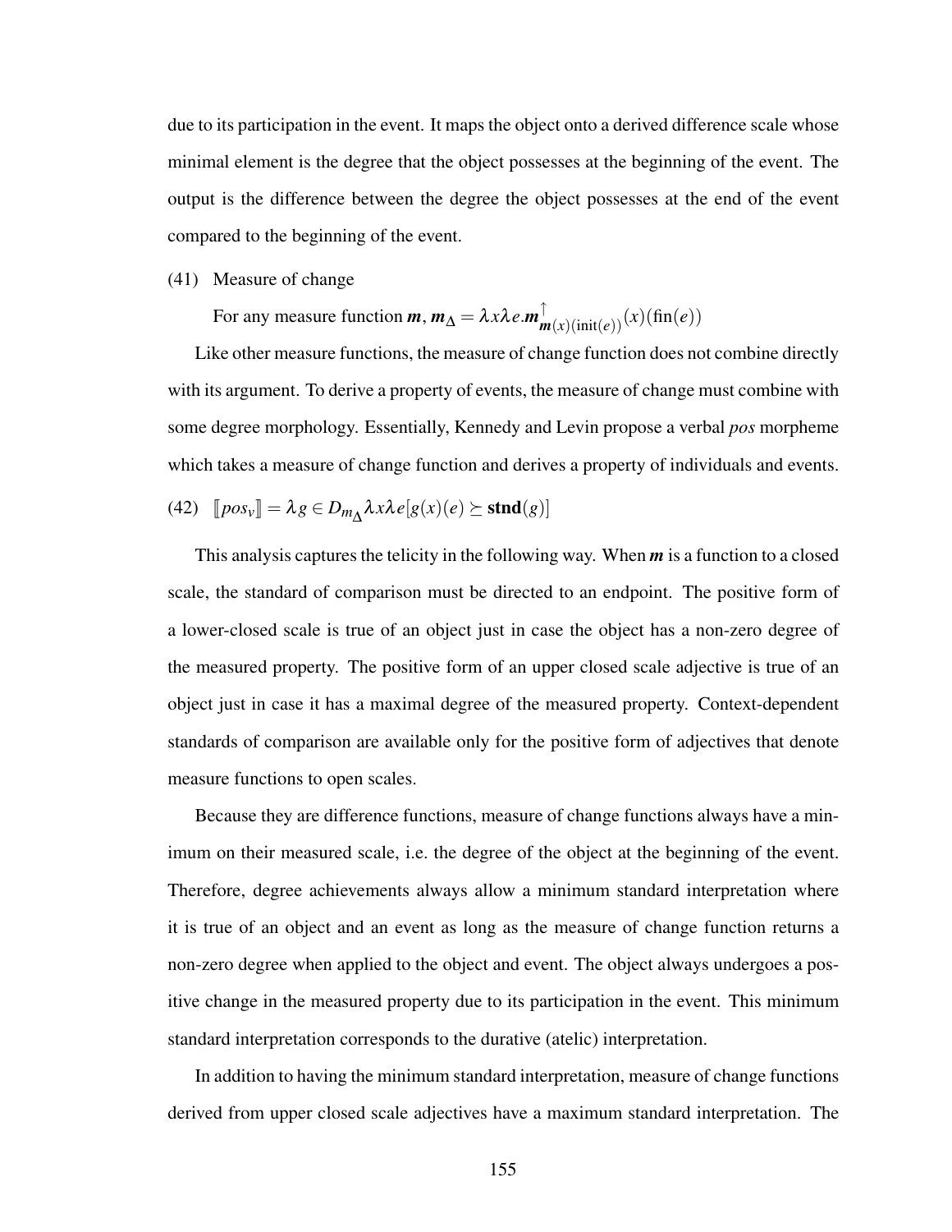due to its participation in the event. It maps the object onto a derived difference scale whose minimal element is the degree that the object possesses at the beginning of the event. The output is the difference between the degree the object possesses at the end of the event compared to the beginning of the event.

(41) Measure of change

For any measure function $\boldsymbol{m}$, $\boldsymbol{m}_\Delta = \lambda x \lambda e.\boldsymbol{m}^{\uparrow}_{\boldsymbol{m}(x)(\text{init}(e))}(x)(\text{fin}(e))$

Like other measure functions, the measure of change function does not combine directly with its argument. To derive a property of events, the measure of change must combine with some degree morphology. Essentially, Kennedy and Levin propose a verbal *pos* morpheme which takes a measure of change function and derives a property of individuals and events.

(42) $[\![pos_v]\!] = \lambda g \in D_{m_\Delta} \lambda x \lambda e[g(x)(e) \succeq \textbf{stnd}(g)]$

This analysis captures the telicity in the following way. When $\boldsymbol{m}$ is a function to a closed scale, the standard of comparison must be directed to an endpoint. The positive form of a lower-closed scale is true of an object just in case the object has a non-zero degree of the measured property. The positive form of an upper closed scale adjective is true of an object just in case it has a maximal degree of the measured property. Context-dependent standards of comparison are available only for the positive form of adjectives that denote measure functions to open scales.

Because they are difference functions, measure of change functions always have a minimum on their measured scale, i.e. the degree of the object at the beginning of the event. Therefore, degree achievements always allow a minimum standard interpretation where it is true of an object and an event as long as the measure of change function returns a non-zero degree when applied to the object and event. The object always undergoes a positive change in the measured property due to its participation in the event. This minimum standard interpretation corresponds to the durative (atelic) interpretation.

In addition to having the minimum standard interpretation, measure of change functions derived from upper closed scale adjectives have a maximum standard interpretation. The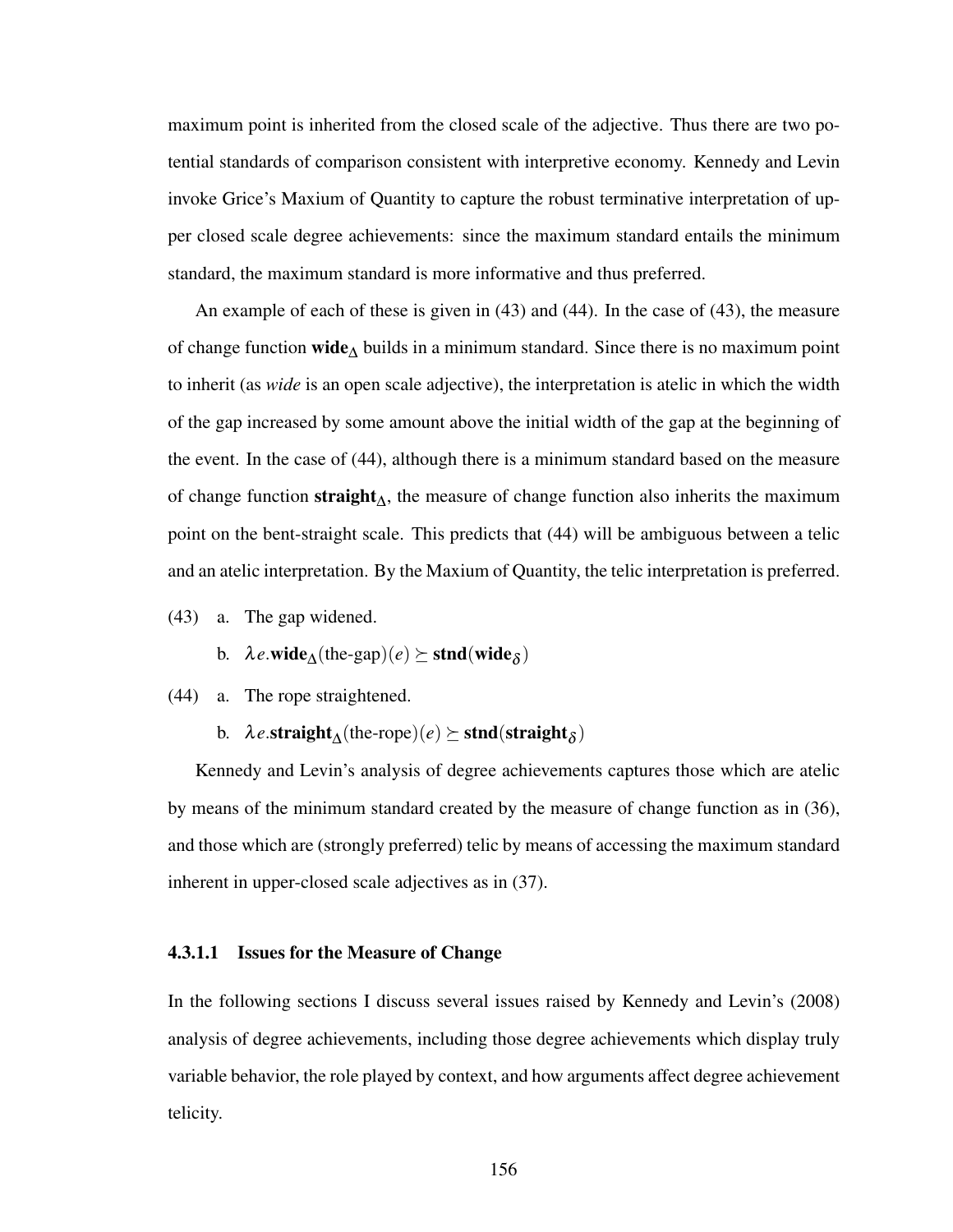maximum point is inherited from the closed scale of the adjective. Thus there are two potential standards of comparison consistent with interpretive economy. Kennedy and Levin invoke Grice's Maxium of Quantity to capture the robust terminative interpretation of upper closed scale degree achievements: since the maximum standard entails the minimum standard, the maximum standard is more informative and thus preferred.

An example of each of these is given in (43) and (44). In the case of (43), the measure of change function $\mathbf{wide}_\Delta$ builds in a minimum standard. Since there is no maximum point to inherit (as *wide* is an open scale adjective), the interpretation is atelic in which the width of the gap increased by some amount above the initial width of the gap at the beginning of the event. In the case of (44), although there is a minimum standard based on the measure of change function $\mathbf{straight}_\Delta$, the measure of change function also inherits the maximum point on the bent-straight scale. This predicts that (44) will be ambiguous between a telic and an atelic interpretation. By the Maxium of Quantity, the telic interpretation is preferred.

(43) a. The gap widened.

b. $\lambda e.\mathbf{wide}_\Delta(\text{the-gap})(e) \succeq \mathbf{stnd}(\mathbf{wide}_\delta)$

(44) a. The rope straightened.

b. $\lambda e.\mathbf{straight}_\Delta(\text{the-rope})(e) \succeq \mathbf{stnd}(\mathbf{straight}_\delta)$

Kennedy and Levin's analysis of degree achievements captures those which are atelic by means of the minimum standard created by the measure of change function as in (36), and those which are (strongly preferred) telic by means of accessing the maximum standard inherent in upper-closed scale adjectives as in (37).

#### 4.3.1.1 Issues for the Measure of Change

In the following sections I discuss several issues raised by Kennedy and Levin's (2008) analysis of degree achievements, including those degree achievements which display truly variable behavior, the role played by context, and how arguments affect degree achievement telicity.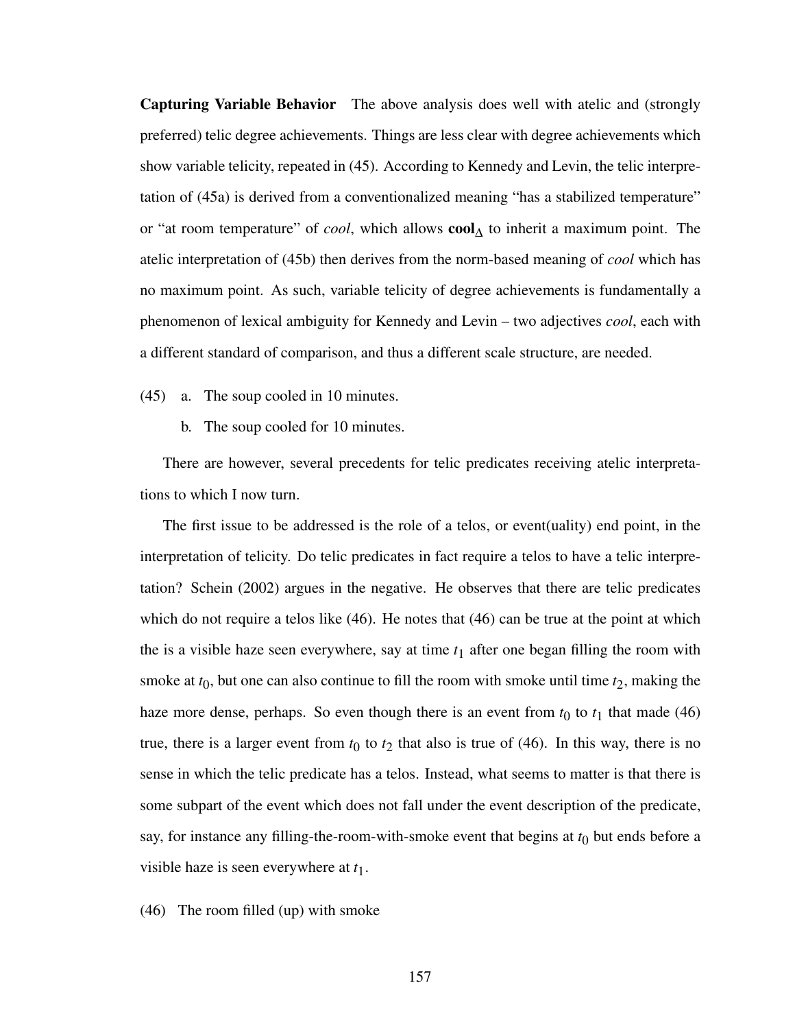**Capturing Variable Behavior** The above analysis does well with atelic and (strongly preferred) telic degree achievements. Things are less clear with degree achievements which show variable telicity, repeated in (45). According to Kennedy and Levin, the telic interpretation of (45a) is derived from a conventionalized meaning "has a stabilized temperature" or "at room temperature" of *cool*, which allows $\mathbf{cool}_{\Delta}$ to inherit a maximum point. The atelic interpretation of (45b) then derives from the norm-based meaning of *cool* which has no maximum point. As such, variable telicity of degree achievements is fundamentally a phenomenon of lexical ambiguity for Kennedy and Levin – two adjectives *cool*, each with a different standard of comparison, and thus a different scale structure, are needed.

(45) a. The soup cooled in 10 minutes.

b. The soup cooled for 10 minutes.

There are however, several precedents for telic predicates receiving atelic interpretations to which I now turn.

The first issue to be addressed is the role of a telos, or event(uality) end point, in the interpretation of telicity. Do telic predicates in fact require a telos to have a telic interpretation? Schein (2002) argues in the negative. He observes that there are telic predicates which do not require a telos like (46). He notes that (46) can be true at the point at which the is a visible haze seen everywhere, say at time $t_1$ after one began filling the room with smoke at $t_0$, but one can also continue to fill the room with smoke until time $t_2$, making the haze more dense, perhaps. So even though there is an event from $t_0$ to $t_1$ that made (46) true, there is a larger event from $t_0$ to $t_2$ that also is true of (46). In this way, there is no sense in which the telic predicate has a telos. Instead, what seems to matter is that there is some subpart of the event which does not fall under the event description of the predicate, say, for instance any filling-the-room-with-smoke event that begins at $t_0$ but ends before a visible haze is seen everywhere at $t_1$.

(46) The room filled (up) with smoke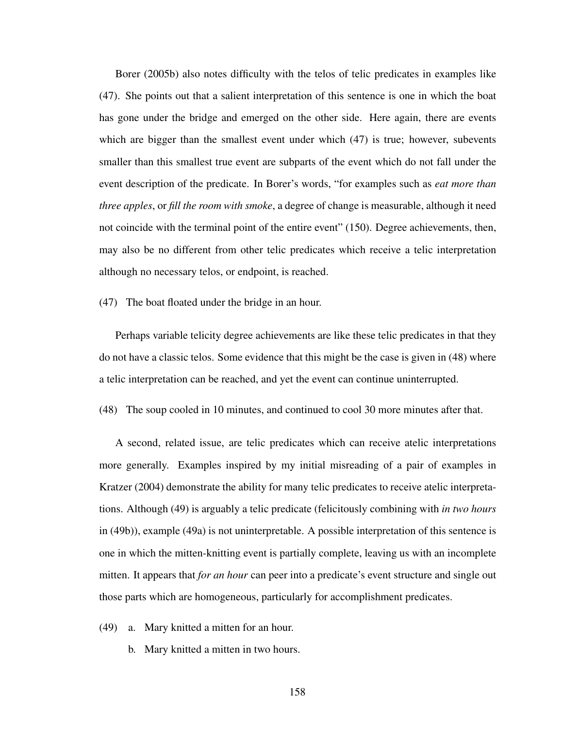Borer (2005b) also notes difficulty with the telos of telic predicates in examples like (47). She points out that a salient interpretation of this sentence is one in which the boat has gone under the bridge and emerged on the other side. Here again, there are events which are bigger than the smallest event under which (47) is true; however, subevents smaller than this smallest true event are subparts of the event which do not fall under the event description of the predicate. In Borer's words, "for examples such as *eat more than three apples*, or *fill the room with smoke*, a degree of change is measurable, although it need not coincide with the terminal point of the entire event" (150). Degree achievements, then, may also be no different from other telic predicates which receive a telic interpretation although no necessary telos, or endpoint, is reached.

(47) The boat floated under the bridge in an hour.

Perhaps variable telicity degree achievements are like these telic predicates in that they do not have a classic telos. Some evidence that this might be the case is given in (48) where a telic interpretation can be reached, and yet the event can continue uninterrupted.

(48) The soup cooled in 10 minutes, and continued to cool 30 more minutes after that.

A second, related issue, are telic predicates which can receive atelic interpretations more generally. Examples inspired by my initial misreading of a pair of examples in Kratzer (2004) demonstrate the ability for many telic predicates to receive atelic interpretations. Although (49) is arguably a telic predicate (felicitously combining with *in two hours* in (49b)), example (49a) is not uninterpretable. A possible interpretation of this sentence is one in which the mitten-knitting event is partially complete, leaving us with an incomplete mitten. It appears that *for an hour* can peer into a predicate's event structure and single out those parts which are homogeneous, particularly for accomplishment predicates.

(49) a. Mary knitted a mitten for an hour.

  b. Mary knitted a mitten in two hours.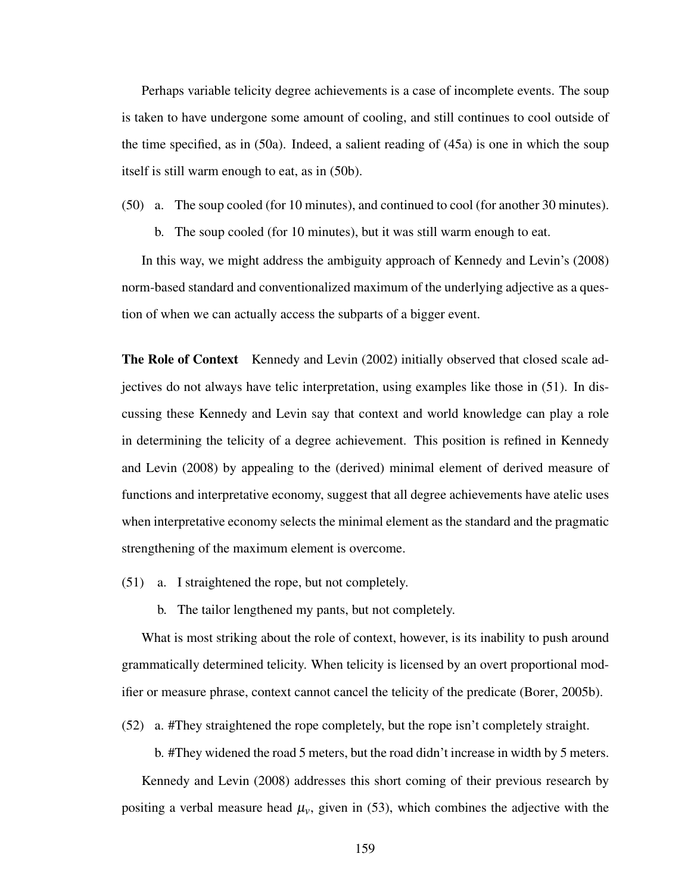Perhaps variable telicity degree achievements is a case of incomplete events. The soup is taken to have undergone some amount of cooling, and still continues to cool outside of the time specified, as in (50a). Indeed, a salient reading of (45a) is one in which the soup itself is still warm enough to eat, as in (50b).

(50) a. The soup cooled (for 10 minutes), and continued to cool (for another 30 minutes).

b. The soup cooled (for 10 minutes), but it was still warm enough to eat.

In this way, we might address the ambiguity approach of Kennedy and Levin's (2008) norm-based standard and conventionalized maximum of the underlying adjective as a question of when we can actually access the subparts of a bigger event.

**The Role of Context** Kennedy and Levin (2002) initially observed that closed scale adjectives do not always have telic interpretation, using examples like those in (51). In discussing these Kennedy and Levin say that context and world knowledge can play a role in determining the telicity of a degree achievement. This position is refined in Kennedy and Levin (2008) by appealing to the (derived) minimal element of derived measure of functions and interpretative economy, suggest that all degree achievements have atelic uses when interpretative economy selects the minimal element as the standard and the pragmatic strengthening of the maximum element is overcome.

(51) a. I straightened the rope, but not completely.

b. The tailor lengthened my pants, but not completely.

What is most striking about the role of context, however, is its inability to push around grammatically determined telicity. When telicity is licensed by an overt proportional modifier or measure phrase, context cannot cancel the telicity of the predicate (Borer, 2005b).

(52) a. #They straightened the rope completely, but the rope isn't completely straight.

b. #They widened the road 5 meters, but the road didn't increase in width by 5 meters.

Kennedy and Levin (2008) addresses this short coming of their previous research by positing a verbal measure head $\mu_v$, given in (53), which combines the adjective with the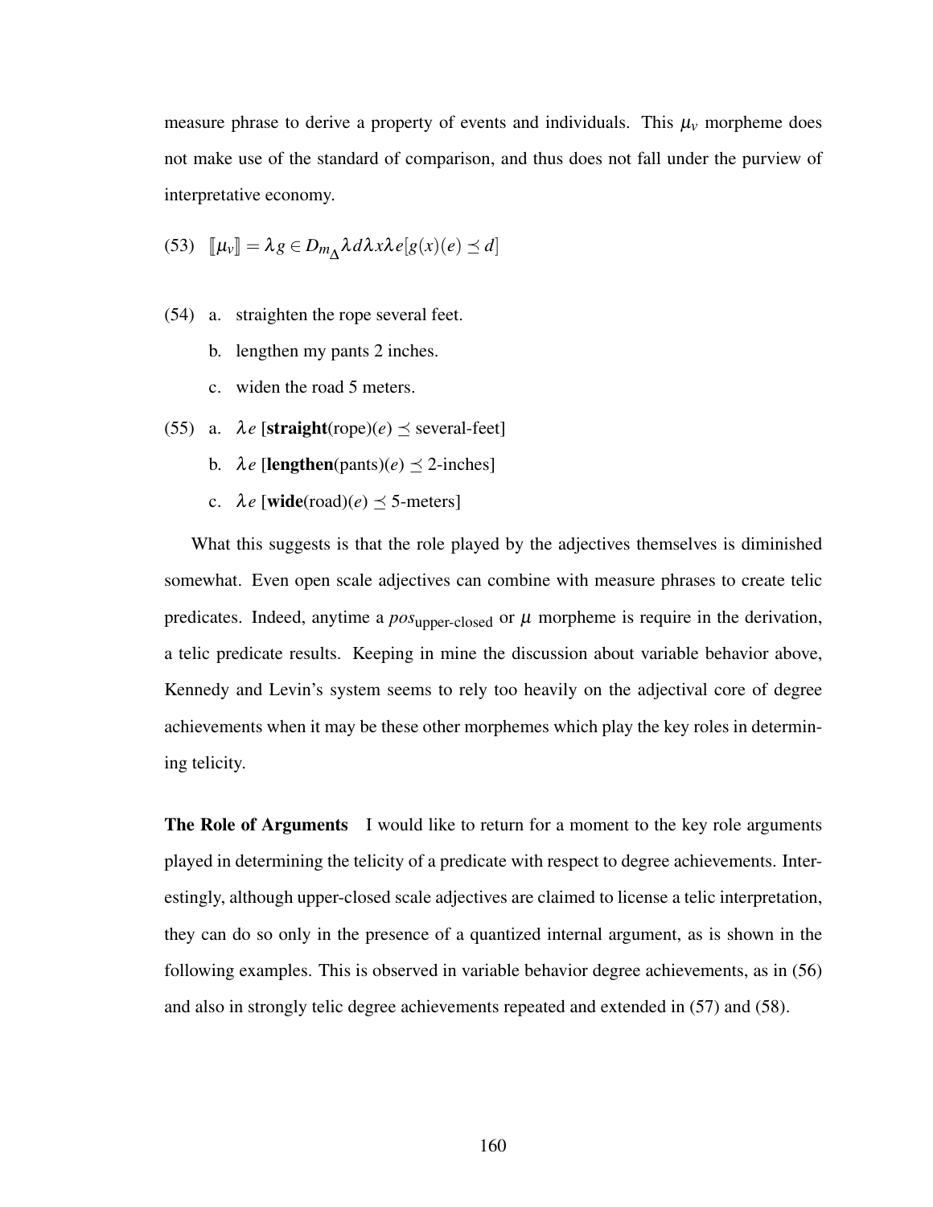measure phrase to derive a property of events and individuals. This $\mu_v$ morpheme does not make use of the standard of comparison, and thus does not fall under the purview of interpretative economy.

(53) $[\![\mu_v]\!] = \lambda g \in D_{m_\Delta} \lambda d \lambda x \lambda e[g(x)(e) \preceq d]$

(54) a. straighten the rope several feet.

b. lengthen my pants 2 inches.

c. widen the road 5 meters.

(55) a. $\lambda e$ [**straight**(rope)($e$) $\preceq$ several-feet]

b. $\lambda e$ [**lengthen**(pants)($e$) $\preceq$ 2-inches]

c. $\lambda e$ [**wide**(road)($e$) $\preceq$ 5-meters]

What this suggests is that the role played by the adjectives themselves is diminished somewhat. Even open scale adjectives can combine with measure phrases to create telic predicates. Indeed, anytime a $pos_{\text{upper-closed}}$ or $\mu$ morpheme is require in the derivation, a telic predicate results. Keeping in mine the discussion about variable behavior above, Kennedy and Levin's system seems to rely too heavily on the adjectival core of degree achievements when it may be these other morphemes which play the key roles in determining telicity.

**The Role of Arguments** I would like to return for a moment to the key role arguments played in determining the telicity of a predicate with respect to degree achievements. Interestingly, although upper-closed scale adjectives are claimed to license a telic interpretation, they can do so only in the presence of a quantized internal argument, as is shown in the following examples. This is observed in variable behavior degree achievements, as in (56) and also in strongly telic degree achievements repeated and extended in (57) and (58).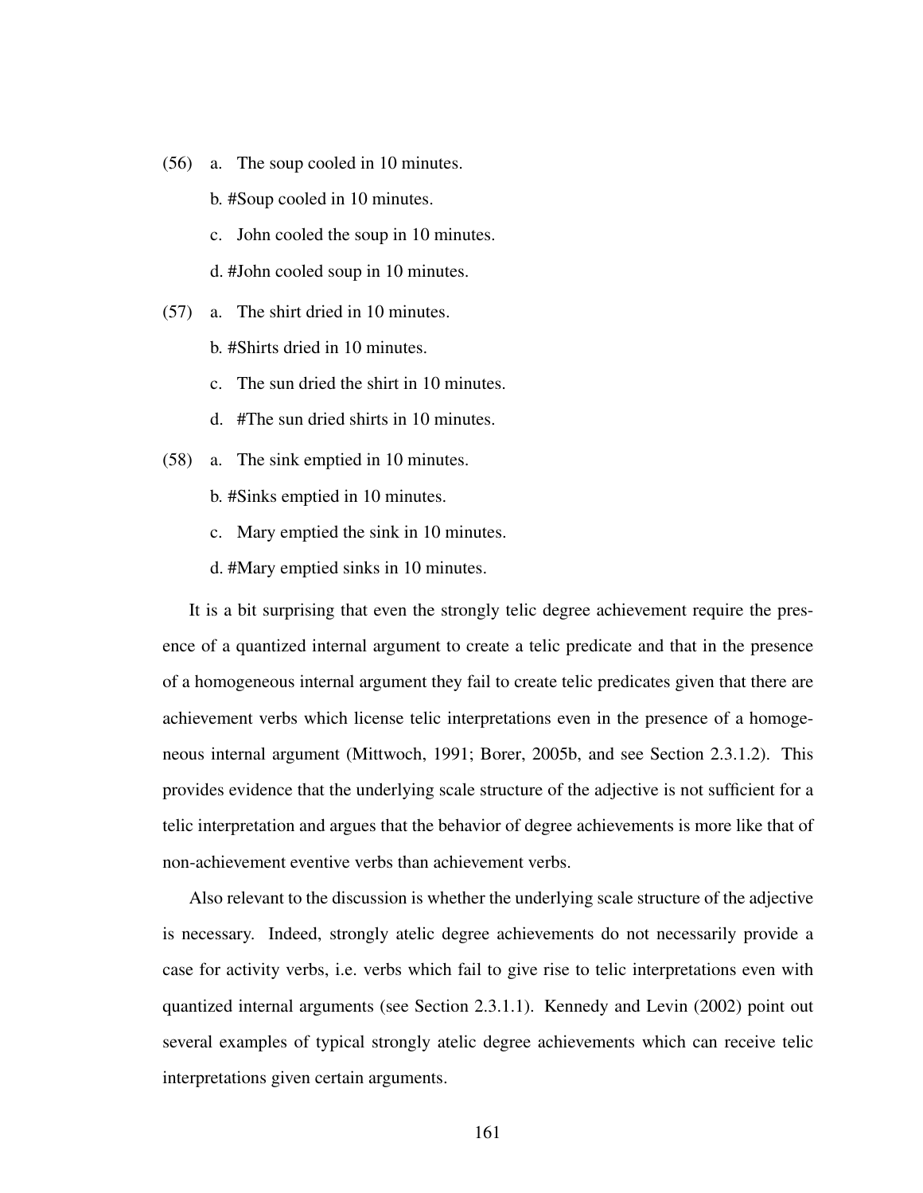(56) a. The soup cooled in 10 minutes.

b. #Soup cooled in 10 minutes.

c. John cooled the soup in 10 minutes.

d. #John cooled soup in 10 minutes.

(57) a. The shirt dried in 10 minutes.

b. #Shirts dried in 10 minutes.

c. The sun dried the shirt in 10 minutes.

d. #The sun dried shirts in 10 minutes.

(58) a. The sink emptied in 10 minutes.

b. #Sinks emptied in 10 minutes.

c. Mary emptied the sink in 10 minutes.

d. #Mary emptied sinks in 10 minutes.

It is a bit surprising that even the strongly telic degree achievement require the presence of a quantized internal argument to create a telic predicate and that in the presence of a homogeneous internal argument they fail to create telic predicates given that there are achievement verbs which license telic interpretations even in the presence of a homogeneous internal argument (Mittwoch, 1991; Borer, 2005b, and see Section 2.3.1.2). This provides evidence that the underlying scale structure of the adjective is not sufficient for a telic interpretation and argues that the behavior of degree achievements is more like that of non-achievement eventive verbs than achievement verbs.

Also relevant to the discussion is whether the underlying scale structure of the adjective is necessary. Indeed, strongly atelic degree achievements do not necessarily provide a case for activity verbs, i.e. verbs which fail to give rise to telic interpretations even with quantized internal arguments (see Section 2.3.1.1). Kennedy and Levin (2002) point out several examples of typical strongly atelic degree achievements which can receive telic interpretations given certain arguments.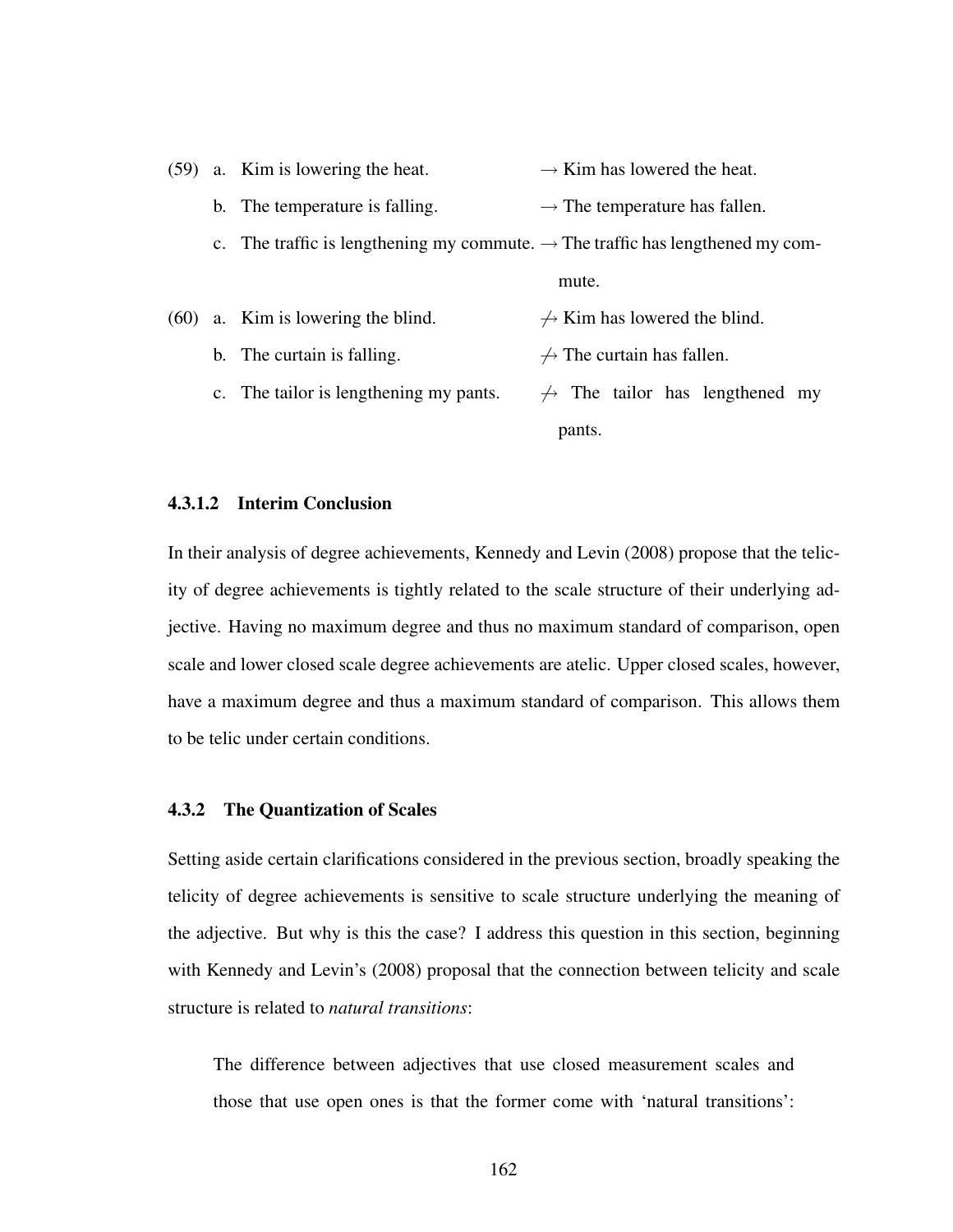(59) a. Kim is lowering the heat. $\rightarrow$ Kim has lowered the heat.

b. The temperature is falling. $\rightarrow$ The temperature has fallen.

c. The traffic is lengthening my commute. $\rightarrow$ The traffic has lengthened my commute.

(60) a. Kim is lowering the blind. $\not\rightarrow$ Kim has lowered the blind.

b. The curtain is falling. $\not\rightarrow$ The curtain has fallen.

c. The tailor is lengthening my pants. $\not\rightarrow$ The tailor has lengthened my pants.

#### 4.3.1.2 Interim Conclusion

In their analysis of degree achievements, Kennedy and Levin (2008) propose that the telicity of degree achievements is tightly related to the scale structure of their underlying adjective. Having no maximum degree and thus no maximum standard of comparison, open scale and lower closed scale degree achievements are atelic. Upper closed scales, however, have a maximum degree and thus a maximum standard of comparison. This allows them to be telic under certain conditions.

### 4.3.2 The Quantization of Scales

Setting aside certain clarifications considered in the previous section, broadly speaking the telicity of degree achievements is sensitive to scale structure underlying the meaning of the adjective. But why is this the case? I address this question in this section, beginning with Kennedy and Levin's (2008) proposal that the connection between telicity and scale structure is related to *natural transitions*:

> The difference between adjectives that use closed measurement scales and those that use open ones is that the former come with 'natural transitions':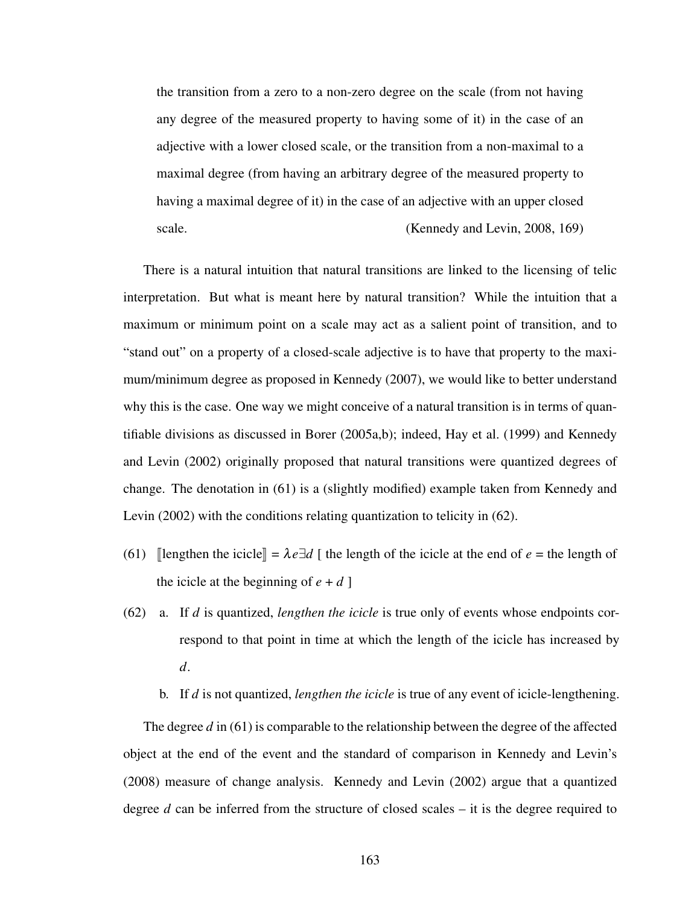> the transition from a zero to a non-zero degree on the scale (from not having any degree of the measured property to having some of it) in the case of an adjective with a lower closed scale, or the transition from a non-maximal to a maximal degree (from having an arbitrary degree of the measured property to having a maximal degree of it) in the case of an adjective with an upper closed scale. (Kennedy and Levin, 2008, 169)

There is a natural intuition that natural transitions are linked to the licensing of telic interpretation. But what is meant here by natural transition? While the intuition that a maximum or minimum point on a scale may act as a salient point of transition, and to "stand out" on a property of a closed-scale adjective is to have that property to the maximum/minimum degree as proposed in Kennedy (2007), we would like to better understand why this is the case. One way we might conceive of a natural transition is in terms of quantifiable divisions as discussed in Borer (2005a,b); indeed, Hay et al. (1999) and Kennedy and Levin (2002) originally proposed that natural transitions were quantized degrees of change. The denotation in (61) is a (slightly modified) example taken from Kennedy and Levin (2002) with the conditions relating quantization to telicity in (62).

(61) $[\![$lengthen the icicle$]\!] = \lambda e \exists d$ [ the length of the icicle at the end of $e$ = the length of the icicle at the beginning of $e + d$ ]

(62) a. If $d$ is quantized, *lengthen the icicle* is true only of events whose endpoints correspond to that point in time at which the length of the icicle has increased by $d$.

b. If $d$ is not quantized, *lengthen the icicle* is true of any event of icicle-lengthening.

The degree $d$ in (61) is comparable to the relationship between the degree of the affected object at the end of the event and the standard of comparison in Kennedy and Levin's (2008) measure of change analysis. Kennedy and Levin (2002) argue that a quantized degree $d$ can be inferred from the structure of closed scales – it is the degree required to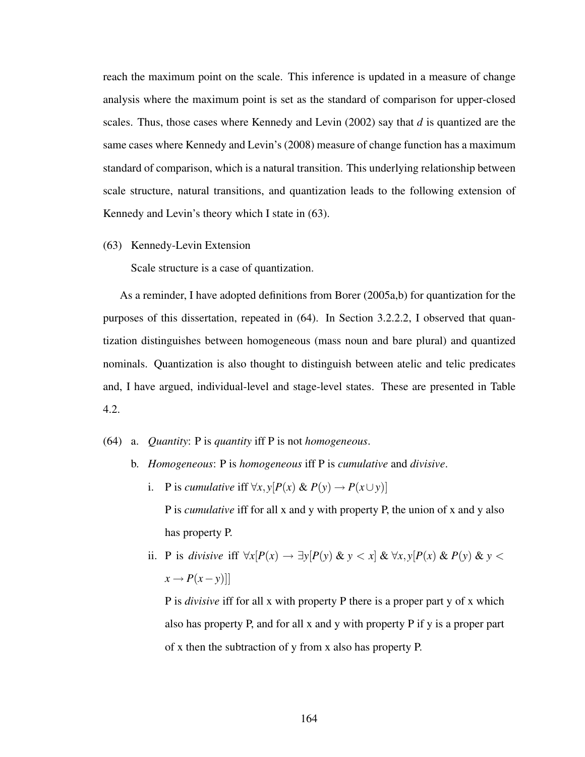reach the maximum point on the scale. This inference is updated in a measure of change analysis where the maximum point is set as the standard of comparison for upper-closed scales. Thus, those cases where Kennedy and Levin (2002) say that *d* is quantized are the same cases where Kennedy and Levin's (2008) measure of change function has a maximum standard of comparison, which is a natural transition. This underlying relationship between scale structure, natural transitions, and quantization leads to the following extension of Kennedy and Levin's theory which I state in (63).

(63) Kennedy-Levin Extension

Scale structure is a case of quantization.

As a reminder, I have adopted definitions from Borer (2005a,b) for quantization for the purposes of this dissertation, repeated in (64). In Section 3.2.2.2, I observed that quantization distinguishes between homogeneous (mass noun and bare plural) and quantized nominals. Quantization is also thought to distinguish between atelic and telic predicates and, I have argued, individual-level and stage-level states. These are presented in Table 4.2.

(64) a. *Quantity*: P is *quantity* iff P is not *homogeneous*.

b. *Homogeneous*: P is *homogeneous* iff P is *cumulative* and *divisive*.

i. P is *cumulative* iff $\forall x, y[P(x) \;\&\; P(y) \rightarrow P(x \cup y)]$

P is *cumulative* iff for all x and y with property P, the union of x and y also has property P.

ii. P is *divisive* iff $\forall x[P(x) \rightarrow \exists y[P(y) \;\&\; y < x] \;\&\; \forall x, y[P(x) \;\&\; P(y) \;\&\; y < x \rightarrow P(x - y)]]$

P is *divisive* iff for all x with property P there is a proper part y of x which also has property P, and for all x and y with property P if y is a proper part of x then the subtraction of y from x also has property P.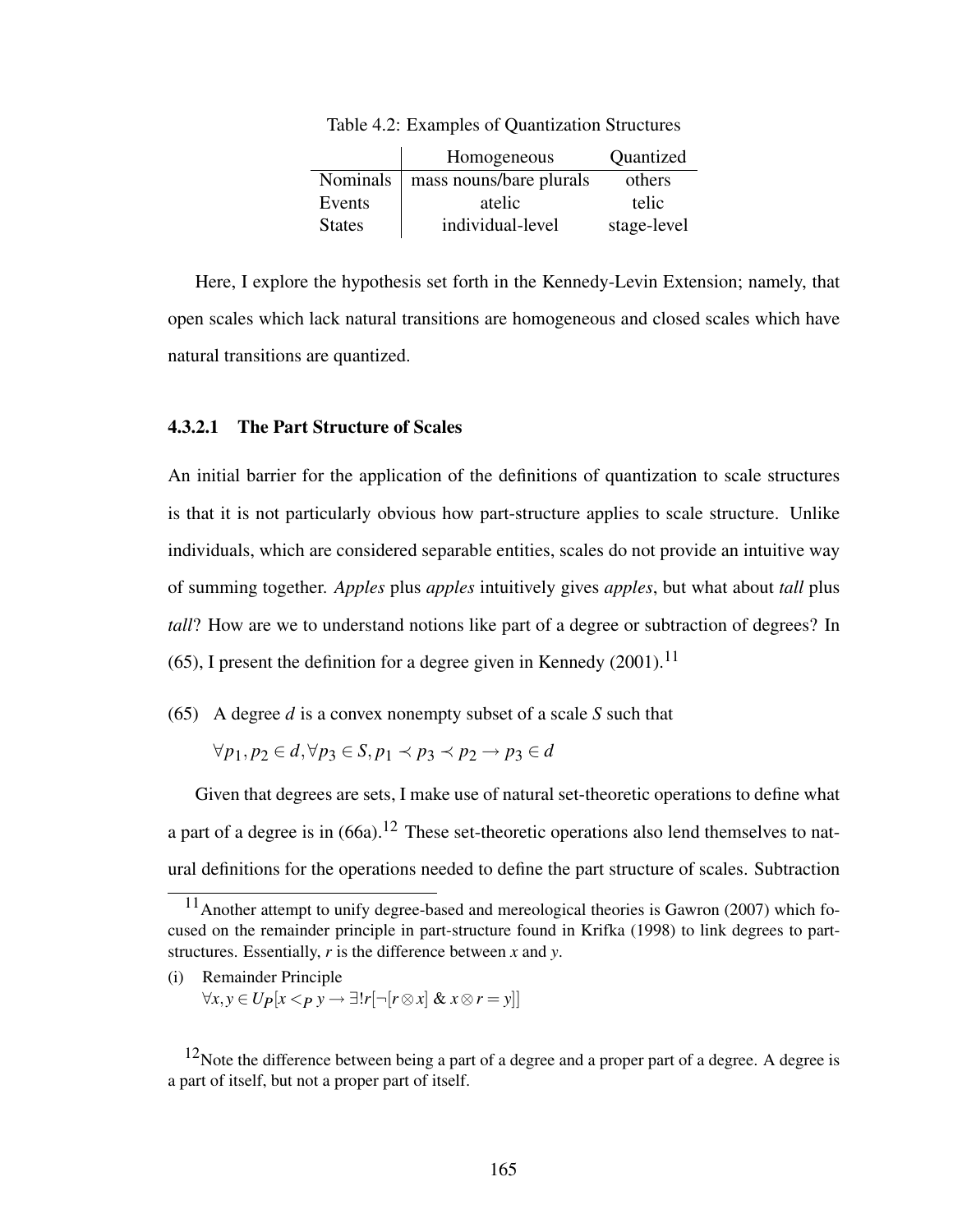Table 4.2: Examples of Quantization Structures

| | Homogeneous | Quantized |
|---|---|---|
| Nominals | mass nouns/bare plurals | others |
| Events | atelic | telic |
| States | individual-level | stage-level |

Here, I explore the hypothesis set forth in the Kennedy-Levin Extension; namely, that open scales which lack natural transitions are homogeneous and closed scales which have natural transitions are quantized.

#### 4.3.2.1 The Part Structure of Scales

An initial barrier for the application of the definitions of quantization to scale structures is that it is not particularly obvious how part-structure applies to scale structure. Unlike individuals, which are considered separable entities, scales do not provide an intuitive way of summing together. *Apples* plus *apples* intuitively gives *apples*, but what about *tall* plus *tall*? How are we to understand notions like part of a degree or subtraction of degrees? In (65), I present the definition for a degree given in Kennedy (2001).[11]

(65) A degree $d$ is a convex nonempty subset of a scale $S$ such that

$\forall p_1, p_2 \in d, \forall p_3 \in S, p_1 \prec p_3 \prec p_2 \rightarrow p_3 \in d$

Given that degrees are sets, I make use of natural set-theoretic operations to define what a part of a degree is in (66a).[12] These set-theoretic operations also lend themselves to natural definitions for the operations needed to define the part structure of scales. Subtraction

[11] Another attempt to unify degree-based and mereological theories is Gawron (2007) which focused on the remainder principle in part-structure found in Krifka (1998) to link degrees to part-structures. Essentially, $r$ is the difference between $x$ and $y$.

(i) Remainder Principle
$\forall x, y \in U_P[x <_P y \rightarrow \exists! r[\neg[r \otimes x] \;\&\; x \otimes r = y]]$

[12] Note the difference between being a part of a degree and a proper part of a degree. A degree is a part of itself, but not a proper part of itself.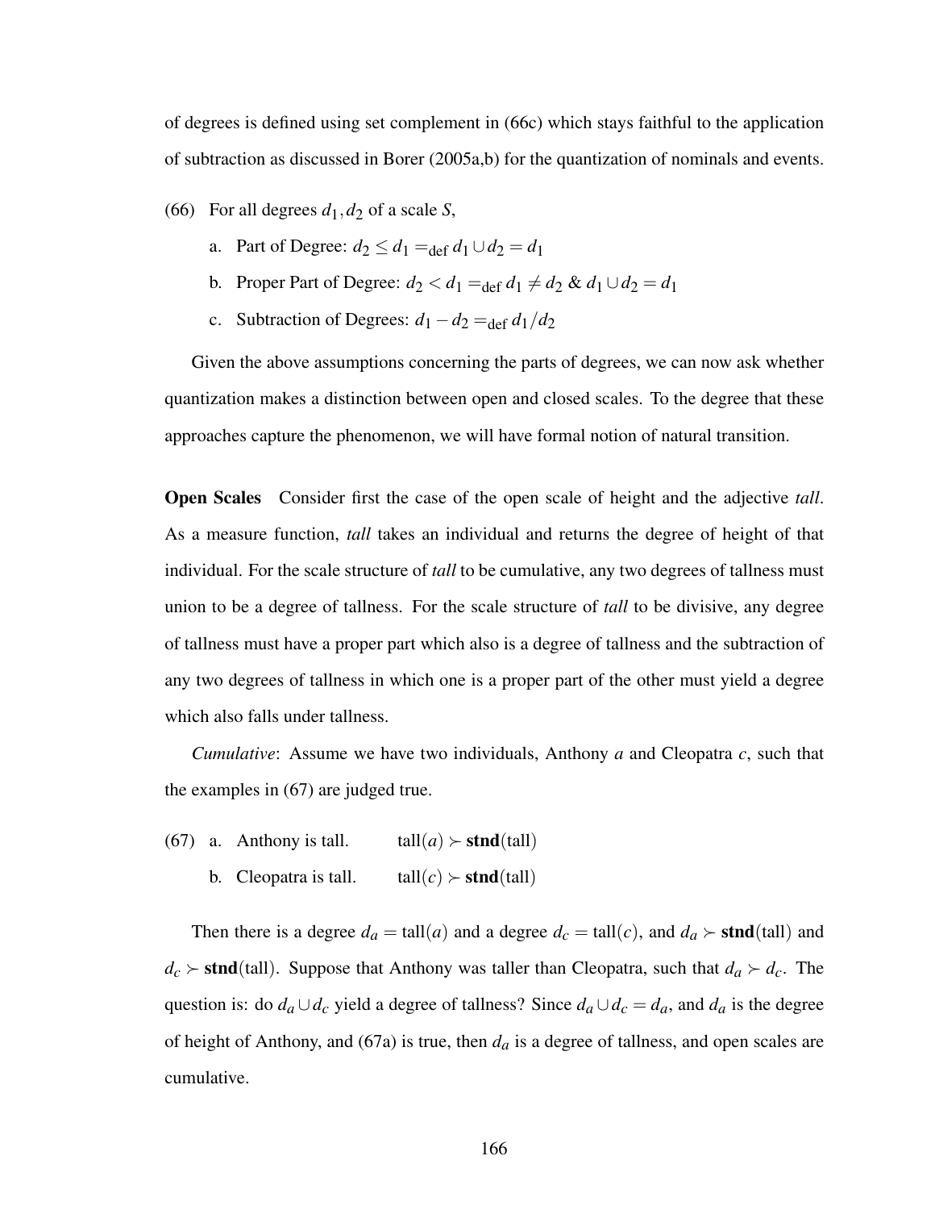of degrees is defined using set complement in (66c) which stays faithful to the application of subtraction as discussed in Borer (2005a,b) for the quantization of nominals and events.

(66) For all degrees $d_1, d_2$ of a scale $S$,

a. Part of Degree: $d_2 \leq d_1 =_{\text{def}} d_1 \cup d_2 = d_1$

b. Proper Part of Degree: $d_2 < d_1 =_{\text{def}} d_1 \neq d_2 \;\&\; d_1 \cup d_2 = d_1$

c. Subtraction of Degrees: $d_1 - d_2 =_{\text{def}} d_1 / d_2$

Given the above assumptions concerning the parts of degrees, we can now ask whether quantization makes a distinction between open and closed scales. To the degree that these approaches capture the phenomenon, we will have formal notion of natural transition.

**Open Scales** Consider first the case of the open scale of height and the adjective *tall*. As a measure function, *tall* takes an individual and returns the degree of height of that individual. For the scale structure of *tall* to be cumulative, any two degrees of tallness must union to be a degree of tallness. For the scale structure of *tall* to be divisive, any degree of tallness must have a proper part which also is a degree of tallness and the subtraction of any two degrees of tallness in which one is a proper part of the other must yield a degree which also falls under tallness.

*Cumulative*: Assume we have two individuals, Anthony $a$ and Cleopatra $c$, such that the examples in (67) are judged true.

(67) a. Anthony is tall. $\quad \text{tall}(a) \succ \textbf{stnd}(\text{tall})$

b. Cleopatra is tall. $\quad \text{tall}(c) \succ \textbf{stnd}(\text{tall})$

Then there is a degree $d_a = \text{tall}(a)$ and a degree $d_c = \text{tall}(c)$, and $d_a \succ \textbf{stnd}(\text{tall})$ and $d_c \succ \textbf{stnd}(\text{tall})$. Suppose that Anthony was taller than Cleopatra, such that $d_a \succ d_c$. The question is: do $d_a \cup d_c$ yield a degree of tallness? Since $d_a \cup d_c = d_a$, and $d_a$ is the degree of height of Anthony, and (67a) is true, then $d_a$ is a degree of tallness, and open scales are cumulative.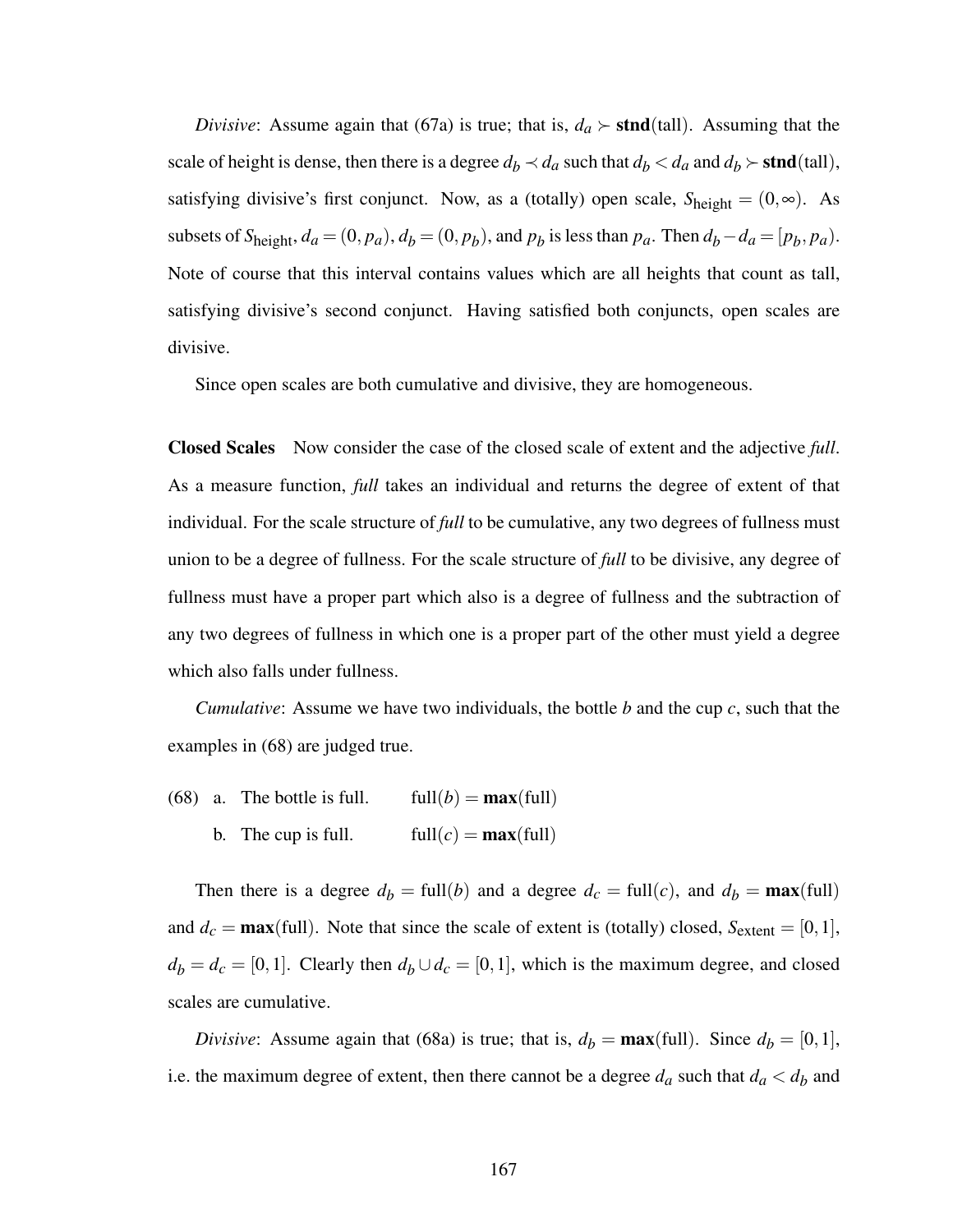*Divisive*: Assume again that (67a) is true; that is, $d_a \succ \textbf{stnd}(\text{tall})$. Assuming that the scale of height is dense, then there is a degree $d_b \prec d_a$ such that $d_b < d_a$ and $d_b \succ \textbf{stnd}(\text{tall})$, satisfying divisive's first conjunct. Now, as a (totally) open scale, $S_{\text{height}} = (0, \infty)$. As subsets of $S_{\text{height}}$, $d_a = (0, p_a)$, $d_b = (0, p_b)$, and $p_b$ is less than $p_a$. Then $d_b - d_a = [p_b, p_a)$. Note of course that this interval contains values which are all heights that count as tall, satisfying divisive's second conjunct. Having satisfied both conjuncts, open scales are divisive.

Since open scales are both cumulative and divisive, they are homogeneous.

**Closed Scales** Now consider the case of the closed scale of extent and the adjective *full*. As a measure function, *full* takes an individual and returns the degree of extent of that individual. For the scale structure of *full* to be cumulative, any two degrees of fullness must union to be a degree of fullness. For the scale structure of *full* to be divisive, any degree of fullness must have a proper part which also is a degree of fullness and the subtraction of any two degrees of fullness in which one is a proper part of the other must yield a degree which also falls under fullness.

*Cumulative*: Assume we have two individuals, the bottle $b$ and the cup $c$, such that the examples in (68) are judged true.

(68) a. The bottle is full. $\quad \text{full}(b) = \textbf{max}(\text{full})$

b. The cup is full. $\quad \text{full}(c) = \textbf{max}(\text{full})$

Then there is a degree $d_b = \text{full}(b)$ and a degree $d_c = \text{full}(c)$, and $d_b = \textbf{max}(\text{full})$ and $d_c = \textbf{max}(\text{full})$. Note that since the scale of extent is (totally) closed, $S_{\text{extent}} = [0, 1]$, $d_b = d_c = [0, 1]$. Clearly then $d_b \cup d_c = [0, 1]$, which is the maximum degree, and closed scales are cumulative.

*Divisive*: Assume again that (68a) is true; that is, $d_b = \textbf{max}(\text{full})$. Since $d_b = [0, 1]$, i.e. the maximum degree of extent, then there cannot be a degree $d_a$ such that $d_a < d_b$ and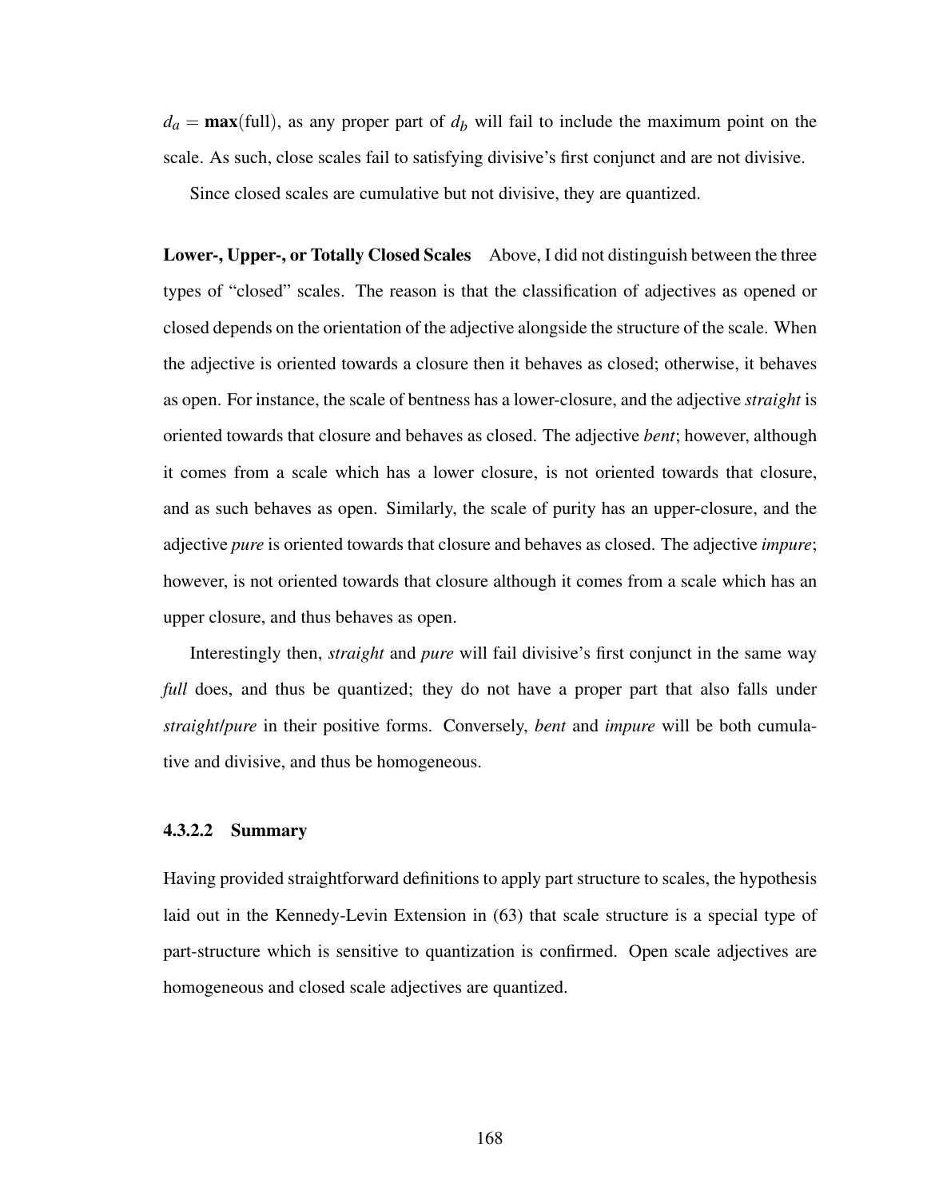$d_a = \textbf{max}(\text{full})$, as any proper part of $d_b$ will fail to include the maximum point on the scale. As such, close scales fail to satisfying divisive's first conjunct and are not divisive.

Since closed scales are cumulative but not divisive, they are quantized.

**Lower-, Upper-, or Totally Closed Scales** Above, I did not distinguish between the three types of "closed" scales. The reason is that the classification of adjectives as opened or closed depends on the orientation of the adjective alongside the structure of the scale. When the adjective is oriented towards a closure then it behaves as closed; otherwise, it behaves as open. For instance, the scale of bentness has a lower-closure, and the adjective *straight* is oriented towards that closure and behaves as closed. The adjective *bent*; however, although it comes from a scale which has a lower closure, is not oriented towards that closure, and as such behaves as open. Similarly, the scale of purity has an upper-closure, and the adjective *pure* is oriented towards that closure and behaves as closed. The adjective *impure*; however, is not oriented towards that closure although it comes from a scale which has an upper closure, and thus behaves as open.

Interestingly then, *straight* and *pure* will fail divisive's first conjunct in the same way *full* does, and thus be quantized; they do not have a proper part that also falls under *straight*/*pure* in their positive forms. Conversely, *bent* and *impure* will be both cumulative and divisive, and thus be homogeneous.

#### 4.3.2.2 Summary

Having provided straightforward definitions to apply part structure to scales, the hypothesis laid out in the Kennedy-Levin Extension in (63) that scale structure is a special type of part-structure which is sensitive to quantization is confirmed. Open scale adjectives are homogeneous and closed scale adjectives are quantized.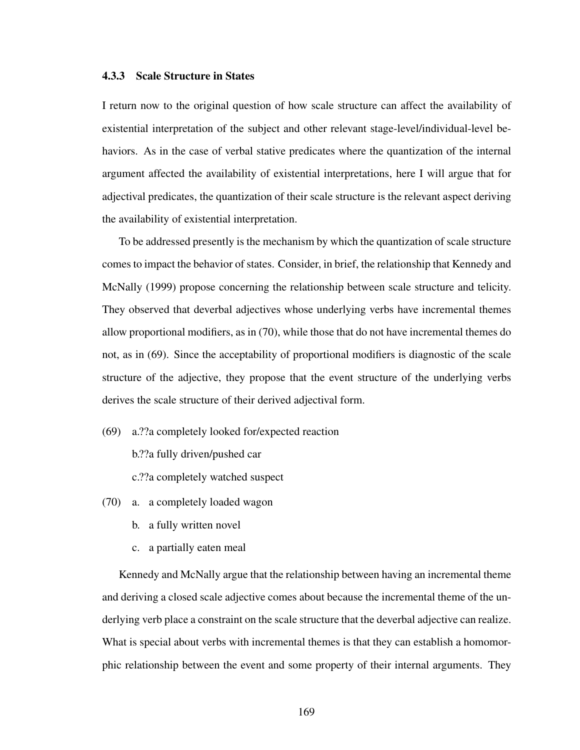### 4.3.3 Scale Structure in States

I return now to the original question of how scale structure can affect the availability of existential interpretation of the subject and other relevant stage-level/individual-level behaviors. As in the case of verbal stative predicates where the quantization of the internal argument affected the availability of existential interpretations, here I will argue that for adjectival predicates, the quantization of their scale structure is the relevant aspect deriving the availability of existential interpretation.

To be addressed presently is the mechanism by which the quantization of scale structure comes to impact the behavior of states. Consider, in brief, the relationship that Kennedy and McNally (1999) propose concerning the relationship between scale structure and telicity. They observed that deverbal adjectives whose underlying verbs have incremental themes allow proportional modifiers, as in (70), while those that do not have incremental themes do not, as in (69). Since the acceptability of proportional modifiers is diagnostic of the scale structure of the adjective, they propose that the event structure of the underlying verbs derives the scale structure of their derived adjectival form.

(69) a. ??a completely looked for/expected reaction

b. ??a fully driven/pushed car

c. ??a completely watched suspect

(70) a. a completely loaded wagon

b. a fully written novel

c. a partially eaten meal

Kennedy and McNally argue that the relationship between having an incremental theme and deriving a closed scale adjective comes about because the incremental theme of the underlying verb place a constraint on the scale structure that the deverbal adjective can realize. What is special about verbs with incremental themes is that they can establish a homomorphic relationship between the event and some property of their internal arguments. They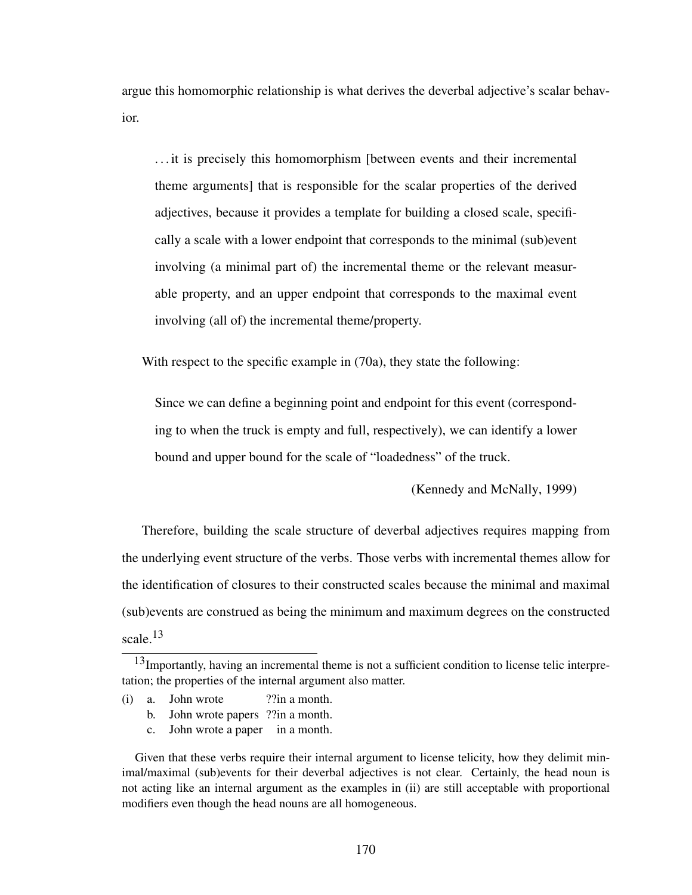argue this homomorphic relationship is what derives the deverbal adjective's scalar behavior.

> . . . it is precisely this homomorphism [between events and their incremental theme arguments] that is responsible for the scalar properties of the derived adjectives, because it provides a template for building a closed scale, specifically a scale with a lower endpoint that corresponds to the minimal (sub)event involving (a minimal part of) the incremental theme or the relevant measurable property, and an upper endpoint that corresponds to the maximal event involving (all of) the incremental theme/property.

With respect to the specific example in (70a), they state the following:

> Since we can define a beginning point and endpoint for this event (corresponding to when the truck is empty and full, respectively), we can identify a lower bound and upper bound for the scale of "loadedness" of the truck.
>
> (Kennedy and McNally, 1999)

Therefore, building the scale structure of deverbal adjectives requires mapping from the underlying event structure of the verbs. Those verbs with incremental themes allow for the identification of closures to their constructed scales because the minimal and maximal (sub)events are construed as being the minimum and maximum degrees on the constructed scale.[13]

---

[13] Importantly, having an incremental theme is not a sufficient condition to license telic interpretation; the properties of the internal argument also matter.

(i) a. John wrote ??in a month.
  b. John wrote papers ??in a month.
  c. John wrote a paper in a month.

Given that these verbs require their internal argument to license telicity, how they delimit minimal/maximal (sub)events for their deverbal adjectives is not clear. Certainly, the head noun is not acting like an internal argument as the examples in (ii) are still acceptable with proportional modifiers even though the head nouns are all homogeneous.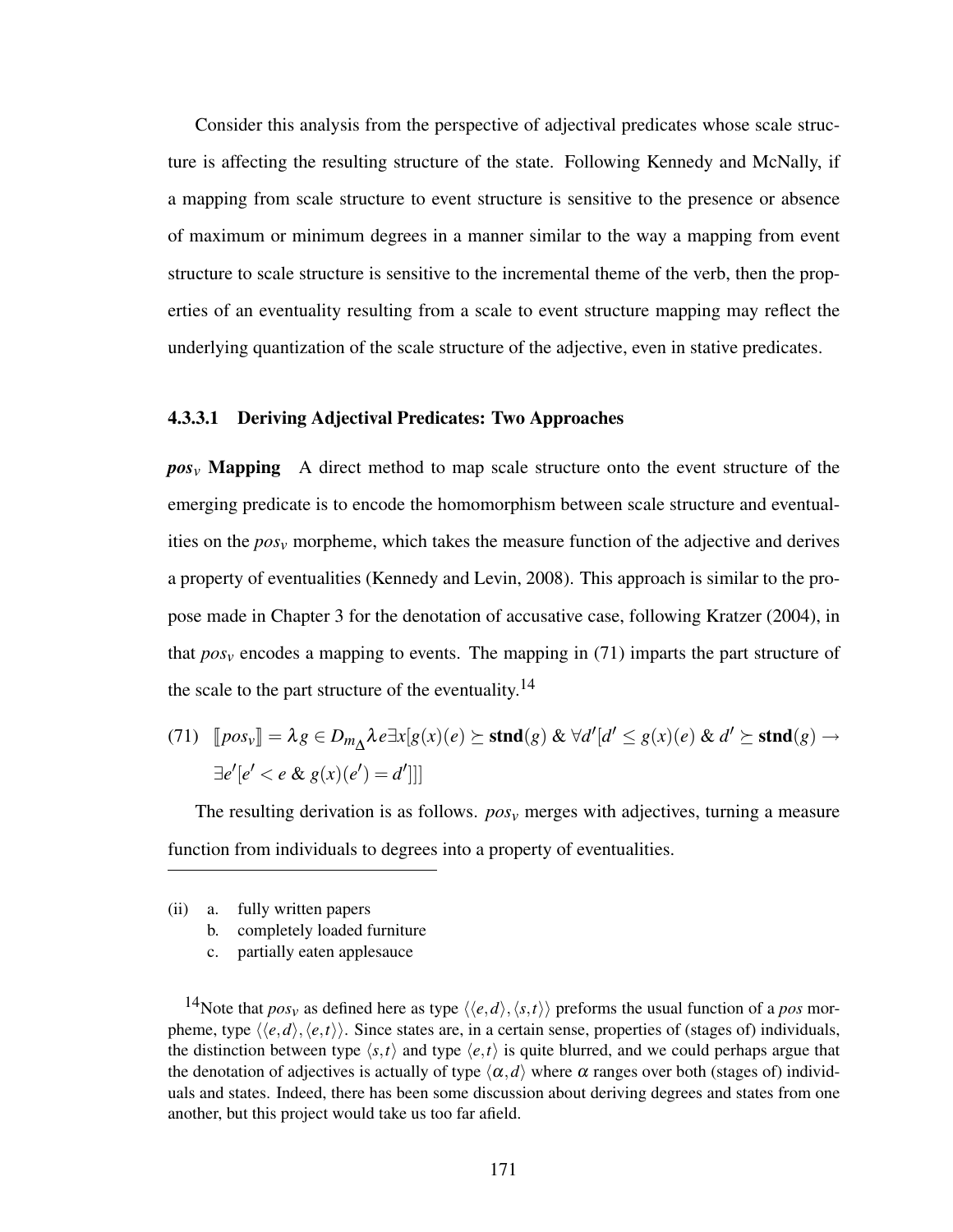Consider this analysis from the perspective of adjectival predicates whose scale structure is affecting the resulting structure of the state. Following Kennedy and McNally, if a mapping from scale structure to event structure is sensitive to the presence or absence of maximum or minimum degrees in a manner similar to the way a mapping from event structure to scale structure is sensitive to the incremental theme of the verb, then the properties of an eventuality resulting from a scale to event structure mapping may reflect the underlying quantization of the scale structure of the adjective, even in stative predicates.

#### 4.3.3.1 Deriving Adjectival Predicates: Two Approaches

***$pos_v$* Mapping** A direct method to map scale structure onto the event structure of the emerging predicate is to encode the homomorphism between scale structure and eventualities on the $pos_v$ morpheme, which takes the measure function of the adjective and derives a property of eventualities (Kennedy and Levin, 2008). This approach is similar to the propose made in Chapter 3 for the denotation of accusative case, following Kratzer (2004), in that $pos_v$ encodes a mapping to events. The mapping in (71) imparts the part structure of the scale to the part structure of the eventuality.[14]

(71) $[\![pos_v]\!] = \lambda g \in D_{m_\Delta} \lambda e \exists x[g(x)(e) \succeq \mathbf{stnd}(g)\ \&\ \forall d'[d' \leq g(x)(e)\ \&\ d' \succeq \mathbf{stnd}(g) \rightarrow \exists e'[e' < e\ \&\ g(x)(e') = d']]]$

The resulting derivation is as follows. $pos_v$ merges with adjectives, turning a measure function from individuals to degrees into a property of eventualities.

---

(ii) a. fully written papers
  b. completely loaded furniture
  c. partially eaten applesauce

[14]Note that $pos_v$ as defined here as type $\langle\langle e,d\rangle,\langle s,t\rangle\rangle$ preforms the usual function of a *pos* morpheme, type $\langle\langle e,d\rangle,\langle e,t\rangle\rangle$. Since states are, in a certain sense, properties of (stages of) individuals, the distinction between type $\langle s,t\rangle$ and type $\langle e,t\rangle$ is quite blurred, and we could perhaps argue that the denotation of adjectives is actually of type $\langle\alpha,d\rangle$ where $\alpha$ ranges over both (stages of) individuals and states. Indeed, there has been some discussion about deriving degrees and states from one another, but this project would take us too far afield.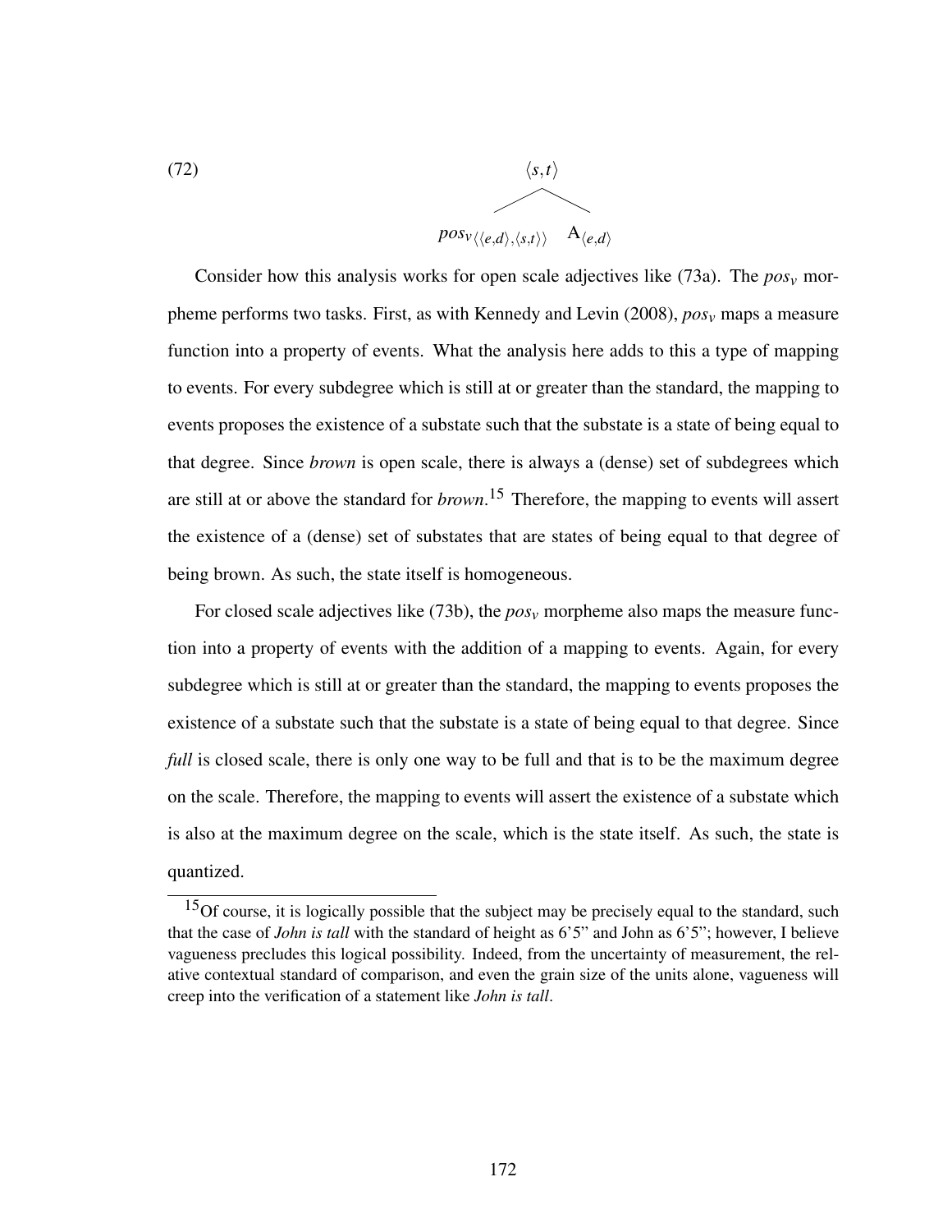(72)

$$\langle s,t \rangle$$
$$pos_{v\langle\langle e,d\rangle,\langle s,t\rangle\rangle} \quad \mathrm{A}_{\langle e,d\rangle}$$

Consider how this analysis works for open scale adjectives like (73a). The $pos_v$ morpheme performs two tasks. First, as with Kennedy and Levin (2008), $pos_v$ maps a measure function into a property of events. What the analysis here adds to this a type of mapping to events. For every subdegree which is still at or greater than the standard, the mapping to events proposes the existence of a substate such that the substate is a state of being equal to that degree. Since *brown* is open scale, there is always a (dense) set of subdegrees which are still at or above the standard for *brown*.[15] Therefore, the mapping to events will assert the existence of a (dense) set of substates that are states of being equal to that degree of being brown. As such, the state itself is homogeneous.

For closed scale adjectives like (73b), the $pos_v$ morpheme also maps the measure function into a property of events with the addition of a mapping to events. Again, for every subdegree which is still at or greater than the standard, the mapping to events proposes the existence of a substate such that the substate is a state of being equal to that degree. Since *full* is closed scale, there is only one way to be full and that is to be the maximum degree on the scale. Therefore, the mapping to events will assert the existence of a substate which is also at the maximum degree on the scale, which is the state itself. As such, the state is quantized.

[15] Of course, it is logically possible that the subject may be precisely equal to the standard, such that the case of *John is tall* with the standard of height as 6'5" and John as 6'5"; however, I believe vagueness precludes this logical possibility. Indeed, from the uncertainty of measurement, the relative contextual standard of comparison, and even the grain size of the units alone, vagueness will creep into the verification of a statement like *John is tall*.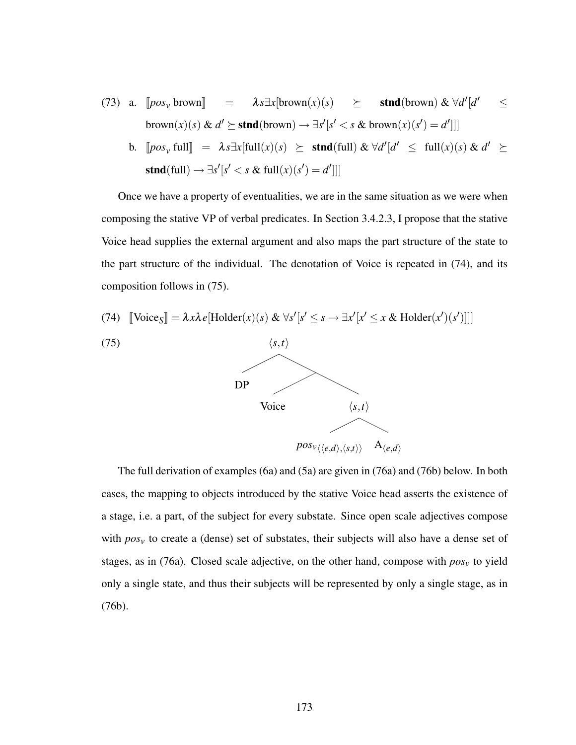(73) a. $[\![pos_v \text{ brown}]\!] = \lambda s \exists x[\text{brown}(x)(s) \succeq \textbf{stnd}(\text{brown}) \;\&\; \forall d'[d' \leq \text{brown}(x)(s) \;\&\; d' \succeq \textbf{stnd}(\text{brown}) \rightarrow \exists s'[s' < s \;\&\; \text{brown}(x)(s') = d']]]$

b. $[\![pos_v \text{ full}]\!] = \lambda s \exists x[\text{full}(x)(s) \succeq \textbf{stnd}(\text{full}) \;\&\; \forall d'[d' \leq \text{full}(x)(s) \;\&\; d' \succeq \textbf{stnd}(\text{full}) \rightarrow \exists s'[s' < s \;\&\; \text{full}(x)(s') = d']]]$

Once we have a property of eventualities, we are in the same situation as we were when composing the stative VP of verbal predicates. In Section 3.4.2.3, I propose that the stative Voice head supplies the external argument and also maps the part structure of the state to the part structure of the individual. The denotation of Voice is repeated in (74), and its composition follows in (75).

(74) $[\![\text{Voice}_S]\!] = \lambda x \lambda e[\text{Holder}(x)(s) \;\&\; \forall s'[s' \leq s \rightarrow \exists x'[x' \leq x \;\&\; \text{Holder}(x')(s')]]]$

(75)

```
        ⟨s,t⟩
       /      \
     DP      
           /       \
       Voice      ⟨s,t⟩
                 /       \
   pos_v⟨⟨e,d⟩,⟨s,t⟩⟩    A⟨e,d⟩
```

The full derivation of examples (6a) and (5a) are given in (76a) and (76b) below. In both cases, the mapping to objects introduced by the stative Voice head asserts the existence of a stage, i.e. a part, of the subject for every substate. Since open scale adjectives compose with $pos_v$ to create a (dense) set of substates, their subjects will also have a dense set of stages, as in (76a). Closed scale adjective, on the other hand, compose with $pos_v$ to yield only a single state, and thus their subjects will be represented by only a single stage, as in (76b).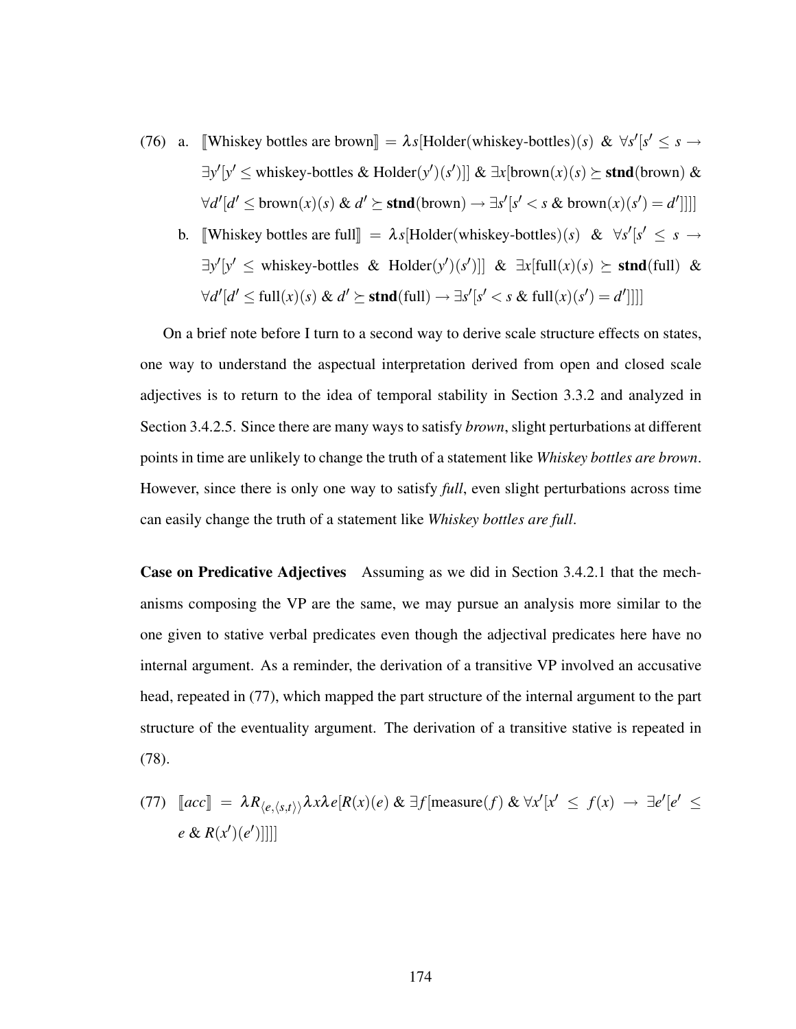(76) a. $[\![\text{Whiskey bottles are brown}]\!] = \lambda s[\text{Holder(whiskey-bottles)}(s)\ \&\ \forall s'[s' \leq s \rightarrow \exists y'[y' \leq \text{whiskey-bottles}\ \&\ \text{Holder}(y')(s')]]\ \&\ \exists x[\text{brown}(x)(s) \succeq \textbf{stnd}(\text{brown})\ \&\ \forall d'[d' \leq \text{brown}(x)(s)\ \&\ d' \succeq \textbf{stnd}(\text{brown}) \rightarrow \exists s'[s' < s\ \&\ \text{brown}(x)(s') = d']]]]$

b. $[\![\text{Whiskey bottles are full}]\!] = \lambda s[\text{Holder(whiskey-bottles)}(s)\ \&\ \forall s'[s' \leq s \rightarrow \exists y'[y' \leq \text{whiskey-bottles}\ \&\ \text{Holder}(y')(s')]]\ \&\ \exists x[\text{full}(x)(s) \succeq \textbf{stnd}(\text{full})\ \&\ \forall d'[d' \leq \text{full}(x)(s)\ \&\ d' \succeq \textbf{stnd}(\text{full}) \rightarrow \exists s'[s' < s\ \&\ \text{full}(x)(s') = d']]]]$

On a brief note before I turn to a second way to derive scale structure effects on states, one way to understand the aspectual interpretation derived from open and closed scale adjectives is to return to the idea of temporal stability in Section 3.3.2 and analyzed in Section 3.4.2.5. Since there are many ways to satisfy *brown*, slight perturbations at different points in time are unlikely to change the truth of a statement like *Whiskey bottles are brown*. However, since there is only one way to satisfy *full*, even slight perturbations across time can easily change the truth of a statement like *Whiskey bottles are full*.

**Case on Predicative Adjectives** Assuming as we did in Section 3.4.2.1 that the mechanisms composing the VP are the same, we may pursue an analysis more similar to the one given to stative verbal predicates even though the adjectival predicates here have no internal argument. As a reminder, the derivation of a transitive VP involved an accusative head, repeated in (77), which mapped the part structure of the internal argument to the part structure of the eventuality argument. The derivation of a transitive stative is repeated in (78).

(77) $[\![acc]\!] = \lambda R_{\langle e,\langle s,t\rangle\rangle}\lambda x\lambda e[R(x)(e)\ \&\ \exists f[\text{measure}(f)\ \&\ \forall x'[x' \leq f(x) \rightarrow \exists e'[e' \leq e\ \&\ R(x')(e')]]]]$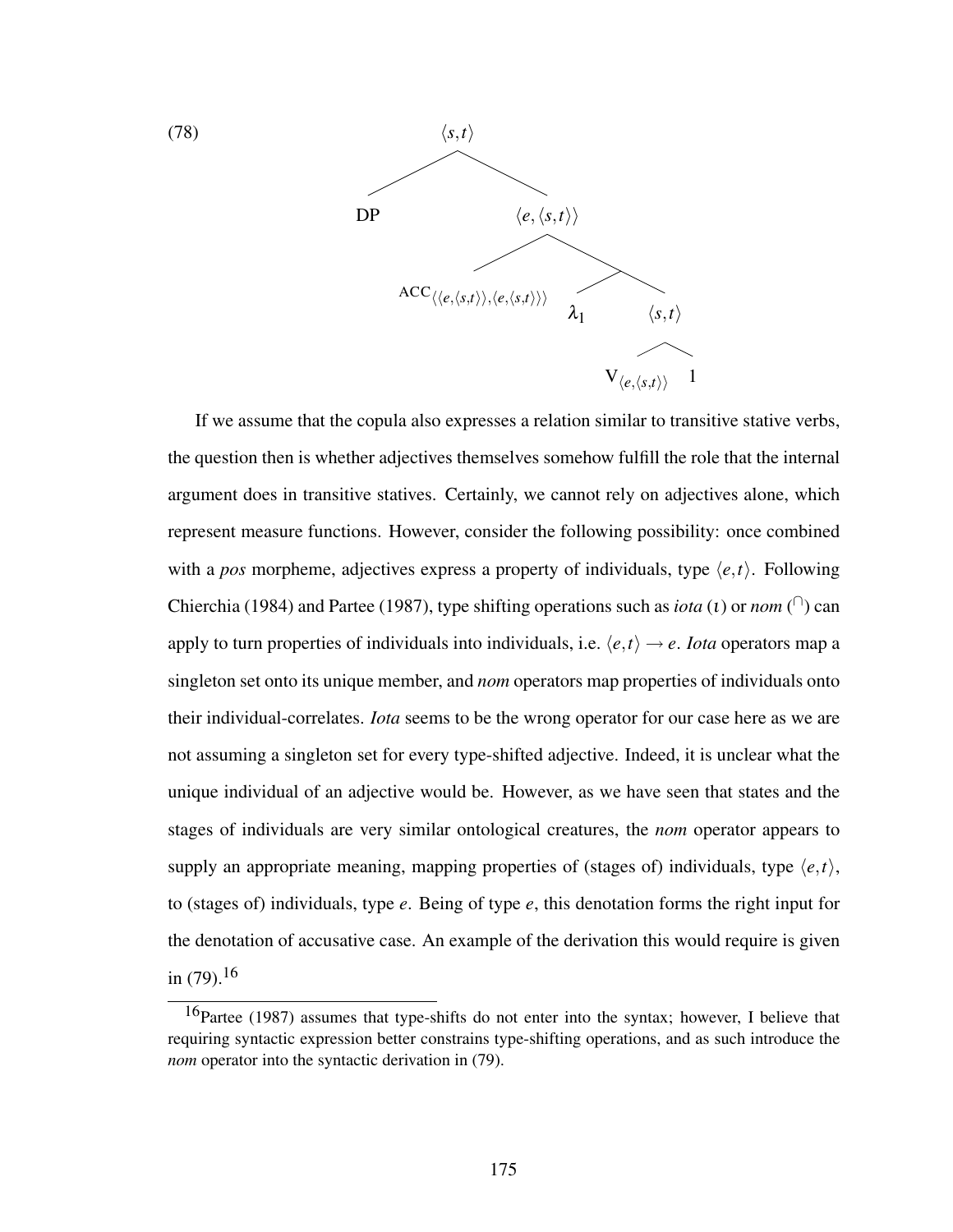(78)

```
                    ⟨s,t⟩
                   /     \
                 DP       ⟨e,⟨s,t⟩⟩
                         /         \
    ACC⟨⟨e,⟨s,t⟩⟩,⟨e,⟨s,t⟩⟩⟩          •
                                  /    \
                                λ1     ⟨s,t⟩
                                      /     \
                              V⟨e,⟨s,t⟩⟩     1
```

If we assume that the copula also expresses a relation similar to transitive stative verbs, the question then is whether adjectives themselves somehow fulfill the role that the internal argument does in transitive statives. Certainly, we cannot rely on adjectives alone, which represent measure functions. However, consider the following possibility: once combined with a *pos* morpheme, adjectives express a property of individuals, type $\langle e,t \rangle$. Following Chierchia (1984) and Partee (1987), type shifting operations such as *iota* ($\iota$) or *nom* ($^{\cap}$) can apply to turn properties of individuals into individuals, i.e. $\langle e,t \rangle \rightarrow e$. *Iota* operators map a singleton set onto its unique member, and *nom* operators map properties of individuals onto their individual-correlates. *Iota* seems to be the wrong operator for our case here as we are not assuming a singleton set for every type-shifted adjective. Indeed, it is unclear what the unique individual of an adjective would be. However, as we have seen that states and the stages of individuals are very similar ontological creatures, the *nom* operator appears to supply an appropriate meaning, mapping properties of (stages of) individuals, type $\langle e,t \rangle$, to (stages of) individuals, type $e$. Being of type $e$, this denotation forms the right input for the denotation of accusative case. An example of the derivation this would require is given in (79).[16]

[16] Partee (1987) assumes that type-shifts do not enter into the syntax; however, I believe that requiring syntactic expression better constrains type-shifting operations, and as such introduce the *nom* operator into the syntactic derivation in (79).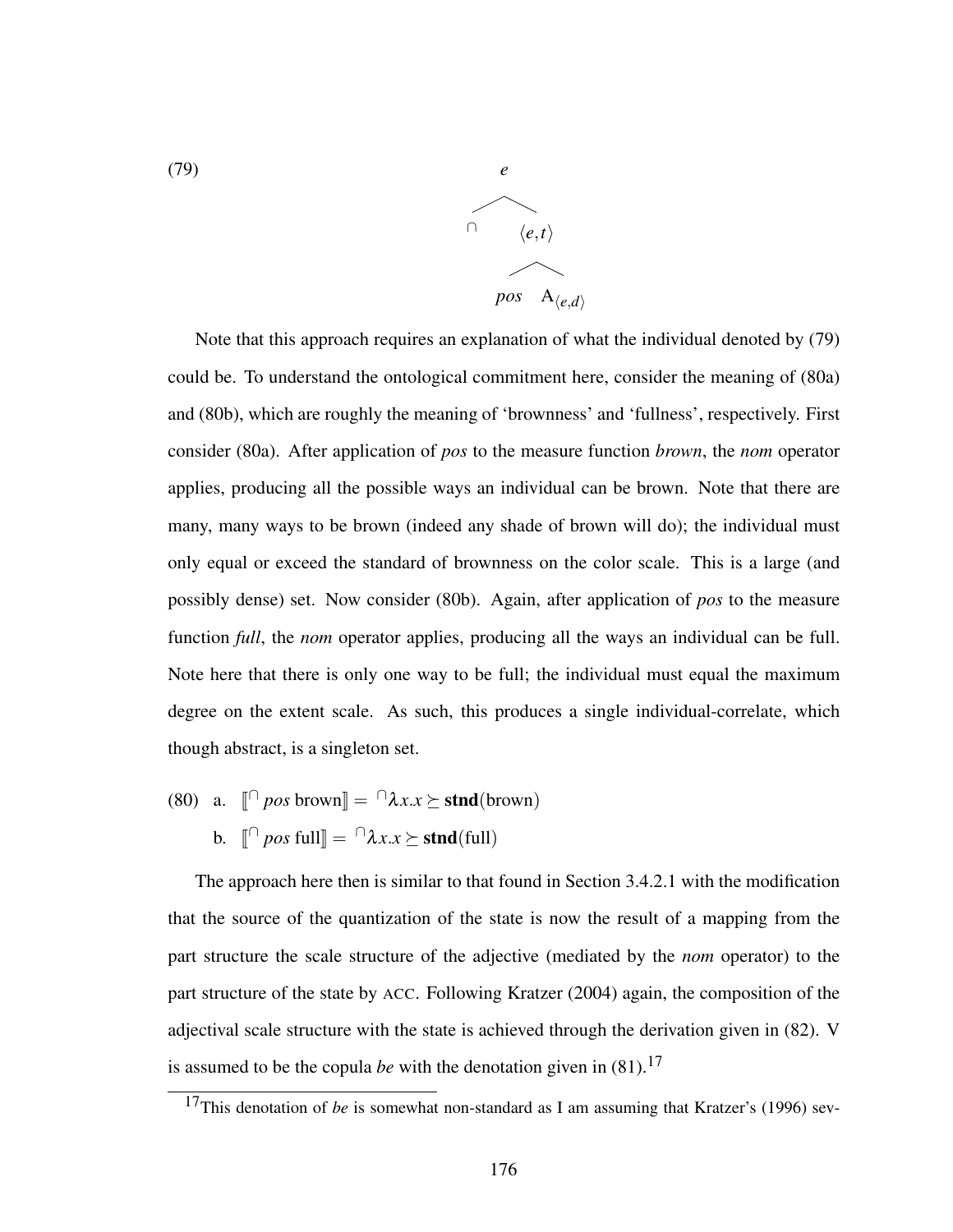(79)

$$
[_{e} \; {}^{\cap} \; [_{\langle e,t\rangle} \; pos \; \mathrm{A}_{\langle e,d\rangle}]]
$$

Note that this approach requires an explanation of what the individual denoted by (79) could be. To understand the ontological commitment here, consider the meaning of (80a) and (80b), which are roughly the meaning of 'brownness' and 'fullness', respectively. First consider (80a). After application of *pos* to the measure function *brown*, the *nom* operator applies, producing all the possible ways an individual can be brown. Note that there are many, many ways to be brown (indeed any shade of brown will do); the individual must only equal or exceed the standard of brownness on the color scale. This is a large (and possibly dense) set. Now consider (80b). Again, after application of *pos* to the measure function *full*, the *nom* operator applies, producing all the ways an individual can be full. Note here that there is only one way to be full; the individual must equal the maximum degree on the extent scale. As such, this produces a single individual-correlate, which though abstract, is a singleton set.

(80) a. $[\![{}^{\cap}\, pos \text{ brown}]\!] = {}^{\cap}\lambda x.x \succeq \mathbf{stnd}(\text{brown})$

b. $[\![{}^{\cap}\, pos \text{ full}]\!] = {}^{\cap}\lambda x.x \succeq \mathbf{stnd}(\text{full})$

The approach here then is similar to that found in Section 3.4.2.1 with the modification that the source of the quantization of the state is now the result of a mapping from the part structure the scale structure of the adjective (mediated by the *nom* operator) to the part structure of the state by ACC. Following Kratzer (2004) again, the composition of the adjectival scale structure with the state is achieved through the derivation given in (82). V is assumed to be the copula *be* with the denotation given in (81).[17]

[17] This denotation of *be* is somewhat non-standard as I am assuming that Kratzer's (1996) sev-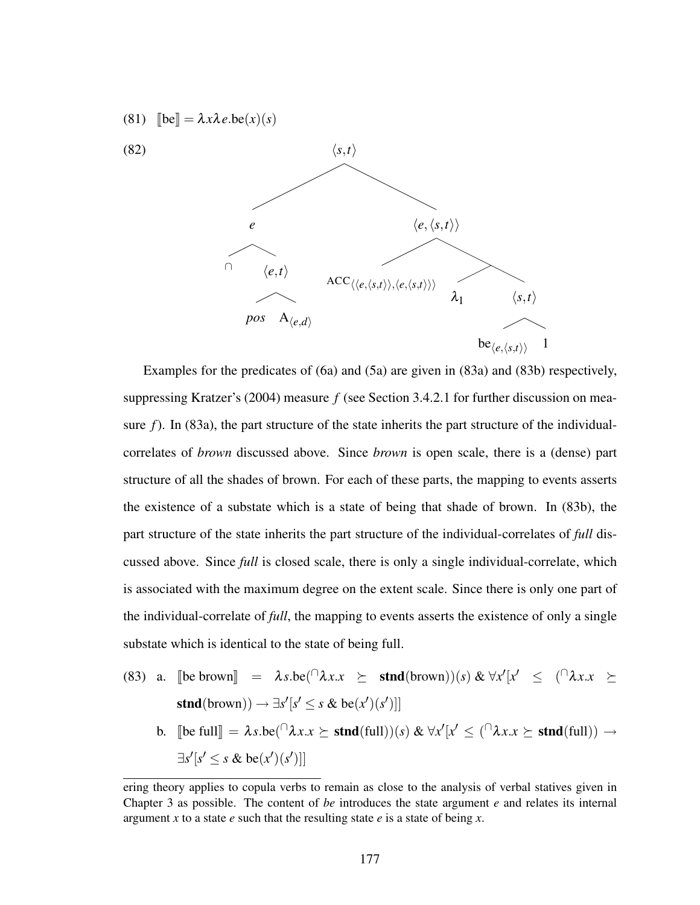(81) $[\![\text{be}]\!] = \lambda x \lambda e.\text{be}(x)(s)$

(82)

$$\langle s,t \rangle$$

$$[_{\langle s,t\rangle}\ [_{e}\ {}^{\cap}\ [_{\langle e,t\rangle}\ pos\ \text{A}_{\langle e,d\rangle}]]\ [_{\langle e,\langle s,t\rangle\rangle}\ \text{ACC}_{\langle\langle e,\langle s,t\rangle\rangle,\langle e,\langle s,t\rangle\rangle\rangle}\ [\lambda_1\ [_{\langle s,t\rangle}\ \text{be}_{\langle e,\langle s,t\rangle\rangle}\ 1]]]]$$

Examples for the predicates of (6a) and (5a) are given in (83a) and (83b) respectively, suppressing Kratzer's (2004) measure $f$ (see Section 3.4.2.1 for further discussion on measure $f$). In (83a), the part structure of the state inherits the part structure of the individual-correlates of *brown* discussed above. Since *brown* is open scale, there is a (dense) part structure of all the shades of brown. For each of these parts, the mapping to events asserts the existence of a substate which is a state of being that shade of brown. In (83b), the part structure of the state inherits the part structure of the individual-correlates of *full* discussed above. Since *full* is closed scale, there is only a single individual-correlate, which is associated with the maximum degree on the extent scale. Since there is only one part of the individual-correlate of *full*, the mapping to events asserts the existence of only a single substate which is identical to the state of being full.

(83) a. $[\![\text{be brown}]\!] = \lambda s.\text{be}({}^{\cap}\lambda x.x \succeq \textbf{stnd}(\text{brown}))(s)\ \&\ \forall x'[x' \leq ({}^{\cap}\lambda x.x \succeq \textbf{stnd}(\text{brown})) \rightarrow \exists s'[s' \leq s\ \&\ \text{be}(x')(s')]]$

b. $[\![\text{be full}]\!] = \lambda s.\text{be}({}^{\cap}\lambda x.x \succeq \textbf{stnd}(\text{full}))(s)\ \&\ \forall x'[x' \leq ({}^{\cap}\lambda x.x \succeq \textbf{stnd}(\text{full})) \rightarrow \exists s'[s' \leq s\ \&\ \text{be}(x')(s')]]$

---

ering theory applies to copula verbs to remain as close to the analysis of verbal statives given in Chapter 3 as possible. The content of *be* introduces the state argument $e$ and relates its internal argument $x$ to a state $e$ such that the resulting state $e$ is a state of being $x$.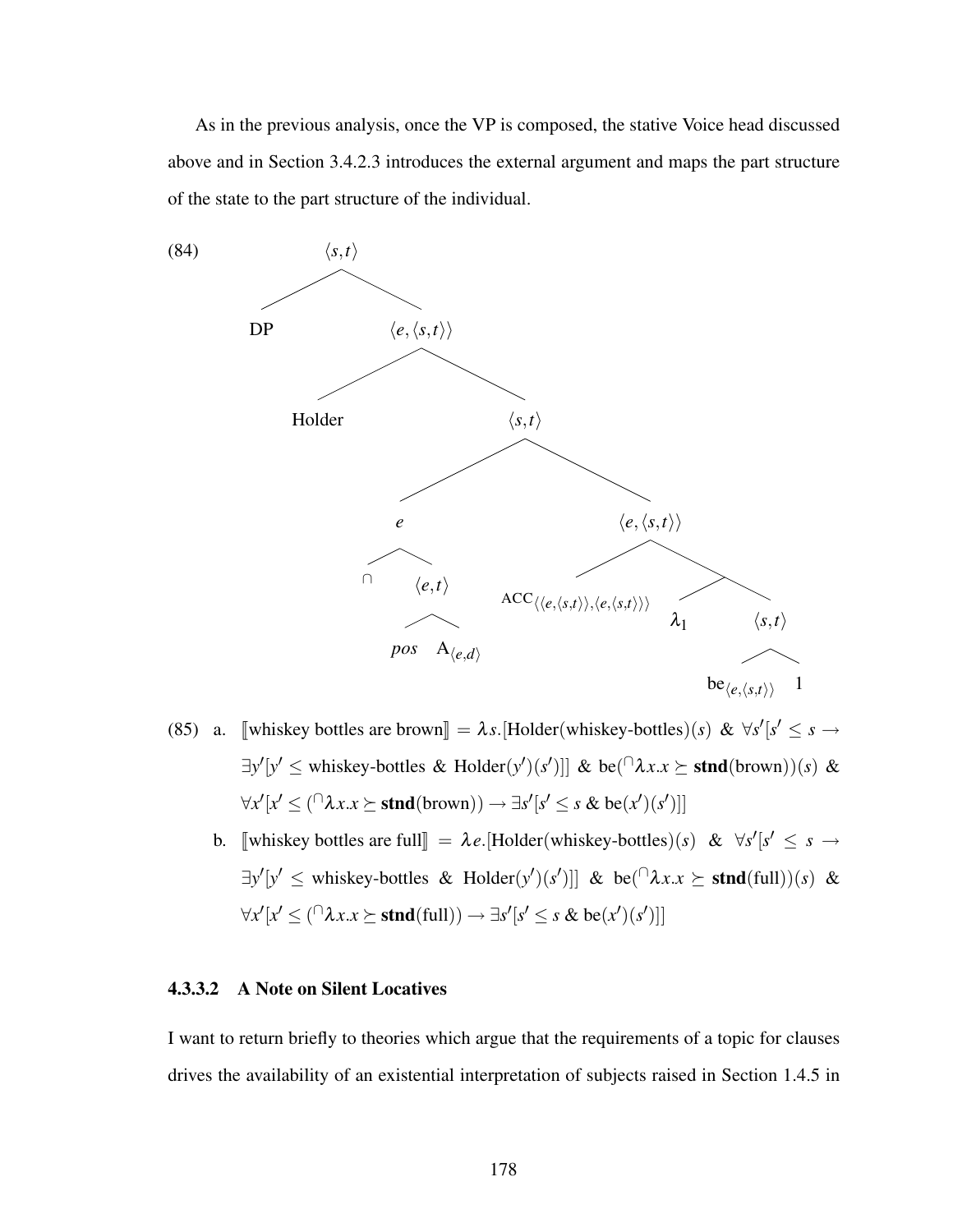As in the previous analysis, once the VP is composed, the stative Voice head discussed above and in Section 3.4.2.3 introduces the external argument and maps the part structure of the state to the part structure of the individual.

(84)

```
⟨s,t⟩
├── DP
└── ⟨e,⟨s,t⟩⟩
    ├── Holder
    └── ⟨s,t⟩
        ├── e
        │   ├── ∩
        │   └── ⟨e,t⟩
        │       ├── pos
        │       └── A⟨e,d⟩
        └── ⟨e,⟨s,t⟩⟩
            ├── ACC⟨⟨e,⟨s,t⟩⟩,⟨e,⟨s,t⟩⟩⟩
            └──
                ├── λ1
                └── ⟨s,t⟩
                    ├── be⟨e,⟨s,t⟩⟩
                    └── 1
```

(85) a. $[\![\text{whiskey bottles are brown}]\!] = \lambda s.[\text{Holder(whiskey-bottles)}(s)\ \&\ \forall s'[s' \leq s \rightarrow \exists y'[y' \leq \text{whiskey-bottles}\ \&\ \text{Holder}(y')(s')]]\ \&\ \text{be}({}^{\cap}\lambda x.x \succeq \textbf{stnd}(\text{brown}))(s)\ \&\ \forall x'[x' \leq ({}^{\cap}\lambda x.x \succeq \textbf{stnd}(\text{brown})) \rightarrow \exists s'[s' \leq s\ \&\ \text{be}(x')(s')]]$

b. $[\![\text{whiskey bottles are full}]\!] = \lambda e.[\text{Holder(whiskey-bottles)}(s)\ \&\ \forall s'[s' \leq s \rightarrow \exists y'[y' \leq \text{whiskey-bottles}\ \&\ \text{Holder}(y')(s')]]\ \&\ \text{be}({}^{\cap}\lambda x.x \succeq \textbf{stnd}(\text{full}))(s)\ \&\ \forall x'[x' \leq ({}^{\cap}\lambda x.x \succeq \textbf{stnd}(\text{full})) \rightarrow \exists s'[s' \leq s\ \&\ \text{be}(x')(s')]]$

#### 4.3.3.2 A Note on Silent Locatives

I want to return briefly to theories which argue that the requirements of a topic for clauses drives the availability of an existential interpretation of subjects raised in Section 1.4.5 in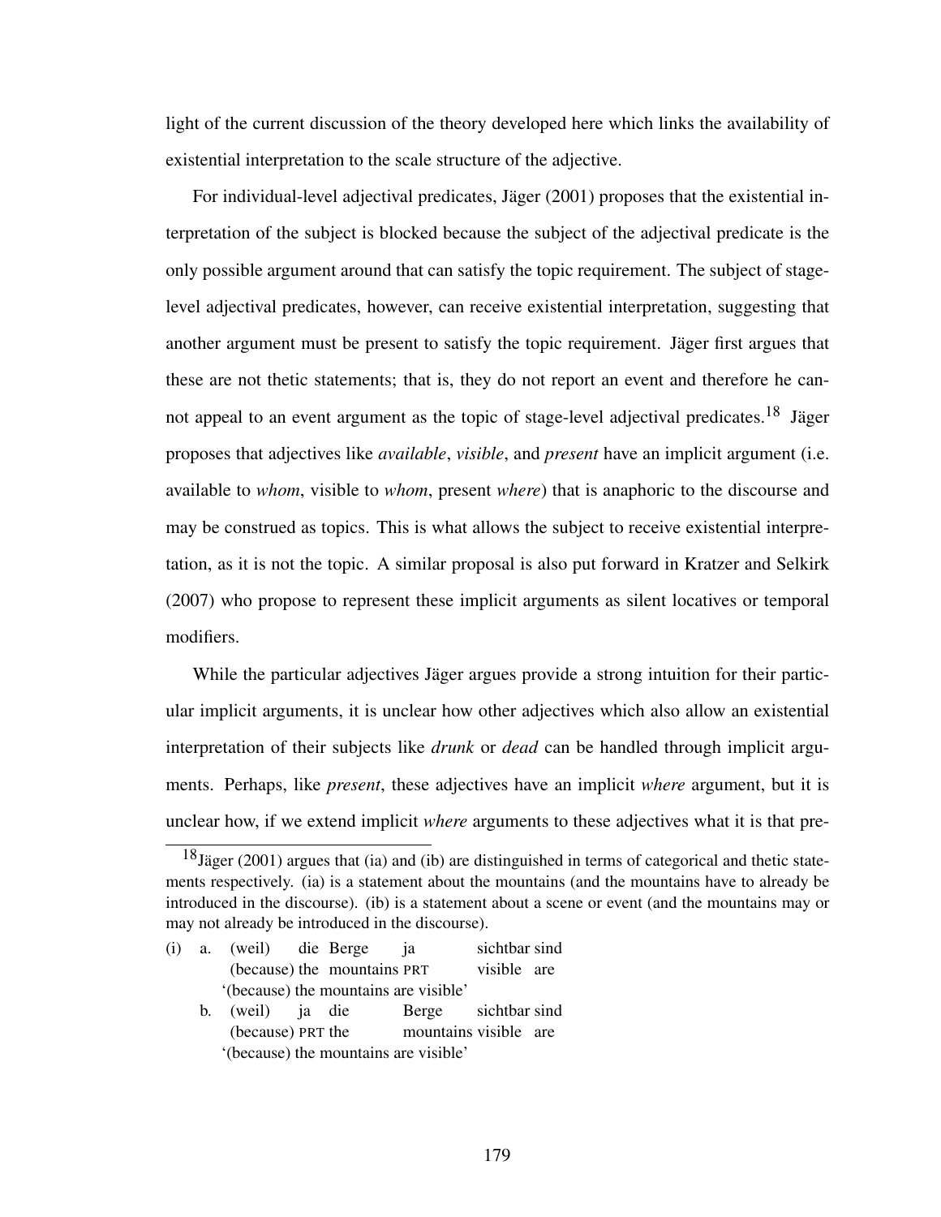light of the current discussion of the theory developed here which links the availability of existential interpretation to the scale structure of the adjective.

For individual-level adjectival predicates, Jäger (2001) proposes that the existential interpretation of the subject is blocked because the subject of the adjectival predicate is the only possible argument around that can satisfy the topic requirement. The subject of stage-level adjectival predicates, however, can receive existential interpretation, suggesting that another argument must be present to satisfy the topic requirement. Jäger first argues that these are not thetic statements; that is, they do not report an event and therefore he cannot appeal to an event argument as the topic of stage-level adjectival predicates.[18] Jäger proposes that adjectives like *available*, *visible*, and *present* have an implicit argument (i.e. available to *whom*, visible to *whom*, present *where*) that is anaphoric to the discourse and may be construed as topics. This is what allows the subject to receive existential interpretation, as it is not the topic. A similar proposal is also put forward in Kratzer and Selkirk (2007) who propose to represent these implicit arguments as silent locatives or temporal modifiers.

While the particular adjectives Jäger argues provide a strong intuition for their particular implicit arguments, it is unclear how other adjectives which also allow an existential interpretation of their subjects like *drunk* or *dead* can be handled through implicit arguments. Perhaps, like *present*, these adjectives have an implicit *where* argument, but it is unclear how, if we extend implicit *where* arguments to these adjectives what it is that pre-

---

[18] Jäger (2001) argues that (ia) and (ib) are distinguished in terms of categorical and thetic statements respectively. (ia) is a statement about the mountains (and the mountains have to already be introduced in the discourse). (ib) is a statement about a scene or event (and the mountains may or may not already be introduced in the discourse).

(i) a. (weil) die Berge ja sichtbar sind
   (because) the mountains PRT visible are
   '(because) the mountains are visible'

   b. (weil) ja die Berge sichtbar sind
   (because) PRT the mountains visible are
   '(because) the mountains are visible'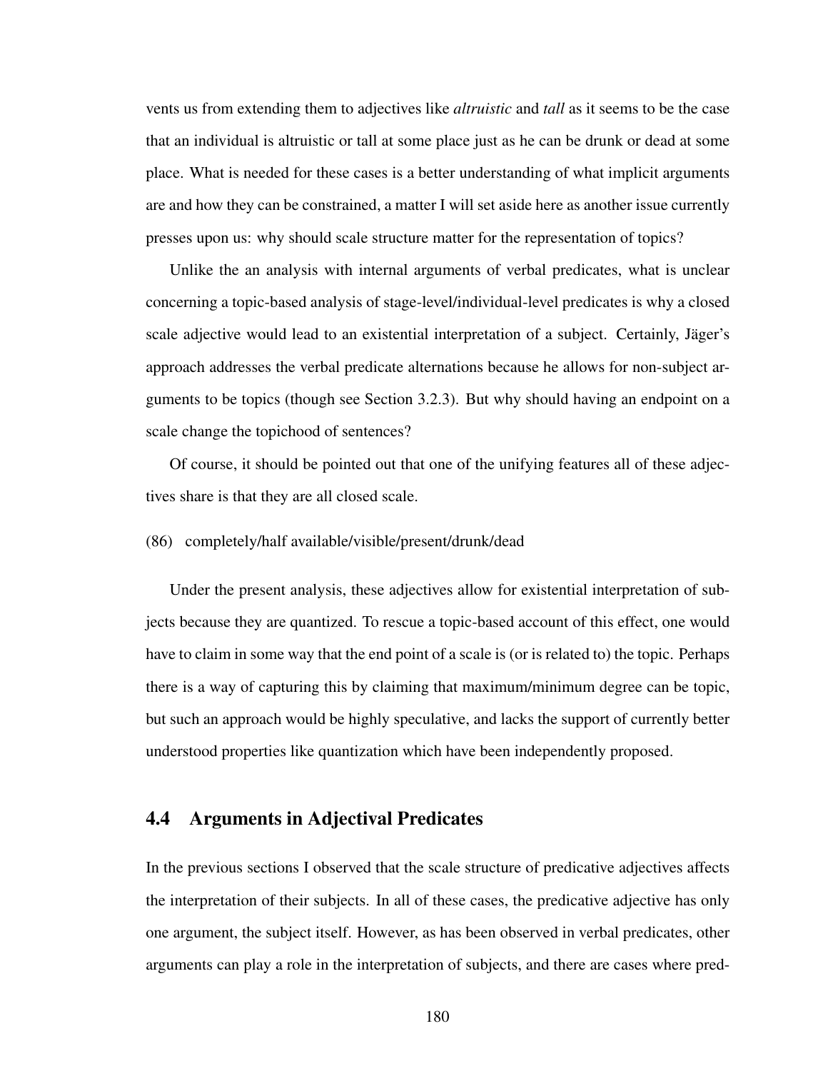vents us from extending them to adjectives like *altruistic* and *tall* as it seems to be the case that an individual is altruistic or tall at some place just as he can be drunk or dead at some place. What is needed for these cases is a better understanding of what implicit arguments are and how they can be constrained, a matter I will set aside here as another issue currently presses upon us: why should scale structure matter for the representation of topics?

Unlike the an analysis with internal arguments of verbal predicates, what is unclear concerning a topic-based analysis of stage-level/individual-level predicates is why a closed scale adjective would lead to an existential interpretation of a subject. Certainly, Jäger's approach addresses the verbal predicate alternations because he allows for non-subject arguments to be topics (though see Section 3.2.3). But why should having an endpoint on a scale change the topichood of sentences?

Of course, it should be pointed out that one of the unifying features all of these adjectives share is that they are all closed scale.

(86) completely/half available/visible/present/drunk/dead

Under the present analysis, these adjectives allow for existential interpretation of subjects because they are quantized. To rescue a topic-based account of this effect, one would have to claim in some way that the end point of a scale is (or is related to) the topic. Perhaps there is a way of capturing this by claiming that maximum/minimum degree can be topic, but such an approach would be highly speculative, and lacks the support of currently better understood properties like quantization which have been independently proposed.

## 4.4 Arguments in Adjectival Predicates

In the previous sections I observed that the scale structure of predicative adjectives affects the interpretation of their subjects. In all of these cases, the predicative adjective has only one argument, the subject itself. However, as has been observed in verbal predicates, other arguments can play a role in the interpretation of subjects, and there are cases where pred-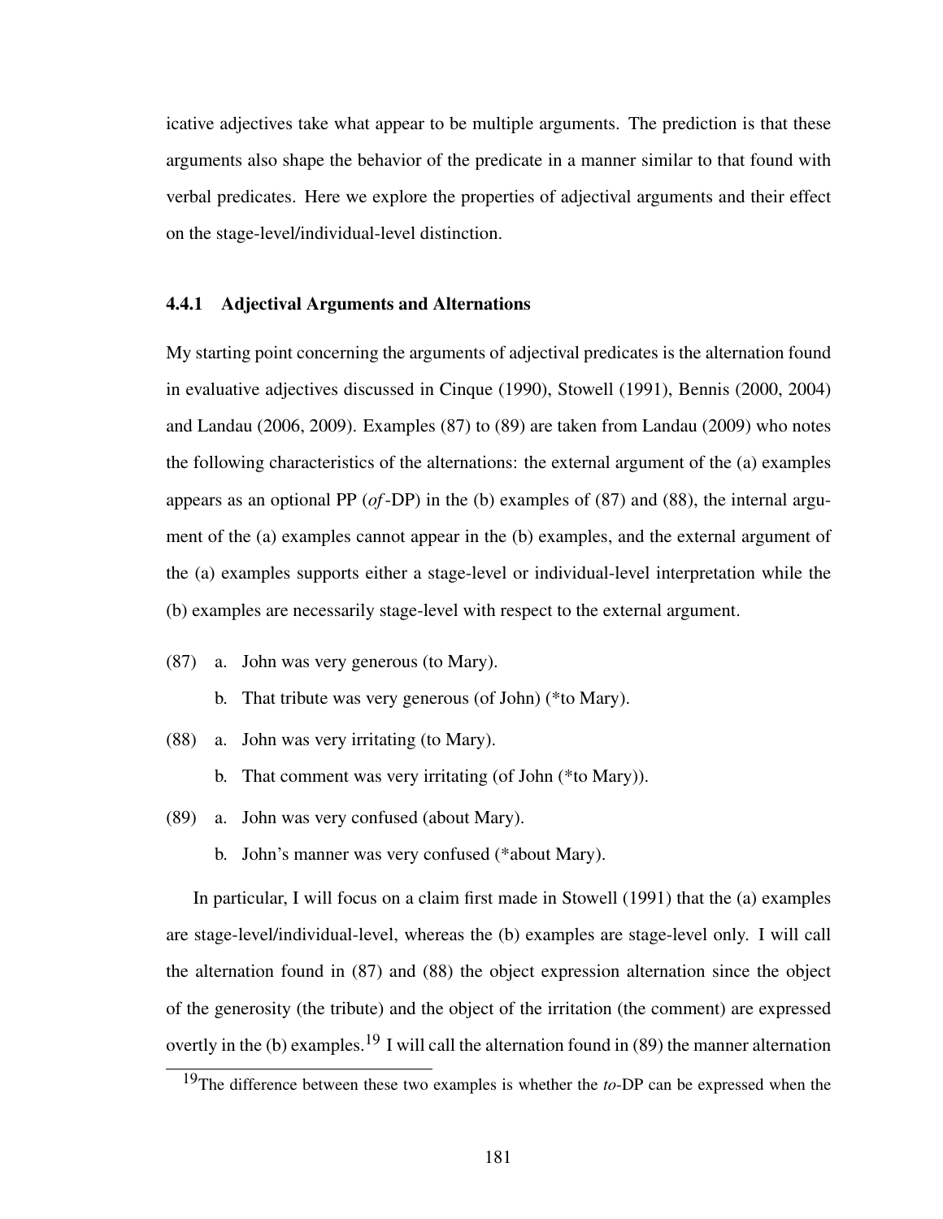icative adjectives take what appear to be multiple arguments. The prediction is that these arguments also shape the behavior of the predicate in a manner similar to that found with verbal predicates. Here we explore the properties of adjectival arguments and their effect on the stage-level/individual-level distinction.

### 4.4.1 Adjectival Arguments and Alternations

My starting point concerning the arguments of adjectival predicates is the alternation found in evaluative adjectives discussed in Cinque (1990), Stowell (1991), Bennis (2000, 2004) and Landau (2006, 2009). Examples (87) to (89) are taken from Landau (2009) who notes the following characteristics of the alternations: the external argument of the (a) examples appears as an optional PP (*of*-DP) in the (b) examples of (87) and (88), the internal argument of the (a) examples cannot appear in the (b) examples, and the external argument of the (a) examples supports either a stage-level or individual-level interpretation while the (b) examples are necessarily stage-level with respect to the external argument.

(87) a. John was very generous (to Mary).

  b. That tribute was very generous (of John) (*to Mary).

(88) a. John was very irritating (to Mary).

  b. That comment was very irritating (of John (*to Mary)).

(89) a. John was very confused (about Mary).

  b. John's manner was very confused (*about Mary).

In particular, I will focus on a claim first made in Stowell (1991) that the (a) examples are stage-level/individual-level, whereas the (b) examples are stage-level only. I will call the alternation found in (87) and (88) the object expression alternation since the object of the generosity (the tribute) and the object of the irritation (the comment) are expressed overtly in the (b) examples.[19] I will call the alternation found in (89) the manner alternation

[19] The difference between these two examples is whether the *to*-DP can be expressed when the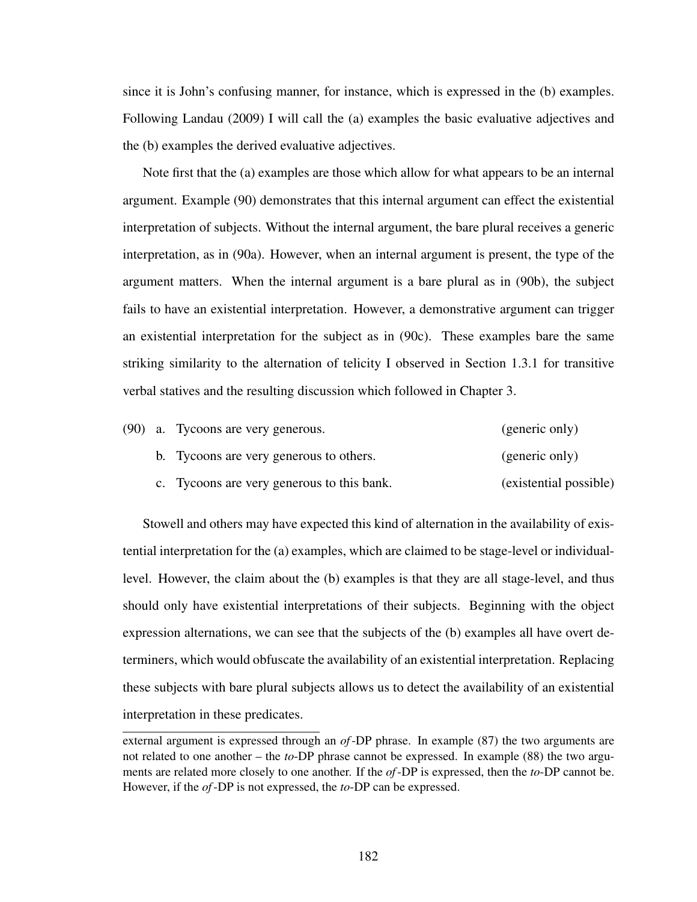since it is John's confusing manner, for instance, which is expressed in the (b) examples. Following Landau (2009) I will call the (a) examples the basic evaluative adjectives and the (b) examples the derived evaluative adjectives.

Note first that the (a) examples are those which allow for what appears to be an internal argument. Example (90) demonstrates that this internal argument can effect the existential interpretation of subjects. Without the internal argument, the bare plural receives a generic interpretation, as in (90a). However, when an internal argument is present, the type of the argument matters. When the internal argument is a bare plural as in (90b), the subject fails to have an existential interpretation. However, a demonstrative argument can trigger an existential interpretation for the subject as in (90c). These examples bare the same striking similarity to the alternation of telicity I observed in Section 1.3.1 for transitive verbal statives and the resulting discussion which followed in Chapter 3.

(90) a. Tycoons are very generous. (generic only)

  b. Tycoons are very generous to others. (generic only)

  c. Tycoons are very generous to this bank. (existential possible)

Stowell and others may have expected this kind of alternation in the availability of existential interpretation for the (a) examples, which are claimed to be stage-level or individual-level. However, the claim about the (b) examples is that they are all stage-level, and thus should only have existential interpretations of their subjects. Beginning with the object expression alternations, we can see that the subjects of the (b) examples all have overt determiners, which would obfuscate the availability of an existential interpretation. Replacing these subjects with bare plural subjects allows us to detect the availability of an existential interpretation in these predicates.

---

external argument is expressed through an *of*-DP phrase. In example (87) the two arguments are not related to one another – the *to*-DP phrase cannot be expressed. In example (88) the two arguments are related more closely to one another. If the *of*-DP is expressed, then the *to*-DP cannot be. However, if the *of*-DP is not expressed, the *to*-DP can be expressed.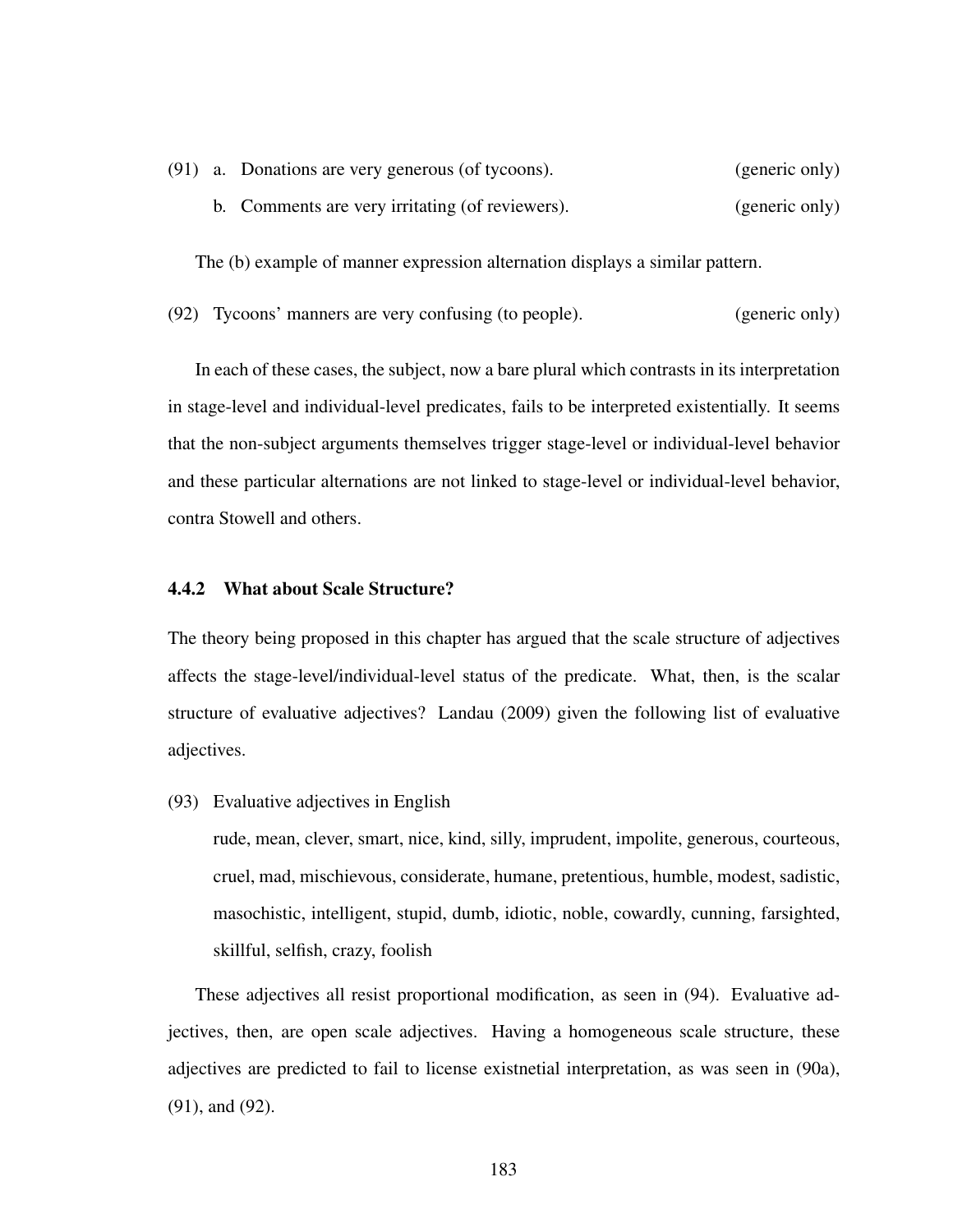(91) a. Donations are very generous (of tycoons). (generic only)

b. Comments are very irritating (of reviewers). (generic only)

The (b) example of manner expression alternation displays a similar pattern.

(92) Tycoons' manners are very confusing (to people). (generic only)

In each of these cases, the subject, now a bare plural which contrasts in its interpretation in stage-level and individual-level predicates, fails to be interpreted existentially. It seems that the non-subject arguments themselves trigger stage-level or individual-level behavior and these particular alternations are not linked to stage-level or individual-level behavior, contra Stowell and others.

### 4.4.2 What about Scale Structure?

The theory being proposed in this chapter has argued that the scale structure of adjectives affects the stage-level/individual-level status of the predicate. What, then, is the scalar structure of evaluative adjectives? Landau (2009) given the following list of evaluative adjectives.

(93) Evaluative adjectives in English

rude, mean, clever, smart, nice, kind, silly, imprudent, impolite, generous, courteous, cruel, mad, mischievous, considerate, humane, pretentious, humble, modest, sadistic, masochistic, intelligent, stupid, dumb, idiotic, noble, cowardly, cunning, farsighted, skillful, selfish, crazy, foolish

These adjectives all resist proportional modification, as seen in (94). Evaluative adjectives, then, are open scale adjectives. Having a homogeneous scale structure, these adjectives are predicted to fail to license existnetial interpretation, as was seen in (90a), (91), and (92).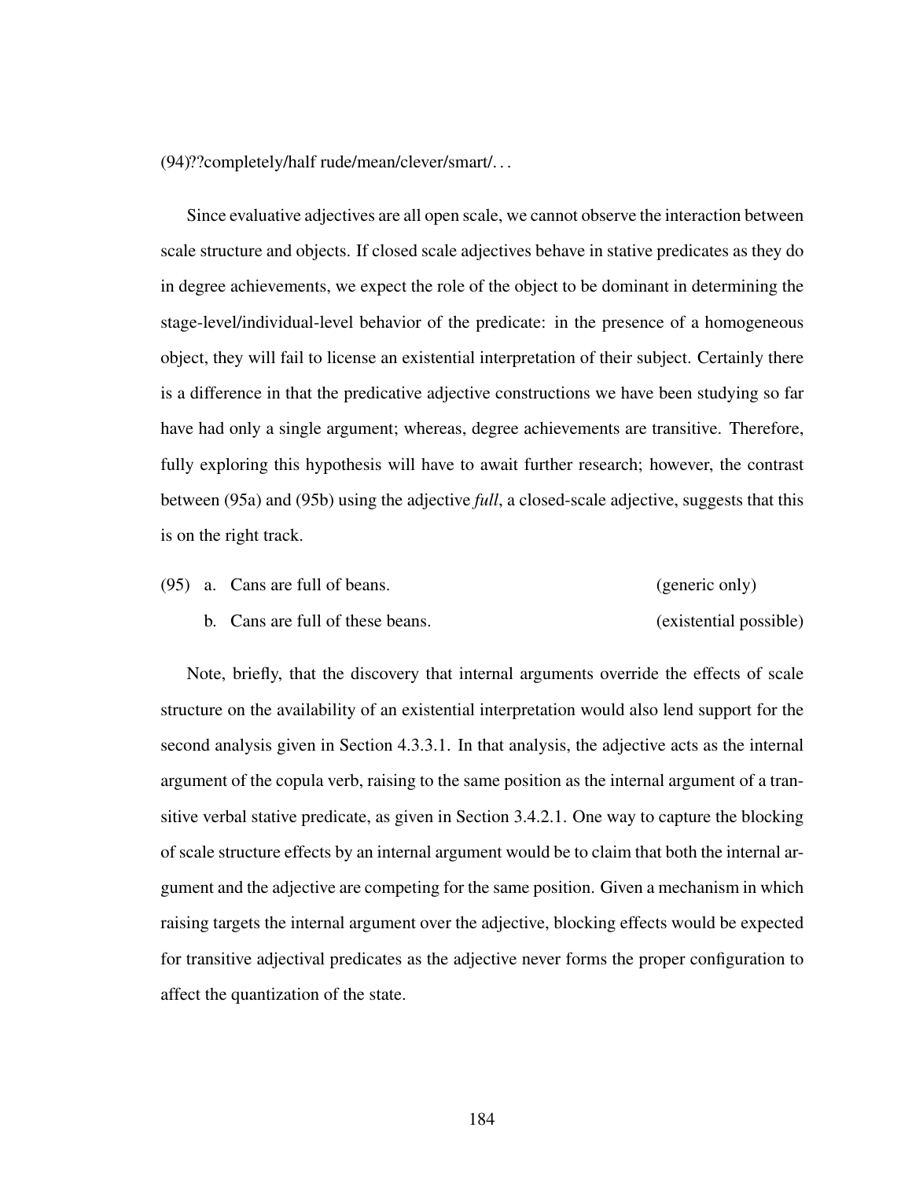(94)??completely/half rude/mean/clever/smart/...

Since evaluative adjectives are all open scale, we cannot observe the interaction between scale structure and objects. If closed scale adjectives behave in stative predicates as they do in degree achievements, we expect the role of the object to be dominant in determining the stage-level/individual-level behavior of the predicate: in the presence of a homogeneous object, they will fail to license an existential interpretation of their subject. Certainly there is a difference in that the predicative adjective constructions we have been studying so far have had only a single argument; whereas, degree achievements are transitive. Therefore, fully exploring this hypothesis will have to await further research; however, the contrast between (95a) and (95b) using the adjective *full*, a closed-scale adjective, suggests that this is on the right track.

(95) a. Cans are full of beans. (generic only)

b. Cans are full of these beans. (existential possible)

Note, briefly, that the discovery that internal arguments override the effects of scale structure on the availability of an existential interpretation would also lend support for the second analysis given in Section 4.3.3.1. In that analysis, the adjective acts as the internal argument of the copula verb, raising to the same position as the internal argument of a transitive verbal stative predicate, as given in Section 3.4.2.1. One way to capture the blocking of scale structure effects by an internal argument would be to claim that both the internal argument and the adjective are competing for the same position. Given a mechanism in which raising targets the internal argument over the adjective, blocking effects would be expected for transitive adjectival predicates as the adjective never forms the proper configuration to affect the quantization of the state.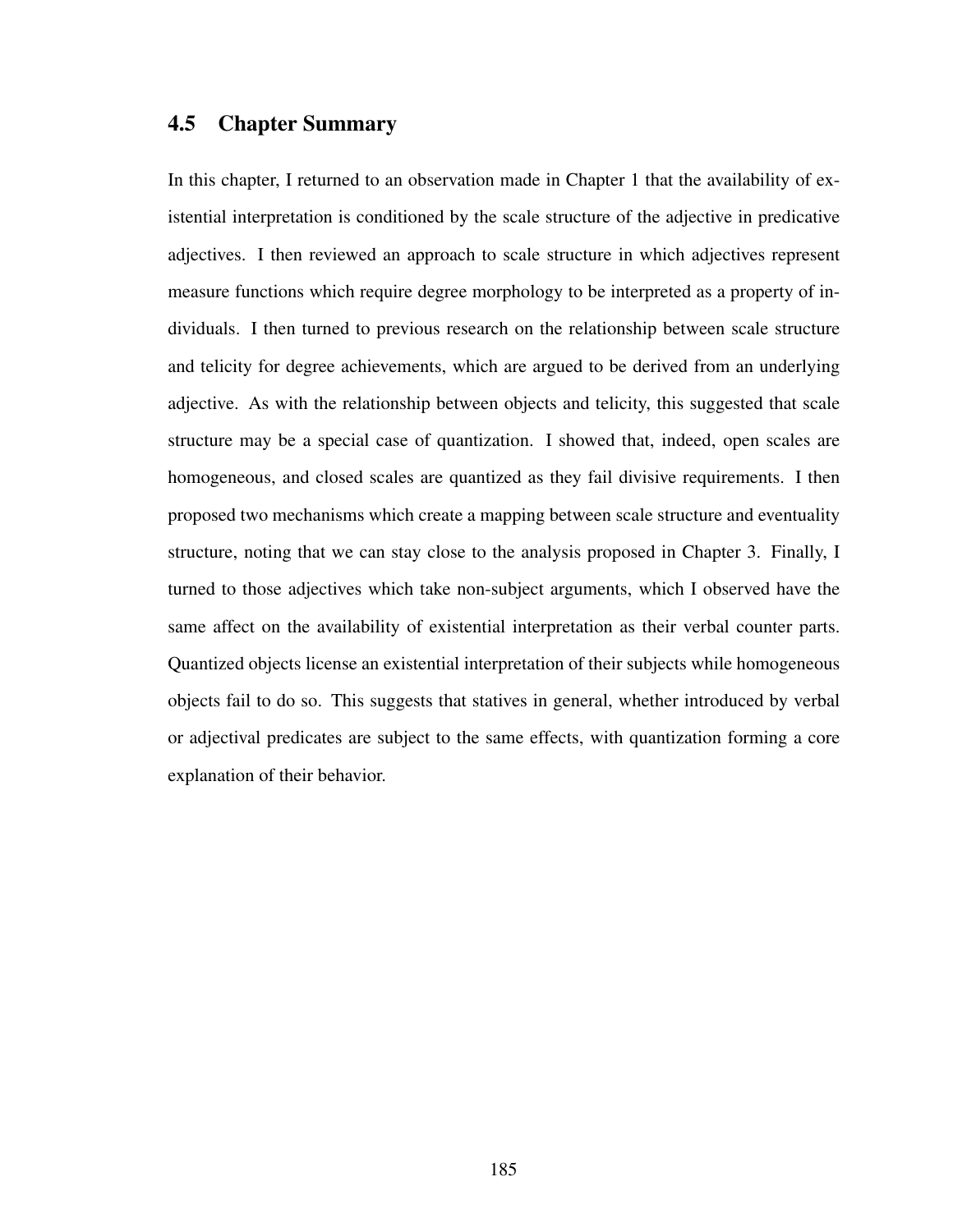## 4.5 Chapter Summary

In this chapter, I returned to an observation made in Chapter 1 that the availability of existential interpretation is conditioned by the scale structure of the adjective in predicative adjectives. I then reviewed an approach to scale structure in which adjectives represent measure functions which require degree morphology to be interpreted as a property of individuals. I then turned to previous research on the relationship between scale structure and telicity for degree achievements, which are argued to be derived from an underlying adjective. As with the relationship between objects and telicity, this suggested that scale structure may be a special case of quantization. I showed that, indeed, open scales are homogeneous, and closed scales are quantized as they fail divisive requirements. I then proposed two mechanisms which create a mapping between scale structure and eventuality structure, noting that we can stay close to the analysis proposed in Chapter 3. Finally, I turned to those adjectives which take non-subject arguments, which I observed have the same affect on the availability of existential interpretation as their verbal counter parts. Quantized objects license an existential interpretation of their subjects while homogeneous objects fail to do so. This suggests that statives in general, whether introduced by verbal or adjectival predicates are subject to the same effects, with quantization forming a core explanation of their behavior.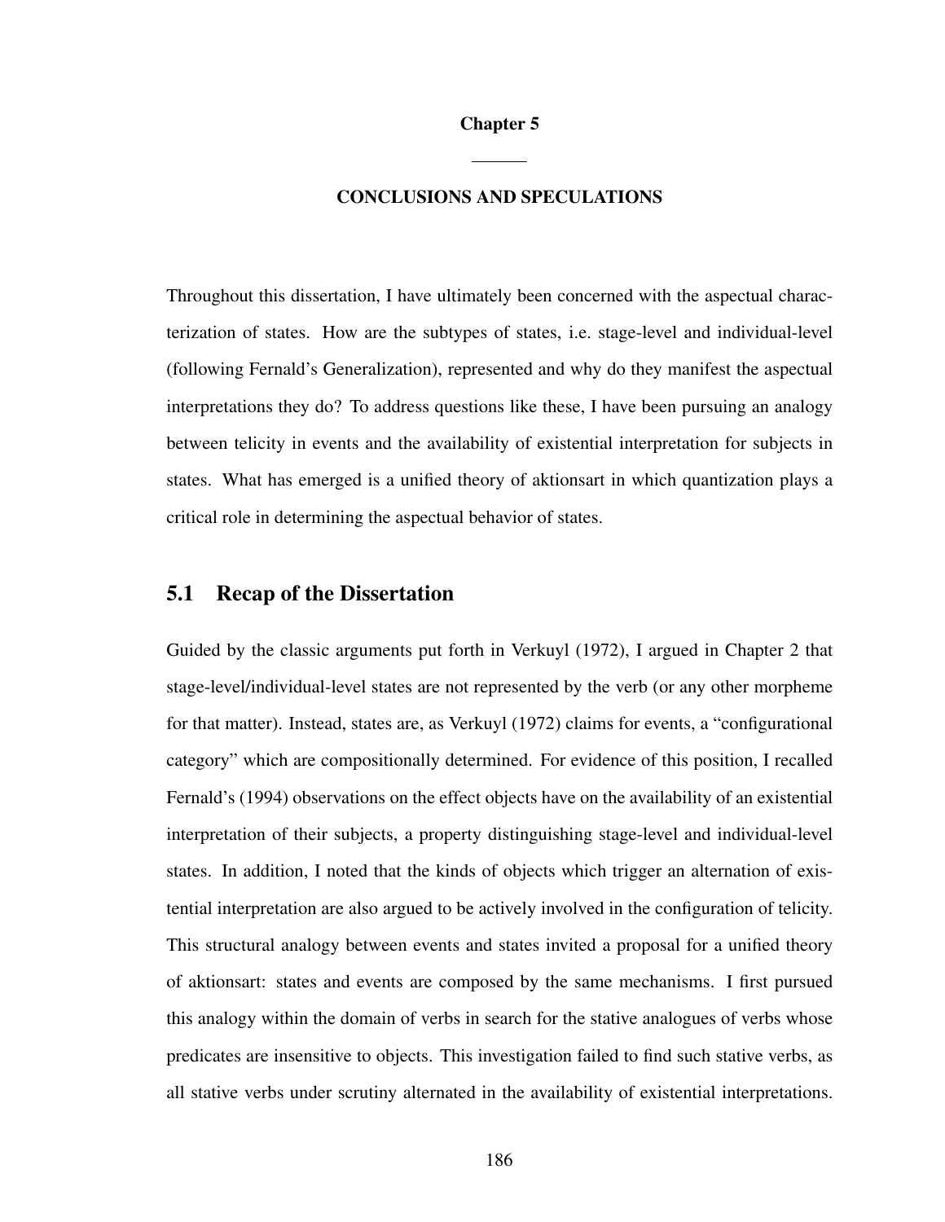# Chapter 5

## CONCLUSIONS AND SPECULATIONS

Throughout this dissertation, I have ultimately been concerned with the aspectual characterization of states. How are the subtypes of states, i.e. stage-level and individual-level (following Fernald's Generalization), represented and why do they manifest the aspectual interpretations they do? To address questions like these, I have been pursuing an analogy between telicity in events and the availability of existential interpretation for subjects in states. What has emerged is a unified theory of aktionsart in which quantization plays a critical role in determining the aspectual behavior of states.

## 5.1 Recap of the Dissertation

Guided by the classic arguments put forth in Verkuyl (1972), I argued in Chapter 2 that stage-level/individual-level states are not represented by the verb (or any other morpheme for that matter). Instead, states are, as Verkuyl (1972) claims for events, a "configurational category" which are compositionally determined. For evidence of this position, I recalled Fernald's (1994) observations on the effect objects have on the availability of an existential interpretation of their subjects, a property distinguishing stage-level and individual-level states. In addition, I noted that the kinds of objects which trigger an alternation of existential interpretation are also argued to be actively involved in the configuration of telicity. This structural analogy between events and states invited a proposal for a unified theory of aktionsart: states and events are composed by the same mechanisms. I first pursued this analogy within the domain of verbs in search for the stative analogues of verbs whose predicates are insensitive to objects. This investigation failed to find such stative verbs, as all stative verbs under scrutiny alternated in the availability of existential interpretations.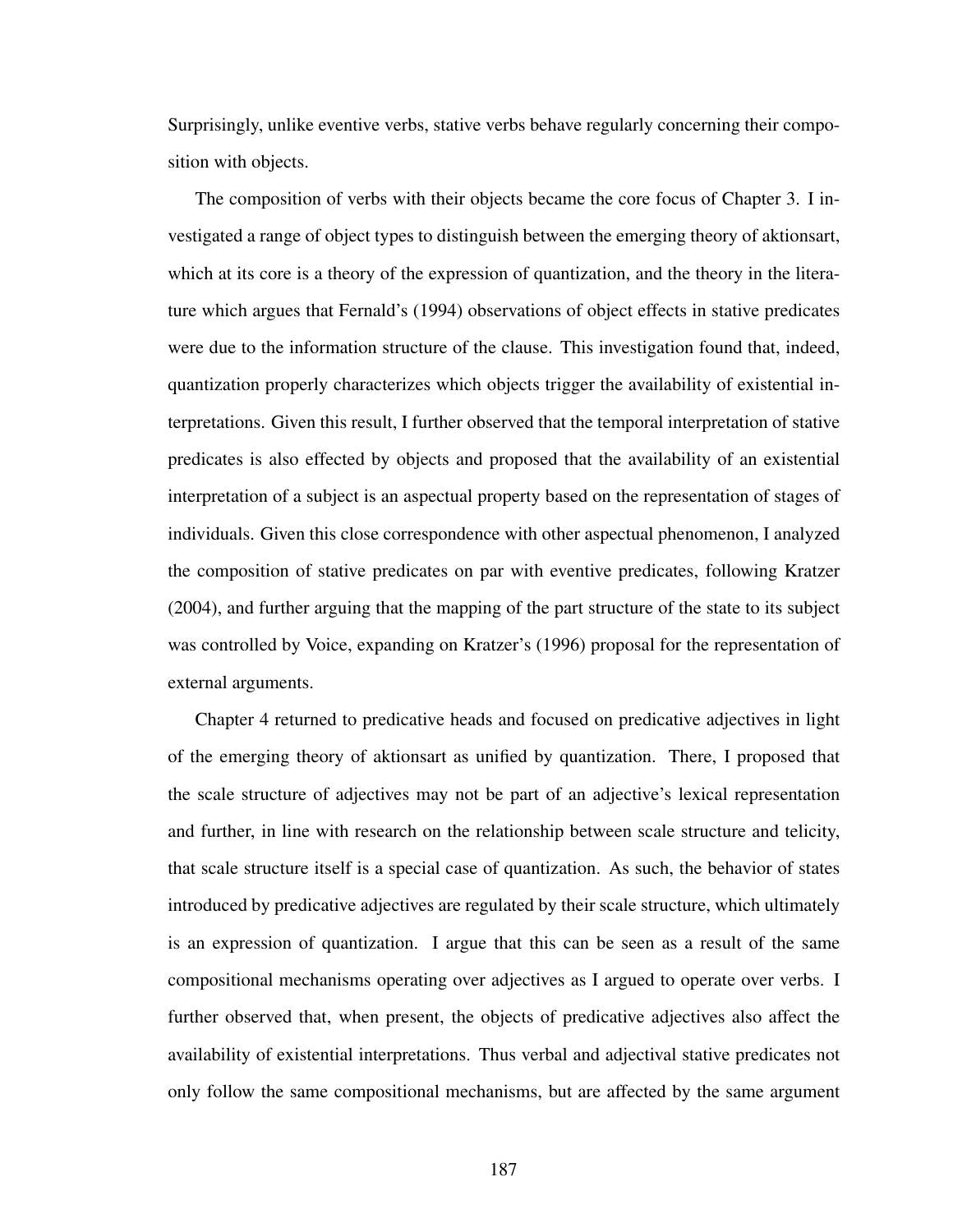Surprisingly, unlike eventive verbs, stative verbs behave regularly concerning their composition with objects.

The composition of verbs with their objects became the core focus of Chapter 3. I investigated a range of object types to distinguish between the emerging theory of aktionsart, which at its core is a theory of the expression of quantization, and the theory in the literature which argues that Fernald's (1994) observations of object effects in stative predicates were due to the information structure of the clause. This investigation found that, indeed, quantization properly characterizes which objects trigger the availability of existential interpretations. Given this result, I further observed that the temporal interpretation of stative predicates is also effected by objects and proposed that the availability of an existential interpretation of a subject is an aspectual property based on the representation of stages of individuals. Given this close correspondence with other aspectual phenomenon, I analyzed the composition of stative predicates on par with eventive predicates, following Kratzer (2004), and further arguing that the mapping of the part structure of the state to its subject was controlled by Voice, expanding on Kratzer's (1996) proposal for the representation of external arguments.

Chapter 4 returned to predicative heads and focused on predicative adjectives in light of the emerging theory of aktionsart as unified by quantization. There, I proposed that the scale structure of adjectives may not be part of an adjective's lexical representation and further, in line with research on the relationship between scale structure and telicity, that scale structure itself is a special case of quantization. As such, the behavior of states introduced by predicative adjectives are regulated by their scale structure, which ultimately is an expression of quantization. I argue that this can be seen as a result of the same compositional mechanisms operating over adjectives as I argued to operate over verbs. I further observed that, when present, the objects of predicative adjectives also affect the availability of existential interpretations. Thus verbal and adjectival stative predicates not only follow the same compositional mechanisms, but are affected by the same argument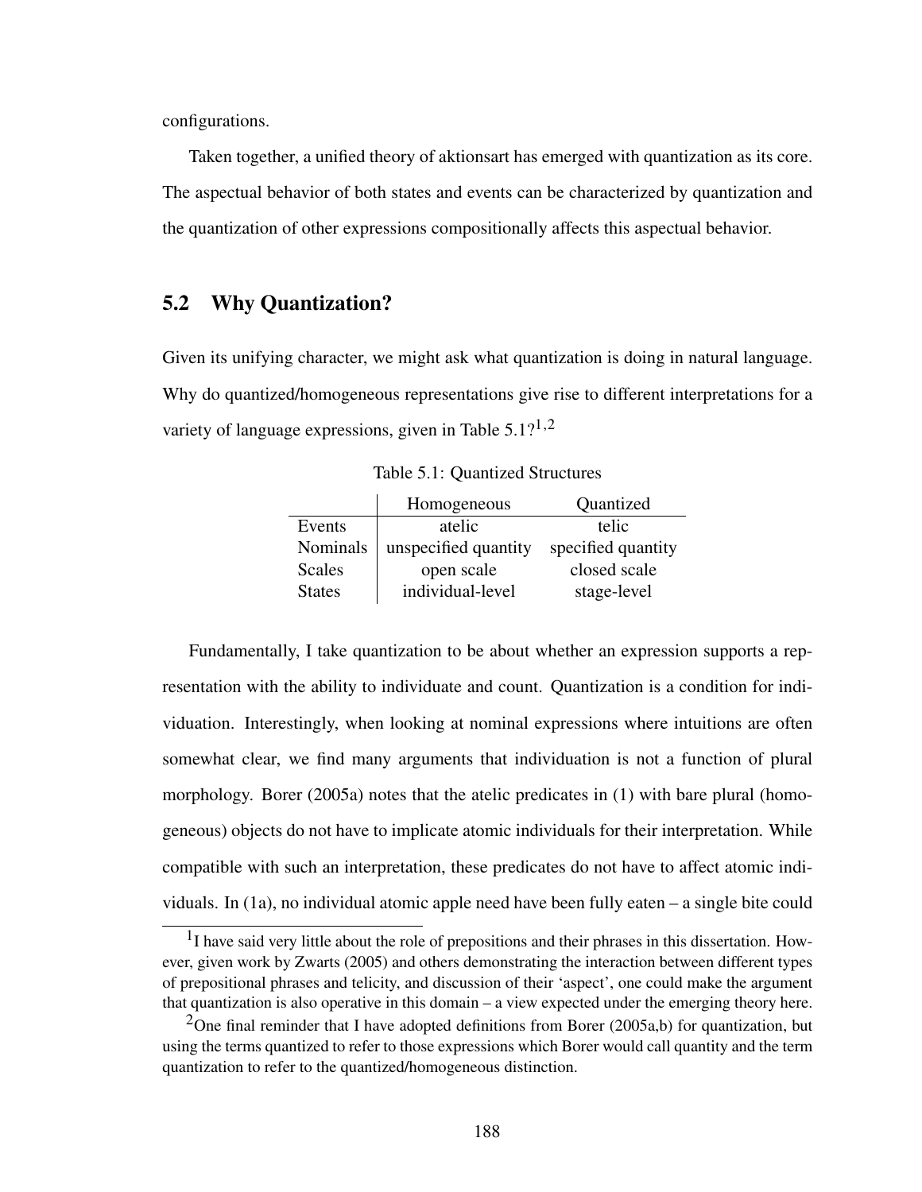configurations.

Taken together, a unified theory of aktionsart has emerged with quantization as its core. The aspectual behavior of both states and events can be characterized by quantization and the quantization of other expressions compositionally affects this aspectual behavior.

## 5.2 Why Quantization?

Given its unifying character, we might ask what quantization is doing in natural language. Why do quantized/homogeneous representations give rise to different interpretations for a variety of language expressions, given in Table 5.1?[1,2]

Table 5.1: Quantized Structures

| | Homogeneous | Quantized |
|---|---|---|
| Events | atelic | telic |
| Nominals | unspecified quantity | specified quantity |
| Scales | open scale | closed scale |
| States | individual-level | stage-level |

Fundamentally, I take quantization to be about whether an expression supports a representation with the ability to individuate and count. Quantization is a condition for individuation. Interestingly, when looking at nominal expressions where intuitions are often somewhat clear, we find many arguments that individuation is not a function of plural morphology. Borer (2005a) notes that the atelic predicates in (1) with bare plural (homogeneous) objects do not have to implicate atomic individuals for their interpretation. While compatible with such an interpretation, these predicates do not have to affect atomic individuals. In (1a), no individual atomic apple need have been fully eaten – a single bite could

---

[1] I have said very little about the role of prepositions and their phrases in this dissertation. However, given work by Zwarts (2005) and others demonstrating the interaction between different types of prepositional phrases and telicity, and discussion of their 'aspect', one could make the argument that quantization is also operative in this domain – a view expected under the emerging theory here.

[2] One final reminder that I have adopted definitions from Borer (2005a,b) for quantization, but using the terms quantized to refer to those expressions which Borer would call quantity and the term quantization to refer to the quantized/homogeneous distinction.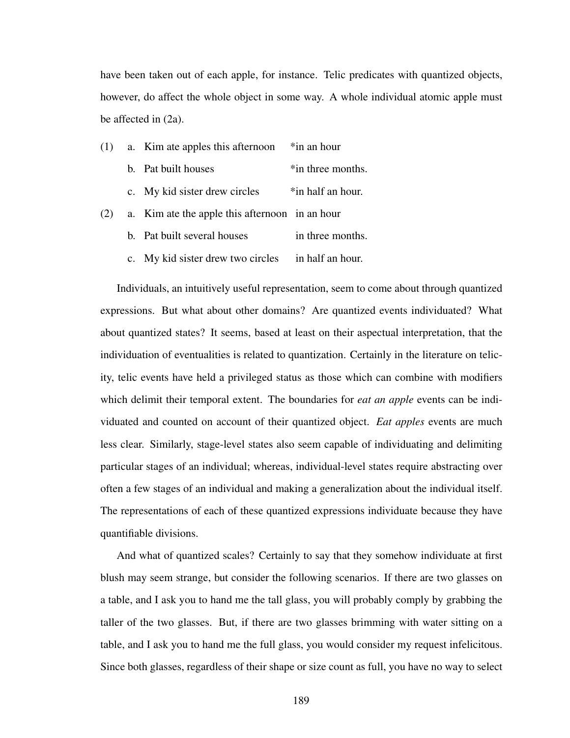have been taken out of each apple, for instance. Telic predicates with quantized objects, however, do affect the whole object in some way. A whole individual atomic apple must be affected in (2a).

(1) a. Kim ate apples this afternoon *in an hour

    b. Pat built houses *in three months.

    c. My kid sister drew circles *in half an hour.

(2) a. Kim ate the apple this afternoon in an hour

    b. Pat built several houses in three months.

    c. My kid sister drew two circles in half an hour.

Individuals, an intuitively useful representation, seem to come about through quantized expressions. But what about other domains? Are quantized events individuated? What about quantized states? It seems, based at least on their aspectual interpretation, that the individuation of eventualities is related to quantization. Certainly in the literature on telicity, telic events have held a privileged status as those which can combine with modifiers which delimit their temporal extent. The boundaries for *eat an apple* events can be individuated and counted on account of their quantized object. *Eat apples* events are much less clear. Similarly, stage-level states also seem capable of individuating and delimiting particular stages of an individual; whereas, individual-level states require abstracting over often a few stages of an individual and making a generalization about the individual itself. The representations of each of these quantized expressions individuate because they have quantifiable divisions.

And what of quantized scales? Certainly to say that they somehow individuate at first blush may seem strange, but consider the following scenarios. If there are two glasses on a table, and I ask you to hand me the tall glass, you will probably comply by grabbing the taller of the two glasses. But, if there are two glasses brimming with water sitting on a table, and I ask you to hand me the full glass, you would consider my request infelicitous. Since both glasses, regardless of their shape or size count as full, you have no way to select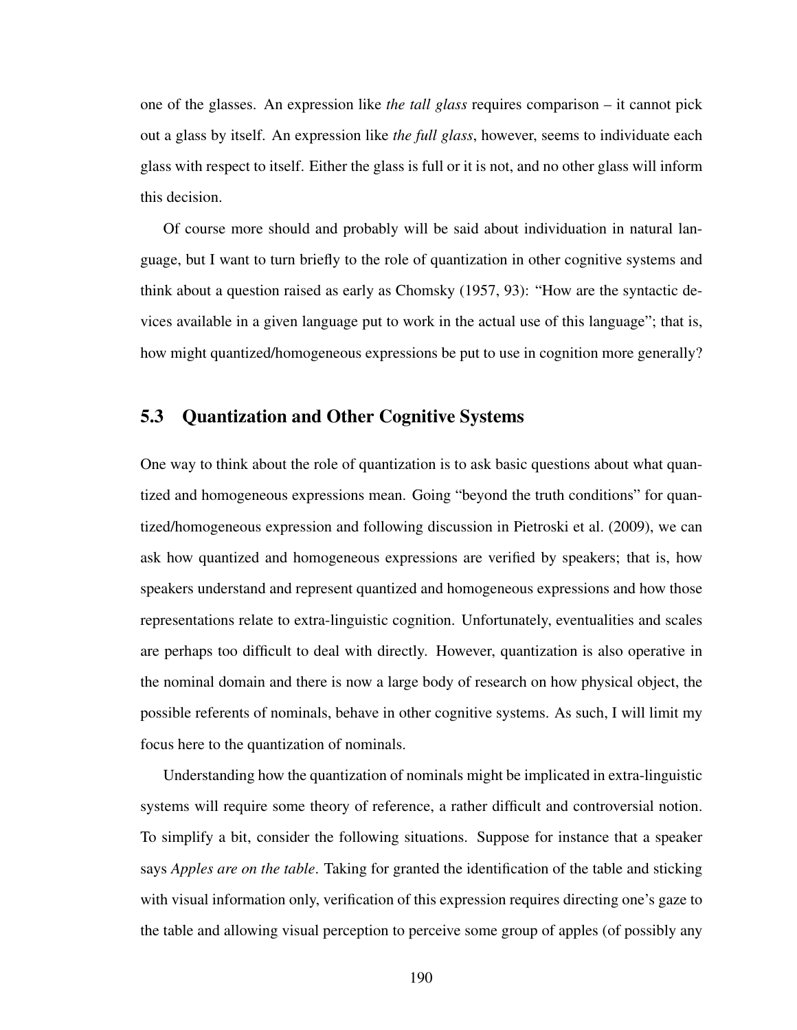one of the glasses. An expression like *the tall glass* requires comparison – it cannot pick out a glass by itself. An expression like *the full glass*, however, seems to individuate each glass with respect to itself. Either the glass is full or it is not, and no other glass will inform this decision.

Of course more should and probably will be said about individuation in natural language, but I want to turn briefly to the role of quantization in other cognitive systems and think about a question raised as early as Chomsky (1957, 93): "How are the syntactic devices available in a given language put to work in the actual use of this language"; that is, how might quantized/homogeneous expressions be put to use in cognition more generally?

## 5.3 Quantization and Other Cognitive Systems

One way to think about the role of quantization is to ask basic questions about what quantized and homogeneous expressions mean. Going "beyond the truth conditions" for quantized/homogeneous expression and following discussion in Pietroski et al. (2009), we can ask how quantized and homogeneous expressions are verified by speakers; that is, how speakers understand and represent quantized and homogeneous expressions and how those representations relate to extra-linguistic cognition. Unfortunately, eventualities and scales are perhaps too difficult to deal with directly. However, quantization is also operative in the nominal domain and there is now a large body of research on how physical object, the possible referents of nominals, behave in other cognitive systems. As such, I will limit my focus here to the quantization of nominals.

Understanding how the quantization of nominals might be implicated in extra-linguistic systems will require some theory of reference, a rather difficult and controversial notion. To simplify a bit, consider the following situations. Suppose for instance that a speaker says *Apples are on the table*. Taking for granted the identification of the table and sticking with visual information only, verification of this expression requires directing one's gaze to the table and allowing visual perception to perceive some group of apples (of possibly any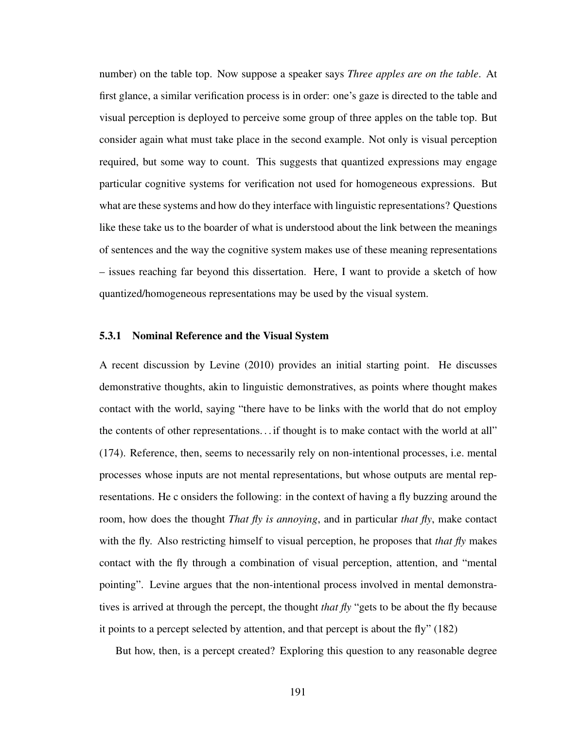number) on the table top. Now suppose a speaker says *Three apples are on the table*. At first glance, a similar verification process is in order: one's gaze is directed to the table and visual perception is deployed to perceive some group of three apples on the table top. But consider again what must take place in the second example. Not only is visual perception required, but some way to count. This suggests that quantized expressions may engage particular cognitive systems for verification not used for homogeneous expressions. But what are these systems and how do they interface with linguistic representations? Questions like these take us to the boarder of what is understood about the link between the meanings of sentences and the way the cognitive system makes use of these meaning representations – issues reaching far beyond this dissertation. Here, I want to provide a sketch of how quantized/homogeneous representations may be used by the visual system.

### 5.3.1 Nominal Reference and the Visual System

A recent discussion by Levine (2010) provides an initial starting point. He discusses demonstrative thoughts, akin to linguistic demonstratives, as points where thought makes contact with the world, saying "there have to be links with the world that do not employ the contents of other representations. . . if thought is to make contact with the world at all" (174). Reference, then, seems to necessarily rely on non-intentional processes, i.e. mental processes whose inputs are not mental representations, but whose outputs are mental representations. He c onsiders the following: in the context of having a fly buzzing around the room, how does the thought *That fly is annoying*, and in particular *that fly*, make contact with the fly. Also restricting himself to visual perception, he proposes that *that fly* makes contact with the fly through a combination of visual perception, attention, and "mental pointing". Levine argues that the non-intentional process involved in mental demonstratives is arrived at through the percept, the thought *that fly* "gets to be about the fly because it points to a percept selected by attention, and that percept is about the fly" (182)

But how, then, is a percept created? Exploring this question to any reasonable degree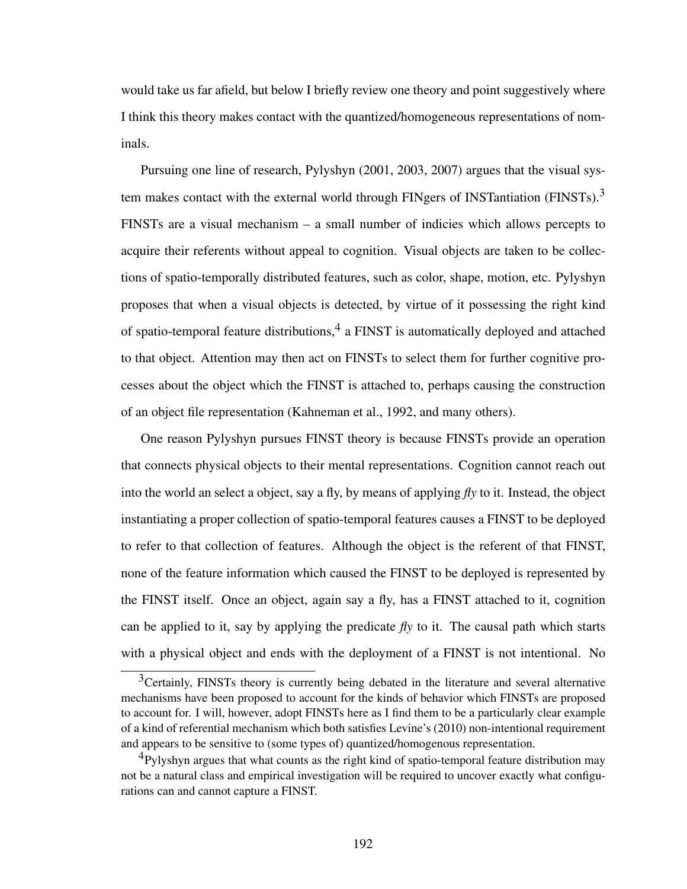would take us far afield, but below I briefly review one theory and point suggestively where I think this theory makes contact with the quantized/homogeneous representations of nominals.

Pursuing one line of research, Pylyshyn (2001, 2003, 2007) argues that the visual system makes contact with the external world through FINgers of INSTantiation (FINSTs).[3] FINSTs are a visual mechanism – a small number of indicies which allows percepts to acquire their referents without appeal to cognition. Visual objects are taken to be collections of spatio-temporally distributed features, such as color, shape, motion, etc. Pylyshyn proposes that when a visual objects is detected, by virtue of it possessing the right kind of spatio-temporal feature distributions,[4] a FINST is automatically deployed and attached to that object. Attention may then act on FINSTs to select them for further cognitive processes about the object which the FINST is attached to, perhaps causing the construction of an object file representation (Kahneman et al., 1992, and many others).

One reason Pylyshyn pursues FINST theory is because FINSTs provide an operation that connects physical objects to their mental representations. Cognition cannot reach out into the world an select a object, say a fly, by means of applying ***fly*** to it. Instead, the object instantiating a proper collection of spatio-temporal features causes a FINST to be deployed to refer to that collection of features. Although the object is the referent of that FINST, none of the feature information which caused the FINST to be deployed is represented by the FINST itself. Once an object, again say a fly, has a FINST attached to it, cognition can be applied to it, say by applying the predicate ***fly*** to it. The causal path which starts with a physical object and ends with the deployment of a FINST is not intentional. No

[3] Certainly, FINSTs theory is currently being debated in the literature and several alternative mechanisms have been proposed to account for the kinds of behavior which FINSTs are proposed to account for. I will, however, adopt FINSTs here as I find them to be a particularly clear example of a kind of referential mechanism which both satisfies Levine's (2010) non-intentional requirement and appears to be sensitive to (some types of) quantized/homogenous representation.

[4] Pylyshyn argues that what counts as the right kind of spatio-temporal feature distribution may not be a natural class and empirical investigation will be required to uncover exactly what configurations can and cannot capture a FINST.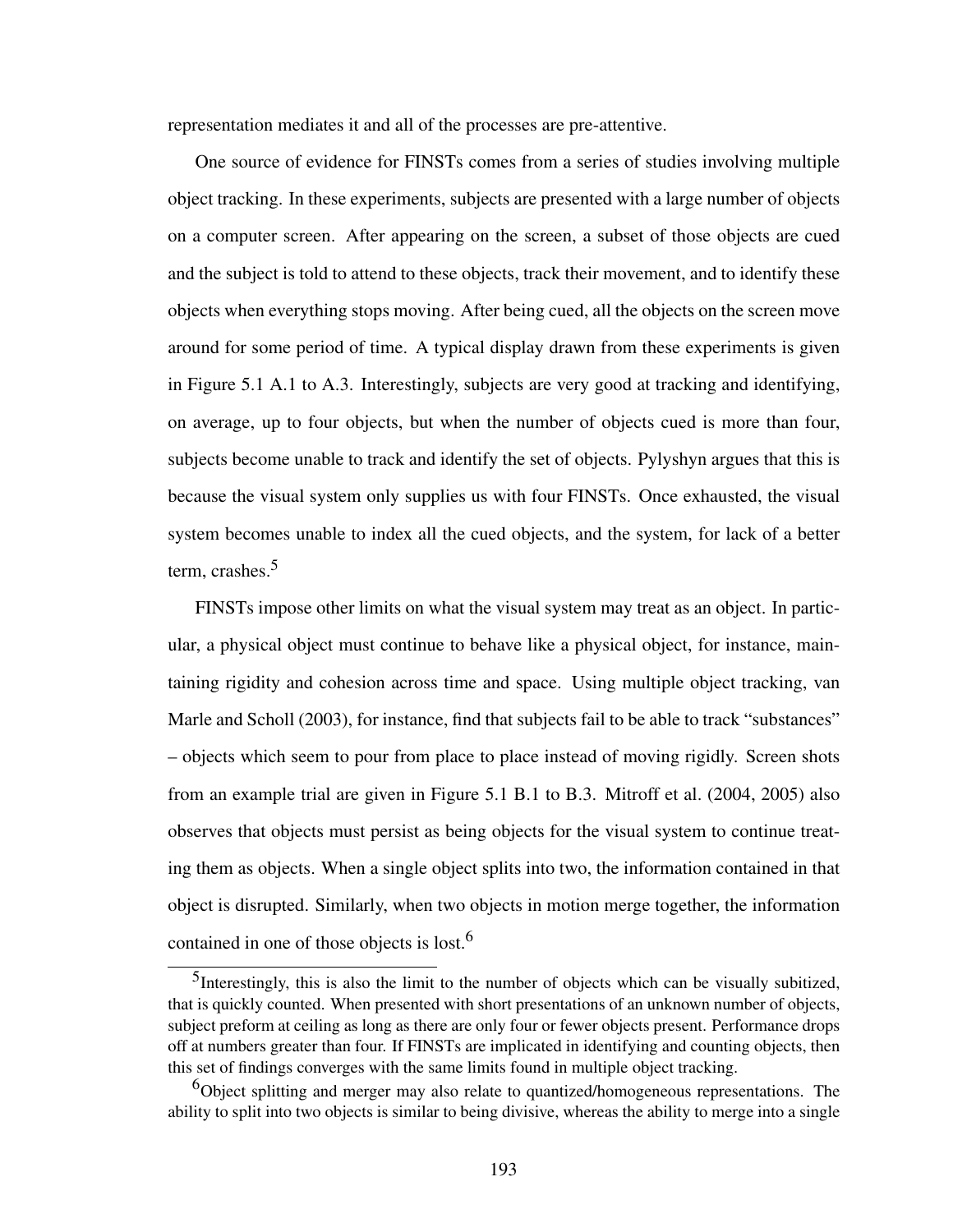representation mediates it and all of the processes are pre-attentive.

One source of evidence for FINSTs comes from a series of studies involving multiple object tracking. In these experiments, subjects are presented with a large number of objects on a computer screen. After appearing on the screen, a subset of those objects are cued and the subject is told to attend to these objects, track their movement, and to identify these objects when everything stops moving. After being cued, all the objects on the screen move around for some period of time. A typical display drawn from these experiments is given in Figure 5.1 A.1 to A.3. Interestingly, subjects are very good at tracking and identifying, on average, up to four objects, but when the number of objects cued is more than four, subjects become unable to track and identify the set of objects. Pylyshyn argues that this is because the visual system only supplies us with four FINSTs. Once exhausted, the visual system becomes unable to index all the cued objects, and the system, for lack of a better term, crashes.[5]

FINSTs impose other limits on what the visual system may treat as an object. In particular, a physical object must continue to behave like a physical object, for instance, maintaining rigidity and cohesion across time and space. Using multiple object tracking, van Marle and Scholl (2003), for instance, find that subjects fail to be able to track "substances" – objects which seem to pour from place to place instead of moving rigidly. Screen shots from an example trial are given in Figure 5.1 B.1 to B.3. Mitroff et al. (2004, 2005) also observes that objects must persist as being objects for the visual system to continue treating them as objects. When a single object splits into two, the information contained in that object is disrupted. Similarly, when two objects in motion merge together, the information contained in one of those objects is lost.[6]

[5]Interestingly, this is also the limit to the number of objects which can be visually subitized, that is quickly counted. When presented with short presentations of an unknown number of objects, subject preform at ceiling as long as there are only four or fewer objects present. Performance drops off at numbers greater than four. If FINSTs are implicated in identifying and counting objects, then this set of findings converges with the same limits found in multiple object tracking.

[6]Object splitting and merger may also relate to quantized/homogeneous representations. The ability to split into two objects is similar to being divisive, whereas the ability to merge into a single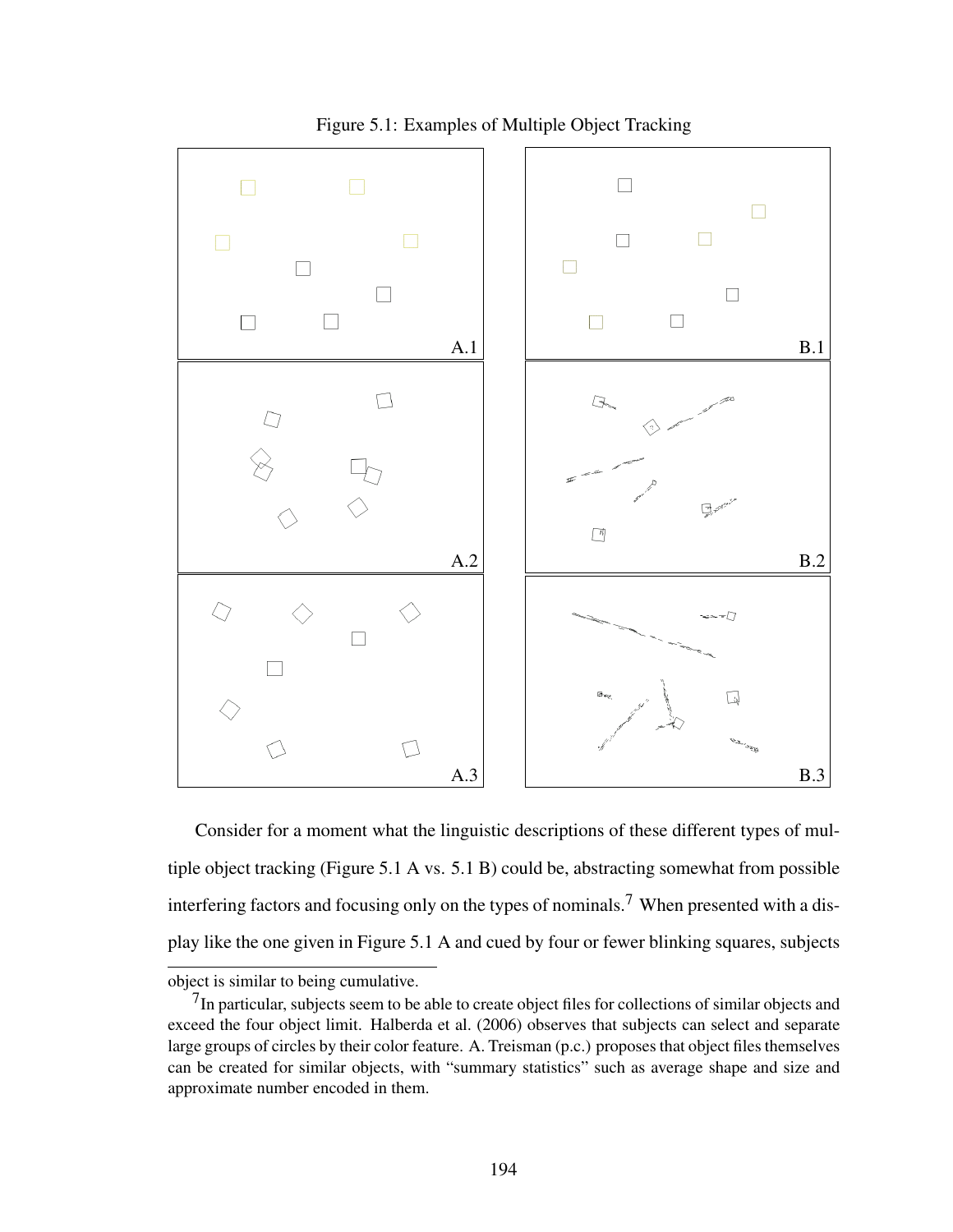Figure 5.1: Examples of Multiple Object Tracking

Consider for a moment what the linguistic descriptions of these different types of multiple object tracking (Figure 5.1 A vs. 5.1 B) could be, abstracting somewhat from possible interfering factors and focusing only on the types of nominals.[7] When presented with a display like the one given in Figure 5.1 A and cued by four or fewer blinking squares, subjects

---

object is similar to being cumulative.

[7] In particular, subjects seem to be able to create object files for collections of similar objects and exceed the four object limit. Halberda et al. (2006) observes that subjects can select and separate large groups of circles by their color feature. A. Treisman (p.c.) proposes that object files themselves can be created for similar objects, with "summary statistics" such as average shape and size and approximate number encoded in them.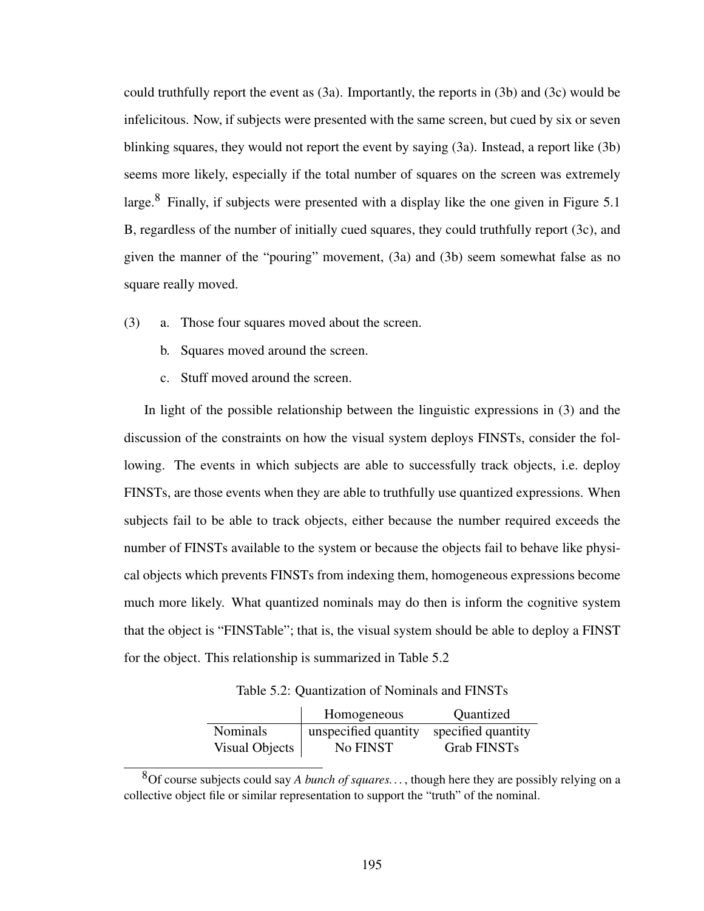could truthfully report the event as (3a). Importantly, the reports in (3b) and (3c) would be infelicitous. Now, if subjects were presented with the same screen, but cued by six or seven blinking squares, they would not report the event by saying (3a). Instead, a report like (3b) seems more likely, especially if the total number of squares on the screen was extremely large.[8] Finally, if subjects were presented with a display like the one given in Figure 5.1 B, regardless of the number of initially cued squares, they could truthfully report (3c), and given the manner of the "pouring" movement, (3a) and (3b) seem somewhat false as no square really moved.

(3) a. Those four squares moved about the screen.

b. Squares moved around the screen.

c. Stuff moved around the screen.

In light of the possible relationship between the linguistic expressions in (3) and the discussion of the constraints on how the visual system deploys FINSTs, consider the following. The events in which subjects are able to successfully track objects, i.e. deploy FINSTs, are those events when they are able to truthfully use quantized expressions. When subjects fail to be able to track objects, either because the number required exceeds the number of FINSTs available to the system or because the objects fail to behave like physical objects which prevents FINSTs from indexing them, homogeneous expressions become much more likely. What quantized nominals may do then is inform the cognitive system that the object is "FINSTable"; that is, the visual system should be able to deploy a FINST for the object. This relationship is summarized in Table 5.2

Table 5.2: Quantization of Nominals and FINSTs

| | Homogeneous | Quantized |
|---|---|---|
| Nominals | unspecified quantity | specified quantity |
| Visual Objects | No FINST | Grab FINSTs |

[8]Of course subjects could say *A bunch of squares...*, though here they are possibly relying on a collective object file or similar representation to support the "truth" of the nominal.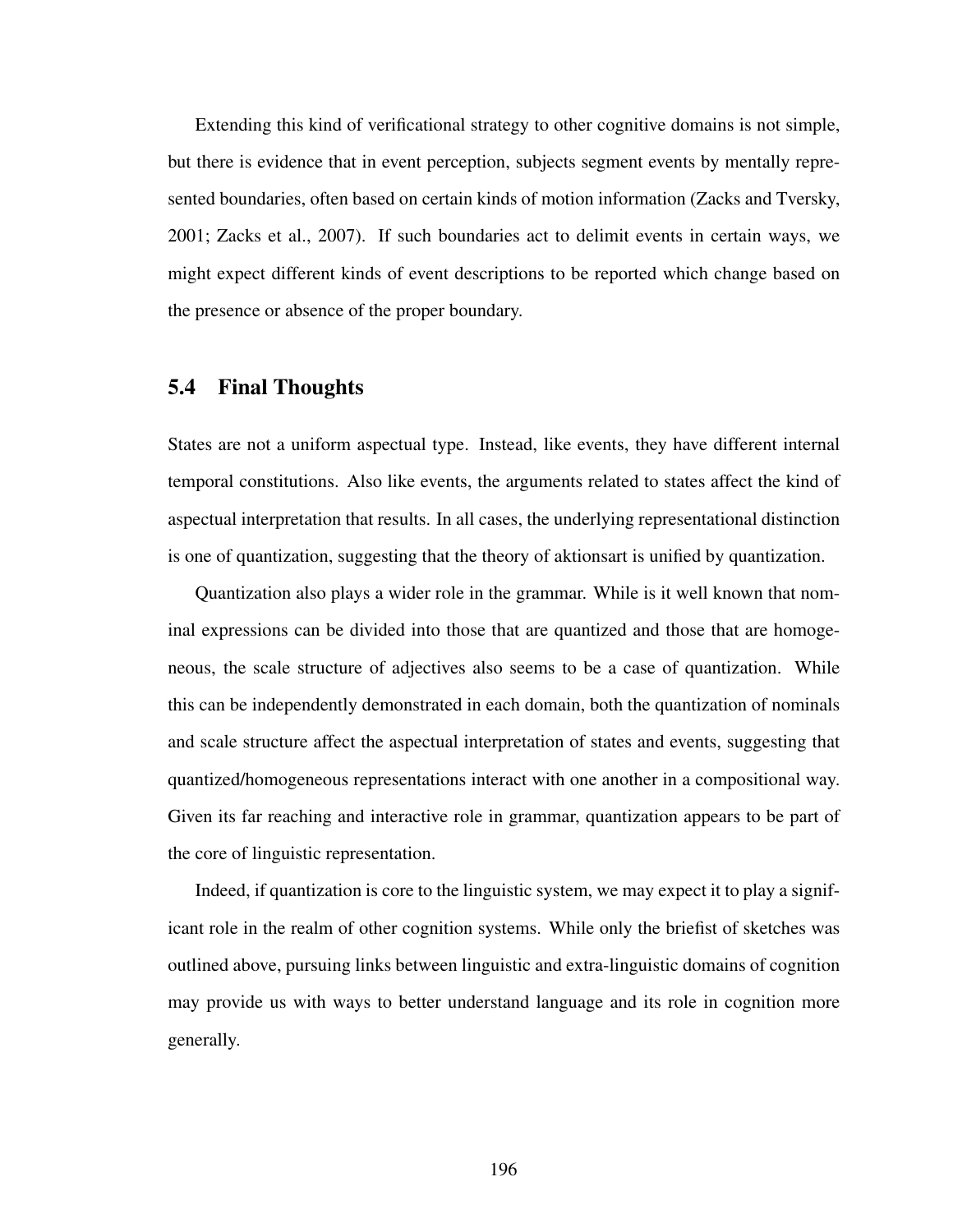Extending this kind of verificational strategy to other cognitive domains is not simple, but there is evidence that in event perception, subjects segment events by mentally represented boundaries, often based on certain kinds of motion information (Zacks and Tversky, 2001; Zacks et al., 2007). If such boundaries act to delimit events in certain ways, we might expect different kinds of event descriptions to be reported which change based on the presence or absence of the proper boundary.

## 5.4 Final Thoughts

States are not a uniform aspectual type. Instead, like events, they have different internal temporal constitutions. Also like events, the arguments related to states affect the kind of aspectual interpretation that results. In all cases, the underlying representational distinction is one of quantization, suggesting that the theory of aktionsart is unified by quantization.

Quantization also plays a wider role in the grammar. While is it well known that nominal expressions can be divided into those that are quantized and those that are homogeneous, the scale structure of adjectives also seems to be a case of quantization. While this can be independently demonstrated in each domain, both the quantization of nominals and scale structure affect the aspectual interpretation of states and events, suggesting that quantized/homogeneous representations interact with one another in a compositional way. Given its far reaching and interactive role in grammar, quantization appears to be part of the core of linguistic representation.

Indeed, if quantization is core to the linguistic system, we may expect it to play a significant role in the realm of other cognition systems. While only the briefist of sketches was outlined above, pursuing links between linguistic and extra-linguistic domains of cognition may provide us with ways to better understand language and its role in cognition more generally.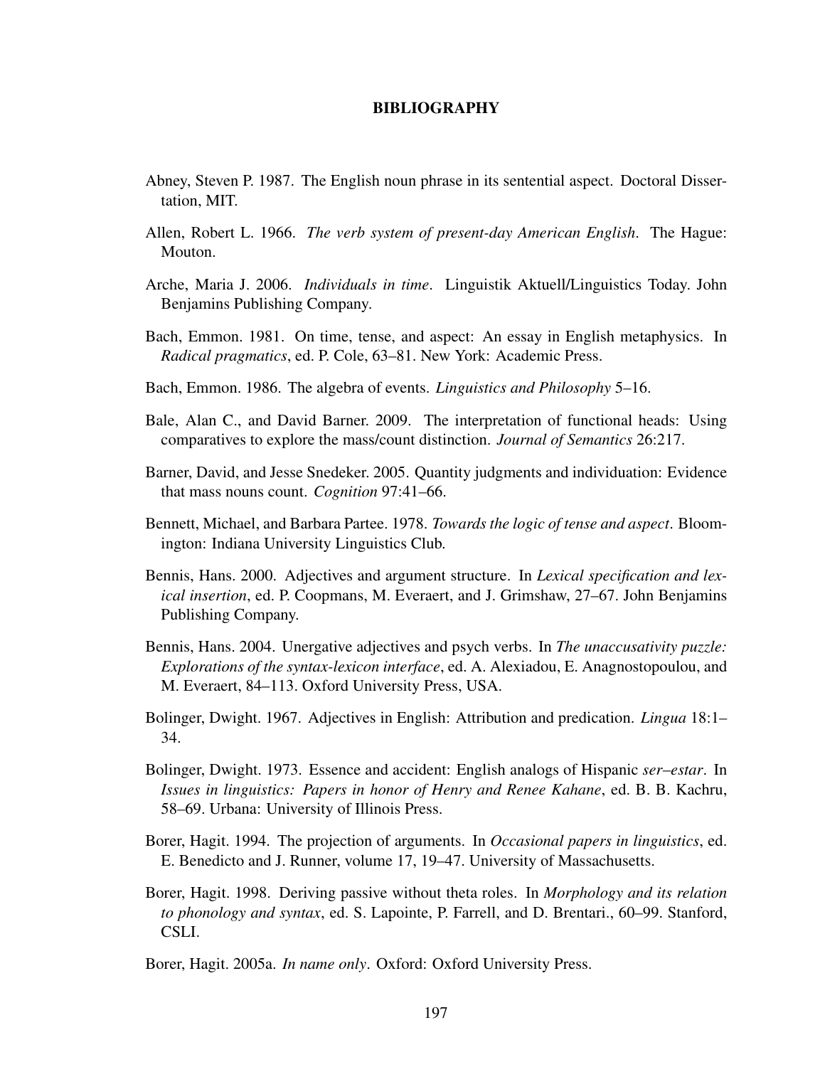# BIBLIOGRAPHY

Abney, Steven P. 1987. The English noun phrase in its sentential aspect. Doctoral Dissertation, MIT.

Allen, Robert L. 1966. *The verb system of present-day American English*. The Hague: Mouton.

Arche, Maria J. 2006. *Individuals in time*. Linguistik Aktuell/Linguistics Today. John Benjamins Publishing Company.

Bach, Emmon. 1981. On time, tense, and aspect: An essay in English metaphysics. In *Radical pragmatics*, ed. P. Cole, 63–81. New York: Academic Press.

Bach, Emmon. 1986. The algebra of events. *Linguistics and Philosophy* 5–16.

Bale, Alan C., and David Barner. 2009. The interpretation of functional heads: Using comparatives to explore the mass/count distinction. *Journal of Semantics* 26:217.

Barner, David, and Jesse Snedeker. 2005. Quantity judgments and individuation: Evidence that mass nouns count. *Cognition* 97:41–66.

Bennett, Michael, and Barbara Partee. 1978. *Towards the logic of tense and aspect*. Bloomington: Indiana University Linguistics Club.

Bennis, Hans. 2000. Adjectives and argument structure. In *Lexical specification and lexical insertion*, ed. P. Coopmans, M. Everaert, and J. Grimshaw, 27–67. John Benjamins Publishing Company.

Bennis, Hans. 2004. Unergative adjectives and psych verbs. In *The unaccusativity puzzle: Explorations of the syntax-lexicon interface*, ed. A. Alexiadou, E. Anagnostopoulou, and M. Everaert, 84–113. Oxford University Press, USA.

Bolinger, Dwight. 1967. Adjectives in English: Attribution and predication. *Lingua* 18:1–34.

Bolinger, Dwight. 1973. Essence and accident: English analogs of Hispanic *ser–estar*. In *Issues in linguistics: Papers in honor of Henry and Renee Kahane*, ed. B. B. Kachru, 58–69. Urbana: University of Illinois Press.

Borer, Hagit. 1994. The projection of arguments. In *Occasional papers in linguistics*, ed. E. Benedicto and J. Runner, volume 17, 19–47. University of Massachusetts.

Borer, Hagit. 1998. Deriving passive without theta roles. In *Morphology and its relation to phonology and syntax*, ed. S. Lapointe, P. Farrell, and D. Brentari., 60–99. Stanford, CSLI.

Borer, Hagit. 2005a. *In name only*. Oxford: Oxford University Press.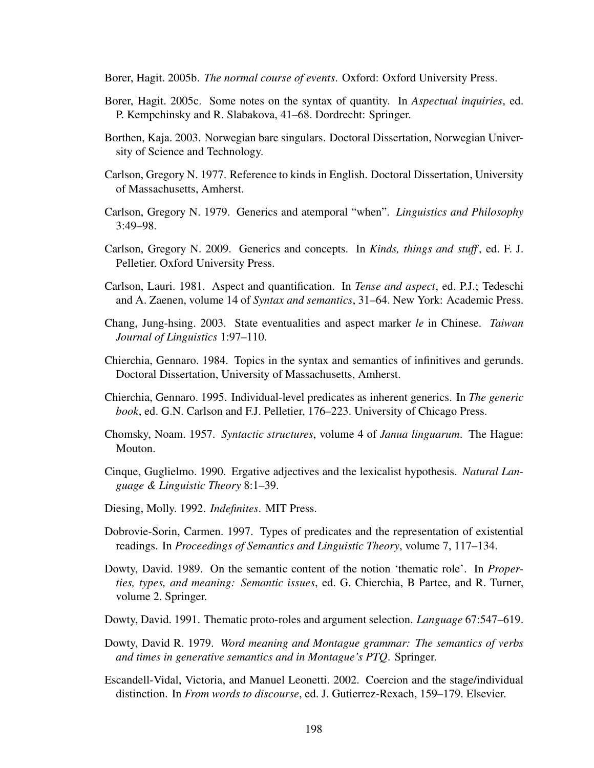Borer, Hagit. 2005b. *The normal course of events*. Oxford: Oxford University Press.

Borer, Hagit. 2005c. Some notes on the syntax of quantity. In *Aspectual inquiries*, ed. P. Kempchinsky and R. Slabakova, 41–68. Dordrecht: Springer.

Borthen, Kaja. 2003. Norwegian bare singulars. Doctoral Dissertation, Norwegian University of Science and Technology.

Carlson, Gregory N. 1977. Reference to kinds in English. Doctoral Dissertation, University of Massachusetts, Amherst.

Carlson, Gregory N. 1979. Generics and atemporal "when". *Linguistics and Philosophy* 3:49–98.

Carlson, Gregory N. 2009. Generics and concepts. In *Kinds, things and stuff*, ed. F. J. Pelletier. Oxford University Press.

Carlson, Lauri. 1981. Aspect and quantification. In *Tense and aspect*, ed. P.J.; Tedeschi and A. Zaenen, volume 14 of *Syntax and semantics*, 31–64. New York: Academic Press.

Chang, Jung-hsing. 2003. State eventualities and aspect marker *le* in Chinese. *Taiwan Journal of Linguistics* 1:97–110.

Chierchia, Gennaro. 1984. Topics in the syntax and semantics of infinitives and gerunds. Doctoral Dissertation, University of Massachusetts, Amherst.

Chierchia, Gennaro. 1995. Individual-level predicates as inherent generics. In *The generic book*, ed. G.N. Carlson and F.J. Pelletier, 176–223. University of Chicago Press.

Chomsky, Noam. 1957. *Syntactic structures*, volume 4 of *Janua linguarum*. The Hague: Mouton.

Cinque, Guglielmo. 1990. Ergative adjectives and the lexicalist hypothesis. *Natural Language & Linguistic Theory* 8:1–39.

Diesing, Molly. 1992. *Indefinites*. MIT Press.

Dobrovie-Sorin, Carmen. 1997. Types of predicates and the representation of existential readings. In *Proceedings of Semantics and Linguistic Theory*, volume 7, 117–134.

Dowty, David. 1989. On the semantic content of the notion 'thematic role'. In *Properties, types, and meaning: Semantic issues*, ed. G. Chierchia, B Partee, and R. Turner, volume 2. Springer.

Dowty, David. 1991. Thematic proto-roles and argument selection. *Language* 67:547–619.

Dowty, David R. 1979. *Word meaning and Montague grammar: The semantics of verbs and times in generative semantics and in Montague's PTQ*. Springer.

Escandell-Vidal, Victoria, and Manuel Leonetti. 2002. Coercion and the stage/individual distinction. In *From words to discourse*, ed. J. Gutierrez-Rexach, 159–179. Elsevier.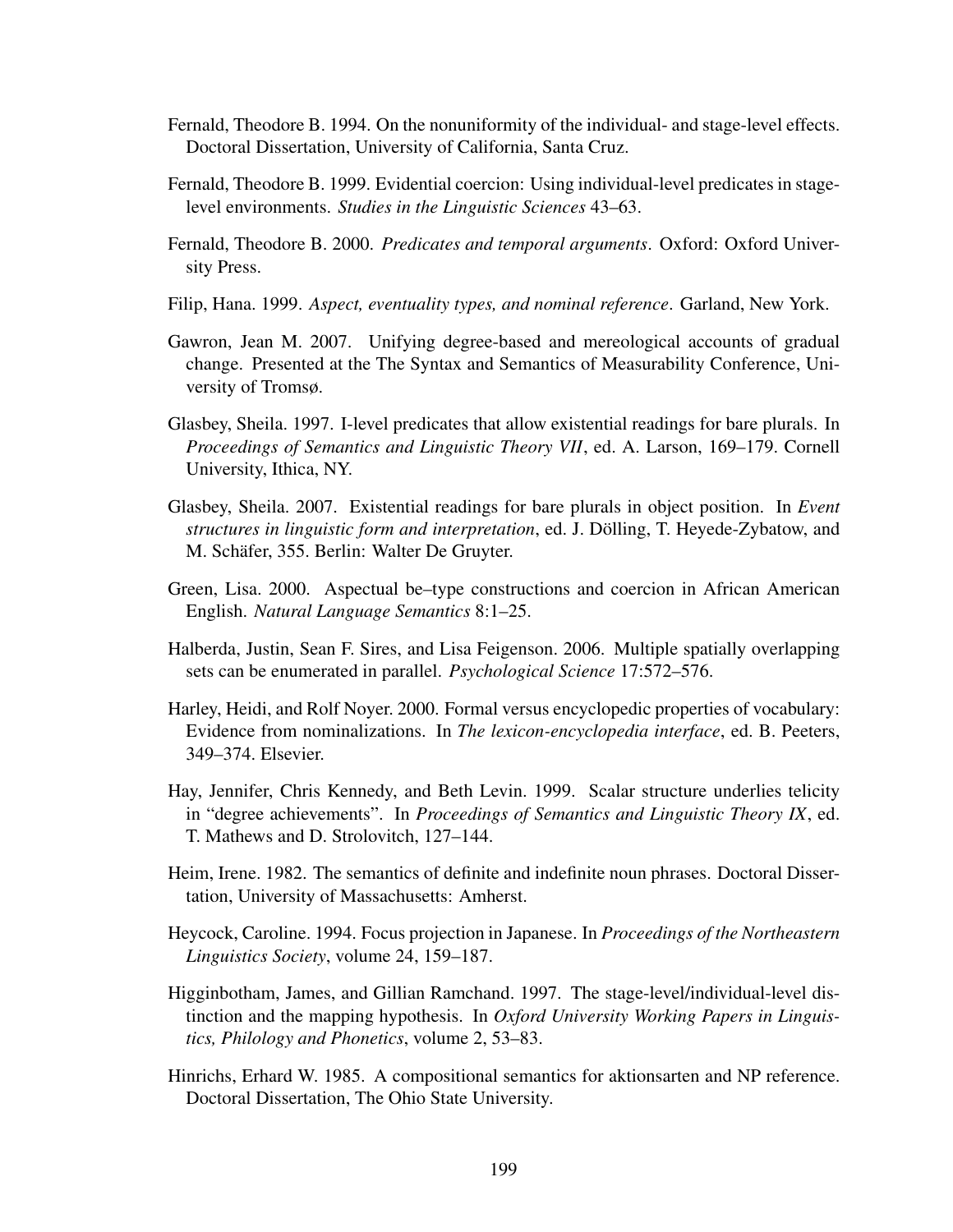Fernald, Theodore B. 1994. On the nonuniformity of the individual- and stage-level effects. Doctoral Dissertation, University of California, Santa Cruz.

Fernald, Theodore B. 1999. Evidential coercion: Using individual-level predicates in stage-level environments. *Studies in the Linguistic Sciences* 43–63.

Fernald, Theodore B. 2000. *Predicates and temporal arguments*. Oxford: Oxford University Press.

Filip, Hana. 1999. *Aspect, eventuality types, and nominal reference*. Garland, New York.

Gawron, Jean M. 2007. Unifying degree-based and mereological accounts of gradual change. Presented at the The Syntax and Semantics of Measurability Conference, University of Tromsø.

Glasbey, Sheila. 1997. I-level predicates that allow existential readings for bare plurals. In *Proceedings of Semantics and Linguistic Theory VII*, ed. A. Larson, 169–179. Cornell University, Ithica, NY.

Glasbey, Sheila. 2007. Existential readings for bare plurals in object position. In *Event structures in linguistic form and interpretation*, ed. J. Dölling, T. Heyede-Zybatow, and M. Schäfer, 355. Berlin: Walter De Gruyter.

Green, Lisa. 2000. Aspectual be–type constructions and coercion in African American English. *Natural Language Semantics* 8:1–25.

Halberda, Justin, Sean F. Sires, and Lisa Feigenson. 2006. Multiple spatially overlapping sets can be enumerated in parallel. *Psychological Science* 17:572–576.

Harley, Heidi, and Rolf Noyer. 2000. Formal versus encyclopedic properties of vocabulary: Evidence from nominalizations. In *The lexicon-encyclopedia interface*, ed. B. Peeters, 349–374. Elsevier.

Hay, Jennifer, Chris Kennedy, and Beth Levin. 1999. Scalar structure underlies telicity in "degree achievements". In *Proceedings of Semantics and Linguistic Theory IX*, ed. T. Mathews and D. Strolovitch, 127–144.

Heim, Irene. 1982. The semantics of definite and indefinite noun phrases. Doctoral Dissertation, University of Massachusetts: Amherst.

Heycock, Caroline. 1994. Focus projection in Japanese. In *Proceedings of the Northeastern Linguistics Society*, volume 24, 159–187.

Higginbotham, James, and Gillian Ramchand. 1997. The stage-level/individual-level distinction and the mapping hypothesis. In *Oxford University Working Papers in Linguistics, Philology and Phonetics*, volume 2, 53–83.

Hinrichs, Erhard W. 1985. A compositional semantics for aktionsarten and NP reference. Doctoral Dissertation, The Ohio State University.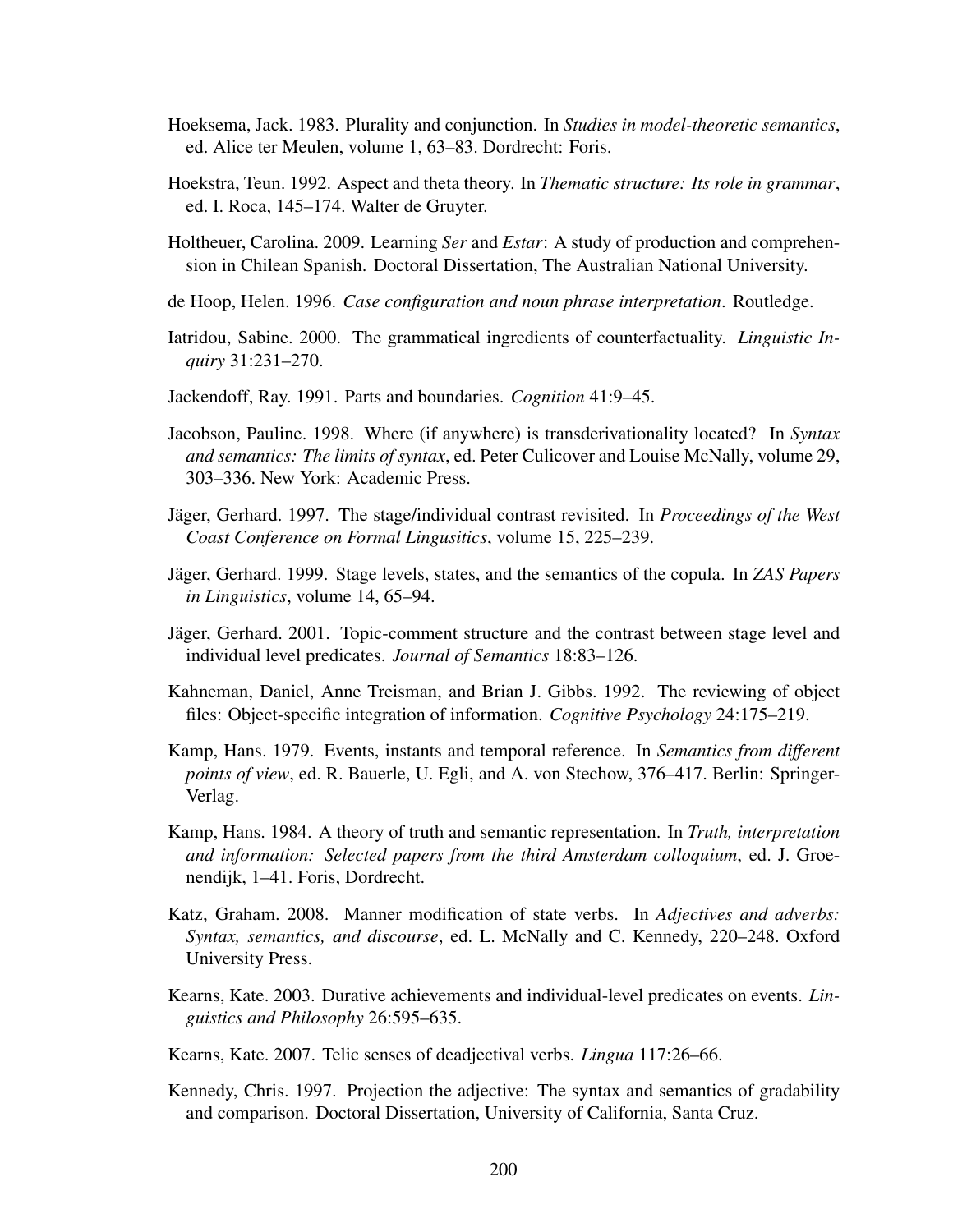Hoeksema, Jack. 1983. Plurality and conjunction. In *Studies in model-theoretic semantics*, ed. Alice ter Meulen, volume 1, 63–83. Dordrecht: Foris.

Hoekstra, Teun. 1992. Aspect and theta theory. In *Thematic structure: Its role in grammar*, ed. I. Roca, 145–174. Walter de Gruyter.

Holtheuer, Carolina. 2009. Learning *Ser* and *Estar*: A study of production and comprehension in Chilean Spanish. Doctoral Dissertation, The Australian National University.

de Hoop, Helen. 1996. *Case configuration and noun phrase interpretation*. Routledge.

Iatridou, Sabine. 2000. The grammatical ingredients of counterfactuality. *Linguistic Inquiry* 31:231–270.

Jackendoff, Ray. 1991. Parts and boundaries. *Cognition* 41:9–45.

Jacobson, Pauline. 1998. Where (if anywhere) is transderivationality located? In *Syntax and semantics: The limits of syntax*, ed. Peter Culicover and Louise McNally, volume 29, 303–336. New York: Academic Press.

Jäger, Gerhard. 1997. The stage/individual contrast revisited. In *Proceedings of the West Coast Conference on Formal Lingusitics*, volume 15, 225–239.

Jäger, Gerhard. 1999. Stage levels, states, and the semantics of the copula. In *ZAS Papers in Linguistics*, volume 14, 65–94.

Jäger, Gerhard. 2001. Topic-comment structure and the contrast between stage level and individual level predicates. *Journal of Semantics* 18:83–126.

Kahneman, Daniel, Anne Treisman, and Brian J. Gibbs. 1992. The reviewing of object files: Object-specific integration of information. *Cognitive Psychology* 24:175–219.

Kamp, Hans. 1979. Events, instants and temporal reference. In *Semantics from different points of view*, ed. R. Bauerle, U. Egli, and A. von Stechow, 376–417. Berlin: Springer-Verlag.

Kamp, Hans. 1984. A theory of truth and semantic representation. In *Truth, interpretation and information: Selected papers from the third Amsterdam colloquium*, ed. J. Groenendijk, 1–41. Foris, Dordrecht.

Katz, Graham. 2008. Manner modification of state verbs. In *Adjectives and adverbs: Syntax, semantics, and discourse*, ed. L. McNally and C. Kennedy, 220–248. Oxford University Press.

Kearns, Kate. 2003. Durative achievements and individual-level predicates on events. *Linguistics and Philosophy* 26:595–635.

Kearns, Kate. 2007. Telic senses of deadjectival verbs. *Lingua* 117:26–66.

Kennedy, Chris. 1997. Projection the adjective: The syntax and semantics of gradability and comparison. Doctoral Dissertation, University of California, Santa Cruz.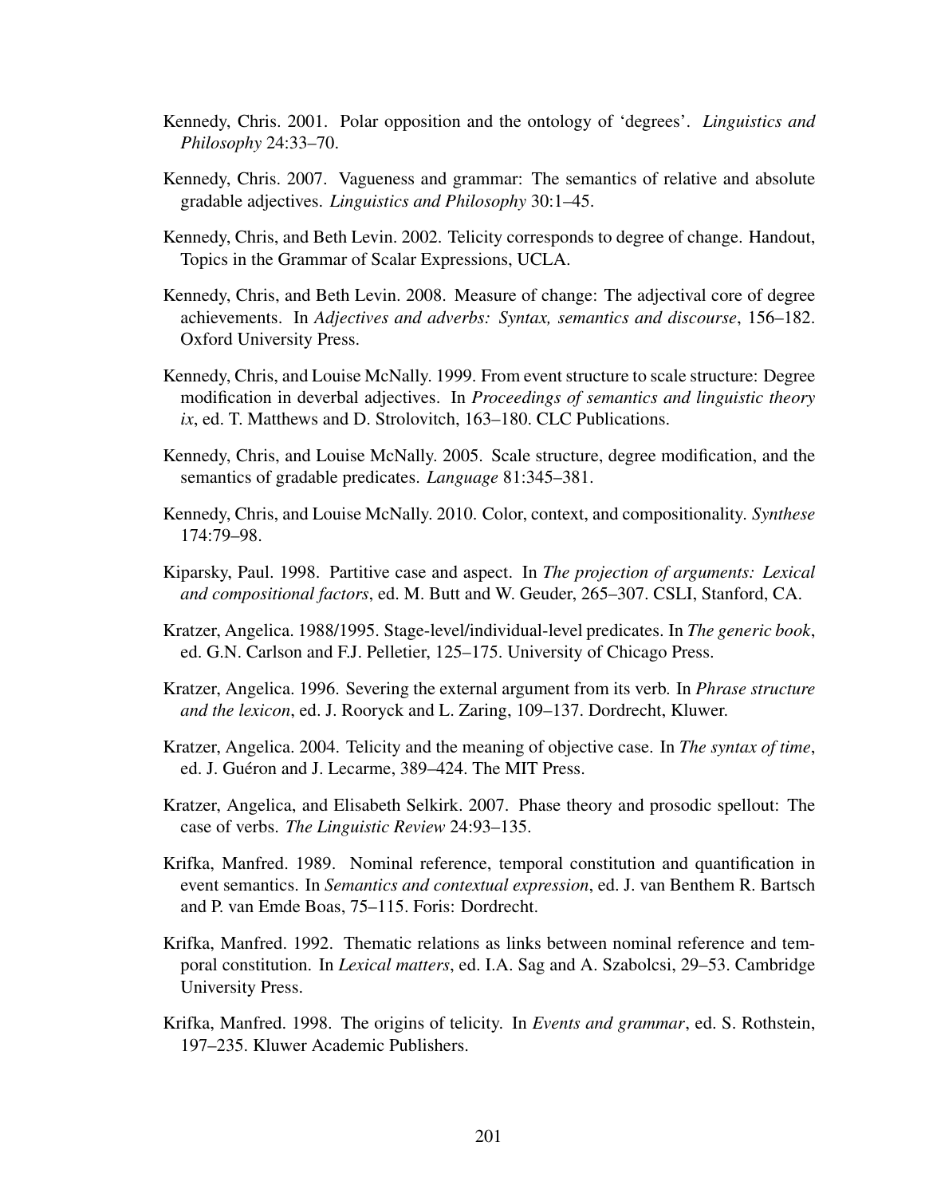Kennedy, Chris. 2001. Polar opposition and the ontology of 'degrees'. *Linguistics and Philosophy* 24:33–70.

Kennedy, Chris. 2007. Vagueness and grammar: The semantics of relative and absolute gradable adjectives. *Linguistics and Philosophy* 30:1–45.

Kennedy, Chris, and Beth Levin. 2002. Telicity corresponds to degree of change. Handout, Topics in the Grammar of Scalar Expressions, UCLA.

Kennedy, Chris, and Beth Levin. 2008. Measure of change: The adjectival core of degree achievements. In *Adjectives and adverbs: Syntax, semantics and discourse*, 156–182. Oxford University Press.

Kennedy, Chris, and Louise McNally. 1999. From event structure to scale structure: Degree modification in deverbal adjectives. In *Proceedings of semantics and linguistic theory ix*, ed. T. Matthews and D. Strolovitch, 163–180. CLC Publications.

Kennedy, Chris, and Louise McNally. 2005. Scale structure, degree modification, and the semantics of gradable predicates. *Language* 81:345–381.

Kennedy, Chris, and Louise McNally. 2010. Color, context, and compositionality. *Synthese* 174:79–98.

Kiparsky, Paul. 1998. Partitive case and aspect. In *The projection of arguments: Lexical and compositional factors*, ed. M. Butt and W. Geuder, 265–307. CSLI, Stanford, CA.

Kratzer, Angelica. 1988/1995. Stage-level/individual-level predicates. In *The generic book*, ed. G.N. Carlson and F.J. Pelletier, 125–175. University of Chicago Press.

Kratzer, Angelica. 1996. Severing the external argument from its verb. In *Phrase structure and the lexicon*, ed. J. Rooryck and L. Zaring, 109–137. Dordrecht, Kluwer.

Kratzer, Angelica. 2004. Telicity and the meaning of objective case. In *The syntax of time*, ed. J. Guéron and J. Lecarme, 389–424. The MIT Press.

Kratzer, Angelica, and Elisabeth Selkirk. 2007. Phase theory and prosodic spellout: The case of verbs. *The Linguistic Review* 24:93–135.

Krifka, Manfred. 1989. Nominal reference, temporal constitution and quantification in event semantics. In *Semantics and contextual expression*, ed. J. van Benthem R. Bartsch and P. van Emde Boas, 75–115. Foris: Dordrecht.

Krifka, Manfred. 1992. Thematic relations as links between nominal reference and temporal constitution. In *Lexical matters*, ed. I.A. Sag and A. Szabolcsi, 29–53. Cambridge University Press.

Krifka, Manfred. 1998. The origins of telicity. In *Events and grammar*, ed. S. Rothstein, 197–235. Kluwer Academic Publishers.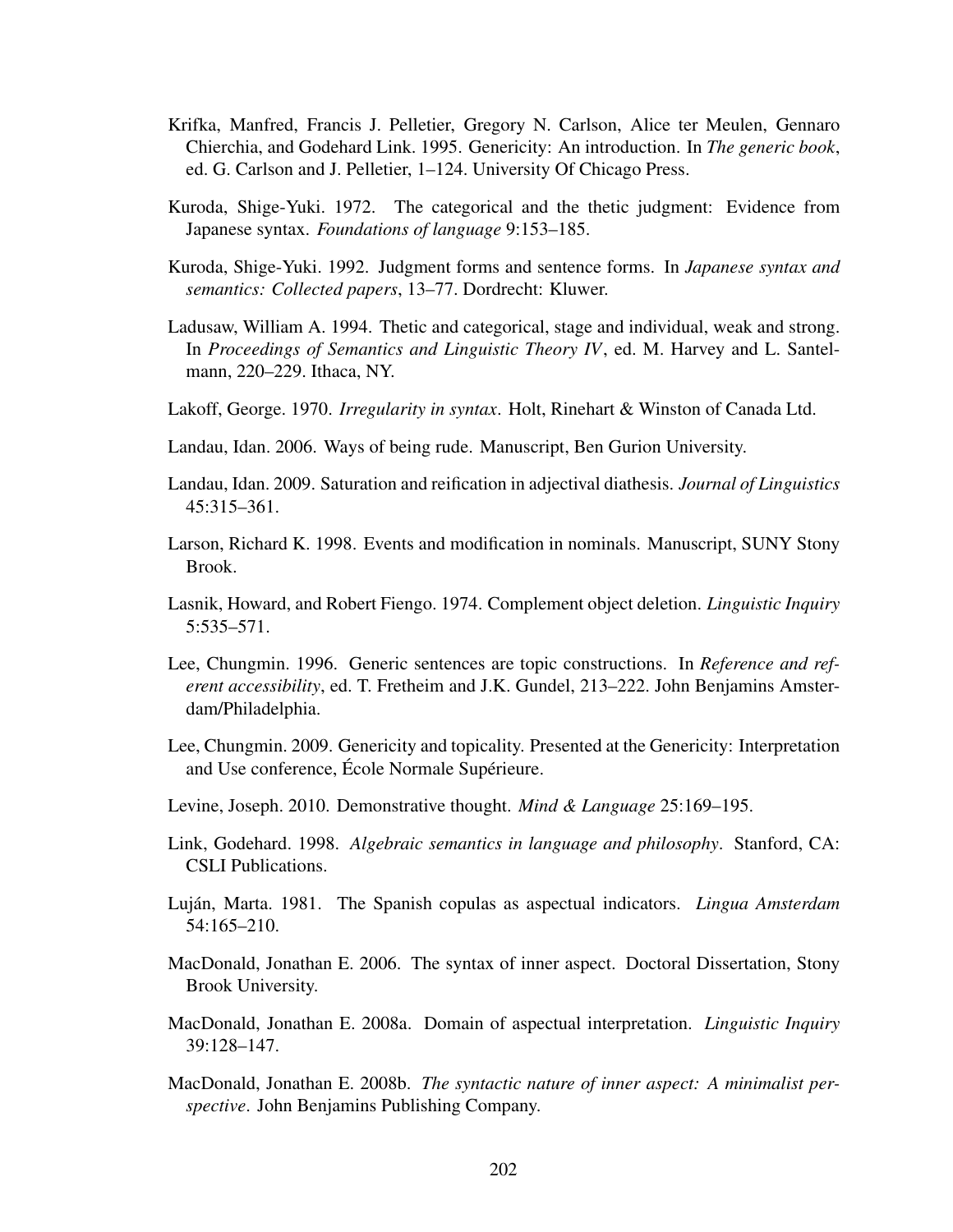Krifka, Manfred, Francis J. Pelletier, Gregory N. Carlson, Alice ter Meulen, Gennaro Chierchia, and Godehard Link. 1995. Genericity: An introduction. In *The generic book*, ed. G. Carlson and J. Pelletier, 1–124. University Of Chicago Press.

Kuroda, Shige-Yuki. 1972. The categorical and the thetic judgment: Evidence from Japanese syntax. *Foundations of language* 9:153–185.

Kuroda, Shige-Yuki. 1992. Judgment forms and sentence forms. In *Japanese syntax and semantics: Collected papers*, 13–77. Dordrecht: Kluwer.

Ladusaw, William A. 1994. Thetic and categorical, stage and individual, weak and strong. In *Proceedings of Semantics and Linguistic Theory IV*, ed. M. Harvey and L. Santelmann, 220–229. Ithaca, NY.

Lakoff, George. 1970. *Irregularity in syntax*. Holt, Rinehart & Winston of Canada Ltd.

Landau, Idan. 2006. Ways of being rude. Manuscript, Ben Gurion University.

Landau, Idan. 2009. Saturation and reification in adjectival diathesis. *Journal of Linguistics* 45:315–361.

Larson, Richard K. 1998. Events and modification in nominals. Manuscript, SUNY Stony Brook.

Lasnik, Howard, and Robert Fiengo. 1974. Complement object deletion. *Linguistic Inquiry* 5:535–571.

Lee, Chungmin. 1996. Generic sentences are topic constructions. In *Reference and referent accessibility*, ed. T. Fretheim and J.K. Gundel, 213–222. John Benjamins Amsterdam/Philadelphia.

Lee, Chungmin. 2009. Genericity and topicality. Presented at the Genericity: Interpretation and Use conference, École Normale Supérieure.

Levine, Joseph. 2010. Demonstrative thought. *Mind & Language* 25:169–195.

Link, Godehard. 1998. *Algebraic semantics in language and philosophy*. Stanford, CA: CSLI Publications.

Luján, Marta. 1981. The Spanish copulas as aspectual indicators. *Lingua Amsterdam* 54:165–210.

MacDonald, Jonathan E. 2006. The syntax of inner aspect. Doctoral Dissertation, Stony Brook University.

MacDonald, Jonathan E. 2008a. Domain of aspectual interpretation. *Linguistic Inquiry* 39:128–147.

MacDonald, Jonathan E. 2008b. *The syntactic nature of inner aspect: A minimalist perspective*. John Benjamins Publishing Company.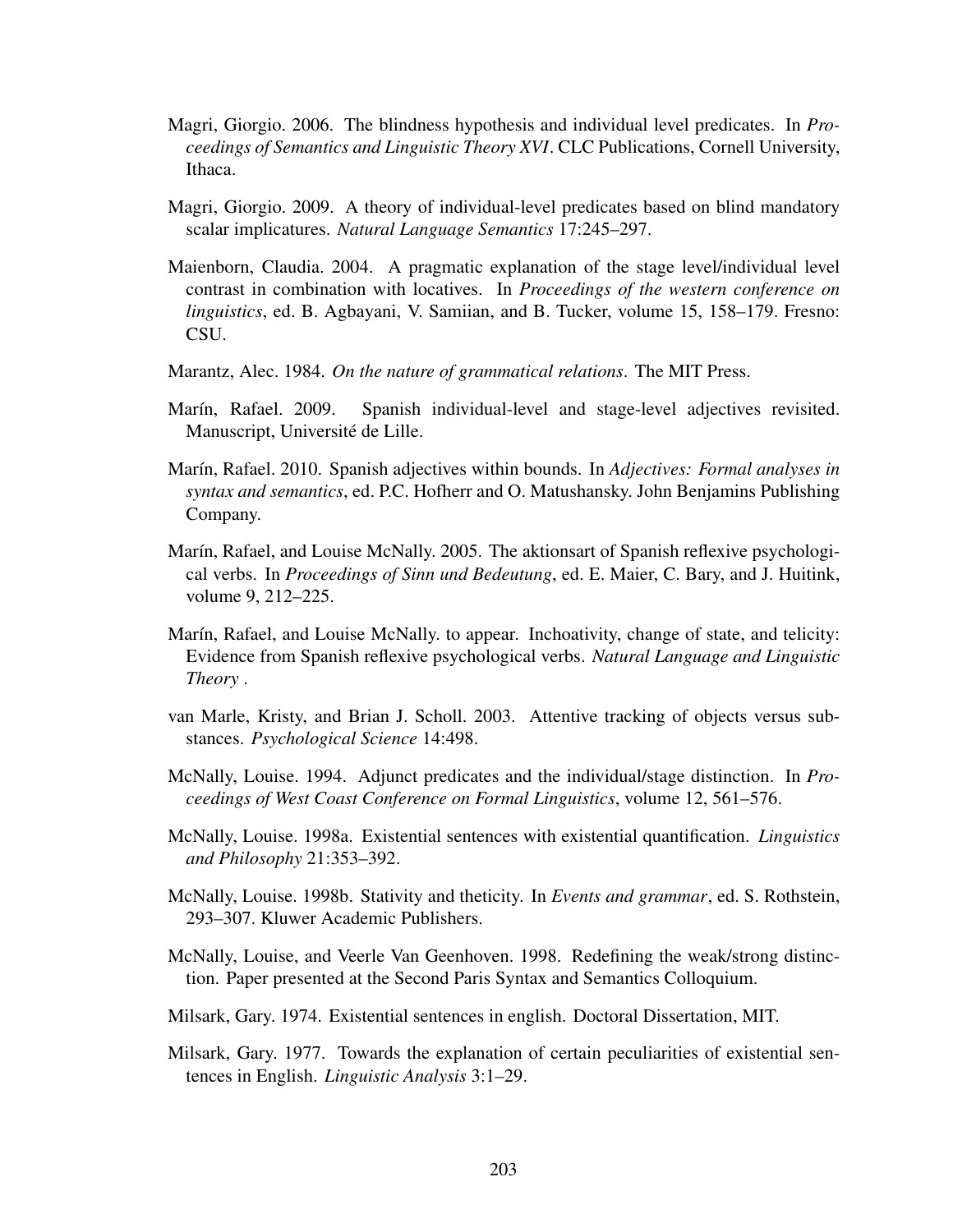Magri, Giorgio. 2006. The blindness hypothesis and individual level predicates. In *Proceedings of Semantics and Linguistic Theory XVI*. CLC Publications, Cornell University, Ithaca.

Magri, Giorgio. 2009. A theory of individual-level predicates based on blind mandatory scalar implicatures. *Natural Language Semantics* 17:245–297.

Maienborn, Claudia. 2004. A pragmatic explanation of the stage level/individual level contrast in combination with locatives. In *Proceedings of the western conference on linguistics*, ed. B. Agbayani, V. Samiian, and B. Tucker, volume 15, 158–179. Fresno: CSU.

Marantz, Alec. 1984. *On the nature of grammatical relations*. The MIT Press.

Marín, Rafael. 2009. Spanish individual-level and stage-level adjectives revisited. Manuscript, Université de Lille.

Marín, Rafael. 2010. Spanish adjectives within bounds. In *Adjectives: Formal analyses in syntax and semantics*, ed. P.C. Hofherr and O. Matushansky. John Benjamins Publishing Company.

Marín, Rafael, and Louise McNally. 2005. The aktionsart of Spanish reflexive psychological verbs. In *Proceedings of Sinn und Bedeutung*, ed. E. Maier, C. Bary, and J. Huitink, volume 9, 212–225.

Marín, Rafael, and Louise McNally. to appear. Inchoativity, change of state, and telicity: Evidence from Spanish reflexive psychological verbs. *Natural Language and Linguistic Theory* .

van Marle, Kristy, and Brian J. Scholl. 2003. Attentive tracking of objects versus substances. *Psychological Science* 14:498.

McNally, Louise. 1994. Adjunct predicates and the individual/stage distinction. In *Proceedings of West Coast Conference on Formal Linguistics*, volume 12, 561–576.

McNally, Louise. 1998a. Existential sentences with existential quantification. *Linguistics and Philosophy* 21:353–392.

McNally, Louise. 1998b. Stativity and theticity. In *Events and grammar*, ed. S. Rothstein, 293–307. Kluwer Academic Publishers.

McNally, Louise, and Veerle Van Geenhoven. 1998. Redefining the weak/strong distinction. Paper presented at the Second Paris Syntax and Semantics Colloquium.

Milsark, Gary. 1974. Existential sentences in english. Doctoral Dissertation, MIT.

Milsark, Gary. 1977. Towards the explanation of certain peculiarities of existential sentences in English. *Linguistic Analysis* 3:1–29.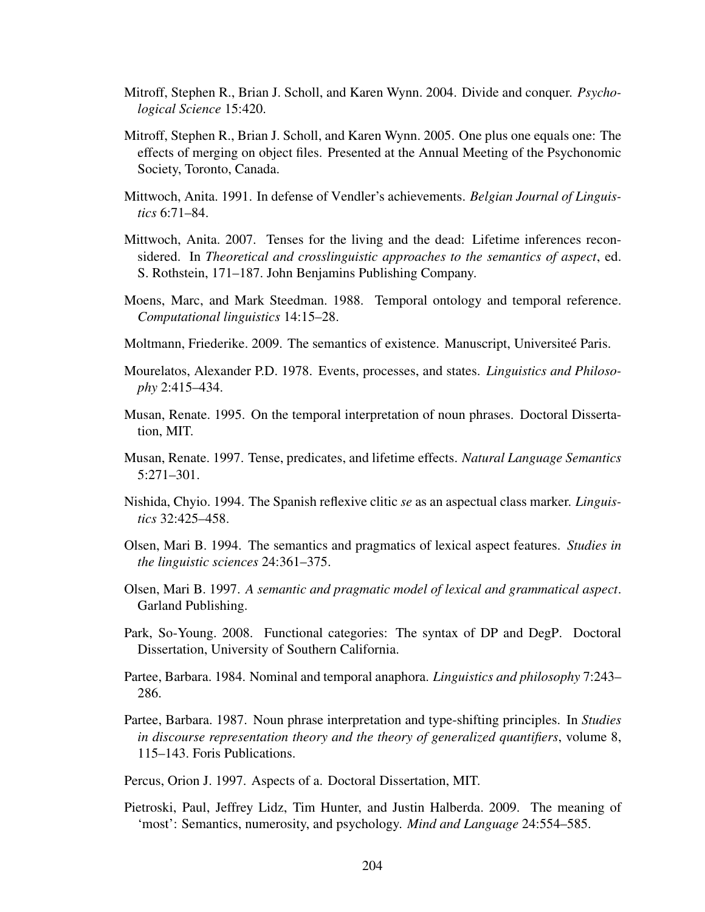Mitroff, Stephen R., Brian J. Scholl, and Karen Wynn. 2004. Divide and conquer. *Psychological Science* 15:420.

Mitroff, Stephen R., Brian J. Scholl, and Karen Wynn. 2005. One plus one equals one: The effects of merging on object files. Presented at the Annual Meeting of the Psychonomic Society, Toronto, Canada.

Mittwoch, Anita. 1991. In defense of Vendler's achievements. *Belgian Journal of Linguistics* 6:71–84.

Mittwoch, Anita. 2007. Tenses for the living and the dead: Lifetime inferences reconsidered. In *Theoretical and crosslinguistic approaches to the semantics of aspect*, ed. S. Rothstein, 171–187. John Benjamins Publishing Company.

Moens, Marc, and Mark Steedman. 1988. Temporal ontology and temporal reference. *Computational linguistics* 14:15–28.

Moltmann, Friederike. 2009. The semantics of existence. Manuscript, Universiteé Paris.

Mourelatos, Alexander P.D. 1978. Events, processes, and states. *Linguistics and Philosophy* 2:415–434.

Musan, Renate. 1995. On the temporal interpretation of noun phrases. Doctoral Dissertation, MIT.

Musan, Renate. 1997. Tense, predicates, and lifetime effects. *Natural Language Semantics* 5:271–301.

Nishida, Chyio. 1994. The Spanish reflexive clitic *se* as an aspectual class marker. *Linguistics* 32:425–458.

Olsen, Mari B. 1994. The semantics and pragmatics of lexical aspect features. *Studies in the linguistic sciences* 24:361–375.

Olsen, Mari B. 1997. *A semantic and pragmatic model of lexical and grammatical aspect*. Garland Publishing.

Park, So-Young. 2008. Functional categories: The syntax of DP and DegP. Doctoral Dissertation, University of Southern California.

Partee, Barbara. 1984. Nominal and temporal anaphora. *Linguistics and philosophy* 7:243–286.

Partee, Barbara. 1987. Noun phrase interpretation and type-shifting principles. In *Studies in discourse representation theory and the theory of generalized quantifiers*, volume 8, 115–143. Foris Publications.

Percus, Orion J. 1997. Aspects of a. Doctoral Dissertation, MIT.

Pietroski, Paul, Jeffrey Lidz, Tim Hunter, and Justin Halberda. 2009. The meaning of 'most': Semantics, numerosity, and psychology. *Mind and Language* 24:554–585.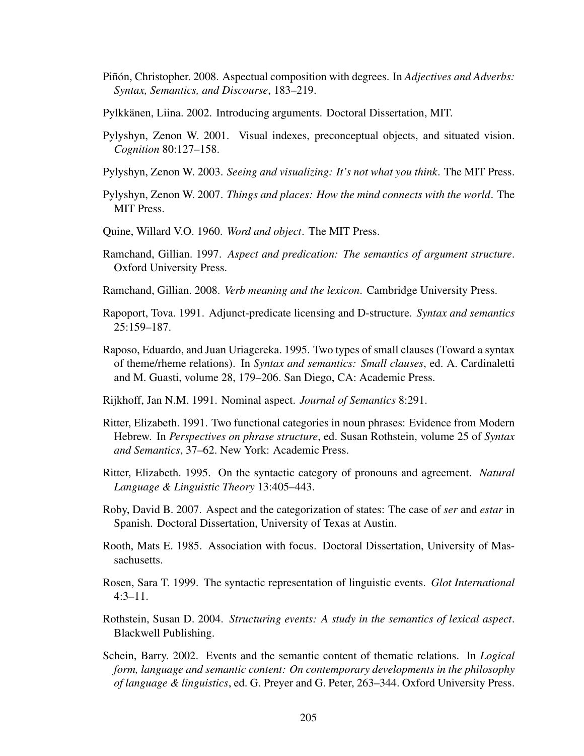Piñón, Christopher. 2008. Aspectual composition with degrees. In *Adjectives and Adverbs: Syntax, Semantics, and Discourse*, 183–219.

Pylkkänen, Liina. 2002. Introducing arguments. Doctoral Dissertation, MIT.

Pylyshyn, Zenon W. 2001. Visual indexes, preconceptual objects, and situated vision. *Cognition* 80:127–158.

Pylyshyn, Zenon W. 2003. *Seeing and visualizing: It's not what you think*. The MIT Press.

Pylyshyn, Zenon W. 2007. *Things and places: How the mind connects with the world*. The MIT Press.

Quine, Willard V.O. 1960. *Word and object*. The MIT Press.

Ramchand, Gillian. 1997. *Aspect and predication: The semantics of argument structure*. Oxford University Press.

Ramchand, Gillian. 2008. *Verb meaning and the lexicon*. Cambridge University Press.

Rapoport, Tova. 1991. Adjunct-predicate licensing and D-structure. *Syntax and semantics* 25:159–187.

Raposo, Eduardo, and Juan Uriagereka. 1995. Two types of small clauses (Toward a syntax of theme/rheme relations). In *Syntax and semantics: Small clauses*, ed. A. Cardinaletti and M. Guasti, volume 28, 179–206. San Diego, CA: Academic Press.

Rijkhoff, Jan N.M. 1991. Nominal aspect. *Journal of Semantics* 8:291.

Ritter, Elizabeth. 1991. Two functional categories in noun phrases: Evidence from Modern Hebrew. In *Perspectives on phrase structure*, ed. Susan Rothstein, volume 25 of *Syntax and Semantics*, 37–62. New York: Academic Press.

Ritter, Elizabeth. 1995. On the syntactic category of pronouns and agreement. *Natural Language & Linguistic Theory* 13:405–443.

Roby, David B. 2007. Aspect and the categorization of states: The case of *ser* and *estar* in Spanish. Doctoral Dissertation, University of Texas at Austin.

Rooth, Mats E. 1985. Association with focus. Doctoral Dissertation, University of Massachusetts.

Rosen, Sara T. 1999. The syntactic representation of linguistic events. *Glot International* 4:3–11.

Rothstein, Susan D. 2004. *Structuring events: A study in the semantics of lexical aspect*. Blackwell Publishing.

Schein, Barry. 2002. Events and the semantic content of thematic relations. In *Logical form, language and semantic content: On contemporary developments in the philosophy of language & linguistics*, ed. G. Preyer and G. Peter, 263–344. Oxford University Press.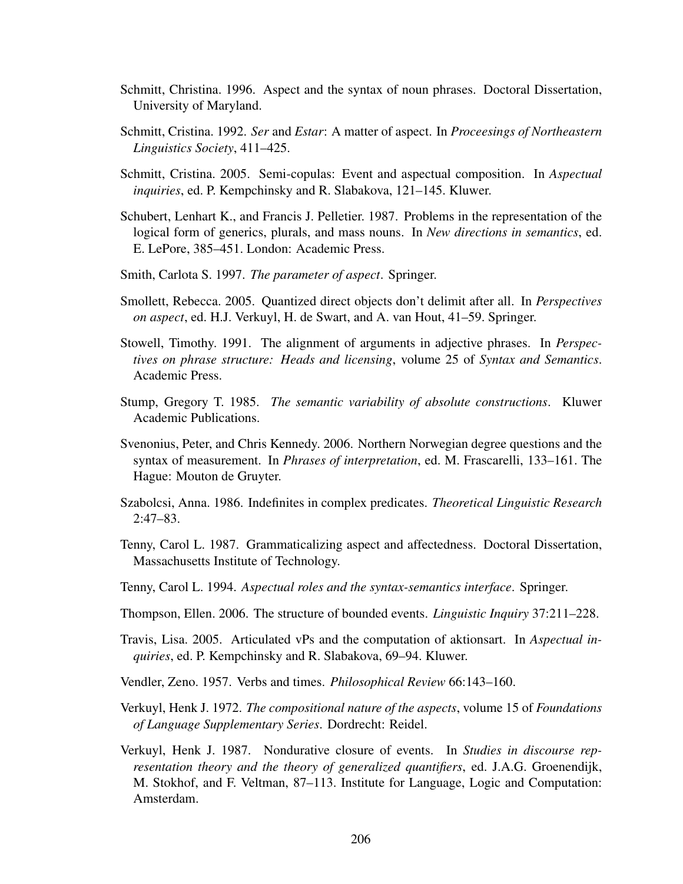Schmitt, Christina. 1996. Aspect and the syntax of noun phrases. Doctoral Dissertation, University of Maryland.

Schmitt, Cristina. 1992. *Ser* and *Estar*: A matter of aspect. In *Proceesings of Northeastern Linguistics Society*, 411–425.

Schmitt, Cristina. 2005. Semi-copulas: Event and aspectual composition. In *Aspectual inquiries*, ed. P. Kempchinsky and R. Slabakova, 121–145. Kluwer.

Schubert, Lenhart K., and Francis J. Pelletier. 1987. Problems in the representation of the logical form of generics, plurals, and mass nouns. In *New directions in semantics*, ed. E. LePore, 385–451. London: Academic Press.

Smith, Carlota S. 1997. *The parameter of aspect*. Springer.

Smollett, Rebecca. 2005. Quantized direct objects don't delimit after all. In *Perspectives on aspect*, ed. H.J. Verkuyl, H. de Swart, and A. van Hout, 41–59. Springer.

Stowell, Timothy. 1991. The alignment of arguments in adjective phrases. In *Perspectives on phrase structure: Heads and licensing*, volume 25 of *Syntax and Semantics*. Academic Press.

Stump, Gregory T. 1985. *The semantic variability of absolute constructions*. Kluwer Academic Publications.

Svenonius, Peter, and Chris Kennedy. 2006. Northern Norwegian degree questions and the syntax of measurement. In *Phrases of interpretation*, ed. M. Frascarelli, 133–161. The Hague: Mouton de Gruyter.

Szabolcsi, Anna. 1986. Indefinites in complex predicates. *Theoretical Linguistic Research* 2:47–83.

Tenny, Carol L. 1987. Grammaticalizing aspect and affectedness. Doctoral Dissertation, Massachusetts Institute of Technology.

Tenny, Carol L. 1994. *Aspectual roles and the syntax-semantics interface*. Springer.

Thompson, Ellen. 2006. The structure of bounded events. *Linguistic Inquiry* 37:211–228.

Travis, Lisa. 2005. Articulated vPs and the computation of aktionsart. In *Aspectual inquiries*, ed. P. Kempchinsky and R. Slabakova, 69–94. Kluwer.

Vendler, Zeno. 1957. Verbs and times. *Philosophical Review* 66:143–160.

Verkuyl, Henk J. 1972. *The compositional nature of the aspects*, volume 15 of *Foundations of Language Supplementary Series*. Dordrecht: Reidel.

Verkuyl, Henk J. 1987. Nondurative closure of events. In *Studies in discourse representation theory and the theory of generalized quantifiers*, ed. J.A.G. Groenendijk, M. Stokhof, and F. Veltman, 87–113. Institute for Language, Logic and Computation: Amsterdam.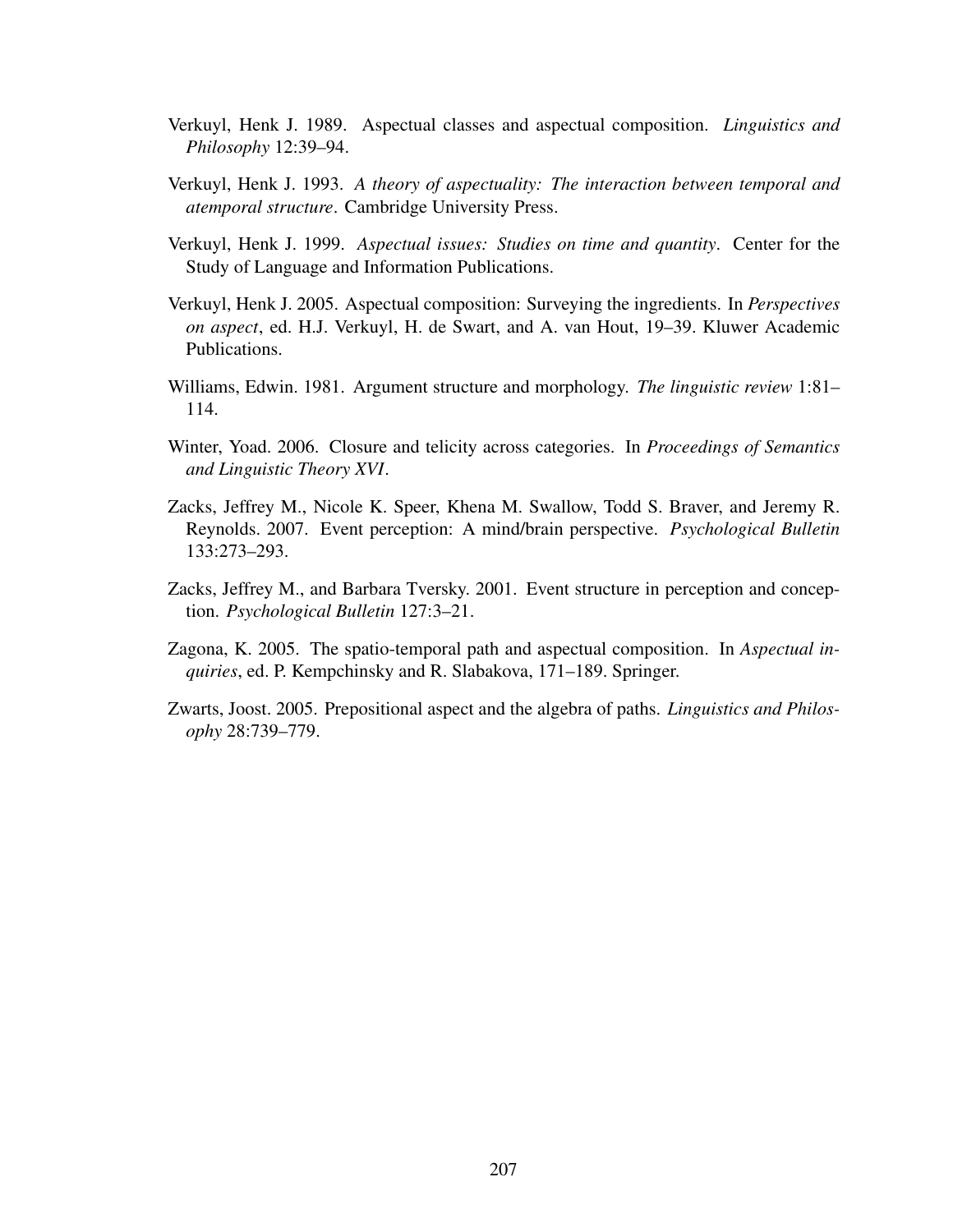Verkuyl, Henk J. 1989. Aspectual classes and aspectual composition. *Linguistics and Philosophy* 12:39–94.

Verkuyl, Henk J. 1993. *A theory of aspectuality: The interaction between temporal and atemporal structure*. Cambridge University Press.

Verkuyl, Henk J. 1999. *Aspectual issues: Studies on time and quantity*. Center for the Study of Language and Information Publications.

Verkuyl, Henk J. 2005. Aspectual composition: Surveying the ingredients. In *Perspectives on aspect*, ed. H.J. Verkuyl, H. de Swart, and A. van Hout, 19–39. Kluwer Academic Publications.

Williams, Edwin. 1981. Argument structure and morphology. *The linguistic review* 1:81–114.

Winter, Yoad. 2006. Closure and telicity across categories. In *Proceedings of Semantics and Linguistic Theory XVI*.

Zacks, Jeffrey M., Nicole K. Speer, Khena M. Swallow, Todd S. Braver, and Jeremy R. Reynolds. 2007. Event perception: A mind/brain perspective. *Psychological Bulletin* 133:273–293.

Zacks, Jeffrey M., and Barbara Tversky. 2001. Event structure in perception and conception. *Psychological Bulletin* 127:3–21.

Zagona, K. 2005. The spatio-temporal path and aspectual composition. In *Aspectual inquiries*, ed. P. Kempchinsky and R. Slabakova, 171–189. Springer.

Zwarts, Joost. 2005. Prepositional aspect and the algebra of paths. *Linguistics and Philosophy* 28:739–779.